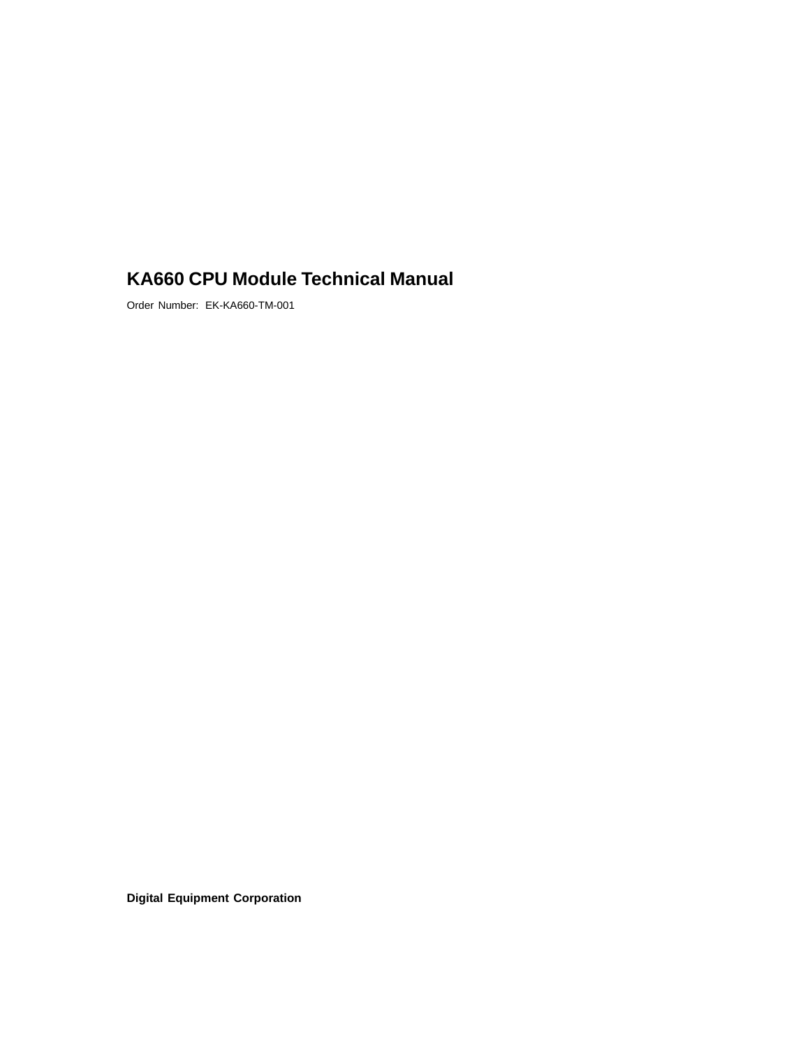# KA660 CPU Module Technical Manual

Order Number: EK-KA660-TM-001

**Digital Equipment Corporation**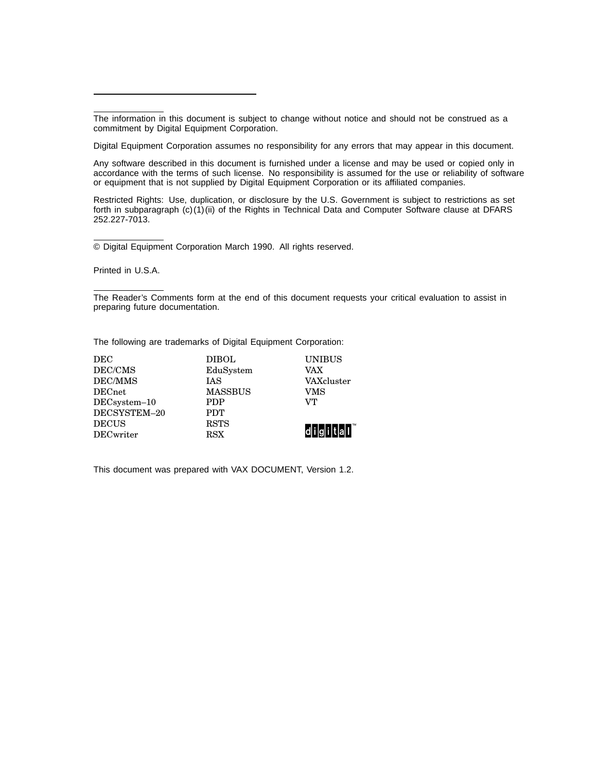The information in this document is subject to change without notice and should not be construed as a commitment by Digital Equipment Corporation.

Digital Equipment Corporation assumes no responsibility for any errors that may appear in this document.

Any software described in this document is furnished under a license and may be used or copied only in accordance with the terms of such license. No responsibility is assumed for the use or reliability of software or equipment that is not supplied by Digital Equipment Corporation or its affiliated companies.

Restricted Rights: Use, duplication, or disclosure by the U.S. Government is subject to restrictions as set forth in subparagraph (c)(1)(ii) of the Rights in Technical Data and Computer Software clause at DFARS 252.227-7013.

© Digital Equipment Corporation March 1990. All rights reserved.

Printed in U.S.A.

The Reader's Comments form at the end of this document requests your critical evaluation to assist in preparing future documentation.

The following are trademarks of Digital Equipment Corporation:

| | | |
|---|---|---|
| DEC | DIBOL | UNIBUS |
| DEC/CMS | EduSystem | VAX |
| DEC/MMS | IAS | VAXcluster |
| DECnet | MASSBUS | VMS |
| DECsystem–10 | PDP | VT |
| DECSYSTEM–20 | PDT | |
| DECUS | RSTS | |
| DECwriter | RSX | digital™ |

This document was prepared with VAX DOCUMENT, Version 1.2.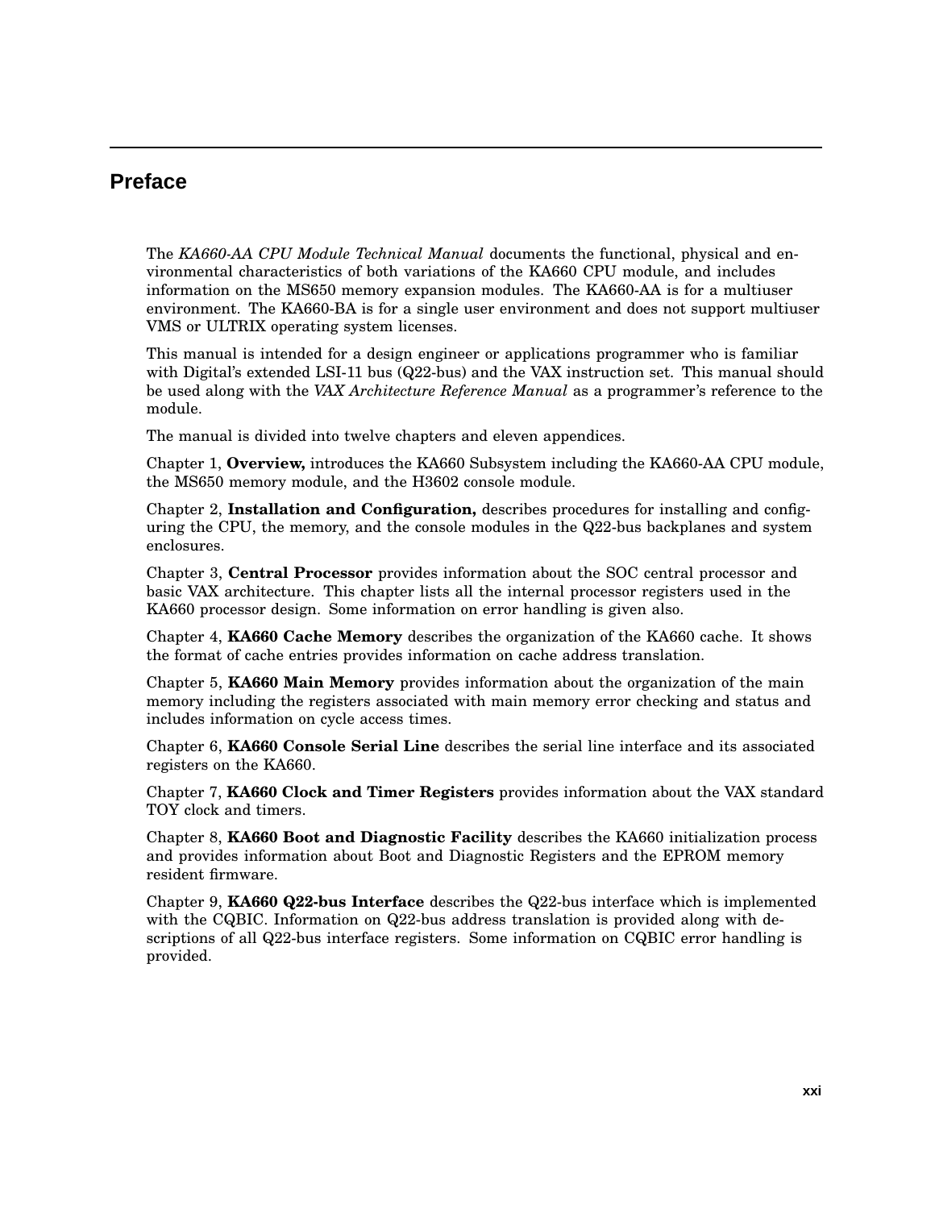# Preface

The *KA660-AA CPU Module Technical Manual* documents the functional, physical and environmental characteristics of both variations of the KA660 CPU module, and includes information on the MS650 memory expansion modules. The KA660-AA is for a multiuser environment. The KA660-BA is for a single user environment and does not support multiuser VMS or ULTRIX operating system licenses.

This manual is intended for a design engineer or applications programmer who is familiar with Digital's extended LSI-11 bus (Q22-bus) and the VAX instruction set. This manual should be used along with the *VAX Architecture Reference Manual* as a programmer's reference to the module.

The manual is divided into twelve chapters and eleven appendices.

Chapter 1, **Overview,** introduces the KA660 Subsystem including the KA660-AA CPU module, the MS650 memory module, and the H3602 console module.

Chapter 2, **Installation and Configuration,** describes procedures for installing and configuring the CPU, the memory, and the console modules in the Q22-bus backplanes and system enclosures.

Chapter 3, **Central Processor** provides information about the SOC central processor and basic VAX architecture. This chapter lists all the internal processor registers used in the KA660 processor design. Some information on error handling is given also.

Chapter 4, **KA660 Cache Memory** describes the organization of the KA660 cache. It shows the format of cache entries provides information on cache address translation.

Chapter 5, **KA660 Main Memory** provides information about the organization of the main memory including the registers associated with main memory error checking and status and includes information on cycle access times.

Chapter 6, **KA660 Console Serial Line** describes the serial line interface and its associated registers on the KA660.

Chapter 7, **KA660 Clock and Timer Registers** provides information about the VAX standard TOY clock and timers.

Chapter 8, **KA660 Boot and Diagnostic Facility** describes the KA660 initialization process and provides information about Boot and Diagnostic Registers and the EPROM memory resident firmware.

Chapter 9, **KA660 Q22-bus Interface** describes the Q22-bus interface which is implemented with the CQBIC. Information on Q22-bus address translation is provided along with descriptions of all Q22-bus interface registers. Some information on CQBIC error handling is provided.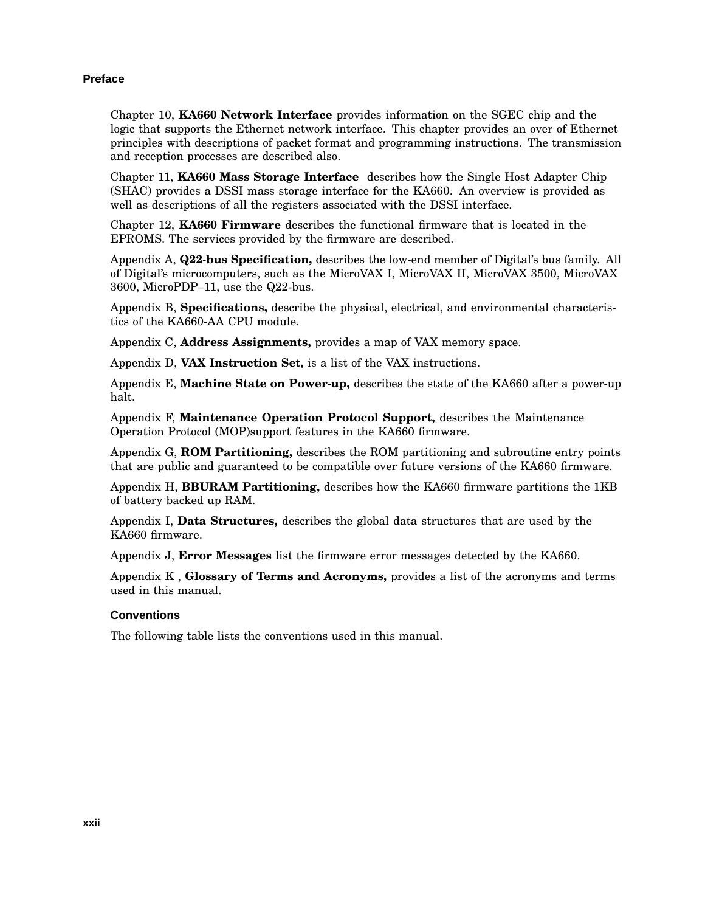Chapter 10, **KA660 Network Interface** provides information on the SGEC chip and the logic that supports the Ethernet network interface. This chapter provides an over of Ethernet principles with descriptions of packet format and programming instructions. The transmission and reception processes are described also.

Chapter 11, **KA660 Mass Storage Interface** describes how the Single Host Adapter Chip (SHAC) provides a DSSI mass storage interface for the KA660. An overview is provided as well as descriptions of all the registers associated with the DSSI interface.

Chapter 12, **KA660 Firmware** describes the functional firmware that is located in the EPROMS. The services provided by the firmware are described.

Appendix A, **Q22-bus Specification,** describes the low-end member of Digital's bus family. All of Digital's microcomputers, such as the MicroVAX I, MicroVAX II, MicroVAX 3500, MicroVAX 3600, MicroPDP–11, use the Q22-bus.

Appendix B, **Specifications,** describe the physical, electrical, and environmental characteristics of the KA660-AA CPU module.

Appendix C, **Address Assignments,** provides a map of VAX memory space.

Appendix D, **VAX Instruction Set,** is a list of the VAX instructions.

Appendix E, **Machine State on Power-up,** describes the state of the KA660 after a power-up halt.

Appendix F, **Maintenance Operation Protocol Support,** describes the Maintenance Operation Protocol (MOP)support features in the KA660 firmware.

Appendix G, **ROM Partitioning,** describes the ROM partitioning and subroutine entry points that are public and guaranteed to be compatible over future versions of the KA660 firmware.

Appendix H, **BBURAM Partitioning,** describes how the KA660 firmware partitions the 1KB of battery backed up RAM.

Appendix I, **Data Structures,** describes the global data structures that are used by the KA660 firmware.

Appendix J, **Error Messages** list the firmware error messages detected by the KA660.

Appendix K , **Glossary of Terms and Acronyms,** provides a list of the acronyms and terms used in this manual.

### Conventions

The following table lists the conventions used in this manual.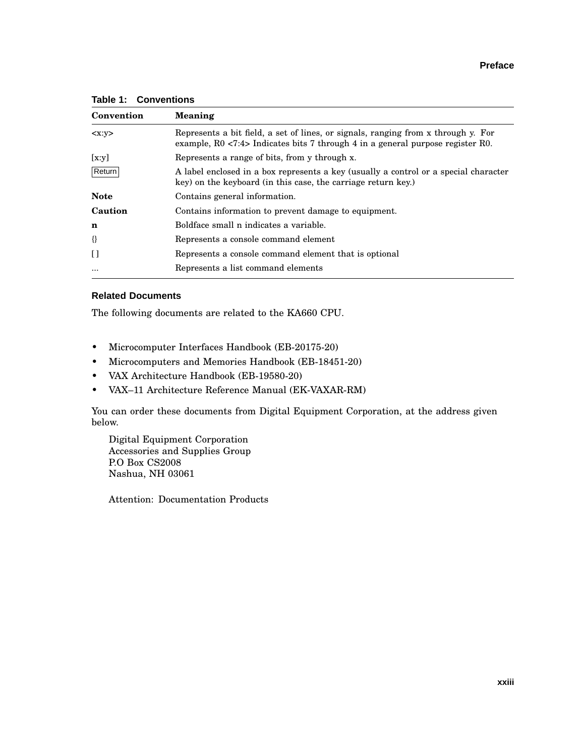**Table 1: Conventions**

| Convention | Meaning |
|---|---|
| <x:y> | Represents a bit field, a set of lines, or signals, ranging from x through y. For example, R0 <7:4> Indicates bits 7 through 4 in a general purpose register R0. |
| [x:y] | Represents a range of bits, from y through x. |
| Return | A label enclosed in a box represents a key (usually a control or a special character key) on the keyboard (in this case, the carriage return key.) |
| **Note** | Contains general information. |
| **Caution** | Contains information to prevent damage to equipment. |
| **n** | Boldface small n indicates a variable. |
| {} | Represents a console command element |
| [ ] | Represents a console command element that is optional |
| ... | Represents a list command elements |

### Related Documents

The following documents are related to the KA660 CPU.

- Microcomputer Interfaces Handbook (EB-20175-20)
- Microcomputers and Memories Handbook (EB-18451-20)
- VAX Architecture Handbook (EB-19580-20)
- VAX–11 Architecture Reference Manual (EK-VAXAR-RM)

You can order these documents from Digital Equipment Corporation, at the address given below.

Digital Equipment Corporation
Accessories and Supplies Group
P.O Box CS2008
Nashua, NH 03061

Attention: Documentation Products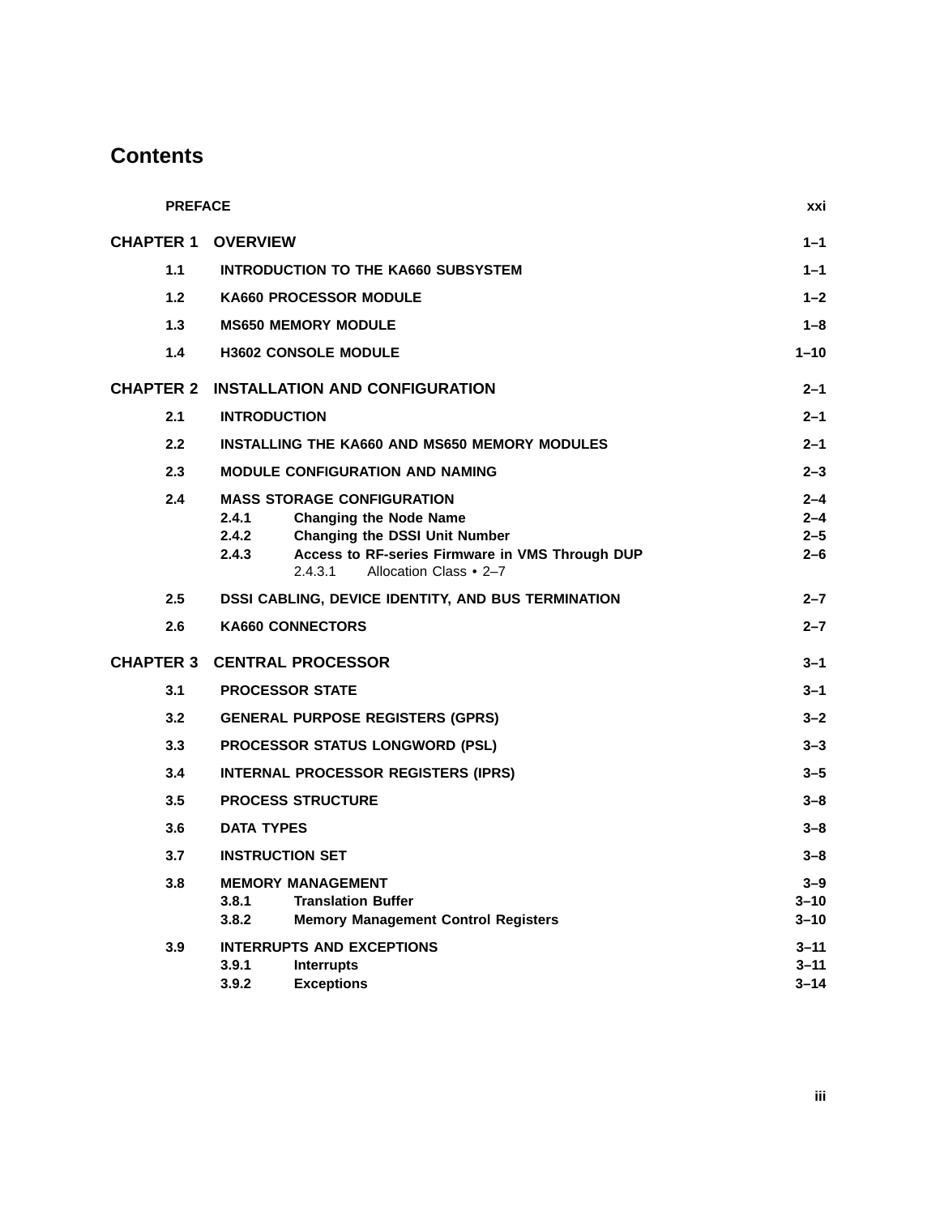# Contents

| | | |
|---|---|---|
| **PREFACE** | | **xxi** |
| **CHAPTER 1** | **OVERVIEW** | **1–1** |
| **1.1** | **INTRODUCTION TO THE KA660 SUBSYSTEM** | **1–1** |
| **1.2** | **KA660 PROCESSOR MODULE** | **1–2** |
| **1.3** | **MS650 MEMORY MODULE** | **1–8** |
| **1.4** | **H3602 CONSOLE MODULE** | **1–10** |
| **CHAPTER 2** | **INSTALLATION AND CONFIGURATION** | **2–1** |
| **2.1** | **INTRODUCTION** | **2–1** |
| **2.2** | **INSTALLING THE KA660 AND MS650 MEMORY MODULES** | **2–1** |
| **2.3** | **MODULE CONFIGURATION AND NAMING** | **2–3** |
| **2.4** | **MASS STORAGE CONFIGURATION** | **2–4** |
| | **2.4.1 Changing the Node Name** | **2–4** |
| | **2.4.2 Changing the DSSI Unit Number** | **2–5** |
| | **2.4.3 Access to RF-series Firmware in VMS Through DUP** | **2–6** |
| | 2.4.3.1 Allocation Class • 2–7 | |
| **2.5** | **DSSI CABLING, DEVICE IDENTITY, AND BUS TERMINATION** | **2–7** |
| **2.6** | **KA660 CONNECTORS** | **2–7** |
| **CHAPTER 3** | **CENTRAL PROCESSOR** | **3–1** |
| **3.1** | **PROCESSOR STATE** | **3–1** |
| **3.2** | **GENERAL PURPOSE REGISTERS (GPRS)** | **3–2** |
| **3.3** | **PROCESSOR STATUS LONGWORD (PSL)** | **3–3** |
| **3.4** | **INTERNAL PROCESSOR REGISTERS (IPRS)** | **3–5** |
| **3.5** | **PROCESS STRUCTURE** | **3–8** |
| **3.6** | **DATA TYPES** | **3–8** |
| **3.7** | **INSTRUCTION SET** | **3–8** |
| **3.8** | **MEMORY MANAGEMENT** | **3–9** |
| | **3.8.1 Translation Buffer** | **3–10** |
| | **3.8.2 Memory Management Control Registers** | **3–10** |
| **3.9** | **INTERRUPTS AND EXCEPTIONS** | **3–11** |
| | **3.9.1 Interrupts** | **3–11** |
| | **3.9.2 Exceptions** | **3–14** |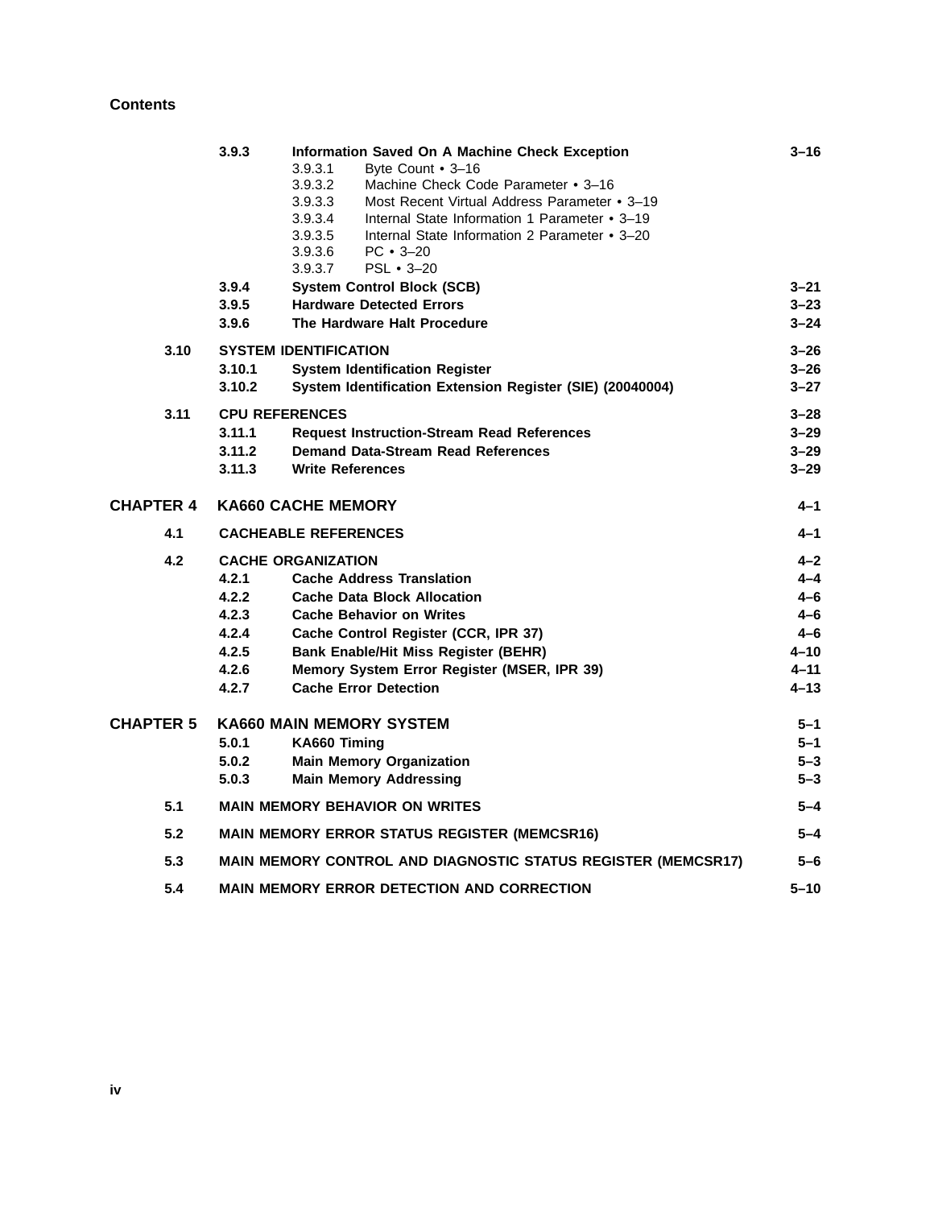| | | | |
|---|---|---|---|
| | 3.9.3 | **Information Saved On A Machine Check Exception** | 3–16 |
| | | 3.9.3.1 Byte Count • 3–16 | |
| | | 3.9.3.2 Machine Check Code Parameter • 3–16 | |
| | | 3.9.3.3 Most Recent Virtual Address Parameter • 3–19 | |
| | | 3.9.3.4 Internal State Information 1 Parameter • 3–19 | |
| | | 3.9.3.5 Internal State Information 2 Parameter • 3–20 | |
| | | 3.9.3.6 PC • 3–20 | |
| | | 3.9.3.7 PSL • 3–20 | |
| | 3.9.4 | **System Control Block (SCB)** | 3–21 |
| | 3.9.5 | **Hardware Detected Errors** | 3–23 |
| | 3.9.6 | **The Hardware Halt Procedure** | 3–24 |
| 3.10 | **SYSTEM IDENTIFICATION** | | 3–26 |
| | 3.10.1 | **System Identification Register** | 3–26 |
| | 3.10.2 | **System Identification Extension Register (SIE) (20040004)** | 3–27 |
| 3.11 | **CPU REFERENCES** | | 3–28 |
| | 3.11.1 | **Request Instruction-Stream Read References** | 3–29 |
| | 3.11.2 | **Demand Data-Stream Read References** | 3–29 |
| | 3.11.3 | **Write References** | 3–29 |
| **CHAPTER 4** | **KA660 CACHE MEMORY** | | 4–1 |
| 4.1 | **CACHEABLE REFERENCES** | | 4–1 |
| 4.2 | **CACHE ORGANIZATION** | | 4–2 |
| | 4.2.1 | **Cache Address Translation** | 4–4 |
| | 4.2.2 | **Cache Data Block Allocation** | 4–6 |
| | 4.2.3 | **Cache Behavior on Writes** | 4–6 |
| | 4.2.4 | **Cache Control Register (CCR, IPR 37)** | 4–6 |
| | 4.2.5 | **Bank Enable/Hit Miss Register (BEHR)** | 4–10 |
| | 4.2.6 | **Memory System Error Register (MSER, IPR 39)** | 4–11 |
| | 4.2.7 | **Cache Error Detection** | 4–13 |
| **CHAPTER 5** | **KA660 MAIN MEMORY SYSTEM** | | 5–1 |
| | 5.0.1 | **KA660 Timing** | 5–1 |
| | 5.0.2 | **Main Memory Organization** | 5–3 |
| | 5.0.3 | **Main Memory Addressing** | 5–3 |
| 5.1 | **MAIN MEMORY BEHAVIOR ON WRITES** | | 5–4 |
| 5.2 | **MAIN MEMORY ERROR STATUS REGISTER (MEMCSR16)** | | 5–4 |
| 5.3 | **MAIN MEMORY CONTROL AND DIAGNOSTIC STATUS REGISTER (MEMCSR17)** | | 5–6 |
| 5.4 | **MAIN MEMORY ERROR DETECTION AND CORRECTION** | | 5–10 |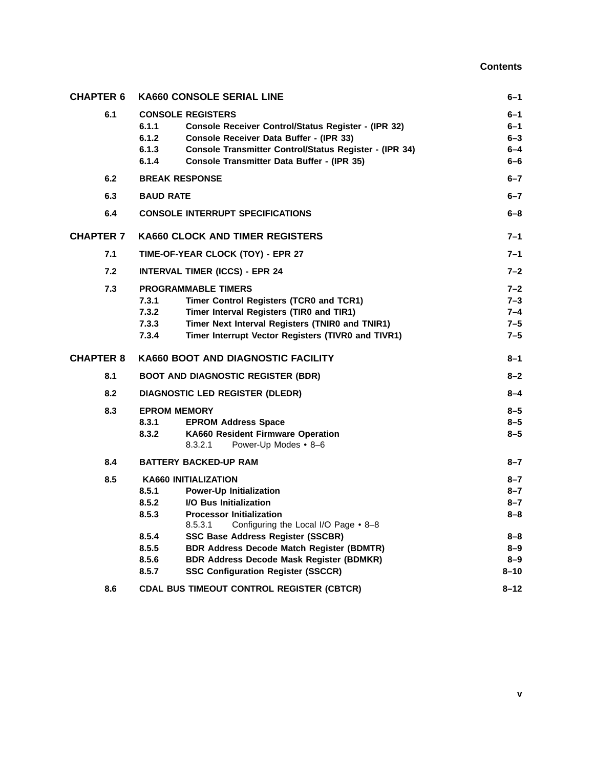| | | | |
|---|---|---|---|
| **CHAPTER 6** | **KA660 CONSOLE SERIAL LINE** | | **6–1** |
| **6.1** | **CONSOLE REGISTERS** | | **6–1** |
| | **6.1.1** | **Console Receiver Control/Status Register - (IPR 32)** | **6–1** |
| | **6.1.2** | **Console Receiver Data Buffer - (IPR 33)** | **6–3** |
| | **6.1.3** | **Console Transmitter Control/Status Register - (IPR 34)** | **6–4** |
| | **6.1.4** | **Console Transmitter Data Buffer - (IPR 35)** | **6–6** |
| **6.2** | **BREAK RESPONSE** | | **6–7** |
| **6.3** | **BAUD RATE** | | **6–7** |
| **6.4** | **CONSOLE INTERRUPT SPECIFICATIONS** | | **6–8** |
| **CHAPTER 7** | **KA660 CLOCK AND TIMER REGISTERS** | | **7–1** |
| **7.1** | **TIME-OF-YEAR CLOCK (TOY) - EPR 27** | | **7–1** |
| **7.2** | **INTERVAL TIMER (ICCS) - EPR 24** | | **7–2** |
| **7.3** | **PROGRAMMABLE TIMERS** | | **7–2** |
| | **7.3.1** | **Timer Control Registers (TCR0 and TCR1)** | **7–3** |
| | **7.3.2** | **Timer Interval Registers (TIR0 and TIR1)** | **7–4** |
| | **7.3.3** | **Timer Next Interval Registers (TNIR0 and TNIR1)** | **7–5** |
| | **7.3.4** | **Timer Interrupt Vector Registers (TIVR0 and TIVR1)** | **7–5** |
| **CHAPTER 8** | **KA660 BOOT AND DIAGNOSTIC FACILITY** | | **8–1** |
| **8.1** | **BOOT AND DIAGNOSTIC REGISTER (BDR)** | | **8–2** |
| **8.2** | **DIAGNOSTIC LED REGISTER (DLEDR)** | | **8–4** |
| **8.3** | **EPROM MEMORY** | | **8–5** |
| | **8.3.1** | **EPROM Address Space** | **8–5** |
| | **8.3.2** | **KA660 Resident Firmware Operation** | **8–5** |
| | | 8.3.2.1 Power-Up Modes • 8–6 | |
| **8.4** | **BATTERY BACKED-UP RAM** | | **8–7** |
| **8.5** | **KA660 INITIALIZATION** | | **8–7** |
| | **8.5.1** | **Power-Up Initialization** | **8–7** |
| | **8.5.2** | **I/O Bus Initialization** | **8–7** |
| | **8.5.3** | **Processor Initialization** | **8–8** |
| | | 8.5.3.1 Configuring the Local I/O Page • 8–8 | |
| | **8.5.4** | **SSC Base Address Register (SSCBR)** | **8–8** |
| | **8.5.5** | **BDR Address Decode Match Register (BDMTR)** | **8–9** |
| | **8.5.6** | **BDR Address Decode Mask Register (BDMKR)** | **8–9** |
| | **8.5.7** | **SSC Configuration Register (SSCCR)** | **8–10** |
| **8.6** | **CDAL BUS TIMEOUT CONTROL REGISTER (CBTCR)** | | **8–12** |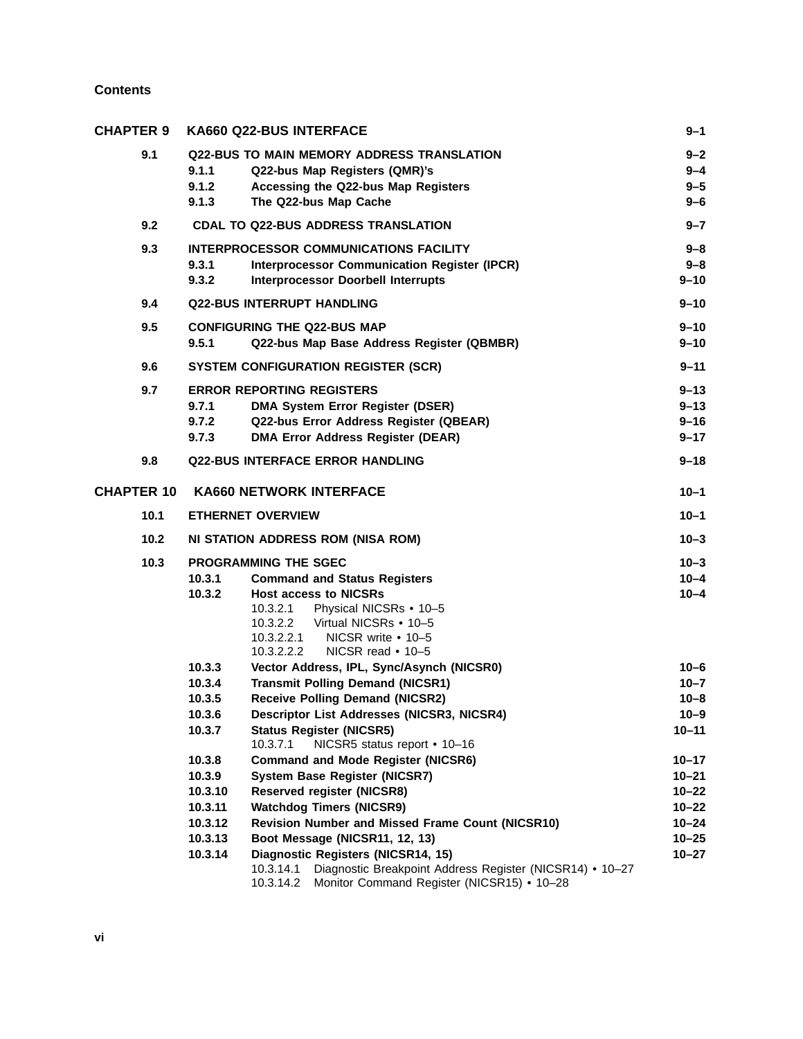**Contents**

| | | | |
|---|---|---|---|
| **CHAPTER 9** | **KA660 Q22-BUS INTERFACE** | | **9–1** |
| **9.1** | **Q22-BUS TO MAIN MEMORY ADDRESS TRANSLATION** | | **9–2** |
| | **9.1.1** | **Q22-bus Map Registers (QMR)'s** | **9–4** |
| | **9.1.2** | **Accessing the Q22-bus Map Registers** | **9–5** |
| | **9.1.3** | **The Q22-bus Map Cache** | **9–6** |
| **9.2** | **CDAL TO Q22-BUS ADDRESS TRANSLATION** | | **9–7** |
| **9.3** | **INTERPROCESSOR COMMUNICATIONS FACILITY** | | **9–8** |
| | **9.3.1** | **Interprocessor Communication Register (IPCR)** | **9–8** |
| | **9.3.2** | **Interprocessor Doorbell Interrupts** | **9–10** |
| **9.4** | **Q22-BUS INTERRUPT HANDLING** | | **9–10** |
| **9.5** | **CONFIGURING THE Q22-BUS MAP** | | **9–10** |
| | **9.5.1** | **Q22-bus Map Base Address Register (QBMBR)** | **9–10** |
| **9.6** | **SYSTEM CONFIGURATION REGISTER (SCR)** | | **9–11** |
| **9.7** | **ERROR REPORTING REGISTERS** | | **9–13** |
| | **9.7.1** | **DMA System Error Register (DSER)** | **9–13** |
| | **9.7.2** | **Q22-bus Error Address Register (QBEAR)** | **9–16** |
| | **9.7.3** | **DMA Error Address Register (DEAR)** | **9–17** |
| **9.8** | **Q22-BUS INTERFACE ERROR HANDLING** | | **9–18** |
| **CHAPTER 10** | **KA660 NETWORK INTERFACE** | | **10–1** |
| **10.1** | **ETHERNET OVERVIEW** | | **10–1** |
| **10.2** | **NI STATION ADDRESS ROM (NISA ROM)** | | **10–3** |
| **10.3** | **PROGRAMMING THE SGEC** | | **10–3** |
| | **10.3.1** | **Command and Status Registers** | **10–4** |
| | **10.3.2** | **Host access to NICSRs** | **10–4** |
| | | 10.3.2.1 Physical NICSRs • 10–5 | |
| | | 10.3.2.2 Virtual NICSRs • 10–5 | |
| | | 10.3.2.2.1 NICSR write • 10–5 | |
| | | 10.3.2.2.2 NICSR read • 10–5 | |
| | **10.3.3** | **Vector Address, IPL, Sync/Asynch (NICSR0)** | **10–6** |
| | **10.3.4** | **Transmit Polling Demand (NICSR1)** | **10–7** |
| | **10.3.5** | **Receive Polling Demand (NICSR2)** | **10–8** |
| | **10.3.6** | **Descriptor List Addresses (NICSR3, NICSR4)** | **10–9** |
| | **10.3.7** | **Status Register (NICSR5)** | **10–11** |
| | | 10.3.7.1 NICSR5 status report • 10–16 | |
| | **10.3.8** | **Command and Mode Register (NICSR6)** | **10–17** |
| | **10.3.9** | **System Base Register (NICSR7)** | **10–21** |
| | **10.3.10** | **Reserved register (NICSR8)** | **10–22** |
| | **10.3.11** | **Watchdog Timers (NICSR9)** | **10–22** |
| | **10.3.12** | **Revision Number and Missed Frame Count (NICSR10)** | **10–24** |
| | **10.3.13** | **Boot Message (NICSR11, 12, 13)** | **10–25** |
| | **10.3.14** | **Diagnostic Registers (NICSR14, 15)** | **10–27** |
| | | 10.3.14.1 Diagnostic Breakpoint Address Register (NICSR14) • 10–27 | |
| | | 10.3.14.2 Monitor Command Register (NICSR15) • 10–28 | |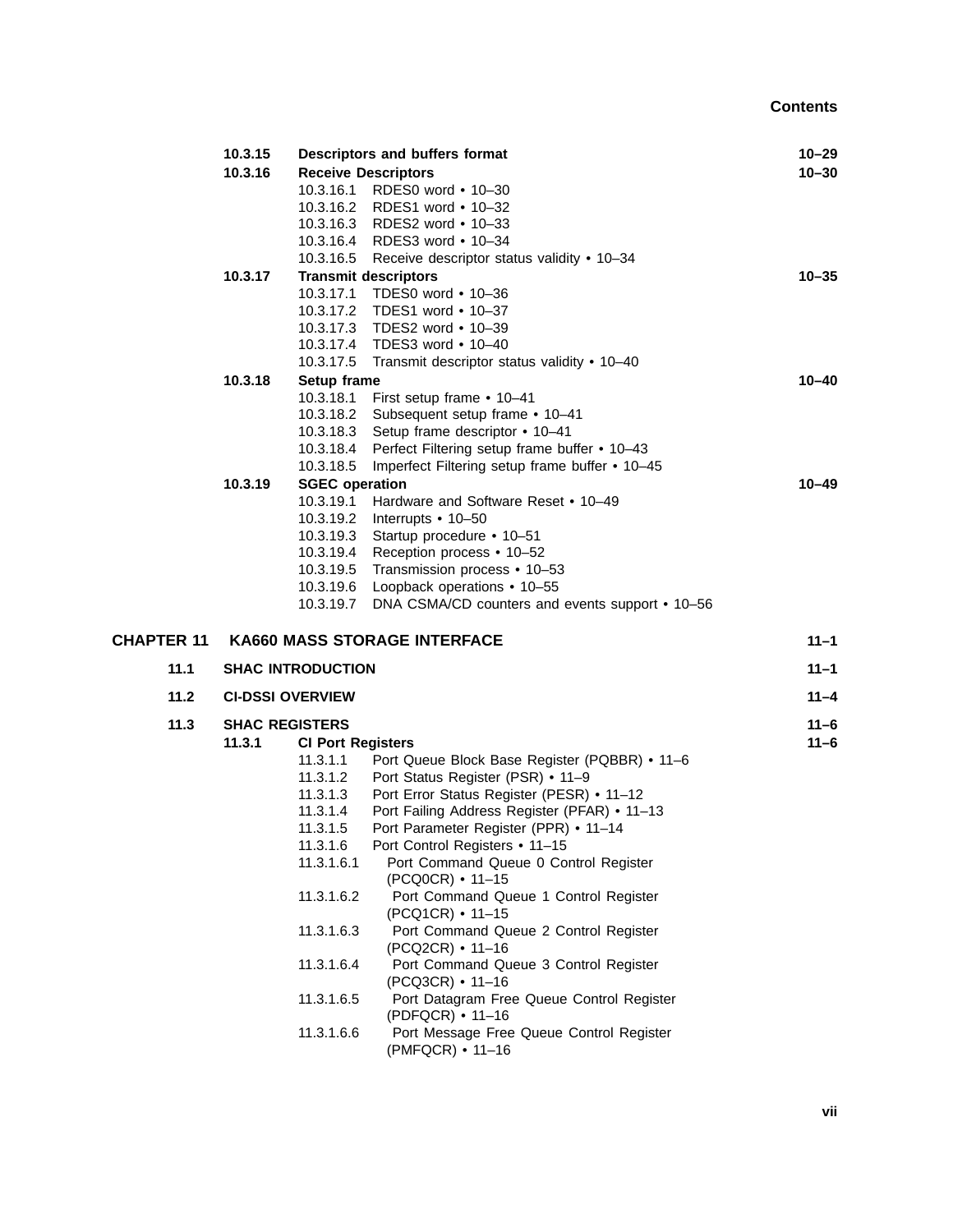| | | | |
|---|---|---|---|
| | **10.3.15** | **Descriptors and buffers format** | **10–29** |
| | **10.3.16** | **Receive Descriptors** | **10–30** |
| | | 10.3.16.1 RDES0 word • 10–30 | |
| | | 10.3.16.2 RDES1 word • 10–32 | |
| | | 10.3.16.3 RDES2 word • 10–33 | |
| | | 10.3.16.4 RDES3 word • 10–34 | |
| | | 10.3.16.5 Receive descriptor status validity • 10–34 | |
| | **10.3.17** | **Transmit descriptors** | **10–35** |
| | | 10.3.17.1 TDES0 word • 10–36 | |
| | | 10.3.17.2 TDES1 word • 10–37 | |
| | | 10.3.17.3 TDES2 word • 10–39 | |
| | | 10.3.17.4 TDES3 word • 10–40 | |
| | | 10.3.17.5 Transmit descriptor status validity • 10–40 | |
| | **10.3.18** | **Setup frame** | **10–40** |
| | | 10.3.18.1 First setup frame • 10–41 | |
| | | 10.3.18.2 Subsequent setup frame • 10–41 | |
| | | 10.3.18.3 Setup frame descriptor • 10–41 | |
| | | 10.3.18.4 Perfect Filtering setup frame buffer • 10–43 | |
| | | 10.3.18.5 Imperfect Filtering setup frame buffer • 10–45 | |
| | **10.3.19** | **SGEC operation** | **10–49** |
| | | 10.3.19.1 Hardware and Software Reset • 10–49 | |
| | | 10.3.19.2 Interrupts • 10–50 | |
| | | 10.3.19.3 Startup procedure • 10–51 | |
| | | 10.3.19.4 Reception process • 10–52 | |
| | | 10.3.19.5 Transmission process • 10–53 | |
| | | 10.3.19.6 Loopback operations • 10–55 | |
| | | 10.3.19.7 DNA CSMA/CD counters and events support • 10–56 | |
| **CHAPTER 11** | **KA660 MASS STORAGE INTERFACE** | | **11–1** |
| **11.1** | **SHAC INTRODUCTION** | | **11–1** |
| **11.2** | **CI-DSSI OVERVIEW** | | **11–4** |
| **11.3** | **SHAC REGISTERS** | | **11–6** |
| | **11.3.1** | **CI Port Registers** | **11–6** |
| | | 11.3.1.1 Port Queue Block Base Register (PQBBR) • 11–6 | |
| | | 11.3.1.2 Port Status Register (PSR) • 11–9 | |
| | | 11.3.1.3 Port Error Status Register (PESR) • 11–12 | |
| | | 11.3.1.4 Port Failing Address Register (PFAR) • 11–13 | |
| | | 11.3.1.5 Port Parameter Register (PPR) • 11–14 | |
| | | 11.3.1.6 Port Control Registers • 11–15 | |
| | | 11.3.1.6.1 Port Command Queue 0 Control Register (PCQ0CR) • 11–15 | |
| | | 11.3.1.6.2 Port Command Queue 1 Control Register (PCQ1CR) • 11–15 | |
| | | 11.3.1.6.3 Port Command Queue 2 Control Register (PCQ2CR) • 11–16 | |
| | | 11.3.1.6.4 Port Command Queue 3 Control Register (PCQ3CR) • 11–16 | |
| | | 11.3.1.6.5 Port Datagram Free Queue Control Register (PDFQCR) • 11–16 | |
| | | 11.3.1.6.6 Port Message Free Queue Control Register (PMFQCR) • 11–16 | |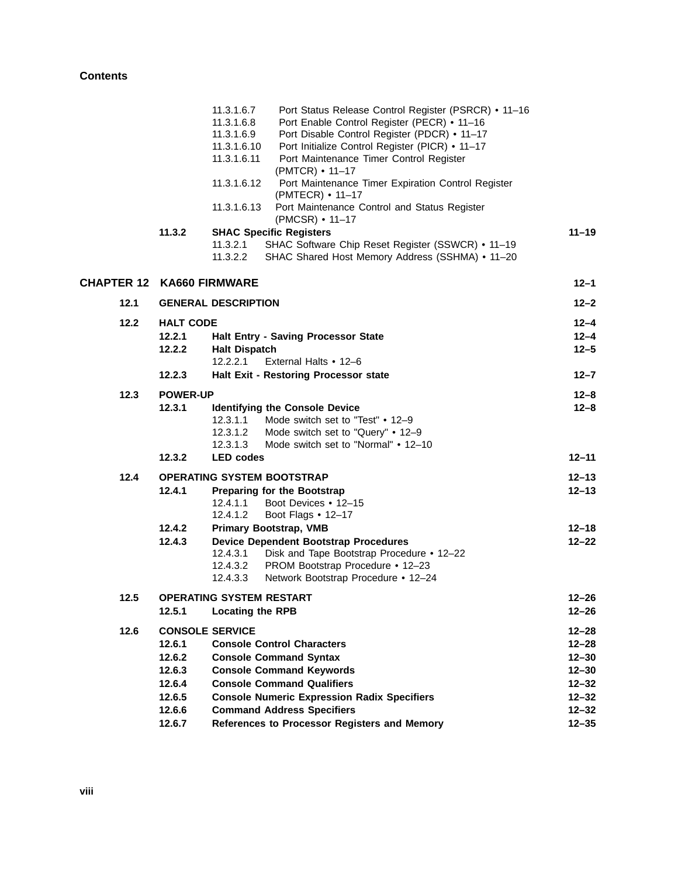11.3.1.6.7 Port Status Release Control Register (PSRCR) • 11–16
11.3.1.6.8 Port Enable Control Register (PECR) • 11–16
11.3.1.6.9 Port Disable Control Register (PDCR) • 11–17
11.3.1.6.10 Port Initialize Control Register (PICR) • 11–17
11.3.1.6.11 Port Maintenance Timer Control Register (PMTCR) • 11–17
11.3.1.6.12 Port Maintenance Timer Expiration Control Register (PMTECR) • 11–17
11.3.1.6.13 Port Maintenance Control and Status Register (PMCSR) • 11–17

**11.3.2 SHAC Specific Registers** **11–19**

11.3.2.1 SHAC Software Chip Reset Register (SSWCR) • 11–19
11.3.2.2 SHAC Shared Host Memory Address (SSHMA) • 11–20

**CHAPTER 12 KA660 FIRMWARE** **12–1**

**12.1 GENERAL DESCRIPTION** **12–2**

**12.2 HALT CODE** **12–4**

**12.2.1 Halt Entry - Saving Processor State** **12–4**

**12.2.2 Halt Dispatch** **12–5**

12.2.2.1 External Halts • 12–6

**12.2.3 Halt Exit - Restoring Processor state** **12–7**

**12.3 POWER-UP** **12–8**

**12.3.1 Identifying the Console Device** **12–8**

12.3.1.1 Mode switch set to "Test" • 12–9
12.3.1.2 Mode switch set to "Query" • 12–9
12.3.1.3 Mode switch set to "Normal" • 12–10

**12.3.2 LED codes** **12–11**

**12.4 OPERATING SYSTEM BOOTSTRAP** **12–13**

**12.4.1 Preparing for the Bootstrap** **12–13**

12.4.1.1 Boot Devices • 12–15
12.4.1.2 Boot Flags • 12–17

**12.4.2 Primary Bootstrap, VMB** **12–18**

**12.4.3 Device Dependent Bootstrap Procedures** **12–22**

12.4.3.1 Disk and Tape Bootstrap Procedure • 12–22
12.4.3.2 PROM Bootstrap Procedure • 12–23
12.4.3.3 Network Bootstrap Procedure • 12–24

**12.5 OPERATING SYSTEM RESTART** **12–26**

**12.5.1 Locating the RPB** **12–26**

**12.6 CONSOLE SERVICE** **12–28**

**12.6.1 Console Control Characters** **12–28**

**12.6.2 Console Command Syntax** **12–30**

**12.6.3 Console Command Keywords** **12–30**

**12.6.4 Console Command Qualifiers** **12–32**

**12.6.5 Console Numeric Expression Radix Specifiers** **12–32**

**12.6.6 Command Address Specifiers** **12–32**

**12.6.7 References to Processor Registers and Memory** **12–35**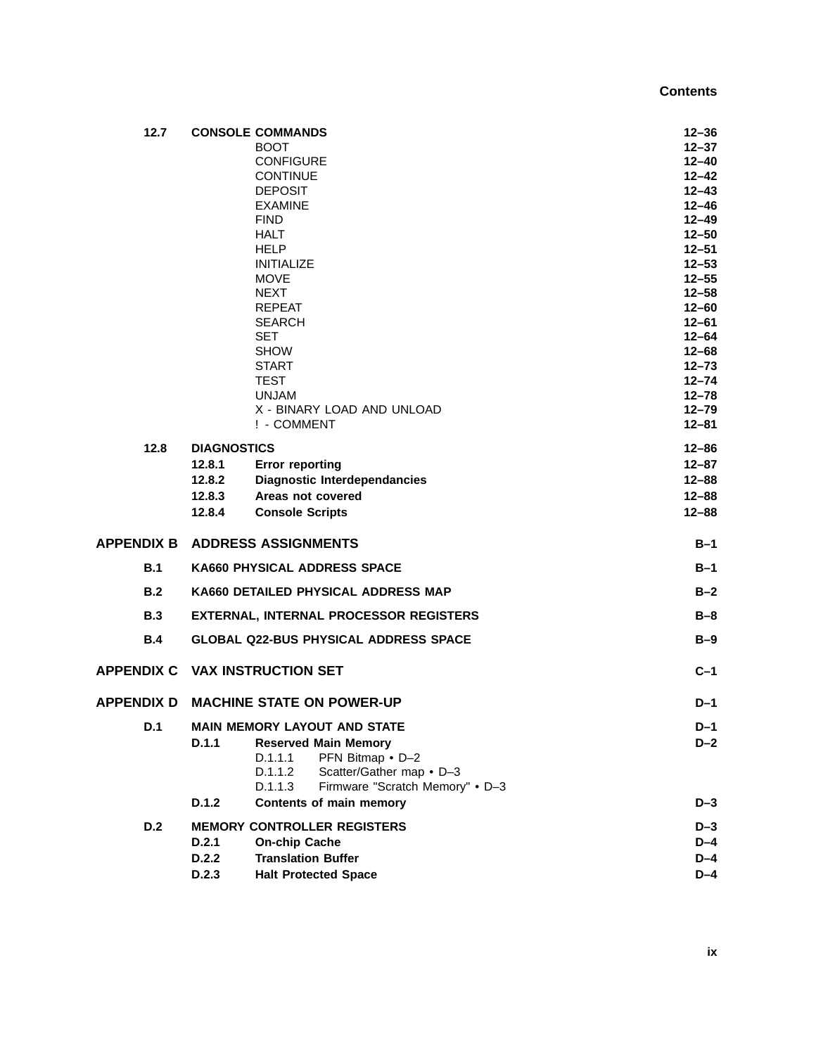| | | |
|---|---|---|
| **12.7** | **CONSOLE COMMANDS** | **12–36** |
| | BOOT | **12–37** |
| | CONFIGURE | **12–40** |
| | CONTINUE | **12–42** |
| | DEPOSIT | **12–43** |
| | EXAMINE | **12–46** |
| | FIND | **12–49** |
| | HALT | **12–50** |
| | HELP | **12–51** |
| | INITIALIZE | **12–53** |
| | MOVE | **12–55** |
| | NEXT | **12–58** |
| | REPEAT | **12–60** |
| | SEARCH | **12–61** |
| | SET | **12–64** |
| | SHOW | **12–68** |
| | START | **12–73** |
| | TEST | **12–74** |
| | UNJAM | **12–78** |
| | X - BINARY LOAD AND UNLOAD | **12–79** |
| | ! - COMMENT | **12–81** |
| **12.8** | **DIAGNOSTICS** | **12–86** |
| | **12.8.1 Error reporting** | **12–87** |
| | **12.8.2 Diagnostic Interdependancies** | **12–88** |
| | **12.8.3 Areas not covered** | **12–88** |
| | **12.8.4 Console Scripts** | **12–88** |
| **APPENDIX B** | **ADDRESS ASSIGNMENTS** | **B–1** |
| **B.1** | **KA660 PHYSICAL ADDRESS SPACE** | **B–1** |
| **B.2** | **KA660 DETAILED PHYSICAL ADDRESS MAP** | **B–2** |
| **B.3** | **EXTERNAL, INTERNAL PROCESSOR REGISTERS** | **B–8** |
| **B.4** | **GLOBAL Q22-BUS PHYSICAL ADDRESS SPACE** | **B–9** |
| **APPENDIX C** | **VAX INSTRUCTION SET** | **C–1** |
| **APPENDIX D** | **MACHINE STATE ON POWER-UP** | **D–1** |
| **D.1** | **MAIN MEMORY LAYOUT AND STATE** | **D–1** |
| | **D.1.1 Reserved Main Memory** | **D–2** |
| | D.1.1.1 PFN Bitmap • D–2 | |
| | D.1.1.2 Scatter/Gather map • D–3 | |
| | D.1.1.3 Firmware "Scratch Memory" • D–3 | |
| | **D.1.2 Contents of main memory** | **D–3** |
| **D.2** | **MEMORY CONTROLLER REGISTERS** | **D–3** |
| | **D.2.1 On-chip Cache** | **D–4** |
| | **D.2.2 Translation Buffer** | **D–4** |
| | **D.2.3 Halt Protected Space** | **D–4** |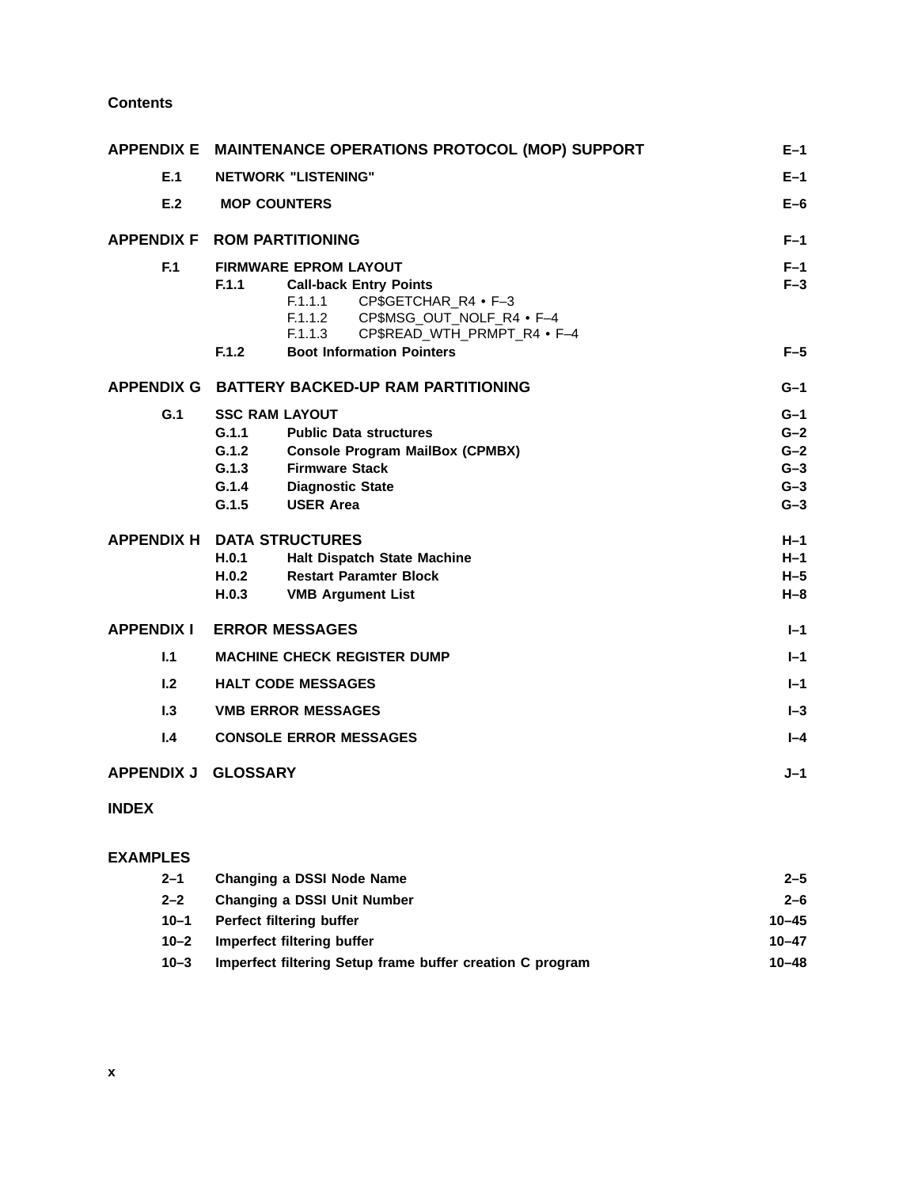**Contents**

| | | |
|---|---|---|
| **APPENDIX E** | **MAINTENANCE OPERATIONS PROTOCOL (MOP) SUPPORT** | **E–1** |
| **E.1** | **NETWORK "LISTENING"** | **E–1** |
| **E.2** | **MOP COUNTERS** | **E–6** |
| **APPENDIX F** | **ROM PARTITIONING** | **F–1** |
| **F.1** | **FIRMWARE EPROM LAYOUT** | **F–1** |
| **F.1.1** | **Call-back Entry Points** | **F–3** |
| F.1.1.1 | CP$GETCHAR_R4 • F–3 | |
| F.1.1.2 | CP$MSG_OUT_NOLF_R4 • F–4 | |
| F.1.1.3 | CP$READ_WTH_PRMPT_R4 • F–4 | |
| **F.1.2** | **Boot Information Pointers** | **F–5** |
| **APPENDIX G** | **BATTERY BACKED-UP RAM PARTITIONING** | **G–1** |
| **G.1** | **SSC RAM LAYOUT** | **G–1** |
| **G.1.1** | **Public Data structures** | **G–2** |
| **G.1.2** | **Console Program MailBox (CPMBX)** | **G–2** |
| **G.1.3** | **Firmware Stack** | **G–3** |
| **G.1.4** | **Diagnostic State** | **G–3** |
| **G.1.5** | **USER Area** | **G–3** |
| **APPENDIX H** | **DATA STRUCTURES** | **H–1** |
| **H.0.1** | **Halt Dispatch State Machine** | **H–1** |
| **H.0.2** | **Restart Paramter Block** | **H–5** |
| **H.0.3** | **VMB Argument List** | **H–8** |
| **APPENDIX I** | **ERROR MESSAGES** | **I–1** |
| **I.1** | **MACHINE CHECK REGISTER DUMP** | **I–1** |
| **I.2** | **HALT CODE MESSAGES** | **I–1** |
| **I.3** | **VMB ERROR MESSAGES** | **I–3** |
| **I.4** | **CONSOLE ERROR MESSAGES** | **I–4** |
| **APPENDIX J** | **GLOSSARY** | **J–1** |

**INDEX**

**EXAMPLES**

| | | |
|---|---|---|
| **2–1** | **Changing a DSSI Node Name** | **2–5** |
| **2–2** | **Changing a DSSI Unit Number** | **2–6** |
| **10–1** | **Perfect filtering buffer** | **10–45** |
| **10–2** | **Imperfect filtering buffer** | **10–47** |
| **10–3** | **Imperfect filtering Setup frame buffer creation C program** | **10–48** |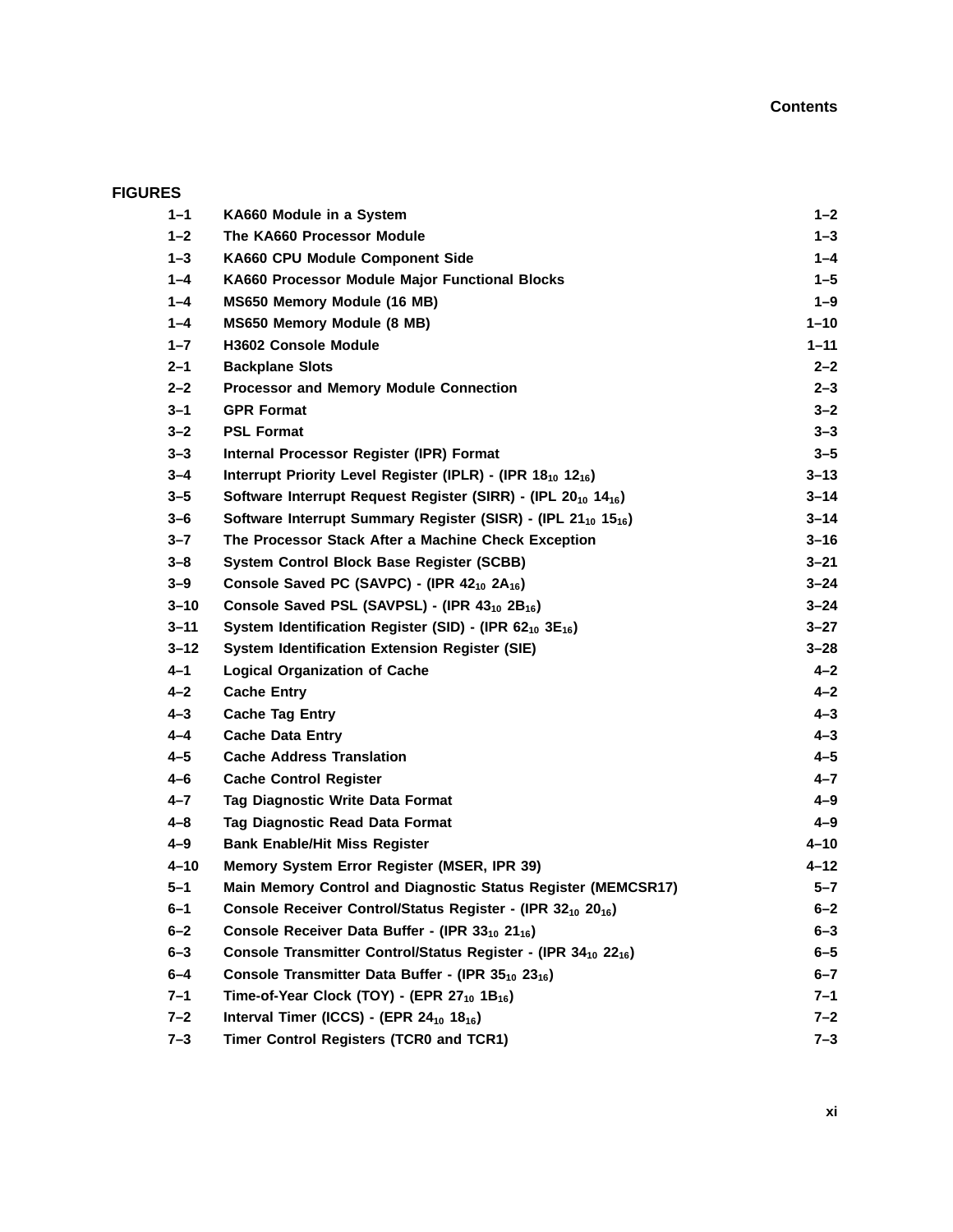## FIGURES

| | | |
|---|---|---|
| 1–1 | KA660 Module in a System | 1–2 |
| 1–2 | The KA660 Processor Module | 1–3 |
| 1–3 | KA660 CPU Module Component Side | 1–4 |
| 1–4 | KA660 Processor Module Major Functional Blocks | 1–5 |
| 1–4 | MS650 Memory Module (16 MB) | 1–9 |
| 1–4 | MS650 Memory Module (8 MB) | 1–10 |
| 1–7 | H3602 Console Module | 1–11 |
| 2–1 | Backplane Slots | 2–2 |
| 2–2 | Processor and Memory Module Connection | 2–3 |
| 3–1 | GPR Format | 3–2 |
| 3–2 | PSL Format | 3–3 |
| 3–3 | Internal Processor Register (IPR) Format | 3–5 |
| 3–4 | Interrupt Priority Level Register (IPLR) - (IPR $18_{10}$ $12_{16}$) | 3–13 |
| 3–5 | Software Interrupt Request Register (SIRR) - (IPL $20_{10}$ $14_{16}$) | 3–14 |
| 3–6 | Software Interrupt Summary Register (SISR) - (IPL $21_{10}$ $15_{16}$) | 3–14 |
| 3–7 | The Processor Stack After a Machine Check Exception | 3–16 |
| 3–8 | System Control Block Base Register (SCBB) | 3–21 |
| 3–9 | Console Saved PC (SAVPC) - (IPR $42_{10}$ $2A_{16}$) | 3–24 |
| 3–10 | Console Saved PSL (SAVPSL) - (IPR $43_{10}$ $2B_{16}$) | 3–24 |
| 3–11 | System Identification Register (SID) - (IPR $62_{10}$ $3E_{16}$) | 3–27 |
| 3–12 | System Identification Extension Register (SIE) | 3–28 |
| 4–1 | Logical Organization of Cache | 4–2 |
| 4–2 | Cache Entry | 4–2 |
| 4–3 | Cache Tag Entry | 4–3 |
| 4–4 | Cache Data Entry | 4–3 |
| 4–5 | Cache Address Translation | 4–5 |
| 4–6 | Cache Control Register | 4–7 |
| 4–7 | Tag Diagnostic Write Data Format | 4–9 |
| 4–8 | Tag Diagnostic Read Data Format | 4–9 |
| 4–9 | Bank Enable/Hit Miss Register | 4–10 |
| 4–10 | Memory System Error Register (MSER, IPR 39) | 4–12 |
| 5–1 | Main Memory Control and Diagnostic Status Register (MEMCSR17) | 5–7 |
| 6–1 | Console Receiver Control/Status Register - (IPR $32_{10}$ $20_{16}$) | 6–2 |
| 6–2 | Console Receiver Data Buffer - (IPR $33_{10}$ $21_{16}$) | 6–3 |
| 6–3 | Console Transmitter Control/Status Register - (IPR $34_{10}$ $22_{16}$) | 6–5 |
| 6–4 | Console Transmitter Data Buffer - (IPR $35_{10}$ $23_{16}$) | 6–7 |
| 7–1 | Time-of-Year Clock (TOY) - (EPR $27_{10}$ $1B_{16}$) | 7–1 |
| 7–2 | Interval Timer (ICCS) - (EPR $24_{10}$ $18_{16}$) | 7–2 |
| 7–3 | Timer Control Registers (TCR0 and TCR1) | 7–3 |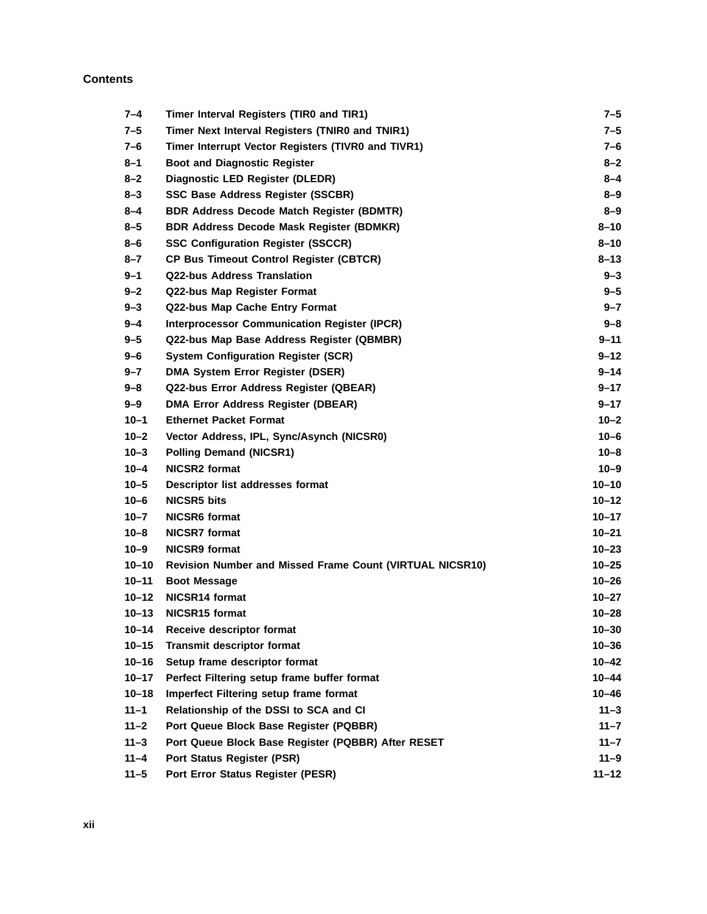| | | |
|---|---|---|
| 7–4 | Timer Interval Registers (TIR0 and TIR1) | 7–5 |
| 7–5 | Timer Next Interval Registers (TNIR0 and TNIR1) | 7–5 |
| 7–6 | Timer Interrupt Vector Registers (TIVR0 and TIVR1) | 7–6 |
| 8–1 | Boot and Diagnostic Register | 8–2 |
| 8–2 | Diagnostic LED Register (DLEDR) | 8–4 |
| 8–3 | SSC Base Address Register (SSCBR) | 8–9 |
| 8–4 | BDR Address Decode Match Register (BDMTR) | 8–9 |
| 8–5 | BDR Address Decode Mask Register (BDMKR) | 8–10 |
| 8–6 | SSC Configuration Register (SSCCR) | 8–10 |
| 8–7 | CP Bus Timeout Control Register (CBTCR) | 8–13 |
| 9–1 | Q22-bus Address Translation | 9–3 |
| 9–2 | Q22-bus Map Register Format | 9–5 |
| 9–3 | Q22-bus Map Cache Entry Format | 9–7 |
| 9–4 | Interprocessor Communication Register (IPCR) | 9–8 |
| 9–5 | Q22-bus Map Base Address Register (QBMBR) | 9–11 |
| 9–6 | System Configuration Register (SCR) | 9–12 |
| 9–7 | DMA System Error Register (DSER) | 9–14 |
| 9–8 | Q22-bus Error Address Register (QBEAR) | 9–17 |
| 9–9 | DMA Error Address Register (DBEAR) | 9–17 |
| 10–1 | Ethernet Packet Format | 10–2 |
| 10–2 | Vector Address, IPL, Sync/Asynch (NICSR0) | 10–6 |
| 10–3 | Polling Demand (NICSR1) | 10–8 |
| 10–4 | NICSR2 format | 10–9 |
| 10–5 | Descriptor list addresses format | 10–10 |
| 10–6 | NICSR5 bits | 10–12 |
| 10–7 | NICSR6 format | 10–17 |
| 10–8 | NICSR7 format | 10–21 |
| 10–9 | NICSR9 format | 10–23 |
| 10–10 | Revision Number and Missed Frame Count (VIRTUAL NICSR10) | 10–25 |
| 10–11 | Boot Message | 10–26 |
| 10–12 | NICSR14 format | 10–27 |
| 10–13 | NICSR15 format | 10–28 |
| 10–14 | Receive descriptor format | 10–30 |
| 10–15 | Transmit descriptor format | 10–36 |
| 10–16 | Setup frame descriptor format | 10–42 |
| 10–17 | Perfect Filtering setup frame buffer format | 10–44 |
| 10–18 | Imperfect Filtering setup frame format | 10–46 |
| 11–1 | Relationship of the DSSI to SCA and CI | 11–3 |
| 11–2 | Port Queue Block Base Register (PQBBR) | 11–7 |
| 11–3 | Port Queue Block Base Register (PQBBR) After RESET | 11–7 |
| 11–4 | Port Status Register (PSR) | 11–9 |
| 11–5 | Port Error Status Register (PESR) | 11–12 |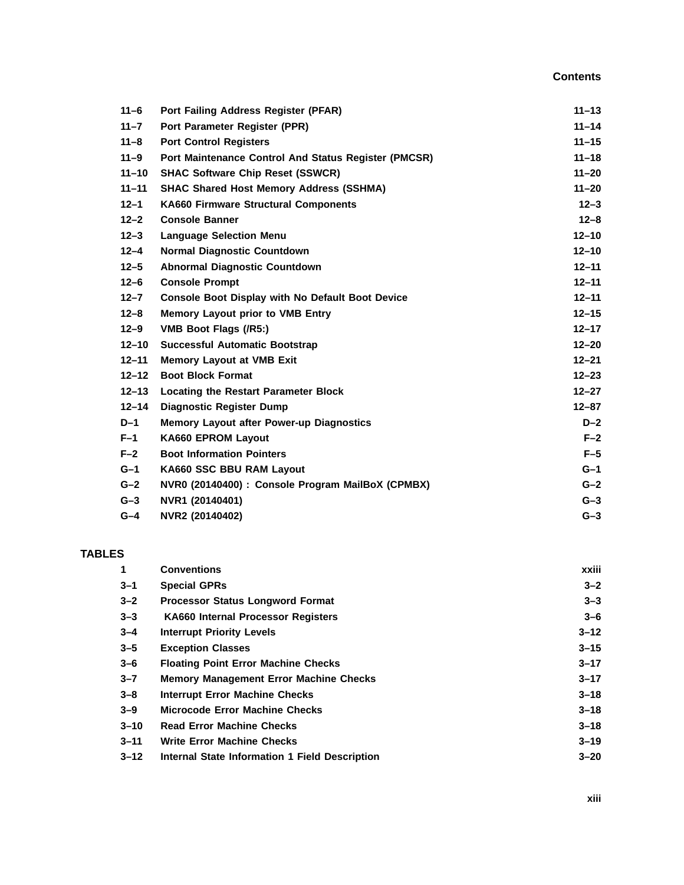| | | |
|---|---|---|
| 11–6 | Port Failing Address Register (PFAR) | 11–13 |
| 11–7 | Port Parameter Register (PPR) | 11–14 |
| 11–8 | Port Control Registers | 11–15 |
| 11–9 | Port Maintenance Control And Status Register (PMCSR) | 11–18 |
| 11–10 | SHAC Software Chip Reset (SSWCR) | 11–20 |
| 11–11 | SHAC Shared Host Memory Address (SSHMA) | 11–20 |
| 12–1 | KA660 Firmware Structural Components | 12–3 |
| 12–2 | Console Banner | 12–8 |
| 12–3 | Language Selection Menu | 12–10 |
| 12–4 | Normal Diagnostic Countdown | 12–10 |
| 12–5 | Abnormal Diagnostic Countdown | 12–11 |
| 12–6 | Console Prompt | 12–11 |
| 12–7 | Console Boot Display with No Default Boot Device | 12–11 |
| 12–8 | Memory Layout prior to VMB Entry | 12–15 |
| 12–9 | VMB Boot Flags (/R5:) | 12–17 |
| 12–10 | Successful Automatic Bootstrap | 12–20 |
| 12–11 | Memory Layout at VMB Exit | 12–21 |
| 12–12 | Boot Block Format | 12–23 |
| 12–13 | Locating the Restart Parameter Block | 12–27 |
| 12–14 | Diagnostic Register Dump | 12–87 |
| D–1 | Memory Layout after Power-up Diagnostics | D–2 |
| F–1 | KA660 EPROM Layout | F–2 |
| F–2 | Boot Information Pointers | F–5 |
| G–1 | KA660 SSC BBU RAM Layout | G–1 |
| G–2 | NVR0 (20140400) : Console Program MailBoX (CPMBX) | G–2 |
| G–3 | NVR1 (20140401) | G–3 |
| G–4 | NVR2 (20140402) | G–3 |

## TABLES

| | | |
|---|---|---|
| 1 | Conventions | xxiii |
| 3–1 | Special GPRs | 3–2 |
| 3–2 | Processor Status Longword Format | 3–3 |
| 3–3 | KA660 Internal Processor Registers | 3–6 |
| 3–4 | Interrupt Priority Levels | 3–12 |
| 3–5 | Exception Classes | 3–15 |
| 3–6 | Floating Point Error Machine Checks | 3–17 |
| 3–7 | Memory Management Error Machine Checks | 3–17 |
| 3–8 | Interrupt Error Machine Checks | 3–18 |
| 3–9 | Microcode Error Machine Checks | 3–18 |
| 3–10 | Read Error Machine Checks | 3–18 |
| 3–11 | Write Error Machine Checks | 3–19 |
| 3–12 | Internal State Information 1 Field Description | 3–20 |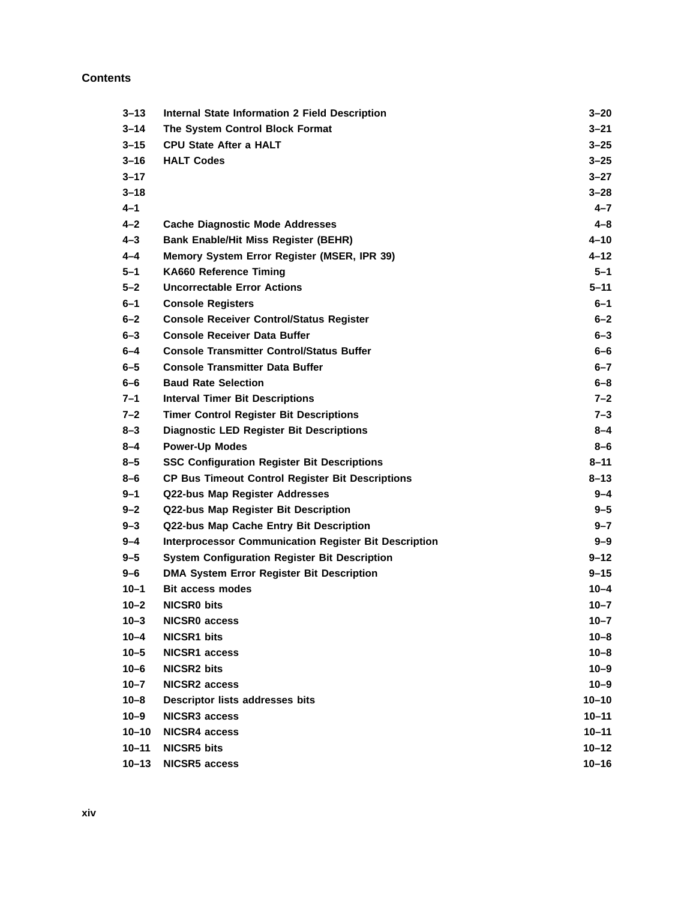**Contents**

| | | |
|---|---|---|
| 3–13 | Internal State Information 2 Field Description | 3–20 |
| 3–14 | The System Control Block Format | 3–21 |
| 3–15 | CPU State After a HALT | 3–25 |
| 3–16 | HALT Codes | 3–25 |
| 3–17 | | 3–27 |
| 3–18 | | 3–28 |
| 4–1 | | 4–7 |
| 4–2 | Cache Diagnostic Mode Addresses | 4–8 |
| 4–3 | Bank Enable/Hit Miss Register (BEHR) | 4–10 |
| 4–4 | Memory System Error Register (MSER, IPR 39) | 4–12 |
| 5–1 | KA660 Reference Timing | 5–1 |
| 5–2 | Uncorrectable Error Actions | 5–11 |
| 6–1 | Console Registers | 6–1 |
| 6–2 | Console Receiver Control/Status Register | 6–2 |
| 6–3 | Console Receiver Data Buffer | 6–3 |
| 6–4 | Console Transmitter Control/Status Buffer | 6–6 |
| 6–5 | Console Transmitter Data Buffer | 6–7 |
| 6–6 | Baud Rate Selection | 6–8 |
| 7–1 | Interval Timer Bit Descriptions | 7–2 |
| 7–2 | Timer Control Register Bit Descriptions | 7–3 |
| 8–3 | Diagnostic LED Register Bit Descriptions | 8–4 |
| 8–4 | Power-Up Modes | 8–6 |
| 8–5 | SSC Configuration Register Bit Descriptions | 8–11 |
| 8–6 | CP Bus Timeout Control Register Bit Descriptions | 8–13 |
| 9–1 | Q22-bus Map Register Addresses | 9–4 |
| 9–2 | Q22-bus Map Register Bit Description | 9–5 |
| 9–3 | Q22-bus Map Cache Entry Bit Description | 9–7 |
| 9–4 | Interprocessor Communication Register Bit Description | 9–9 |
| 9–5 | System Configuration Register Bit Description | 9–12 |
| 9–6 | DMA System Error Register Bit Description | 9–15 |
| 10–1 | Bit access modes | 10–4 |
| 10–2 | NICSR0 bits | 10–7 |
| 10–3 | NICSR0 access | 10–7 |
| 10–4 | NICSR1 bits | 10–8 |
| 10–5 | NICSR1 access | 10–8 |
| 10–6 | NICSR2 bits | 10–9 |
| 10–7 | NICSR2 access | 10–9 |
| 10–8 | Descriptor lists addresses bits | 10–10 |
| 10–9 | NICSR3 access | 10–11 |
| 10–10 | NICSR4 access | 10–11 |
| 10–11 | NICSR5 bits | 10–12 |
| 10–13 | NICSR5 access | 10–16 |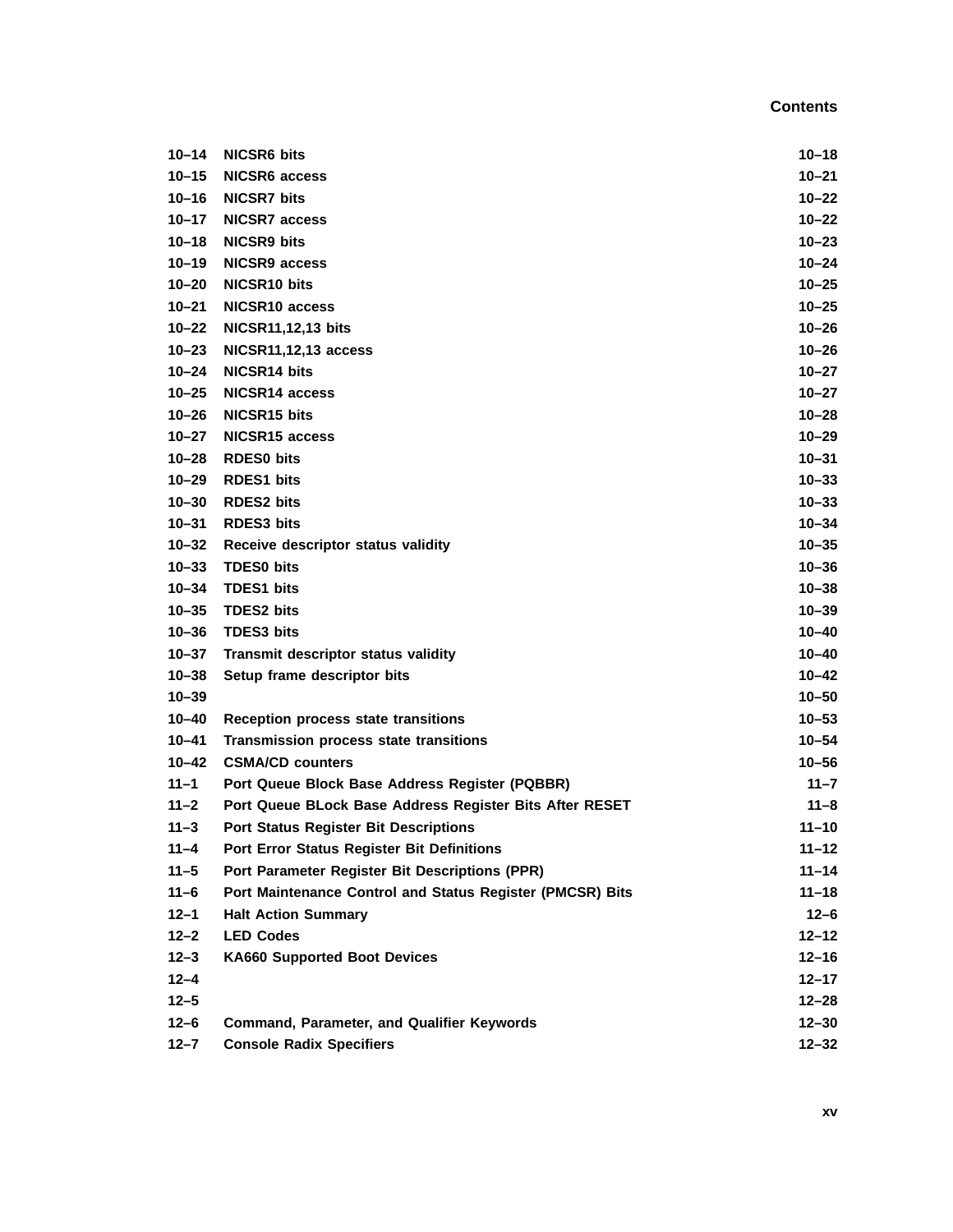| | | |
|---|---|---|
| 10–14 | NICSR6 bits | 10–18 |
| 10–15 | NICSR6 access | 10–21 |
| 10–16 | NICSR7 bits | 10–22 |
| 10–17 | NICSR7 access | 10–22 |
| 10–18 | NICSR9 bits | 10–23 |
| 10–19 | NICSR9 access | 10–24 |
| 10–20 | NICSR10 bits | 10–25 |
| 10–21 | NICSR10 access | 10–25 |
| 10–22 | NICSR11,12,13 bits | 10–26 |
| 10–23 | NICSR11,12,13 access | 10–26 |
| 10–24 | NICSR14 bits | 10–27 |
| 10–25 | NICSR14 access | 10–27 |
| 10–26 | NICSR15 bits | 10–28 |
| 10–27 | NICSR15 access | 10–29 |
| 10–28 | RDES0 bits | 10–31 |
| 10–29 | RDES1 bits | 10–33 |
| 10–30 | RDES2 bits | 10–33 |
| 10–31 | RDES3 bits | 10–34 |
| 10–32 | Receive descriptor status validity | 10–35 |
| 10–33 | TDES0 bits | 10–36 |
| 10–34 | TDES1 bits | 10–38 |
| 10–35 | TDES2 bits | 10–39 |
| 10–36 | TDES3 bits | 10–40 |
| 10–37 | Transmit descriptor status validity | 10–40 |
| 10–38 | Setup frame descriptor bits | 10–42 |
| 10–39 | | 10–50 |
| 10–40 | Reception process state transitions | 10–53 |
| 10–41 | Transmission process state transitions | 10–54 |
| 10–42 | CSMA/CD counters | 10–56 |
| 11–1 | Port Queue Block Base Address Register (PQBBR) | 11–7 |
| 11–2 | Port Queue BLock Base Address Register Bits After RESET | 11–8 |
| 11–3 | Port Status Register Bit Descriptions | 11–10 |
| 11–4 | Port Error Status Register Bit Definitions | 11–12 |
| 11–5 | Port Parameter Register Bit Descriptions (PPR) | 11–14 |
| 11–6 | Port Maintenance Control and Status Register (PMCSR) Bits | 11–18 |
| 12–1 | Halt Action Summary | 12–6 |
| 12–2 | LED Codes | 12–12 |
| 12–3 | KA660 Supported Boot Devices | 12–16 |
| 12–4 | | 12–17 |
| 12–5 | | 12–28 |
| 12–6 | Command, Parameter, and Qualifier Keywords | 12–30 |
| 12–7 | Console Radix Specifiers | 12–32 |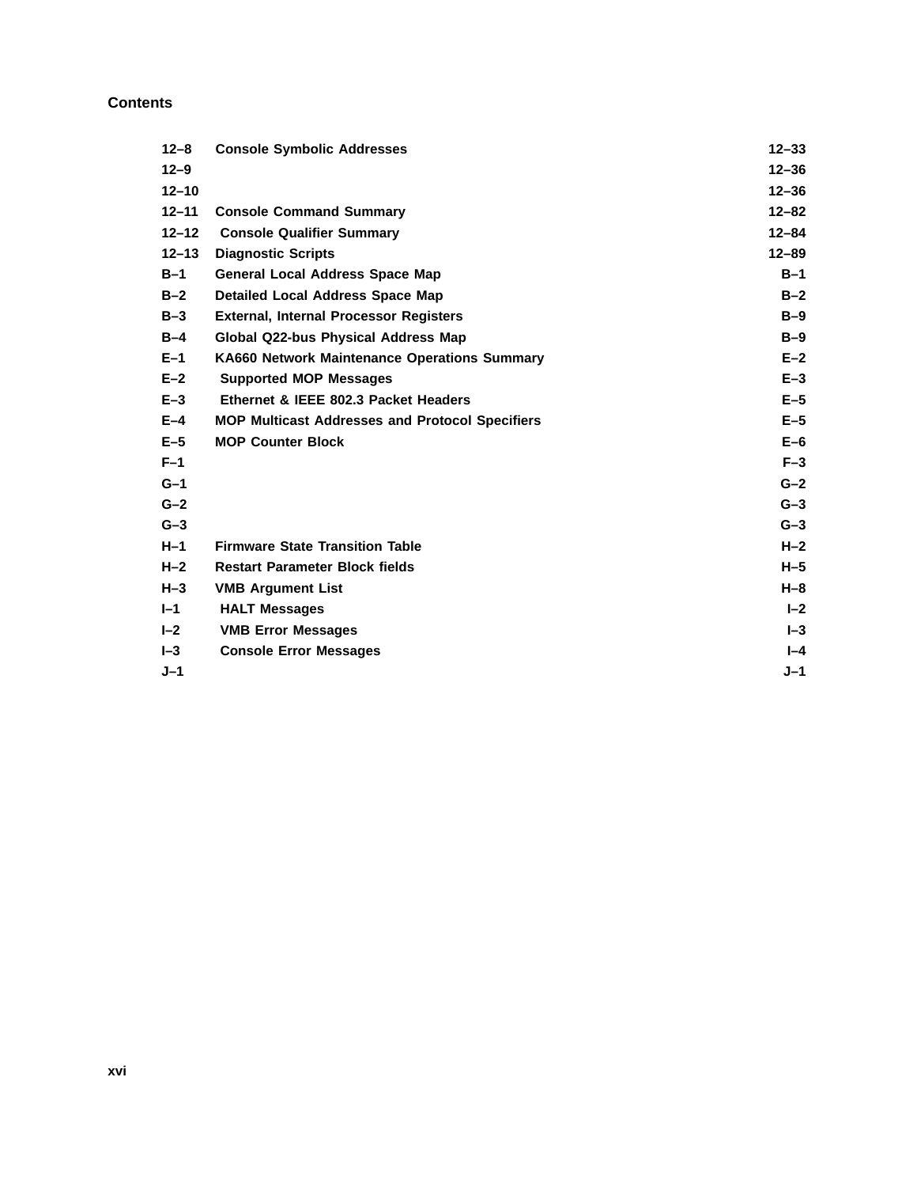## Contents

| | | |
|---|---|---|
| 12–8 | Console Symbolic Addresses | 12–33 |
| 12–9 | | 12–36 |
| 12–10 | | 12–36 |
| 12–11 | Console Command Summary | 12–82 |
| 12–12 | Console Qualifier Summary | 12–84 |
| 12–13 | Diagnostic Scripts | 12–89 |
| B–1 | General Local Address Space Map | B–1 |
| B–2 | Detailed Local Address Space Map | B–2 |
| B–3 | External, Internal Processor Registers | B–9 |
| B–4 | Global Q22-bus Physical Address Map | B–9 |
| E–1 | KA660 Network Maintenance Operations Summary | E–2 |
| E–2 | Supported MOP Messages | E–3 |
| E–3 | Ethernet & IEEE 802.3 Packet Headers | E–5 |
| E–4 | MOP Multicast Addresses and Protocol Specifiers | E–5 |
| E–5 | MOP Counter Block | E–6 |
| F–1 | | F–3 |
| G–1 | | G–2 |
| G–2 | | G–3 |
| G–3 | | G–3 |
| H–1 | Firmware State Transition Table | H–2 |
| H–2 | Restart Parameter Block fields | H–5 |
| H–3 | VMB Argument List | H–8 |
| I–1 | HALT Messages | I–2 |
| I–2 | VMB Error Messages | I–3 |
| I–3 | Console Error Messages | I–4 |
| J–1 | | J–1 |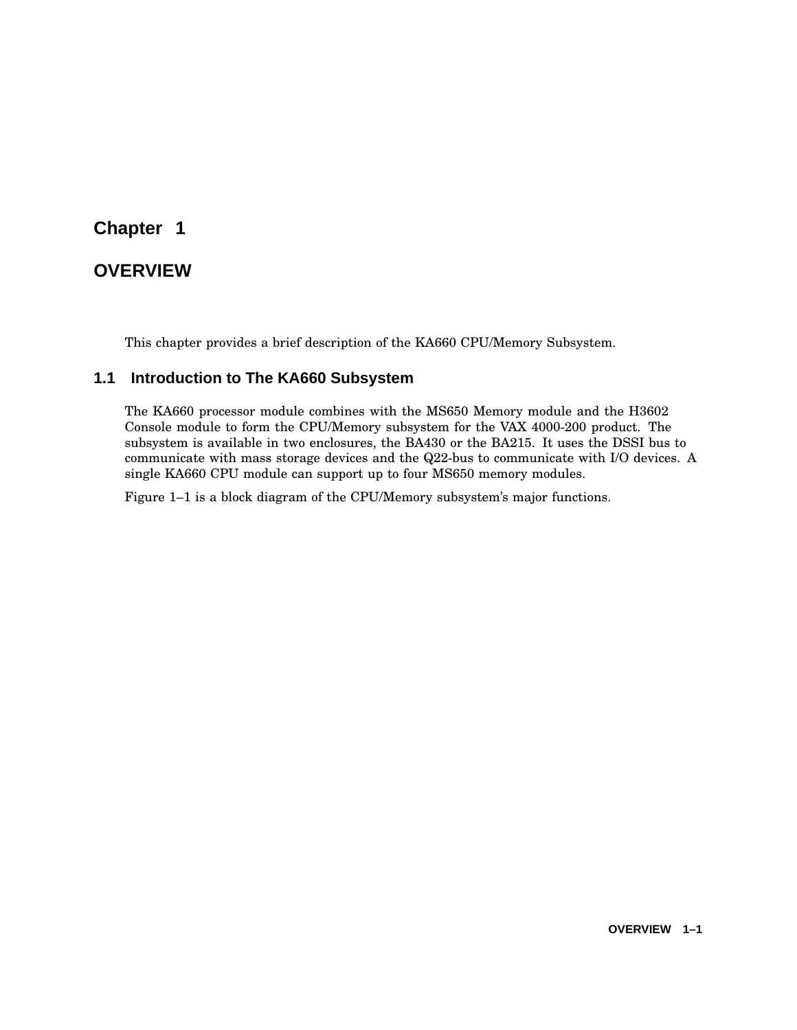# Chapter 1

# OVERVIEW

This chapter provides a brief description of the KA660 CPU/Memory Subsystem.

## 1.1 Introduction to The KA660 Subsystem

The KA660 processor module combines with the MS650 Memory module and the H3602 Console module to form the CPU/Memory subsystem for the VAX 4000-200 product. The subsystem is available in two enclosures, the BA430 or the BA215. It uses the DSSI bus to communicate with mass storage devices and the Q22-bus to communicate with I/O devices. A single KA660 CPU module can support up to four MS650 memory modules.

Figure 1–1 is a block diagram of the CPU/Memory subsystem's major functions.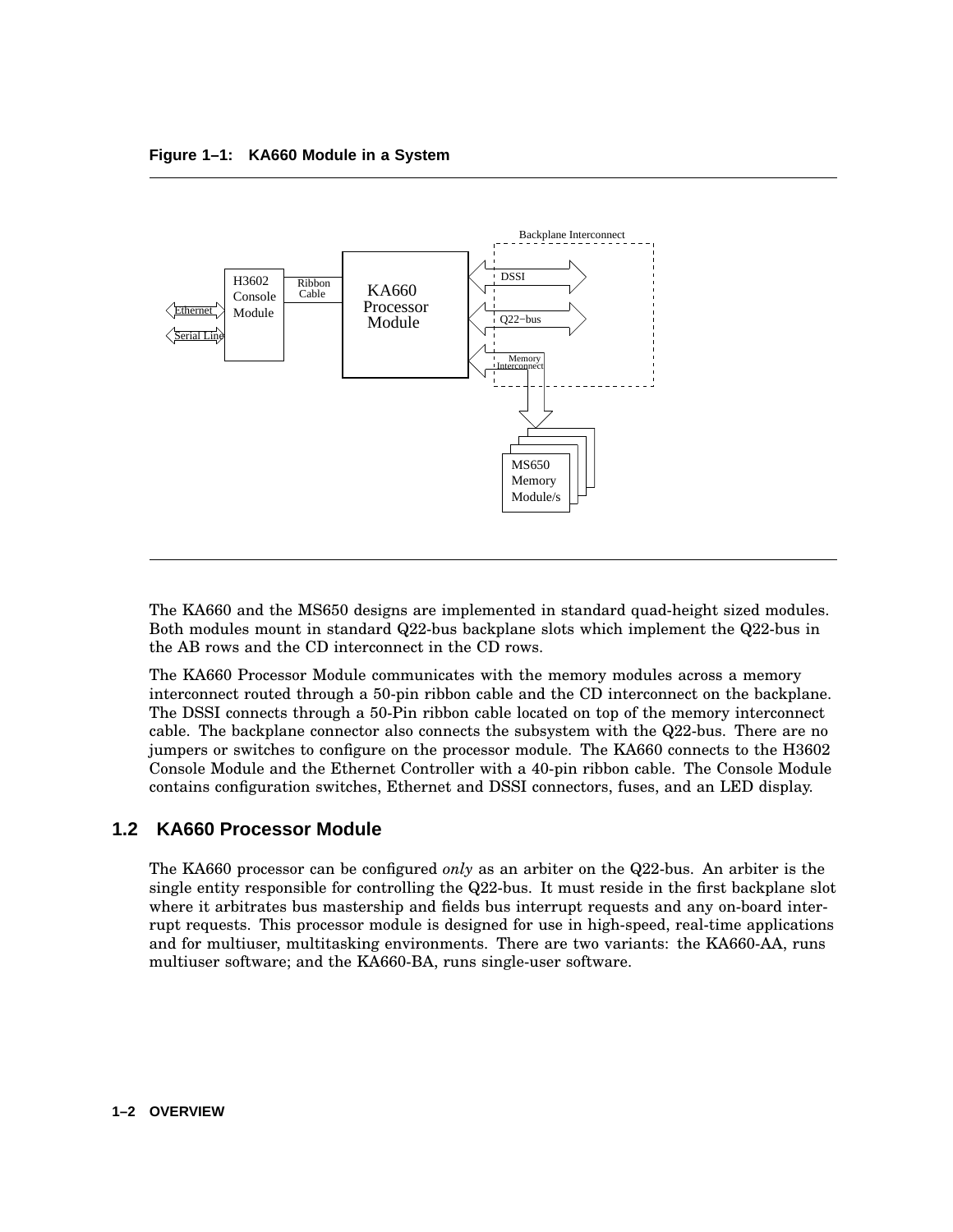**Figure 1–1: KA660 Module in a System**

The KA660 and the MS650 designs are implemented in standard quad-height sized modules. Both modules mount in standard Q22-bus backplane slots which implement the Q22-bus in the AB rows and the CD interconnect in the CD rows.

The KA660 Processor Module communicates with the memory modules across a memory interconnect routed through a 50-pin ribbon cable and the CD interconnect on the backplane. The DSSI connects through a 50-Pin ribbon cable located on top of the memory interconnect cable. The backplane connector also connects the subsystem with the Q22-bus. There are no jumpers or switches to configure on the processor module. The KA660 connects to the H3602 Console Module and the Ethernet Controller with a 40-pin ribbon cable. The Console Module contains configuration switches, Ethernet and DSSI connectors, fuses, and an LED display.

## 1.2 KA660 Processor Module

The KA660 processor can be configured *only* as an arbiter on the Q22-bus. An arbiter is the single entity responsible for controlling the Q22-bus. It must reside in the first backplane slot where it arbitrates bus mastership and fields bus interrupt requests and any on-board interrupt requests. This processor module is designed for use in high-speed, real-time applications and for multiuser, multitasking environments. There are two variants: the KA660-AA, runs multiuser software; and the KA660-BA, runs single-user software.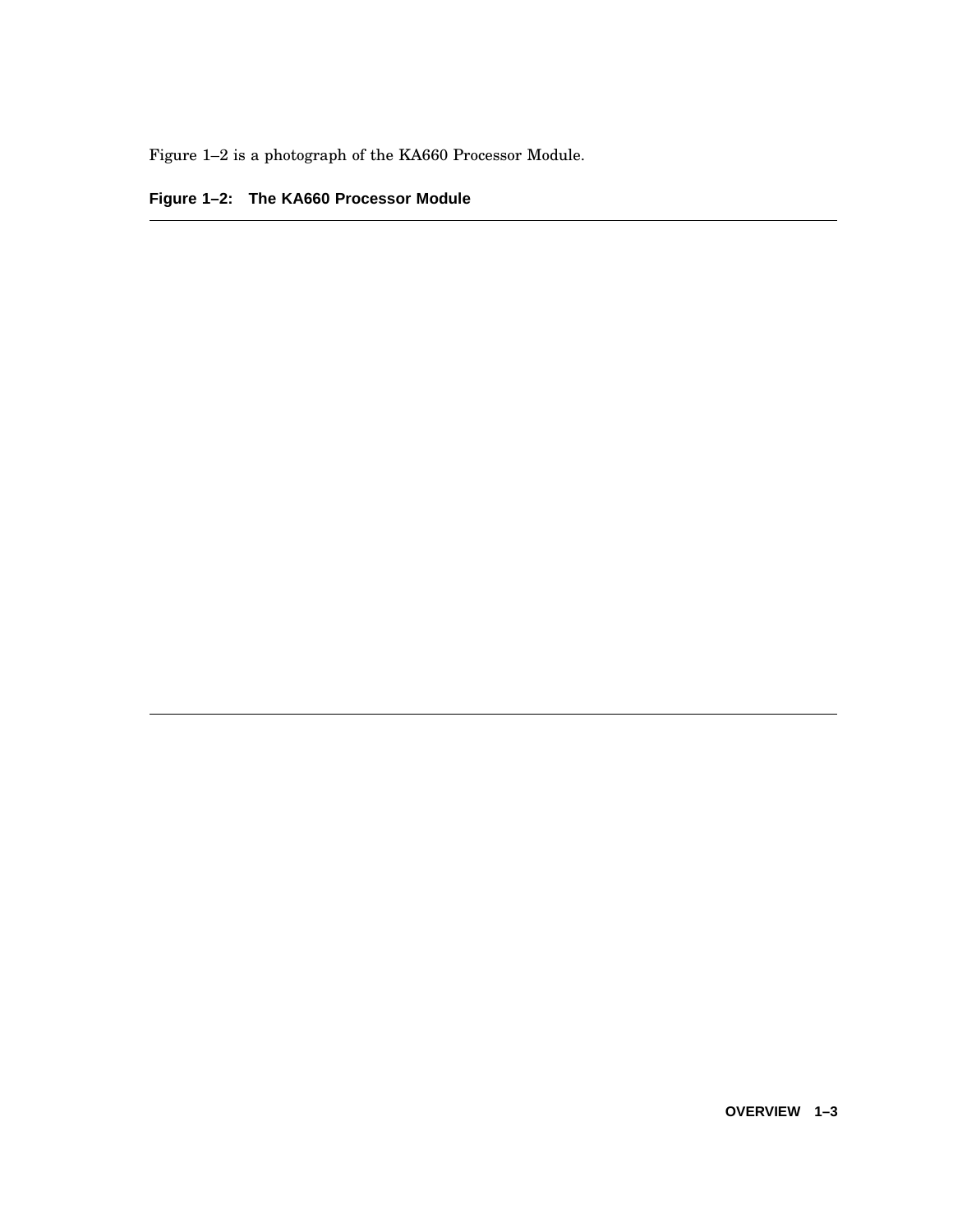Figure 1–2 is a photograph of the KA660 Processor Module.

**Figure 1–2: The KA660 Processor Module**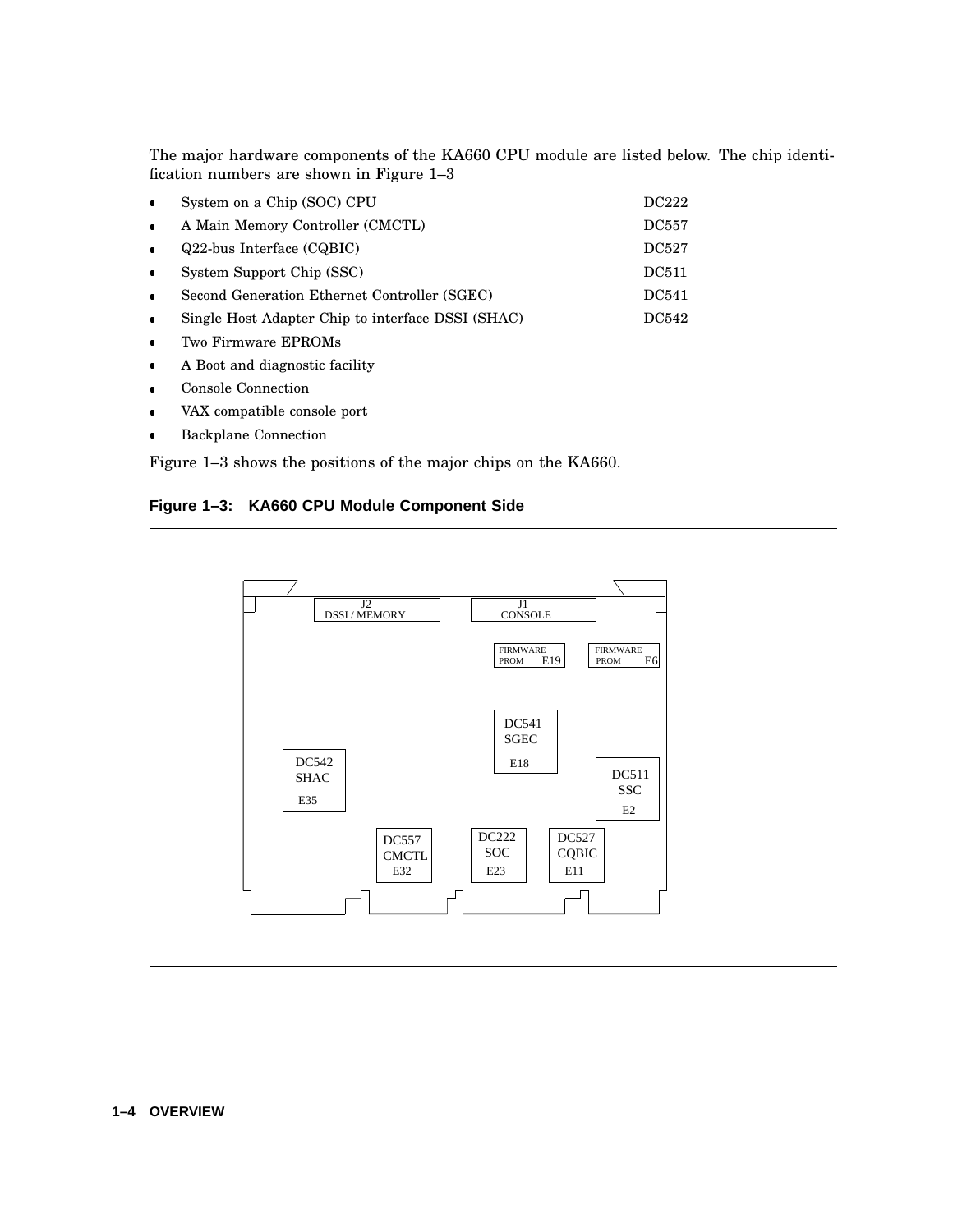The major hardware components of the KA660 CPU module are listed below. The chip identification numbers are shown in Figure 1–3

- System on a Chip (SOC) CPU — DC222
- A Main Memory Controller (CMCTL) — DC557
- Q22-bus Interface (CQBIC) — DC527
- System Support Chip (SSC) — DC511
- Second Generation Ethernet Controller (SGEC) — DC541
- Single Host Adapter Chip to interface DSSI (SHAC) — DC542
- Two Firmware EPROMs
- A Boot and diagnostic facility
- Console Connection
- VAX compatible console port
- Backplane Connection

Figure 1–3 shows the positions of the major chips on the KA660.

**Figure 1–3: KA660 CPU Module Component Side**

J2 DSSI / MEMORY
J1 CONSOLE
FIRMWARE PROM E19
FIRMWARE PROM E6
DC541 SGEC E18
DC542 SHAC E35
DC511 SSC E2
DC557 CMCTL E32
DC222 SOC E23
DC527 CQBIC E11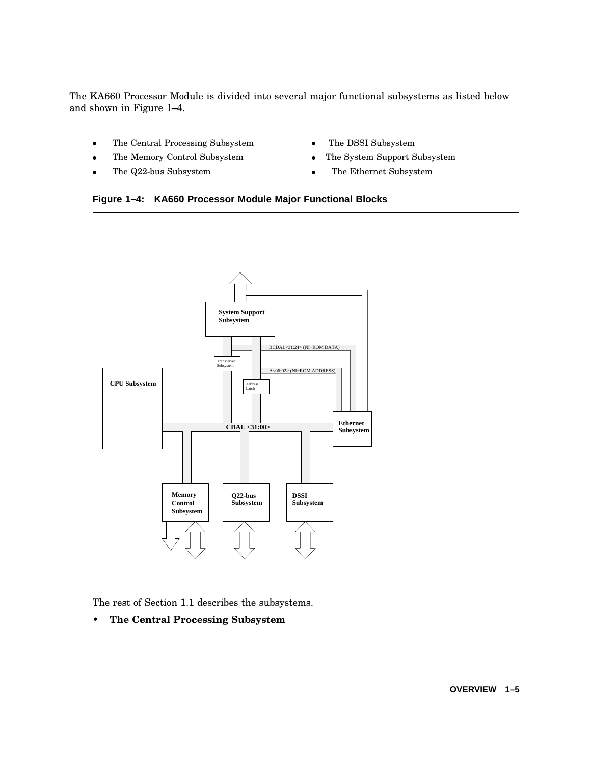The KA660 Processor Module is divided into several major functional subsystems as listed below and shown in Figure 1–4.

- The Central Processing Subsystem
- The Memory Control Subsystem
- The Q22-bus Subsystem
- The DSSI Subsystem
- The System Support Subsystem
- The Ethernet Subsystem

**Figure 1–4: KA660 Processor Module Major Functional Blocks**

System Support Subsystem

Transceiver Subsystem

BCDAL<31:24> (NI−ROM DATA)

A<06:02> (NI−ROM ADDRESS)

Address Latch

CPU Subsystem

CDAL <31:00>

Ethernet Subsystem

Memory Control Subsystem

Q22-bus Subsystem

DSSI Subsystem

The rest of Section 1.1 describes the subsystems.

- **The Central Processing Subsystem**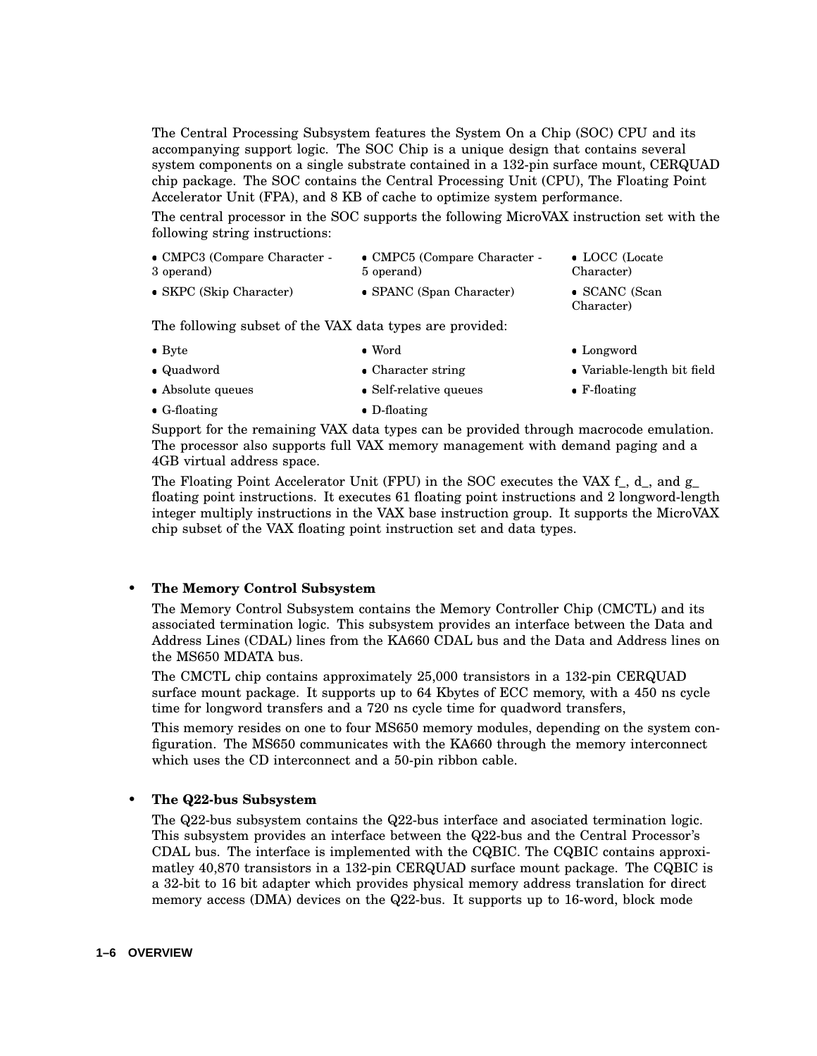The Central Processing Subsystem features the System On a Chip (SOC) CPU and its accompanying support logic. The SOC Chip is a unique design that contains several system components on a single substrate contained in a 132-pin surface mount, CERQUAD chip package. The SOC contains the Central Processing Unit (CPU), The Floating Point Accelerator Unit (FPA), and 8 KB of cache to optimize system performance.

The central processor in the SOC supports the following MicroVAX instruction set with the following string instructions:

- CMPC3 (Compare Character - 3 operand)
- CMPC5 (Compare Character - 5 operand)
- LOCC (Locate Character)
- SKPC (Skip Character)
- SPANC (Span Character)
- SCANC (Scan Character)

The following subset of the VAX data types are provided:

- Byte
- Word
- Longword
- Quadword
- Character string
- Variable-length bit field
- Absolute queues
- Self-relative queues
- F-floating
- G-floating
- D-floating

Support for the remaining VAX data types can be provided through macrocode emulation. The processor also supports full VAX memory management with demand paging and a 4GB virtual address space.

The Floating Point Accelerator Unit (FPU) in the SOC executes the VAX f_, d_, and g_ floating point instructions. It executes 61 floating point instructions and 2 longword-length integer multiply instructions in the VAX base instruction group. It supports the MicroVAX chip subset of the VAX floating point instruction set and data types.

- **The Memory Control Subsystem**

  The Memory Control Subsystem contains the Memory Controller Chip (CMCTL) and its associated termination logic. This subsystem provides an interface between the Data and Address Lines (CDAL) lines from the KA660 CDAL bus and the Data and Address lines on the MS650 MDATA bus.

  The CMCTL chip contains approximately 25,000 transistors in a 132-pin CERQUAD surface mount package. It supports up to 64 Kbytes of ECC memory, with a 450 ns cycle time for longword transfers and a 720 ns cycle time for quadword transfers,

  This memory resides on one to four MS650 memory modules, depending on the system configuration. The MS650 communicates with the KA660 through the memory interconnect which uses the CD interconnect and a 50-pin ribbon cable.

- **The Q22-bus Subsystem**

  The Q22-bus subsystem contains the Q22-bus interface and asociated termination logic. This subsystem provides an interface between the Q22-bus and the Central Processor's CDAL bus. The interface is implemented with the CQBIC. The CQBIC contains approximatley 40,870 transistors in a 132-pin CERQUAD surface mount package. The CQBIC is a 32-bit to 16 bit adapter which provides physical memory address translation for direct memory access (DMA) devices on the Q22-bus. It supports up to 16-word, block mode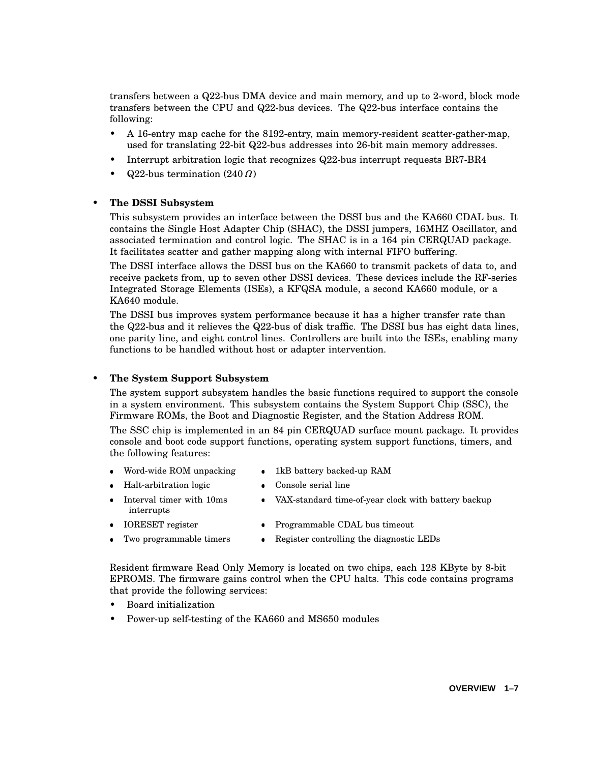transfers between a Q22-bus DMA device and main memory, and up to 2-word, block mode transfers between the CPU and Q22-bus devices. The Q22-bus interface contains the following:

- A 16-entry map cache for the 8192-entry, main memory-resident scatter-gather-map, used for translating 22-bit Q22-bus addresses into 26-bit main memory addresses.
- Interrupt arbitration logic that recognizes Q22-bus interrupt requests BR7-BR4
- Q22-bus termination (240 $\Omega$)

- **The DSSI Subsystem**

  This subsystem provides an interface between the DSSI bus and the KA660 CDAL bus. It contains the Single Host Adapter Chip (SHAC), the DSSI jumpers, 16MHZ Oscillator, and associated termination and control logic. The SHAC is in a 164 pin CERQUAD package. It facilitates scatter and gather mapping along with internal FIFO buffering.

  The DSSI interface allows the DSSI bus on the KA660 to transmit packets of data to, and receive packets from, up to seven other DSSI devices. These devices include the RF-series Integrated Storage Elements (ISEs), a KFQSA module, a second KA660 module, or a KA640 module.

  The DSSI bus improves system performance because it has a higher transfer rate than the Q22-bus and it relieves the Q22-bus of disk traffic. The DSSI bus has eight data lines, one parity line, and eight control lines. Controllers are built into the ISEs, enabling many functions to be handled without host or adapter intervention.

- **The System Support Subsystem**

  The system support subsystem handles the basic functions required to support the console in a system environment. This subsystem contains the System Support Chip (SSC), the Firmware ROMs, the Boot and Diagnostic Register, and the Station Address ROM.

  The SSC chip is implemented in an 84 pin CERQUAD surface mount package. It provides console and boot code support functions, operating system support functions, timers, and the following features:

  - Word-wide ROM unpacking
  - 1kB battery backed-up RAM
  - Halt-arbitration logic
  - Console serial line
  - Interval timer with 10ms interrupts
  - VAX-standard time-of-year clock with battery backup
  - IORESET register
  - Programmable CDAL bus timeout
  - Two programmable timers
  - Register controlling the diagnostic LEDs

  Resident firmware Read Only Memory is located on two chips, each 128 KByte by 8-bit EPROMS. The firmware gains control when the CPU halts. This code contains programs that provide the following services:

  - Board initialization
  - Power-up self-testing of the KA660 and MS650 modules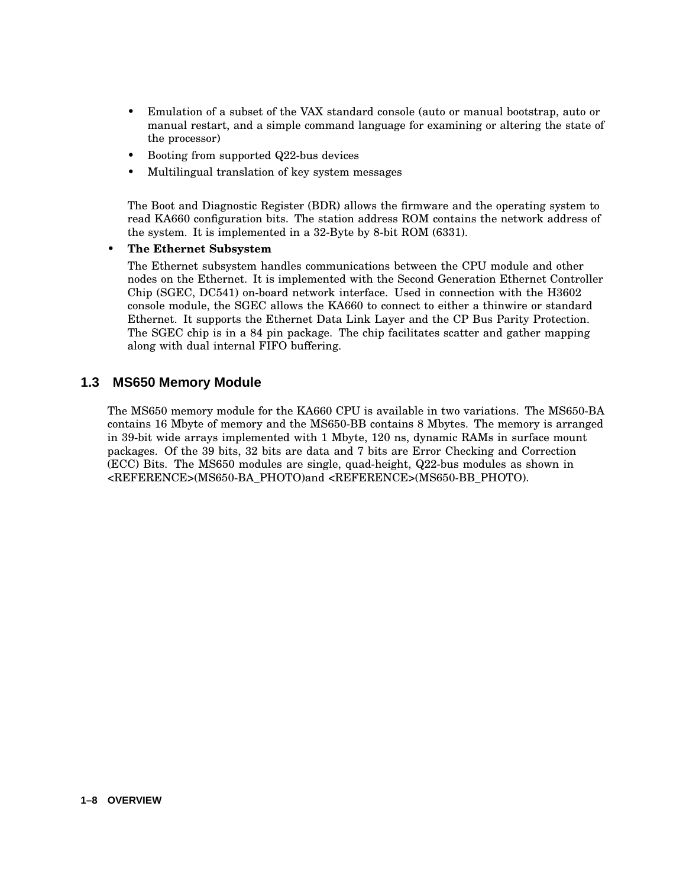- Emulation of a subset of the VAX standard console (auto or manual bootstrap, auto or manual restart, and a simple command language for examining or altering the state of the processor)
   - Booting from supported Q22-bus devices
   - Multilingual translation of key system messages

  The Boot and Diagnostic Register (BDR) allows the firmware and the operating system to read KA660 configuration bits. The station address ROM contains the network address of the system. It is implemented in a 32-Byte by 8-bit ROM (6331).

- **The Ethernet Subsystem**

  The Ethernet subsystem handles communications between the CPU module and other nodes on the Ethernet. It is implemented with the Second Generation Ethernet Controller Chip (SGEC, DC541) on-board network interface. Used in connection with the H3602 console module, the SGEC allows the KA660 to connect to either a thinwire or standard Ethernet. It supports the Ethernet Data Link Layer and the CP Bus Parity Protection. The SGEC chip is in a 84 pin package. The chip facilitates scatter and gather mapping along with dual internal FIFO buffering.

## 1.3 MS650 Memory Module

The MS650 memory module for the KA660 CPU is available in two variations. The MS650-BA contains 16 Mbyte of memory and the MS650-BB contains 8 Mbytes. The memory is arranged in 39-bit wide arrays implemented with 1 Mbyte, 120 ns, dynamic RAMs in surface mount packages. Of the 39 bits, 32 bits are data and 7 bits are Error Checking and Correction (ECC) Bits. The MS650 modules are single, quad-height, Q22-bus modules as shown in <REFERENCE>(MS650-BA_PHOTO)and <REFERENCE>(MS650-BB_PHOTO).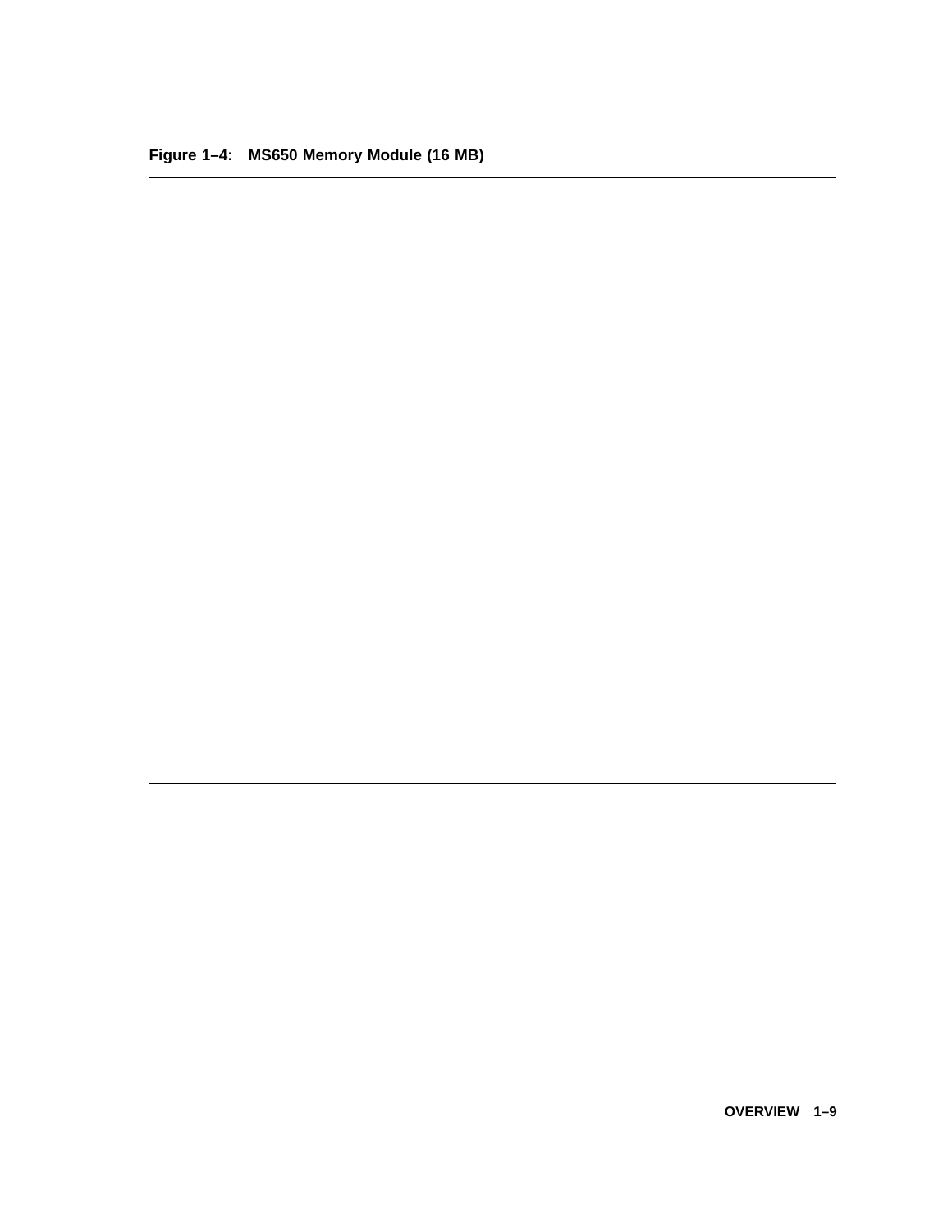**Figure 1–4: MS650 Memory Module (16 MB)**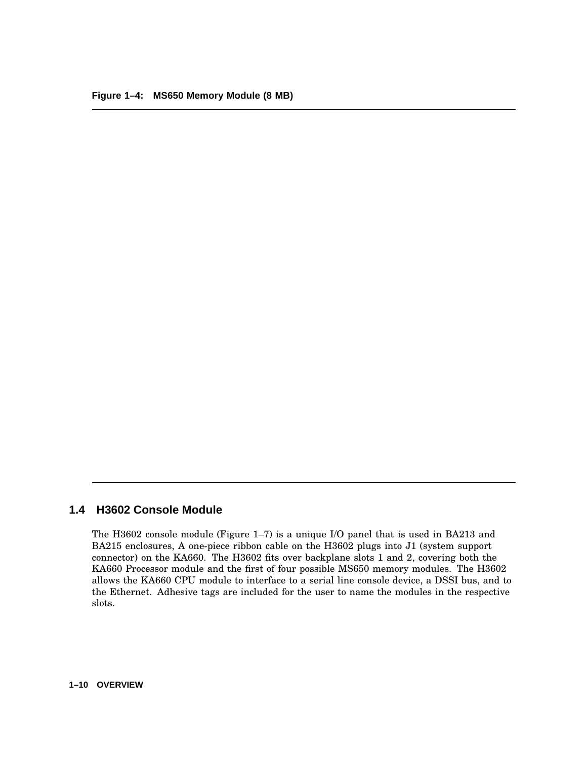**Figure 1–4: MS650 Memory Module (8 MB)**

## 1.4 H3602 Console Module

The H3602 console module (Figure 1–7) is a unique I/O panel that is used in BA213 and BA215 enclosures, A one-piece ribbon cable on the H3602 plugs into J1 (system support connector) on the KA660. The H3602 fits over backplane slots 1 and 2, covering both the KA660 Processor module and the first of four possible MS650 memory modules. The H3602 allows the KA660 CPU module to interface to a serial line console device, a DSSI bus, and to the Ethernet. Adhesive tags are included for the user to name the modules in the respective slots.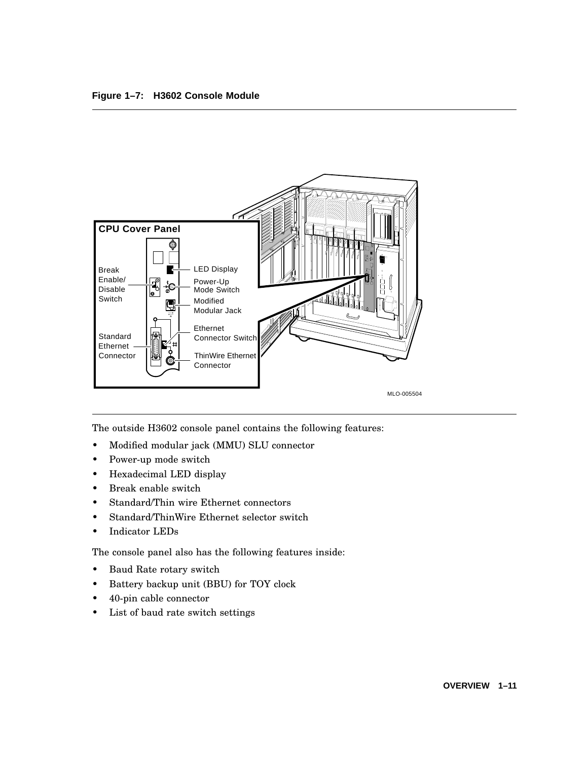**Figure 1–7: H3602 Console Module**

MLO-005504

The outside H3602 console panel contains the following features:

- Modified modular jack (MMU) SLU connector
- Power-up mode switch
- Hexadecimal LED display
- Break enable switch
- Standard/Thin wire Ethernet connectors
- Standard/ThinWire Ethernet selector switch
- Indicator LEDs

The console panel also has the following features inside:

- Baud Rate rotary switch
- Battery backup unit (BBU) for TOY clock
- 40-pin cable connector
- List of baud rate switch settings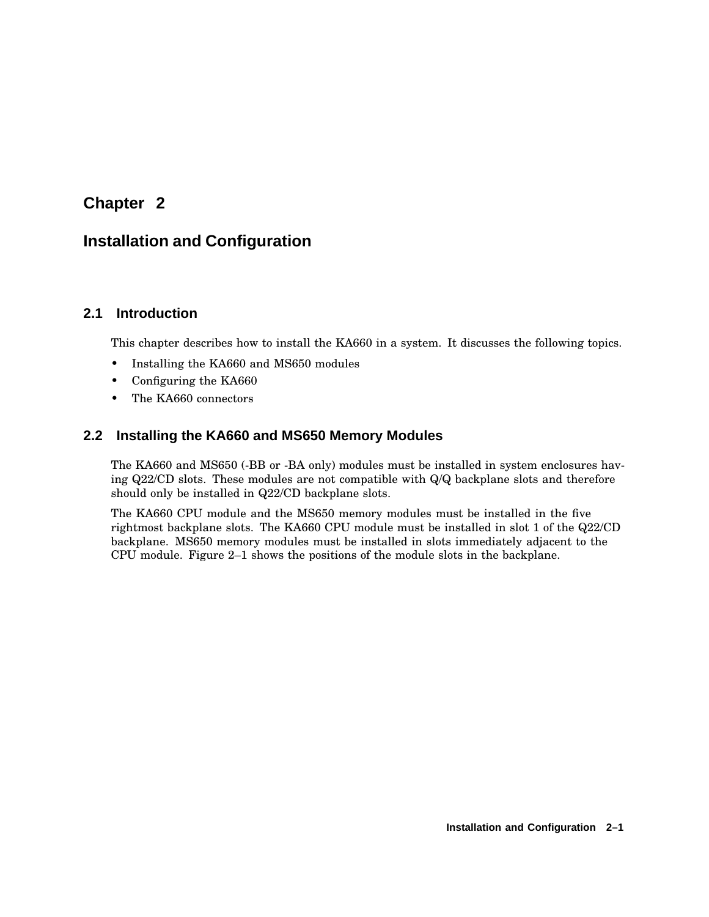# Chapter 2

# Installation and Configuration

## 2.1 Introduction

This chapter describes how to install the KA660 in a system. It discusses the following topics.

- Installing the KA660 and MS650 modules
- Configuring the KA660
- The KA660 connectors

## 2.2 Installing the KA660 and MS650 Memory Modules

The KA660 and MS650 (-BB or -BA only) modules must be installed in system enclosures having Q22/CD slots. These modules are not compatible with Q/Q backplane slots and therefore should only be installed in Q22/CD backplane slots.

The KA660 CPU module and the MS650 memory modules must be installed in the five rightmost backplane slots. The KA660 CPU module must be installed in slot 1 of the Q22/CD backplane. MS650 memory modules must be installed in slots immediately adjacent to the CPU module. Figure 2–1 shows the positions of the module slots in the backplane.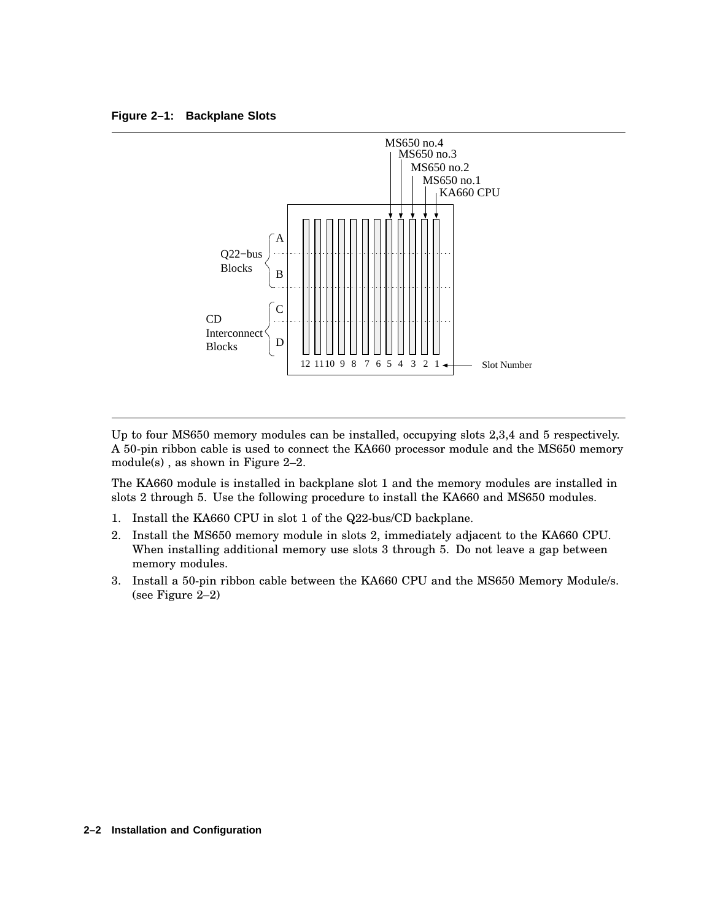**Figure 2–1: Backplane Slots**

Up to four MS650 memory modules can be installed, occupying slots 2,3,4 and 5 respectively. A 50-pin ribbon cable is used to connect the KA660 processor module and the MS650 memory module(s) , as shown in Figure 2–2.

The KA660 module is installed in backplane slot 1 and the memory modules are installed in slots 2 through 5. Use the following procedure to install the KA660 and MS650 modules.

1. Install the KA660 CPU in slot 1 of the Q22-bus/CD backplane.
2. Install the MS650 memory module in slots 2, immediately adjacent to the KA660 CPU. When installing additional memory use slots 3 through 5. Do not leave a gap between memory modules.
3. Install a 50-pin ribbon cable between the KA660 CPU and the MS650 Memory Module/s. (see Figure 2–2)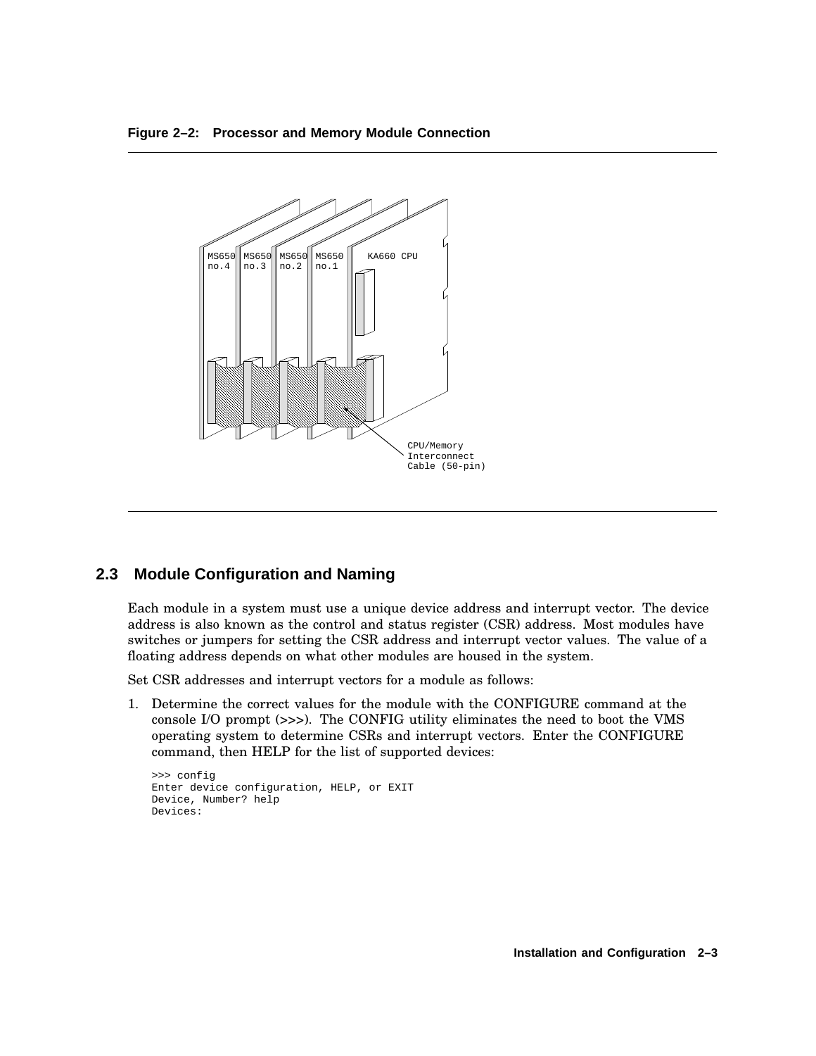**Figure 2–2: Processor and Memory Module Connection**

MS650 no.4 | MS650 no.3 | MS650 no.2 | MS650 no.1 | KA660 CPU

CPU/Memory Interconnect Cable (50-pin)

## 2.3 Module Configuration and Naming

Each module in a system must use a unique device address and interrupt vector. The device address is also known as the control and status register (CSR) address. Most modules have switches or jumpers for setting the CSR address and interrupt vector values. The value of a floating address depends on what other modules are housed in the system.

Set CSR addresses and interrupt vectors for a module as follows:

1. Determine the correct values for the module with the CONFIGURE command at the console I/O prompt (>>>). The CONFIG utility eliminates the need to boot the VMS operating system to determine CSRs and interrupt vectors. Enter the CONFIGURE command, then HELP for the list of supported devices:

```
>>> config
Enter device configuration, HELP, or EXIT
Device, Number? help
Devices:
```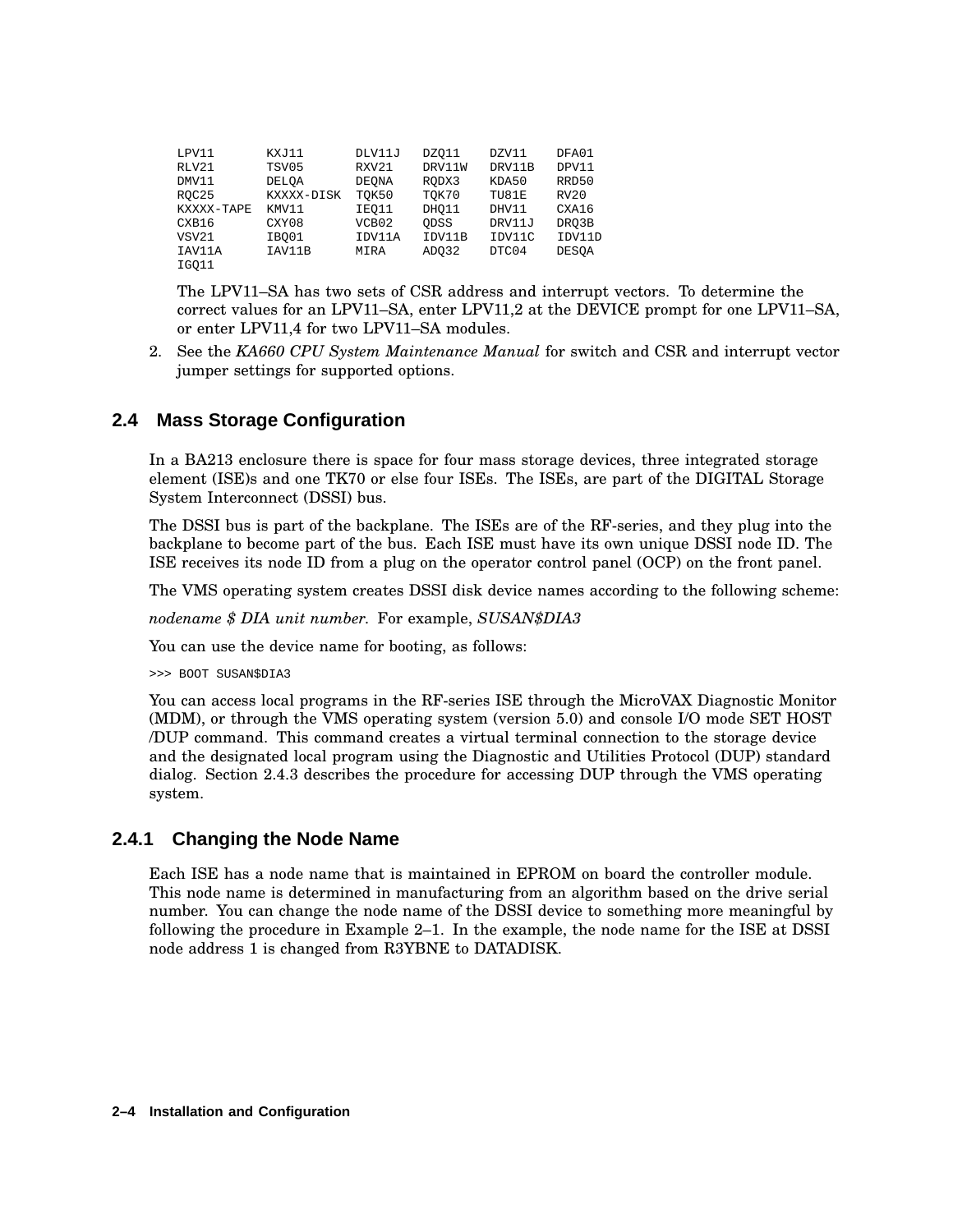```
LPV11       KXJ11       DLV11J   DZQ11    DZV11    DFA01
RLV21       TSV05       RXV21    DRV11W   DRV11B   DPV11
DMV11       DELQA       DEQNA    RQDX3    KDA50    RRD50
RQC25       KXXXX-DISK  TQK50    TQK70    TU81E    RV20
KXXXX-TAPE  KMV11       IEQ11    DHQ11    DHV11    CXA16
CXB16       CXY08       VCB02    QDSS     DRV11J   DRQ3B
VSV21       IBQ01       IDV11A   IDV11B   IDV11C   IDV11D
IAV11A      IAV11B      MIRA     ADQ32    DTC04    DESQA
IGQ11
```

The LPV11–SA has two sets of CSR address and interrupt vectors. To determine the correct values for an LPV11–SA, enter LPV11,2 at the DEVICE prompt for one LPV11–SA, or enter LPV11,4 for two LPV11–SA modules.

2. See the *KA660 CPU System Maintenance Manual* for switch and CSR and interrupt vector jumper settings for supported options.

## 2.4 Mass Storage Configuration

In a BA213 enclosure there is space for four mass storage devices, three integrated storage element (ISE)s and one TK70 or else four ISEs. The ISEs, are part of the DIGITAL Storage System Interconnect (DSSI) bus.

The DSSI bus is part of the backplane. The ISEs are of the RF-series, and they plug into the backplane to become part of the bus. Each ISE must have its own unique DSSI node ID. The ISE receives its node ID from a plug on the operator control panel (OCP) on the front panel.

The VMS operating system creates DSSI disk device names according to the following scheme:

*nodename $ DIA unit number*. For example, *SUSAN$DIA3*

You can use the device name for booting, as follows:

```
>>> BOOT SUSAN$DIA3
```

You can access local programs in the RF-series ISE through the MicroVAX Diagnostic Monitor (MDM), or through the VMS operating system (version 5.0) and console I/O mode SET HOST /DUP command. This command creates a virtual terminal connection to the storage device and the designated local program using the Diagnostic and Utilities Protocol (DUP) standard dialog. Section 2.4.3 describes the procedure for accessing DUP through the VMS operating system.

### 2.4.1 Changing the Node Name

Each ISE has a node name that is maintained in EPROM on board the controller module. This node name is determined in manufacturing from an algorithm based on the drive serial number. You can change the node name of the DSSI device to something more meaningful by following the procedure in Example 2–1. In the example, the node name for the ISE at DSSI node address 1 is changed from R3YBNE to DATADISK.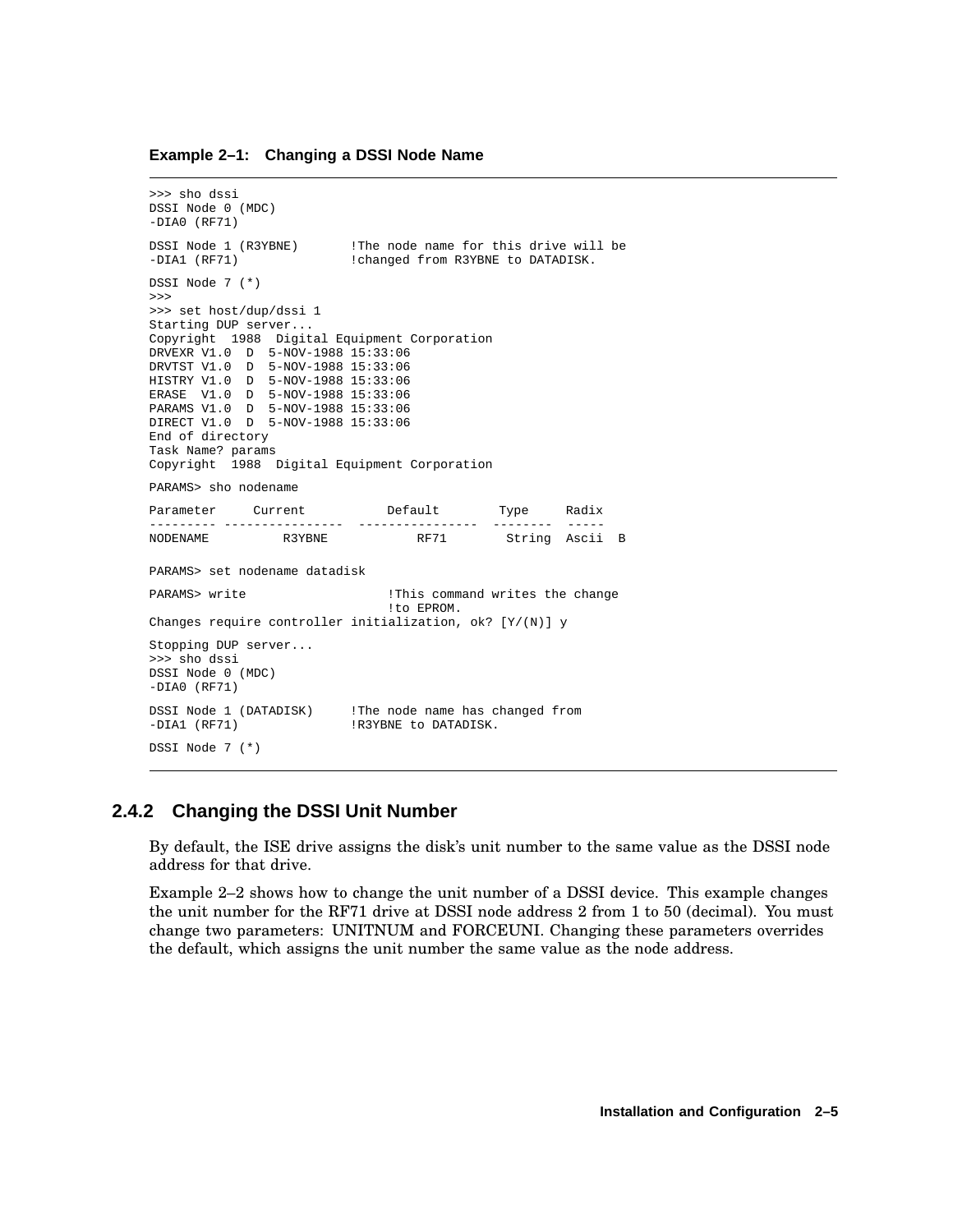**Example 2–1: Changing a DSSI Node Name**

```
>>> sho dssi
DSSI Node 0 (MDC)
-DIA0 (RF71)

DSSI Node 1 (R3YBNE)       !The node name for this drive will be
-DIA1 (RF71)               !changed from R3YBNE to DATADISK.

DSSI Node 7 (*)
>>>
>>> set host/dup/dssi 1
Starting DUP server...
Copyright  1988  Digital Equipment Corporation
DRVEXR V1.0  D  5-NOV-1988 15:33:06
DRVTST V1.0  D  5-NOV-1988 15:33:06
HISTRY V1.0  D  5-NOV-1988 15:33:06
ERASE  V1.0  D  5-NOV-1988 15:33:06
PARAMS V1.0  D  5-NOV-1988 15:33:06
DIRECT V1.0  D  5-NOV-1988 15:33:06
End of directory
Task Name? params
Copyright  1988  Digital Equipment Corporation

PARAMS> sho nodename

Parameter     Current           Default        Type     Radix
--------- ----------------  ----------------  --------  -----
NODENAME          R3YBNE            RF71        String  Ascii  B

PARAMS> set nodename datadisk

PARAMS> write                   !This command writes the change
                                !to EPROM.
Changes require controller initialization, ok? [Y/(N)] y

Stopping DUP server...
>>> sho dssi
DSSI Node 0 (MDC)
-DIA0 (RF71)

DSSI Node 1 (DATADISK)     !The node name has changed from
-DIA1 (RF71)               !R3YBNE to DATADISK.

DSSI Node 7 (*)
```

### 2.4.2 Changing the DSSI Unit Number

By default, the ISE drive assigns the disk's unit number to the same value as the DSSI node address for that drive.

Example 2–2 shows how to change the unit number of a DSSI device. This example changes the unit number for the RF71 drive at DSSI node address 2 from 1 to 50 (decimal). You must change two parameters: UNITNUM and FORCEUNI. Changing these parameters overrides the default, which assigns the unit number the same value as the node address.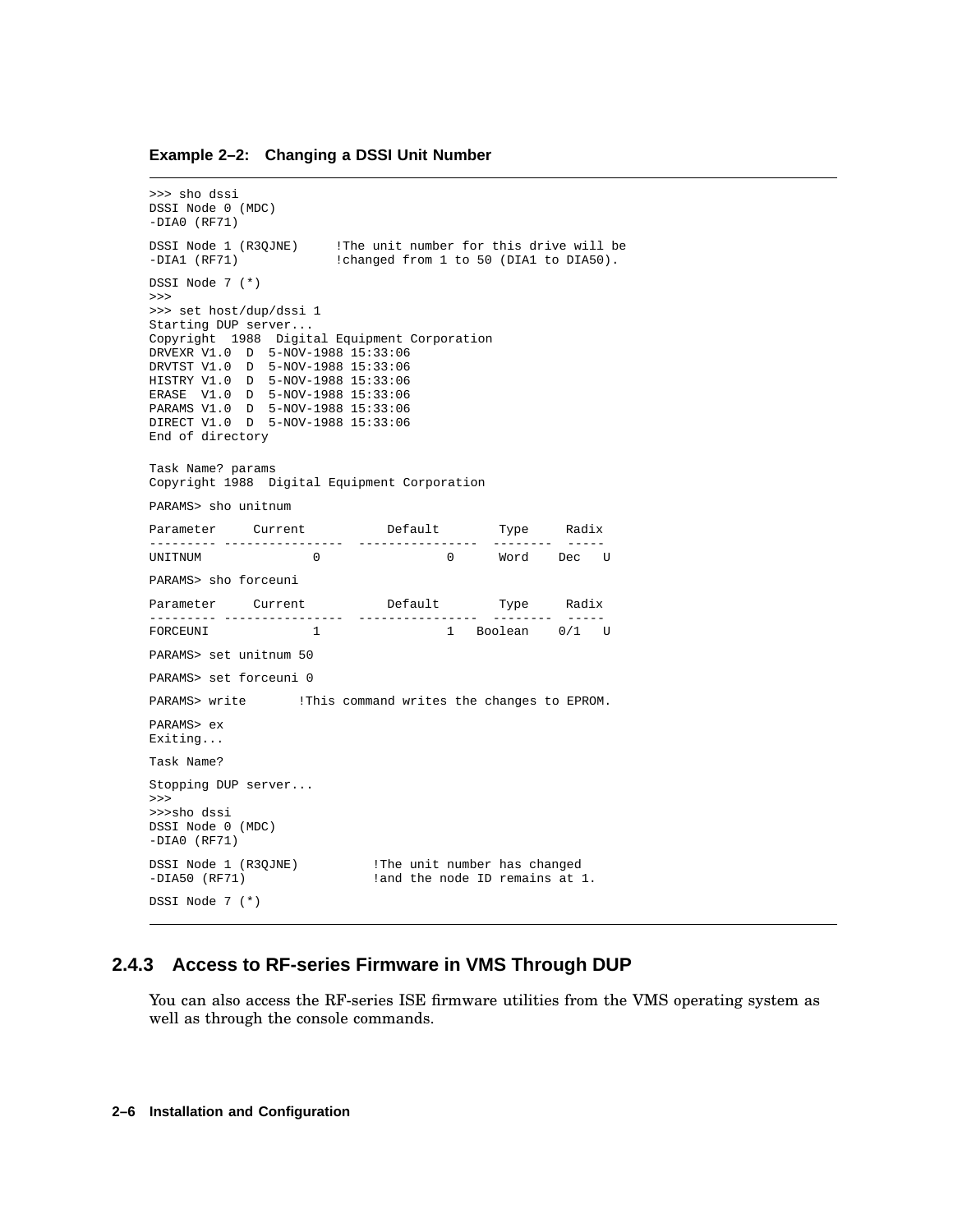**Example 2–2: Changing a DSSI Unit Number**

```
>>> sho dssi
DSSI Node 0 (MDC)
-DIA0 (RF71)

DSSI Node 1 (R3QJNE)     !The unit number for this drive will be
-DIA1 (RF71)             !changed from 1 to 50 (DIA1 to DIA50).

DSSI Node 7 (*)
>>>
>>> set host/dup/dssi 1
Starting DUP server...
Copyright  1988  Digital Equipment Corporation
DRVEXR V1.0  D  5-NOV-1988 15:33:06
DRVTST V1.0  D  5-NOV-1988 15:33:06
HISTRY V1.0  D  5-NOV-1988 15:33:06
ERASE  V1.0  D  5-NOV-1988 15:33:06
PARAMS V1.0  D  5-NOV-1988 15:33:06
DIRECT V1.0  D  5-NOV-1988 15:33:06
End of directory

Task Name? params
Copyright 1988  Digital Equipment Corporation

PARAMS> sho unitnum

Parameter     Current           Default        Type     Radix
--------- ----------------  ----------------  --------  -----
UNITNUM               0                 0      Word    Dec   U

PARAMS> sho forceuni

Parameter     Current           Default        Type     Radix
--------- ----------------  ----------------  --------  -----
FORCEUNI              1                 1   Boolean    0/1   U

PARAMS> set unitnum 50

PARAMS> set forceuni 0

PARAMS> write       !This command writes the changes to EPROM.

PARAMS> ex
Exiting...

Task Name?

Stopping DUP server...
>>>
>>>sho dssi
DSSI Node 0 (MDC)
-DIA0 (RF71)

DSSI Node 1 (R3QJNE)          !The unit number has changed
-DIA50 (RF71)                 !and the node ID remains at 1.

DSSI Node 7 (*)
```

### 2.4.3 Access to RF-series Firmware in VMS Through DUP

You can also access the RF-series ISE firmware utilities from the VMS operating system as well as through the console commands.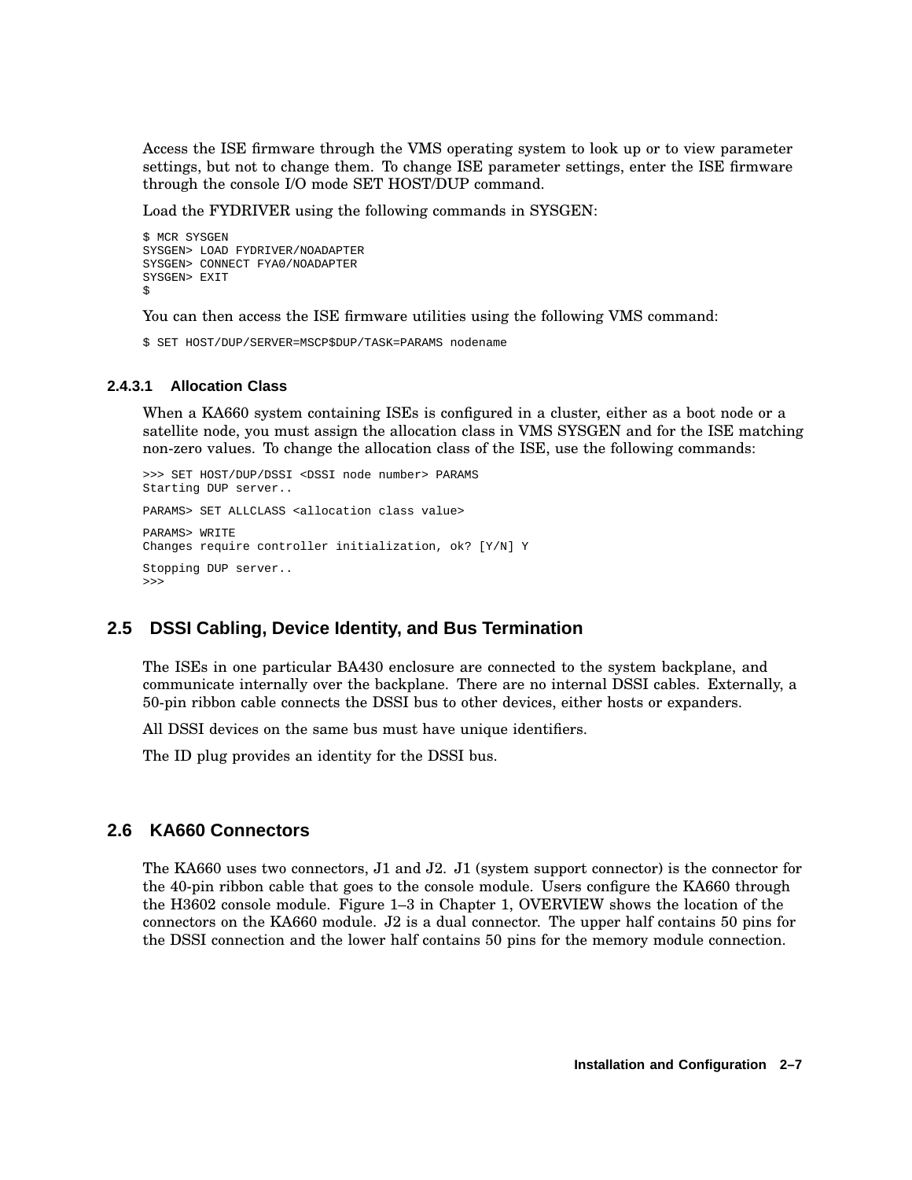Access the ISE firmware through the VMS operating system to look up or to view parameter settings, but not to change them. To change ISE parameter settings, enter the ISE firmware through the console I/O mode SET HOST/DUP command.

Load the FYDRIVER using the following commands in SYSGEN:

```
$ MCR SYSGEN
SYSGEN> LOAD FYDRIVER/NOADAPTER
SYSGEN> CONNECT FYA0/NOADAPTER
SYSGEN> EXIT
$
```

You can then access the ISE firmware utilities using the following VMS command:

```
$ SET HOST/DUP/SERVER=MSCP$DUP/TASK=PARAMS nodename
```

#### 2.4.3.1 Allocation Class

When a KA660 system containing ISEs is configured in a cluster, either as a boot node or a satellite node, you must assign the allocation class in VMS SYSGEN and for the ISE matching non-zero values. To change the allocation class of the ISE, use the following commands:

```
>>> SET HOST/DUP/DSSI <DSSI node number> PARAMS
Starting DUP server..

PARAMS> SET ALLCLASS <allocation class value>

PARAMS> WRITE
Changes require controller initialization, ok? [Y/N] Y

Stopping DUP server..
>>>
```

## 2.5 DSSI Cabling, Device Identity, and Bus Termination

The ISEs in one particular BA430 enclosure are connected to the system backplane, and communicate internally over the backplane. There are no internal DSSI cables. Externally, a 50-pin ribbon cable connects the DSSI bus to other devices, either hosts or expanders.

All DSSI devices on the same bus must have unique identifiers.

The ID plug provides an identity for the DSSI bus.

## 2.6 KA660 Connectors

The KA660 uses two connectors, J1 and J2. J1 (system support connector) is the connector for the 40-pin ribbon cable that goes to the console module. Users configure the KA660 through the H3602 console module. Figure 1–3 in Chapter 1, OVERVIEW shows the location of the connectors on the KA660 module. J2 is a dual connector. The upper half contains 50 pins for the DSSI connection and the lower half contains 50 pins for the memory module connection.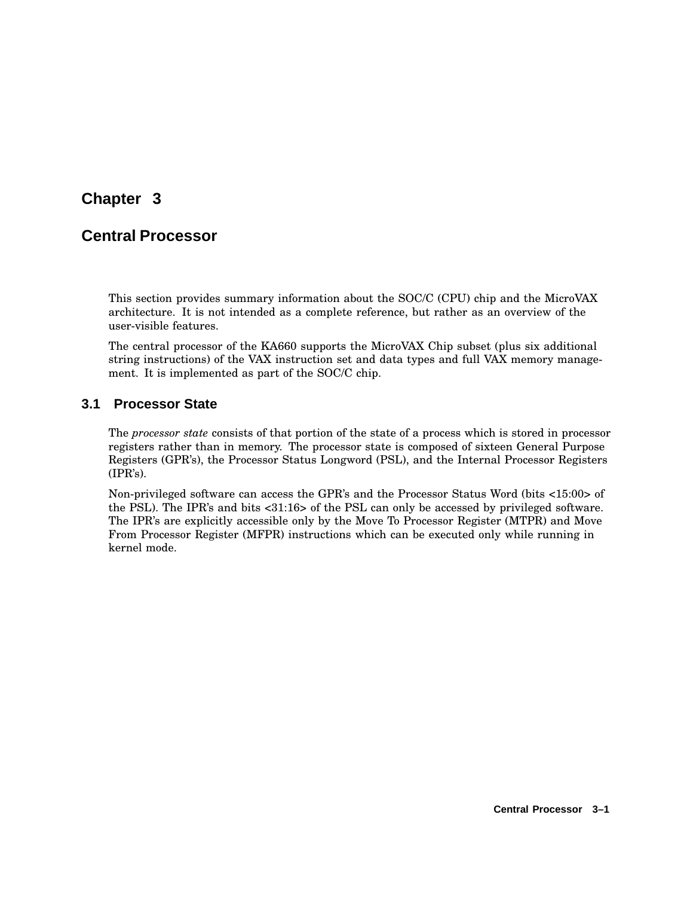# Chapter 3

# Central Processor

This section provides summary information about the SOC/C (CPU) chip and the MicroVAX architecture. It is not intended as a complete reference, but rather as an overview of the user-visible features.

The central processor of the KA660 supports the MicroVAX Chip subset (plus six additional string instructions) of the VAX instruction set and data types and full VAX memory management. It is implemented as part of the SOC/C chip.

## 3.1 Processor State

The *processor state* consists of that portion of the state of a process which is stored in processor registers rather than in memory. The processor state is composed of sixteen General Purpose Registers (GPR's), the Processor Status Longword (PSL), and the Internal Processor Registers (IPR's).

Non-privileged software can access the GPR's and the Processor Status Word (bits <15:00> of the PSL). The IPR's and bits <31:16> of the PSL can only be accessed by privileged software. The IPR's are explicitly accessible only by the Move To Processor Register (MTPR) and Move From Processor Register (MFPR) instructions which can be executed only while running in kernel mode.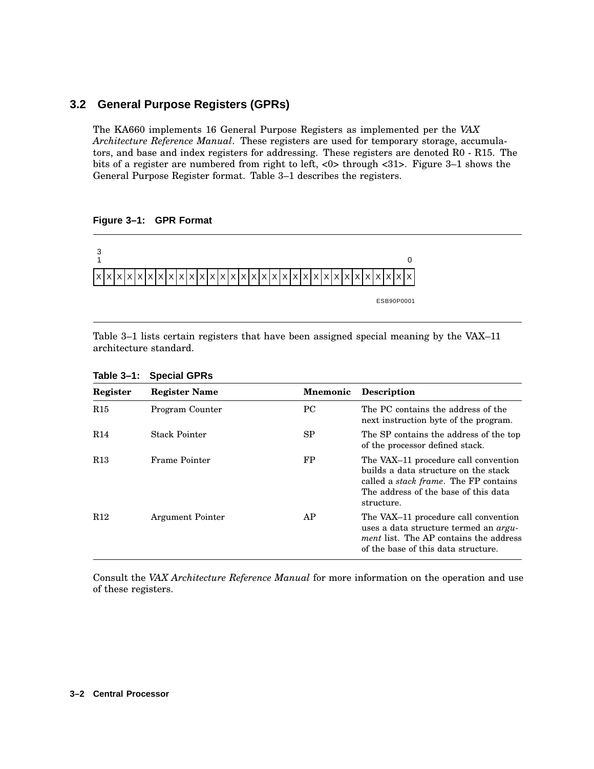## 3.2 General Purpose Registers (GPRs)

The KA660 implements 16 General Purpose Registers as implemented per the *VAX Architecture Reference Manual*. These registers are used for temporary storage, accumulators, and base and index registers for addressing. These registers are denoted R0 - R15. The bits of a register are numbered from right to left, <0> through <31>. Figure 3–1 shows the General Purpose Register format. Table 3–1 describes the registers.

**Figure 3–1: GPR Format**

```
3
1                                                              0
|X|X|X|X|X|X|X|X|X|X|X|X|X|X|X|X|X|X|X|X|X|X|X|X|X|X|X|X|X|X|X|X|

                                                      ESB90P0001
```

Table 3–1 lists certain registers that have been assigned special meaning by the VAX–11 architecture standard.

**Table 3–1: Special GPRs**

| Register | Register Name | Mnemonic | Description |
|---|---|---|---|
| R15 | Program Counter | PC | The PC contains the address of the next instruction byte of the program. |
| R14 | Stack Pointer | SP | The SP contains the address of the top of the processor defined stack. |
| R13 | Frame Pointer | FP | The VAX–11 procedure call convention builds a data structure on the stack called a *stack frame*. The FP contains The address of the base of this data structure. |
| R12 | Argument Pointer | AP | The VAX–11 procedure call convention uses a data structure termed an *argument* list. The AP contains the address of the base of this data structure. |

Consult the *VAX Architecture Reference Manual* for more information on the operation and use of these registers.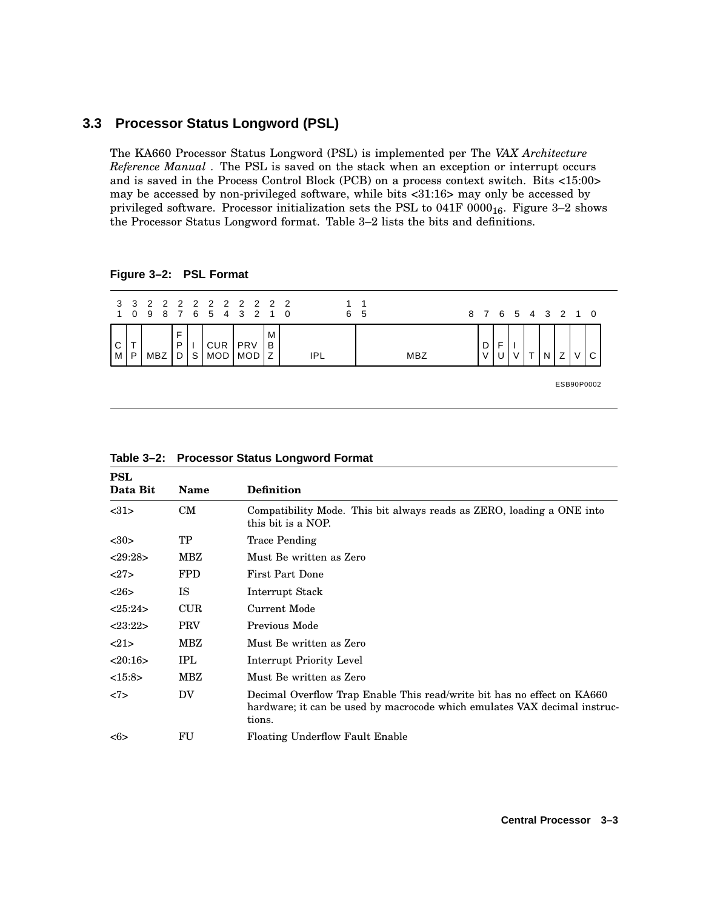## 3.3 Processor Status Longword (PSL)

The KA660 Processor Status Longword (PSL) is implemented per The *VAX Architecture Reference Manual* . The PSL is saved on the stack when an exception or interrupt occurs and is saved in the Process Control Block (PCB) on a process context switch. Bits <15:00> may be accessed by non-privileged software, while bits <31:16> may only be accessed by privileged software. Processor initialization sets the PSL to 041F $0000_{16}$. Figure 3–2 shows the Processor Status Longword format. Table 3–2 lists the bits and definitions.

**Figure 3–2: PSL Format**

| 31 | 30 | 29 28 | 27 | 26 | 25 24 | 23 22 | 21 | 20 ... 16 | 15 ... 8 | 7 | 6 | 5 | 4 | 3 | 2 | 1 | 0 |
|---|---|---|---|---|---|---|---|---|---|---|---|---|---|---|---|---|---|
| CM | TP | MBZ | FPD | IS | CUR MOD | PRV MOD | MBZ | IPL | MBZ | DV | FU | IV | T | N | Z | V | C |

ESB90P0002

**Table 3–2: Processor Status Longword Format**

| PSL Data Bit | Name | Definition |
|---|---|---|
| <31> | CM | Compatibility Mode. This bit always reads as ZERO, loading a ONE into this bit is a NOP. |
| <30> | TP | Trace Pending |
| <29:28> | MBZ | Must Be written as Zero |
| <27> | FPD | First Part Done |
| <26> | IS | Interrupt Stack |
| <25:24> | CUR | Current Mode |
| <23:22> | PRV | Previous Mode |
| <21> | MBZ | Must Be written as Zero |
| <20:16> | IPL | Interrupt Priority Level |
| <15:8> | MBZ | Must Be written as Zero |
| <7> | DV | Decimal Overflow Trap Enable This read/write bit has no effect on KA660 hardware; it can be used by macrocode which emulates VAX decimal instructions. |
| <6> | FU | Floating Underflow Fault Enable |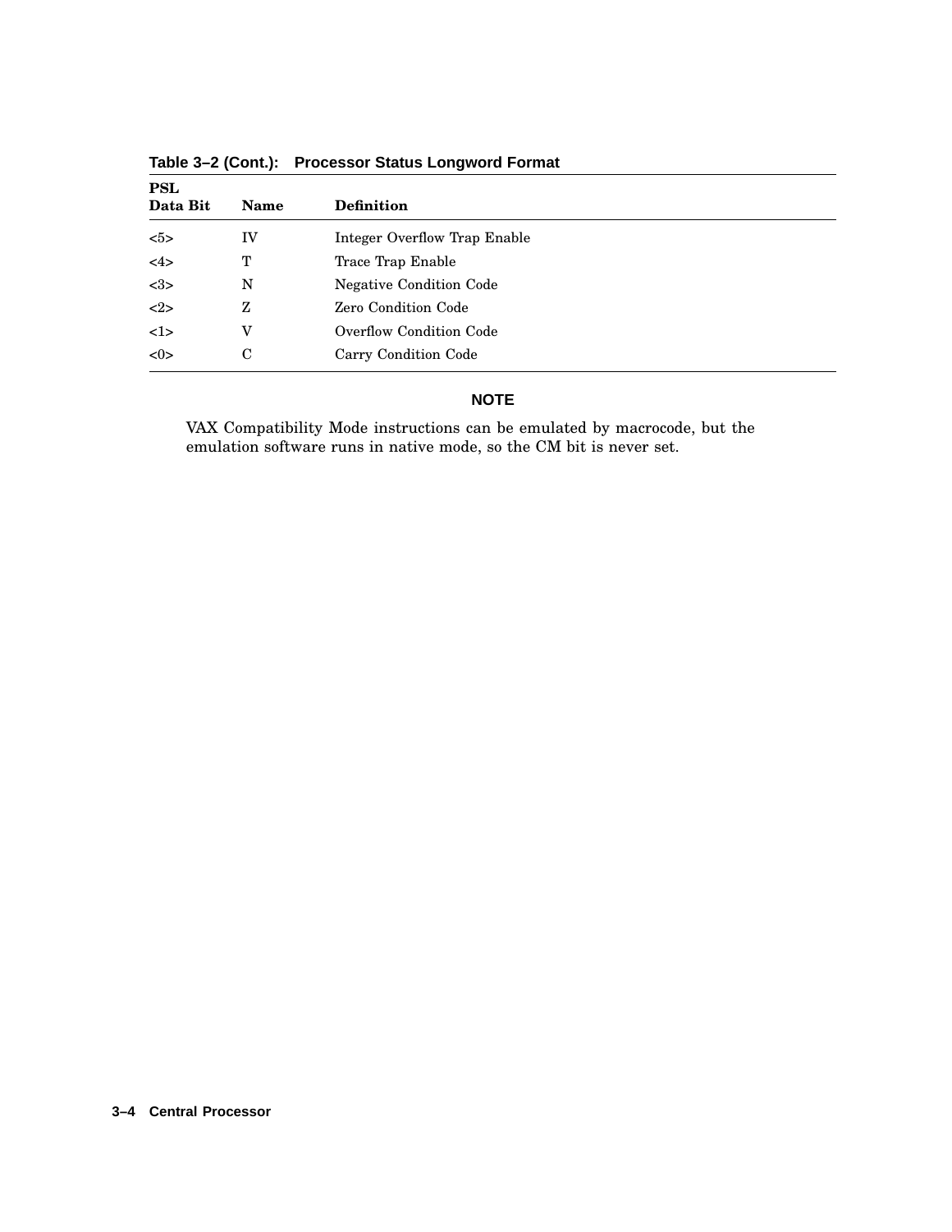**Table 3–2 (Cont.): Processor Status Longword Format**

| PSL Data Bit | Name | Definition |
|---|---|---|
| <5> | IV | Integer Overflow Trap Enable |
| <4> | T | Trace Trap Enable |
| <3> | N | Negative Condition Code |
| <2> | Z | Zero Condition Code |
| <1> | V | Overflow Condition Code |
| <0> | C | Carry Condition Code |

**NOTE**

VAX Compatibility Mode instructions can be emulated by macrocode, but the emulation software runs in native mode, so the CM bit is never set.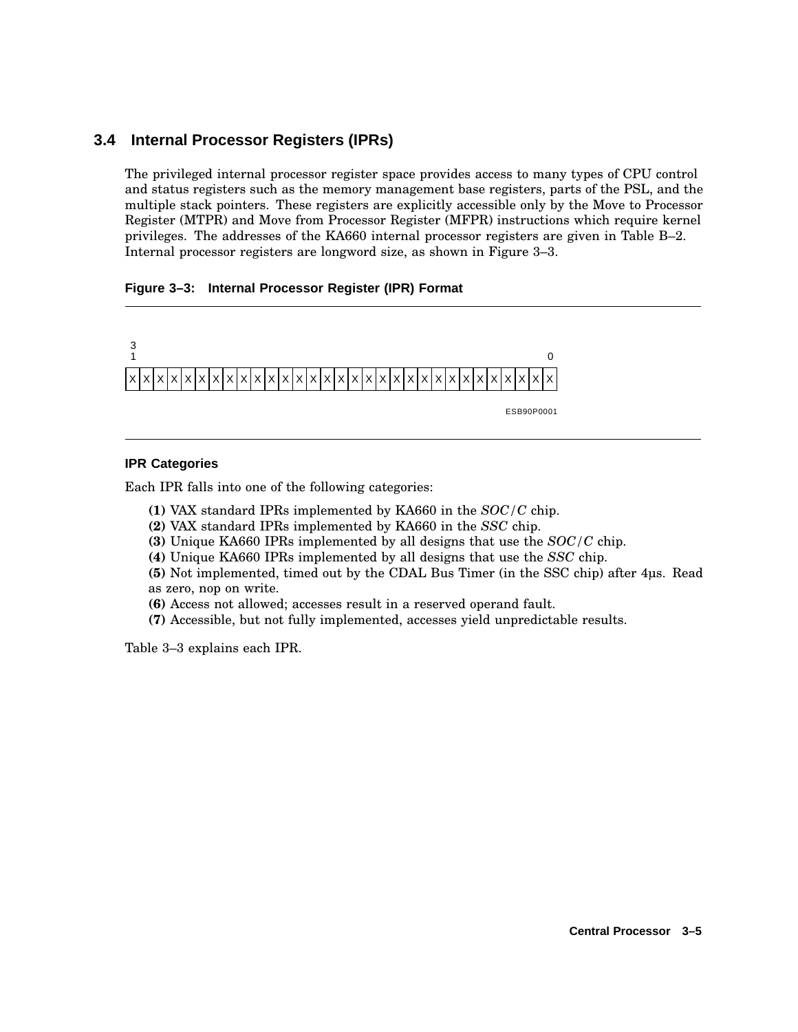## 3.4 Internal Processor Registers (IPRs)

The privileged internal processor register space provides access to many types of CPU control and status registers such as the memory management base registers, parts of the PSL, and the multiple stack pointers. These registers are explicitly accessible only by the Move to Processor Register (MTPR) and Move from Processor Register (MFPR) instructions which require kernel privileges. The addresses of the KA660 internal processor registers are given in Table B–2. Internal processor registers are longword size, as shown in Figure 3–3.

**Figure 3–3: Internal Processor Register (IPR) Format**

| 31 | | | | | | | | | | | | | | | | | | | | | | | | | | | | | | | 0 |
|---|---|---|---|---|---|---|---|---|---|---|---|---|---|---|---|---|---|---|---|---|---|---|---|---|---|---|---|---|---|---|---|
| X | X | X | X | X | X | X | X | X | X | X | X | X | X | X | X | X | X | X | X | X | X | X | X | X | X | X | X | X | X | X | X |

ESB90P0001

### IPR Categories

Each IPR falls into one of the following categories:

**(1)** VAX standard IPRs implemented by KA660 in the *SOC/C* chip.
**(2)** VAX standard IPRs implemented by KA660 in the *SSC* chip.
**(3)** Unique KA660 IPRs implemented by all designs that use the *SOC/C* chip.
**(4)** Unique KA660 IPRs implemented by all designs that use the *SSC* chip.
**(5)** Not implemented, timed out by the CDAL Bus Timer (in the SSC chip) after 4μs. Read as zero, nop on write.
**(6)** Access not allowed; accesses result in a reserved operand fault.
**(7)** Accessible, but not fully implemented, accesses yield unpredictable results.

Table 3–3 explains each IPR.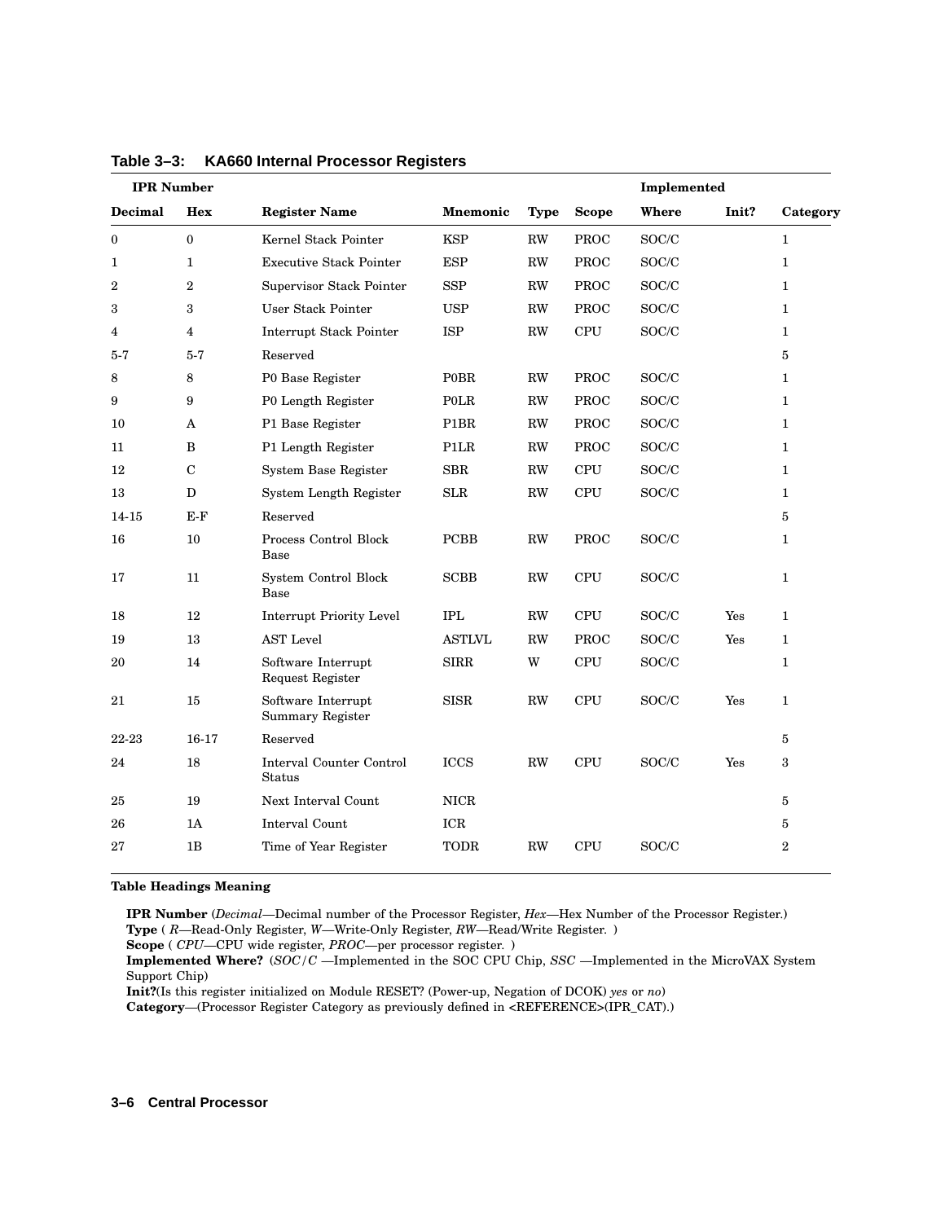**Table 3–3: KA660 Internal Processor Registers**

| IPR Number | | | | | | Implemented | | |
|---|---|---|---|---|---|---|---|---|
| Decimal | Hex | Register Name | Mnemonic | Type | Scope | Where | Init? | Category |
| 0 | 0 | Kernel Stack Pointer | KSP | RW | PROC | SOC/C | | 1 |
| 1 | 1 | Executive Stack Pointer | ESP | RW | PROC | SOC/C | | 1 |
| 2 | 2 | Supervisor Stack Pointer | SSP | RW | PROC | SOC/C | | 1 |
| 3 | 3 | User Stack Pointer | USP | RW | PROC | SOC/C | | 1 |
| 4 | 4 | Interrupt Stack Pointer | ISP | RW | CPU | SOC/C | | 1 |
| 5-7 | 5-7 | Reserved | | | | | | 5 |
| 8 | 8 | P0 Base Register | P0BR | RW | PROC | SOC/C | | 1 |
| 9 | 9 | P0 Length Register | P0LR | RW | PROC | SOC/C | | 1 |
| 10 | A | P1 Base Register | P1BR | RW | PROC | SOC/C | | 1 |
| 11 | B | P1 Length Register | P1LR | RW | PROC | SOC/C | | 1 |
| 12 | C | System Base Register | SBR | RW | CPU | SOC/C | | 1 |
| 13 | D | System Length Register | SLR | RW | CPU | SOC/C | | 1 |
| 14-15 | E-F | Reserved | | | | | | 5 |
| 16 | 10 | Process Control Block Base | PCBB | RW | PROC | SOC/C | | 1 |
| 17 | 11 | System Control Block Base | SCBB | RW | CPU | SOC/C | | 1 |
| 18 | 12 | Interrupt Priority Level | IPL | RW | CPU | SOC/C | Yes | 1 |
| 19 | 13 | AST Level | ASTLVL | RW | PROC | SOC/C | Yes | 1 |
| 20 | 14 | Software Interrupt Request Register | SIRR | W | CPU | SOC/C | | 1 |
| 21 | 15 | Software Interrupt Summary Register | SISR | RW | CPU | SOC/C | Yes | 1 |
| 22-23 | 16-17 | Reserved | | | | | | 5 |
| 24 | 18 | Interval Counter Control Status | ICCS | RW | CPU | SOC/C | Yes | 3 |
| 25 | 19 | Next Interval Count | NICR | | | | | 5 |
| 26 | 1A | Interval Count | ICR | | | | | 5 |
| 27 | 1B | Time of Year Register | TODR | RW | CPU | SOC/C | | 2 |

**Table Headings Meaning**

**IPR Number** (*Decimal*—Decimal number of the Processor Register, *Hex*—Hex Number of the Processor Register.)
**Type** ( *R*—Read-Only Register, *W*—Write-Only Register, *RW*—Read/Write Register. )
**Scope** ( *CPU*—CPU wide register, *PROC*—per processor register. )
**Implemented Where?** (*SOC/C* —Implemented in the SOC CPU Chip, *SSC* —Implemented in the MicroVAX System Support Chip)
**Init?**(Is this register initialized on Module RESET? (Power-up, Negation of DCOK) *yes* or *no*)
**Category**—(Processor Register Category as previously defined in <REFERENCE>(IPR_CAT).)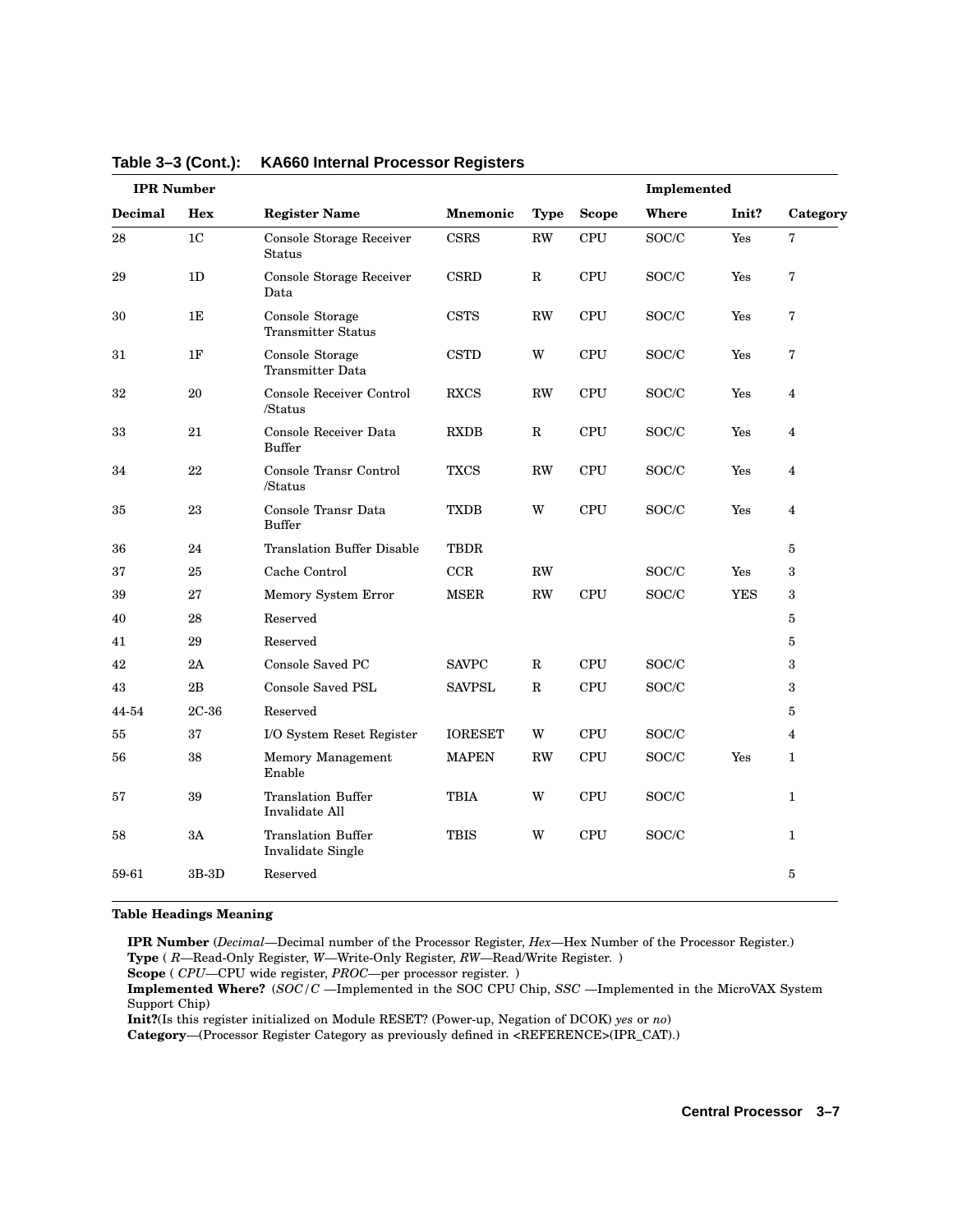**Table 3–3 (Cont.): KA660 Internal Processor Registers**

| IPR Number | | | | | | Implemented | | |
|---|---|---|---|---|---|---|---|---|
| Decimal | Hex | Register Name | Mnemonic | Type | Scope | Where | Init? | Category |
| 28 | 1C | Console Storage Receiver Status | CSRS | RW | CPU | SOC/C | Yes | 7 |
| 29 | 1D | Console Storage Receiver Data | CSRD | R | CPU | SOC/C | Yes | 7 |
| 30 | 1E | Console Storage Transmitter Status | CSTS | RW | CPU | SOC/C | Yes | 7 |
| 31 | 1F | Console Storage Transmitter Data | CSTD | W | CPU | SOC/C | Yes | 7 |
| 32 | 20 | Console Receiver Control /Status | RXCS | RW | CPU | SOC/C | Yes | 4 |
| 33 | 21 | Console Receiver Data Buffer | RXDB | R | CPU | SOC/C | Yes | 4 |
| 34 | 22 | Console Transr Control /Status | TXCS | RW | CPU | SOC/C | Yes | 4 |
| 35 | 23 | Console Transr Data Buffer | TXDB | W | CPU | SOC/C | Yes | 4 |
| 36 | 24 | Translation Buffer Disable | TBDR | | | | | 5 |
| 37 | 25 | Cache Control | CCR | RW | | SOC/C | Yes | 3 |
| 39 | 27 | Memory System Error | MSER | RW | CPU | SOC/C | YES | 3 |
| 40 | 28 | Reserved | | | | | | 5 |
| 41 | 29 | Reserved | | | | | | 5 |
| 42 | 2A | Console Saved PC | SAVPC | R | CPU | SOC/C | | 3 |
| 43 | 2B | Console Saved PSL | SAVPSL | R | CPU | SOC/C | | 3 |
| 44-54 | 2C-36 | Reserved | | | | | | 5 |
| 55 | 37 | I/O System Reset Register | IORESET | W | CPU | SOC/C | | 4 |
| 56 | 38 | Memory Management Enable | MAPEN | RW | CPU | SOC/C | Yes | 1 |
| 57 | 39 | Translation Buffer Invalidate All | TBIA | W | CPU | SOC/C | | 1 |
| 58 | 3A | Translation Buffer Invalidate Single | TBIS | W | CPU | SOC/C | | 1 |
| 59-61 | 3B-3D | Reserved | | | | | | 5 |

**Table Headings Meaning**

**IPR Number** (*Decimal*—Decimal number of the Processor Register, *Hex*—Hex Number of the Processor Register.)
**Type** ( *R*—Read-Only Register, *W*—Write-Only Register, *RW*—Read/Write Register. )
**Scope** ( *CPU*—CPU wide register, *PROC*—per processor register. )
**Implemented Where?** (*SOC/C* —Implemented in the SOC CPU Chip, *SSC* —Implemented in the MicroVAX System Support Chip)
**Init?**(Is this register initialized on Module RESET? (Power-up, Negation of DCOK) *yes* or *no*)
**Category**—(Processor Register Category as previously defined in <REFERENCE>(IPR_CAT).)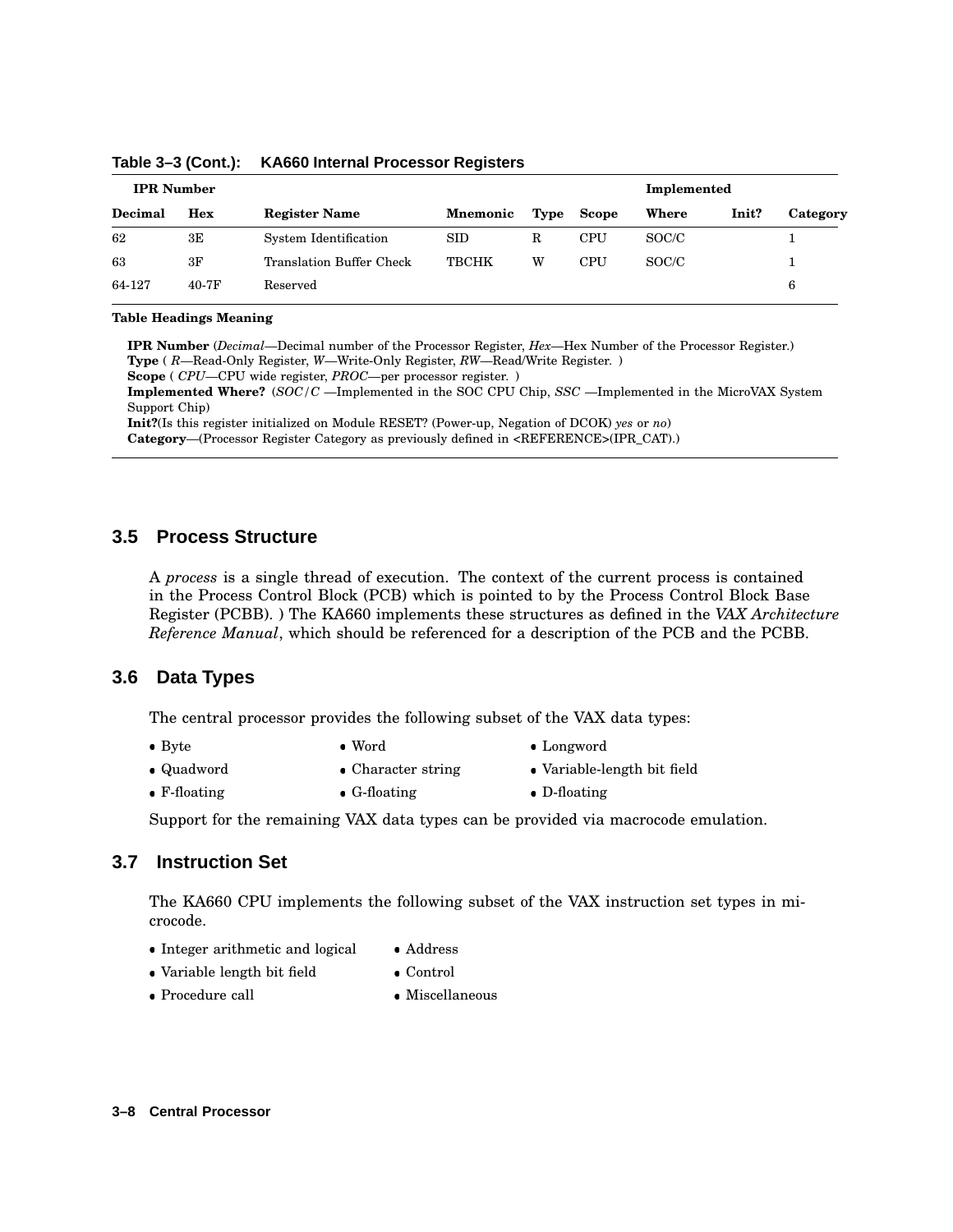**Table 3–3 (Cont.): KA660 Internal Processor Registers**

| IPR Number | | | | | | Implemented | | |
|---|---|---|---|---|---|---|---|---|
| Decimal | Hex | Register Name | Mnemonic | Type | Scope | Where | Init? | Category |
| 62 | 3E | System Identification | SID | R | CPU | SOC/C | | 1 |
| 63 | 3F | Translation Buffer Check | TBCHK | W | CPU | SOC/C | | 1 |
| 64-127 | 40-7F | Reserved | | | | | | 6 |

**Table Headings Meaning**

**IPR Number** (*Decimal*—Decimal number of the Processor Register, *Hex*—Hex Number of the Processor Register.)
**Type** ( *R*—Read-Only Register, *W*—Write-Only Register, *RW*—Read/Write Register. )
**Scope** ( *CPU*—CPU wide register, *PROC*—per processor register. )
**Implemented Where?** (*SOC/C* —Implemented in the SOC CPU Chip, *SSC* —Implemented in the MicroVAX System Support Chip)
**Init?**(Is this register initialized on Module RESET? (Power-up, Negation of DCOK) *yes* or *no*)
**Category**—(Processor Register Category as previously defined in <REFERENCE>(IPR_CAT).)

## 3.5 Process Structure

A *process* is a single thread of execution. The context of the current process is contained in the Process Control Block (PCB) which is pointed to by the Process Control Block Base Register (PCBB). ) The KA660 implements these structures as defined in the *VAX Architecture Reference Manual*, which should be referenced for a description of the PCB and the PCBB.

## 3.6 Data Types

The central processor provides the following subset of the VAX data types:

- Byte
- Word
- Longword
- Quadword
- Character string
- Variable-length bit field
- F-floating
- G-floating
- D-floating

Support for the remaining VAX data types can be provided via macrocode emulation.

## 3.7 Instruction Set

The KA660 CPU implements the following subset of the VAX instruction set types in microcode.

- Integer arithmetic and logical
- Address
- Variable length bit field
- Control
- Procedure call
- Miscellaneous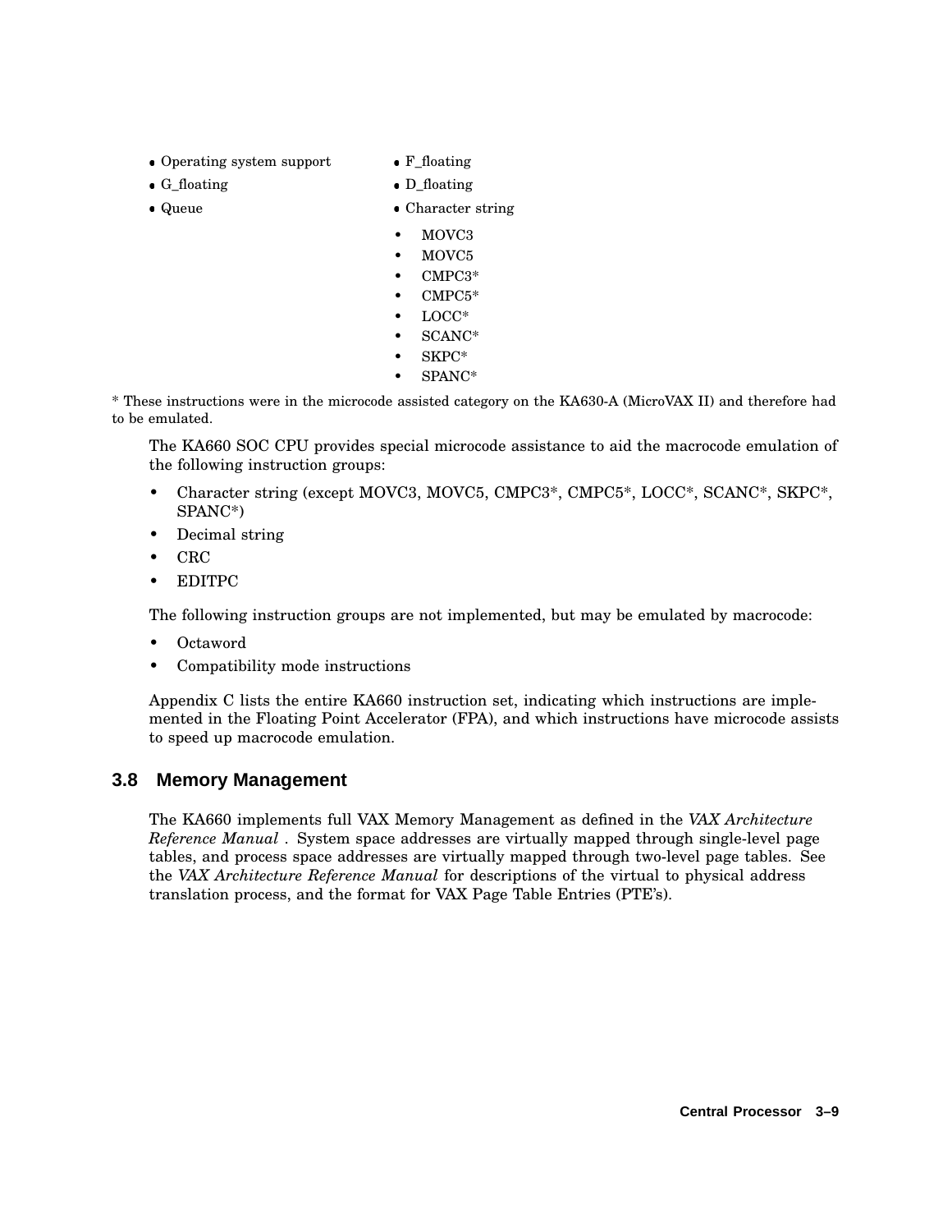- Operating system support
- G_floating
- Queue
- F_floating
- D_floating
- Character string
  - MOVC3
  - MOVC5
  - CMPC3*
  - CMPC5*
  - LOCC*
  - SCANC*
  - SKPC*
  - SPANC*

* These instructions were in the microcode assisted category on the KA630-A (MicroVAX II) and therefore had to be emulated.

The KA660 SOC CPU provides special microcode assistance to aid the macrocode emulation of the following instruction groups:

- Character string (except MOVC3, MOVC5, CMPC3*, CMPC5*, LOCC*, SCANC*, SKPC*, SPANC*)
- Decimal string
- CRC
- EDITPC

The following instruction groups are not implemented, but may be emulated by macrocode:

- Octaword
- Compatibility mode instructions

Appendix C lists the entire KA660 instruction set, indicating which instructions are implemented in the Floating Point Accelerator (FPA), and which instructions have microcode assists to speed up macrocode emulation.

## 3.8 Memory Management

The KA660 implements full VAX Memory Management as defined in the *VAX Architecture Reference Manual* . System space addresses are virtually mapped through single-level page tables, and process space addresses are virtually mapped through two-level page tables. See the *VAX Architecture Reference Manual* for descriptions of the virtual to physical address translation process, and the format for VAX Page Table Entries (PTE's).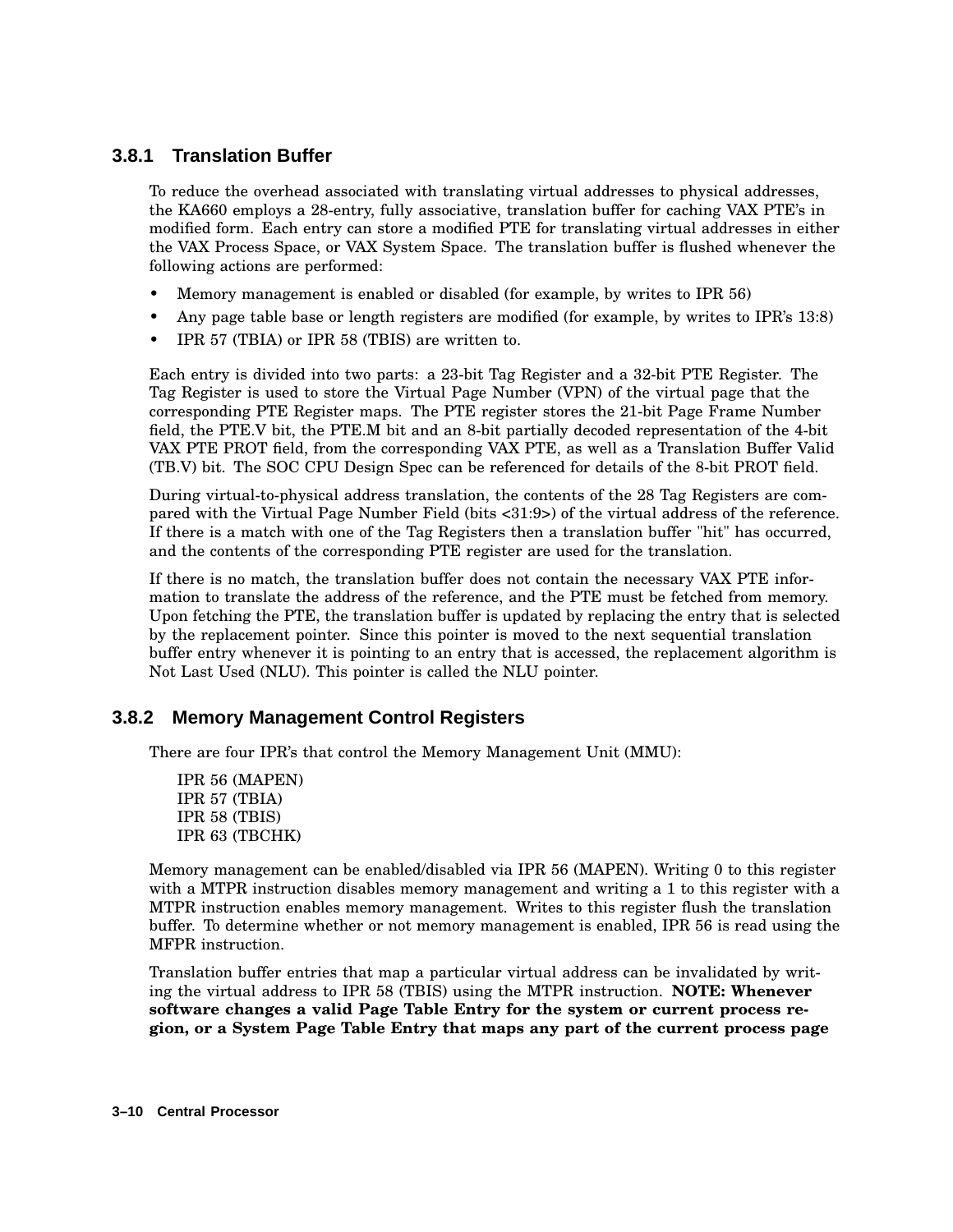### 3.8.1 Translation Buffer

To reduce the overhead associated with translating virtual addresses to physical addresses, the KA660 employs a 28-entry, fully associative, translation buffer for caching VAX PTE's in modified form. Each entry can store a modified PTE for translating virtual addresses in either the VAX Process Space, or VAX System Space. The translation buffer is flushed whenever the following actions are performed:

- Memory management is enabled or disabled (for example, by writes to IPR 56)
- Any page table base or length registers are modified (for example, by writes to IPR's 13:8)
- IPR 57 (TBIA) or IPR 58 (TBIS) are written to.

Each entry is divided into two parts: a 23-bit Tag Register and a 32-bit PTE Register. The Tag Register is used to store the Virtual Page Number (VPN) of the virtual page that the corresponding PTE Register maps. The PTE register stores the 21-bit Page Frame Number field, the PTE.V bit, the PTE.M bit and an 8-bit partially decoded representation of the 4-bit VAX PTE PROT field, from the corresponding VAX PTE, as well as a Translation Buffer Valid (TB.V) bit. The SOC CPU Design Spec can be referenced for details of the 8-bit PROT field.

During virtual-to-physical address translation, the contents of the 28 Tag Registers are compared with the Virtual Page Number Field (bits <31:9>) of the virtual address of the reference. If there is a match with one of the Tag Registers then a translation buffer "hit" has occurred, and the contents of the corresponding PTE register are used for the translation.

If there is no match, the translation buffer does not contain the necessary VAX PTE information to translate the address of the reference, and the PTE must be fetched from memory. Upon fetching the PTE, the translation buffer is updated by replacing the entry that is selected by the replacement pointer. Since this pointer is moved to the next sequential translation buffer entry whenever it is pointing to an entry that is accessed, the replacement algorithm is Not Last Used (NLU). This pointer is called the NLU pointer.

### 3.8.2 Memory Management Control Registers

There are four IPR's that control the Memory Management Unit (MMU):

IPR 56 (MAPEN)
IPR 57 (TBIA)
IPR 58 (TBIS)
IPR 63 (TBCHK)

Memory management can be enabled/disabled via IPR 56 (MAPEN). Writing 0 to this register with a MTPR instruction disables memory management and writing a 1 to this register with a MTPR instruction enables memory management. Writes to this register flush the translation buffer. To determine whether or not memory management is enabled, IPR 56 is read using the MFPR instruction.

Translation buffer entries that map a particular virtual address can be invalidated by writing the virtual address to IPR 58 (TBIS) using the MTPR instruction. **NOTE: Whenever software changes a valid Page Table Entry for the system or current process region, or a System Page Table Entry that maps any part of the current process page**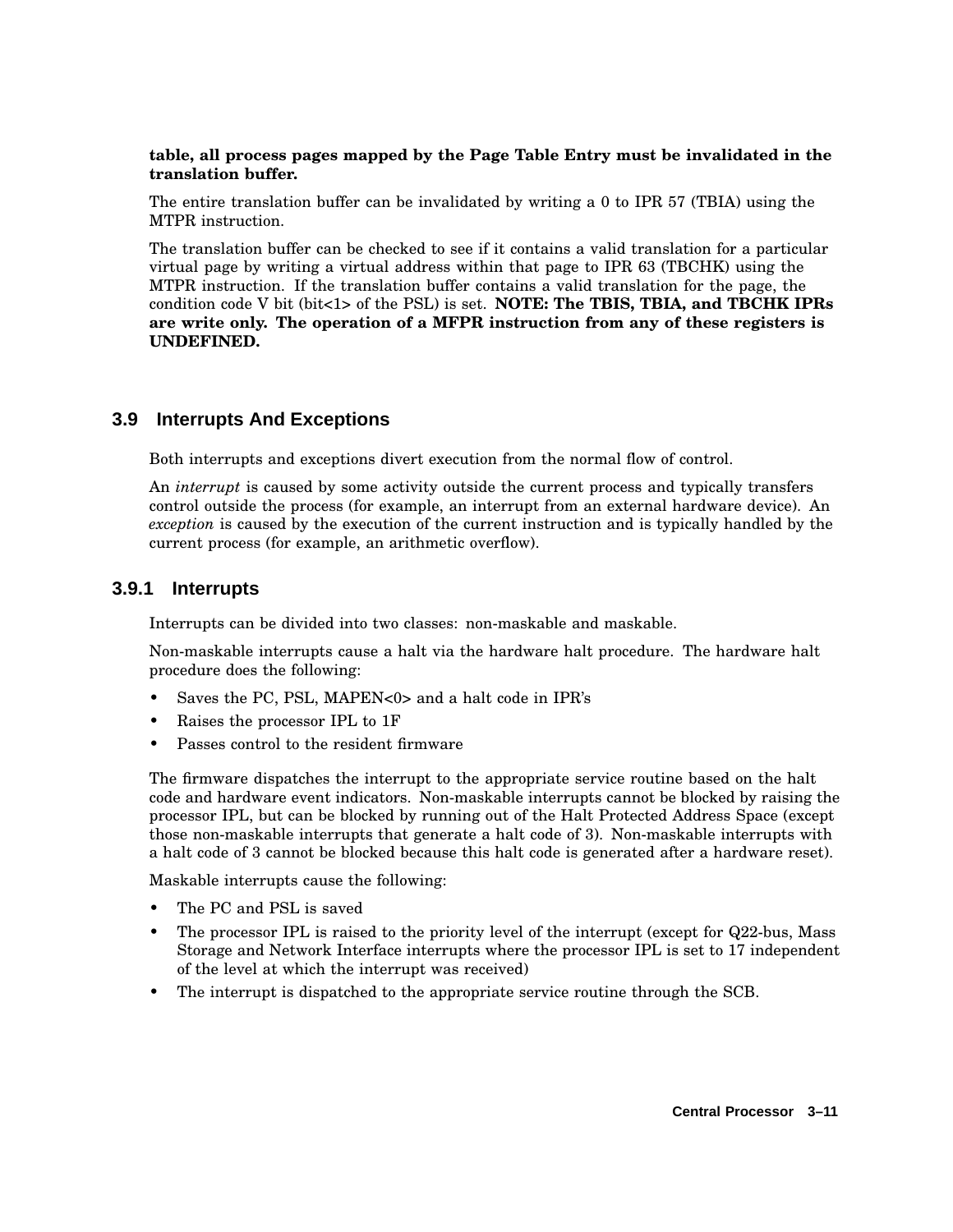**table, all process pages mapped by the Page Table Entry must be invalidated in the translation buffer.**

The entire translation buffer can be invalidated by writing a 0 to IPR 57 (TBIA) using the MTPR instruction.

The translation buffer can be checked to see if it contains a valid translation for a particular virtual page by writing a virtual address within that page to IPR 63 (TBCHK) using the MTPR instruction. If the translation buffer contains a valid translation for the page, the condition code V bit (bit<1> of the PSL) is set. **NOTE: The TBIS, TBIA, and TBCHK IPRs are write only. The operation of a MFPR instruction from any of these registers is UNDEFINED.**

## 3.9 Interrupts And Exceptions

Both interrupts and exceptions divert execution from the normal flow of control.

An *interrupt* is caused by some activity outside the current process and typically transfers control outside the process (for example, an interrupt from an external hardware device). An *exception* is caused by the execution of the current instruction and is typically handled by the current process (for example, an arithmetic overflow).

### 3.9.1 Interrupts

Interrupts can be divided into two classes: non-maskable and maskable.

Non-maskable interrupts cause a halt via the hardware halt procedure. The hardware halt procedure does the following:

- Saves the PC, PSL, MAPEN<0> and a halt code in IPR's
- Raises the processor IPL to 1F
- Passes control to the resident firmware

The firmware dispatches the interrupt to the appropriate service routine based on the halt code and hardware event indicators. Non-maskable interrupts cannot be blocked by raising the processor IPL, but can be blocked by running out of the Halt Protected Address Space (except those non-maskable interrupts that generate a halt code of 3). Non-maskable interrupts with a halt code of 3 cannot be blocked because this halt code is generated after a hardware reset).

Maskable interrupts cause the following:

- The PC and PSL is saved
- The processor IPL is raised to the priority level of the interrupt (except for Q22-bus, Mass Storage and Network Interface interrupts where the processor IPL is set to 17 independent of the level at which the interrupt was received)
- The interrupt is dispatched to the appropriate service routine through the SCB.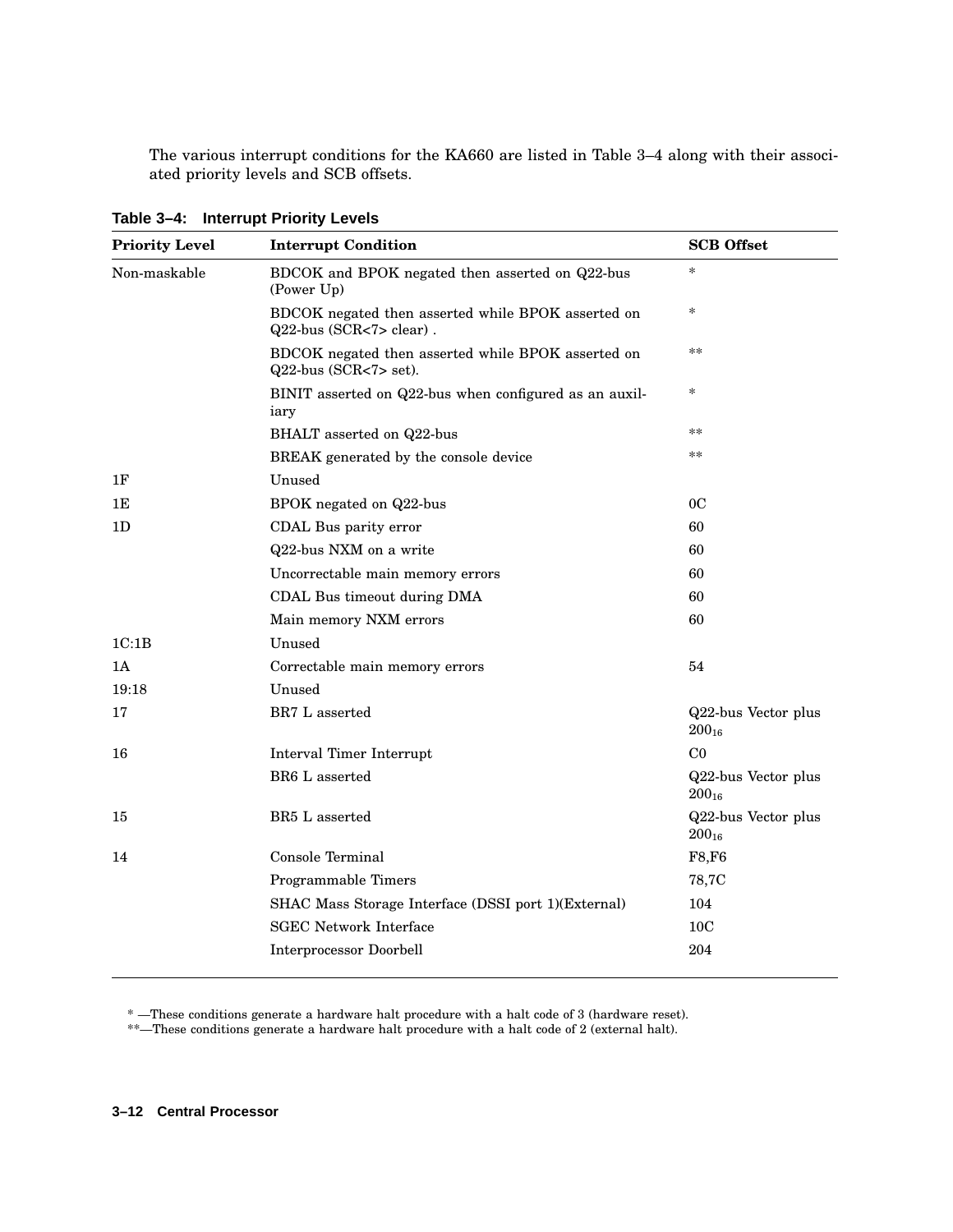The various interrupt conditions for the KA660 are listed in Table 3–4 along with their associated priority levels and SCB offsets.

**Table 3–4: Interrupt Priority Levels**

| Priority Level | Interrupt Condition | SCB Offset |
|---|---|---|
| Non-maskable | BDCOK and BPOK negated then asserted on Q22-bus (Power Up) | * |
| | BDCOK negated then asserted while BPOK asserted on Q22-bus (SCR<7> clear) . | * |
| | BDCOK negated then asserted while BPOK asserted on Q22-bus (SCR<7> set). | ** |
| | BINIT asserted on Q22-bus when configured as an auxiliary | * |
| | BHALT asserted on Q22-bus | ** |
| | BREAK generated by the console device | ** |
| 1F | Unused | |
| 1E | BPOK negated on Q22-bus | 0C |
| 1D | CDAL Bus parity error | 60 |
| | Q22-bus NXM on a write | 60 |
| | Uncorrectable main memory errors | 60 |
| | CDAL Bus timeout during DMA | 60 |
| | Main memory NXM errors | 60 |
| 1C:1B | Unused | |
| 1A | Correctable main memory errors | 54 |
| 19:18 | Unused | |
| 17 | BR7 L asserted | Q22-bus Vector plus $200_{16}$ |
| 16 | Interval Timer Interrupt | C0 |
| | BR6 L asserted | Q22-bus Vector plus $200_{16}$ |
| 15 | BR5 L asserted | Q22-bus Vector plus $200_{16}$ |
| 14 | Console Terminal | F8,F6 |
| | Programmable Timers | 78,7C |
| | SHAC Mass Storage Interface (DSSI port 1)(External) | 104 |
| | SGEC Network Interface | 10C |
| | Interprocessor Doorbell | 204 |

* —These conditions generate a hardware halt procedure with a halt code of 3 (hardware reset).

**—These conditions generate a hardware halt procedure with a halt code of 2 (external halt).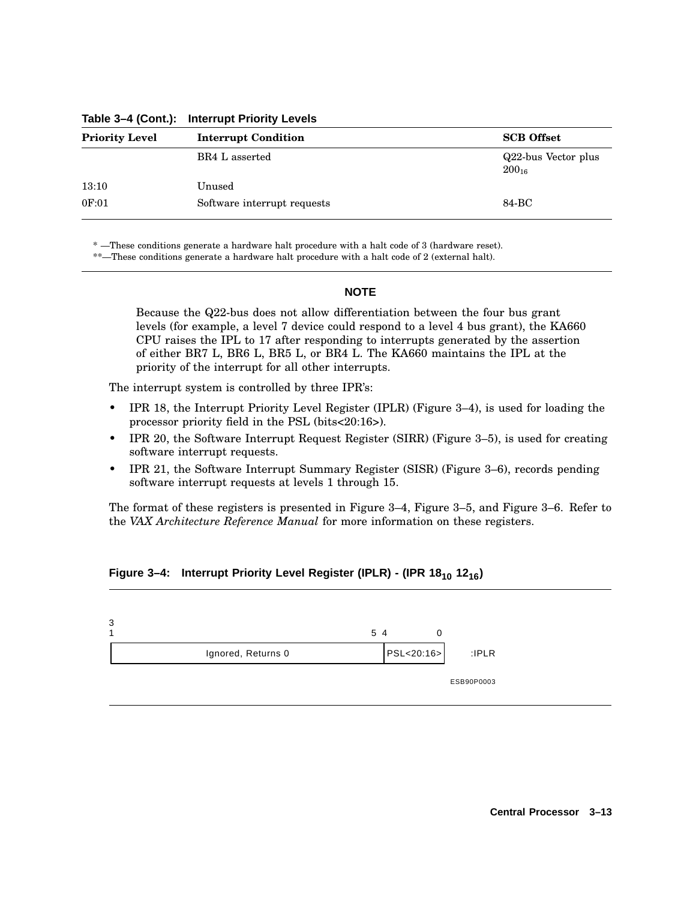**Table 3–4 (Cont.): Interrupt Priority Levels**

| Priority Level | Interrupt Condition | SCB Offset |
|---|---|---|
| | BR4 L asserted | Q22-bus Vector plus $200_{16}$ |
| 13:10 | Unused | |
| 0F:01 | Software interrupt requests | 84-BC |

* —These conditions generate a hardware halt procedure with a halt code of 3 (hardware reset).
**—These conditions generate a hardware halt procedure with a halt code of 2 (external halt).

**NOTE**

Because the Q22-bus does not allow differentiation between the four bus grant levels (for example, a level 7 device could respond to a level 4 bus grant), the KA660 CPU raises the IPL to 17 after responding to interrupts generated by the assertion of either BR7 L, BR6 L, BR5 L, or BR4 L. The KA660 maintains the IPL at the priority of the interrupt for all other interrupts.

The interrupt system is controlled by three IPR's:

- IPR 18, the Interrupt Priority Level Register (IPLR) (Figure 3–4), is used for loading the processor priority field in the PSL (bits<20:16>).
- IPR 20, the Software Interrupt Request Register (SIRR) (Figure 3–5), is used for creating software interrupt requests.
- IPR 21, the Software Interrupt Summary Register (SISR) (Figure 3–6), records pending software interrupt requests at levels 1 through 15.

The format of these registers is presented in Figure 3–4, Figure 3–5, and Figure 3–6. Refer to the *VAX Architecture Reference Manual* for more information on these registers.

**Figure 3–4: Interrupt Priority Level Register (IPLR) - (IPR $18_{10}$ $12_{16}$)**

| 31 ... 5 | 4 ... 0 | |
|---|---|---|
| Ignored, Returns 0 | PSL<20:16> | :IPLR |

ESB90P0003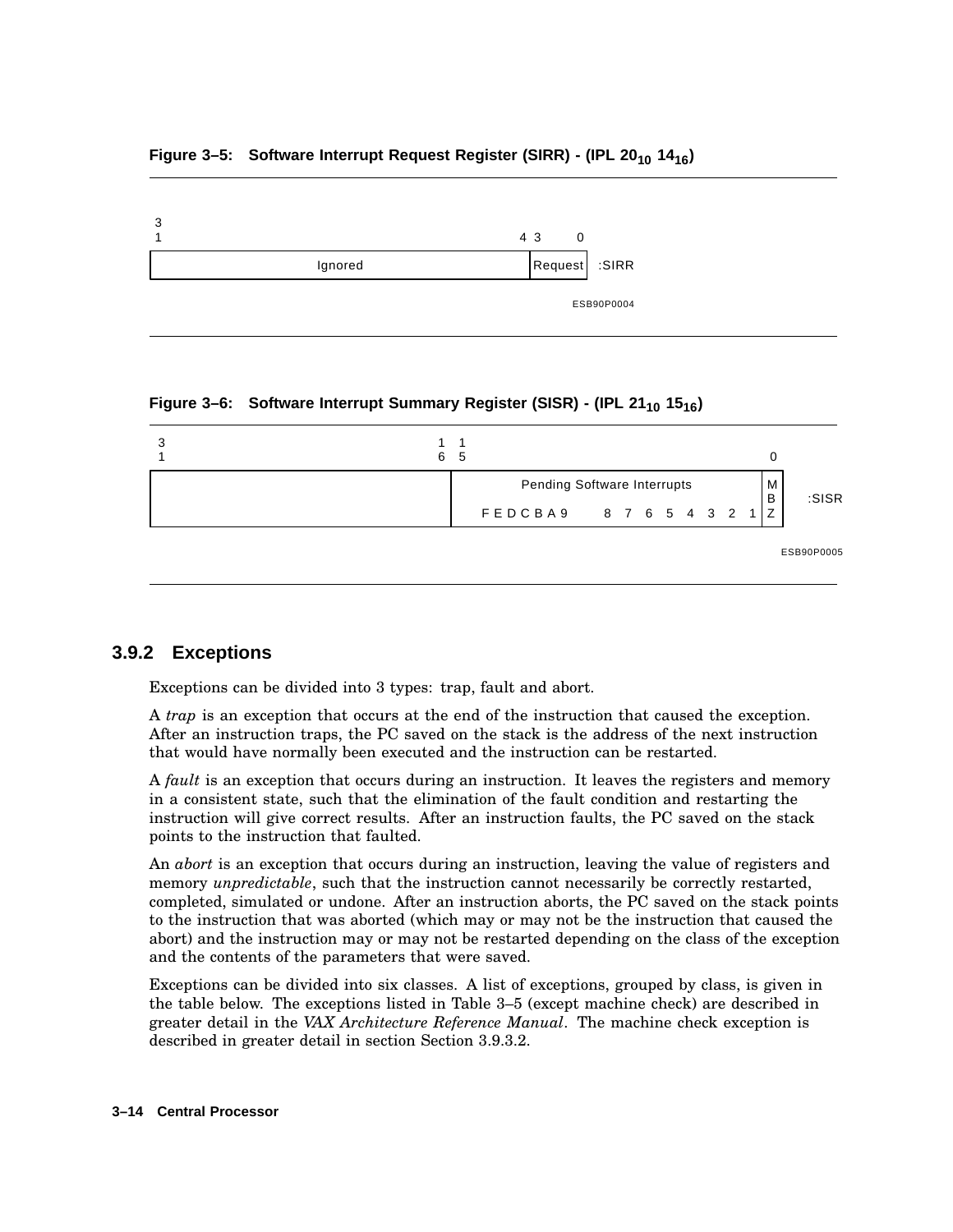**Figure 3–5: Software Interrupt Request Register (SIRR) - (IPL $20_{10}$ $14_{16}$)**

| 31 ... 4 | 3 ... 0 | |
|---|---|---|
| Ignored | Request | :SIRR |

ESB90P0004

**Figure 3–6: Software Interrupt Summary Register (SISR) - (IPL $21_{10}$ $15_{16}$)**

| 31 ... 16 | 15 ... 1 | 0 | |
|---|---|---|---|
| | Pending Software Interrupts<br>F E D C B A 9 8 7 6 5 4 3 2 1 | MBZ | :SISR |

ESB90P0005

### 3.9.2 Exceptions

Exceptions can be divided into 3 types: trap, fault and abort.

A *trap* is an exception that occurs at the end of the instruction that caused the exception. After an instruction traps, the PC saved on the stack is the address of the next instruction that would have normally been executed and the instruction can be restarted.

A *fault* is an exception that occurs during an instruction. It leaves the registers and memory in a consistent state, such that the elimination of the fault condition and restarting the instruction will give correct results. After an instruction faults, the PC saved on the stack points to the instruction that faulted.

An *abort* is an exception that occurs during an instruction, leaving the value of registers and memory *unpredictable*, such that the instruction cannot necessarily be correctly restarted, completed, simulated or undone. After an instruction aborts, the PC saved on the stack points to the instruction that was aborted (which may or may not be the instruction that caused the abort) and the instruction may or may not be restarted depending on the class of the exception and the contents of the parameters that were saved.

Exceptions can be divided into six classes. A list of exceptions, grouped by class, is given in the table below. The exceptions listed in Table 3–5 (except machine check) are described in greater detail in the *VAX Architecture Reference Manual*. The machine check exception is described in greater detail in section Section 3.9.3.2.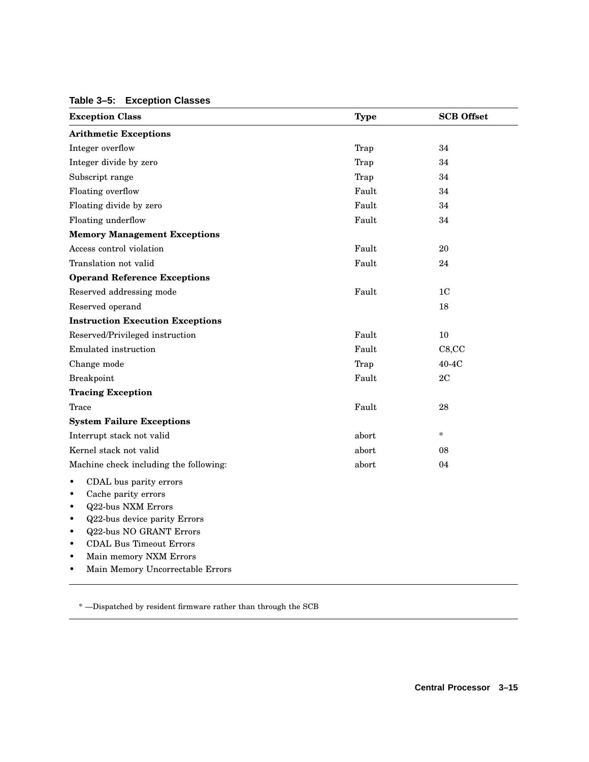**Table 3–5: Exception Classes**

| Exception Class | Type | SCB Offset |
|---|---|---|
| **Arithmetic Exceptions** | | |
| Integer overflow | Trap | 34 |
| Integer divide by zero | Trap | 34 |
| Subscript range | Trap | 34 |
| Floating overflow | Fault | 34 |
| Floating divide by zero | Fault | 34 |
| Floating underflow | Fault | 34 |
| **Memory Management Exceptions** | | |
| Access control violation | Fault | 20 |
| Translation not valid | Fault | 24 |
| **Operand Reference Exceptions** | | |
| Reserved addressing mode | Fault | 1C |
| Reserved operand | | 18 |
| **Instruction Execution Exceptions** | | |
| Reserved/Privileged instruction | Fault | 10 |
| Emulated instruction | Fault | C8,CC |
| Change mode | Trap | 40-4C |
| Breakpoint | Fault | 2C |
| **Tracing Exception** | | |
| Trace | Fault | 28 |
| **System Failure Exceptions** | | |
| Interrupt stack not valid | abort | * |
| Kernel stack not valid | abort | 08 |
| Machine check including the following: <br>• CDAL bus parity errors <br>• Cache parity errors <br>• Q22-bus NXM Errors <br>• Q22-bus device parity Errors <br>• Q22-bus NO GRANT Errors <br>• CDAL Bus Timeout Errors <br>• Main memory NXM Errors <br>• Main Memory Uncorrectable Errors | abort | 04 |

* —Dispatched by resident firmware rather than through the SCB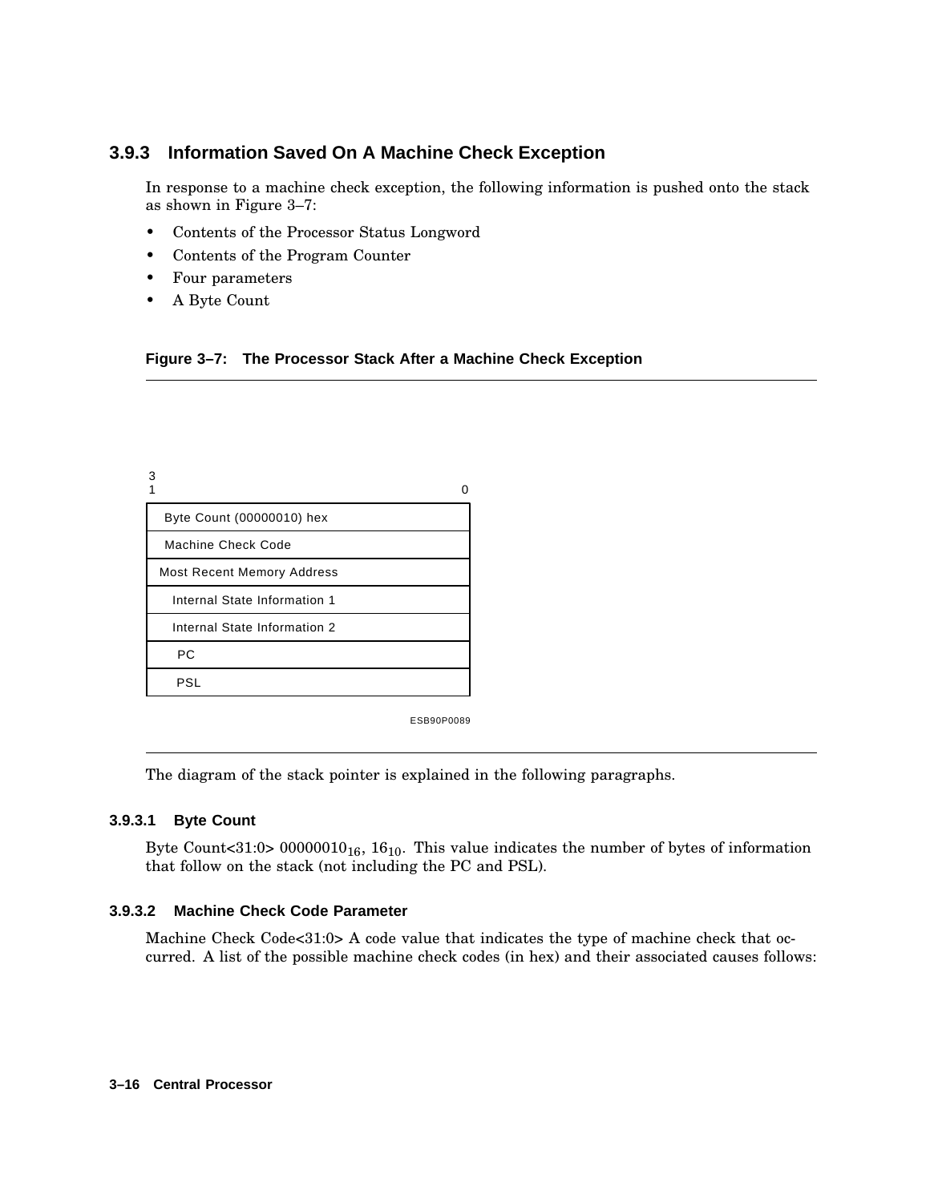### 3.9.3 Information Saved On A Machine Check Exception

In response to a machine check exception, the following information is pushed onto the stack as shown in Figure 3–7:

- Contents of the Processor Status Longword
- Contents of the Program Counter
- Four parameters
- A Byte Count

**Figure 3–7: The Processor Stack After a Machine Check Exception**

| 31 &nbsp;&nbsp;&nbsp;&nbsp;&nbsp;&nbsp;&nbsp;&nbsp;&nbsp;&nbsp;&nbsp;&nbsp;&nbsp;&nbsp;&nbsp;&nbsp;&nbsp;&nbsp;&nbsp;&nbsp; 0 |
| --- |
| Byte Count (00000010) hex |
| Machine Check Code |
| Most Recent Memory Address |
| Internal State Information 1 |
| Internal State Information 2 |
| PC |
| PSL |

ESB90P0089

The diagram of the stack pointer is explained in the following paragraphs.

#### 3.9.3.1 Byte Count

Byte Count<31:0> $00000010_{16}$, $16_{10}$. This value indicates the number of bytes of information that follow on the stack (not including the PC and PSL).

#### 3.9.3.2 Machine Check Code Parameter

Machine Check Code<31:0> A code value that indicates the type of machine check that occurred. A list of the possible machine check codes (in hex) and their associated causes follows: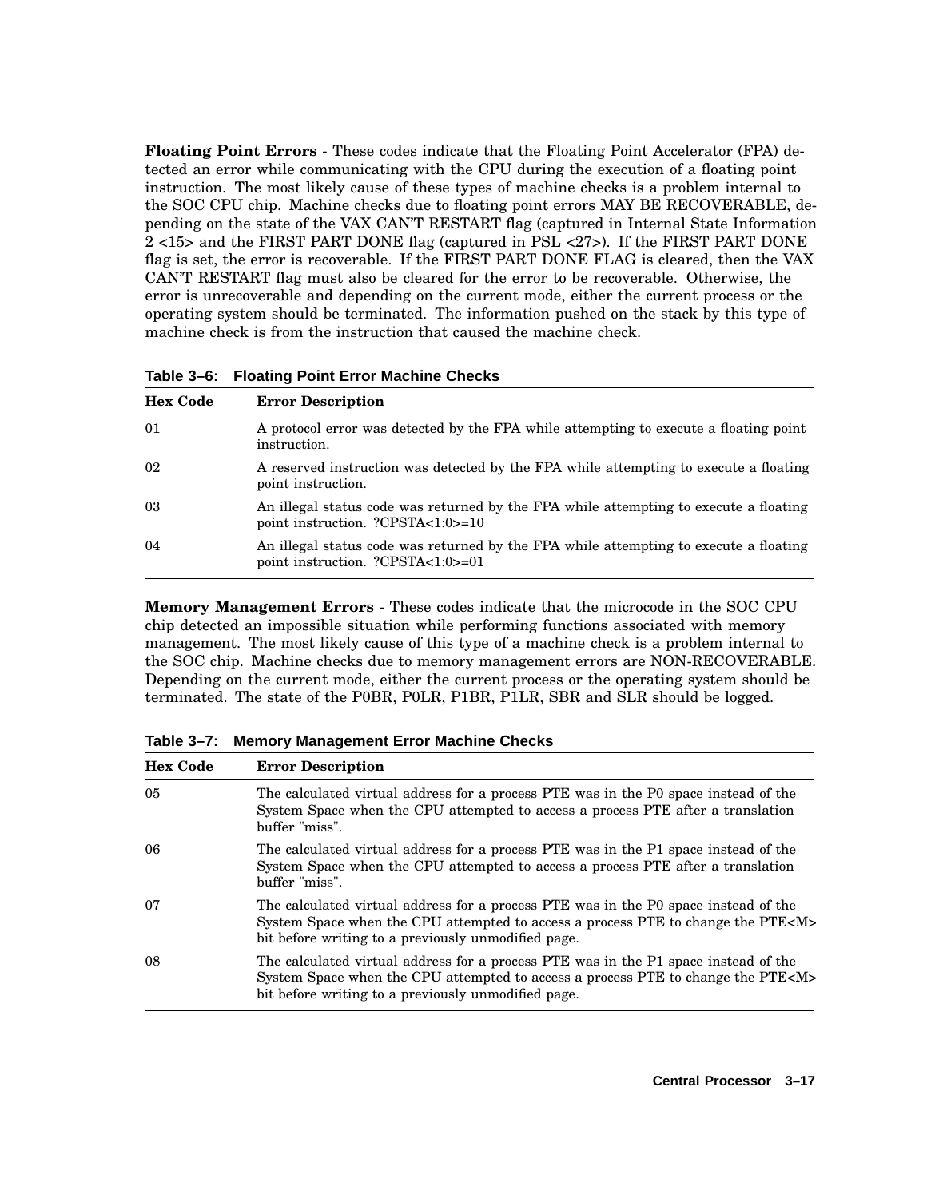**Floating Point Errors** - These codes indicate that the Floating Point Accelerator (FPA) detected an error while communicating with the CPU during the execution of a floating point instruction. The most likely cause of these types of machine checks is a problem internal to the SOC CPU chip. Machine checks due to floating point errors MAY BE RECOVERABLE, depending on the state of the VAX CAN'T RESTART flag (captured in Internal State Information 2 <15> and the FIRST PART DONE flag (captured in PSL <27>). If the FIRST PART DONE flag is set, the error is recoverable. If the FIRST PART DONE FLAG is cleared, then the VAX CAN'T RESTART flag must also be cleared for the error to be recoverable. Otherwise, the error is unrecoverable and depending on the current mode, either the current process or the operating system should be terminated. The information pushed on the stack by this type of machine check is from the instruction that caused the machine check.

**Table 3–6: Floating Point Error Machine Checks**

| Hex Code | Error Description |
|---|---|
| 01 | A protocol error was detected by the FPA while attempting to execute a floating point instruction. |
| 02 | A reserved instruction was detected by the FPA while attempting to execute a floating point instruction. |
| 03 | An illegal status code was returned by the FPA while attempting to execute a floating point instruction. ?CPSTA<1:0>=10 |
| 04 | An illegal status code was returned by the FPA while attempting to execute a floating point instruction. ?CPSTA<1:0>=01 |

**Memory Management Errors** - These codes indicate that the microcode in the SOC CPU chip detected an impossible situation while performing functions associated with memory management. The most likely cause of this type of a machine check is a problem internal to the SOC chip. Machine checks due to memory management errors are NON-RECOVERABLE. Depending on the current mode, either the current process or the operating system should be terminated. The state of the P0BR, P0LR, P1BR, P1LR, SBR and SLR should be logged.

**Table 3–7: Memory Management Error Machine Checks**

| Hex Code | Error Description |
|---|---|
| 05 | The calculated virtual address for a process PTE was in the P0 space instead of the System Space when the CPU attempted to access a process PTE after a translation buffer "miss". |
| 06 | The calculated virtual address for a process PTE was in the P1 space instead of the System Space when the CPU attempted to access a process PTE after a translation buffer "miss". |
| 07 | The calculated virtual address for a process PTE was in the P0 space instead of the System Space when the CPU attempted to access a process PTE to change the PTE<M> bit before writing to a previously unmodified page. |
| 08 | The calculated virtual address for a process PTE was in the P1 space instead of the System Space when the CPU attempted to access a process PTE to change the PTE<M> bit before writing to a previously unmodified page. |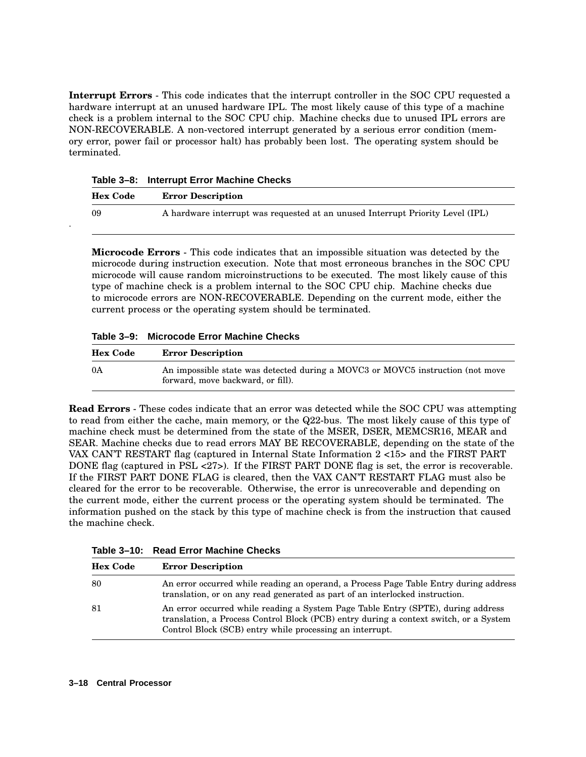**Interrupt Errors** - This code indicates that the interrupt controller in the SOC CPU requested a hardware interrupt at an unused hardware IPL. The most likely cause of this type of a machine check is a problem internal to the SOC CPU chip. Machine checks due to unused IPL errors are NON-RECOVERABLE. A non-vectored interrupt generated by a serious error condition (memory error, power fail or processor halt) has probably been lost. The operating system should be terminated.

**Table 3–8: Interrupt Error Machine Checks**

| Hex Code | Error Description |
|---|---|
| 09 | A hardware interrupt was requested at an unused Interrupt Priority Level (IPL) |

**Microcode Errors** - This code indicates that an impossible situation was detected by the microcode during instruction execution. Note that most erroneous branches in the SOC CPU microcode will cause random microinstructions to be executed. The most likely cause of this type of machine check is a problem internal to the SOC CPU chip. Machine checks due to microcode errors are NON-RECOVERABLE. Depending on the current mode, either the current process or the operating system should be terminated.

**Table 3–9: Microcode Error Machine Checks**

| Hex Code | Error Description |
|---|---|
| 0A | An impossible state was detected during a MOVC3 or MOVC5 instruction (not move forward, move backward, or fill). |

**Read Errors** - These codes indicate that an error was detected while the SOC CPU was attempting to read from either the cache, main memory, or the Q22-bus. The most likely cause of this type of machine check must be determined from the state of the MSER, DSER, MEMCSR16, MEAR and SEAR. Machine checks due to read errors MAY BE RECOVERABLE, depending on the state of the VAX CAN'T RESTART flag (captured in Internal State Information 2 <15> and the FIRST PART DONE flag (captured in PSL <27>). If the FIRST PART DONE flag is set, the error is recoverable. If the FIRST PART DONE FLAG is cleared, then the VAX CAN'T RESTART FLAG must also be cleared for the error to be recoverable. Otherwise, the error is unrecoverable and depending on the current mode, either the current process or the operating system should be terminated. The information pushed on the stack by this type of machine check is from the instruction that caused the machine check.

**Table 3–10: Read Error Machine Checks**

| Hex Code | Error Description |
|---|---|
| 80 | An error occurred while reading an operand, a Process Page Table Entry during address translation, or on any read generated as part of an interlocked instruction. |
| 81 | An error occurred while reading a System Page Table Entry (SPTE), during address translation, a Process Control Block (PCB) entry during a context switch, or a System Control Block (SCB) entry while processing an interrupt. |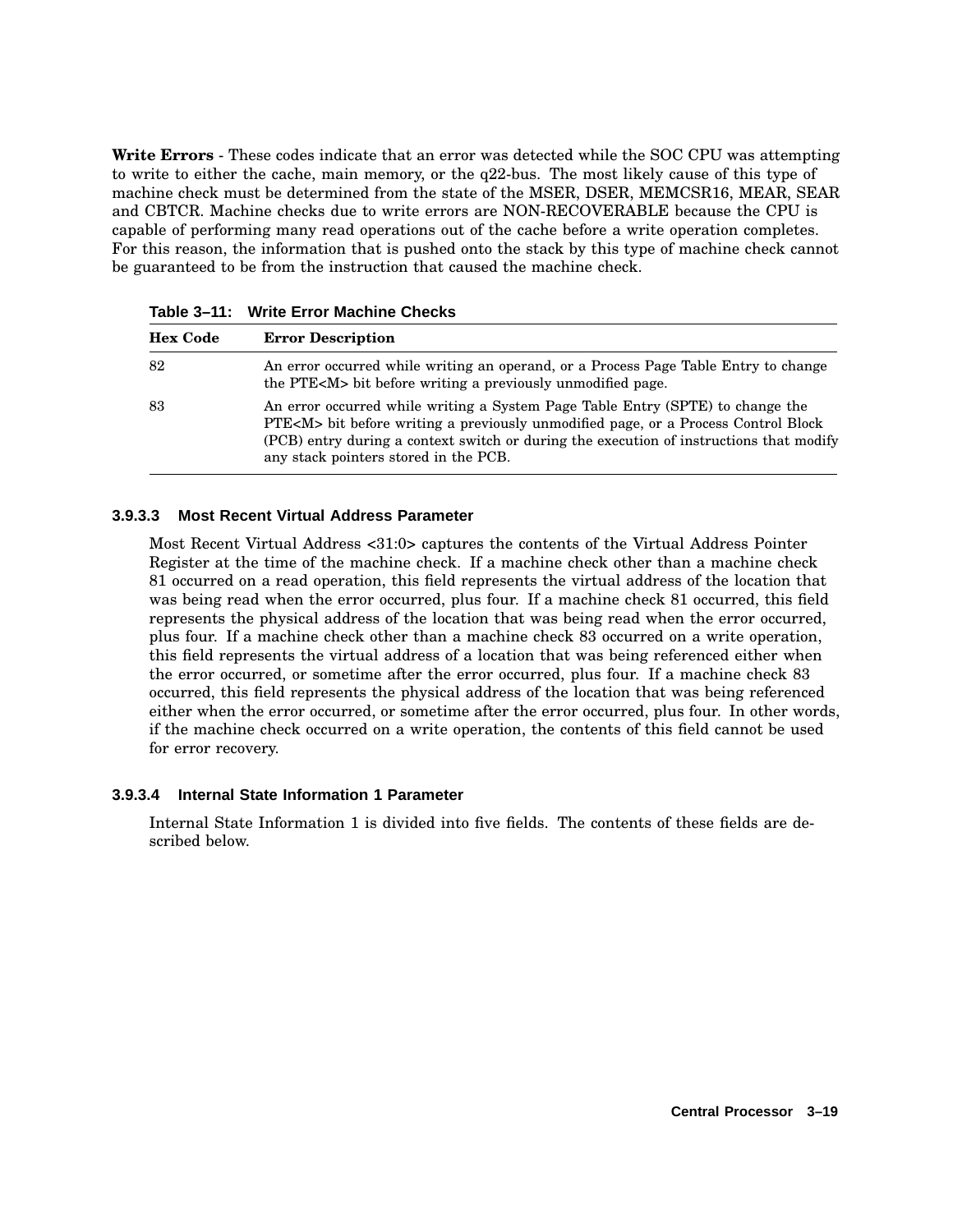**Write Errors** - These codes indicate that an error was detected while the SOC CPU was attempting to write to either the cache, main memory, or the q22-bus. The most likely cause of this type of machine check must be determined from the state of the MSER, DSER, MEMCSR16, MEAR, SEAR and CBTCR. Machine checks due to write errors are NON-RECOVERABLE because the CPU is capable of performing many read operations out of the cache before a write operation completes. For this reason, the information that is pushed onto the stack by this type of machine check cannot be guaranteed to be from the instruction that caused the machine check.

**Table 3–11: Write Error Machine Checks**

| Hex Code | Error Description |
|---|---|
| 82 | An error occurred while writing an operand, or a Process Page Table Entry to change the PTE<M> bit before writing a previously unmodified page. |
| 83 | An error occurred while writing a System Page Table Entry (SPTE) to change the PTE<M> bit before writing a previously unmodified page, or a Process Control Block (PCB) entry during a context switch or during the execution of instructions that modify any stack pointers stored in the PCB. |

### 3.9.3.3 Most Recent Virtual Address Parameter

Most Recent Virtual Address <31:0> captures the contents of the Virtual Address Pointer Register at the time of the machine check. If a machine check other than a machine check 81 occurred on a read operation, this field represents the virtual address of the location that was being read when the error occurred, plus four. If a machine check 81 occurred, this field represents the physical address of the location that was being read when the error occurred, plus four. If a machine check other than a machine check 83 occurred on a write operation, this field represents the virtual address of a location that was being referenced either when the error occurred, or sometime after the error occurred, plus four. If a machine check 83 occurred, this field represents the physical address of the location that was being referenced either when the error occurred, or sometime after the error occurred, plus four. In other words, if the machine check occurred on a write operation, the contents of this field cannot be used for error recovery.

### 3.9.3.4 Internal State Information 1 Parameter

Internal State Information 1 is divided into five fields. The contents of these fields are described below.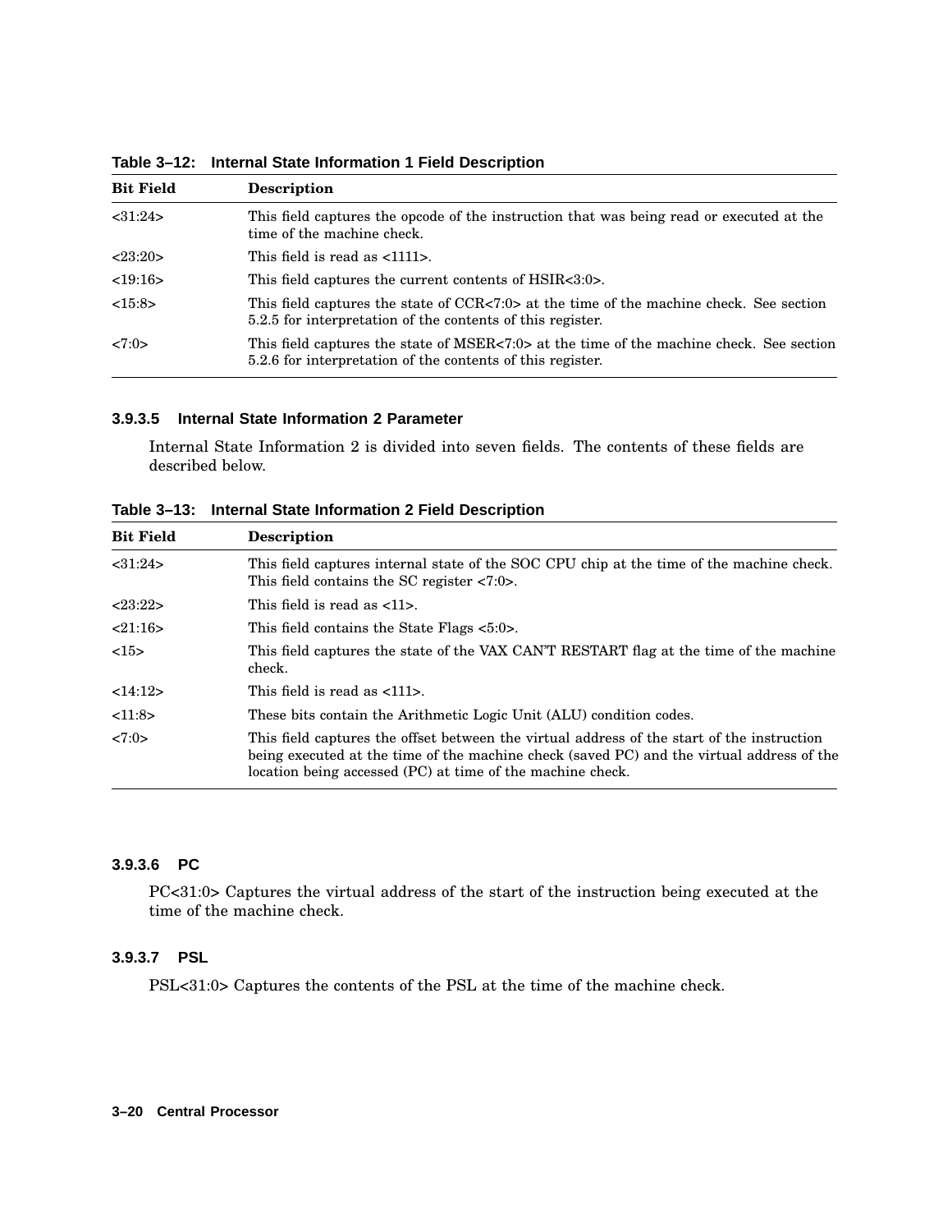**Table 3–12: Internal State Information 1 Field Description**

| Bit Field | Description |
|---|---|
| <31:24> | This field captures the opcode of the instruction that was being read or executed at the time of the machine check. |
| <23:20> | This field is read as <1111>. |
| <19:16> | This field captures the current contents of HSIR<3:0>. |
| <15:8> | This field captures the state of CCR<7:0> at the time of the machine check. See section 5.2.5 for interpretation of the contents of this register. |
| <7:0> | This field captures the state of MSER<7:0> at the time of the machine check. See section 5.2.6 for interpretation of the contents of this register. |

#### 3.9.3.5 Internal State Information 2 Parameter

Internal State Information 2 is divided into seven fields. The contents of these fields are described below.

**Table 3–13: Internal State Information 2 Field Description**

| Bit Field | Description |
|---|---|
| <31:24> | This field captures internal state of the SOC CPU chip at the time of the machine check. This field contains the SC register <7:0>. |
| <23:22> | This field is read as <11>. |
| <21:16> | This field contains the State Flags <5:0>. |
| <15> | This field captures the state of the VAX CAN'T RESTART flag at the time of the machine check. |
| <14:12> | This field is read as <111>. |
| <11:8> | These bits contain the Arithmetic Logic Unit (ALU) condition codes. |
| <7:0> | This field captures the offset between the virtual address of the start of the instruction being executed at the time of the machine check (saved PC) and the virtual address of the location being accessed (PC) at time of the machine check. |

#### 3.9.3.6 PC

PC<31:0> Captures the virtual address of the start of the instruction being executed at the time of the machine check.

#### 3.9.3.7 PSL

PSL<31:0> Captures the contents of the PSL at the time of the machine check.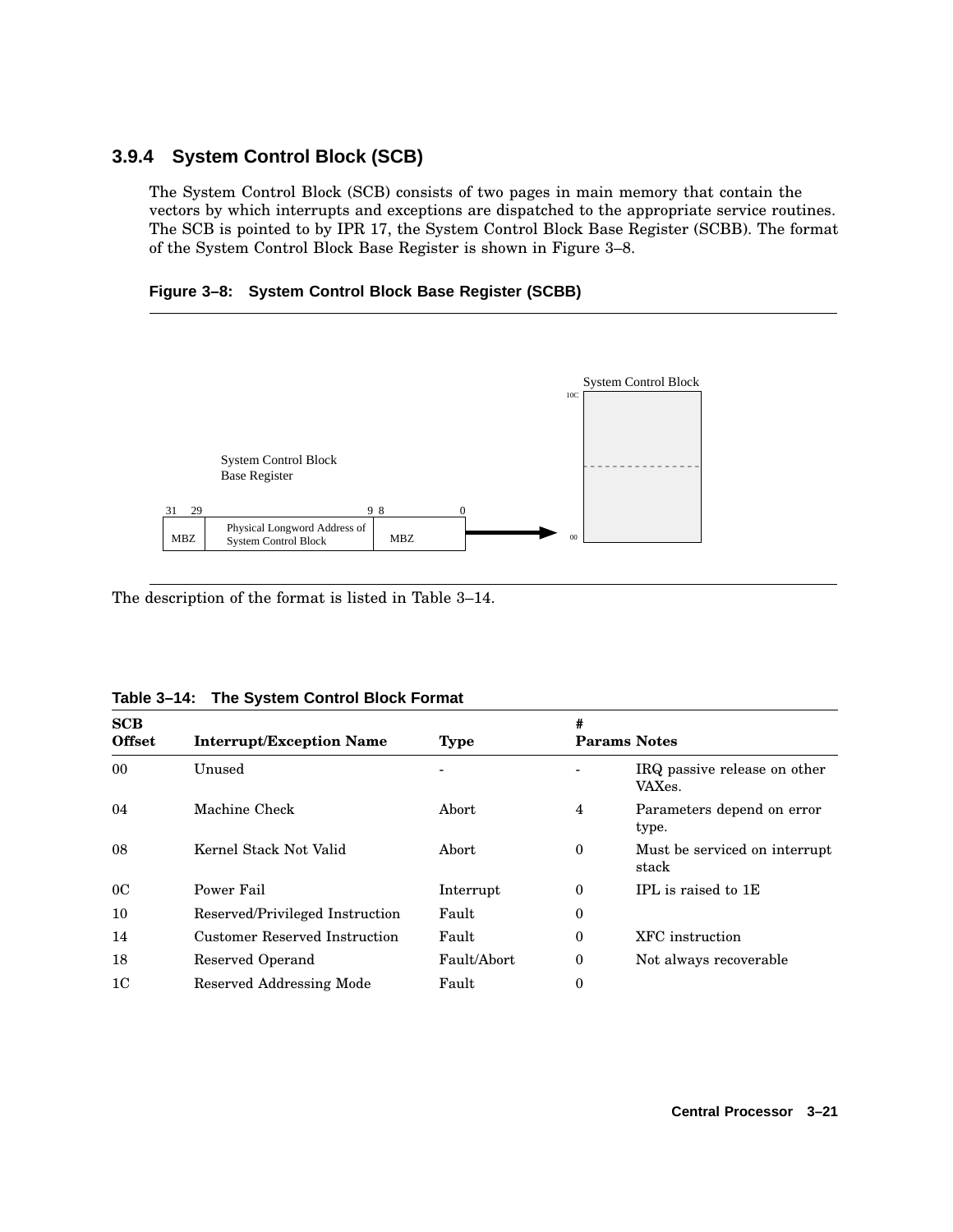### 3.9.4 System Control Block (SCB)

The System Control Block (SCB) consists of two pages in main memory that contain the vectors by which interrupts and exceptions are dispatched to the appropriate service routines. The SCB is pointed to by IPR 17, the System Control Block Base Register (SCBB). The format of the System Control Block Base Register is shown in Figure 3–8.

**Figure 3–8: System Control Block Base Register (SCBB)**

System Control Block Base Register

| 31 29 | 9 | 8 0 |
|---|---|---|
| MBZ | Physical Longword Address of System Control Block | MBZ |

System Control Block (10C … 00)

The description of the format is listed in Table 3–14.

**Table 3–14: The System Control Block Format**

| SCB Offset | Interrupt/Exception Name | Type | # Params | Notes |
|---|---|---|---|---|
| 00 | Unused | - | - | IRQ passive release on other VAXes. |
| 04 | Machine Check | Abort | 4 | Parameters depend on error type. |
| 08 | Kernel Stack Not Valid | Abort | 0 | Must be serviced on interrupt stack |
| 0C | Power Fail | Interrupt | 0 | IPL is raised to 1E |
| 10 | Reserved/Privileged Instruction | Fault | 0 | |
| 14 | Customer Reserved Instruction | Fault | 0 | XFC instruction |
| 18 | Reserved Operand | Fault/Abort | 0 | Not always recoverable |
| 1C | Reserved Addressing Mode | Fault | 0 | |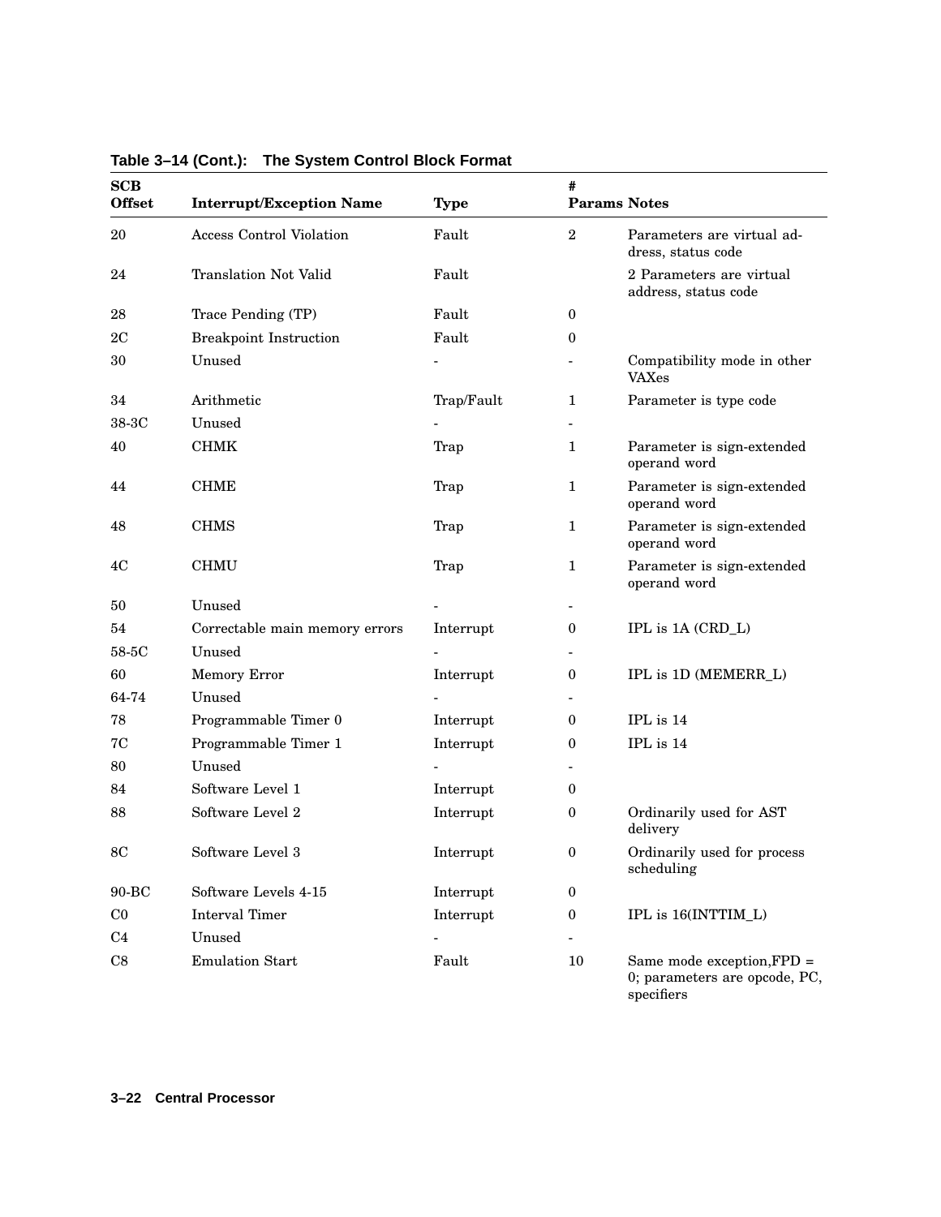**Table 3–14 (Cont.): The System Control Block Format**

| SCB Offset | Interrupt/Exception Name | Type | # Params | Notes |
|---|---|---|---|---|
| 20 | Access Control Violation | Fault | 2 | Parameters are virtual address, status code |
| 24 | Translation Not Valid | Fault | | 2 Parameters are virtual address, status code |
| 28 | Trace Pending (TP) | Fault | 0 | |
| 2C | Breakpoint Instruction | Fault | 0 | |
| 30 | Unused | - | - | Compatibility mode in other VAXes |
| 34 | Arithmetic | Trap/Fault | 1 | Parameter is type code |
| 38-3C | Unused | - | - | |
| 40 | CHMK | Trap | 1 | Parameter is sign-extended operand word |
| 44 | CHME | Trap | 1 | Parameter is sign-extended operand word |
| 48 | CHMS | Trap | 1 | Parameter is sign-extended operand word |
| 4C | CHMU | Trap | 1 | Parameter is sign-extended operand word |
| 50 | Unused | - | - | |
| 54 | Correctable main memory errors | Interrupt | 0 | IPL is 1A (CRD_L) |
| 58-5C | Unused | - | - | |
| 60 | Memory Error | Interrupt | 0 | IPL is 1D (MEMERR_L) |
| 64-74 | Unused | - | - | |
| 78 | Programmable Timer 0 | Interrupt | 0 | IPL is 14 |
| 7C | Programmable Timer 1 | Interrupt | 0 | IPL is 14 |
| 80 | Unused | - | - | |
| 84 | Software Level 1 | Interrupt | 0 | |
| 88 | Software Level 2 | Interrupt | 0 | Ordinarily used for AST delivery |
| 8C | Software Level 3 | Interrupt | 0 | Ordinarily used for process scheduling |
| 90-BC | Software Levels 4-15 | Interrupt | 0 | |
| C0 | Interval Timer | Interrupt | 0 | IPL is 16(INTTIM_L) |
| C4 | Unused | - | - | |
| C8 | Emulation Start | Fault | 10 | Same mode exception,FPD = 0; parameters are opcode, PC, specifiers |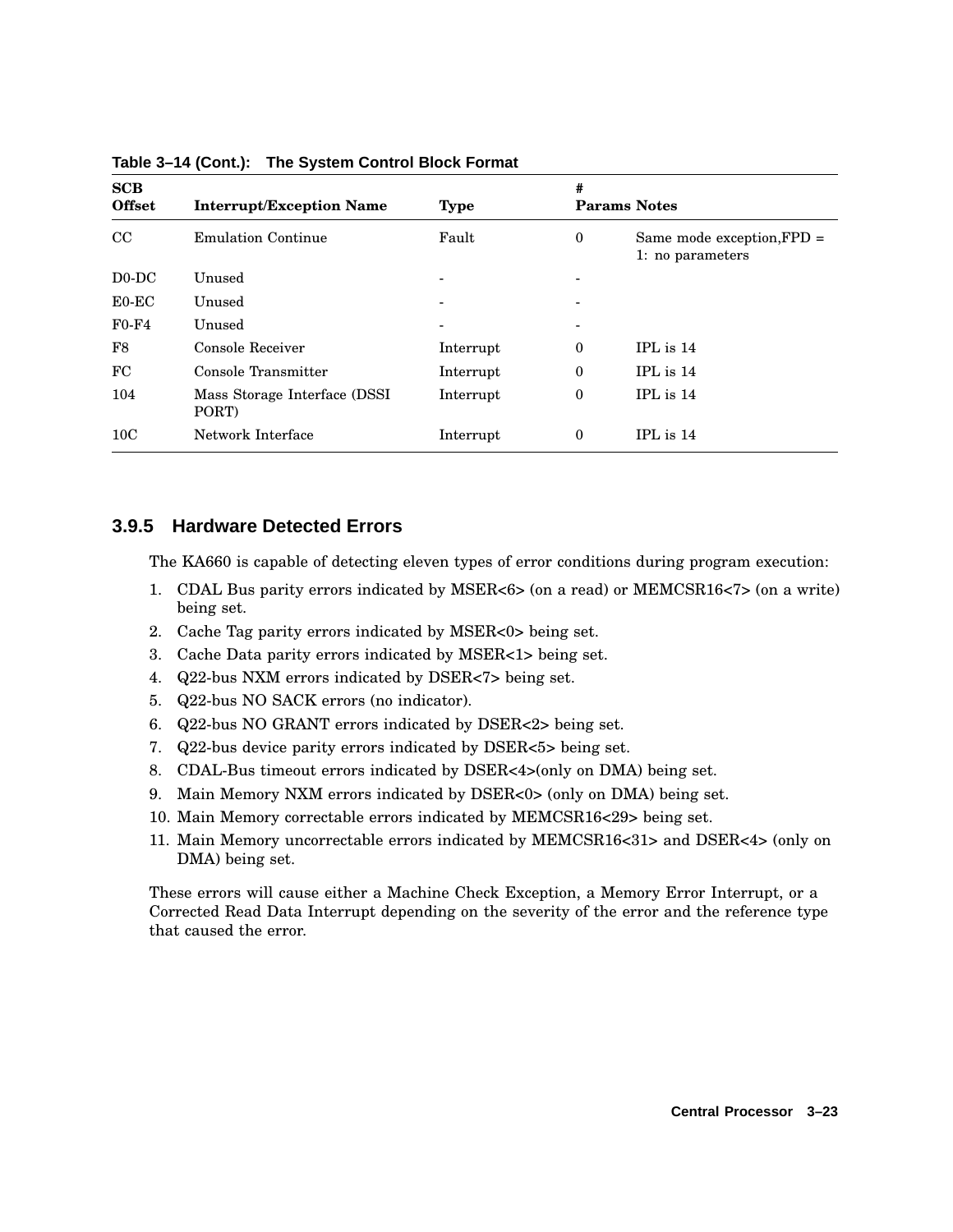**Table 3–14 (Cont.): The System Control Block Format**

| SCB Offset | Interrupt/Exception Name | Type | # Params | Notes |
|---|---|---|---|---|
| CC | Emulation Continue | Fault | 0 | Same mode exception,FPD = 1: no parameters |
| D0-DC | Unused | - | - | |
| E0-EC | Unused | - | - | |
| F0-F4 | Unused | - | - | |
| F8 | Console Receiver | Interrupt | 0 | IPL is 14 |
| FC | Console Transmitter | Interrupt | 0 | IPL is 14 |
| 104 | Mass Storage Interface (DSSI PORT) | Interrupt | 0 | IPL is 14 |
| 10C | Network Interface | Interrupt | 0 | IPL is 14 |

### 3.9.5 Hardware Detected Errors

The KA660 is capable of detecting eleven types of error conditions during program execution:

1. CDAL Bus parity errors indicated by MSER<6> (on a read) or MEMCSR16<7> (on a write) being set.
2. Cache Tag parity errors indicated by MSER<0> being set.
3. Cache Data parity errors indicated by MSER<1> being set.
4. Q22-bus NXM errors indicated by DSER<7> being set.
5. Q22-bus NO SACK errors (no indicator).
6. Q22-bus NO GRANT errors indicated by DSER<2> being set.
7. Q22-bus device parity errors indicated by DSER<5> being set.
8. CDAL-Bus timeout errors indicated by DSER<4>(only on DMA) being set.
9. Main Memory NXM errors indicated by DSER<0> (only on DMA) being set.
10. Main Memory correctable errors indicated by MEMCSR16<29> being set.
11. Main Memory uncorrectable errors indicated by MEMCSR16<31> and DSER<4> (only on DMA) being set.

These errors will cause either a Machine Check Exception, a Memory Error Interrupt, or a Corrected Read Data Interrupt depending on the severity of the error and the reference type that caused the error.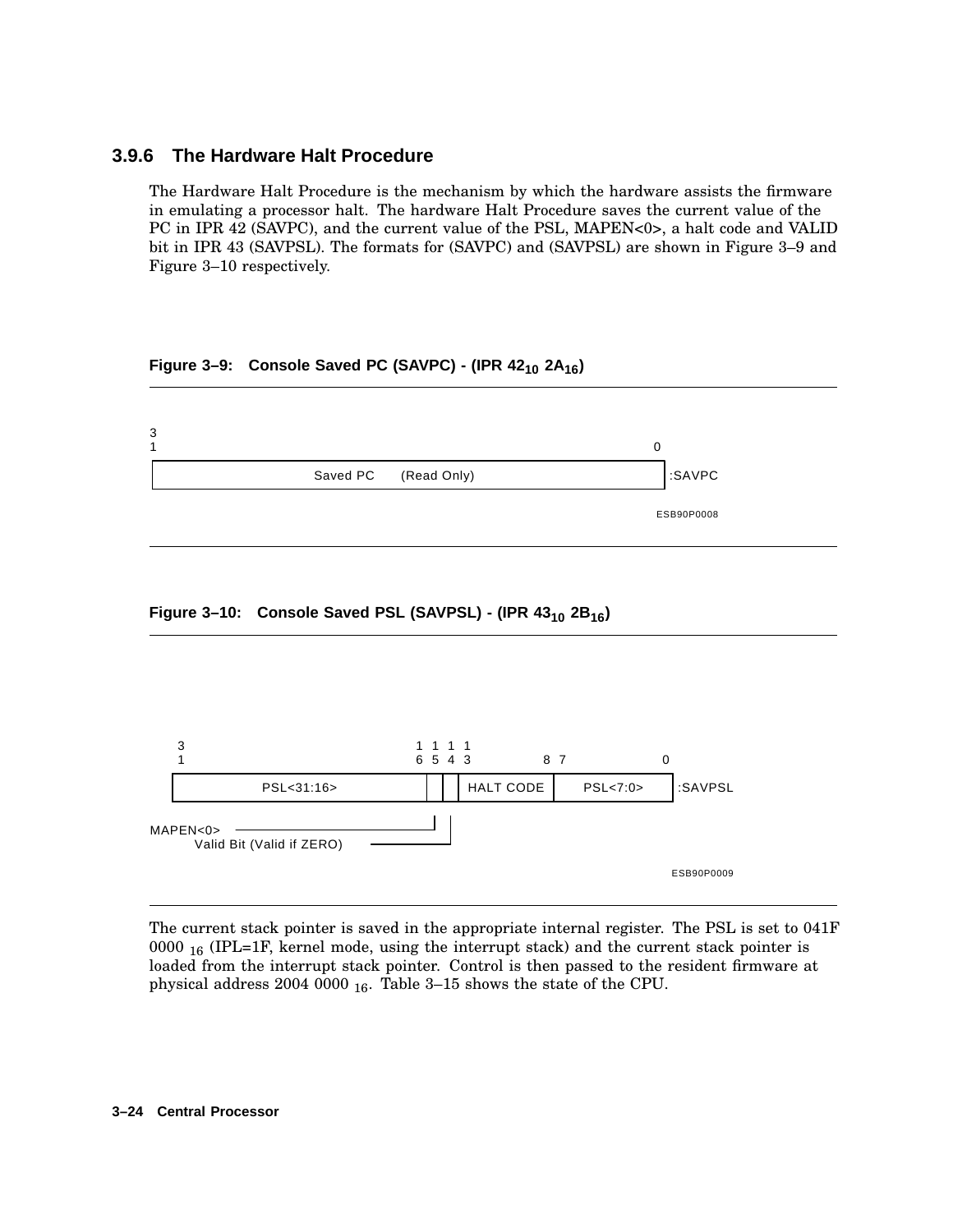### 3.9.6 The Hardware Halt Procedure

The Hardware Halt Procedure is the mechanism by which the hardware assists the firmware in emulating a processor halt. The hardware Halt Procedure saves the current value of the PC in IPR 42 (SAVPC), and the current value of the PSL, MAPEN<0>, a halt code and VALID bit in IPR 43 (SAVPSL). The formats for (SAVPC) and (SAVPSL) are shown in Figure 3–9 and Figure 3–10 respectively.

**Figure 3–9: Console Saved PC (SAVPC) - (IPR $42_{10}$ $2A_{16}$)**

| 31 ... 0 | |
|---|---|
| Saved PC (Read Only) | :SAVPC |

ESB90P0008

**Figure 3–10: Console Saved PSL (SAVPSL) - (IPR $43_{10}$ $2B_{16}$)**

| 31 ... 16 | 15 | 14 | 13 ... 8 | 7 ... 0 | |
|---|---|---|---|---|---|
| PSL<31:16> | MAPEN<0> | Valid Bit (Valid if ZERO) | HALT CODE | PSL<7:0> | :SAVPSL |

ESB90P0009

The current stack pointer is saved in the appropriate internal register. The PSL is set to 041F 0000 $_{16}$ (IPL=1F, kernel mode, using the interrupt stack) and the current stack pointer is loaded from the interrupt stack pointer. Control is then passed to the resident firmware at physical address 2004 0000 $_{16}$. Table 3–15 shows the state of the CPU.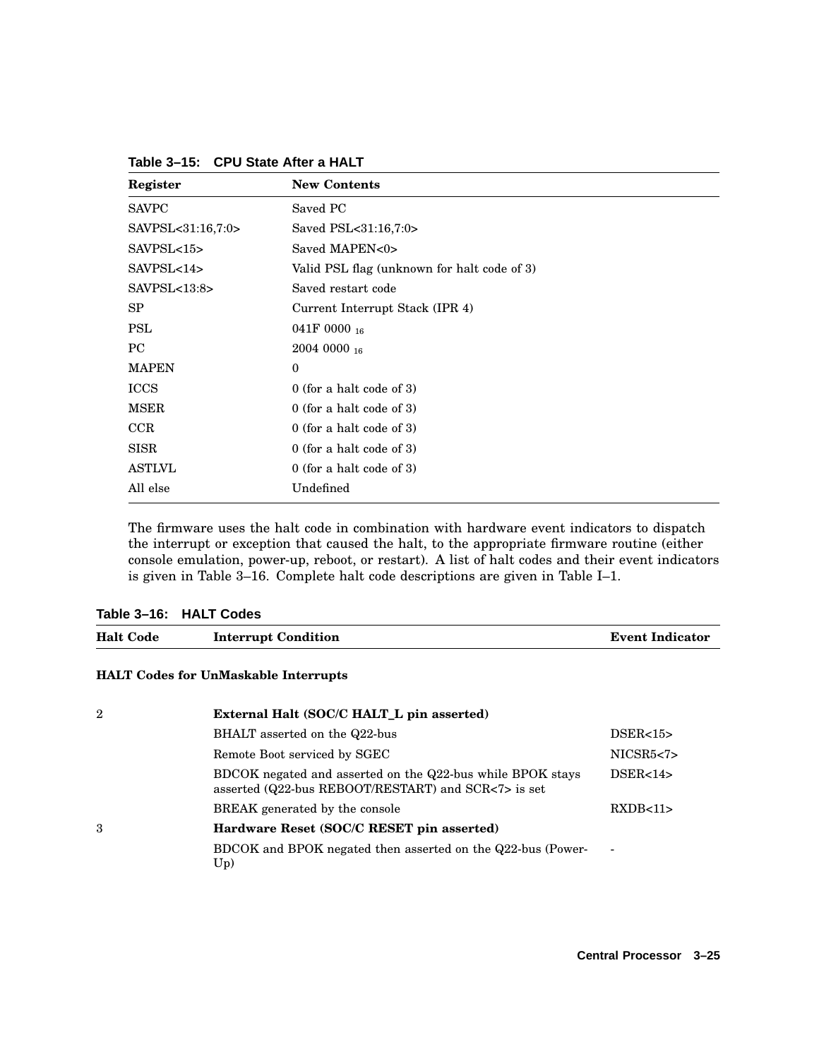**Table 3–15: CPU State After a HALT**

| Register | New Contents |
|---|---|
| SAVPC | Saved PC |
| SAVPSL<31:16,7:0> | Saved PSL<31:16,7:0> |
| SAVPSL<15> | Saved MAPEN<0> |
| SAVPSL<14> | Valid PSL flag (unknown for halt code of 3) |
| SAVPSL<13:8> | Saved restart code |
| SP | Current Interrupt Stack (IPR 4) |
| PSL | 041F 0000 $_{16}$ |
| PC | 2004 0000 $_{16}$ |
| MAPEN | 0 |
| ICCS | 0 (for a halt code of 3) |
| MSER | 0 (for a halt code of 3) |
| CCR | 0 (for a halt code of 3) |
| SISR | 0 (for a halt code of 3) |
| ASTLVL | 0 (for a halt code of 3) |
| All else | Undefined |

The firmware uses the halt code in combination with hardware event indicators to dispatch the interrupt or exception that caused the halt, to the appropriate firmware routine (either console emulation, power-up, reboot, or restart). A list of halt codes and their event indicators is given in Table 3–16. Complete halt code descriptions are given in Table I–1.

**Table 3–16: HALT Codes**

| Halt Code | Interrupt Condition | Event Indicator |
|---|---|---|
| **HALT Codes for UnMaskable Interrupts** | | |
| 2 | **External Halt (SOC/C HALT_L pin asserted)** | |
| | BHALT asserted on the Q22-bus | DSER<15> |
| | Remote Boot serviced by SGEC | NICSR5<7> |
| | BDCOK negated and asserted on the Q22-bus while BPOK stays asserted (Q22-bus REBOOT/RESTART) and SCR<7> is set | DSER<14> |
| | BREAK generated by the console | RXDB<11> |
| 3 | **Hardware Reset (SOC/C RESET pin asserted)** | |
| | BDCOK and BPOK negated then asserted on the Q22-bus (Power-Up) | - |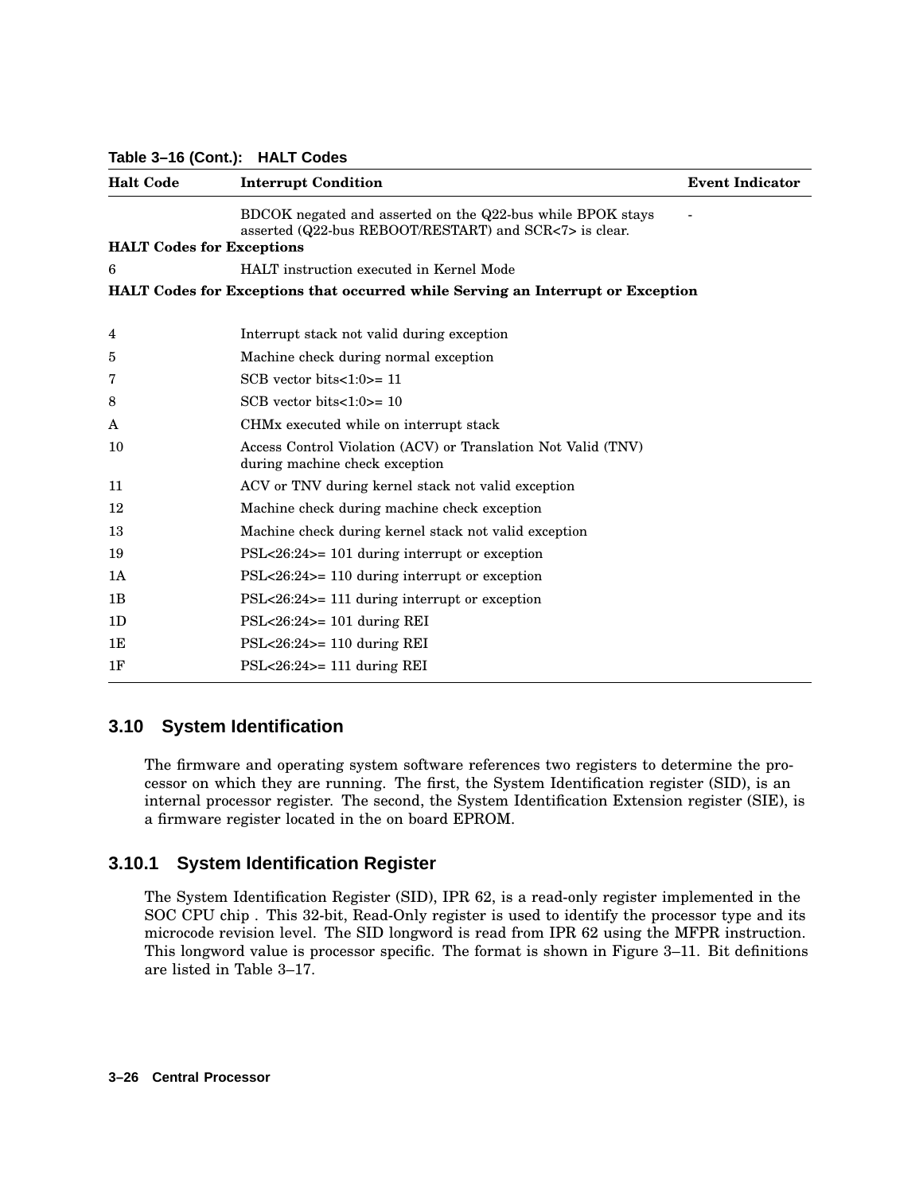**Table 3–16 (Cont.): HALT Codes**

| Halt Code | Interrupt Condition | Event Indicator |
|---|---|---|
| | BDCOK negated and asserted on the Q22-bus while BPOK stays asserted (Q22-bus REBOOT/RESTART) and SCR<7> is clear. | - |
| **HALT Codes for Exceptions** | | |
| 6 | HALT instruction executed in Kernel Mode | |
| **HALT Codes for Exceptions that occurred while Serving an Interrupt or Exception** | | |
| 4 | Interrupt stack not valid during exception | |
| 5 | Machine check during normal exception | |
| 7 | SCB vector bits<1:0>= 11 | |
| 8 | SCB vector bits<1:0>= 10 | |
| A | CHMx executed while on interrupt stack | |
| 10 | Access Control Violation (ACV) or Translation Not Valid (TNV) during machine check exception | |
| 11 | ACV or TNV during kernel stack not valid exception | |
| 12 | Machine check during machine check exception | |
| 13 | Machine check during kernel stack not valid exception | |
| 19 | PSL<26:24>= 101 during interrupt or exception | |
| 1A | PSL<26:24>= 110 during interrupt or exception | |
| 1B | PSL<26:24>= 111 during interrupt or exception | |
| 1D | PSL<26:24>= 101 during REI | |
| 1E | PSL<26:24>= 110 during REI | |
| 1F | PSL<26:24>= 111 during REI | |

## 3.10 System Identification

The firmware and operating system software references two registers to determine the processor on which they are running. The first, the System Identification register (SID), is an internal processor register. The second, the System Identification Extension register (SIE), is a firmware register located in the on board EPROM.

### 3.10.1 System Identification Register

The System Identification Register (SID), IPR 62, is a read-only register implemented in the SOC CPU chip . This 32-bit, Read-Only register is used to identify the processor type and its microcode revision level. The SID longword is read from IPR 62 using the MFPR instruction. This longword value is processor specific. The format is shown in Figure 3–11. Bit definitions are listed in Table 3–17.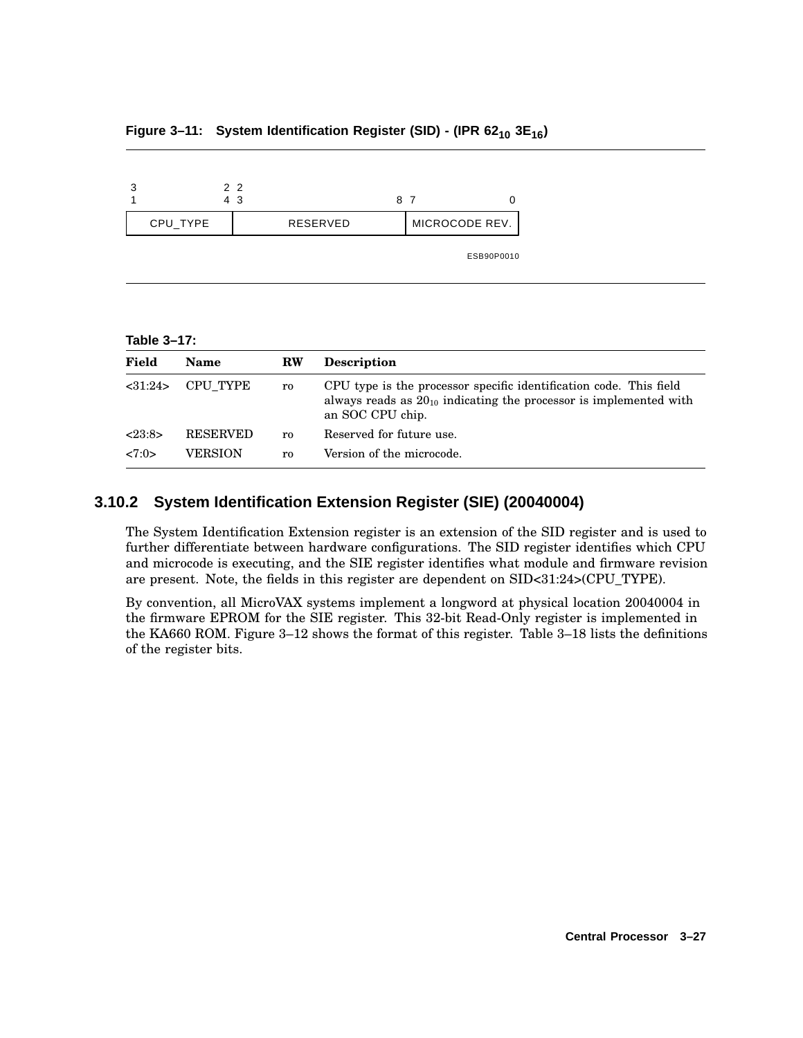**Figure 3–11: System Identification Register (SID) - (IPR $62_{10}$ $3E_{16}$)**

| 31 — 24 | 23 — 8 | 7 — 0 |
|---|---|---|
| CPU_TYPE | RESERVED | MICROCODE REV. |

ESB90P0010

**Table 3–17:**

| Field | Name | RW | Description |
|---|---|---|---|
| <31:24> | CPU_TYPE | ro | CPU type is the processor specific identification code. This field always reads as $20_{10}$ indicating the processor is implemented with an SOC CPU chip. |
| <23:8> | RESERVED | ro | Reserved for future use. |
| <7:0> | VERSION | ro | Version of the microcode. |

### 3.10.2 System Identification Extension Register (SIE) (20040004)

The System Identification Extension register is an extension of the SID register and is used to further differentiate between hardware configurations. The SID register identifies which CPU and microcode is executing, and the SIE register identifies what module and firmware revision are present. Note, the fields in this register are dependent on SID<31:24>(CPU_TYPE).

By convention, all MicroVAX systems implement a longword at physical location 20040004 in the firmware EPROM for the SIE register. This 32-bit Read-Only register is implemented in the KA660 ROM. Figure 3–12 shows the format of this register. Table 3–18 lists the definitions of the register bits.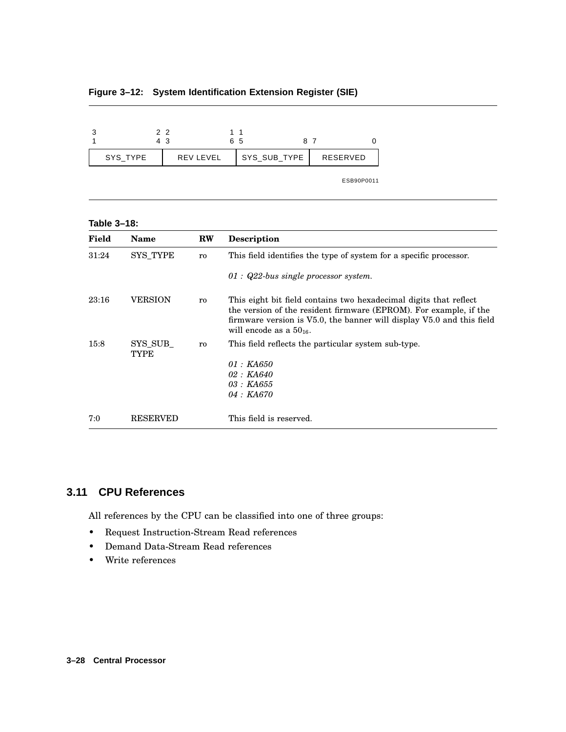**Figure 3–12: System Identification Extension Register (SIE)**

| 31 – 24 | 23 – 16 | 15 – 8 | 7 – 0 |
|---|---|---|---|
| SYS_TYPE | REV LEVEL | SYS_SUB_TYPE | RESERVED |

ESB90P0011

**Table 3–18:**

| Field | Name | RW | Description |
|---|---|---|---|
| 31:24 | SYS_TYPE | ro | This field identifies the type of system for a specific processor.<br><br>*01 : Q22-bus single processor system.* |
| 23:16 | VERSION | ro | This eight bit field contains two hexadecimal digits that reflect the version of the resident firmware (EPROM). For example, if the firmware version is V5.0, the banner will display V5.0 and this field will encode as a $50_{16}$. |
| 15:8 | SYS_SUB_TYPE | ro | This field reflects the particular system sub-type.<br><br>*01 : KA650*<br>*02 : KA640*<br>*03 : KA655*<br>*04 : KA670* |
| 7:0 | RESERVED | | This field is reserved. |

## 3.11 CPU References

All references by the CPU can be classified into one of three groups:

- Request Instruction-Stream Read references
- Demand Data-Stream Read references
- Write references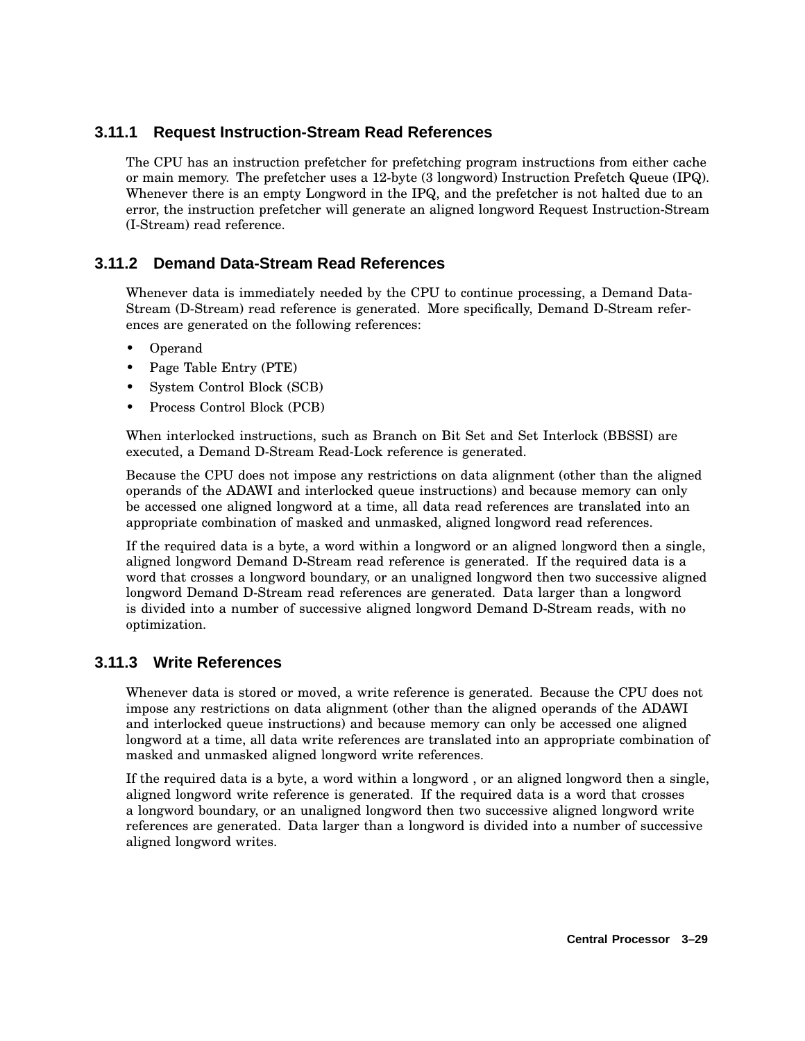### 3.11.1 Request Instruction-Stream Read References

The CPU has an instruction prefetcher for prefetching program instructions from either cache or main memory. The prefetcher uses a 12-byte (3 longword) Instruction Prefetch Queue (IPQ). Whenever there is an empty Longword in the IPQ, and the prefetcher is not halted due to an error, the instruction prefetcher will generate an aligned longword Request Instruction-Stream (I-Stream) read reference.

### 3.11.2 Demand Data-Stream Read References

Whenever data is immediately needed by the CPU to continue processing, a Demand Data-Stream (D-Stream) read reference is generated. More specifically, Demand D-Stream references are generated on the following references:

- Operand
- Page Table Entry (PTE)
- System Control Block (SCB)
- Process Control Block (PCB)

When interlocked instructions, such as Branch on Bit Set and Set Interlock (BBSSI) are executed, a Demand D-Stream Read-Lock reference is generated.

Because the CPU does not impose any restrictions on data alignment (other than the aligned operands of the ADAWI and interlocked queue instructions) and because memory can only be accessed one aligned longword at a time, all data read references are translated into an appropriate combination of masked and unmasked, aligned longword read references.

If the required data is a byte, a word within a longword or an aligned longword then a single, aligned longword Demand D-Stream read reference is generated. If the required data is a word that crosses a longword boundary, or an unaligned longword then two successive aligned longword Demand D-Stream read references are generated. Data larger than a longword is divided into a number of successive aligned longword Demand D-Stream reads, with no optimization.

### 3.11.3 Write References

Whenever data is stored or moved, a write reference is generated. Because the CPU does not impose any restrictions on data alignment (other than the aligned operands of the ADAWI and interlocked queue instructions) and because memory can only be accessed one aligned longword at a time, all data write references are translated into an appropriate combination of masked and unmasked aligned longword write references.

If the required data is a byte, a word within a longword , or an aligned longword then a single, aligned longword write reference is generated. If the required data is a word that crosses a longword boundary, or an unaligned longword then two successive aligned longword write references are generated. Data larger than a longword is divided into a number of successive aligned longword writes.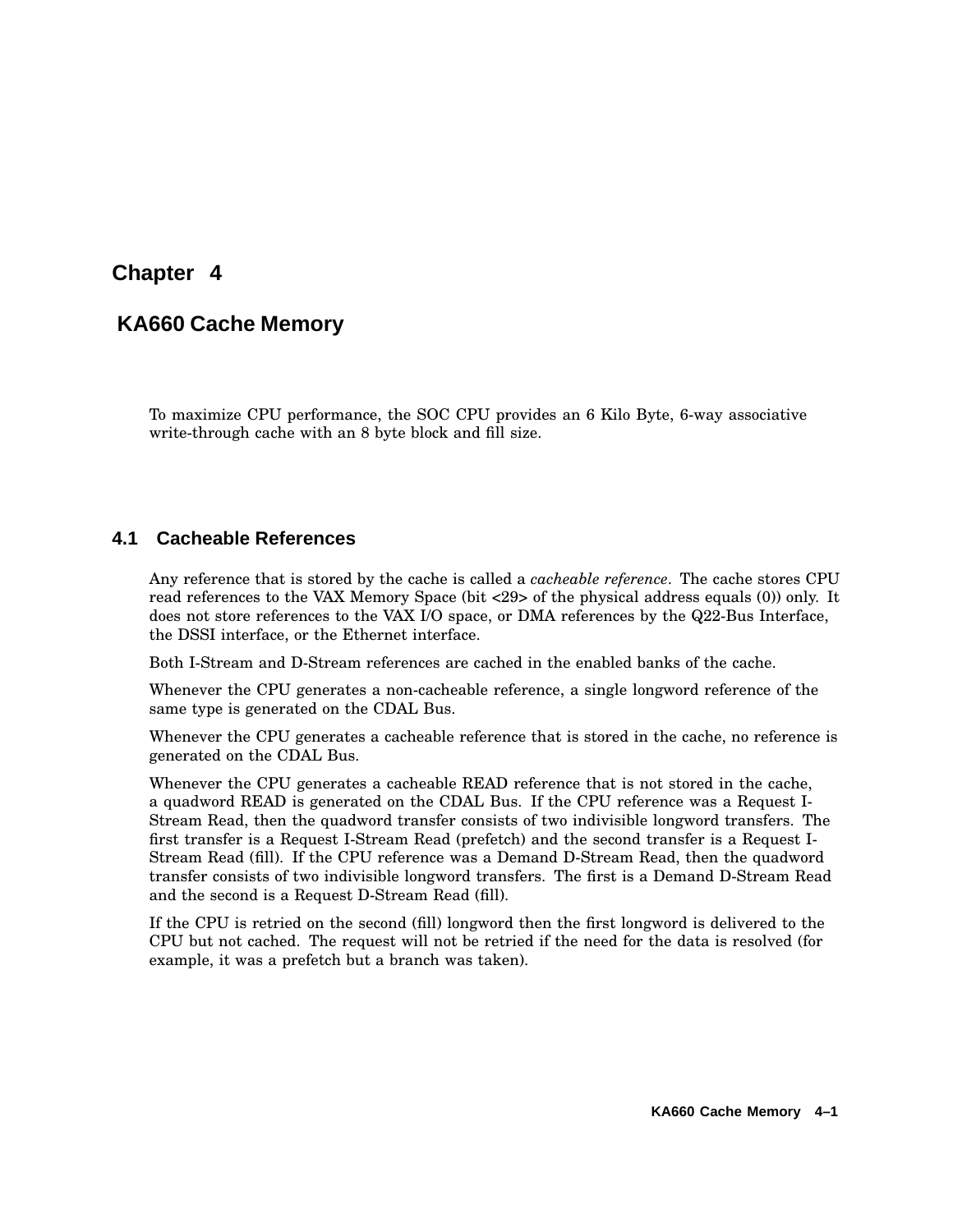# Chapter 4

# KA660 Cache Memory

To maximize CPU performance, the SOC CPU provides an 6 Kilo Byte, 6-way associative write-through cache with an 8 byte block and fill size.

## 4.1 Cacheable References

Any reference that is stored by the cache is called a *cacheable reference*. The cache stores CPU read references to the VAX Memory Space (bit <29> of the physical address equals (0)) only. It does not store references to the VAX I/O space, or DMA references by the Q22-Bus Interface, the DSSI interface, or the Ethernet interface.

Both I-Stream and D-Stream references are cached in the enabled banks of the cache.

Whenever the CPU generates a non-cacheable reference, a single longword reference of the same type is generated on the CDAL Bus.

Whenever the CPU generates a cacheable reference that is stored in the cache, no reference is generated on the CDAL Bus.

Whenever the CPU generates a cacheable READ reference that is not stored in the cache, a quadword READ is generated on the CDAL Bus. If the CPU reference was a Request I-Stream Read, then the quadword transfer consists of two indivisible longword transfers. The first transfer is a Request I-Stream Read (prefetch) and the second transfer is a Request I-Stream Read (fill). If the CPU reference was a Demand D-Stream Read, then the quadword transfer consists of two indivisible longword transfers. The first is a Demand D-Stream Read and the second is a Request D-Stream Read (fill).

If the CPU is retried on the second (fill) longword then the first longword is delivered to the CPU but not cached. The request will not be retried if the need for the data is resolved (for example, it was a prefetch but a branch was taken).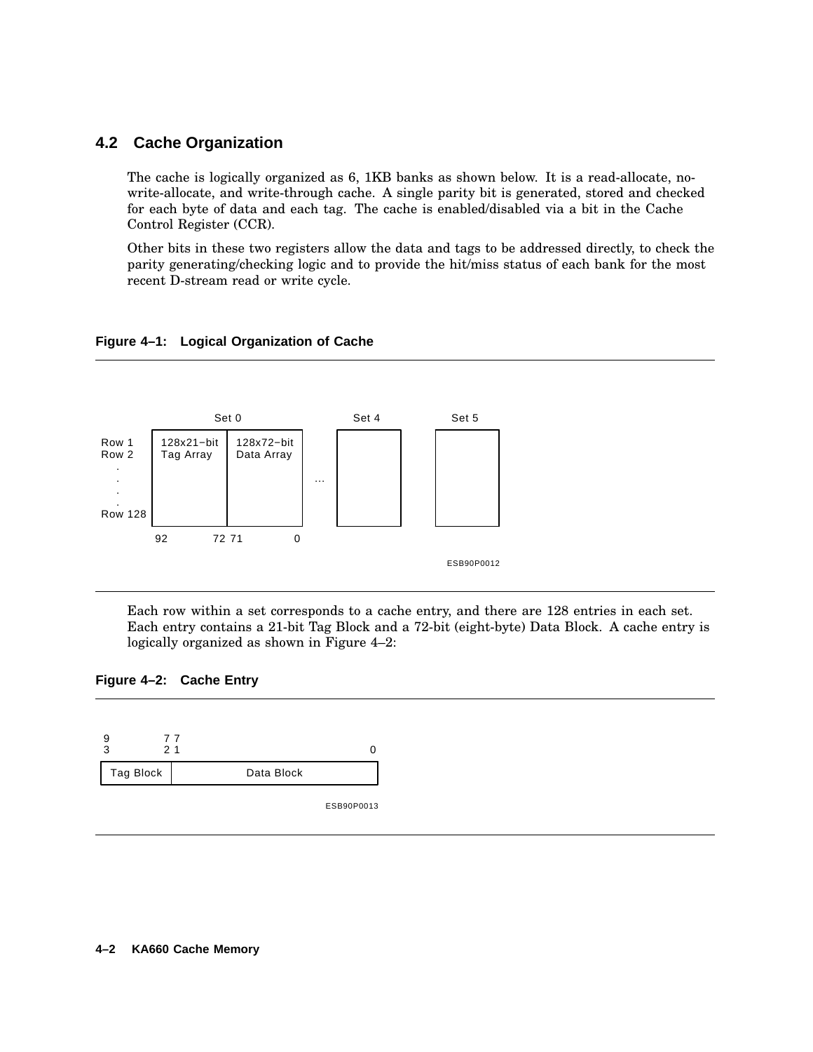## 4.2 Cache Organization

The cache is logically organized as 6, 1KB banks as shown below. It is a read-allocate, no-write-allocate, and write-through cache. A single parity bit is generated, stored and checked for each byte of data and each tag. The cache is enabled/disabled via a bit in the Cache Control Register (CCR).

Other bits in these two registers allow the data and tags to be addressed directly, to check the parity generating/checking logic and to provide the hit/miss status of each bank for the most recent D-stream read or write cycle.

**Figure 4–1: Logical Organization of Cache**

```
                 Set 0                      Set 4        Set 5
         +-----------+-----------+       +--------+    +--------+
Row 1    | 128x21-bit| 128x72-bit|       |        |    |        |
Row 2    | Tag Array | Data Array|       |        |    |        |
  .      |           |           |  ...  |        |    |        |
  .      |           |           |       |        |    |        |
  .      |           |           |       |        |    |        |
Row 128  |           |           |       |        |    |        |
         +-----------+-----------+       +--------+    +--------+
          92       72 71        0
```

ESB90P0012

Each row within a set corresponds to a cache entry, and there are 128 entries in each set. Each entry contains a 21-bit Tag Block and a 72-bit (eight-byte) Data Block. A cache entry is logically organized as shown in Figure 4–2:

**Figure 4–2: Cache Entry**

```
9         7 7
3         2 1                        0
+---------+--------------------------+
|Tag Block|        Data Block        |
+---------+--------------------------+
```

ESB90P0013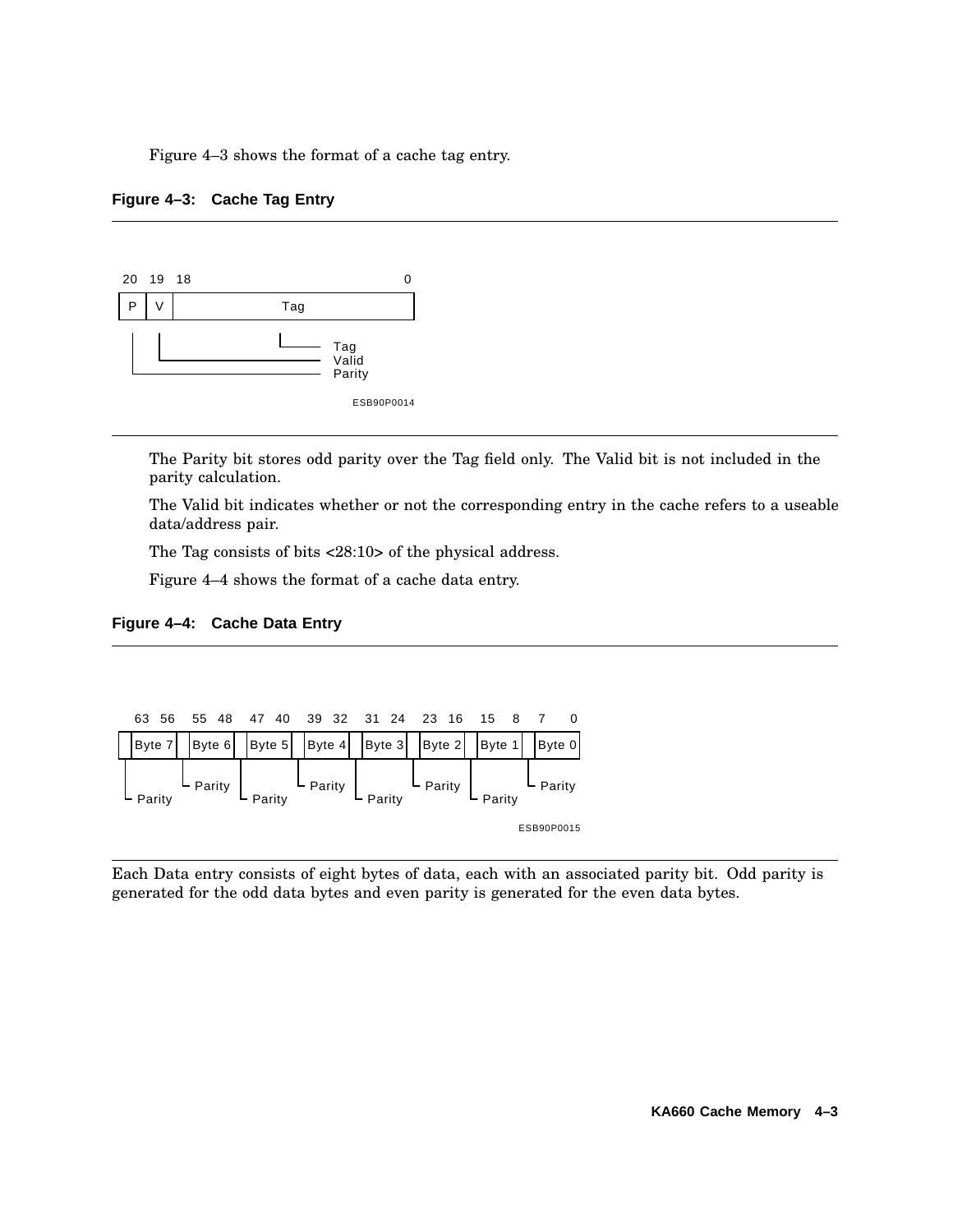Figure 4–3 shows the format of a cache tag entry.

**Figure 4–3: Cache Tag Entry**

```
 20  19  18                              0
+---+---+--------------------------------+
| P | V |              Tag               |
+---+---+--------------------------------+
  |   |               |
  |   |               +-------- Tag
  |   +------------------------ Valid
  +---------------------------- Parity
```

ESB90P0014

The Parity bit stores odd parity over the Tag field only. The Valid bit is not included in the parity calculation.

The Valid bit indicates whether or not the corresponding entry in the cache refers to a useable data/address pair.

The Tag consists of bits <28:10> of the physical address.

Figure 4–4 shows the format of a cache data entry.

**Figure 4–4: Cache Data Entry**

```
    63  56    55  48    47  40    39  32    31  24    23  16    15   8    7    0
 +-+-------+-+-------+-+-------+-+-------+-+-------+-+-------+-+-------+-+-------+
 | |Byte 7 | |Byte 6 | |Byte 5 | |Byte 4 | |Byte 3 | |Byte 2 | |Byte 1 | |Byte 0 |
 +-+-------+-+-------+-+-------+-+-------+-+-------+-+-------+-+-------+-+-------+
  |         |         |         |         |         |         |         |
  |         Parity    |         Parity    |         Parity    |         Parity
  Parity              Parity              Parity              Parity
```

ESB90P0015

Each Data entry consists of eight bytes of data, each with an associated parity bit. Odd parity is generated for the odd data bytes and even parity is generated for the even data bytes.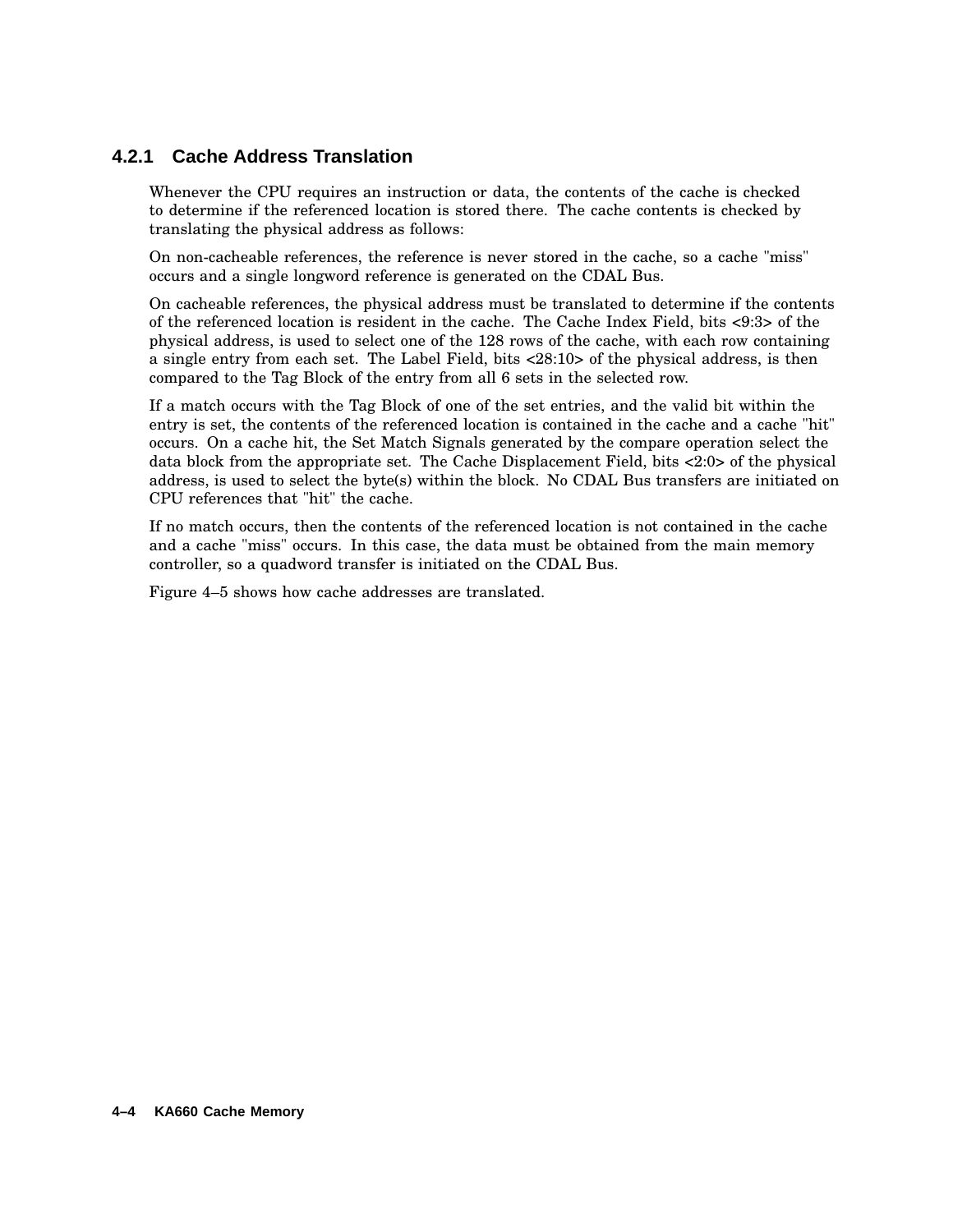### 4.2.1 Cache Address Translation

Whenever the CPU requires an instruction or data, the contents of the cache is checked to determine if the referenced location is stored there. The cache contents is checked by translating the physical address as follows:

On non-cacheable references, the reference is never stored in the cache, so a cache "miss" occurs and a single longword reference is generated on the CDAL Bus.

On cacheable references, the physical address must be translated to determine if the contents of the referenced location is resident in the cache. The Cache Index Field, bits <9:3> of the physical address, is used to select one of the 128 rows of the cache, with each row containing a single entry from each set. The Label Field, bits <28:10> of the physical address, is then compared to the Tag Block of the entry from all 6 sets in the selected row.

If a match occurs with the Tag Block of one of the set entries, and the valid bit within the entry is set, the contents of the referenced location is contained in the cache and a cache "hit" occurs. On a cache hit, the Set Match Signals generated by the compare operation select the data block from the appropriate set. The Cache Displacement Field, bits <2:0> of the physical address, is used to select the byte(s) within the block. No CDAL Bus transfers are initiated on CPU references that "hit" the cache.

If no match occurs, then the contents of the referenced location is not contained in the cache and a cache "miss" occurs. In this case, the data must be obtained from the main memory controller, so a quadword transfer is initiated on the CDAL Bus.

Figure 4–5 shows how cache addresses are translated.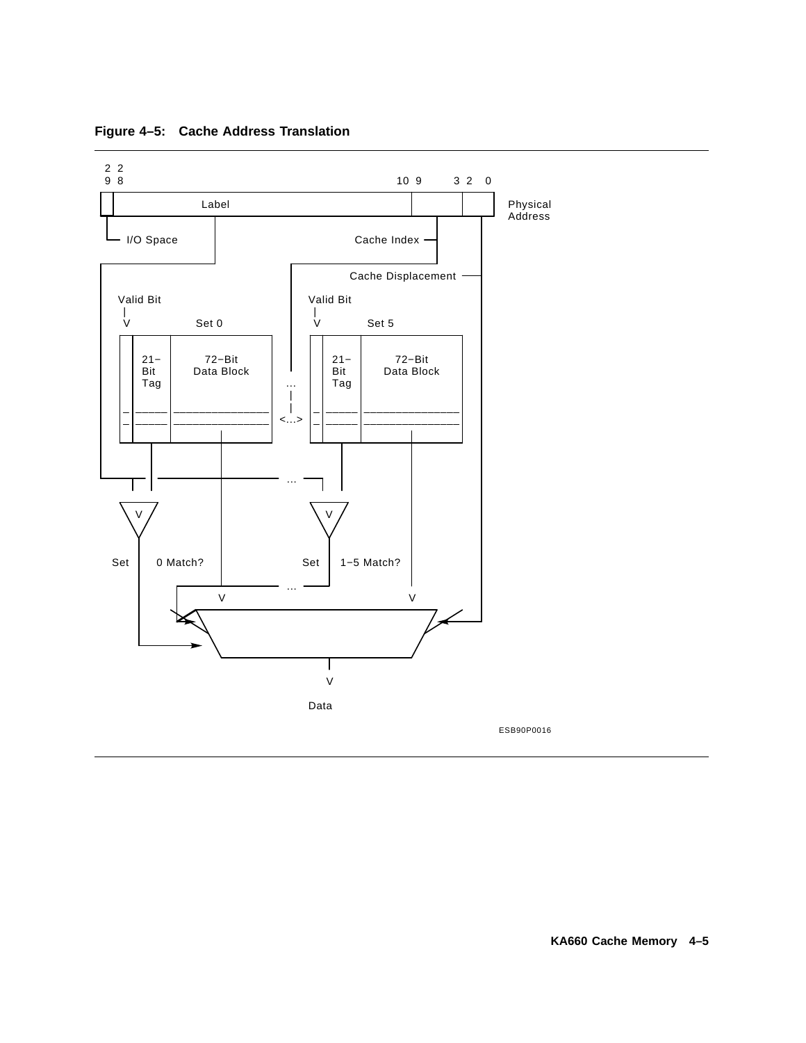**Figure 4–5: Cache Address Translation**

```
2 2
9 8                                              10 9      3 2   0
+--+--------------------------------------------+--------+-----+
|  |                 Label                      |        |     |   Physical
+--+--------------------------------------------+--------+-----+   Address
 |                 |                                  |       |
 +-- I/O Space     |                     Cache Index -+       |
                   |                                          |
 +-----------------+            +-------------------+         |
 |                              |  Cache Displacement --------+
 |                              |                             |
 |  Valid Bit                   |  Valid Bit                  |
 |    |                         |    |                        |
 |    V        Set 0            |    V        Set 5           |
 |  +--+-----+-----------+      |  +--+-----+-----------+     |
 |  |  |21-  |  72-Bit   |      |  |  |21-  |  72-Bit   |     |
 |  |  |Bit  |Data Block |     ...  |  |Bit  |Data Block |     |
 |  |  |Tag  |           |      |  |  |Tag  |           |     |
 |  |_ |____ |___________|      |  |_ |____ |___________|     |
 |  |_ |____ |___________|    <...>|_ |____ |___________|     |
 |  +--+-----+-----------+         +--+-----+-----------+     |
 |         |        |                    |        |           |
 +------|  | |------+------ ... ---|     |        |           |
        V                              V                      |
       \V/                            \V/                     |
 Set    |   0 Match?           Set     |   1-5 Match?         |
        |           |                  |          |           |
        |     +-----+------ ... -------+          |           |
        |     |     V                             V           |
        |    \------------------------------------/ <---------+
        +--->  \                                /
                 \------------------------------/
                               |
                               V

                              Data
```

ESB90P0016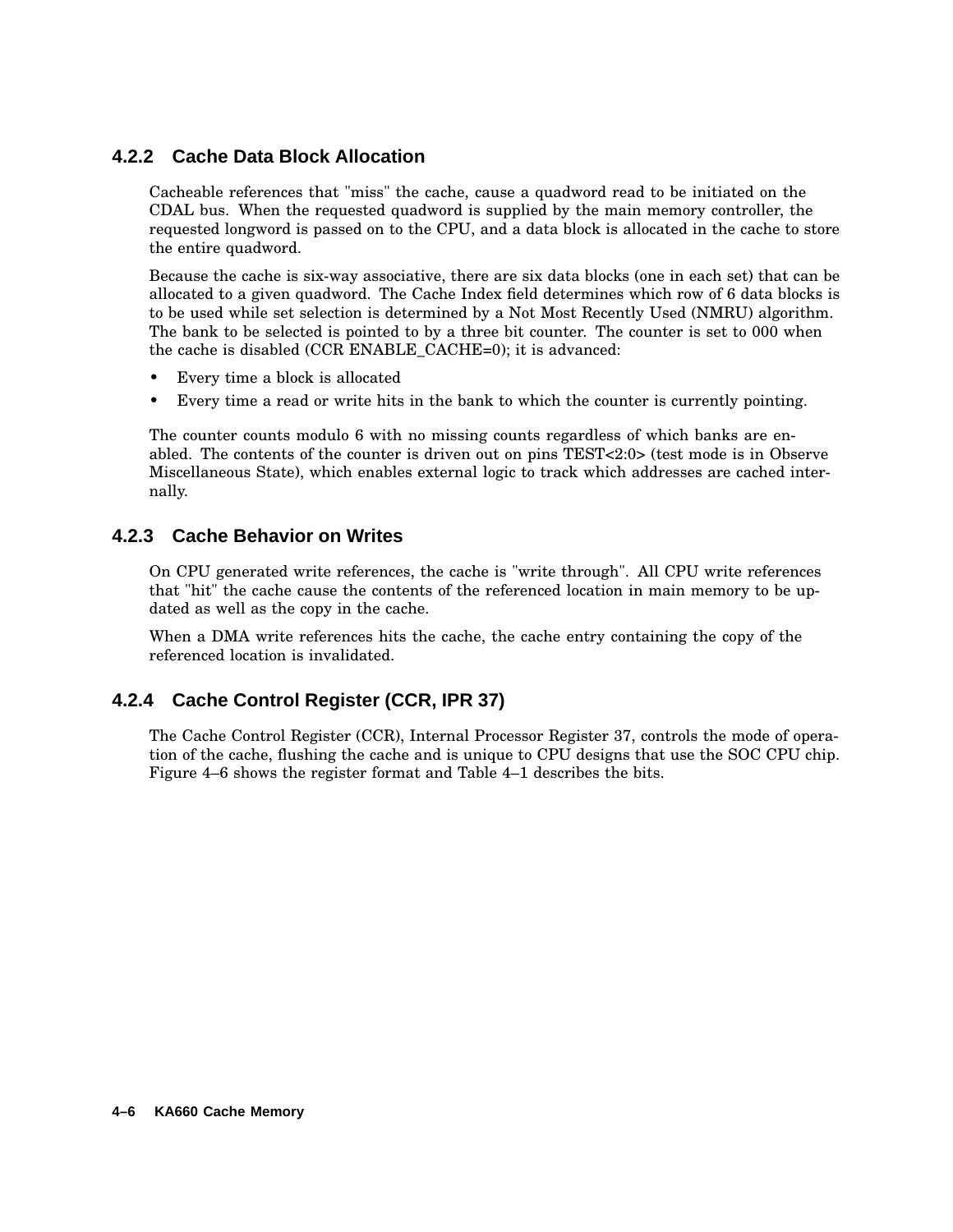### 4.2.2 Cache Data Block Allocation

Cacheable references that "miss" the cache, cause a quadword read to be initiated on the CDAL bus. When the requested quadword is supplied by the main memory controller, the requested longword is passed on to the CPU, and a data block is allocated in the cache to store the entire quadword.

Because the cache is six-way associative, there are six data blocks (one in each set) that can be allocated to a given quadword. The Cache Index field determines which row of 6 data blocks is to be used while set selection is determined by a Not Most Recently Used (NMRU) algorithm. The bank to be selected is pointed to by a three bit counter. The counter is set to 000 when the cache is disabled (CCR ENABLE_CACHE=0); it is advanced:

- Every time a block is allocated
- Every time a read or write hits in the bank to which the counter is currently pointing.

The counter counts modulo 6 with no missing counts regardless of which banks are enabled. The contents of the counter is driven out on pins TEST<2:0> (test mode is in Observe Miscellaneous State), which enables external logic to track which addresses are cached internally.

### 4.2.3 Cache Behavior on Writes

On CPU generated write references, the cache is "write through". All CPU write references that "hit" the cache cause the contents of the referenced location in main memory to be updated as well as the copy in the cache.

When a DMA write references hits the cache, the cache entry containing the copy of the referenced location is invalidated.

### 4.2.4 Cache Control Register (CCR, IPR 37)

The Cache Control Register (CCR), Internal Processor Register 37, controls the mode of operation of the cache, flushing the cache and is unique to CPU designs that use the SOC CPU chip. Figure 4–6 shows the register format and Table 4–1 describes the bits.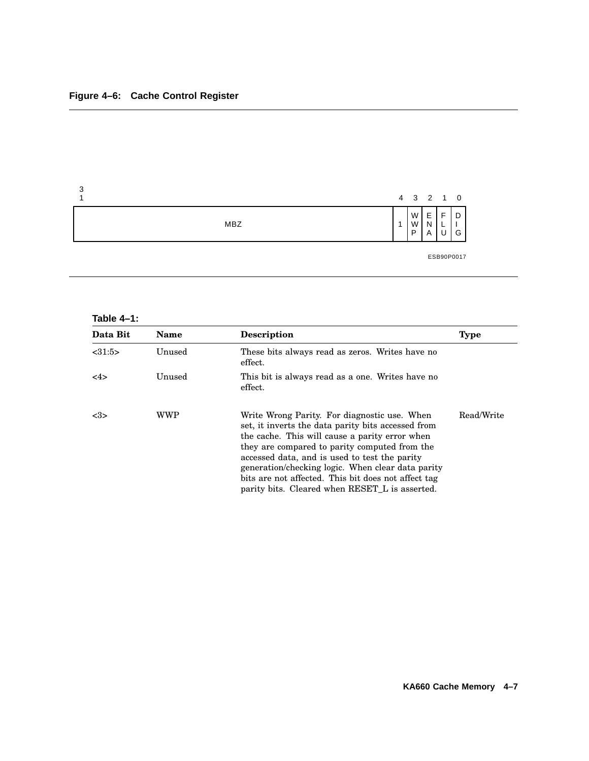**Figure 4–6: Cache Control Register**

| 31 ... | 4 | 3 | 2 | 1 | 0 |
|---|---|---|---|---|---|
| MBZ | 1 | WWP | ENA | FLU | DIG |

ESB90P0017

**Table 4–1:**

| Data Bit | Name | Description | Type |
|---|---|---|---|
| <31:5> | Unused | These bits always read as zeros. Writes have no effect. | |
| <4> | Unused | This bit is always read as a one. Writes have no effect. | |
| <3> | WWP | Write Wrong Parity. For diagnostic use. When set, it inverts the data parity bits accessed from the cache. This will cause a parity error when they are compared to parity computed from the accessed data, and is used to test the parity generation/checking logic. When clear data parity bits are not affected. This bit does not affect tag parity bits. Cleared when RESET_L is asserted. | Read/Write |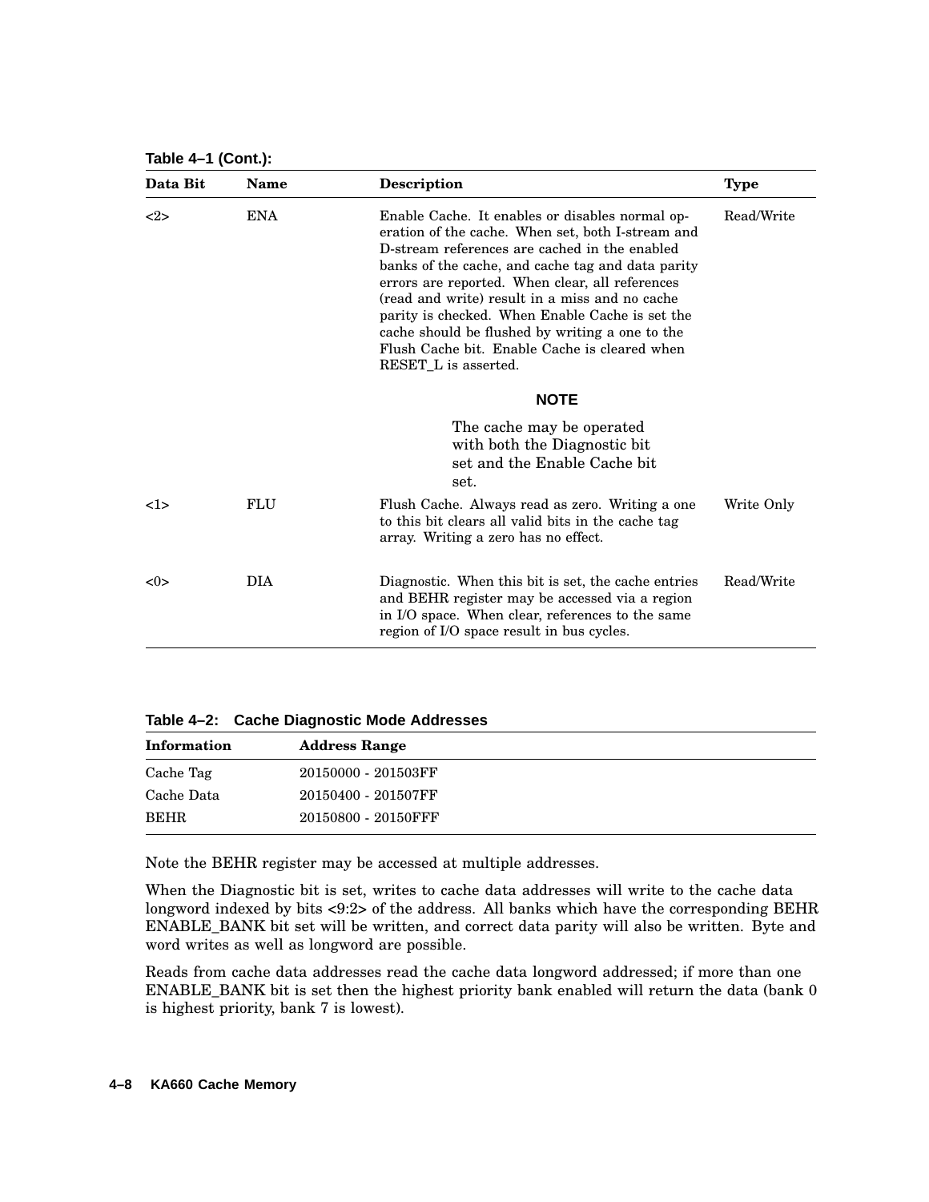**Table 4–1 (Cont.):**

| Data Bit | Name | Description | Type |
|---|---|---|---|
| <2> | ENA | Enable Cache. It enables or disables normal operation of the cache. When set, both I-stream and D-stream references are cached in the enabled banks of the cache, and cache tag and data parity errors are reported. When clear, all references (read and write) result in a miss and no cache parity is checked. When Enable Cache is set the cache should be flushed by writing a one to the Flush Cache bit. Enable Cache is cleared when RESET_L is asserted. **NOTE** The cache may be operated with both the Diagnostic bit set and the Enable Cache bit set. | Read/Write |
| <1> | FLU | Flush Cache. Always read as zero. Writing a one to this bit clears all valid bits in the cache tag array. Writing a zero has no effect. | Write Only |
| <0> | DIA | Diagnostic. When this bit is set, the cache entries and BEHR register may be accessed via a region in I/O space. When clear, references to the same region of I/O space result in bus cycles. | Read/Write |

**Table 4–2: Cache Diagnostic Mode Addresses**

| Information | Address Range |
|---|---|
| Cache Tag | 20150000 - 201503FF |
| Cache Data | 20150400 - 201507FF |
| BEHR | 20150800 - 20150FFF |

Note the BEHR register may be accessed at multiple addresses.

When the Diagnostic bit is set, writes to cache data addresses will write to the cache data longword indexed by bits <9:2> of the address. All banks which have the corresponding BEHR ENABLE_BANK bit set will be written, and correct data parity will also be written. Byte and word writes as well as longword are possible.

Reads from cache data addresses read the cache data longword addressed; if more than one ENABLE_BANK bit is set then the highest priority bank enabled will return the data (bank 0 is highest priority, bank 7 is lowest).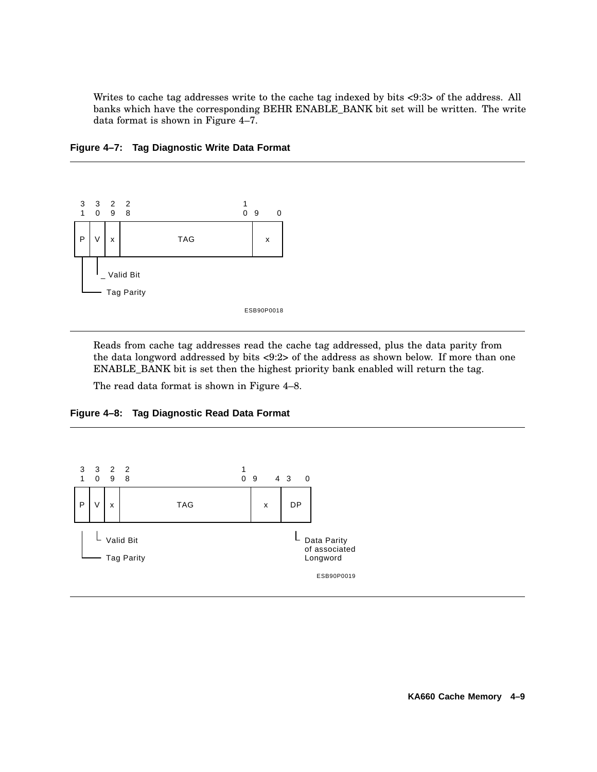Writes to cache tag addresses write to the cache tag indexed by bits <9:3> of the address. All banks which have the corresponding BEHR ENABLE_BANK bit set will be written. The write data format is shown in Figure 4–7.

**Figure 4–7: Tag Diagnostic Write Data Format**

| 31 | 30 | 29 | 28 – 10 | 9 – 0 |
|---|---|---|---|---|
| P | V | x | TAG | x |

- V: Valid Bit
- P: Tag Parity

ESB90P0018

Reads from cache tag addresses read the cache tag addressed, plus the data parity from the data longword addressed by bits <9:2> of the address as shown below. If more than one ENABLE_BANK bit is set then the highest priority bank enabled will return the tag.

The read data format is shown in Figure 4–8.

**Figure 4–8: Tag Diagnostic Read Data Format**

| 31 | 30 | 29 | 28 – 10 | 9 – 4 | 3 – 0 |
|---|---|---|---|---|---|
| P | V | x | TAG | x | DP |

- V: Valid Bit
- P: Tag Parity
- DP: Data Parity of associated Longword

ESB90P0019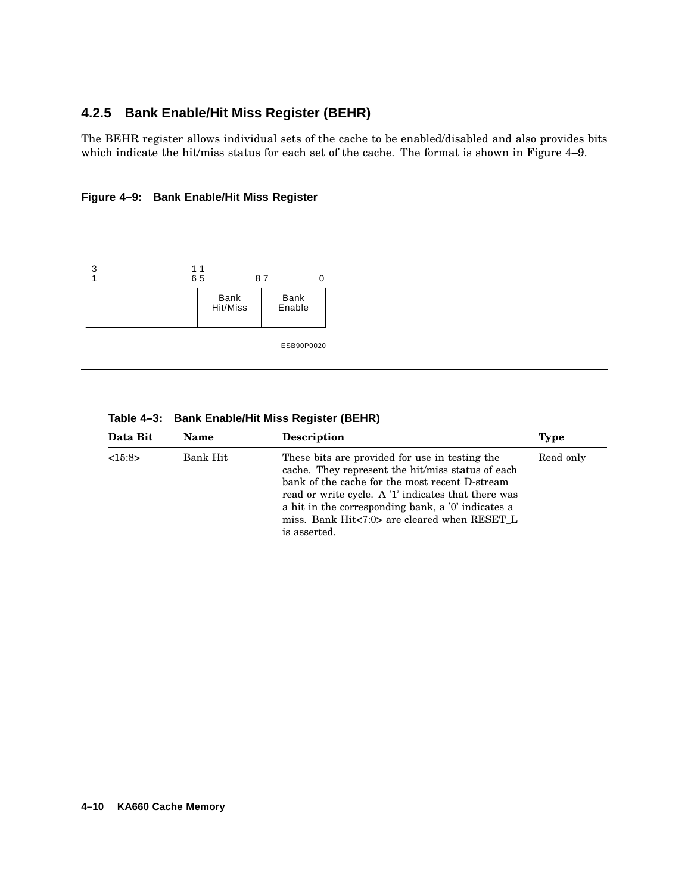### 4.2.5 Bank Enable/Hit Miss Register (BEHR)

The BEHR register allows individual sets of the cache to be enabled/disabled and also provides bits which indicate the hit/miss status for each set of the cache. The format is shown in Figure 4–9.

**Figure 4–9: Bank Enable/Hit Miss Register**

| 31 &nbsp;&nbsp;&nbsp;&nbsp;&nbsp;&nbsp;&nbsp;&nbsp;&nbsp;&nbsp; 16 | 15 &nbsp;&nbsp;&nbsp;&nbsp;&nbsp; 8 | 7 &nbsp;&nbsp;&nbsp;&nbsp;&nbsp; 0 |
|---|---|---|
| | Bank Hit/Miss | Bank Enable |

ESB90P0020

**Table 4–3: Bank Enable/Hit Miss Register (BEHR)**

| Data Bit | Name | Description | Type |
|---|---|---|---|
| <15:8> | Bank Hit | These bits are provided for use in testing the cache. They represent the hit/miss status of each bank of the cache for the most recent D-stream read or write cycle. A '1' indicates that there was a hit in the corresponding bank, a '0' indicates a miss. Bank Hit<7:0> are cleared when RESET_L is asserted. | Read only |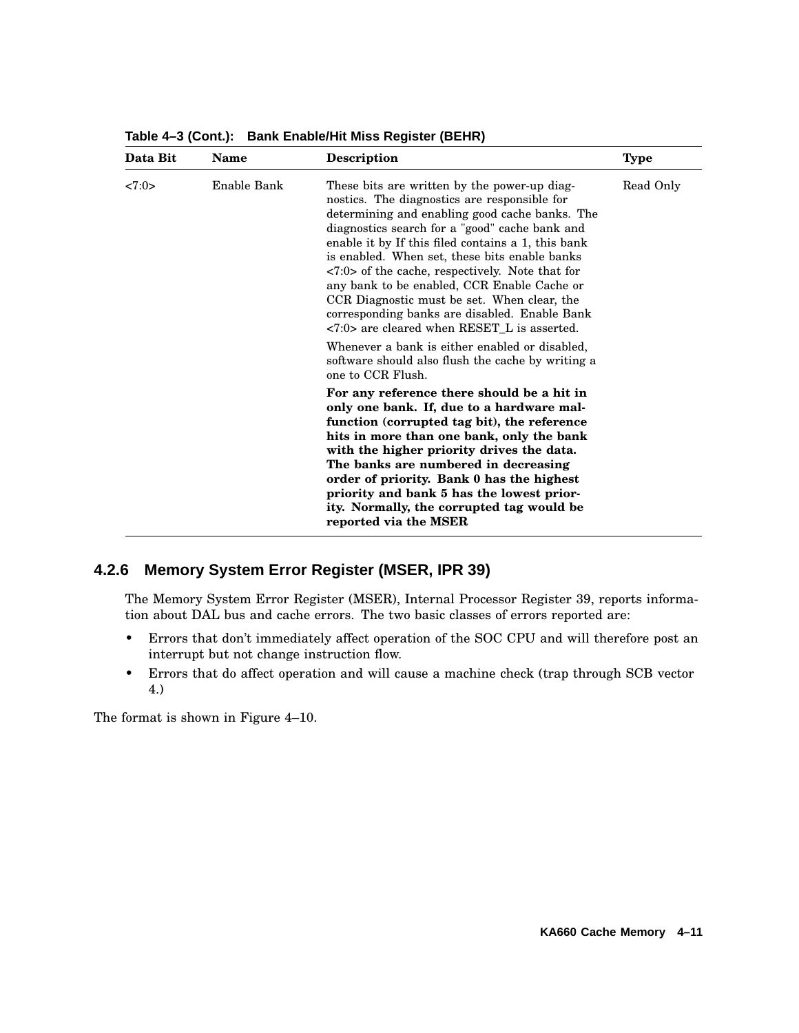**Table 4–3 (Cont.): Bank Enable/Hit Miss Register (BEHR)**

| Data Bit | Name | Description | Type |
|---|---|---|---|
| <7:0> | Enable Bank | These bits are written by the power-up diagnostics. The diagnostics are responsible for determining and enabling good cache banks. The diagnostics search for a "good" cache bank and enable it by If this filed contains a 1, this bank is enabled. When set, these bits enable banks <7:0> of the cache, respectively. Note that for any bank to be enabled, CCR Enable Cache or CCR Diagnostic must be set. When clear, the corresponding banks are disabled. Enable Bank <7:0> are cleared when RESET_L is asserted.<br><br>Whenever a bank is either enabled or disabled, software should also flush the cache by writing a one to CCR Flush.<br><br>**For any reference there should be a hit in only one bank. If, due to a hardware malfunction (corrupted tag bit), the reference hits in more than one bank, only the bank with the higher priority drives the data. The banks are numbered in decreasing order of priority. Bank 0 has the highest priority and bank 5 has the lowest priority. Normally, the corrupted tag would be reported via the MSER** | Read Only |

### 4.2.6 Memory System Error Register (MSER, IPR 39)

The Memory System Error Register (MSER), Internal Processor Register 39, reports information about DAL bus and cache errors. The two basic classes of errors reported are:

- Errors that don't immediately affect operation of the SOC CPU and will therefore post an interrupt but not change instruction flow.
- Errors that do affect operation and will cause a machine check (trap through SCB vector 4.)

The format is shown in Figure 4–10.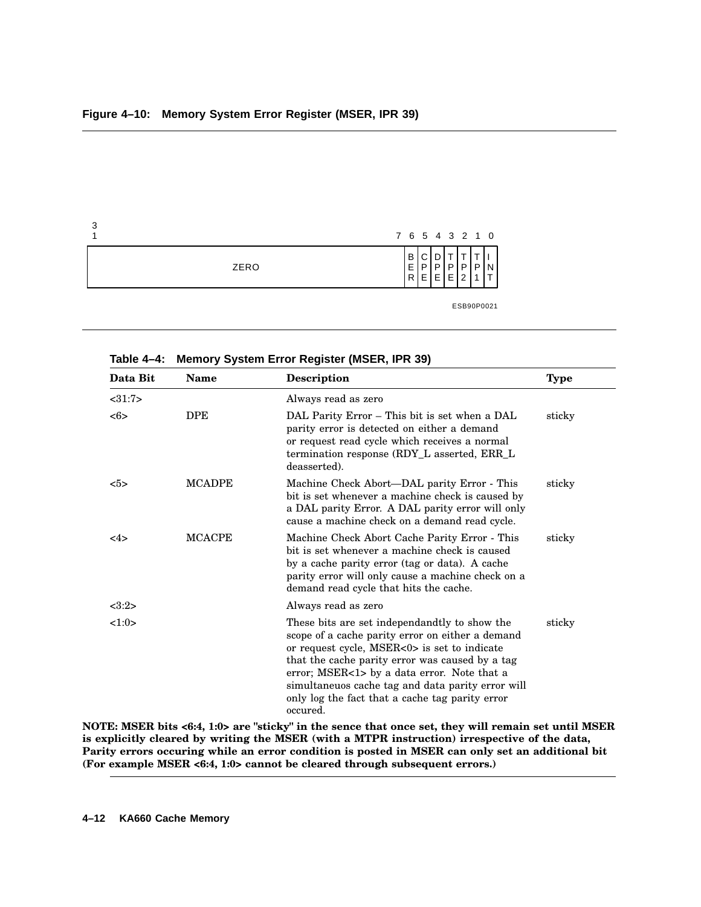**Figure 4–10: Memory System Error Register (MSER, IPR 39)**

| 31 ... 7 | 6 | 5 | 4 | 3 | 2 | 1 | 0 |
|---|---|---|---|---|---|---|---|
| ZERO | BER | CPE | DPE | TPE | TP2 | TP1 | INT |

ESB90P0021

**Table 4–4: Memory System Error Register (MSER, IPR 39)**

| Data Bit | Name | Description | Type |
|---|---|---|---|
| <31:7> | | Always read as zero | |
| <6> | DPE | DAL Parity Error – This bit is set when a DAL parity error is detected on either a demand or request read cycle which receives a normal termination response (RDY_L asserted, ERR_L deasserted). | sticky |
| <5> | MCADPE | Machine Check Abort—DAL parity Error - This bit is set whenever a machine check is caused by a DAL parity Error. A DAL parity error will only cause a machine check on a demand read cycle. | sticky |
| <4> | MCACPE | Machine Check Abort Cache Parity Error - This bit is set whenever a machine check is caused by a cache parity error (tag or data). A cache parity error will only cause a machine check on a demand read cycle that hits the cache. | sticky |
| <3:2> | | Always read as zero | |
| <1:0> | | These bits are set independandtly to show the scope of a cache parity error on either a demand or request cycle, MSER<0> is set to indicate that the cache parity error was caused by a tag error; MSER<1> by a data error. Note that a simultaneuos cache tag and data parity error will only log the fact that a cache tag parity error occured. | sticky |

**NOTE: MSER bits <6:4, 1:0> are "sticky" in the sence that once set, they will remain set until MSER is explicitly cleared by writing the MSER (with a MTPR instruction) irrespective of the data, Parity errors occuring while an error condition is posted in MSER can only set an additional bit (For example MSER <6:4, 1:0> cannot be cleared through subsequent errors.)**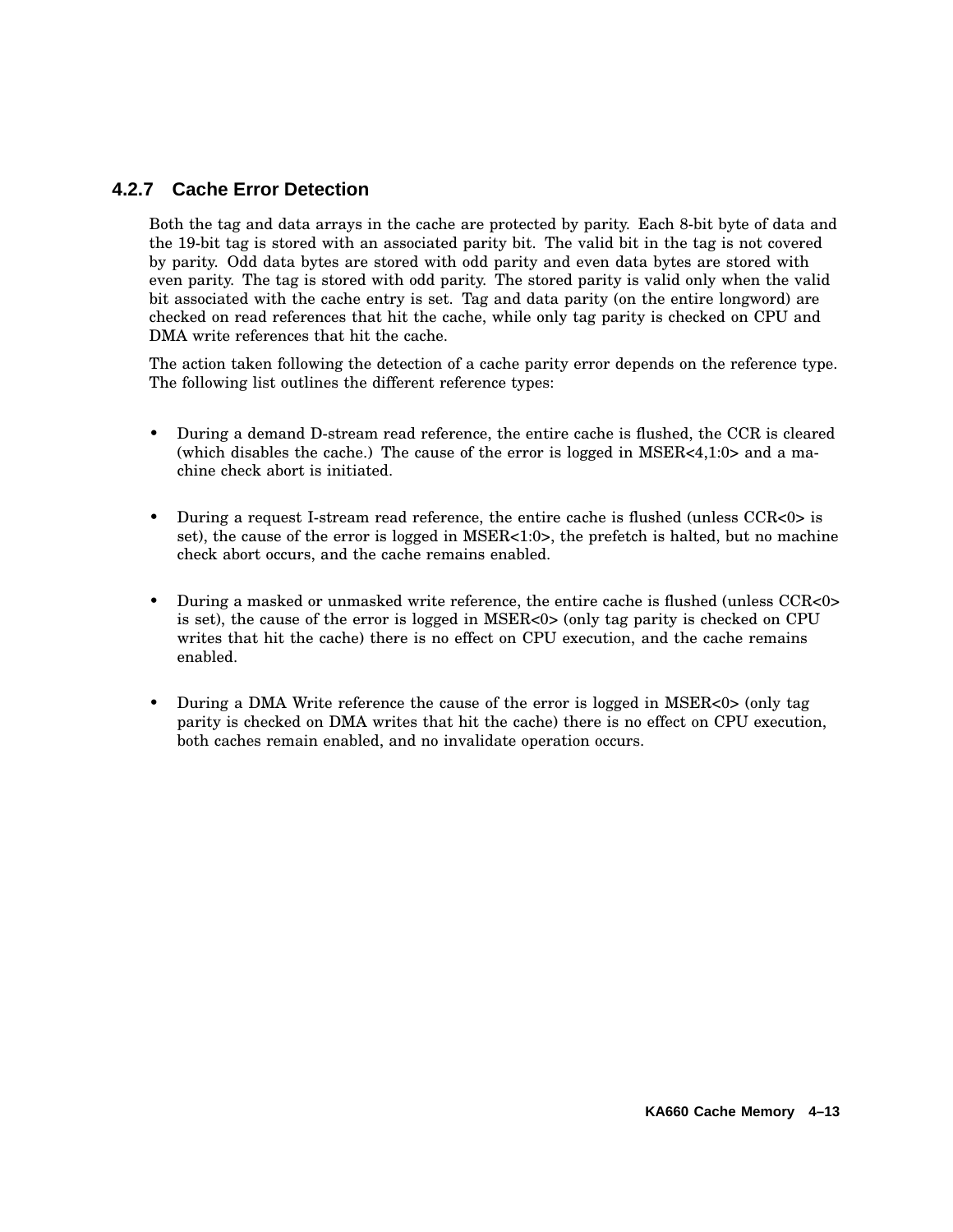### 4.2.7 Cache Error Detection

Both the tag and data arrays in the cache are protected by parity. Each 8-bit byte of data and the 19-bit tag is stored with an associated parity bit. The valid bit in the tag is not covered by parity. Odd data bytes are stored with odd parity and even data bytes are stored with even parity. The tag is stored with odd parity. The stored parity is valid only when the valid bit associated with the cache entry is set. Tag and data parity (on the entire longword) are checked on read references that hit the cache, while only tag parity is checked on CPU and DMA write references that hit the cache.

The action taken following the detection of a cache parity error depends on the reference type. The following list outlines the different reference types:

- During a demand D-stream read reference, the entire cache is flushed, the CCR is cleared (which disables the cache.) The cause of the error is logged in MSER<4,1:0> and a machine check abort is initiated.
- During a request I-stream read reference, the entire cache is flushed (unless CCR<0> is set), the cause of the error is logged in MSER<1:0>, the prefetch is halted, but no machine check abort occurs, and the cache remains enabled.
- During a masked or unmasked write reference, the entire cache is flushed (unless CCR<0> is set), the cause of the error is logged in MSER<0> (only tag parity is checked on CPU writes that hit the cache) there is no effect on CPU execution, and the cache remains enabled.
- During a DMA Write reference the cause of the error is logged in MSER<0> (only tag parity is checked on DMA writes that hit the cache) there is no effect on CPU execution, both caches remain enabled, and no invalidate operation occurs.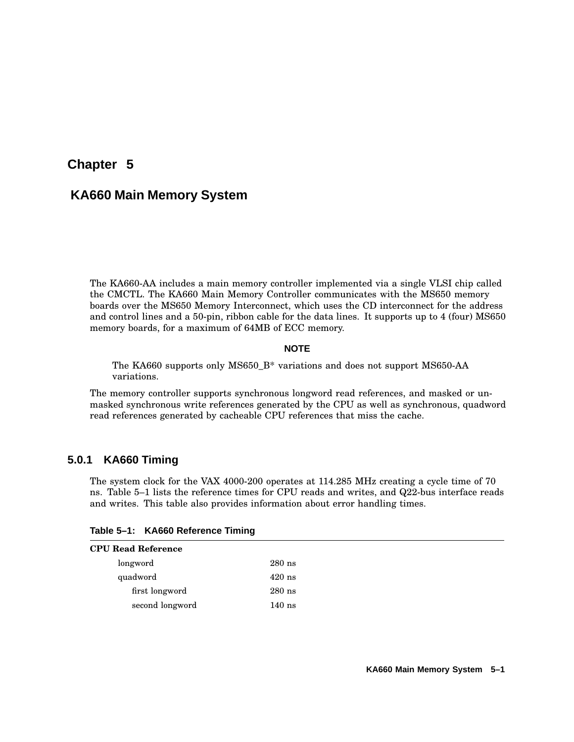# Chapter 5

# KA660 Main Memory System

The KA660-AA includes a main memory controller implemented via a single VLSI chip called the CMCTL. The KA660 Main Memory Controller communicates with the MS650 memory boards over the MS650 Memory Interconnect, which uses the CD interconnect for the address and control lines and a 50-pin, ribbon cable for the data lines. It supports up to 4 (four) MS650 memory boards, for a maximum of 64MB of ECC memory.

**NOTE**

> The KA660 supports only MS650_B* variations and does not support MS650-AA variations.

The memory controller supports synchronous longword read references, and masked or unmasked synchronous write references generated by the CPU as well as synchronous, quadword read references generated by cacheable CPU references that miss the cache.

### 5.0.1 KA660 Timing

The system clock for the VAX 4000-200 operates at 114.285 MHz creating a cycle time of 70 ns. Table 5–1 lists the reference times for CPU reads and writes, and Q22-bus interface reads and writes. This table also provides information about error handling times.

**Table 5–1: KA660 Reference Timing**

| | |
|---|---|
| **CPU Read Reference** | |
| longword | 280 ns |
| quadword | 420 ns |
| first longword | 280 ns |
| second longword | 140 ns |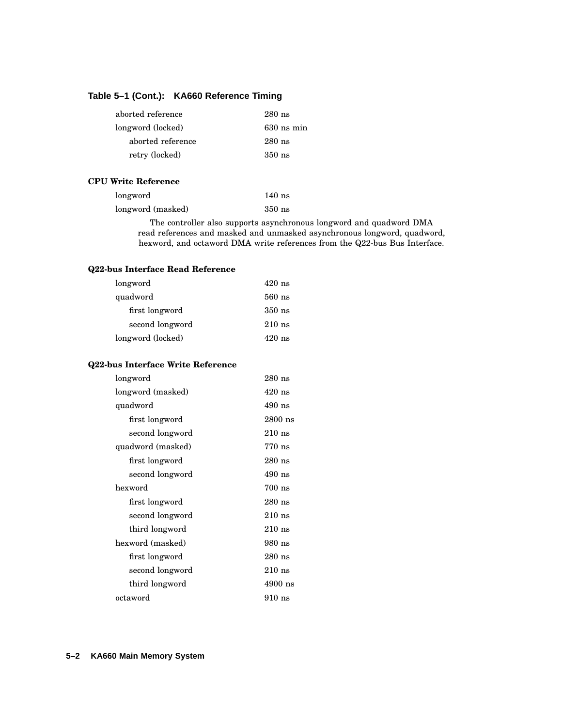**Table 5–1 (Cont.): KA660 Reference Timing**

| | |
|---|---|
| aborted reference | 280 ns |
| longword (locked) | 630 ns min |
| &nbsp;&nbsp;&nbsp;aborted reference | 280 ns |
| &nbsp;&nbsp;&nbsp;retry (locked) | 350 ns |

**CPU Write Reference**

| | |
|---|---|
| longword | 140 ns |
| longword (masked) | 350 ns |

The controller also supports asynchronous longword and quadword DMA read references and masked and unmasked asynchronous longword, quadword, hexword, and octaword DMA write references from the Q22-bus Bus Interface.

**Q22-bus Interface Read Reference**

| | |
|---|---|
| longword | 420 ns |
| quadword | 560 ns |
| &nbsp;&nbsp;&nbsp;first longword | 350 ns |
| &nbsp;&nbsp;&nbsp;second longword | 210 ns |
| longword (locked) | 420 ns |

**Q22-bus Interface Write Reference**

| | |
|---|---|
| longword | 280 ns |
| longword (masked) | 420 ns |
| quadword | 490 ns |
| &nbsp;&nbsp;&nbsp;first longword | 2800 ns |
| &nbsp;&nbsp;&nbsp;second longword | 210 ns |
| quadword (masked) | 770 ns |
| &nbsp;&nbsp;&nbsp;first longword | 280 ns |
| &nbsp;&nbsp;&nbsp;second longword | 490 ns |
| hexword | 700 ns |
| &nbsp;&nbsp;&nbsp;first longword | 280 ns |
| &nbsp;&nbsp;&nbsp;second longword | 210 ns |
| &nbsp;&nbsp;&nbsp;third longword | 210 ns |
| hexword (masked) | 980 ns |
| &nbsp;&nbsp;&nbsp;first longword | 280 ns |
| &nbsp;&nbsp;&nbsp;second longword | 210 ns |
| &nbsp;&nbsp;&nbsp;third longword | 4900 ns |
| octaword | 910 ns |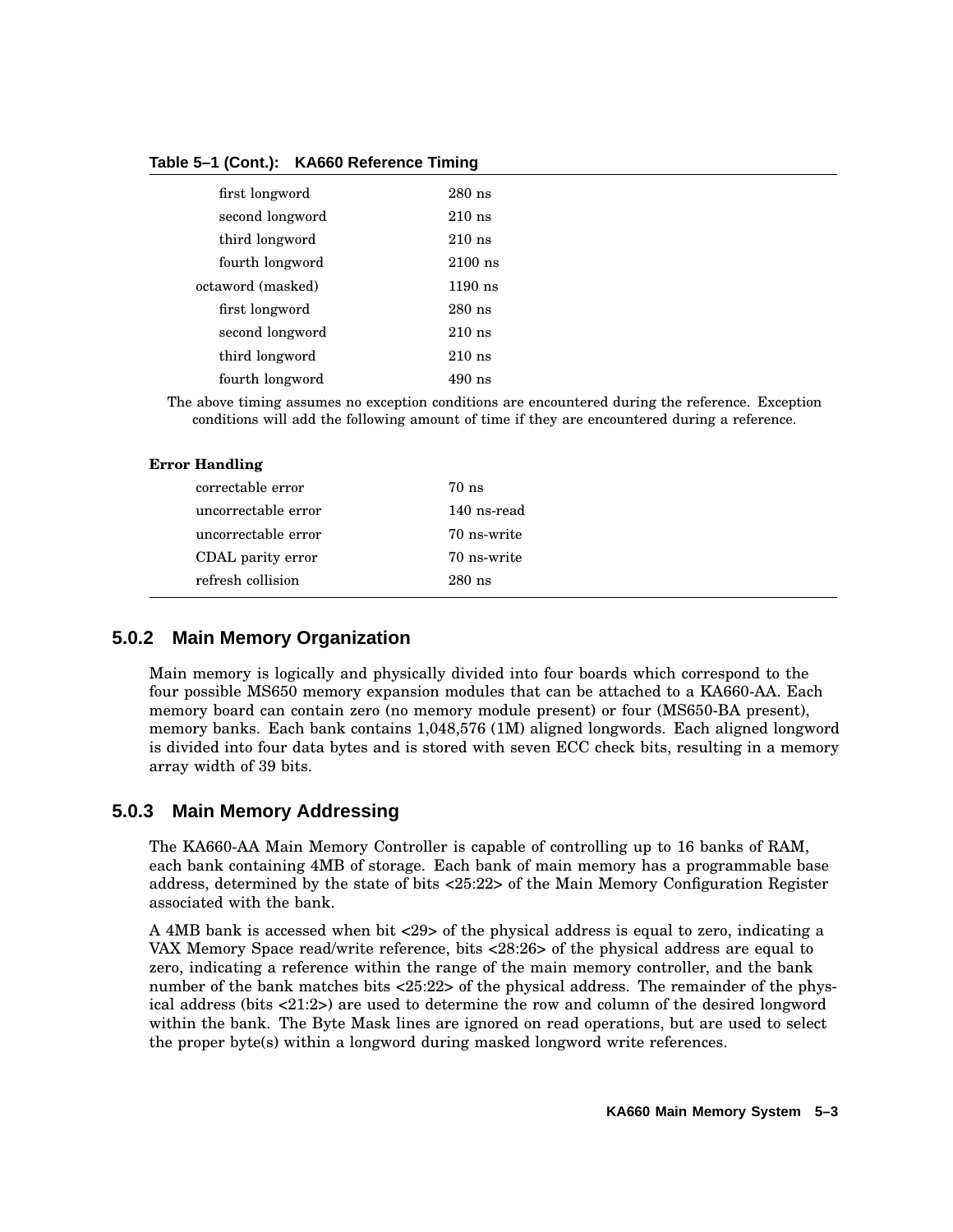**Table 5–1 (Cont.): KA660 Reference Timing**

| | |
|---|---|
| first longword | 280 ns |
| second longword | 210 ns |
| third longword | 210 ns |
| fourth longword | 2100 ns |
| octaword (masked) | 1190 ns |
| first longword | 280 ns |
| second longword | 210 ns |
| third longword | 210 ns |
| fourth longword | 490 ns |

The above timing assumes no exception conditions are encountered during the reference. Exception conditions will add the following amount of time if they are encountered during a reference.

**Error Handling**

| | |
|---|---|
| correctable error | 70 ns |
| uncorrectable error | 140 ns-read |
| uncorrectable error | 70 ns-write |
| CDAL parity error | 70 ns-write |
| refresh collision | 280 ns |

### 5.0.2 Main Memory Organization

Main memory is logically and physically divided into four boards which correspond to the four possible MS650 memory expansion modules that can be attached to a KA660-AA. Each memory board can contain zero (no memory module present) or four (MS650-BA present), memory banks. Each bank contains 1,048,576 (1M) aligned longwords. Each aligned longword is divided into four data bytes and is stored with seven ECC check bits, resulting in a memory array width of 39 bits.

### 5.0.3 Main Memory Addressing

The KA660-AA Main Memory Controller is capable of controlling up to 16 banks of RAM, each bank containing 4MB of storage. Each bank of main memory has a programmable base address, determined by the state of bits <25:22> of the Main Memory Configuration Register associated with the bank.

A 4MB bank is accessed when bit <29> of the physical address is equal to zero, indicating a VAX Memory Space read/write reference, bits <28:26> of the physical address are equal to zero, indicating a reference within the range of the main memory controller, and the bank number of the bank matches bits <25:22> of the physical address. The remainder of the physical address (bits <21:2>) are used to determine the row and column of the desired longword within the bank. The Byte Mask lines are ignored on read operations, but are used to select the proper byte(s) within a longword during masked longword write references.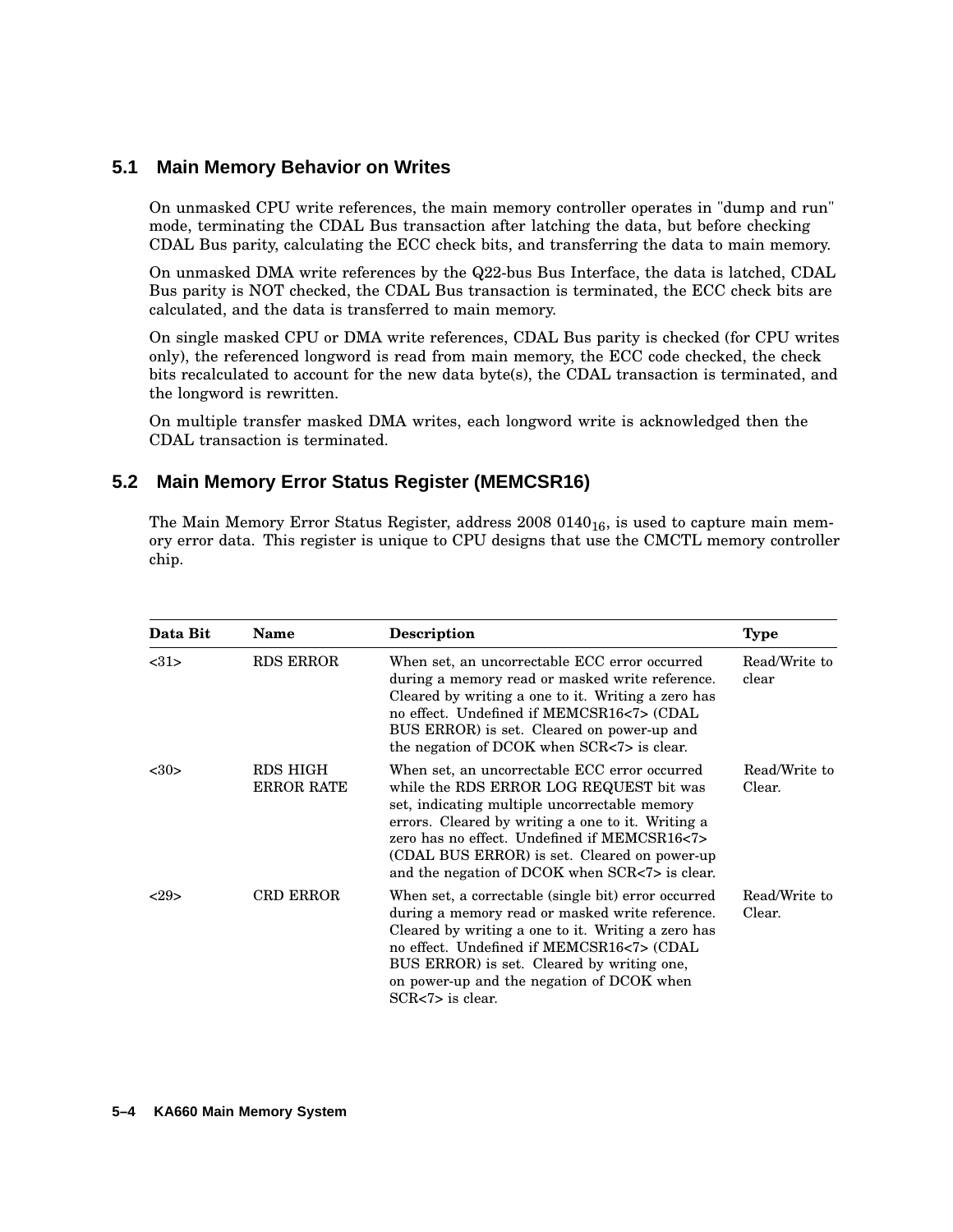## 5.1 Main Memory Behavior on Writes

On unmasked CPU write references, the main memory controller operates in "dump and run" mode, terminating the CDAL Bus transaction after latching the data, but before checking CDAL Bus parity, calculating the ECC check bits, and transferring the data to main memory.

On unmasked DMA write references by the Q22-bus Bus Interface, the data is latched, CDAL Bus parity is NOT checked, the CDAL Bus transaction is terminated, the ECC check bits are calculated, and the data is transferred to main memory.

On single masked CPU or DMA write references, CDAL Bus parity is checked (for CPU writes only), the referenced longword is read from main memory, the ECC code checked, the check bits recalculated to account for the new data byte(s), the CDAL transaction is terminated, and the longword is rewritten.

On multiple transfer masked DMA writes, each longword write is acknowledged then the CDAL transaction is terminated.

## 5.2 Main Memory Error Status Register (MEMCSR16)

The Main Memory Error Status Register, address 2008 $0140_{16}$, is used to capture main memory error data. This register is unique to CPU designs that use the CMCTL memory controller chip.

| Data Bit | Name | Description | Type |
|---|---|---|---|
| <31> | RDS ERROR | When set, an uncorrectable ECC error occurred during a memory read or masked write reference. Cleared by writing a one to it. Writing a zero has no effect. Undefined if MEMCSR16<7> (CDAL BUS ERROR) is set. Cleared on power-up and the negation of DCOK when SCR<7> is clear. | Read/Write to clear |
| <30> | RDS HIGH ERROR RATE | When set, an uncorrectable ECC error occurred while the RDS ERROR LOG REQUEST bit was set, indicating multiple uncorrectable memory errors. Cleared by writing a one to it. Writing a zero has no effect. Undefined if MEMCSR16<7> (CDAL BUS ERROR) is set. Cleared on power-up and the negation of DCOK when SCR<7> is clear. | Read/Write to Clear. |
| <29> | CRD ERROR | When set, a correctable (single bit) error occurred during a memory read or masked write reference. Cleared by writing a one to it. Writing a zero has no effect. Undefined if MEMCSR16<7> (CDAL BUS ERROR) is set. Cleared by writing one, on power-up and the negation of DCOK when SCR<7> is clear. | Read/Write to Clear. |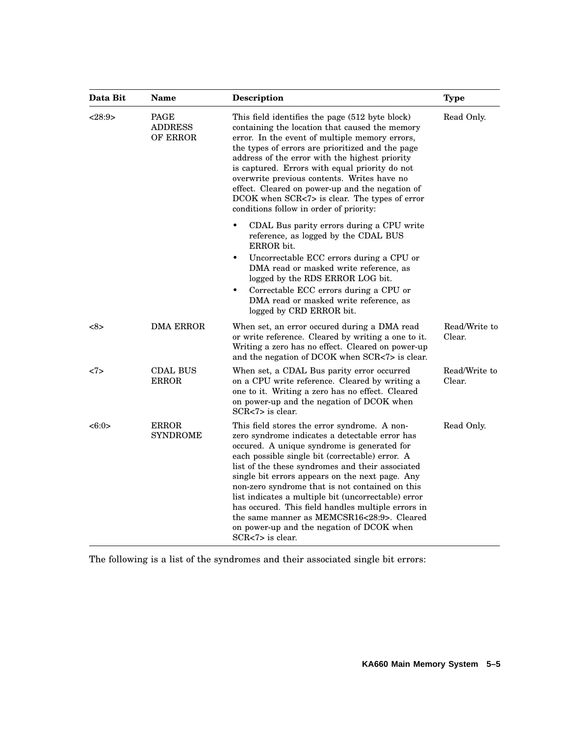| Data Bit | Name | Description | Type |
|---|---|---|---|
| <28:9> | PAGE ADDRESS OF ERROR | This field identifies the page (512 byte block) containing the location that caused the memory error. In the event of multiple memory errors, the types of errors are prioritized and the page address of the error with the highest priority is captured. Errors with equal priority do not overwrite previous contents. Writes have no effect. Cleared on power-up and the negation of DCOK when SCR<7> is clear. The types of error conditions follow in order of priority:<br>• CDAL Bus parity errors during a CPU write reference, as logged by the CDAL BUS ERROR bit.<br>• Uncorrectable ECC errors during a CPU or DMA read or masked write reference, as logged by the RDS ERROR LOG bit.<br>• Correctable ECC errors during a CPU or DMA read or masked write reference, as logged by CRD ERROR bit. | Read Only. |
| <8> | DMA ERROR | When set, an error occured during a DMA read or write reference. Cleared by writing a one to it. Writing a zero has no effect. Cleared on power-up and the negation of DCOK when SCR<7> is clear. | Read/Write to Clear. |
| <7> | CDAL BUS ERROR | When set, a CDAL Bus parity error occurred on a CPU write reference. Cleared by writing a one to it. Writing a zero has no effect. Cleared on power-up and the negation of DCOK when SCR<7> is clear. | Read/Write to Clear. |
| <6:0> | ERROR SYNDROME | This field stores the error syndrome. A non-zero syndrome indicates a detectable error has occured. A unique syndrome is generated for each possible single bit (correctable) error. A list of the these syndromes and their associated single bit errors appears on the next page. Any non-zero syndrome that is not contained on this list indicates a multiple bit (uncorrectable) error has occured. This field handles multiple errors in the same manner as MEMCSR16<28:9>. Cleared on power-up and the negation of DCOK when SCR<7> is clear. | Read Only. |

The following is a list of the syndromes and their associated single bit errors: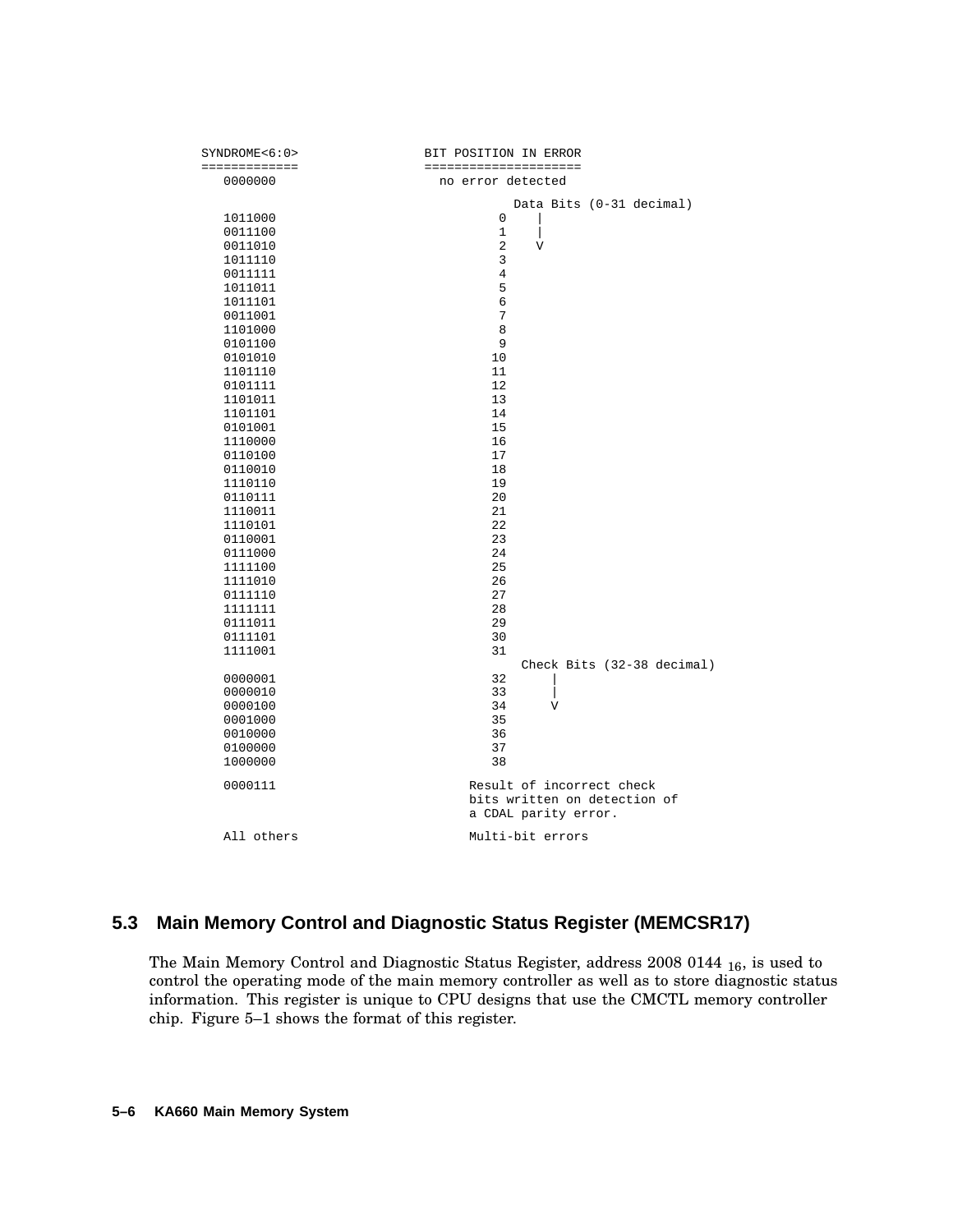```
SYNDROME<6:0>                 BIT POSITION IN ERROR
=============                 =====================
   0000000                      no error detected

                                  Data Bits (0-31 decimal)
   1011000                             0    |
   0011100                             1    |
   0011010                             2    V
   1011110                             3
   0011111                             4
   1011011                             5
   1011101                             6
   0011001                             7
   1101000                             8
   0101100                             9
   0101010                            10
   1101110                            11
   0101111                            12
   1101011                            13
   1101101                            14
   0101001                            15
   1110000                            16
   0110100                            17
   0110010                            18
   1110110                            19
   0110111                            20
   1110011                            21
   1110101                            22
   0110001                            23
   0111000                            24
   1111100                            25
   1111010                            26
   0111110                            27
   1111111                            28
   0111011                            29
   0111101                            30
   1111001                            31
                                   Check Bits (32-38 decimal)
   0000001                            32      |
   0000010                            33      |
   0000100                            34      V
   0001000                            35
   0010000                            36
   0100000                            37
   1000000                            38

   0000111                        Result of incorrect check
                                  bits written on detection of
                                  a CDAL parity error.

   All others                     Multi-bit errors
```

## 5.3 Main Memory Control and Diagnostic Status Register (MEMCSR17)

The Main Memory Control and Diagnostic Status Register, address 2008 0144 $_{16}$, is used to control the operating mode of the main memory controller as well as to store diagnostic status information. This register is unique to CPU designs that use the CMCTL memory controller chip. Figure 5–1 shows the format of this register.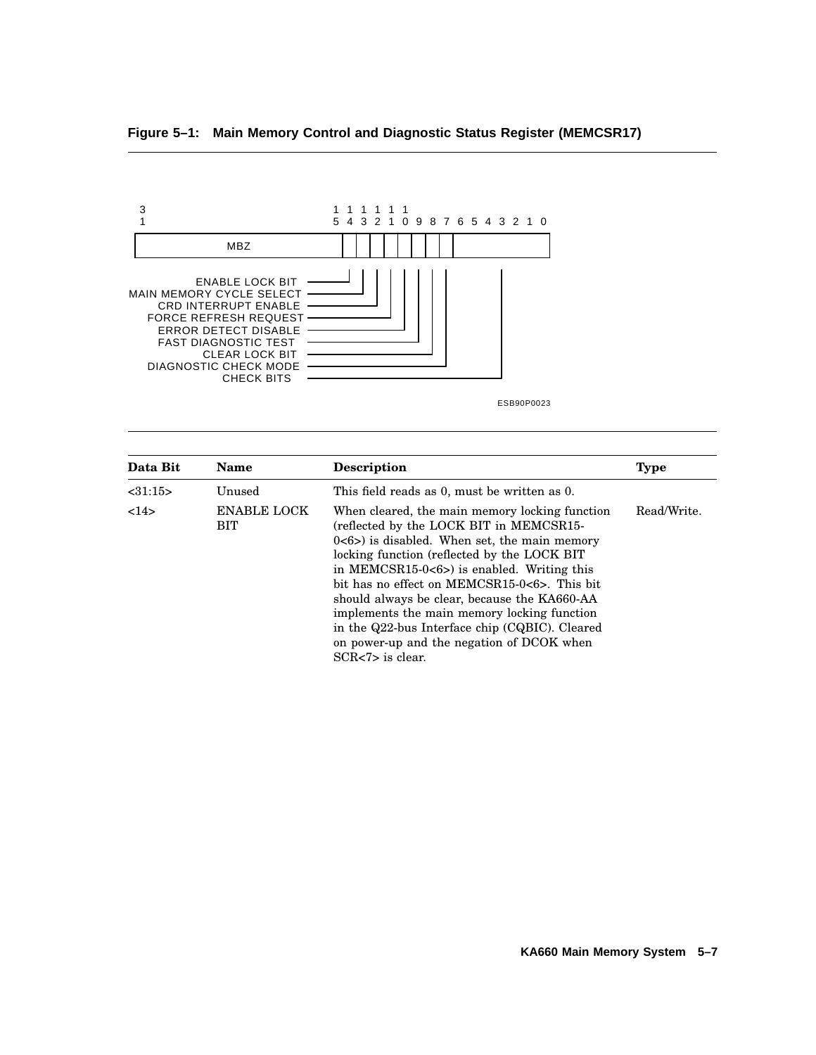**Figure 5–1: Main Memory Control and Diagnostic Status Register (MEMCSR17)**

```
 3                              1 1 1 1 1 1
 1                              5 4 3 2 1 0 9 8 7 6 5 4 3 2 1 0
+------------------------------+-+-+-+-+-+-+-+-+-+-------------+
|             MBZ              | | | | | | | | | |             |
+------------------------------+-+-+-+-+-+-+-+-+-+-------------+

ENABLE LOCK BIT              -- bit 14
MAIN MEMORY CYCLE SELECT     -- bit 13
CRD INTERRUPT ENABLE         -- bit 12
FORCE REFRESH REQUEST        -- bit 11
ERROR DETECT DISABLE         -- bit 10
FAST DIAGNOSTIC TEST         -- bit 9
CLEAR LOCK BIT               -- bit 8
DIAGNOSTIC CHECK MODE        -- bit 7
CHECK BITS                   -- bits 6:0
```

ESB90P0023

| Data Bit | Name | Description | Type |
|---|---|---|---|
| <31:15> | Unused | This field reads as 0, must be written as 0. | |
| <14> | ENABLE LOCK BIT | When cleared, the main memory locking function (reflected by the LOCK BIT in MEMCSR15-0<6>) is disabled. When set, the main memory locking function (reflected by the LOCK BIT in MEMCSR15-0<6>) is enabled. Writing this bit has no effect on MEMCSR15-0<6>. This bit should always be clear, because the KA660-AA implements the main memory locking function in the Q22-bus Interface chip (CQBIC). Cleared on power-up and the negation of DCOK when SCR<7> is clear. | Read/Write. |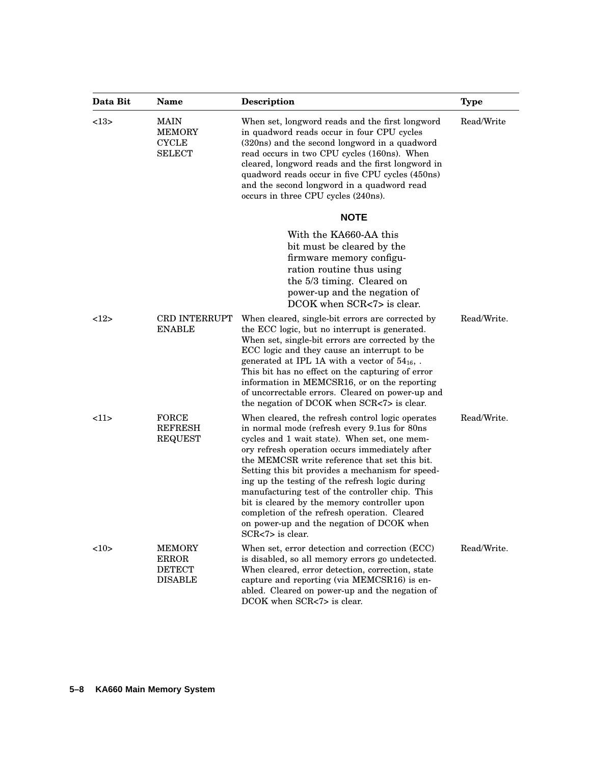| Data Bit | Name | Description | Type |
|---|---|---|---|
| <13> | MAIN MEMORY CYCLE SELECT | When set, longword reads and the first longword in quadword reads occur in four CPU cycles (320ns) and the second longword in a quadword read occurs in two CPU cycles (160ns). When cleared, longword reads and the first longword in quadword reads occur in five CPU cycles (450ns) and the second longword in a quadword read occurs in three CPU cycles (240ns).<br><br>**NOTE**<br><br>With the KA660-AA this bit must be cleared by the firmware memory configuration routine thus using the 5/3 timing. Cleared on power-up and the negation of DCOK when SCR<7> is clear. | Read/Write |
| <12> | CRD INTERRUPT ENABLE | When cleared, single-bit errors are corrected by the ECC logic, but no interrupt is generated. When set, single-bit errors are corrected by the ECC logic and they cause an interrupt to be generated at IPL 1A with a vector of $54_{16}$, . This bit has no effect on the capturing of error information in MEMCSR16, or on the reporting of uncorrectable errors. Cleared on power-up and the negation of DCOK when SCR<7> is clear. | Read/Write. |
| <11> | FORCE REFRESH REQUEST | When cleared, the refresh control logic operates in normal mode (refresh every 9.1us for 80ns cycles and 1 wait state). When set, one memory refresh operation occurs immediately after the MEMCSR write reference that set this bit. Setting this bit provides a mechanism for speeding up the testing of the refresh logic during manufacturing test of the controller chip. This bit is cleared by the memory controller upon completion of the refresh operation. Cleared on power-up and the negation of DCOK when SCR<7> is clear. | Read/Write. |
| <10> | MEMORY ERROR DETECT DISABLE | When set, error detection and correction (ECC) is disabled, so all memory errors go undetected. When cleared, error detection, correction, state capture and reporting (via MEMCSR16) is enabled. Cleared on power-up and the negation of DCOK when SCR<7> is clear. | Read/Write. |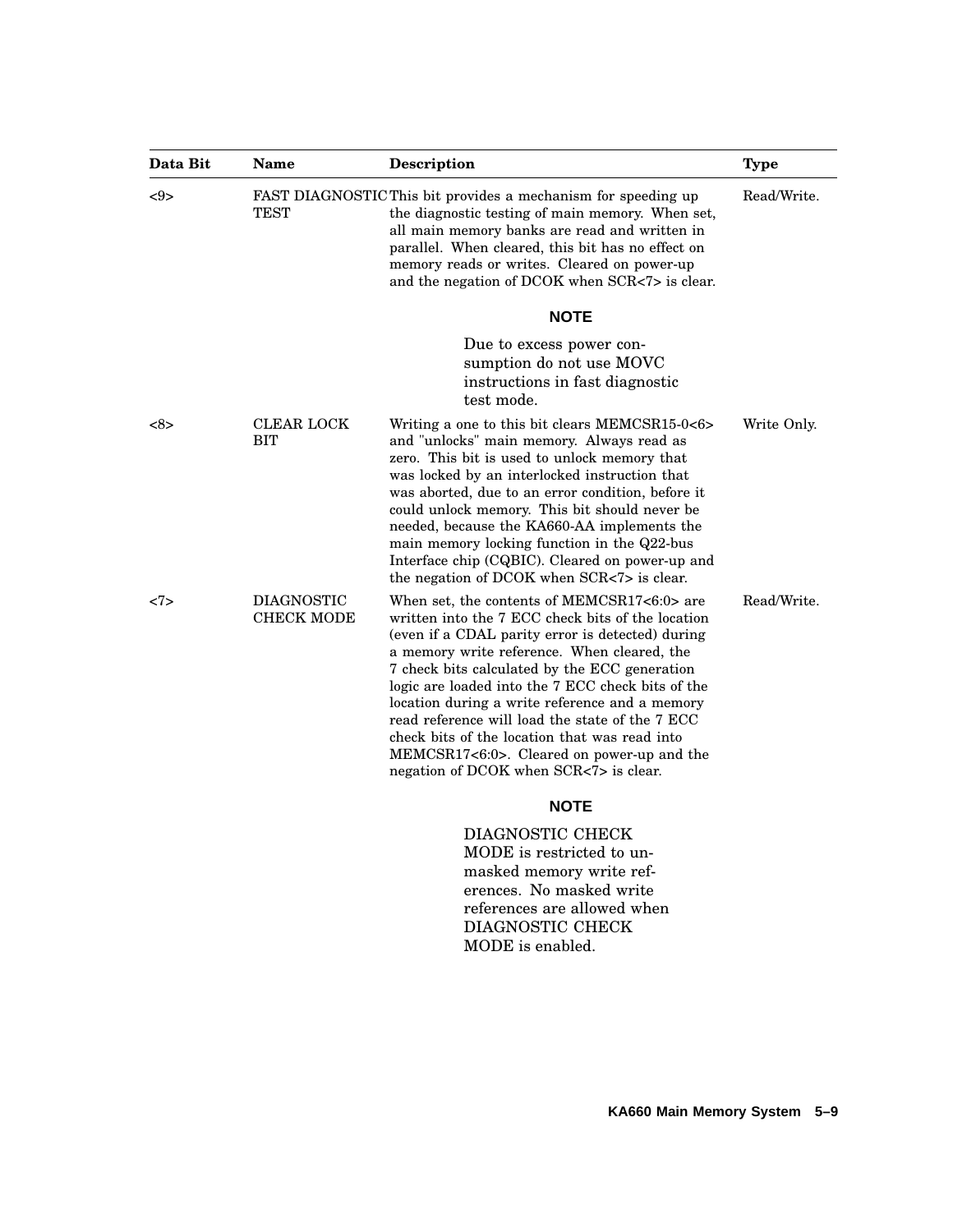| Data Bit | Name | Description | Type |
|---|---|---|---|
| <9> | FAST DIAGNOSTIC TEST | This bit provides a mechanism for speeding up the diagnostic testing of main memory. When set, all main memory banks are read and written in parallel. When cleared, this bit has no effect on memory reads or writes. Cleared on power-up and the negation of DCOK when SCR<7> is clear.<br><br>**NOTE**<br><br>Due to excess power consumption do not use MOVC instructions in fast diagnostic test mode. | Read/Write. |
| <8> | CLEAR LOCK BIT | Writing a one to this bit clears MEMCSR15-0<6> and "unlocks" main memory. Always read as zero. This bit is used to unlock memory that was locked by an interlocked instruction that was aborted, due to an error condition, before it could unlock memory. This bit should never be needed, because the KA660-AA implements the main memory locking function in the Q22-bus Interface chip (CQBIC). Cleared on power-up and the negation of DCOK when SCR<7> is clear. | Write Only. |
| <7> | DIAGNOSTIC CHECK MODE | When set, the contents of MEMCSR17<6:0> are written into the 7 ECC check bits of the location (even if a CDAL parity error is detected) during a memory write reference. When cleared, the 7 check bits calculated by the ECC generation logic are loaded into the 7 ECC check bits of the location during a write reference and a memory read reference will load the state of the 7 ECC check bits of the location that was read into MEMCSR17<6:0>. Cleared on power-up and the negation of DCOK when SCR<7> is clear.<br><br>**NOTE**<br><br>DIAGNOSTIC CHECK MODE is restricted to unmasked memory write references. No masked write references are allowed when DIAGNOSTIC CHECK MODE is enabled. | Read/Write. |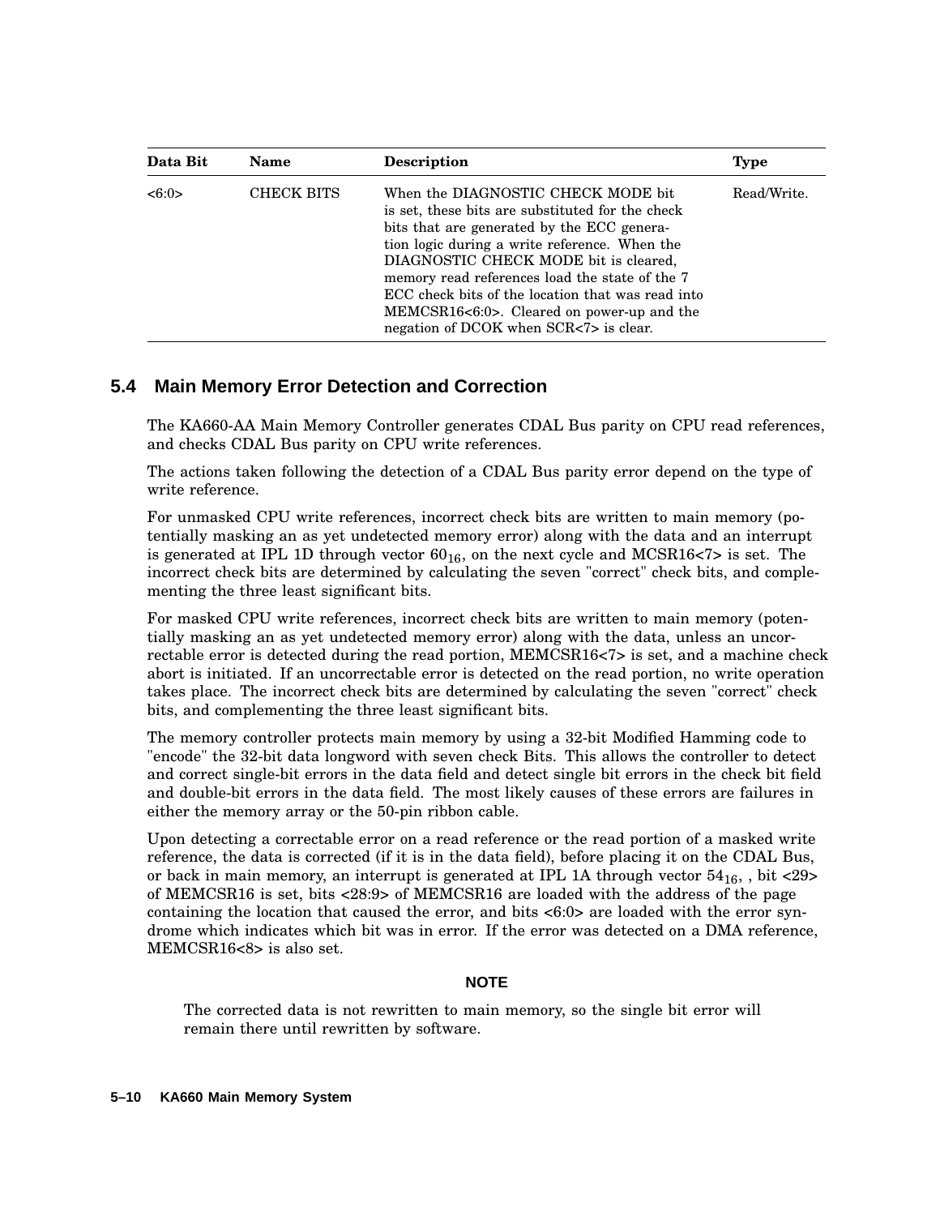| Data Bit | Name | Description | Type |
| --- | --- | --- | --- |
| <6:0> | CHECK BITS | When the DIAGNOSTIC CHECK MODE bit is set, these bits are substituted for the check bits that are generated by the ECC generation logic during a write reference. When the DIAGNOSTIC CHECK MODE bit is cleared, memory read references load the state of the 7 ECC check bits of the location that was read into MEMCSR16<6:0>. Cleared on power-up and the negation of DCOK when SCR<7> is clear. | Read/Write. |

## 5.4 Main Memory Error Detection and Correction

The KA660-AA Main Memory Controller generates CDAL Bus parity on CPU read references, and checks CDAL Bus parity on CPU write references.

The actions taken following the detection of a CDAL Bus parity error depend on the type of write reference.

For unmasked CPU write references, incorrect check bits are written to main memory (potentially masking an as yet undetected memory error) along with the data and an interrupt is generated at IPL 1D through vector $60_{16}$, on the next cycle and MCSR16<7> is set. The incorrect check bits are determined by calculating the seven "correct" check bits, and complementing the three least significant bits.

For masked CPU write references, incorrect check bits are written to main memory (potentially masking an as yet undetected memory error) along with the data, unless an uncorrectable error is detected during the read portion, MEMCSR16<7> is set, and a machine check abort is initiated. If an uncorrectable error is detected on the read portion, no write operation takes place. The incorrect check bits are determined by calculating the seven "correct" check bits, and complementing the three least significant bits.

The memory controller protects main memory by using a 32-bit Modified Hamming code to "encode" the 32-bit data longword with seven check Bits. This allows the controller to detect and correct single-bit errors in the data field and detect single bit errors in the check bit field and double-bit errors in the data field. The most likely causes of these errors are failures in either the memory array or the 50-pin ribbon cable.

Upon detecting a correctable error on a read reference or the read portion of a masked write reference, the data is corrected (if it is in the data field), before placing it on the CDAL Bus, or back in main memory, an interrupt is generated at IPL 1A through vector $54_{16}$, , bit <29> of MEMCSR16 is set, bits <28:9> of MEMCSR16 are loaded with the address of the page containing the location that caused the error, and bits <6:0> are loaded with the error syndrome which indicates which bit was in error. If the error was detected on a DMA reference, MEMCSR16<8> is also set.

**NOTE**

The corrected data is not rewritten to main memory, so the single bit error will remain there until rewritten by software.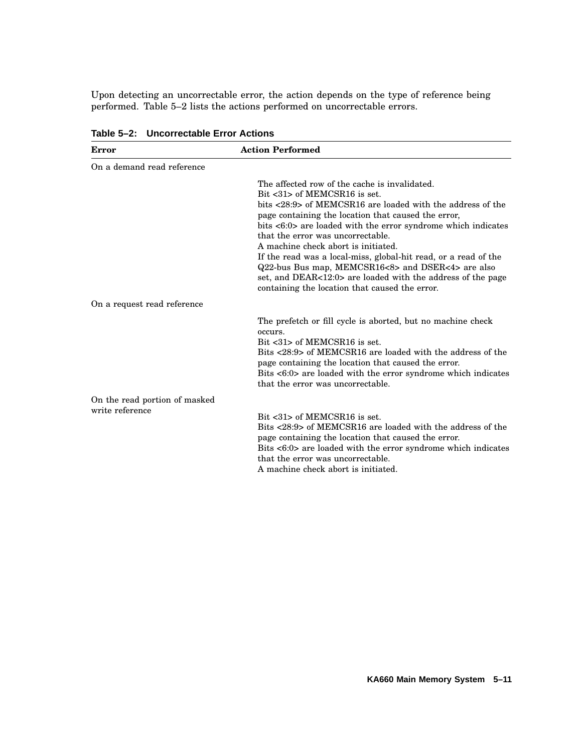Upon detecting an uncorrectable error, the action depends on the type of reference being performed. Table 5–2 lists the actions performed on uncorrectable errors.

**Table 5–2: Uncorrectable Error Actions**

| Error | Action Performed |
|---|---|
| On a demand read reference | The affected row of the cache is invalidated.<br>Bit <31> of MEMCSR16 is set.<br>bits <28:9> of MEMCSR16 are loaded with the address of the page containing the location that caused the error,<br>bits <6:0> are loaded with the error syndrome which indicates that the error was uncorrectable.<br>A machine check abort is initiated.<br>If the read was a local-miss, global-hit read, or a read of the Q22-bus Bus map, MEMCSR16<8> and DSER<4> are also set, and DEAR<12:0> are loaded with the address of the page containing the location that caused the error. |
| On a request read reference | The prefetch or fill cycle is aborted, but no machine check occurs.<br>Bit <31> of MEMCSR16 is set.<br>Bits <28:9> of MEMCSR16 are loaded with the address of the page containing the location that caused the error.<br>Bits <6:0> are loaded with the error syndrome which indicates that the error was uncorrectable. |
| On the read portion of masked write reference | Bit <31> of MEMCSR16 is set.<br>Bits <28:9> of MEMCSR16 are loaded with the address of the page containing the location that caused the error.<br>Bits <6:0> are loaded with the error syndrome which indicates that the error was uncorrectable.<br>A machine check abort is initiated. |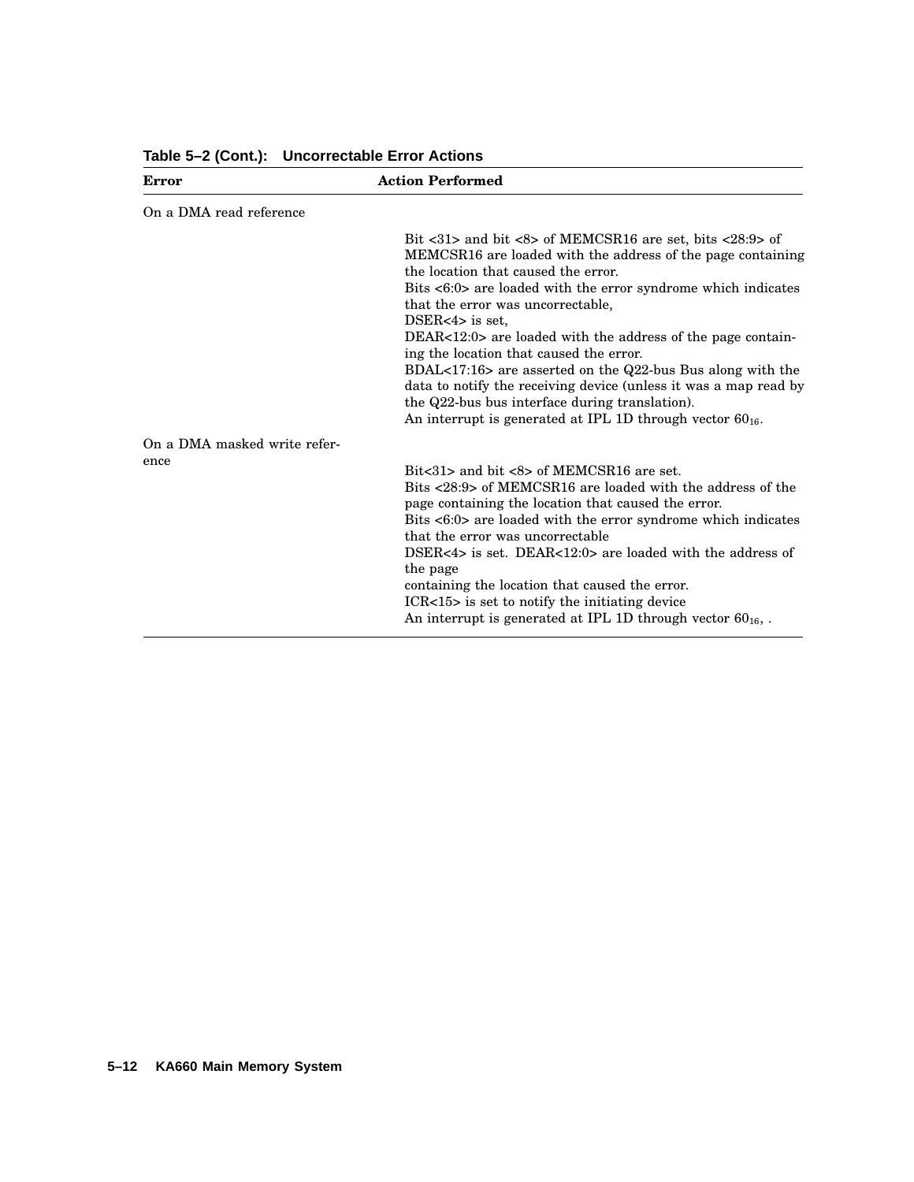**Table 5–2 (Cont.): Uncorrectable Error Actions**

| Error | Action Performed |
| --- | --- |
| On a DMA read reference | |
| | Bit <31> and bit <8> of MEMCSR16 are set, bits <28:9> of MEMCSR16 are loaded with the address of the page containing the location that caused the error.<br>Bits <6:0> are loaded with the error syndrome which indicates that the error was uncorrectable,<br>DSER<4> is set,<br>DEAR<12:0> are loaded with the address of the page containing the location that caused the error.<br>BDAL<17:16> are asserted on the Q22-bus Bus along with the data to notify the receiving device (unless it was a map read by the Q22-bus bus interface during translation).<br>An interrupt is generated at IPL 1D through vector $60_{16}$. |
| On a DMA masked write reference | |
| | Bit<31> and bit <8> of MEMCSR16 are set.<br>Bits <28:9> of MEMCSR16 are loaded with the address of the page containing the location that caused the error.<br>Bits <6:0> are loaded with the error syndrome which indicates that the error was uncorrectable<br>DSER<4> is set. DEAR<12:0> are loaded with the address of the page<br>containing the location that caused the error.<br>ICR<15> is set to notify the initiating device<br>An interrupt is generated at IPL 1D through vector $60_{16}$, . |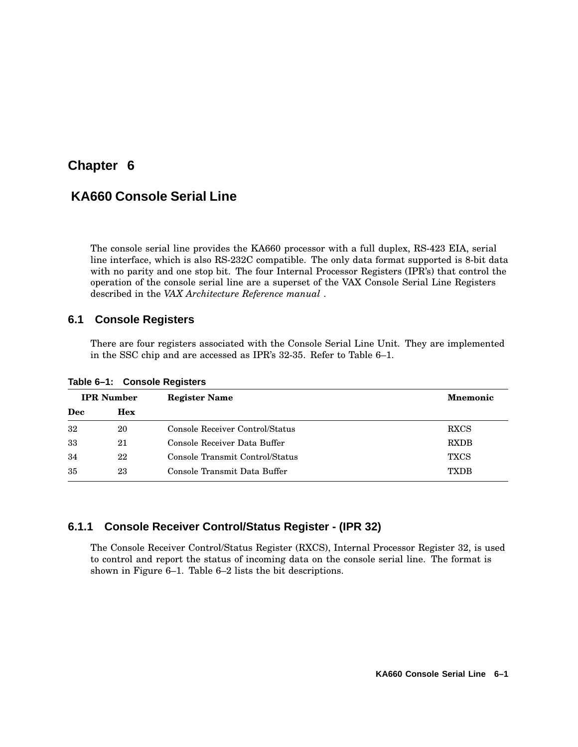# Chapter 6

# KA660 Console Serial Line

The console serial line provides the KA660 processor with a full duplex, RS-423 EIA, serial line interface, which is also RS-232C compatible. The only data format supported is 8-bit data with no parity and one stop bit. The four Internal Processor Registers (IPR's) that control the operation of the console serial line are a superset of the VAX Console Serial Line Registers described in the *VAX Architecture Reference manual* .

## 6.1 Console Registers

There are four registers associated with the Console Serial Line Unit. They are implemented in the SSC chip and are accessed as IPR's 32-35. Refer to Table 6–1.

**Table 6–1: Console Registers**

| IPR Number | | Register Name | Mnemonic |
|---|---|---|---|
| **Dec** | **Hex** | | |
| 32 | 20 | Console Receiver Control/Status | RXCS |
| 33 | 21 | Console Receiver Data Buffer | RXDB |
| 34 | 22 | Console Transmit Control/Status | TXCS |
| 35 | 23 | Console Transmit Data Buffer | TXDB |

### 6.1.1 Console Receiver Control/Status Register - (IPR 32)

The Console Receiver Control/Status Register (RXCS), Internal Processor Register 32, is used to control and report the status of incoming data on the console serial line. The format is shown in Figure 6–1. Table 6–2 lists the bit descriptions.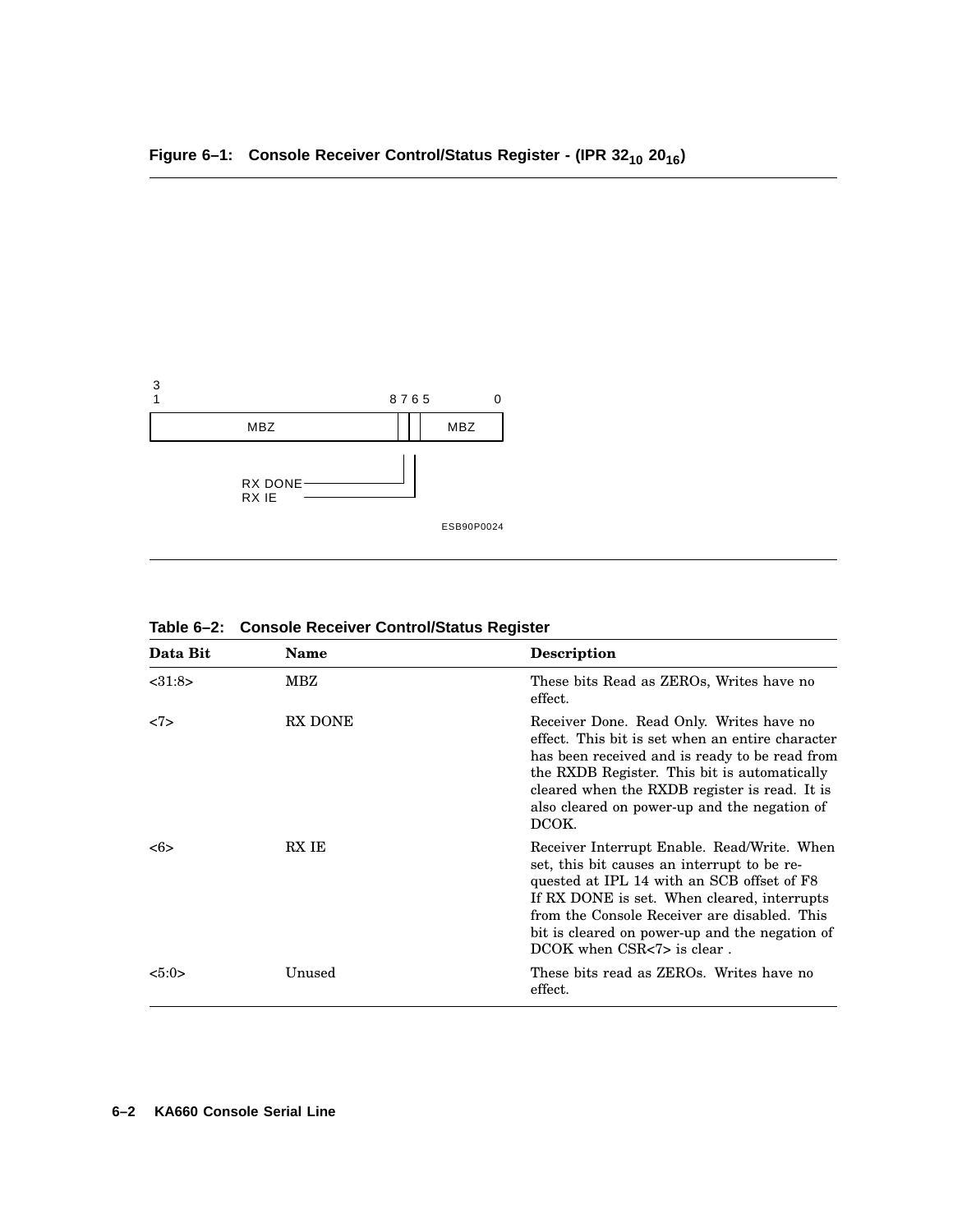**Figure 6–1: Console Receiver Control/Status Register - (IPR $32_{10}$ $20_{16}$)**

```
3
1                          8 7 6 5        0
+--------------------------+-+-+----------+
|           MBZ            | | |   MBZ    |
+--------------------------+-+-+----------+
                              | |
RX DONE-----------------------+ |
RX IE---------------------------+

                              ESB90P0024
```

**Table 6–2: Console Receiver Control/Status Register**

| Data Bit | Name | Description |
|---|---|---|
| <31:8> | MBZ | These bits Read as ZEROs, Writes have no effect. |
| <7> | RX DONE | Receiver Done. Read Only. Writes have no effect. This bit is set when an entire character has been received and is ready to be read from the RXDB Register. This bit is automatically cleared when the RXDB register is read. It is also cleared on power-up and the negation of DCOK. |
| <6> | RX IE | Receiver Interrupt Enable. Read/Write. When set, this bit causes an interrupt to be requested at IPL 14 with an SCB offset of F8 If RX DONE is set. When cleared, interrupts from the Console Receiver are disabled. This bit is cleared on power-up and the negation of DCOK when CSR<7> is clear . |
| <5:0> | Unused | These bits read as ZEROs. Writes have no effect. |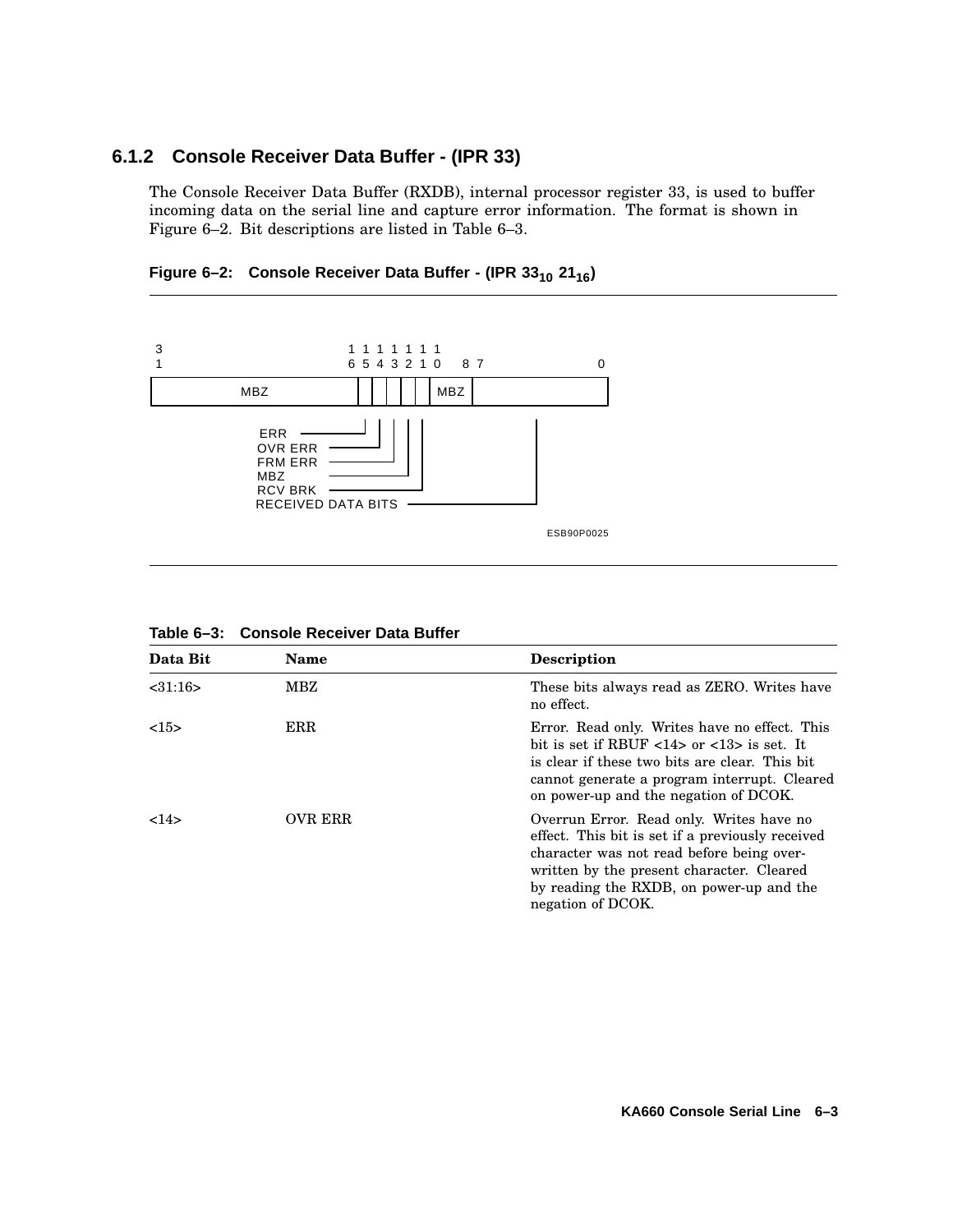### 6.1.2 Console Receiver Data Buffer - (IPR 33)

The Console Receiver Data Buffer (RXDB), internal processor register 33, is used to buffer incoming data on the serial line and capture error information. The format is shown in Figure 6–2. Bit descriptions are listed in Table 6–3.

**Figure 6–2: Console Receiver Data Buffer - (IPR $33_{10}$ $21_{16}$)**

```
 3                       1 1 1 1 1 1 1
 1                       6 5 4 3 2 1 0   8 7          0
+------------------------+-+-+-+-+-+---+-------------+
|          MBZ           | | | | | |MBZ|             |
+------------------------+-+-+-+-+-+---+-------------+
                          | | | | |          |
         ERR -------------+ | | | |          |
         OVR ERR -----------+ | | |          |
         FRM ERR -------------+ | |          |
         MBZ -------------------+ |          |
         RCV BRK -----------------+          |
         RECEIVED DATA BITS -----------------+
```

ESB90P0025

**Table 6–3: Console Receiver Data Buffer**

| Data Bit | Name | Description |
|---|---|---|
| <31:16> | MBZ | These bits always read as ZERO. Writes have no effect. |
| <15> | ERR | Error. Read only. Writes have no effect. This bit is set if RBUF <14> or <13> is set. It is clear if these two bits are clear. This bit cannot generate a program interrupt. Cleared on power-up and the negation of DCOK. |
| <14> | OVR ERR | Overrun Error. Read only. Writes have no effect. This bit is set if a previously received character was not read before being over-written by the present character. Cleared by reading the RXDB, on power-up and the negation of DCOK. |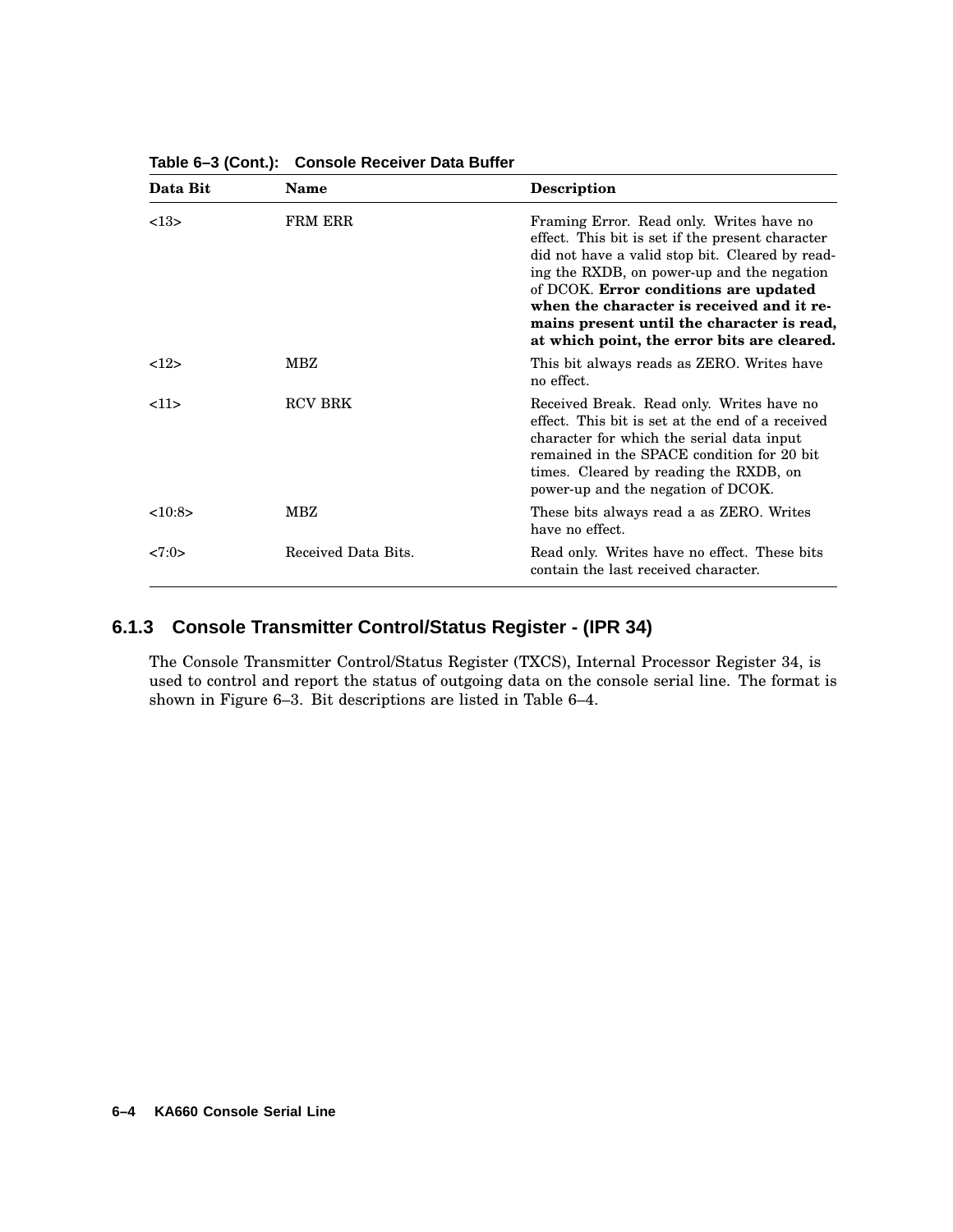**Table 6–3 (Cont.): Console Receiver Data Buffer**

| Data Bit | Name | Description |
|---|---|---|
| <13> | FRM ERR | Framing Error. Read only. Writes have no effect. This bit is set if the present character did not have a valid stop bit. Cleared by reading the RXDB, on power-up and the negation of DCOK. **Error conditions are updated when the character is received and it remains present until the character is read, at which point, the error bits are cleared.** |
| <12> | MBZ | This bit always reads as ZERO. Writes have no effect. |
| <11> | RCV BRK | Received Break. Read only. Writes have no effect. This bit is set at the end of a received character for which the serial data input remained in the SPACE condition for 20 bit times. Cleared by reading the RXDB, on power-up and the negation of DCOK. |
| <10:8> | MBZ | These bits always read a as ZERO. Writes have no effect. |
| <7:0> | Received Data Bits. | Read only. Writes have no effect. These bits contain the last received character. |

### 6.1.3 Console Transmitter Control/Status Register - (IPR 34)

The Console Transmitter Control/Status Register (TXCS), Internal Processor Register 34, is used to control and report the status of outgoing data on the console serial line. The format is shown in Figure 6–3. Bit descriptions are listed in Table 6–4.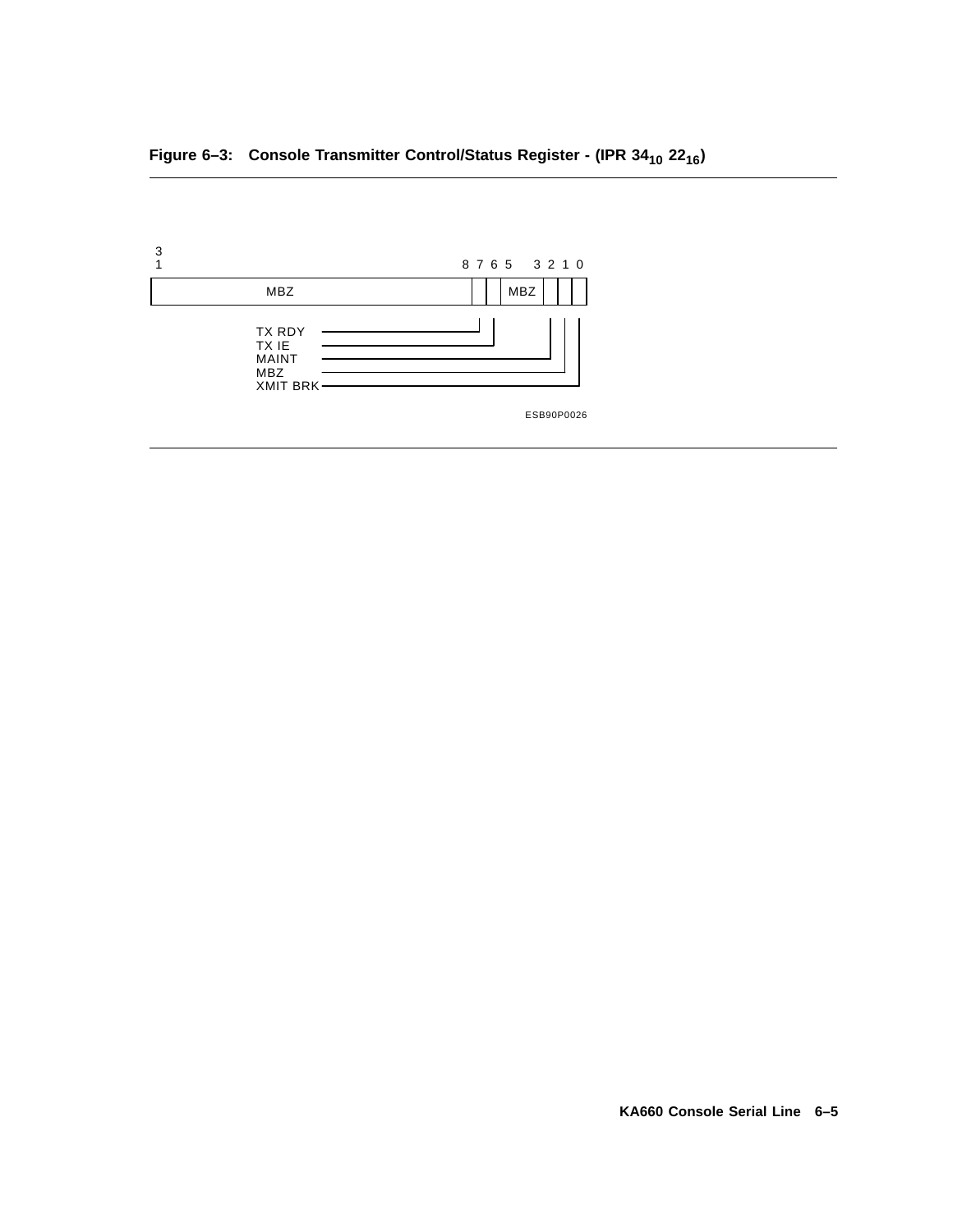**Figure 6–3: Console Transmitter Control/Status Register - (IPR $34_{10}$ $22_{16}$)**

| 31 ... 8 | 7 | 6 | 5 ... 3 | 2 | 1 | 0 |
|---|---|---|---|---|---|---|
| MBZ | TX RDY | TX IE | MBZ | MAINT | MBZ | XMIT BRK |

ESB90P0026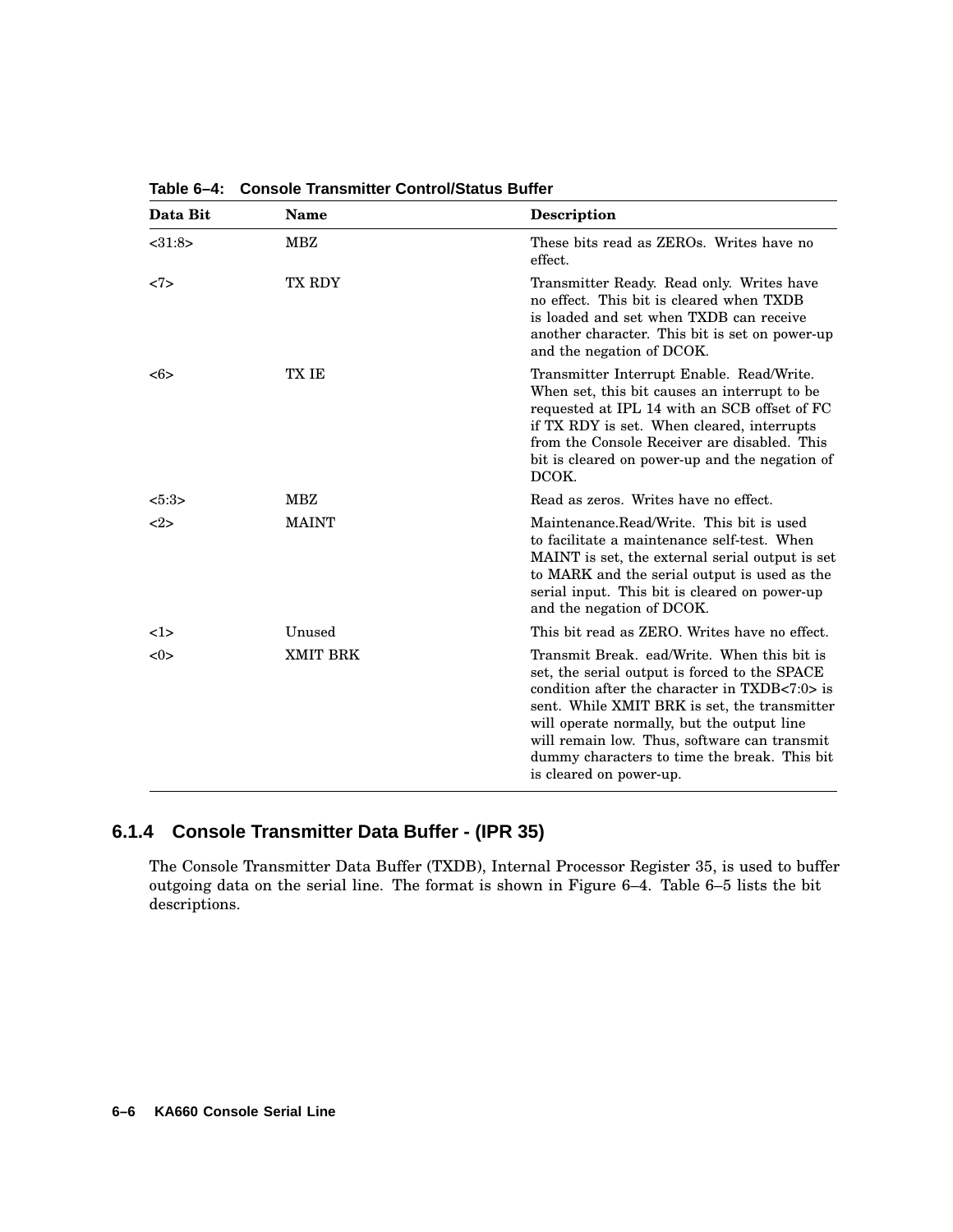**Table 6–4: Console Transmitter Control/Status Buffer**

| Data Bit | Name | Description |
|---|---|---|
| <31:8> | MBZ | These bits read as ZEROs. Writes have no effect. |
| <7> | TX RDY | Transmitter Ready. Read only. Writes have no effect. This bit is cleared when TXDB is loaded and set when TXDB can receive another character. This bit is set on power-up and the negation of DCOK. |
| <6> | TX IE | Transmitter Interrupt Enable. Read/Write. When set, this bit causes an interrupt to be requested at IPL 14 with an SCB offset of FC if TX RDY is set. When cleared, interrupts from the Console Receiver are disabled. This bit is cleared on power-up and the negation of DCOK. |
| <5:3> | MBZ | Read as zeros. Writes have no effect. |
| <2> | MAINT | Maintenance.Read/Write. This bit is used to facilitate a maintenance self-test. When MAINT is set, the external serial output is set to MARK and the serial output is used as the serial input. This bit is cleared on power-up and the negation of DCOK. |
| <1> | Unused | This bit read as ZERO. Writes have no effect. |
| <0> | XMIT BRK | Transmit Break. ead/Write. When this bit is set, the serial output is forced to the SPACE condition after the character in TXDB<7:0> is sent. While XMIT BRK is set, the transmitter will operate normally, but the output line will remain low. Thus, software can transmit dummy characters to time the break. This bit is cleared on power-up. |

### 6.1.4 Console Transmitter Data Buffer - (IPR 35)

The Console Transmitter Data Buffer (TXDB), Internal Processor Register 35, is used to buffer outgoing data on the serial line. The format is shown in Figure 6–4. Table 6–5 lists the bit descriptions.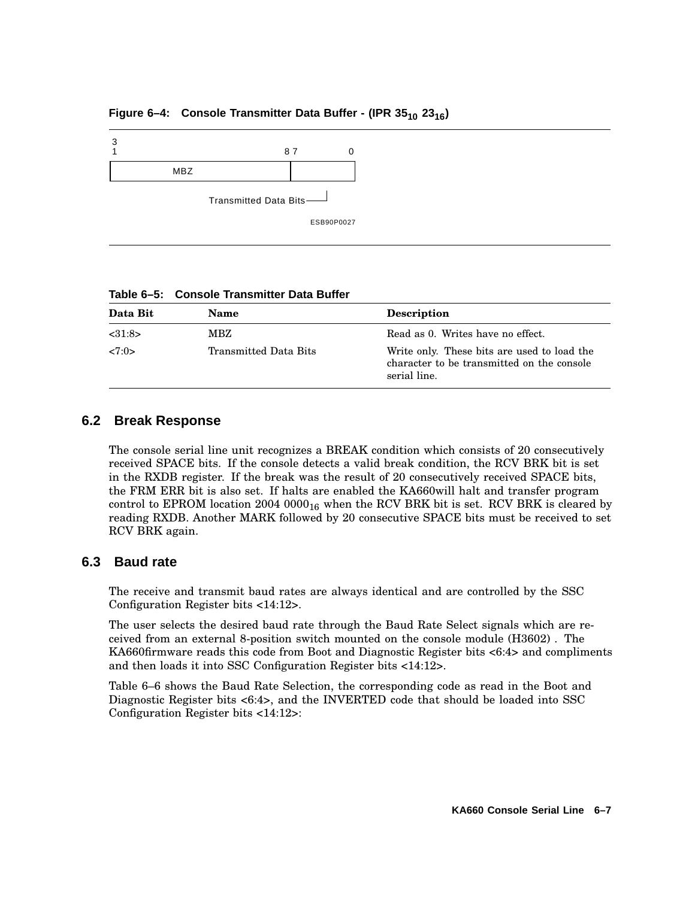**Figure 6–4: Console Transmitter Data Buffer - (IPR $35_{10}$ $23_{16}$)**

| 31 ... 8 | 7 ... 0 |
|---|---|
| MBZ | Transmitted Data Bits |

ESB90P0027

**Table 6–5: Console Transmitter Data Buffer**

| Data Bit | Name | Description |
|---|---|---|
| <31:8> | MBZ | Read as 0. Writes have no effect. |
| <7:0> | Transmitted Data Bits | Write only. These bits are used to load the character to be transmitted on the console serial line. |

## 6.2 Break Response

The console serial line unit recognizes a BREAK condition which consists of 20 consecutively received SPACE bits. If the console detects a valid break condition, the RCV BRK bit is set in the RXDB register. If the break was the result of 20 consecutively received SPACE bits, the FRM ERR bit is also set. If halts are enabled the KA660will halt and transfer program control to EPROM location 2004 $0000_{16}$ when the RCV BRK bit is set. RCV BRK is cleared by reading RXDB. Another MARK followed by 20 consecutive SPACE bits must be received to set RCV BRK again.

## 6.3 Baud rate

The receive and transmit baud rates are always identical and are controlled by the SSC Configuration Register bits <14:12>.

The user selects the desired baud rate through the Baud Rate Select signals which are received from an external 8-position switch mounted on the console module (H3602) . The KA660firmware reads this code from Boot and Diagnostic Register bits <6:4> and compliments and then loads it into SSC Configuration Register bits <14:12>.

Table 6–6 shows the Baud Rate Selection, the corresponding code as read in the Boot and Diagnostic Register bits <6:4>, and the INVERTED code that should be loaded into SSC Configuration Register bits <14:12>: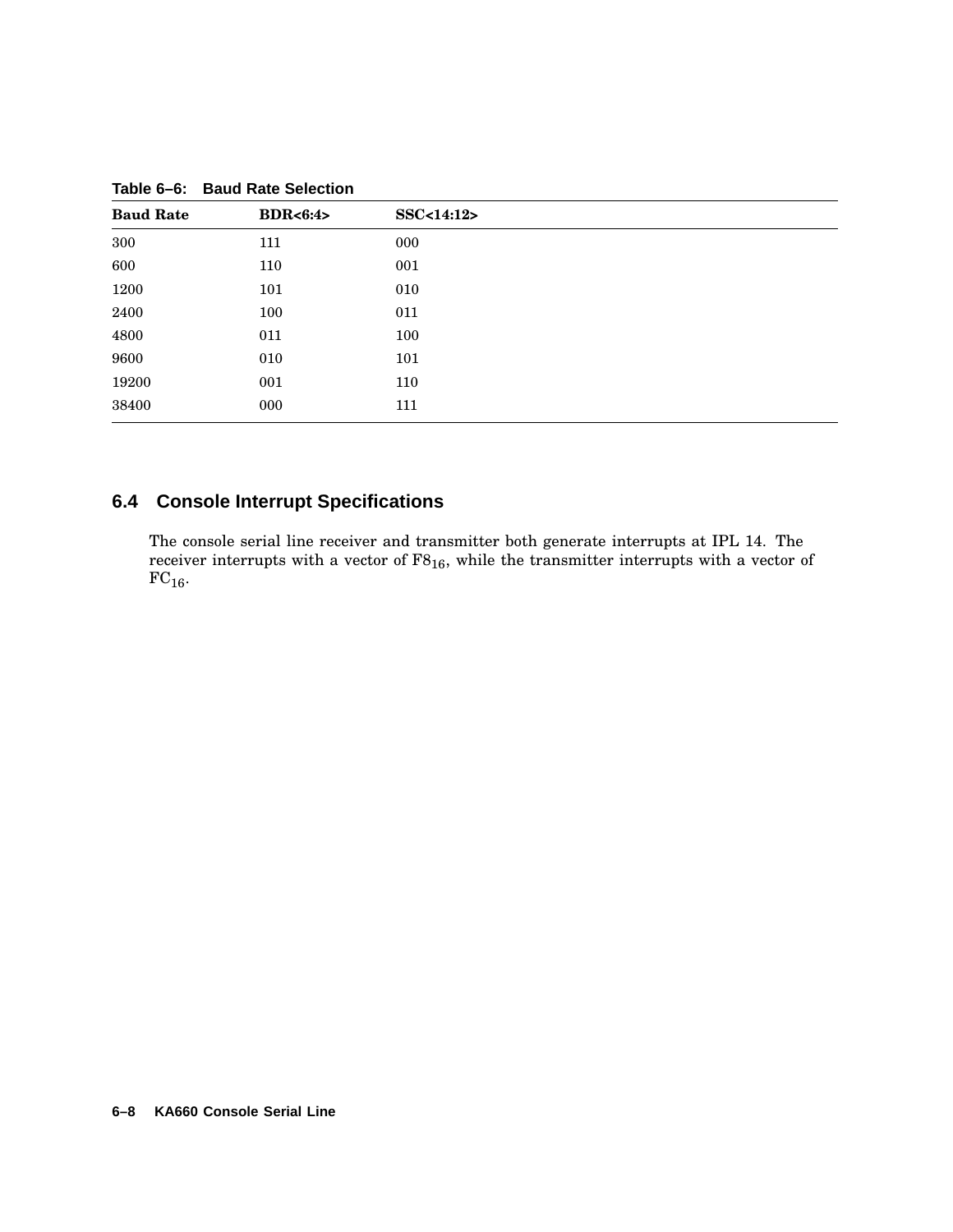**Table 6–6: Baud Rate Selection**

| Baud Rate | BDR<6:4> | SSC<14:12> |
|---|---|---|
| 300 | 111 | 000 |
| 600 | 110 | 001 |
| 1200 | 101 | 010 |
| 2400 | 100 | 011 |
| 4800 | 011 | 100 |
| 9600 | 010 | 101 |
| 19200 | 001 | 110 |
| 38400 | 000 | 111 |

## 6.4 Console Interrupt Specifications

The console serial line receiver and transmitter both generate interrupts at IPL 14. The receiver interrupts with a vector of $F8_{16}$, while the transmitter interrupts with a vector of $FC_{16}$.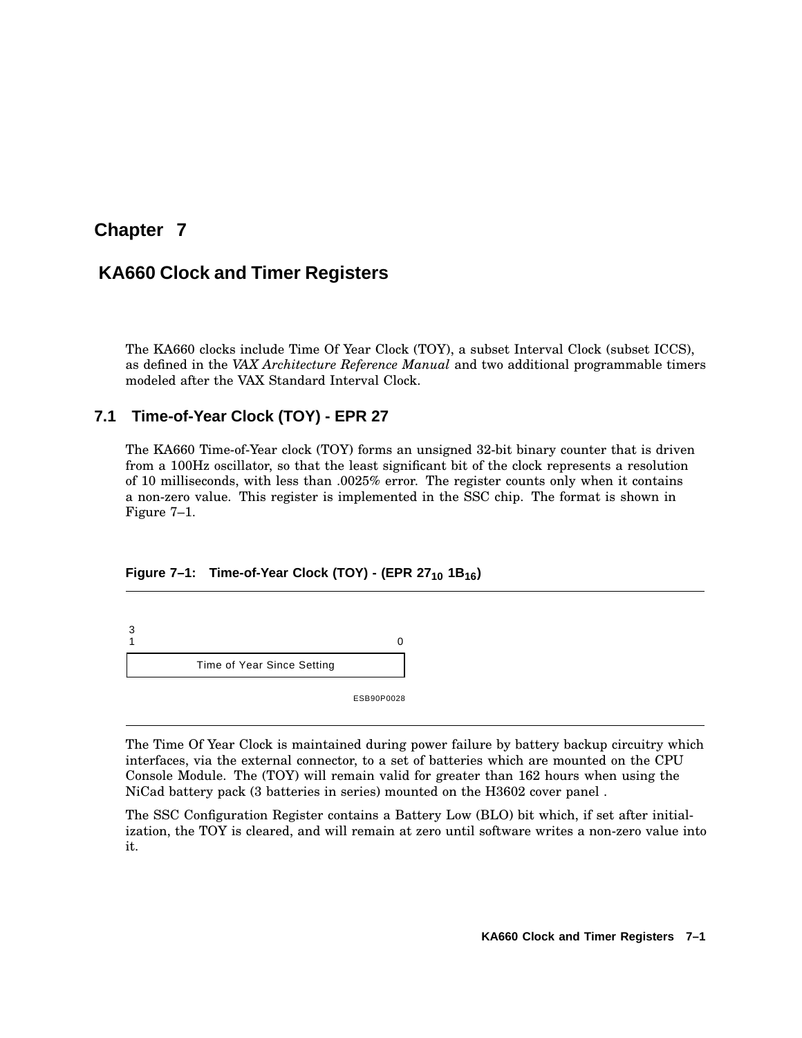# Chapter 7

# KA660 Clock and Timer Registers

The KA660 clocks include Time Of Year Clock (TOY), a subset Interval Clock (subset ICCS), as defined in the *VAX Architecture Reference Manual* and two additional programmable timers modeled after the VAX Standard Interval Clock.

## 7.1 Time-of-Year Clock (TOY) - EPR 27

The KA660 Time-of-Year clock (TOY) forms an unsigned 32-bit binary counter that is driven from a 100Hz oscillator, so that the least significant bit of the clock represents a resolution of 10 milliseconds, with less than .0025% error. The register counts only when it contains a non-zero value. This register is implemented in the SSC chip. The format is shown in Figure 7–1.

**Figure 7–1: Time-of-Year Clock (TOY) - (EPR $27_{10}$ $1B_{16}$)**

| 31 — 0 |
|---|
| Time of Year Since Setting |

ESB90P0028

The Time Of Year Clock is maintained during power failure by battery backup circuitry which interfaces, via the external connector, to a set of batteries which are mounted on the CPU Console Module. The (TOY) will remain valid for greater than 162 hours when using the NiCad battery pack (3 batteries in series) mounted on the H3602 cover panel .

The SSC Configuration Register contains a Battery Low (BLO) bit which, if set after initialization, the TOY is cleared, and will remain at zero until software writes a non-zero value into it.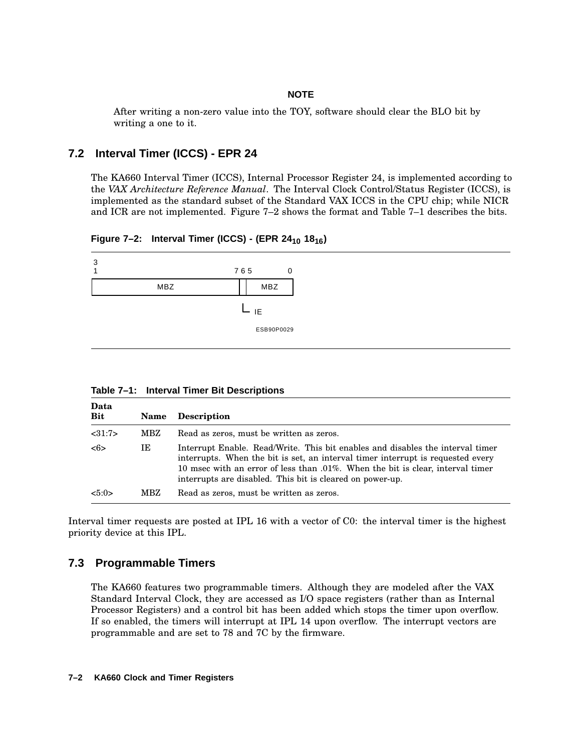**NOTE**

After writing a non-zero value into the TOY, software should clear the BLO bit by writing a one to it.

## 7.2 Interval Timer (ICCS) - EPR 24

The KA660 Interval Timer (ICCS), Internal Processor Register 24, is implemented according to the *VAX Architecture Reference Manual*. The Interval Clock Control/Status Register (ICCS), is implemented as the standard subset of the Standard VAX ICCS in the CPU chip; while NICR and ICR are not implemented. Figure 7–2 shows the format and Table 7–1 describes the bits.

**Figure 7–2: Interval Timer (ICCS) - (EPR $24_{10}$ $18_{16}$)**

| 31 ... 7 | 6 | 5 ... 0 |
|---|---|---|
| MBZ | IE | MBZ |

ESB90P0029

**Table 7–1: Interval Timer Bit Descriptions**

| Data Bit | Name | Description |
|---|---|---|
| <31:7> | MBZ | Read as zeros, must be written as zeros. |
| <6> | IE | Interrupt Enable. Read/Write. This bit enables and disables the interval timer interrupts. When the bit is set, an interval timer interrupt is requested every 10 msec with an error of less than .01%. When the bit is clear, interval timer interrupts are disabled. This bit is cleared on power-up. |
| <5:0> | MBZ | Read as zeros, must be written as zeros. |

Interval timer requests are posted at IPL 16 with a vector of C0: the interval timer is the highest priority device at this IPL.

## 7.3 Programmable Timers

The KA660 features two programmable timers. Although they are modeled after the VAX Standard Interval Clock, they are accessed as I/O space registers (rather than as Internal Processor Registers) and a control bit has been added which stops the timer upon overflow. If so enabled, the timers will interrupt at IPL 14 upon overflow. The interrupt vectors are programmable and are set to 78 and 7C by the firmware.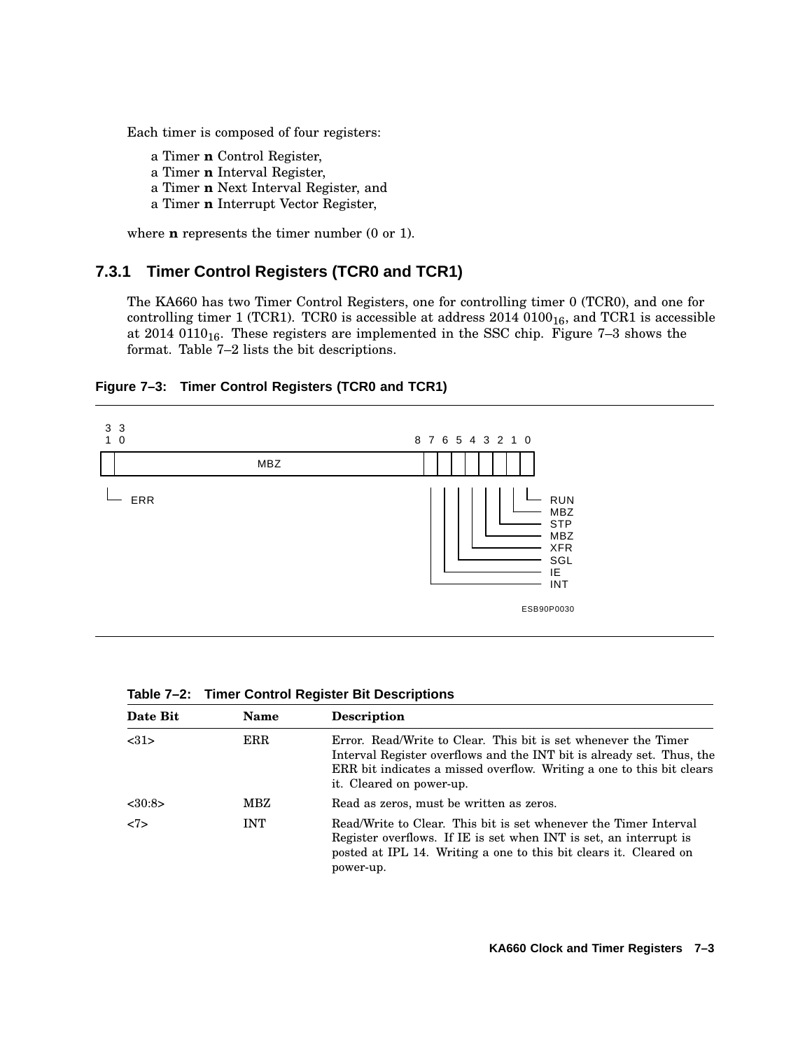Each timer is composed of four registers:

a Timer **n** Control Register,
a Timer **n** Interval Register,
a Timer **n** Next Interval Register, and
a Timer **n** Interrupt Vector Register,

where **n** represents the timer number (0 or 1).

### 7.3.1 Timer Control Registers (TCR0 and TCR1)

The KA660 has two Timer Control Registers, one for controlling timer 0 (TCR0), and one for controlling timer 1 (TCR1). TCR0 is accessible at address 2014 $0100_{16}$, and TCR1 is accessible at 2014 $0110_{16}$. These registers are implemented in the SSC chip. Figure 7–3 shows the format. Table 7–2 lists the bit descriptions.

**Figure 7–3: Timer Control Registers (TCR0 and TCR1)**

```
3 3
1 0                                            8 7 6 5 4 3 2 1 0
+-+----------------------------------------+-+-+-+-+-+-+-+-+-+
| |                 MBZ                    | | | | | | | | | |
+-+----------------------------------------+-+-+-+-+-+-+-+-+-+
 |                                          | | | | | | | | |
 +-- ERR                                    | | | | | | | | +-- RUN
                                            | | | | | | | +---- MBZ
                                            | | | | | | +------ STP
                                            | | | | | +-------- MBZ
                                            | | | | +---------- XFR
                                            | | | +------------ SGL
                                            | | +-------------- IE
                                            | +---------------- INT
```

ESB90P0030

**Table 7–2: Timer Control Register Bit Descriptions**

| Date Bit | Name | Description |
|---|---|---|
| <31> | ERR | Error. Read/Write to Clear. This bit is set whenever the Timer Interval Register overflows and the INT bit is already set. Thus, the ERR bit indicates a missed overflow. Writing a one to this bit clears it. Cleared on power-up. |
| <30:8> | MBZ | Read as zeros, must be written as zeros. |
| <7> | INT | Read/Write to Clear. This bit is set whenever the Timer Interval Register overflows. If IE is set when INT is set, an interrupt is posted at IPL 14. Writing a one to this bit clears it. Cleared on power-up. |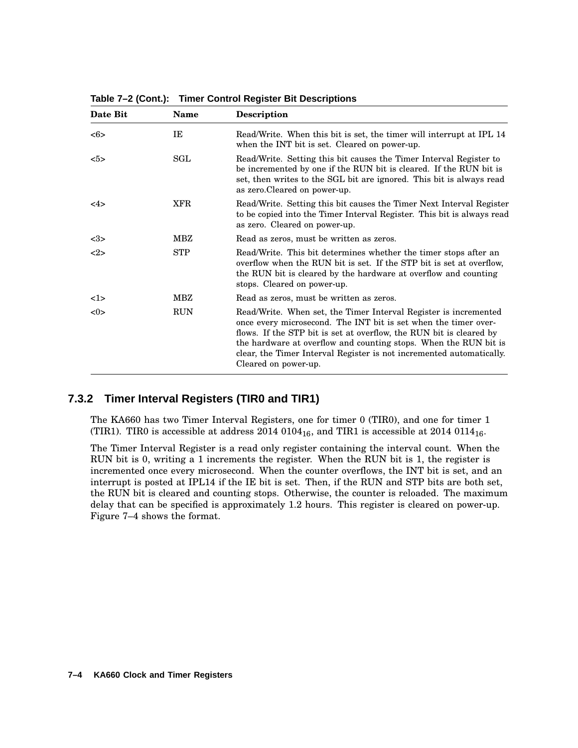**Table 7–2 (Cont.): Timer Control Register Bit Descriptions**

| Date Bit | Name | Description |
|---|---|---|
| <6> | IE | Read/Write. When this bit is set, the timer will interrupt at IPL 14 when the INT bit is set. Cleared on power-up. |
| <5> | SGL | Read/Write. Setting this bit causes the Timer Interval Register to be incremented by one if the RUN bit is cleared. If the RUN bit is set, then writes to the SGL bit are ignored. This bit is always read as zero.Cleared on power-up. |
| <4> | XFR | Read/Write. Setting this bit causes the Timer Next Interval Register to be copied into the Timer Interval Register. This bit is always read as zero. Cleared on power-up. |
| <3> | MBZ | Read as zeros, must be written as zeros. |
| <2> | STP | Read/Write. This bit determines whether the timer stops after an overflow when the RUN bit is set. If the STP bit is set at overflow, the RUN bit is cleared by the hardware at overflow and counting stops. Cleared on power-up. |
| <1> | MBZ | Read as zeros, must be written as zeros. |
| <0> | RUN | Read/Write. When set, the Timer Interval Register is incremented once every microsecond. The INT bit is set when the timer overflows. If the STP bit is set at overflow, the RUN bit is cleared by the hardware at overflow and counting stops. When the RUN bit is clear, the Timer Interval Register is not incremented automatically. Cleared on power-up. |

### 7.3.2 Timer Interval Registers (TIR0 and TIR1)

The KA660 has two Timer Interval Registers, one for timer 0 (TIR0), and one for timer 1 (TIR1). TIR0 is accessible at address $2014\ 0104_{16}$, and TIR1 is accessible at $2014\ 0114_{16}$.

The Timer Interval Register is a read only register containing the interval count. When the RUN bit is 0, writing a 1 increments the register. When the RUN bit is 1, the register is incremented once every microsecond. When the counter overflows, the INT bit is set, and an interrupt is posted at IPL14 if the IE bit is set. Then, if the RUN and STP bits are both set, the RUN bit is cleared and counting stops. Otherwise, the counter is reloaded. The maximum delay that can be specified is approximately 1.2 hours. This register is cleared on power-up. Figure 7–4 shows the format.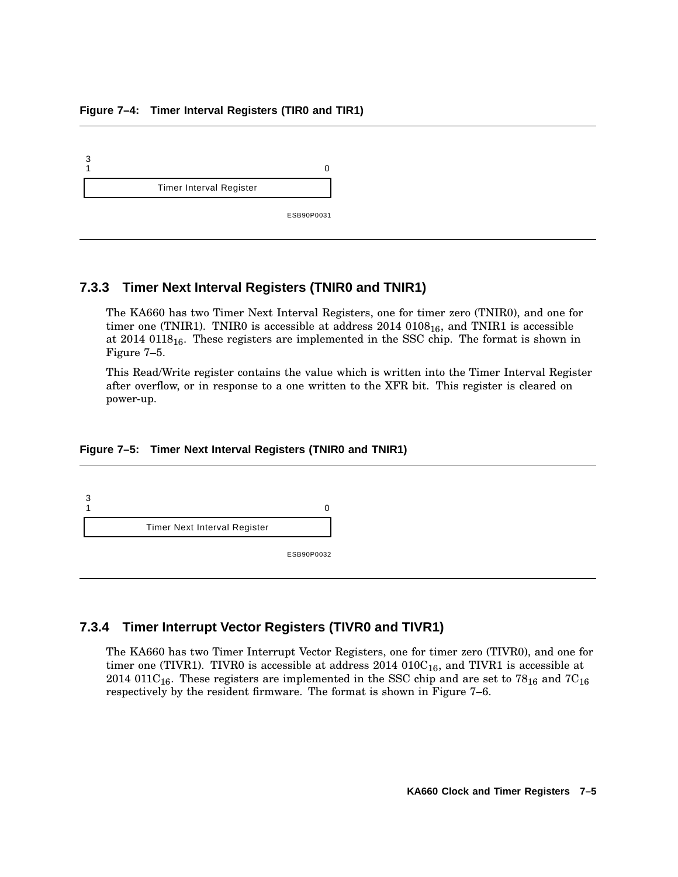**Figure 7–4: Timer Interval Registers (TIR0 and TIR1)**

| 31 … 0 |
|---|
| Timer Interval Register |

ESB90P0031

### 7.3.3 Timer Next Interval Registers (TNIR0 and TNIR1)

The KA660 has two Timer Next Interval Registers, one for timer zero (TNIR0), and one for timer one (TNIR1). TNIR0 is accessible at address 2014 $0108_{16}$, and TNIR1 is accessible at 2014 $0118_{16}$. These registers are implemented in the SSC chip. The format is shown in Figure 7–5.

This Read/Write register contains the value which is written into the Timer Interval Register after overflow, or in response to a one written to the XFR bit. This register is cleared on power-up.

**Figure 7–5: Timer Next Interval Registers (TNIR0 and TNIR1)**

| 31 … 0 |
|---|
| Timer Next Interval Register |

ESB90P0032

### 7.3.4 Timer Interrupt Vector Registers (TIVR0 and TIVR1)

The KA660 has two Timer Interrupt Vector Registers, one for timer zero (TIVR0), and one for timer one (TIVR1). TIVR0 is accessible at address 2014 $010C_{16}$, and TIVR1 is accessible at 2014 $011C_{16}$. These registers are implemented in the SSC chip and are set to $78_{16}$ and $7C_{16}$ respectively by the resident firmware. The format is shown in Figure 7–6.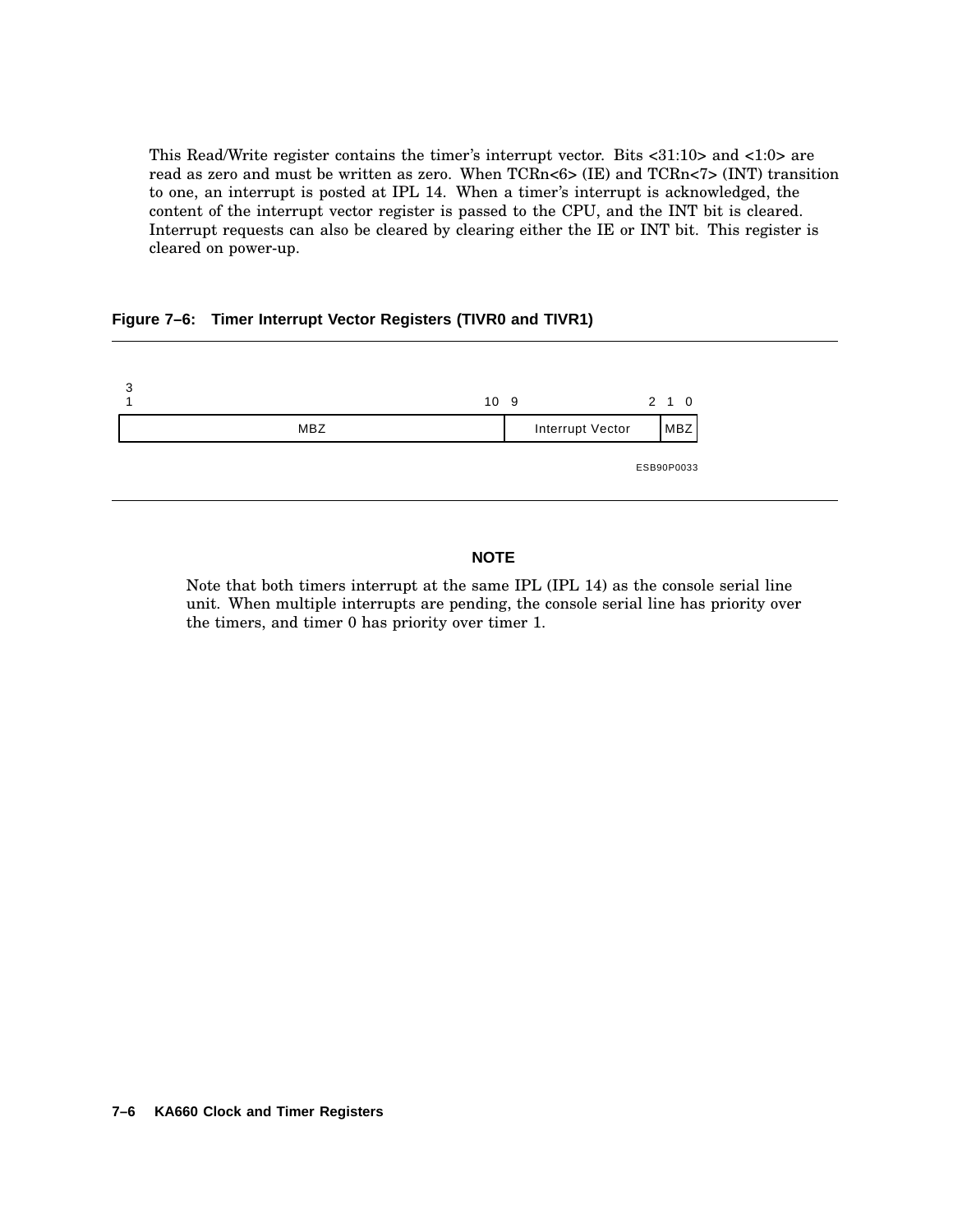This Read/Write register contains the timer's interrupt vector. Bits <31:10> and <1:0> are read as zero and must be written as zero. When TCRn<6> (IE) and TCRn<7> (INT) transition to one, an interrupt is posted at IPL 14. When a timer's interrupt is acknowledged, the content of the interrupt vector register is passed to the CPU, and the INT bit is cleared. Interrupt requests can also be cleared by clearing either the IE or INT bit. This register is cleared on power-up.

**Figure 7–6: Timer Interrupt Vector Registers (TIVR0 and TIVR1)**

| 31 ... 10 | 9 ... 2 | 1 0 |
|---|---|---|
| MBZ | Interrupt Vector | MBZ |

ESB90P0033

**NOTE**

Note that both timers interrupt at the same IPL (IPL 14) as the console serial line unit. When multiple interrupts are pending, the console serial line has priority over the timers, and timer 0 has priority over timer 1.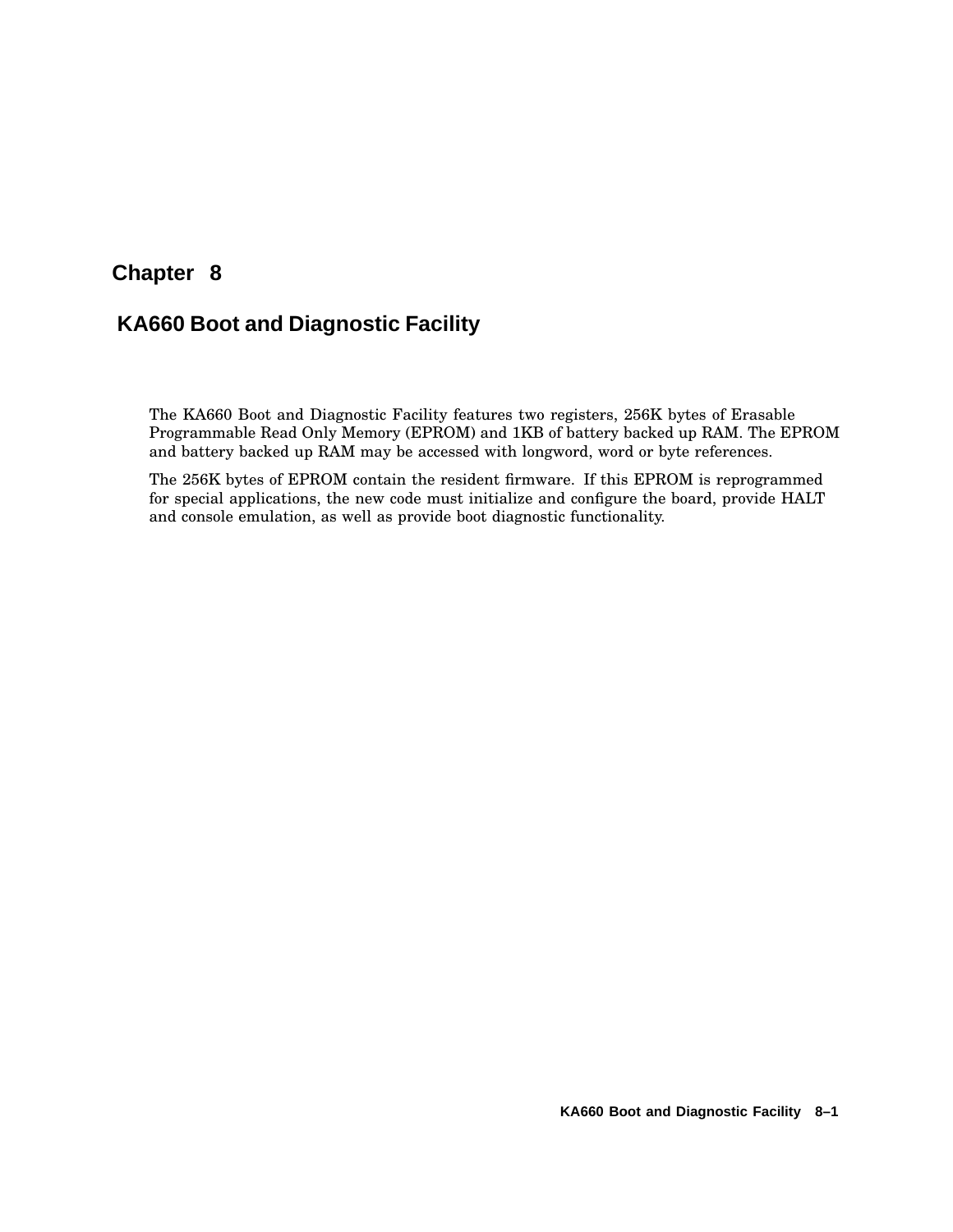# Chapter 8

## KA660 Boot and Diagnostic Facility

The KA660 Boot and Diagnostic Facility features two registers, 256K bytes of Erasable Programmable Read Only Memory (EPROM) and 1KB of battery backed up RAM. The EPROM and battery backed up RAM may be accessed with longword, word or byte references.

The 256K bytes of EPROM contain the resident firmware. If this EPROM is reprogrammed for special applications, the new code must initialize and configure the board, provide HALT and console emulation, as well as provide boot diagnostic functionality.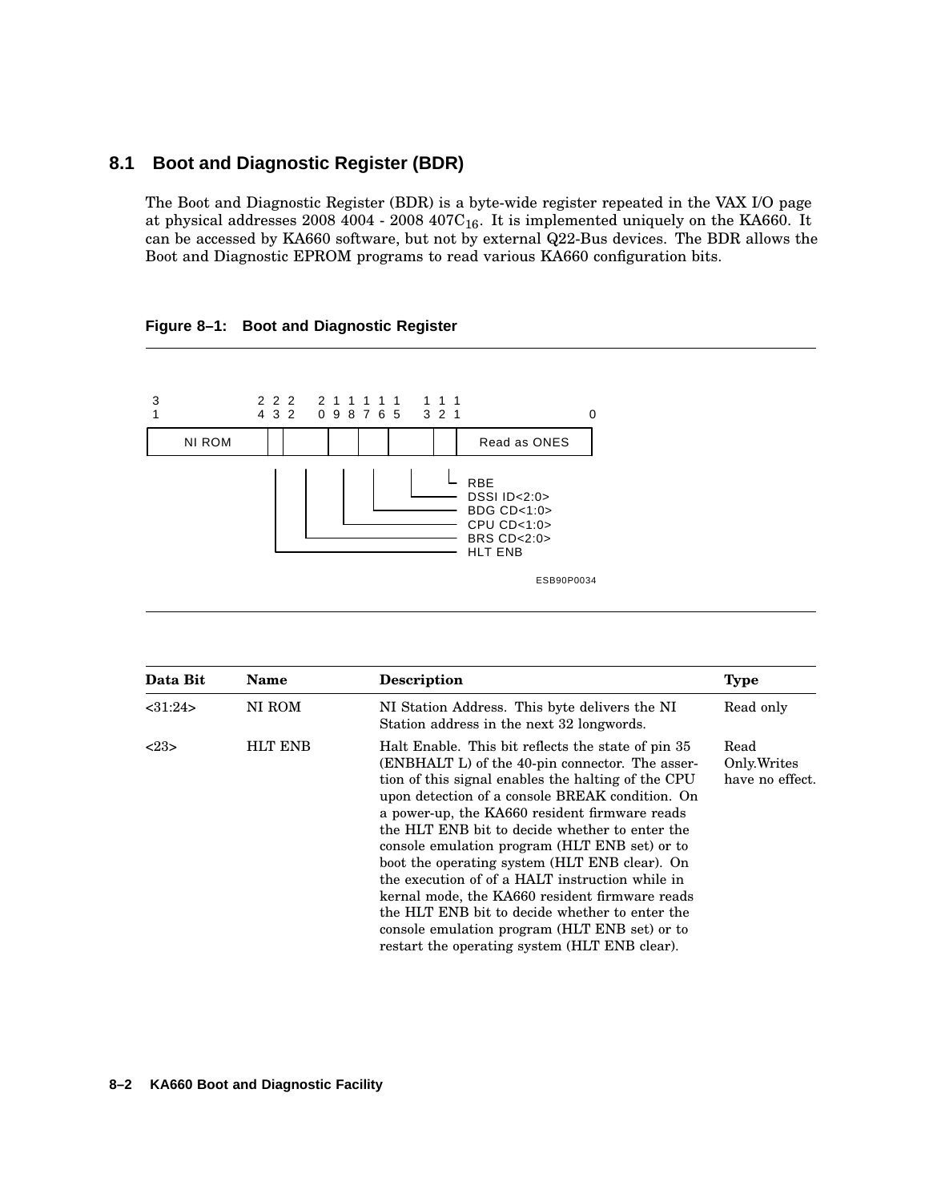## 8.1 Boot and Diagnostic Register (BDR)

The Boot and Diagnostic Register (BDR) is a byte-wide register repeated in the VAX I/O page at physical addresses 2008 4004 - 2008 $407C_{16}$. It is implemented uniquely on the KA660. It can be accessed by KA660 software, but not by external Q22-Bus devices. The BDR allows the Boot and Diagnostic EPROM programs to read various KA660 configuration bits.

**Figure 8–1: Boot and Diagnostic Register**

```
 3              2 2 2   2 1 1 1 1 1   1 1 1
 1              4 3 2   0 9 8 7 6 5   3 2 1              0
+--------------+-+----+--+--+----+--+---------------------+
|    NI ROM    | |    |  |  |    |  |    Read as ONES     |
+--------------+-+----+--+--+----+--+---------------------+
                                     RBE
                                     DSSI ID<2:0>
                                     BDG CD<1:0>
                                     CPU CD<1:0>
                                     BRS CD<2:0>
                                     HLT ENB
```

ESB90P0034

| Data Bit | Name | Description | Type |
|---|---|---|---|
| <31:24> | NI ROM | NI Station Address. This byte delivers the NI Station address in the next 32 longwords. | Read only |
| <23> | HLT ENB | Halt Enable. This bit reflects the state of pin 35 (ENBHALT L) of the 40-pin connector. The assertion of this signal enables the halting of the CPU upon detection of a console BREAK condition. On a power-up, the KA660 resident firmware reads the HLT ENB bit to decide whether to enter the console emulation program (HLT ENB set) or to boot the operating system (HLT ENB clear). On the execution of of a HALT instruction while in kernal mode, the KA660 resident firmware reads the HLT ENB bit to decide whether to enter the console emulation program (HLT ENB set) or to restart the operating system (HLT ENB clear). | Read Only.Writes have no effect. |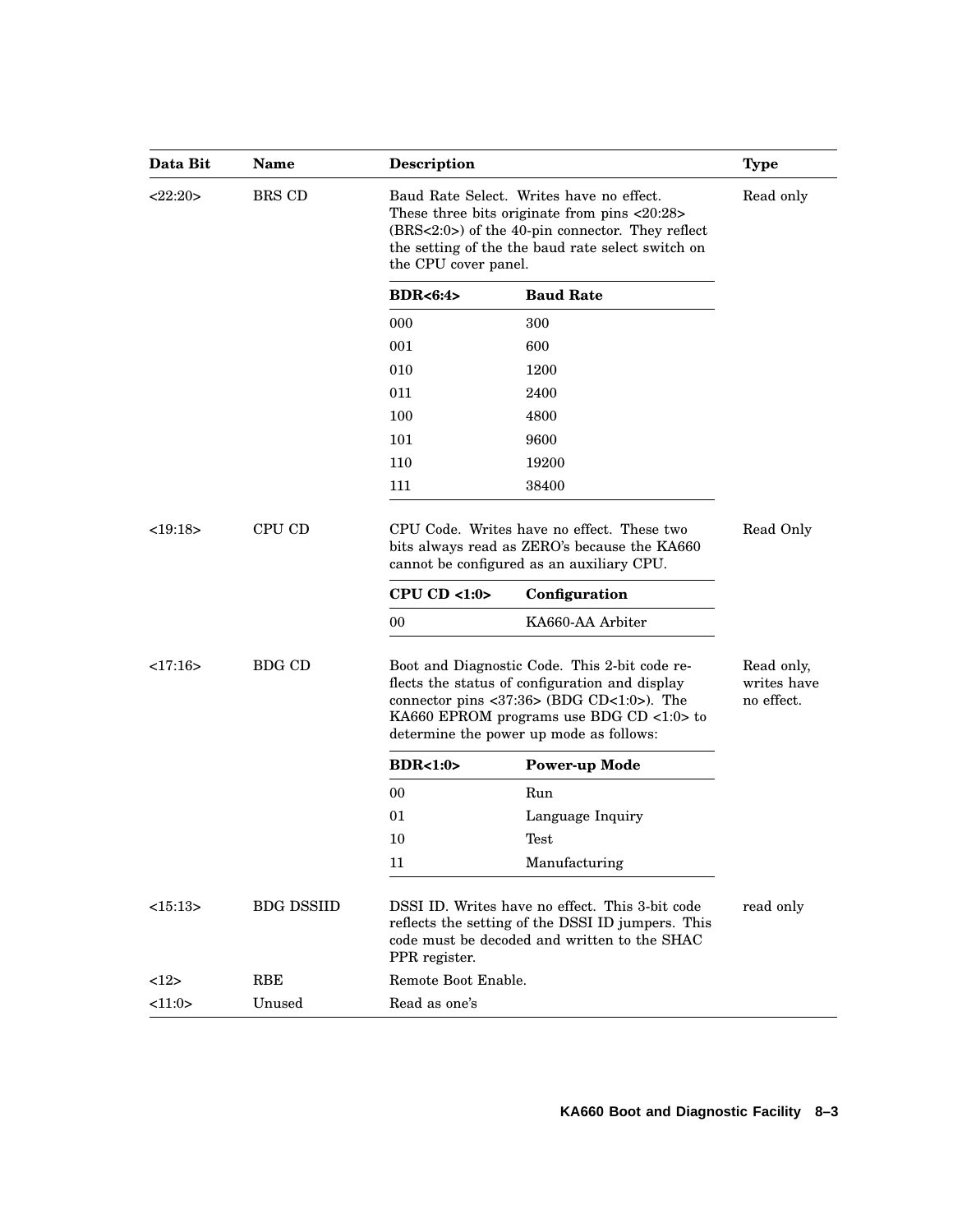| Data Bit | Name | Description | | Type |
|---|---|---|---|---|
| <22:20> | BRS CD | Baud Rate Select. Writes have no effect. These three bits originate from pins <20:28> (BRS<2:0>) of the 40-pin connector. They reflect the setting of the the baud rate select switch on the CPU cover panel. | | Read only |
| | | **BDR<6:4>** | **Baud Rate** | |
| | | 000 | 300 | |
| | | 001 | 600 | |
| | | 010 | 1200 | |
| | | 011 | 2400 | |
| | | 100 | 4800 | |
| | | 101 | 9600 | |
| | | 110 | 19200 | |
| | | 111 | 38400 | |
| <19:18> | CPU CD | CPU Code. Writes have no effect. These two bits always read as ZERO's because the KA660 cannot be configured as an auxiliary CPU. | | Read Only |
| | | **CPU CD <1:0>** | **Configuration** | |
| | | 00 | KA660-AA Arbiter | |
| <17:16> | BDG CD | Boot and Diagnostic Code. This 2-bit code reflects the status of configuration and display connector pins <37:36> (BDG CD<1:0>). The KA660 EPROM programs use BDG CD <1:0> to determine the power up mode as follows: | | Read only, writes have no effect. |
| | | **BDR<1:0>** | **Power-up Mode** | |
| | | 00 | Run | |
| | | 01 | Language Inquiry | |
| | | 10 | Test | |
| | | 11 | Manufacturing | |
| <15:13> | BDG DSSIID | DSSI ID. Writes have no effect. This 3-bit code reflects the setting of the DSSI ID jumpers. This code must be decoded and written to the SHAC PPR register. | | read only |
| <12> | RBE | Remote Boot Enable. | | |
| <11:0> | Unused | Read as one's | | |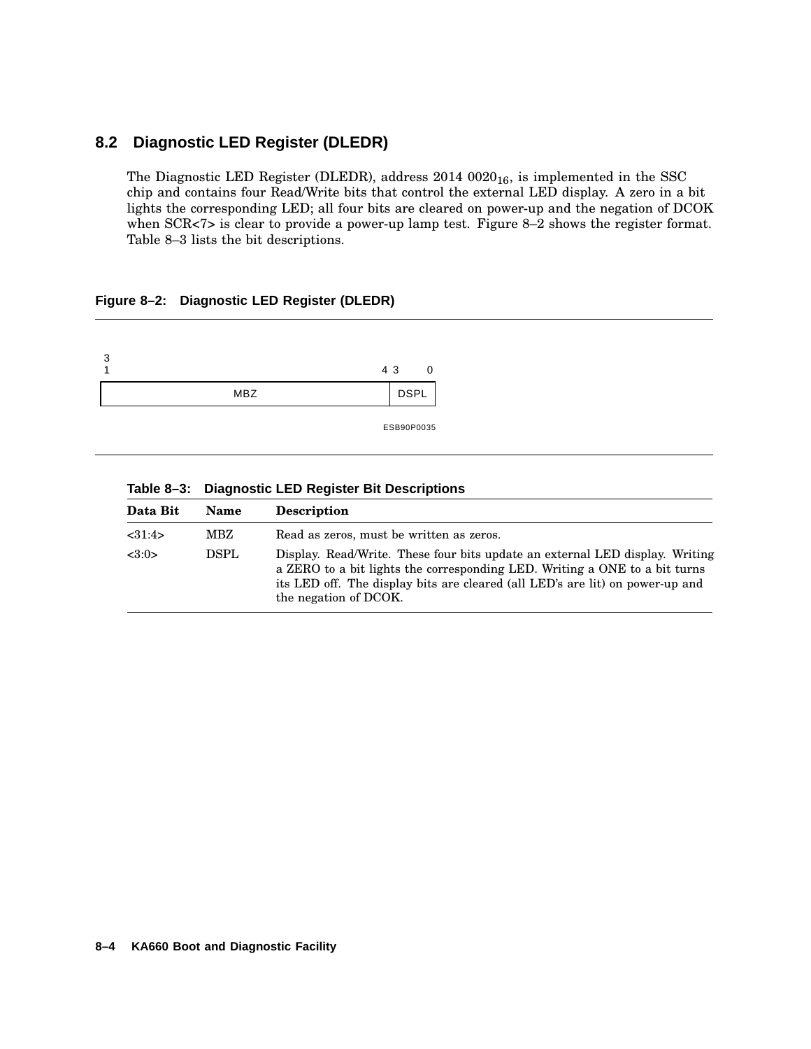## 8.2 Diagnostic LED Register (DLEDR)

The Diagnostic LED Register (DLEDR), address 2014 $0020_{16}$, is implemented in the SSC chip and contains four Read/Write bits that control the external LED display. A zero in a bit lights the corresponding LED; all four bits are cleared on power-up and the negation of DCOK when SCR<7> is clear to provide a power-up lamp test. Figure 8–2 shows the register format. Table 8–3 lists the bit descriptions.

**Figure 8–2: Diagnostic LED Register (DLEDR)**

| 31 ... 4 | 3 ... 0 |
|---|---|
| MBZ | DSPL |

ESB90P0035

**Table 8–3: Diagnostic LED Register Bit Descriptions**

| Data Bit | Name | Description |
|---|---|---|
| <31:4> | MBZ | Read as zeros, must be written as zeros. |
| <3:0> | DSPL | Display. Read/Write. These four bits update an external LED display. Writing a ZERO to a bit lights the corresponding LED. Writing a ONE to a bit turns its LED off. The display bits are cleared (all LED's are lit) on power-up and the negation of DCOK. |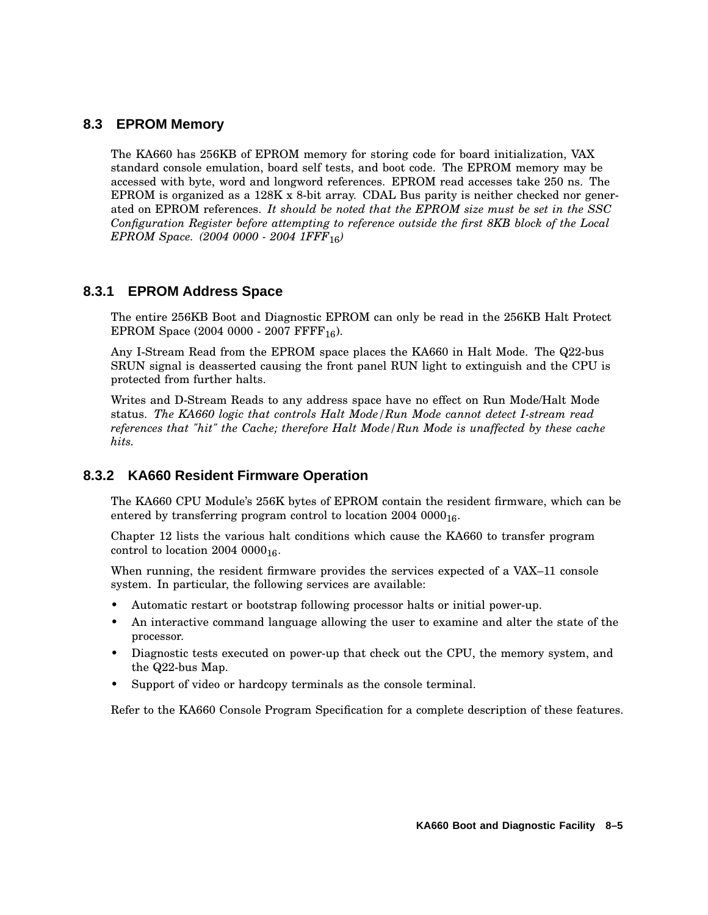## 8.3 EPROM Memory

The KA660 has 256KB of EPROM memory for storing code for board initialization, VAX standard console emulation, board self tests, and boot code. The EPROM memory may be accessed with byte, word and longword references. EPROM read accesses take 250 ns. The EPROM is organized as a 128K x 8-bit array. CDAL Bus parity is neither checked nor generated on EPROM references. *It should be noted that the EPROM size must be set in the SSC Configuration Register before attempting to reference outside the first 8KB block of the Local EPROM Space. (2004 0000 - 2004 1FFF$_{16}$)*

### 8.3.1 EPROM Address Space

The entire 256KB Boot and Diagnostic EPROM can only be read in the 256KB Halt Protect EPROM Space (2004 0000 - 2007 FFFF$_{16}$).

Any I-Stream Read from the EPROM space places the KA660 in Halt Mode. The Q22-bus SRUN signal is deasserted causing the front panel RUN light to extinguish and the CPU is protected from further halts.

Writes and D-Stream Reads to any address space have no effect on Run Mode/Halt Mode status. *The KA660 logic that controls Halt Mode/Run Mode cannot detect I-stream read references that "hit" the Cache; therefore Halt Mode/Run Mode is unaffected by these cache hits.*

### 8.3.2 KA660 Resident Firmware Operation

The KA660 CPU Module's 256K bytes of EPROM contain the resident firmware, which can be entered by transferring program control to location 2004 0000$_{16}$.

Chapter 12 lists the various halt conditions which cause the KA660 to transfer program control to location 2004 0000$_{16}$.

When running, the resident firmware provides the services expected of a VAX–11 console system. In particular, the following services are available:

- Automatic restart or bootstrap following processor halts or initial power-up.
- An interactive command language allowing the user to examine and alter the state of the processor.
- Diagnostic tests executed on power-up that check out the CPU, the memory system, and the Q22-bus Map.
- Support of video or hardcopy terminals as the console terminal.

Refer to the KA660 Console Program Specification for a complete description of these features.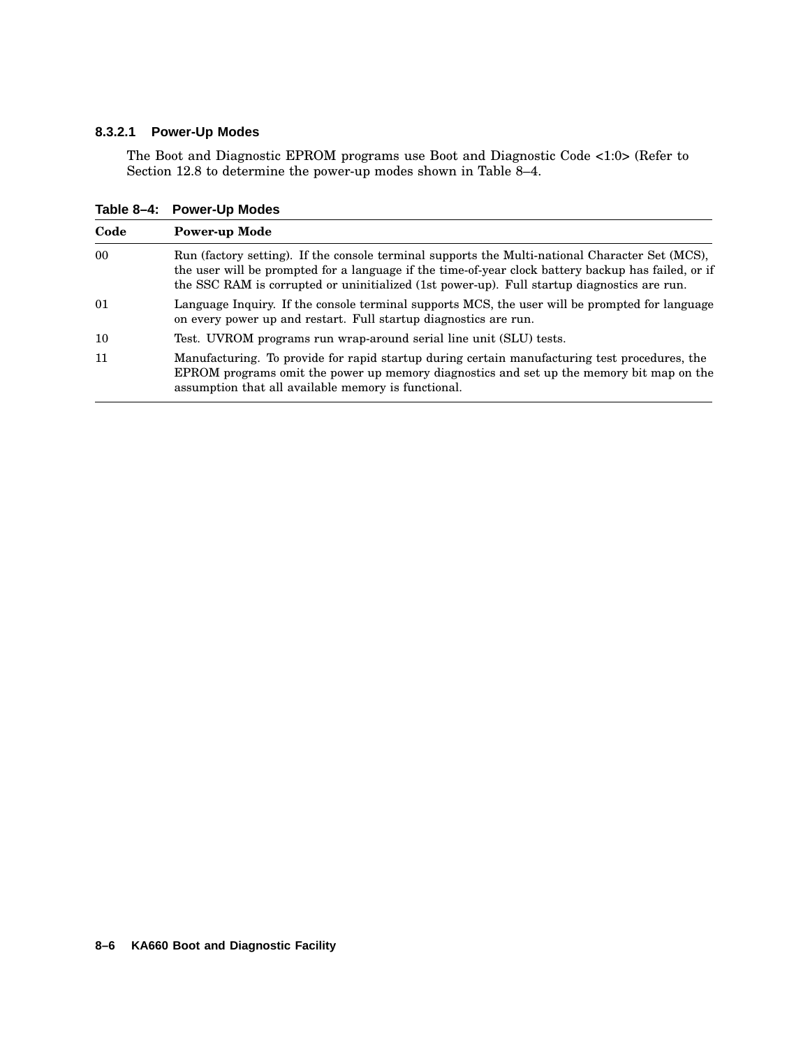#### 8.3.2.1 Power-Up Modes

The Boot and Diagnostic EPROM programs use Boot and Diagnostic Code <1:0> (Refer to Section 12.8 to determine the power-up modes shown in Table 8–4.

**Table 8–4: Power-Up Modes**

| Code | Power-up Mode |
|---|---|
| 00 | Run (factory setting). If the console terminal supports the Multi-national Character Set (MCS), the user will be prompted for a language if the time-of-year clock battery backup has failed, or if the SSC RAM is corrupted or uninitialized (1st power-up). Full startup diagnostics are run. |
| 01 | Language Inquiry. If the console terminal supports MCS, the user will be prompted for language on every power up and restart. Full startup diagnostics are run. |
| 10 | Test. UVROM programs run wrap-around serial line unit (SLU) tests. |
| 11 | Manufacturing. To provide for rapid startup during certain manufacturing test procedures, the EPROM programs omit the power up memory diagnostics and set up the memory bit map on the assumption that all available memory is functional. |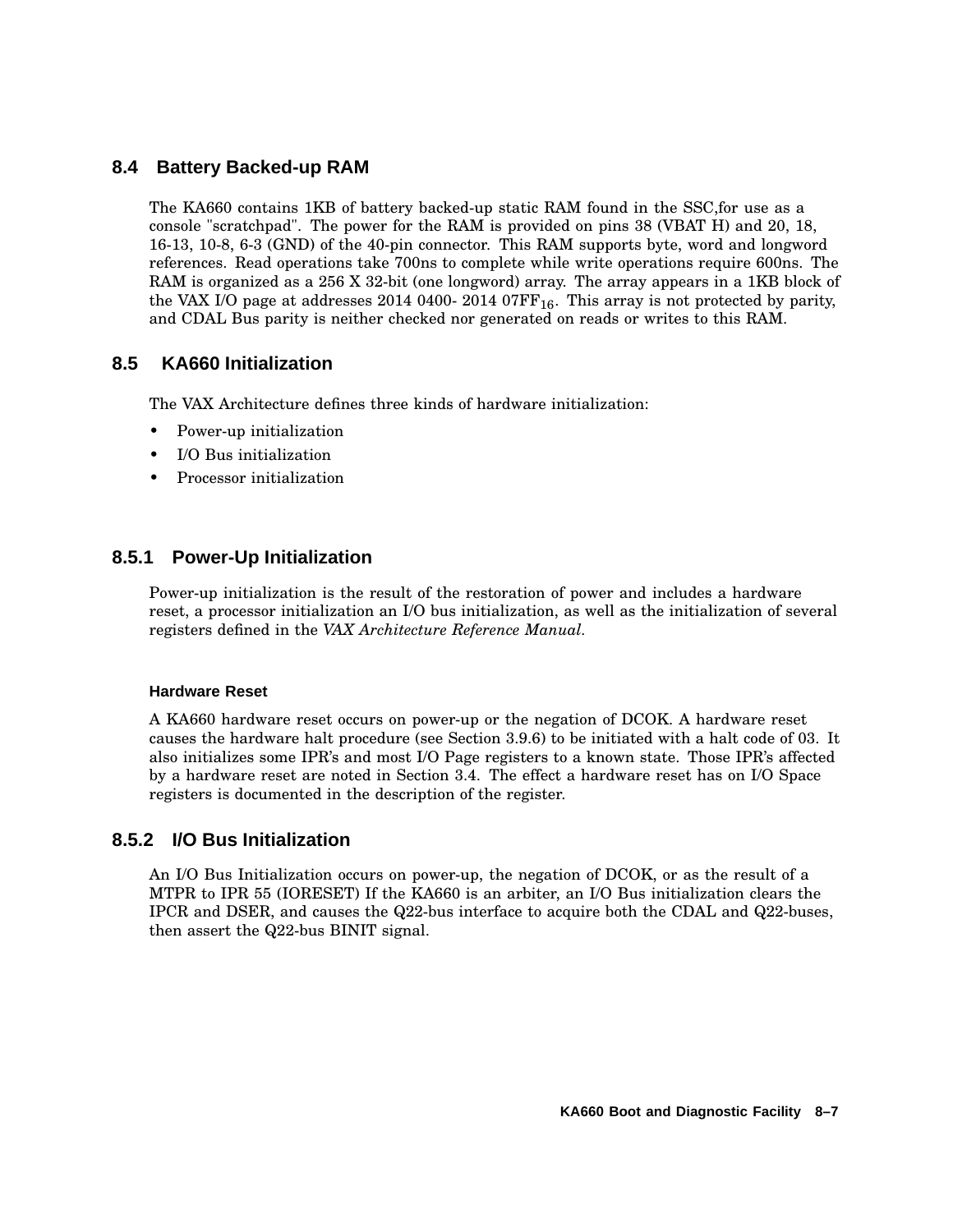## 8.4 Battery Backed-up RAM

The KA660 contains 1KB of battery backed-up static RAM found in the SSC,for use as a console "scratchpad". The power for the RAM is provided on pins 38 (VBAT H) and 20, 18, 16-13, 10-8, 6-3 (GND) of the 40-pin connector. This RAM supports byte, word and longword references. Read operations take 700ns to complete while write operations require 600ns. The RAM is organized as a 256 X 32-bit (one longword) array. The array appears in a 1KB block of the VAX I/O page at addresses 2014 0400- 2014 $07FF_{16}$. This array is not protected by parity, and CDAL Bus parity is neither checked nor generated on reads or writes to this RAM.

## 8.5 KA660 Initialization

The VAX Architecture defines three kinds of hardware initialization:

- Power-up initialization
- I/O Bus initialization
- Processor initialization

### 8.5.1 Power-Up Initialization

Power-up initialization is the result of the restoration of power and includes a hardware reset, a processor initialization an I/O bus initialization, as well as the initialization of several registers defined in the *VAX Architecture Reference Manual*.

#### Hardware Reset

A KA660 hardware reset occurs on power-up or the negation of DCOK. A hardware reset causes the hardware halt procedure (see Section 3.9.6) to be initiated with a halt code of 03. It also initializes some IPR's and most I/O Page registers to a known state. Those IPR's affected by a hardware reset are noted in Section 3.4. The effect a hardware reset has on I/O Space registers is documented in the description of the register.

### 8.5.2 I/O Bus Initialization

An I/O Bus Initialization occurs on power-up, the negation of DCOK, or as the result of a MTPR to IPR 55 (IORESET) If the KA660 is an arbiter, an I/O Bus initialization clears the IPCR and DSER, and causes the Q22-bus interface to acquire both the CDAL and Q22-buses, then assert the Q22-bus BINIT signal.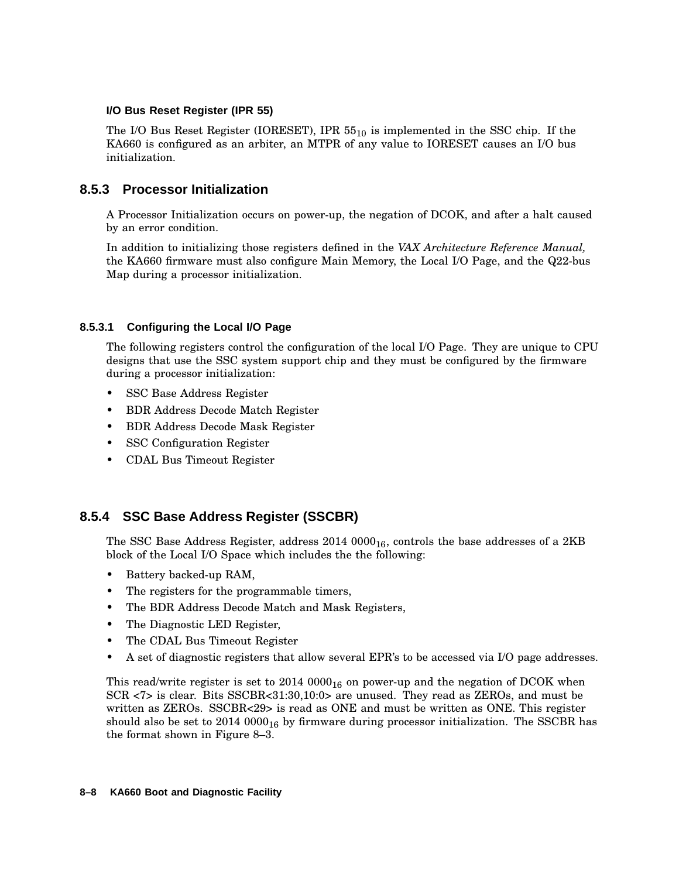#### I/O Bus Reset Register (IPR 55)

The I/O Bus Reset Register (IORESET), IPR $55_{10}$ is implemented in the SSC chip. If the KA660 is configured as an arbiter, an MTPR of any value to IORESET causes an I/O bus initialization.

### 8.5.3 Processor Initialization

A Processor Initialization occurs on power-up, the negation of DCOK, and after a halt caused by an error condition.

In addition to initializing those registers defined in the *VAX Architecture Reference Manual,* the KA660 firmware must also configure Main Memory, the Local I/O Page, and the Q22-bus Map during a processor initialization.

#### 8.5.3.1 Configuring the Local I/O Page

The following registers control the configuration of the local I/O Page. They are unique to CPU designs that use the SSC system support chip and they must be configured by the firmware during a processor initialization:

- SSC Base Address Register
- BDR Address Decode Match Register
- BDR Address Decode Mask Register
- SSC Configuration Register
- CDAL Bus Timeout Register

### 8.5.4 SSC Base Address Register (SSCBR)

The SSC Base Address Register, address 2014 $0000_{16}$, controls the base addresses of a 2KB block of the Local I/O Space which includes the the following:

- Battery backed-up RAM,
- The registers for the programmable timers,
- The BDR Address Decode Match and Mask Registers,
- The Diagnostic LED Register,
- The CDAL Bus Timeout Register
- A set of diagnostic registers that allow several EPR's to be accessed via I/O page addresses.

This read/write register is set to 2014 $0000_{16}$ on power-up and the negation of DCOK when SCR <7> is clear. Bits SSCBR<31:30,10:0> are unused. They read as ZEROs, and must be written as ZEROs. SSCBR<29> is read as ONE and must be written as ONE. This register should also be set to 2014 $0000_{16}$ by firmware during processor initialization. The SSCBR has the format shown in Figure 8–3.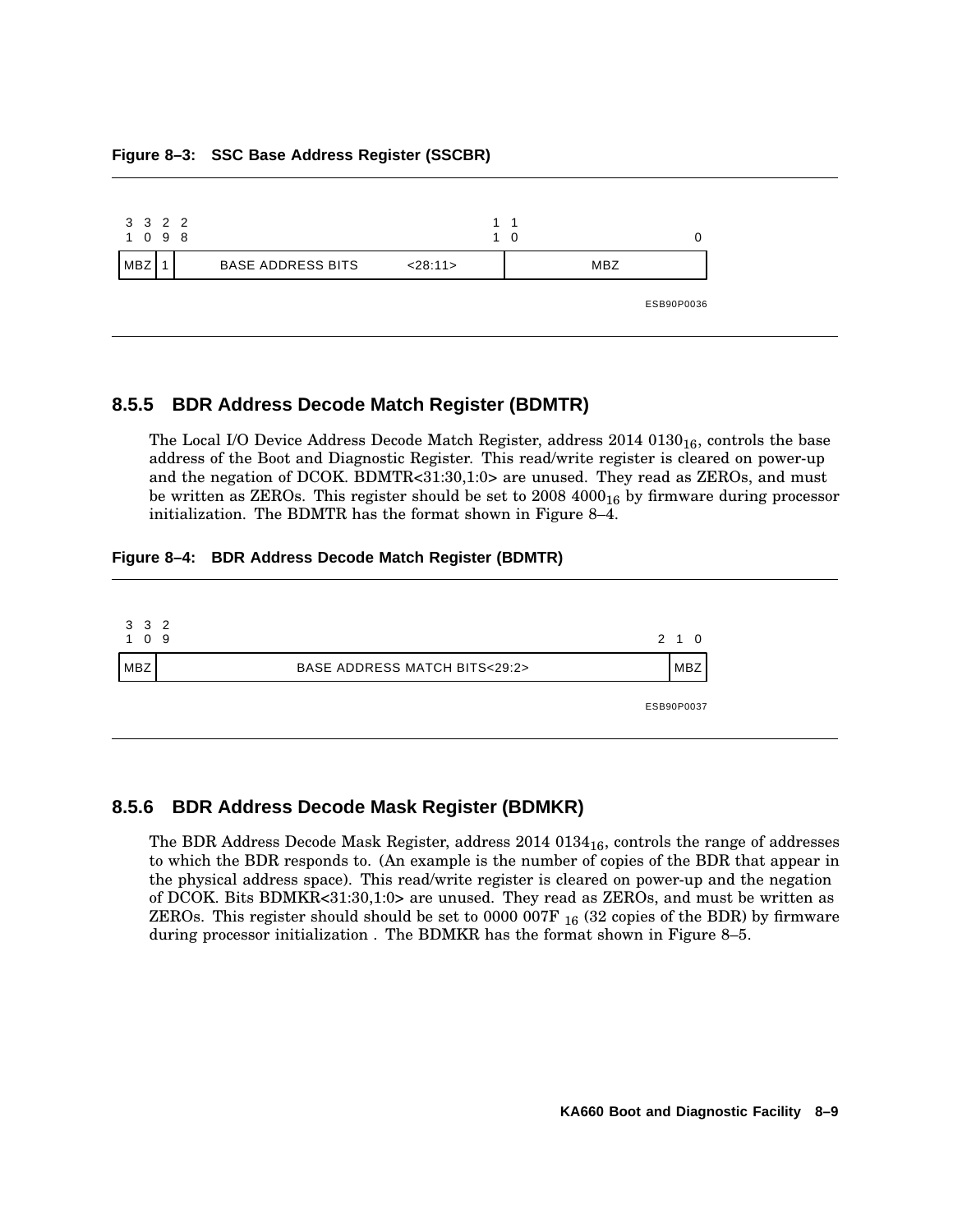**Figure 8–3: SSC Base Address Register (SSCBR)**

| 31 30 | 29 | 28 ... 11 | 10 ... 0 |
|---|---|---|---|
| MBZ | 1 | BASE ADDRESS BITS <28:11> | MBZ |

ESB90P0036

### 8.5.5 BDR Address Decode Match Register (BDMTR)

The Local I/O Device Address Decode Match Register, address 2014 $0130_{16}$, controls the base address of the Boot and Diagnostic Register. This read/write register is cleared on power-up and the negation of DCOK. BDMTR<31:30,1:0> are unused. They read as ZEROs, and must be written as ZEROs. This register should be set to 2008 $4000_{16}$ by firmware during processor initialization. The BDMTR has the format shown in Figure 8–4.

**Figure 8–4: BDR Address Decode Match Register (BDMTR)**

| 31 30 | 29 ... 2 | 1 0 |
|---|---|---|
| MBZ | BASE ADDRESS MATCH BITS<29:2> | MBZ |

ESB90P0037

### 8.5.6 BDR Address Decode Mask Register (BDMKR)

The BDR Address Decode Mask Register, address 2014 $0134_{16}$, controls the range of addresses to which the BDR responds to. (An example is the number of copies of the BDR that appear in the physical address space). This read/write register is cleared on power-up and the negation of DCOK. Bits BDMKR<31:30,1:0> are unused. They read as ZEROs, and must be written as ZEROs. This register should should be set to 0000 007F $_{16}$ (32 copies of the BDR) by firmware during processor initialization . The BDMKR has the format shown in Figure 8–5.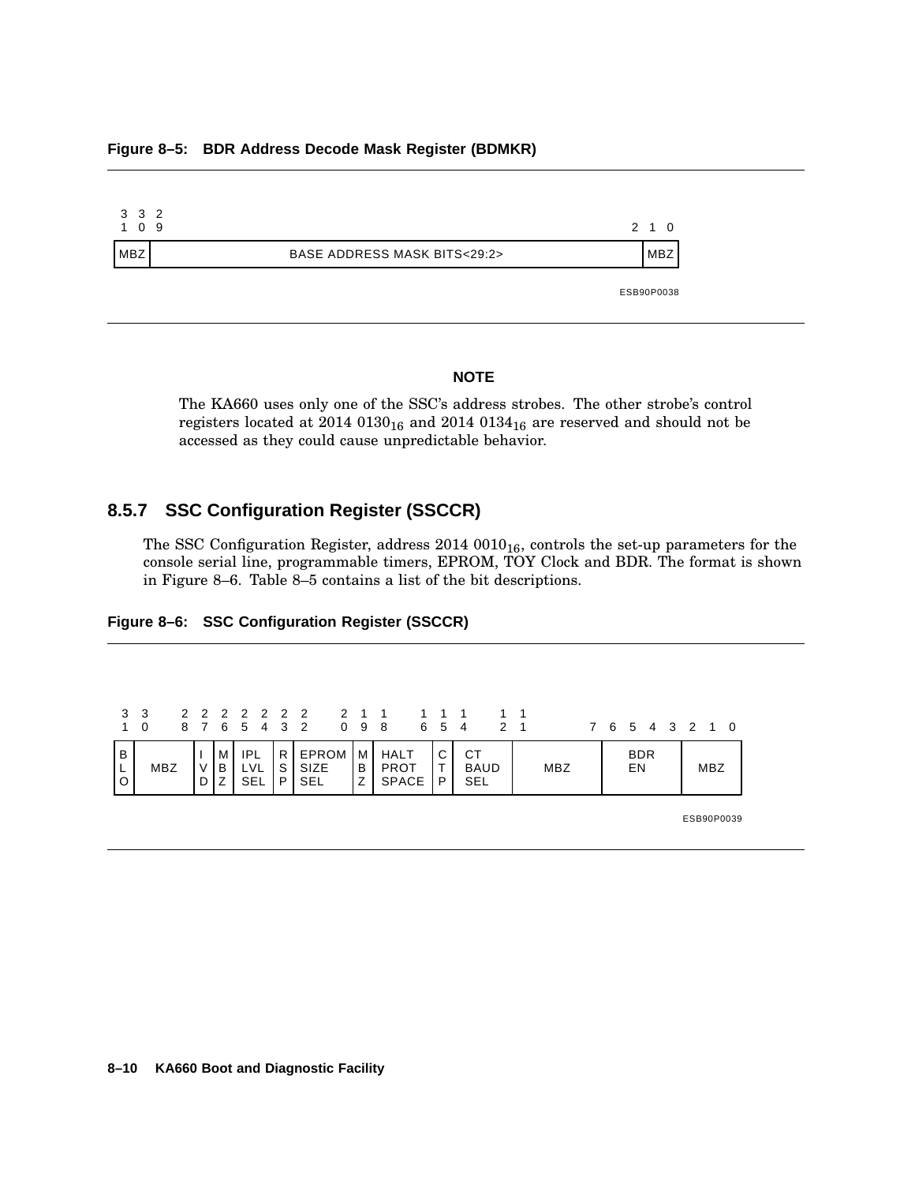**Figure 8–5: BDR Address Decode Mask Register (BDMKR)**

| 31 30 | 29 ... 2 | 1 0 |
|---|---|---|
| MBZ | BASE ADDRESS MASK BITS<29:2> | MBZ |

ESB90P0038

**NOTE**

The KA660 uses only one of the SSC's address strobes. The other strobe's control registers located at 2014 $0130_{16}$ and 2014 $0134_{16}$ are reserved and should not be accessed as they could cause unpredictable behavior.

### 8.5.7 SSC Configuration Register (SSCCR)

The SSC Configuration Register, address 2014 $0010_{16}$, controls the set-up parameters for the console serial line, programmable timers, EPROM, TOY Clock and BDR. The format is shown in Figure 8–6. Table 8–5 contains a list of the bit descriptions.

**Figure 8–6: SSC Configuration Register (SSCCR)**

| 31 | 30 ... 28 | 27 | 26 | 25 24 | 23 | 22 ... 20 | 19 | 18 ... 16 | 15 | 14 ... 12 | 11 ... 7 | 6 5 4 | 3 2 1 0 |
|---|---|---|---|---|---|---|---|---|---|---|---|---|---|
| BLO | MBZ | IVD | MBZ | IPL LVL SEL | RSP | EPROM SIZE SEL | MBZ | HALT PROT SPACE | CTP | CT BAUD SEL | MBZ | BDR EN | MBZ |

ESB90P0039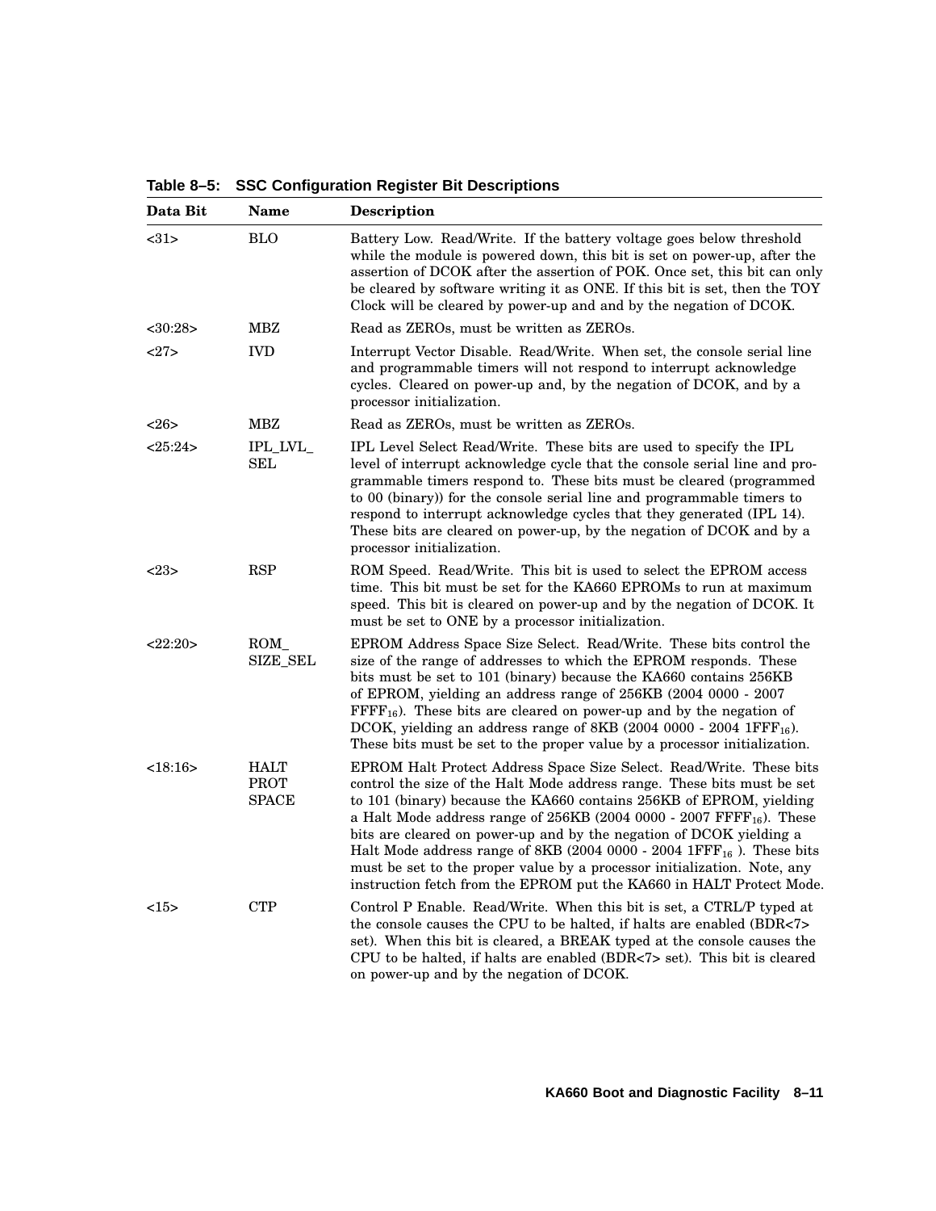**Table 8–5: SSC Configuration Register Bit Descriptions**

| Data Bit | Name | Description |
|---|---|---|
| <31> | BLO | Battery Low. Read/Write. If the battery voltage goes below threshold while the module is powered down, this bit is set on power-up, after the assertion of DCOK after the assertion of POK. Once set, this bit can only be cleared by software writing it as ONE. If this bit is set, then the TOY Clock will be cleared by power-up and and by the negation of DCOK. |
| <30:28> | MBZ | Read as ZEROs, must be written as ZEROs. |
| <27> | IVD | Interrupt Vector Disable. Read/Write. When set, the console serial line and programmable timers will not respond to interrupt acknowledge cycles. Cleared on power-up and, by the negation of DCOK, and by a processor initialization. |
| <26> | MBZ | Read as ZEROs, must be written as ZEROs. |
| <25:24> | IPL_LVL_SEL | IPL Level Select Read/Write. These bits are used to specify the IPL level of interrupt acknowledge cycle that the console serial line and programmable timers respond to. These bits must be cleared (programmed to 00 (binary)) for the console serial line and programmable timers to respond to interrupt acknowledge cycles that they generated (IPL 14). These bits are cleared on power-up, by the negation of DCOK and by a processor initialization. |
| <23> | RSP | ROM Speed. Read/Write. This bit is used to select the EPROM access time. This bit must be set for the KA660 EPROMs to run at maximum speed. This bit is cleared on power-up and by the negation of DCOK. It must be set to ONE by a processor initialization. |
| <22:20> | ROM_SIZE_SEL | EPROM Address Space Size Select. Read/Write. These bits control the size of the range of addresses to which the EPROM responds. These bits must be set to 101 (binary) because the KA660 contains 256KB of EPROM, yielding an address range of 256KB (2004 0000 - 2007 $FFFF_{16}$). These bits are cleared on power-up and by the negation of DCOK, yielding an address range of 8KB (2004 0000 - 2004 $1FFF_{16}$). These bits must be set to the proper value by a processor initialization. |
| <18:16> | HALT PROT SPACE | EPROM Halt Protect Address Space Size Select. Read/Write. These bits control the size of the Halt Mode address range. These bits must be set to 101 (binary) because the KA660 contains 256KB of EPROM, yielding a Halt Mode address range of 256KB (2004 0000 - 2007 $FFFF_{16}$). These bits are cleared on power-up and by the negation of DCOK yielding a Halt Mode address range of 8KB (2004 0000 - 2004 $1FFF_{16}$ ). These bits must be set to the proper value by a processor initialization. Note, any instruction fetch from the EPROM put the KA660 in HALT Protect Mode. |
| <15> | CTP | Control P Enable. Read/Write. When this bit is set, a CTRL/P typed at the console causes the CPU to be halted, if halts are enabled (BDR<7> set). When this bit is cleared, a BREAK typed at the console causes the CPU to be halted, if halts are enabled (BDR<7> set). This bit is cleared on power-up and by the negation of DCOK. |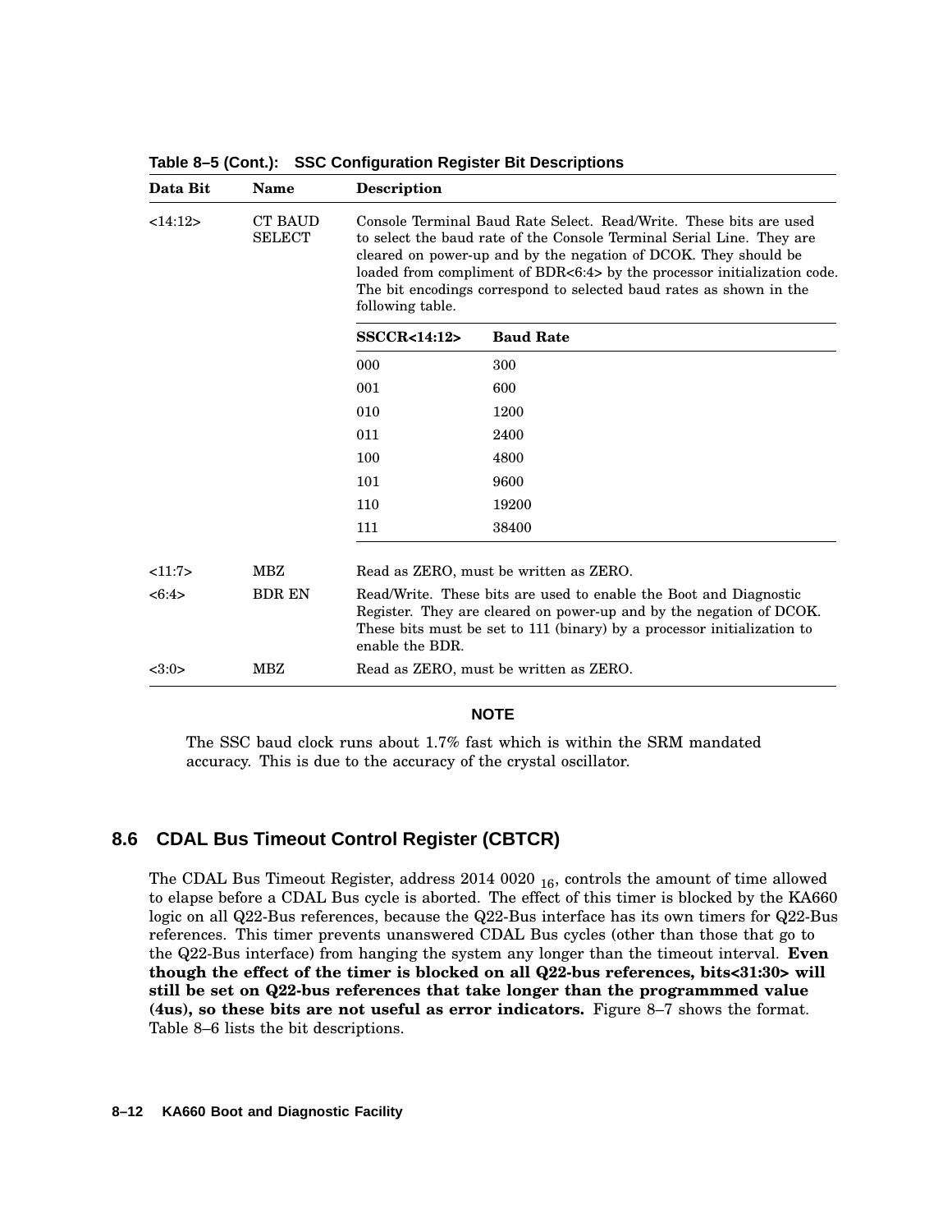**Table 8–5 (Cont.): SSC Configuration Register Bit Descriptions**

| Data Bit | Name | Description |
|---|---|---|
| <14:12> | CT BAUD SELECT | Console Terminal Baud Rate Select. Read/Write. These bits are used to select the baud rate of the Console Terminal Serial Line. They are cleared on power-up and by the negation of DCOK. They should be loaded from compliment of BDR<6:4> by the processor initialization code. The bit encodings correspond to selected baud rates as shown in the following table. |

| SSCCR<14:12> | Baud Rate |
|---|---|
| 000 | 300 |
| 001 | 600 |
| 010 | 1200 |
| 011 | 2400 |
| 100 | 4800 |
| 101 | 9600 |
| 110 | 19200 |
| 111 | 38400 |

| Data Bit | Name | Description |
|---|---|---|
| <11:7> | MBZ | Read as ZERO, must be written as ZERO. |
| <6:4> | BDR EN | Read/Write. These bits are used to enable the Boot and Diagnostic Register. They are cleared on power-up and by the negation of DCOK. These bits must be set to 111 (binary) by a processor initialization to enable the BDR. |
| <3:0> | MBZ | Read as ZERO, must be written as ZERO. |

**NOTE**

The SSC baud clock runs about 1.7% fast which is within the SRM mandated accuracy. This is due to the accuracy of the crystal oscillator.

## 8.6 CDAL Bus Timeout Control Register (CBTCR)

The CDAL Bus Timeout Register, address 2014 0020 $_{16}$, controls the amount of time allowed to elapse before a CDAL Bus cycle is aborted. The effect of this timer is blocked by the KA660 logic on all Q22-Bus references, because the Q22-Bus interface has its own timers for Q22-Bus references. This timer prevents unanswered CDAL Bus cycles (other than those that go to the Q22-Bus interface) from hanging the system any longer than the timeout interval. **Even though the effect of the timer is blocked on all Q22-bus references, bits<31:30> will still be set on Q22-bus references that take longer than the programmmed value (4us), so these bits are not useful as error indicators.** Figure 8–7 shows the format. Table 8–6 lists the bit descriptions.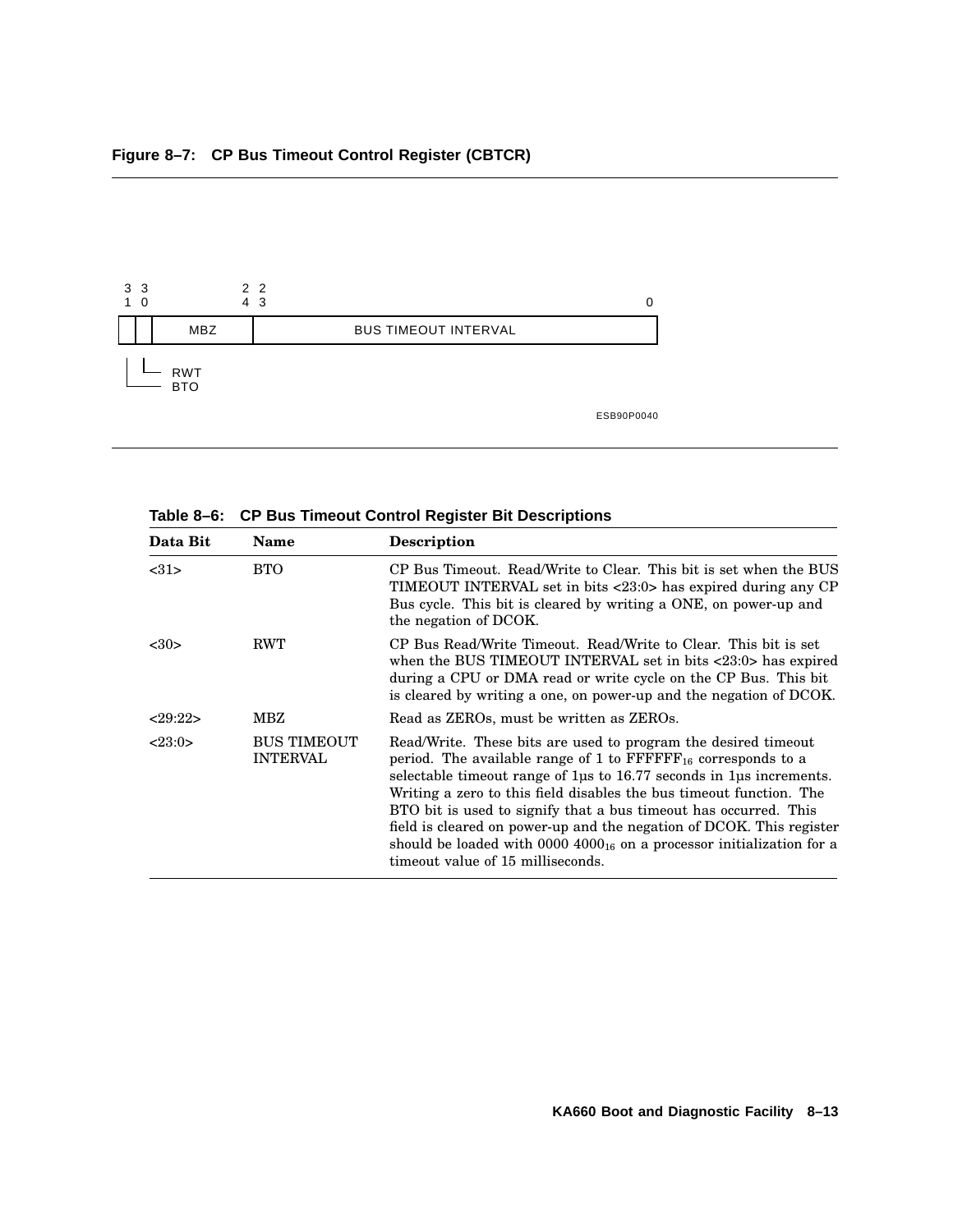**Figure 8–7: CP Bus Timeout Control Register (CBTCR)**

| 31 | 30 | 29:24 | 23:0 |
|---|---|---|---|
| BTO | RWT | MBZ | BUS TIMEOUT INTERVAL |

ESB90P0040

**Table 8–6: CP Bus Timeout Control Register Bit Descriptions**

| Data Bit | Name | Description |
|---|---|---|
| <31> | BTO | CP Bus Timeout. Read/Write to Clear. This bit is set when the BUS TIMEOUT INTERVAL set in bits <23:0> has expired during any CP Bus cycle. This bit is cleared by writing a ONE, on power-up and the negation of DCOK. |
| <30> | RWT | CP Bus Read/Write Timeout. Read/Write to Clear. This bit is set when the BUS TIMEOUT INTERVAL set in bits <23:0> has expired during a CPU or DMA read or write cycle on the CP Bus. This bit is cleared by writing a one, on power-up and the negation of DCOK. |
| <29:22> | MBZ | Read as ZEROs, must be written as ZEROs. |
| <23:0> | BUS TIMEOUT INTERVAL | Read/Write. These bits are used to program the desired timeout period. The available range of 1 to $FFFFFF_{16}$ corresponds to a selectable timeout range of 1µs to 16.77 seconds in 1µs increments. Writing a zero to this field disables the bus timeout function. The BTO bit is used to signify that a bus timeout has occurred. This field is cleared on power-up and the negation of DCOK. This register should be loaded with 0000 $4000_{16}$ on a processor initialization for a timeout value of 15 milliseconds. |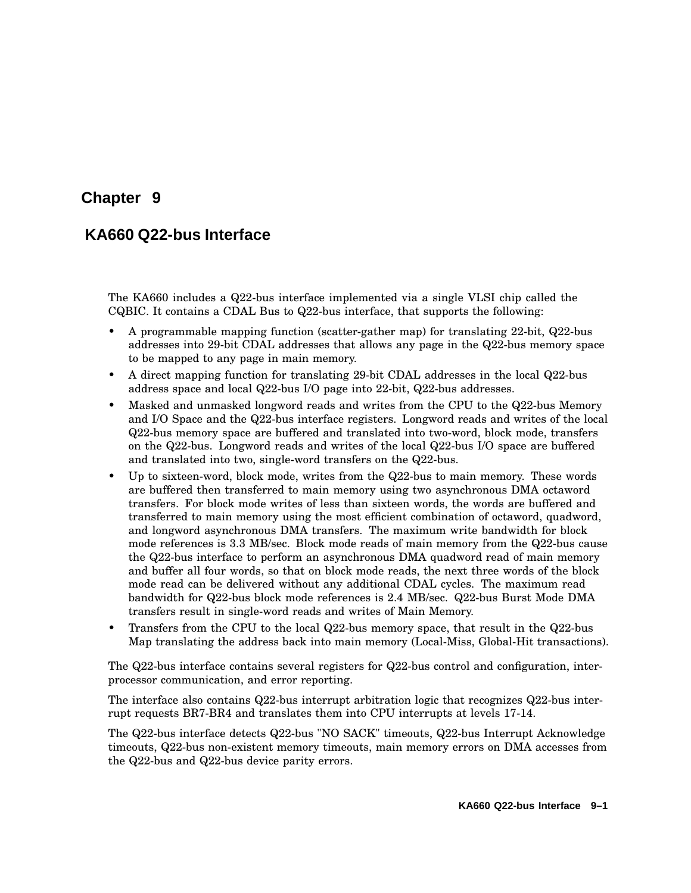# Chapter 9

## KA660 Q22-bus Interface

The KA660 includes a Q22-bus interface implemented via a single VLSI chip called the CQBIC. It contains a CDAL Bus to Q22-bus interface, that supports the following:

- A programmable mapping function (scatter-gather map) for translating 22-bit, Q22-bus addresses into 29-bit CDAL addresses that allows any page in the Q22-bus memory space to be mapped to any page in main memory.
- A direct mapping function for translating 29-bit CDAL addresses in the local Q22-bus address space and local Q22-bus I/O page into 22-bit, Q22-bus addresses.
- Masked and unmasked longword reads and writes from the CPU to the Q22-bus Memory and I/O Space and the Q22-bus interface registers. Longword reads and writes of the local Q22-bus memory space are buffered and translated into two-word, block mode, transfers on the Q22-bus. Longword reads and writes of the local Q22-bus I/O space are buffered and translated into two, single-word transfers on the Q22-bus.
- Up to sixteen-word, block mode, writes from the Q22-bus to main memory. These words are buffered then transferred to main memory using two asynchronous DMA octaword transfers. For block mode writes of less than sixteen words, the words are buffered and transferred to main memory using the most efficient combination of octaword, quadword, and longword asynchronous DMA transfers. The maximum write bandwidth for block mode references is 3.3 MB/sec. Block mode reads of main memory from the Q22-bus cause the Q22-bus interface to perform an asynchronous DMA quadword read of main memory and buffer all four words, so that on block mode reads, the next three words of the block mode read can be delivered without any additional CDAL cycles. The maximum read bandwidth for Q22-bus block mode references is 2.4 MB/sec. Q22-bus Burst Mode DMA transfers result in single-word reads and writes of Main Memory.
- Transfers from the CPU to the local Q22-bus memory space, that result in the Q22-bus Map translating the address back into main memory (Local-Miss, Global-Hit transactions).

The Q22-bus interface contains several registers for Q22-bus control and configuration, inter-processor communication, and error reporting.

The interface also contains Q22-bus interrupt arbitration logic that recognizes Q22-bus interrupt requests BR7-BR4 and translates them into CPU interrupts at levels 17-14.

The Q22-bus interface detects Q22-bus "NO SACK" timeouts, Q22-bus Interrupt Acknowledge timeouts, Q22-bus non-existent memory timeouts, main memory errors on DMA accesses from the Q22-bus and Q22-bus device parity errors.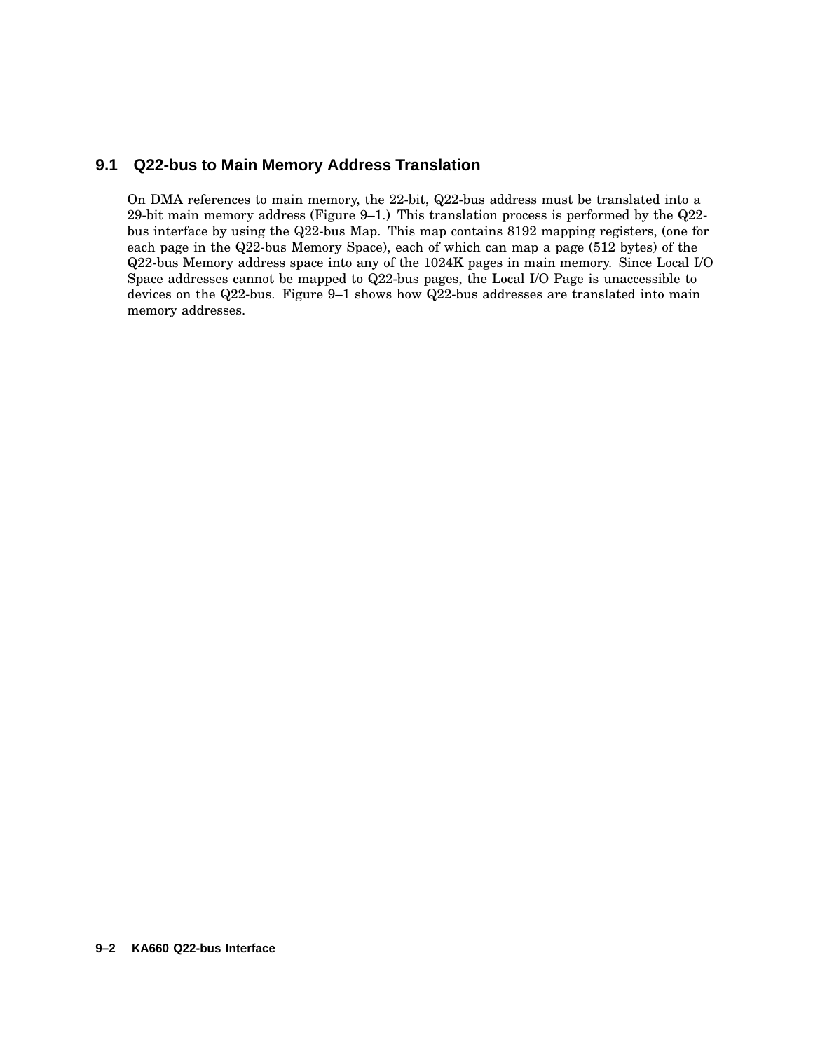## 9.1 Q22-bus to Main Memory Address Translation

On DMA references to main memory, the 22-bit, Q22-bus address must be translated into a 29-bit main memory address (Figure 9–1.) This translation process is performed by the Q22-bus interface by using the Q22-bus Map. This map contains 8192 mapping registers, (one for each page in the Q22-bus Memory Space), each of which can map a page (512 bytes) of the Q22-bus Memory address space into any of the 1024K pages in main memory. Since Local I/O Space addresses cannot be mapped to Q22-bus pages, the Local I/O Page is unaccessible to devices on the Q22-bus. Figure 9–1 shows how Q22-bus addresses are translated into main memory addresses.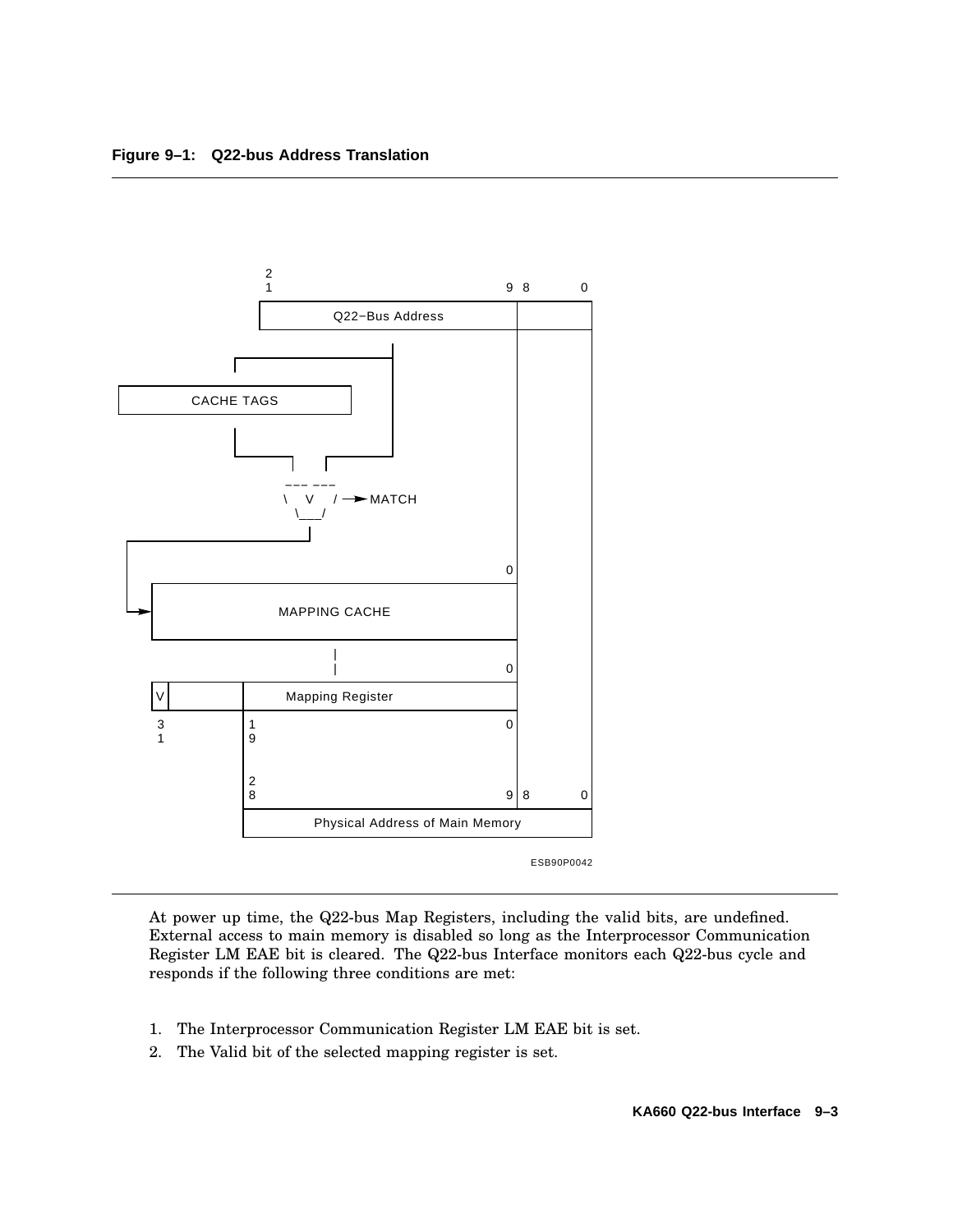**Figure 9–1: Q22-bus Address Translation**

```
          2
          1                          9  8      0
          +--------------------------+---------+
          |      Q22-Bus Address     |         |
          +--------------------------+---------+
     +---------------+
+-----------------+
|   CACHE TAGS    |
+-----------------+

            --- ---
           \   V   / --> MATCH
            \___/

                                     0
     +------------------------------+
  -->|        MAPPING CACHE         |
     +------------------------------+
                   |
                   |                 0
+-+-------+-------------------------+
|V|       |    Mapping Register     |
+-+-------+-------------------------+
3         1                          0
1         9

          2
          8                          9  8      0
          +-----------------------------------+
          |  Physical Address of Main Memory  |
          +-----------------------------------+
```

ESB90P0042

At power up time, the Q22-bus Map Registers, including the valid bits, are undefined. External access to main memory is disabled so long as the Interprocessor Communication Register LM EAE bit is cleared. The Q22-bus Interface monitors each Q22-bus cycle and responds if the following three conditions are met:

1. The Interprocessor Communication Register LM EAE bit is set.
2. The Valid bit of the selected mapping register is set.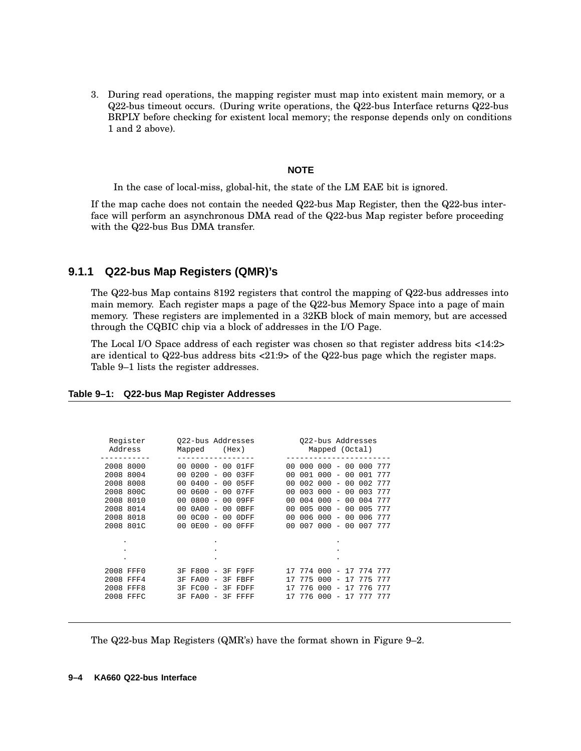3. During read operations, the mapping register must map into existent main memory, or a Q22-bus timeout occurs. (During write operations, the Q22-bus Interface returns Q22-bus BRPLY before checking for existent local memory; the response depends only on conditions 1 and 2 above).

**NOTE**

In the case of local-miss, global-hit, the state of the LM EAE bit is ignored.

If the map cache does not contain the needed Q22-bus Map Register, then the Q22-bus interface will perform an asynchronous DMA read of the Q22-bus Map register before proceeding with the Q22-bus Bus DMA transfer.

### 9.1.1 Q22-bus Map Registers (QMR)'s

The Q22-bus Map contains 8192 registers that control the mapping of Q22-bus addresses into main memory. Each register maps a page of the Q22-bus Memory Space into a page of main memory. These registers are implemented in a 32KB block of main memory, but are accessed through the CQBIC chip via a block of addresses in the I/O Page.

The Local I/O Space address of each register was chosen so that register address bits <14:2> are identical to Q22-bus address bits <21:9> of the Q22-bus page which the register maps. Table 9–1 lists the register addresses.

**Table 9–1: Q22-bus Map Register Addresses**

```
  Register       Q22-bus Addresses          Q22-bus Addresses
  Address        Mapped    (Hex)              Mapped (Octal)
-----------      -----------------        -----------------------
 2008 8000       00 0000 - 00 01FF        00 000 000 - 00 000 777
 2008 8004       00 0200 - 00 03FF        00 001 000 - 00 001 777
 2008 8008       00 0400 - 00 05FF        00 002 000 - 00 002 777
 2008 800C       00 0600 - 00 07FF        00 003 000 - 00 003 777
 2008 8010       00 0800 - 00 09FF        00 004 000 - 00 004 777
 2008 8014       00 0A00 - 00 0BFF        00 005 000 - 00 005 777
 2008 8018       00 0C00 - 00 0DFF        00 006 000 - 00 006 777
 2008 801C       00 0E00 - 00 0FFF        00 007 000 - 00 007 777

     .                  .                            .
     .                  .                            .
     .                  .                            .

 2008 FFF0       3F F800 - 3F F9FF        17 774 000 - 17 774 777
 2008 FFF4       3F FA00 - 3F FBFF        17 775 000 - 17 775 777
 2008 FFF8       3F FC00 - 3F FDFF        17 776 000 - 17 776 777
 2008 FFFC       3F FA00 - 3F FFFF        17 776 000 - 17 777 777
```

The Q22-bus Map Registers (QMR's) have the format shown in Figure 9–2.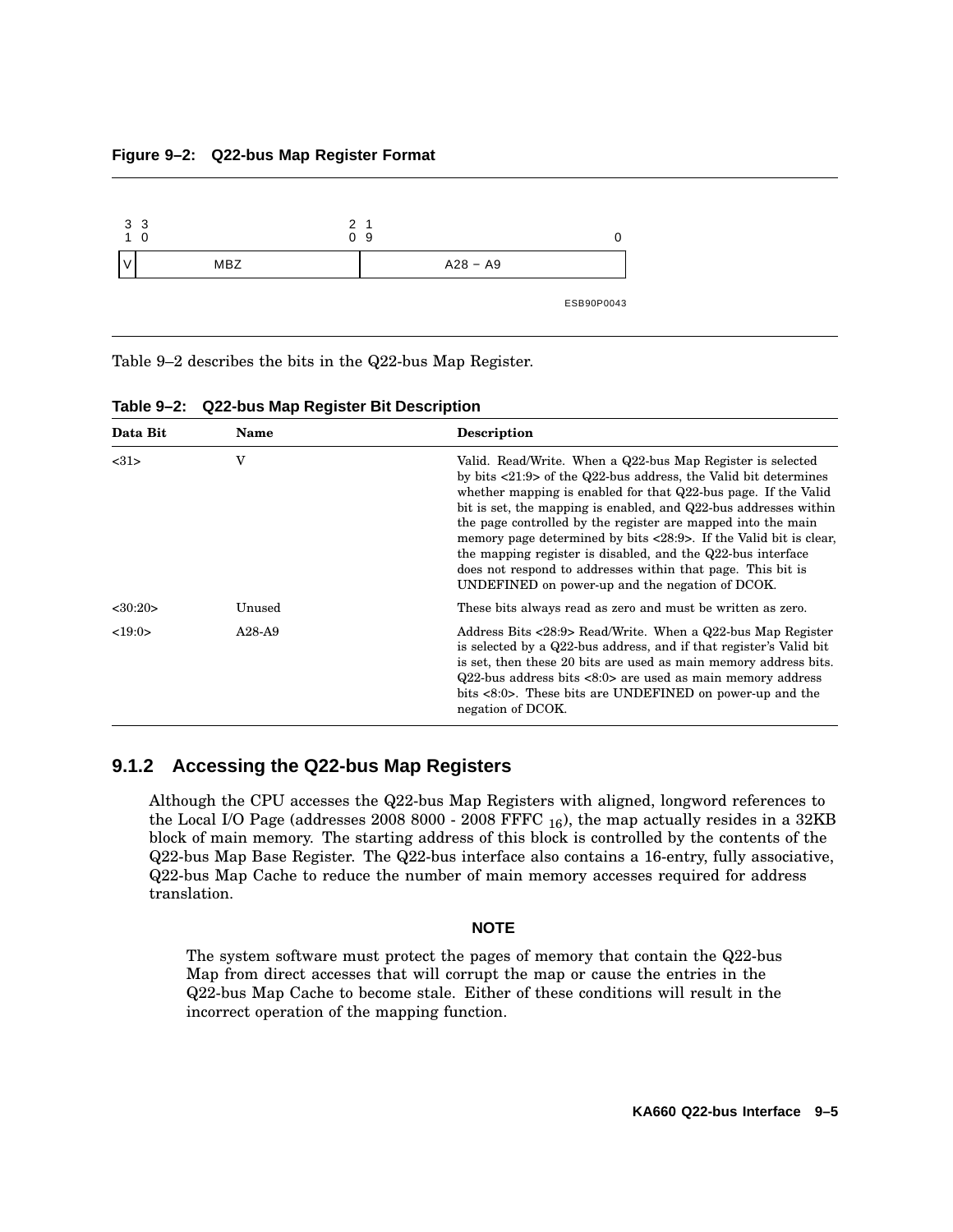**Figure 9–2: Q22-bus Map Register Format**

| 31 | 30 ... 20 | 19 ... 0 |
|---|---|---|
| V | MBZ | A28 – A9 |

ESB90P0043

Table 9–2 describes the bits in the Q22-bus Map Register.

**Table 9–2: Q22-bus Map Register Bit Description**

| Data Bit | Name | Description |
|---|---|---|
| <31> | V | Valid. Read/Write. When a Q22-bus Map Register is selected by bits <21:9> of the Q22-bus address, the Valid bit determines whether mapping is enabled for that Q22-bus page. If the Valid bit is set, the mapping is enabled, and Q22-bus addresses within the page controlled by the register are mapped into the main memory page determined by bits <28:9>. If the Valid bit is clear, the mapping register is disabled, and the Q22-bus interface does not respond to addresses within that page. This bit is UNDEFINED on power-up and the negation of DCOK. |
| <30:20> | Unused | These bits always read as zero and must be written as zero. |
| <19:0> | A28-A9 | Address Bits <28:9> Read/Write. When a Q22-bus Map Register is selected by a Q22-bus address, and if that register's Valid bit is set, then these 20 bits are used as main memory address bits. Q22-bus address bits <8:0> are used as main memory address bits <8:0>. These bits are UNDEFINED on power-up and the negation of DCOK. |

### 9.1.2 Accessing the Q22-bus Map Registers

Although the CPU accesses the Q22-bus Map Registers with aligned, longword references to the Local I/O Page (addresses 2008 8000 - 2008 FFFC $_{16}$), the map actually resides in a 32KB block of main memory. The starting address of this block is controlled by the contents of the Q22-bus Map Base Register. The Q22-bus interface also contains a 16-entry, fully associative, Q22-bus Map Cache to reduce the number of main memory accesses required for address translation.

**NOTE**

The system software must protect the pages of memory that contain the Q22-bus Map from direct accesses that will corrupt the map or cause the entries in the Q22-bus Map Cache to become stale. Either of these conditions will result in the incorrect operation of the mapping function.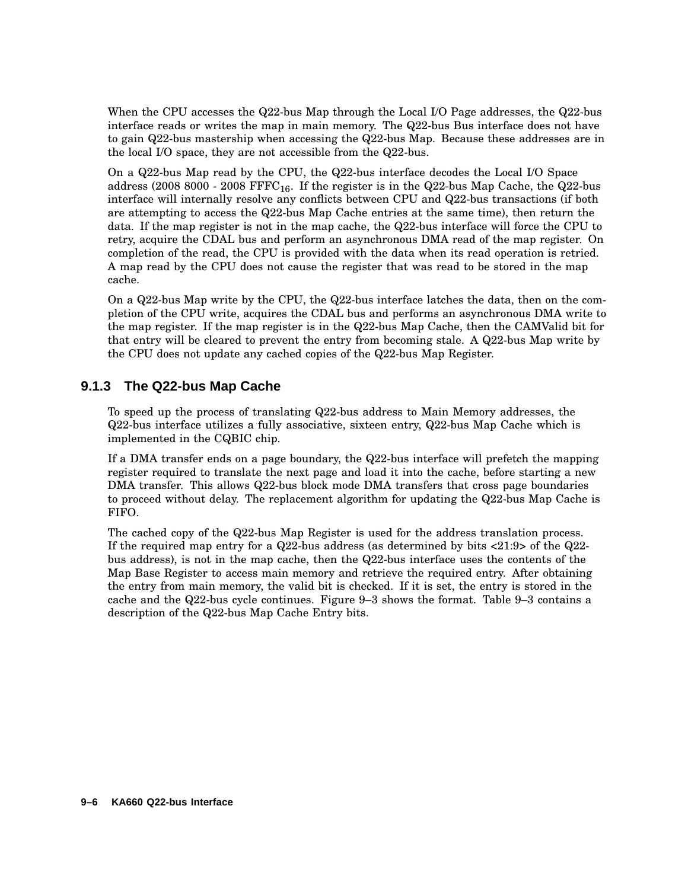When the CPU accesses the Q22-bus Map through the Local I/O Page addresses, the Q22-bus interface reads or writes the map in main memory. The Q22-bus Bus interface does not have to gain Q22-bus mastership when accessing the Q22-bus Map. Because these addresses are in the local I/O space, they are not accessible from the Q22-bus.

On a Q22-bus Map read by the CPU, the Q22-bus interface decodes the Local I/O Space address (2008 8000 - 2008 $FFFC_{16}$. If the register is in the Q22-bus Map Cache, the Q22-bus interface will internally resolve any conflicts between CPU and Q22-bus transactions (if both are attempting to access the Q22-bus Map Cache entries at the same time), then return the data. If the map register is not in the map cache, the Q22-bus interface will force the CPU to retry, acquire the CDAL bus and perform an asynchronous DMA read of the map register. On completion of the read, the CPU is provided with the data when its read operation is retried. A map read by the CPU does not cause the register that was read to be stored in the map cache.

On a Q22-bus Map write by the CPU, the Q22-bus interface latches the data, then on the completion of the CPU write, acquires the CDAL bus and performs an asynchronous DMA write to the map register. If the map register is in the Q22-bus Map Cache, then the CAMValid bit for that entry will be cleared to prevent the entry from becoming stale. A Q22-bus Map write by the CPU does not update any cached copies of the Q22-bus Map Register.

### 9.1.3 The Q22-bus Map Cache

To speed up the process of translating Q22-bus address to Main Memory addresses, the Q22-bus interface utilizes a fully associative, sixteen entry, Q22-bus Map Cache which is implemented in the CQBIC chip.

If a DMA transfer ends on a page boundary, the Q22-bus interface will prefetch the mapping register required to translate the next page and load it into the cache, before starting a new DMA transfer. This allows Q22-bus block mode DMA transfers that cross page boundaries to proceed without delay. The replacement algorithm for updating the Q22-bus Map Cache is FIFO.

The cached copy of the Q22-bus Map Register is used for the address translation process. If the required map entry for a Q22-bus address (as determined by bits <21:9> of the Q22-bus address), is not in the map cache, then the Q22-bus interface uses the contents of the Map Base Register to access main memory and retrieve the required entry. After obtaining the entry from main memory, the valid bit is checked. If it is set, the entry is stored in the cache and the Q22-bus cycle continues. Figure 9–3 shows the format. Table 9–3 contains a description of the Q22-bus Map Cache Entry bits.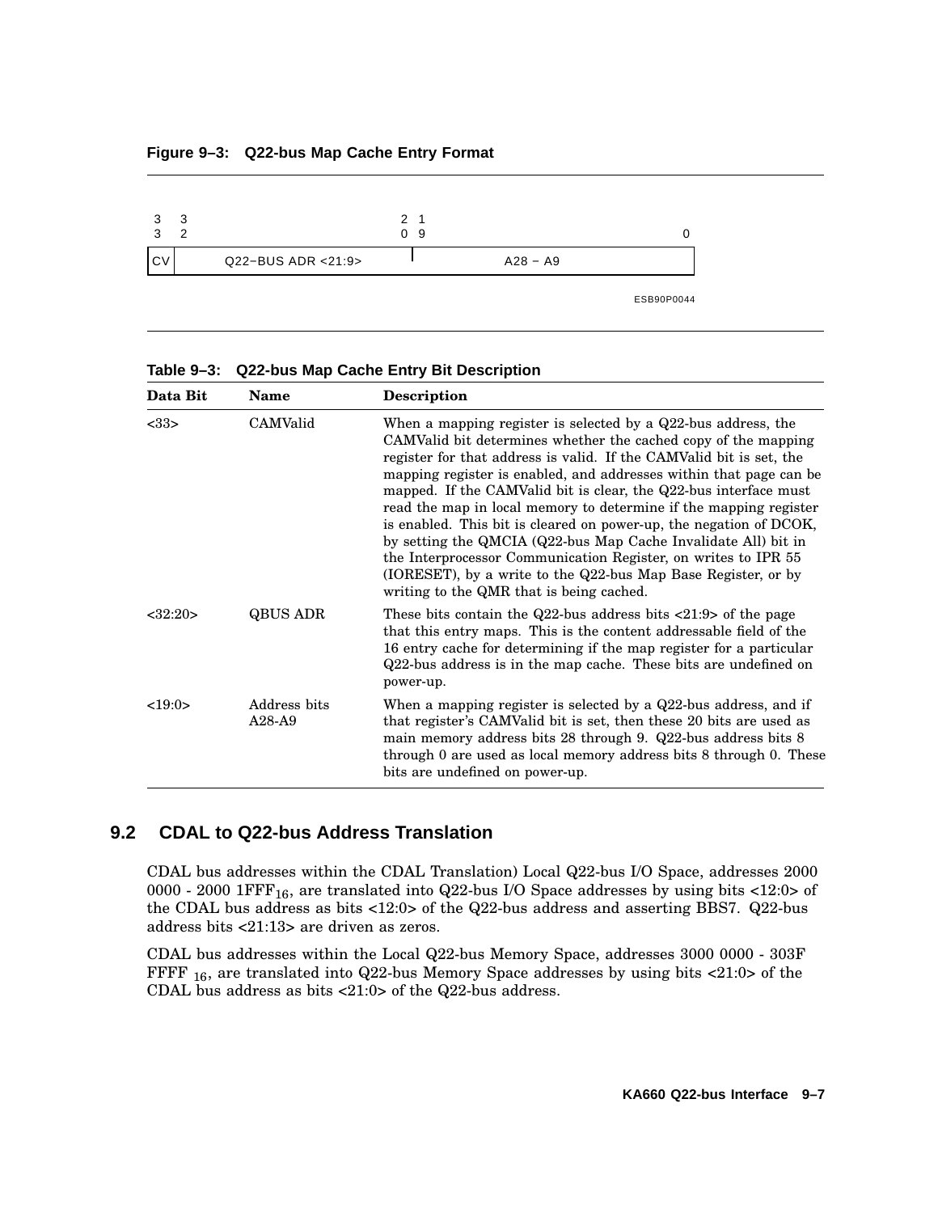**Figure 9–3: Q22-bus Map Cache Entry Format**

| 33 | 32 : 20 | 19 : 0 |
|---|---|---|
| CV | Q22–BUS ADR <21:9> | A28 – A9 |

ESB90P0044

**Table 9–3: Q22-bus Map Cache Entry Bit Description**

| Data Bit | Name | Description |
|---|---|---|
| <33> | CAMValid | When a mapping register is selected by a Q22-bus address, the CAMValid bit determines whether the cached copy of the mapping register for that address is valid. If the CAMValid bit is set, the mapping register is enabled, and addresses within that page can be mapped. If the CAMValid bit is clear, the Q22-bus interface must read the map in local memory to determine if the mapping register is enabled. This bit is cleared on power-up, the negation of DCOK, by setting the QMCIA (Q22-bus Map Cache Invalidate All) bit in the Interprocessor Communication Register, on writes to IPR 55 (IORESET), by a write to the Q22-bus Map Base Register, or by writing to the QMR that is being cached. |
| <32:20> | QBUS ADR | These bits contain the Q22-bus address bits <21:9> of the page that this entry maps. This is the content addressable field of the 16 entry cache for determining if the map register for a particular Q22-bus address is in the map cache. These bits are undefined on power-up. |
| <19:0> | Address bits A28-A9 | When a mapping register is selected by a Q22-bus address, and if that register's CAMValid bit is set, then these 20 bits are used as main memory address bits 28 through 9. Q22-bus address bits 8 through 0 are used as local memory address bits 8 through 0. These bits are undefined on power-up. |

## 9.2 CDAL to Q22-bus Address Translation

CDAL bus addresses within the CDAL Translation) Local Q22-bus I/O Space, addresses 2000 0000 - 2000 $1FFF_{16}$, are translated into Q22-bus I/O Space addresses by using bits <12:0> of the CDAL bus address as bits <12:0> of the Q22-bus address and asserting BBS7. Q22-bus address bits <21:13> are driven as zeros.

CDAL bus addresses within the Local Q22-bus Memory Space, addresses 3000 0000 - 303F FFFF $_{16}$, are translated into Q22-bus Memory Space addresses by using bits <21:0> of the CDAL bus address as bits <21:0> of the Q22-bus address.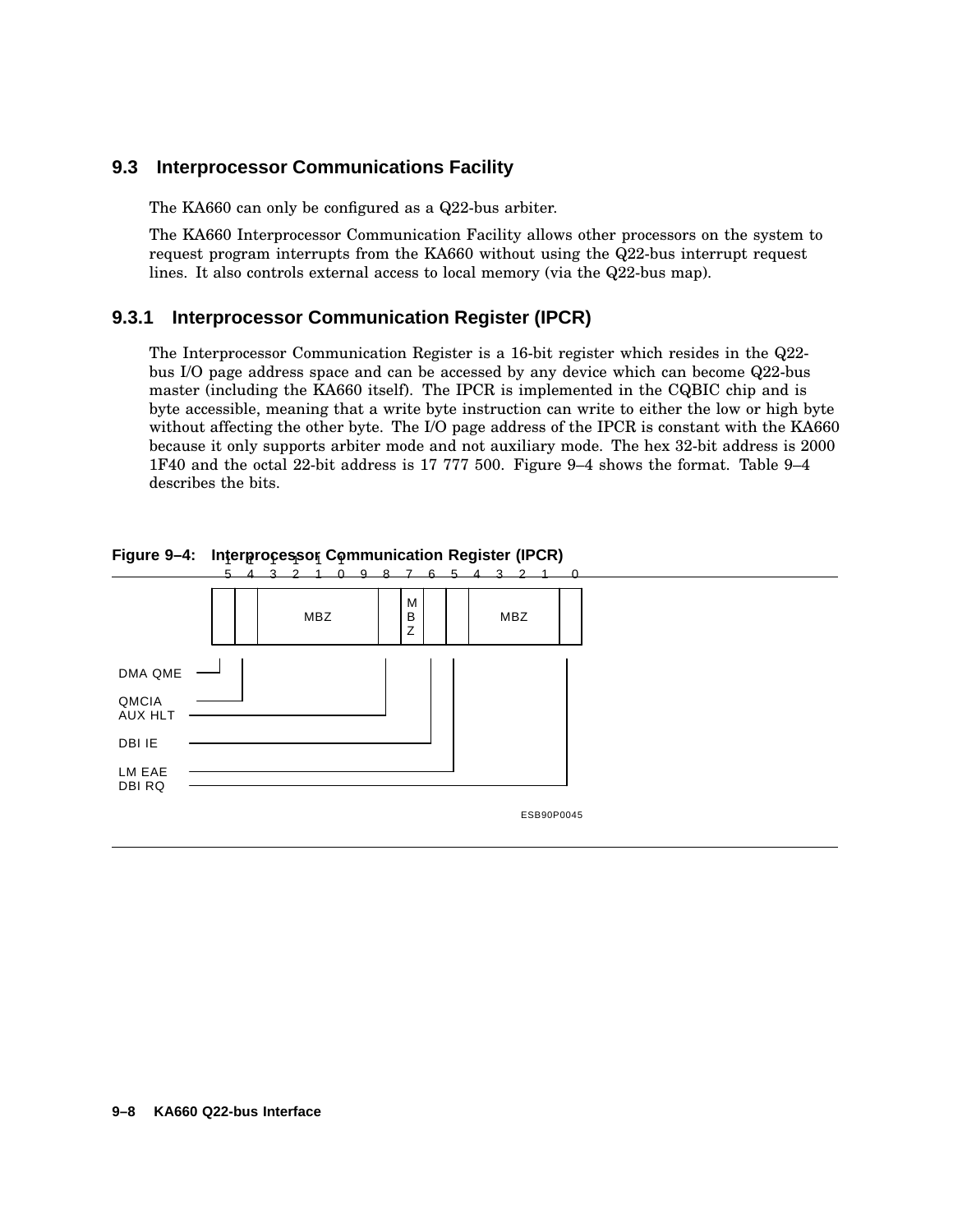## 9.3 Interprocessor Communications Facility

The KA660 can only be configured as a Q22-bus arbiter.

The KA660 Interprocessor Communication Facility allows other processors on the system to request program interrupts from the KA660 without using the Q22-bus interrupt request lines. It also controls external access to local memory (via the Q22-bus map).

### 9.3.1 Interprocessor Communication Register (IPCR)

The Interprocessor Communication Register is a 16-bit register which resides in the Q22-bus I/O page address space and can be accessed by any device which can become Q22-bus master (including the KA660 itself). The IPCR is implemented in the CQBIC chip and is byte accessible, meaning that a write byte instruction can write to either the low or high byte without affecting the other byte. The I/O page address of the IPCR is constant with the KA660 because it only supports arbiter mode and not auxiliary mode. The hex 32-bit address is 2000 1F40 and the octal 22-bit address is 17 777 500. Figure 9–4 shows the format. Table 9–4 describes the bits.

**Figure 9–4: Interprocessor Communication Register (IPCR)**

| 15 | 14 | 13 | 12 | 11 | 10 | 9 | 8 | 7 | 6 | 5 | 4 | 3 | 2 | 1 | 0 |
|---|---|---|---|---|---|---|---|---|---|---|---|---|---|---|---|
| DMA QME | QMCIA | MBZ | | | | | AUX HLT | MBZ | DBI IE | LM EAE | MBZ | | | | DBI RQ |

ESB90P0045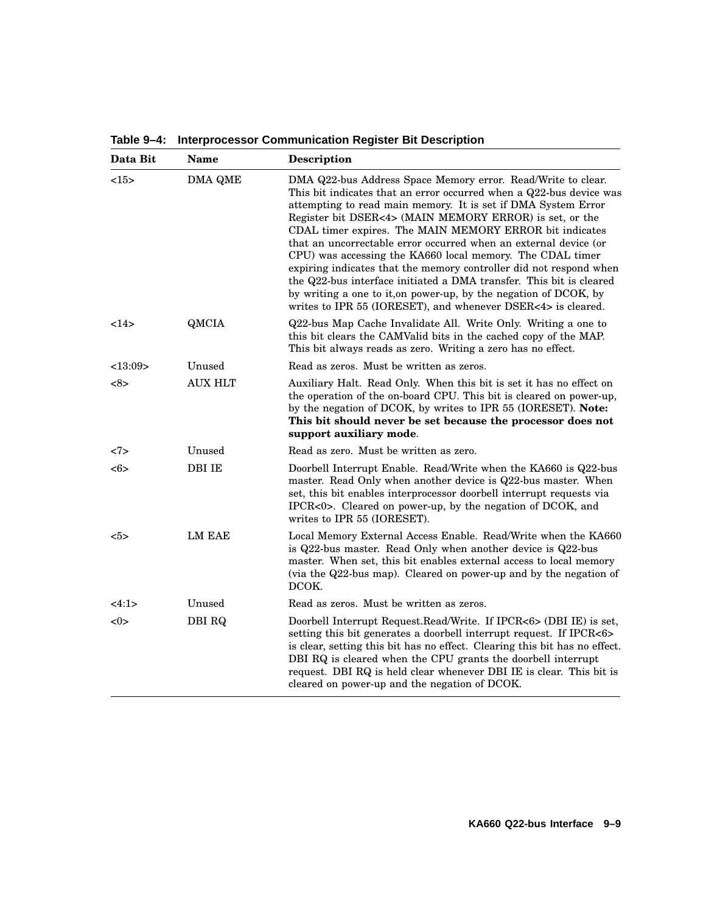**Table 9–4: Interprocessor Communication Register Bit Description**

| Data Bit | Name | Description |
|---|---|---|
| <15> | DMA QME | DMA Q22-bus Address Space Memory error. Read/Write to clear. This bit indicates that an error occurred when a Q22-bus device was attempting to read main memory. It is set if DMA System Error Register bit DSER<4> (MAIN MEMORY ERROR) is set, or the CDAL timer expires. The MAIN MEMORY ERROR bit indicates that an uncorrectable error occurred when an external device (or CPU) was accessing the KA660 local memory. The CDAL timer expiring indicates that the memory controller did not respond when the Q22-bus interface initiated a DMA transfer. This bit is cleared by writing a one to it,on power-up, by the negation of DCOK, by writes to IPR 55 (IORESET), and whenever DSER<4> is cleared. |
| <14> | QMCIA | Q22-bus Map Cache Invalidate All. Write Only. Writing a one to this bit clears the CAMValid bits in the cached copy of the MAP. This bit always reads as zero. Writing a zero has no effect. |
| <13:09> | Unused | Read as zeros. Must be written as zeros. |
| <8> | AUX HLT | Auxiliary Halt. Read Only. When this bit is set it has no effect on the operation of the on-board CPU. This bit is cleared on power-up, by the negation of DCOK, by writes to IPR 55 (IORESET). **Note: This bit should never be set because the processor does not support auxiliary mode**. |
| <7> | Unused | Read as zero. Must be written as zero. |
| <6> | DBI IE | Doorbell Interrupt Enable. Read/Write when the KA660 is Q22-bus master. Read Only when another device is Q22-bus master. When set, this bit enables interprocessor doorbell interrupt requests via IPCR<0>. Cleared on power-up, by the negation of DCOK, and writes to IPR 55 (IORESET). |
| <5> | LM EAE | Local Memory External Access Enable. Read/Write when the KA660 is Q22-bus master. Read Only when another device is Q22-bus master. When set, this bit enables external access to local memory (via the Q22-bus map). Cleared on power-up and by the negation of DCOK. |
| <4:1> | Unused | Read as zeros. Must be written as zeros. |
| <0> | DBI RQ | Doorbell Interrupt Request.Read/Write. If IPCR<6> (DBI IE) is set, setting this bit generates a doorbell interrupt request. If IPCR<6> is clear, setting this bit has no effect. Clearing this bit has no effect. DBI RQ is cleared when the CPU grants the doorbell interrupt request. DBI RQ is held clear whenever DBI IE is clear. This bit is cleared on power-up and the negation of DCOK. |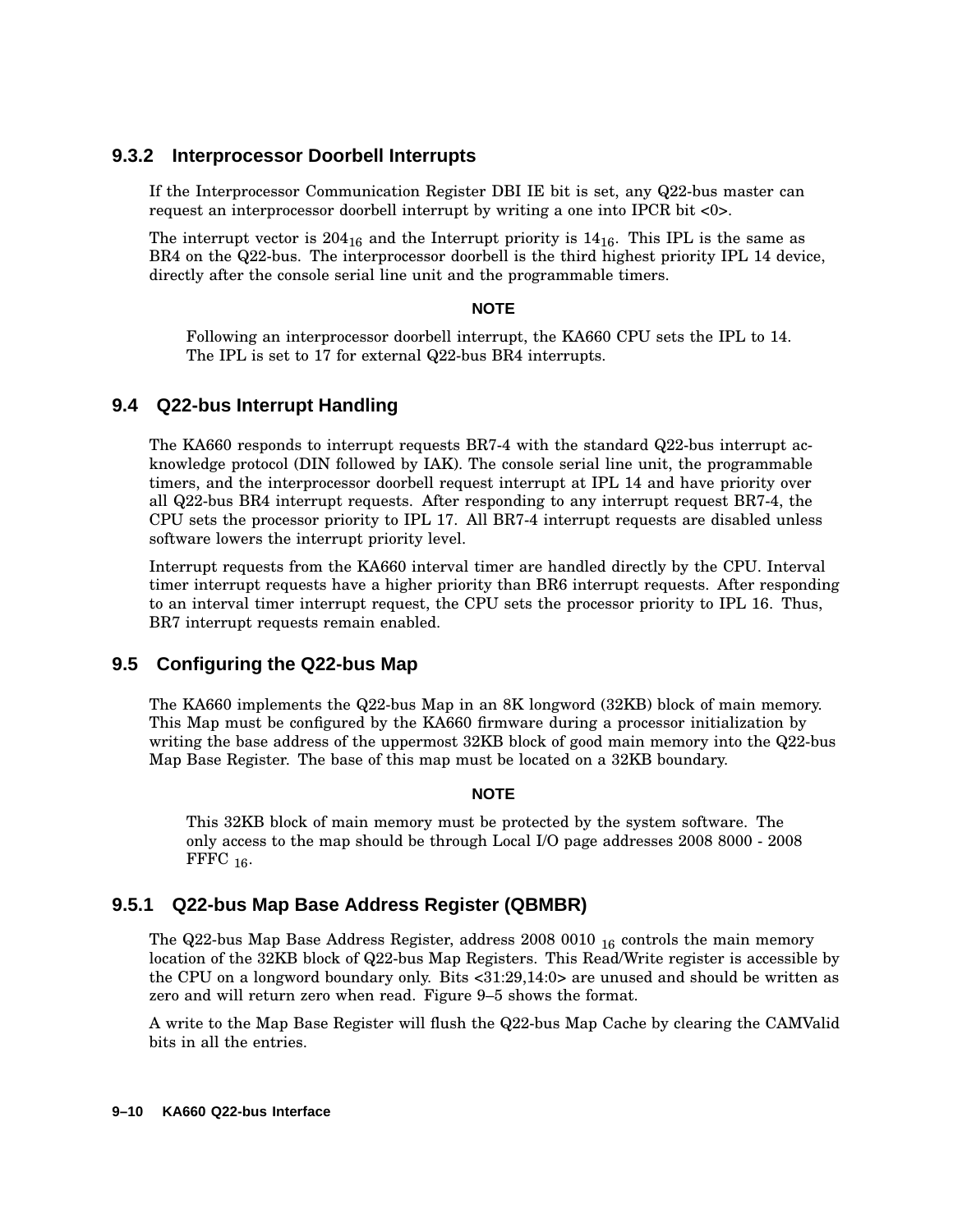### 9.3.2 Interprocessor Doorbell Interrupts

If the Interprocessor Communication Register DBI IE bit is set, any Q22-bus master can request an interprocessor doorbell interrupt by writing a one into IPCR bit <0>.

The interrupt vector is $204_{16}$ and the Interrupt priority is $14_{16}$. This IPL is the same as BR4 on the Q22-bus. The interprocessor doorbell is the third highest priority IPL 14 device, directly after the console serial line unit and the programmable timers.

**NOTE**

Following an interprocessor doorbell interrupt, the KA660 CPU sets the IPL to 14. The IPL is set to 17 for external Q22-bus BR4 interrupts.

## 9.4 Q22-bus Interrupt Handling

The KA660 responds to interrupt requests BR7-4 with the standard Q22-bus interrupt acknowledge protocol (DIN followed by IAK). The console serial line unit, the programmable timers, and the interprocessor doorbell request interrupt at IPL 14 and have priority over all Q22-bus BR4 interrupt requests. After responding to any interrupt request BR7-4, the CPU sets the processor priority to IPL 17. All BR7-4 interrupt requests are disabled unless software lowers the interrupt priority level.

Interrupt requests from the KA660 interval timer are handled directly by the CPU. Interval timer interrupt requests have a higher priority than BR6 interrupt requests. After responding to an interval timer interrupt request, the CPU sets the processor priority to IPL 16. Thus, BR7 interrupt requests remain enabled.

## 9.5 Configuring the Q22-bus Map

The KA660 implements the Q22-bus Map in an 8K longword (32KB) block of main memory. This Map must be configured by the KA660 firmware during a processor initialization by writing the base address of the uppermost 32KB block of good main memory into the Q22-bus Map Base Register. The base of this map must be located on a 32KB boundary.

**NOTE**

This 32KB block of main memory must be protected by the system software. The only access to the map should be through Local I/O page addresses 2008 8000 - 2008 FFFC $_{16}$.

### 9.5.1 Q22-bus Map Base Address Register (QBMBR)

The Q22-bus Map Base Address Register, address 2008 0010 $_{16}$ controls the main memory location of the 32KB block of Q22-bus Map Registers. This Read/Write register is accessible by the CPU on a longword boundary only. Bits <31:29,14:0> are unused and should be written as zero and will return zero when read. Figure 9–5 shows the format.

A write to the Map Base Register will flush the Q22-bus Map Cache by clearing the CAMValid bits in all the entries.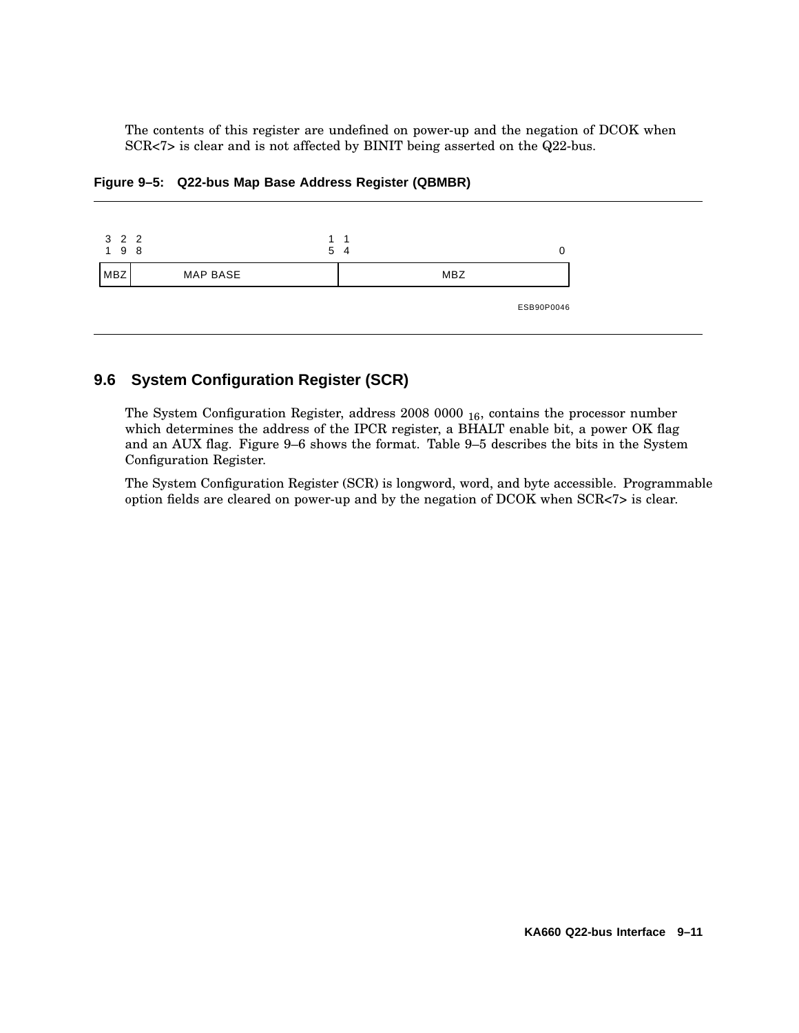The contents of this register are undefined on power-up and the negation of DCOK when SCR<7> is clear and is not affected by BINIT being asserted on the Q22-bus.

**Figure 9–5: Q22-bus Map Base Address Register (QBMBR)**

| 31 29 | 28 15 | 14 0 |
|---|---|---|
| MBZ | MAP BASE | MBZ |

ESB90P0046

## 9.6 System Configuration Register (SCR)

The System Configuration Register, address 2008 0000 $_{16}$, contains the processor number which determines the address of the IPCR register, a BHALT enable bit, a power OK flag and an AUX flag. Figure 9–6 shows the format. Table 9–5 describes the bits in the System Configuration Register.

The System Configuration Register (SCR) is longword, word, and byte accessible. Programmable option fields are cleared on power-up and by the negation of DCOK when SCR<7> is clear.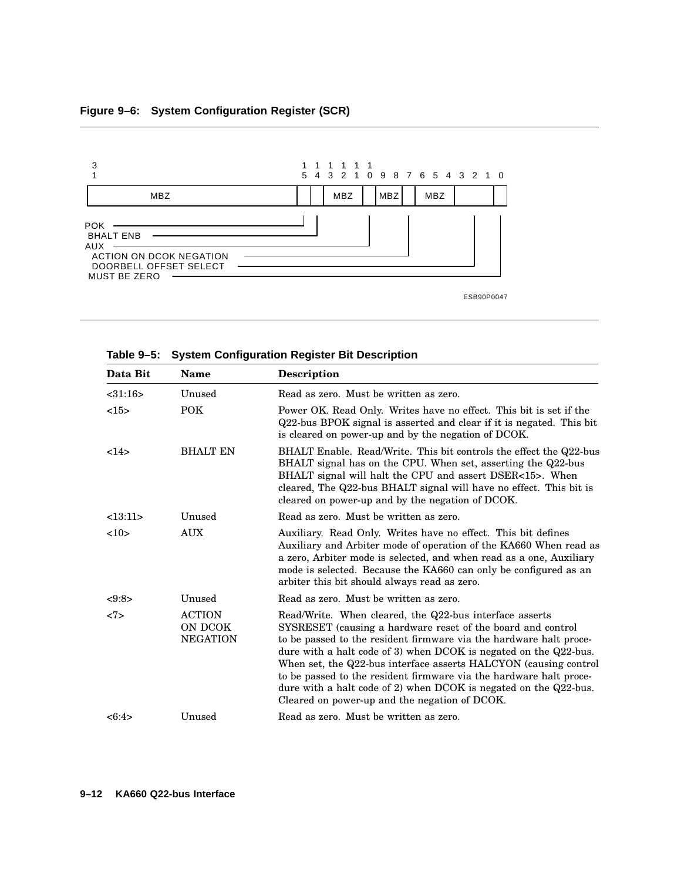**Figure 9–6: System Configuration Register (SCR)**

```
 3                                          1  1  1  1  1  1
 1                                          5  4  3  2  1  0  9  8  7  6  5  4  3  2  1  0
+-------------------------------------------+--+--+--------+--+---+--+-----+------+--+
|                  MBZ                      |  |  |  MBZ   |  |MBZ|  | MBZ |      |  |
+-------------------------------------------+--+--+--------+--+---+--+-----+------+--+
POK ----------------------------------------+  |              |       |            |  |
 BHALT ENB ------------------------------------+              |       |            |  |
AUX ----------------------------------------------------------+       |            |  |
 ACTION ON DCOK NEGATION ---------------------------------------------+            |  |
 DOORBELL OFFSET SELECT -----------------------------------------------------------+  |
 MUST BE ZERO ------------------------------------------------------------------------+

                                                                        ESB90P0047
```

**Table 9–5: System Configuration Register Bit Description**

| Data Bit | Name | Description |
|---|---|---|
| <31:16> | Unused | Read as zero. Must be written as zero. |
| <15> | POK | Power OK. Read Only. Writes have no effect. This bit is set if the Q22-bus BPOK signal is asserted and clear if it is negated. This bit is cleared on power-up and by the negation of DCOK. |
| <14> | BHALT EN | BHALT Enable. Read/Write. This bit controls the effect the Q22-bus BHALT signal has on the CPU. When set, asserting the Q22-bus BHALT signal will halt the CPU and assert DSER<15>. When cleared, The Q22-bus BHALT signal will have no effect. This bit is cleared on power-up and by the negation of DCOK. |
| <13:11> | Unused | Read as zero. Must be written as zero. |
| <10> | AUX | Auxiliary. Read Only. Writes have no effect. This bit defines Auxiliary and Arbiter mode of operation of the KA660 When read as a zero, Arbiter mode is selected, and when read as a one, Auxiliary mode is selected. Because the KA660 can only be configured as an arbiter this bit should always read as zero. |
| <9:8> | Unused | Read as zero. Must be written as zero. |
| <7> | ACTION ON DCOK NEGATION | Read/Write. When cleared, the Q22-bus interface asserts SYSRESET (causing a hardware reset of the board and control to be passed to the resident firmware via the hardware halt procedure with a halt code of 3) when DCOK is negated on the Q22-bus. When set, the Q22-bus interface asserts HALCYON (causing control to be passed to the resident firmware via the hardware halt procedure with a halt code of 2) when DCOK is negated on the Q22-bus. Cleared on power-up and the negation of DCOK. |
| <6:4> | Unused | Read as zero. Must be written as zero. |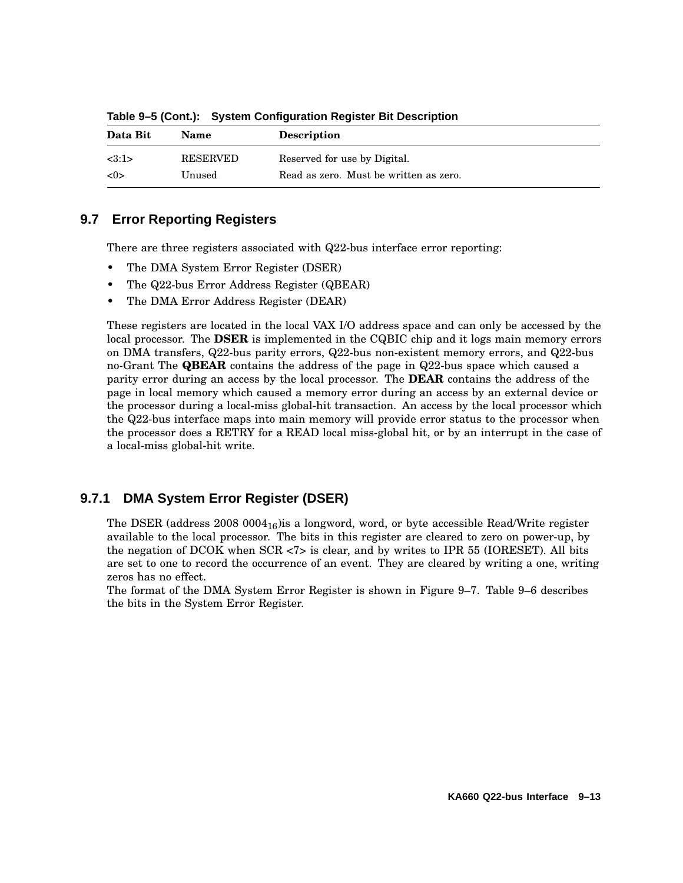**Table 9–5 (Cont.): System Configuration Register Bit Description**

| Data Bit | Name | Description |
|---|---|---|
| <3:1> | RESERVED | Reserved for use by Digital. |
| <0> | Unused | Read as zero. Must be written as zero. |

## 9.7 Error Reporting Registers

There are three registers associated with Q22-bus interface error reporting:

- The DMA System Error Register (DSER)
- The Q22-bus Error Address Register (QBEAR)
- The DMA Error Address Register (DEAR)

These registers are located in the local VAX I/O address space and can only be accessed by the local processor. The **DSER** is implemented in the CQBIC chip and it logs main memory errors on DMA transfers, Q22-bus parity errors, Q22-bus non-existent memory errors, and Q22-bus no-Grant The **QBEAR** contains the address of the page in Q22-bus space which caused a parity error during an access by the local processor. The **DEAR** contains the address of the page in local memory which caused a memory error during an access by an external device or the processor during a local-miss global-hit transaction. An access by the local processor which the Q22-bus interface maps into main memory will provide error status to the processor when the processor does a RETRY for a READ local miss-global hit, or by an interrupt in the case of a local-miss global-hit write.

### 9.7.1 DMA System Error Register (DSER)

The DSER (address 2008 $0004_{16}$)is a longword, word, or byte accessible Read/Write register available to the local processor. The bits in this register are cleared to zero on power-up, by the negation of DCOK when SCR <7> is clear, and by writes to IPR 55 (IORESET). All bits are set to one to record the occurrence of an event. They are cleared by writing a one, writing zeros has no effect.

The format of the DMA System Error Register is shown in Figure 9–7. Table 9–6 describes the bits in the System Error Register.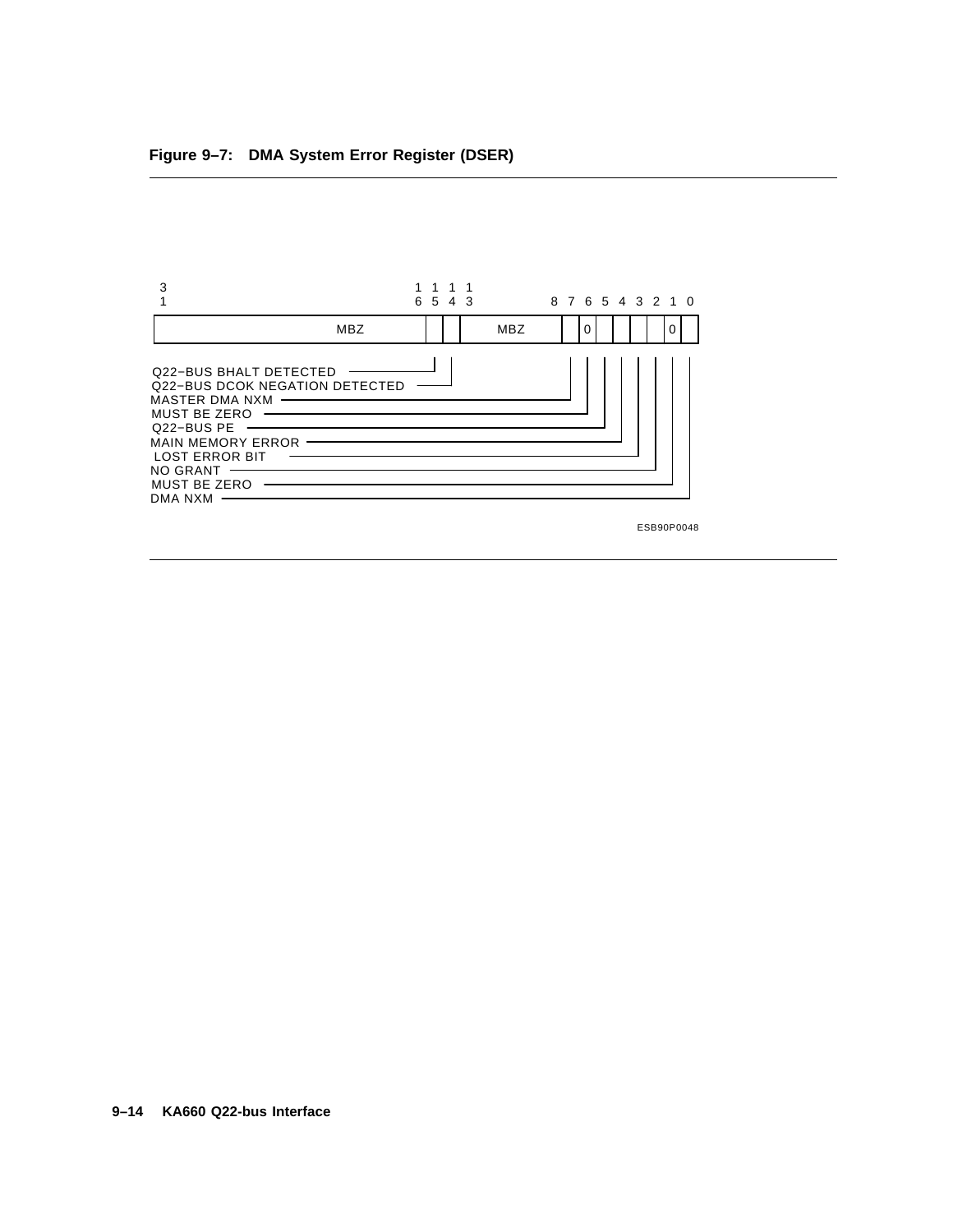**Figure 9–7: DMA System Error Register (DSER)**

| 31–16 | 15 | 14 | 13–8 | 7 | 6 | 5 | 4 | 3 | 2 | 1 | 0 |
|---|---|---|---|---|---|---|---|---|---|---|---|
| MBZ | | | MBZ | | 0 | | | | | 0 | |

- Bit 15: Q22–BUS BHALT DETECTED
- Bit 14: Q22–BUS DCOK NEGATION DETECTED
- Bit 7: MASTER DMA NXM
- Bit 6: MUST BE ZERO
- Bit 5: Q22–BUS PE
- Bit 4: MAIN MEMORY ERROR
- Bit 3: LOST ERROR BIT
- Bit 2: NO GRANT
- Bit 1: MUST BE ZERO
- Bit 0: DMA NXM

ESB90P0048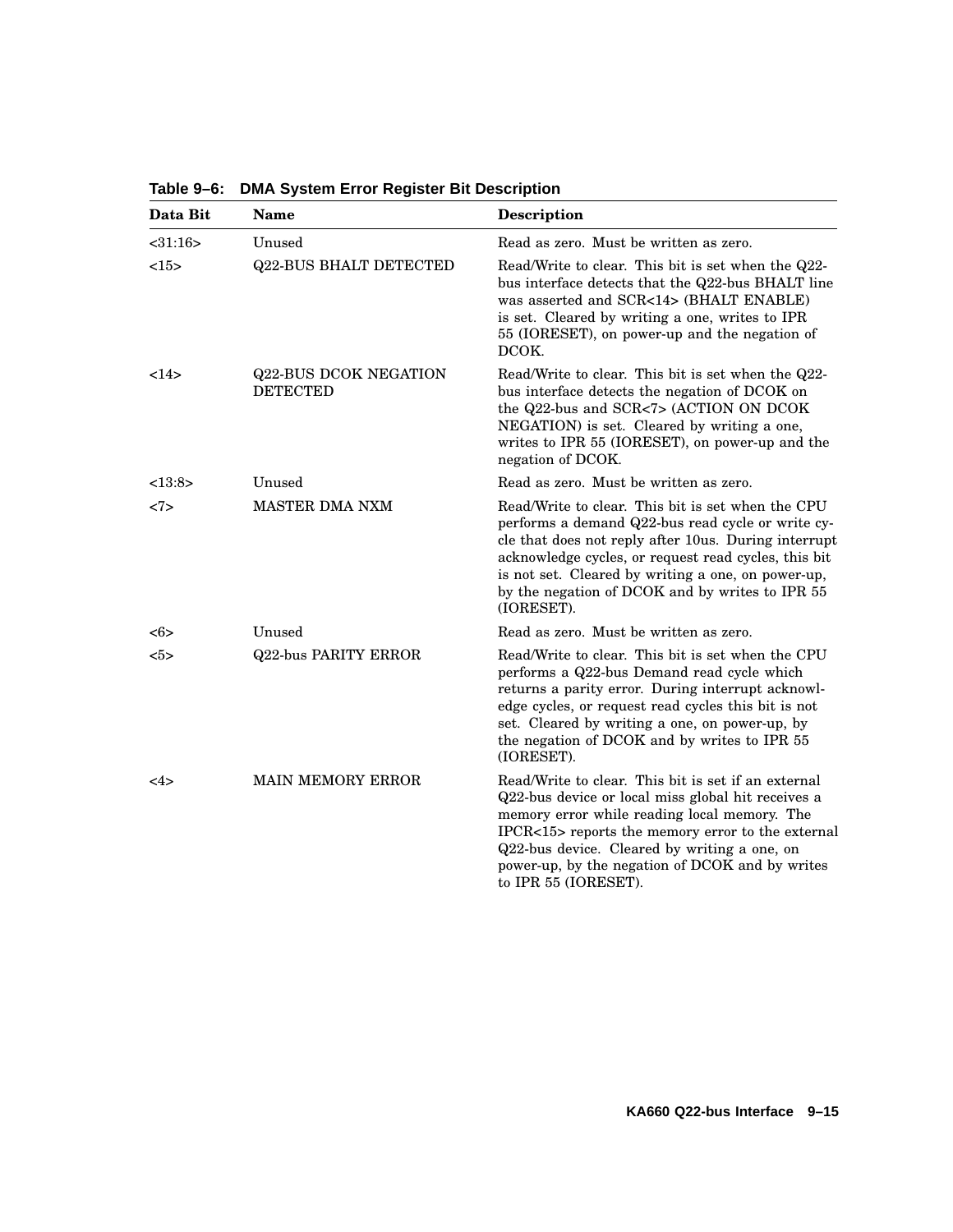**Table 9–6: DMA System Error Register Bit Description**

| Data Bit | Name | Description |
|---|---|---|
| <31:16> | Unused | Read as zero. Must be written as zero. |
| <15> | Q22-BUS BHALT DETECTED | Read/Write to clear. This bit is set when the Q22-bus interface detects that the Q22-bus BHALT line was asserted and SCR<14> (BHALT ENABLE) is set. Cleared by writing a one, writes to IPR 55 (IORESET), on power-up and the negation of DCOK. |
| <14> | Q22-BUS DCOK NEGATION DETECTED | Read/Write to clear. This bit is set when the Q22-bus interface detects the negation of DCOK on the Q22-bus and SCR<7> (ACTION ON DCOK NEGATION) is set. Cleared by writing a one, writes to IPR 55 (IORESET), on power-up and the negation of DCOK. |
| <13:8> | Unused | Read as zero. Must be written as zero. |
| <7> | MASTER DMA NXM | Read/Write to clear. This bit is set when the CPU performs a demand Q22-bus read cycle or write cycle that does not reply after 10us. During interrupt acknowledge cycles, or request read cycles, this bit is not set. Cleared by writing a one, on power-up, by the negation of DCOK and by writes to IPR 55 (IORESET). |
| <6> | Unused | Read as zero. Must be written as zero. |
| <5> | Q22-bus PARITY ERROR | Read/Write to clear. This bit is set when the CPU performs a Q22-bus Demand read cycle which returns a parity error. During interrupt acknowledge cycles, or request read cycles this bit is not set. Cleared by writing a one, on power-up, by the negation of DCOK and by writes to IPR 55 (IORESET). |
| <4> | MAIN MEMORY ERROR | Read/Write to clear. This bit is set if an external Q22-bus device or local miss global hit receives a memory error while reading local memory. The IPCR<15> reports the memory error to the external Q22-bus device. Cleared by writing a one, on power-up, by the negation of DCOK and by writes to IPR 55 (IORESET). |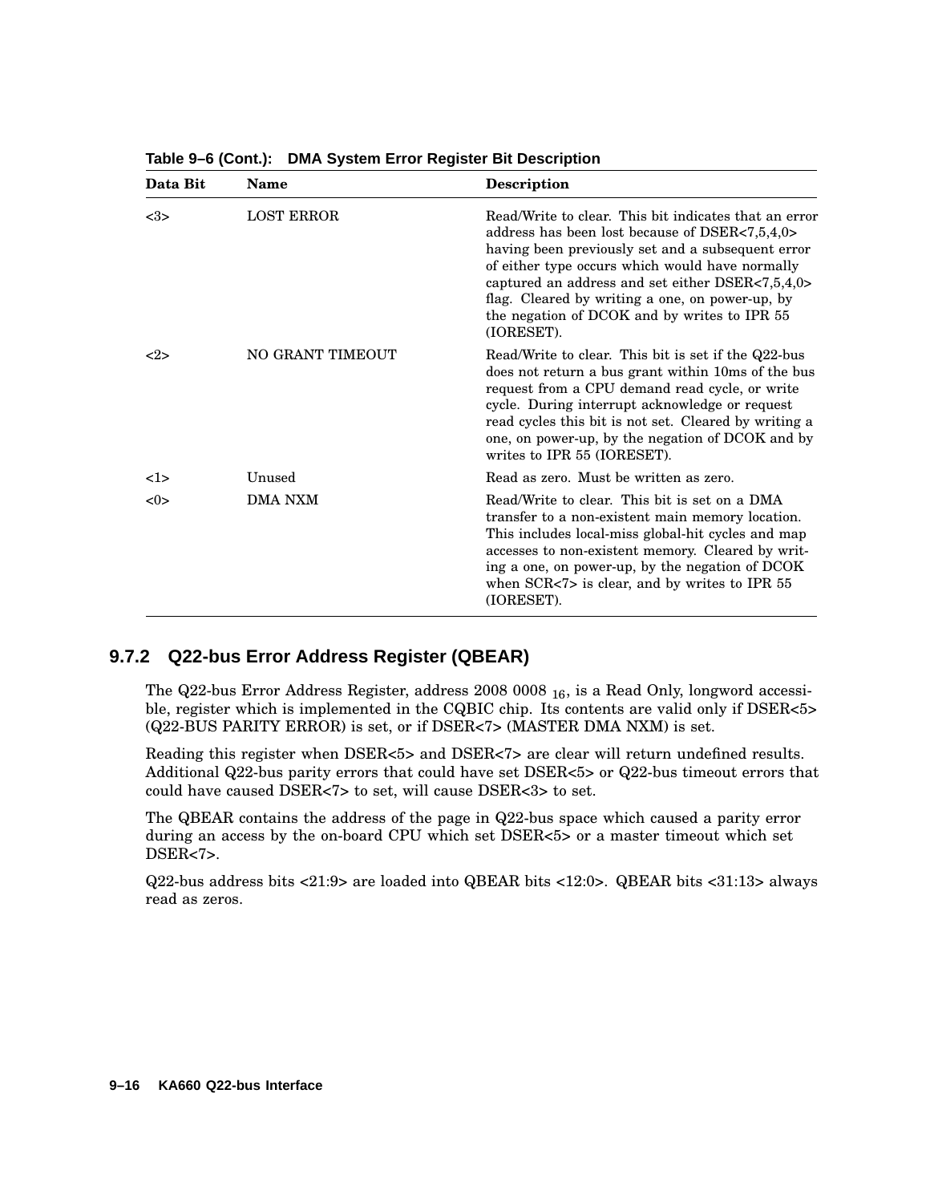**Table 9–6 (Cont.): DMA System Error Register Bit Description**

| Data Bit | Name | Description |
|---|---|---|
| <3> | LOST ERROR | Read/Write to clear. This bit indicates that an error address has been lost because of DSER<7,5,4,0> having been previously set and a subsequent error of either type occurs which would have normally captured an address and set either DSER<7,5,4,0> flag. Cleared by writing a one, on power-up, by the negation of DCOK and by writes to IPR 55 (IORESET). |
| <2> | NO GRANT TIMEOUT | Read/Write to clear. This bit is set if the Q22-bus does not return a bus grant within 10ms of the bus request from a CPU demand read cycle, or write cycle. During interrupt acknowledge or request read cycles this bit is not set. Cleared by writing a one, on power-up, by the negation of DCOK and by writes to IPR 55 (IORESET). |
| <1> | Unused | Read as zero. Must be written as zero. |
| <0> | DMA NXM | Read/Write to clear. This bit is set on a DMA transfer to a non-existent main memory location. This includes local-miss global-hit cycles and map accesses to non-existent memory. Cleared by writing a one, on power-up, by the negation of DCOK when SCR<7> is clear, and by writes to IPR 55 (IORESET). |

### 9.7.2 Q22-bus Error Address Register (QBEAR)

The Q22-bus Error Address Register, address 2008 0008 $_{16}$, is a Read Only, longword accessible, register which is implemented in the CQBIC chip. Its contents are valid only if DSER<5> (Q22-BUS PARITY ERROR) is set, or if DSER<7> (MASTER DMA NXM) is set.

Reading this register when DSER<5> and DSER<7> are clear will return undefined results. Additional Q22-bus parity errors that could have set DSER<5> or Q22-bus timeout errors that could have caused DSER<7> to set, will cause DSER<3> to set.

The QBEAR contains the address of the page in Q22-bus space which caused a parity error during an access by the on-board CPU which set DSER<5> or a master timeout which set DSER<7>.

Q22-bus address bits <21:9> are loaded into QBEAR bits <12:0>. QBEAR bits <31:13> always read as zeros.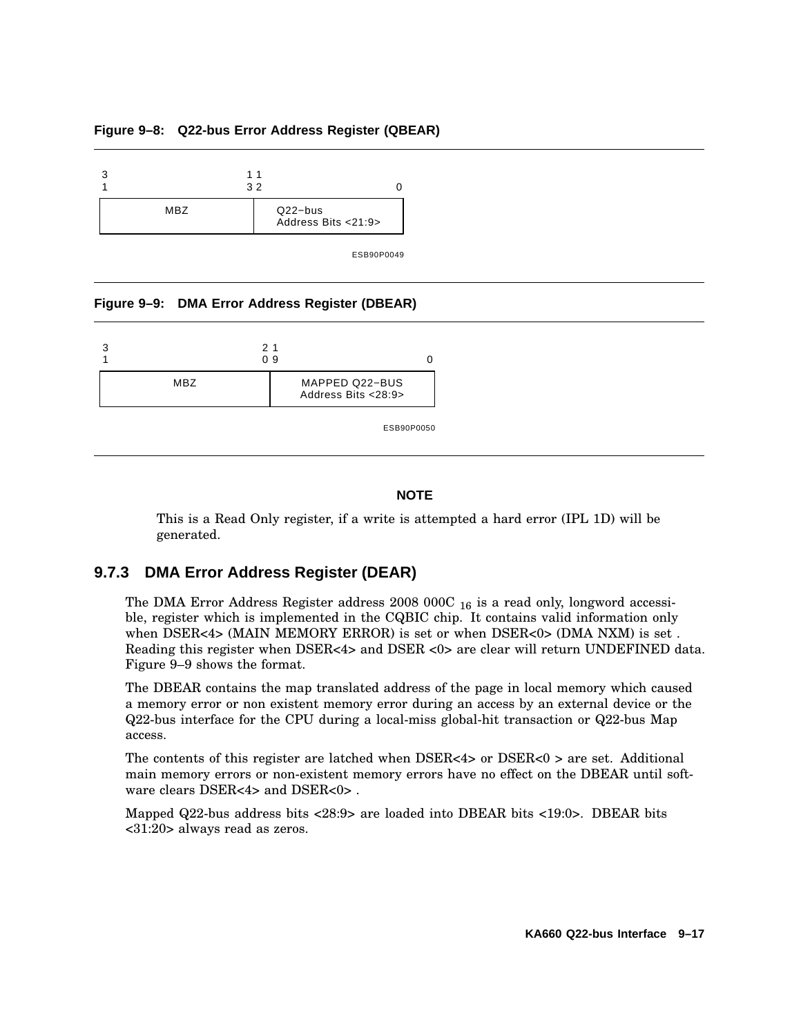**Figure 9–8: Q22-bus Error Address Register (QBEAR)**

| 31 — 13 | 12 — 0 |
|---|---|
| MBZ | Q22–bus Address Bits <21:9> |

ESB90P0049

**Figure 9–9: DMA Error Address Register (DBEAR)**

| 31 — 20 | 19 — 0 |
|---|---|
| MBZ | MAPPED Q22–BUS Address Bits <28:9> |

ESB90P0050

**NOTE**

This is a Read Only register, if a write is attempted a hard error (IPL 1D) will be generated.

### 9.7.3 DMA Error Address Register (DEAR)

The DMA Error Address Register address 2008 000C $_{16}$ is a read only, longword accessible, register which is implemented in the CQBIC chip. It contains valid information only when DSER<4> (MAIN MEMORY ERROR) is set or when DSER<0> (DMA NXM) is set . Reading this register when DSER<4> and DSER <0> are clear will return UNDEFINED data. Figure 9–9 shows the format.

The DBEAR contains the map translated address of the page in local memory which caused a memory error or non existent memory error during an access by an external device or the Q22-bus interface for the CPU during a local-miss global-hit transaction or Q22-bus Map access.

The contents of this register are latched when DSER<4> or DSER<0 > are set. Additional main memory errors or non-existent memory errors have no effect on the DBEAR until software clears DSER<4> and DSER<0> .

Mapped Q22-bus address bits <28:9> are loaded into DBEAR bits <19:0>. DBEAR bits <31:20> always read as zeros.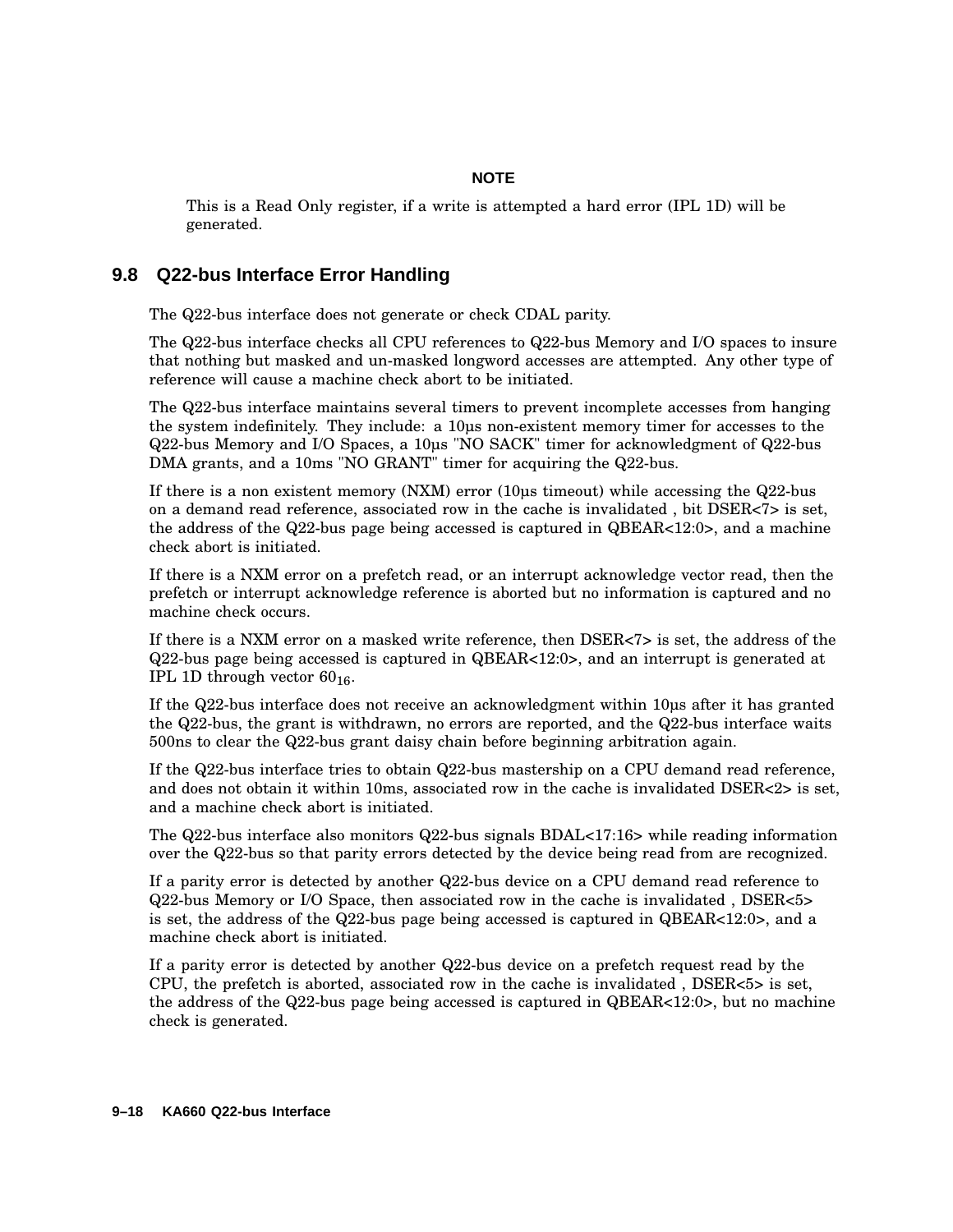**NOTE**

This is a Read Only register, if a write is attempted a hard error (IPL 1D) will be generated.

## 9.8 Q22-bus Interface Error Handling

The Q22-bus interface does not generate or check CDAL parity.

The Q22-bus interface checks all CPU references to Q22-bus Memory and I/O spaces to insure that nothing but masked and un-masked longword accesses are attempted. Any other type of reference will cause a machine check abort to be initiated.

The Q22-bus interface maintains several timers to prevent incomplete accesses from hanging the system indefinitely. They include: a 10µs non-existent memory timer for accesses to the Q22-bus Memory and I/O Spaces, a 10µs "NO SACK" timer for acknowledgment of Q22-bus DMA grants, and a 10ms "NO GRANT" timer for acquiring the Q22-bus.

If there is a non existent memory (NXM) error (10µs timeout) while accessing the Q22-bus on a demand read reference, associated row in the cache is invalidated , bit DSER<7> is set, the address of the Q22-bus page being accessed is captured in QBEAR<12:0>, and a machine check abort is initiated.

If there is a NXM error on a prefetch read, or an interrupt acknowledge vector read, then the prefetch or interrupt acknowledge reference is aborted but no information is captured and no machine check occurs.

If there is a NXM error on a masked write reference, then DSER<7> is set, the address of the Q22-bus page being accessed is captured in QBEAR<12:0>, and an interrupt is generated at IPL 1D through vector $60_{16}$.

If the Q22-bus interface does not receive an acknowledgment within 10µs after it has granted the Q22-bus, the grant is withdrawn, no errors are reported, and the Q22-bus interface waits 500ns to clear the Q22-bus grant daisy chain before beginning arbitration again.

If the Q22-bus interface tries to obtain Q22-bus mastership on a CPU demand read reference, and does not obtain it within 10ms, associated row in the cache is invalidated DSER<2> is set, and a machine check abort is initiated.

The Q22-bus interface also monitors Q22-bus signals BDAL<17:16> while reading information over the Q22-bus so that parity errors detected by the device being read from are recognized.

If a parity error is detected by another Q22-bus device on a CPU demand read reference to Q22-bus Memory or I/O Space, then associated row in the cache is invalidated , DSER<5> is set, the address of the Q22-bus page being accessed is captured in QBEAR<12:0>, and a machine check abort is initiated.

If a parity error is detected by another Q22-bus device on a prefetch request read by the CPU, the prefetch is aborted, associated row in the cache is invalidated , DSER<5> is set, the address of the Q22-bus page being accessed is captured in QBEAR<12:0>, but no machine check is generated.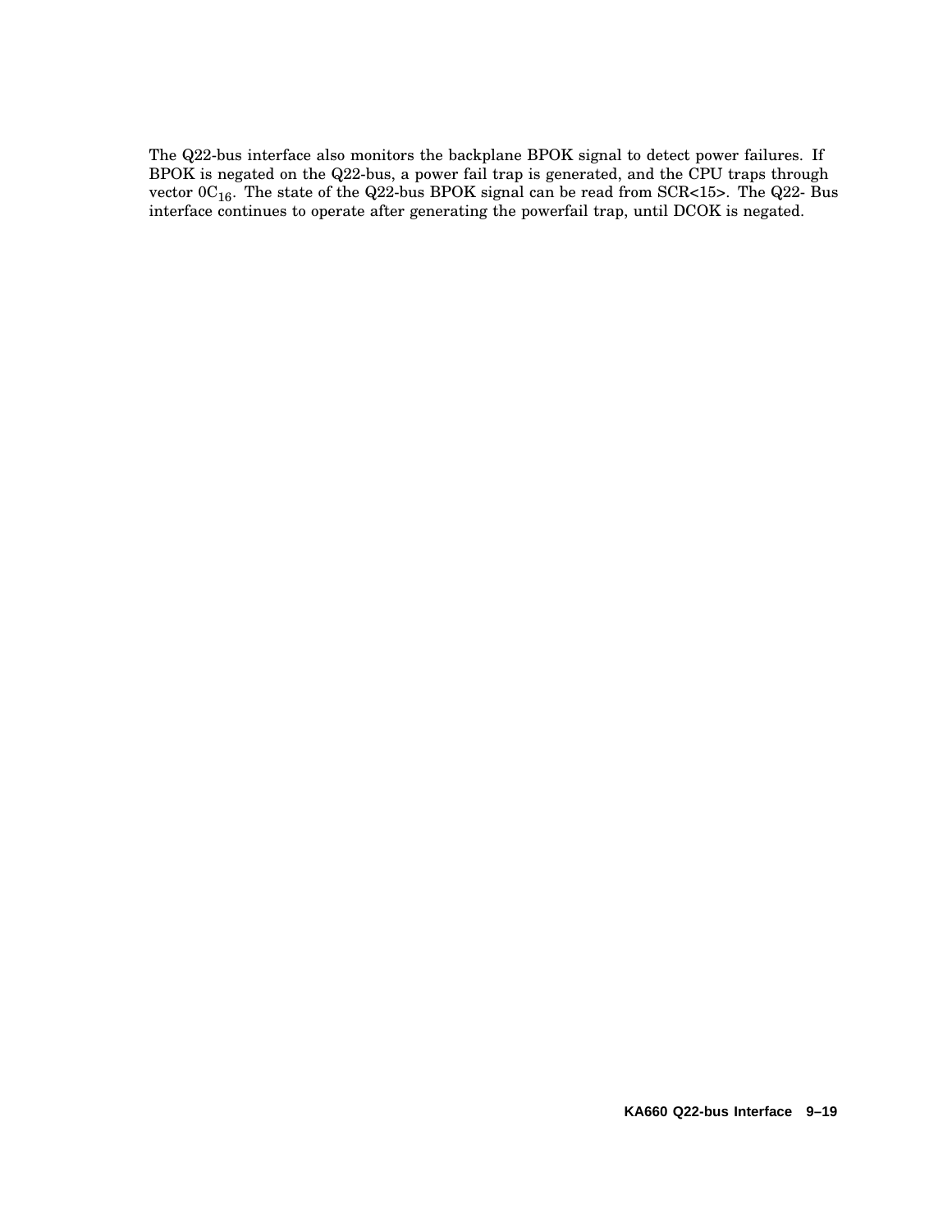The Q22-bus interface also monitors the backplane BPOK signal to detect power failures. If BPOK is negated on the Q22-bus, a power fail trap is generated, and the CPU traps through vector $0C_{16}$. The state of the Q22-bus BPOK signal can be read from SCR<15>. The Q22- Bus interface continues to operate after generating the powerfail trap, until DCOK is negated.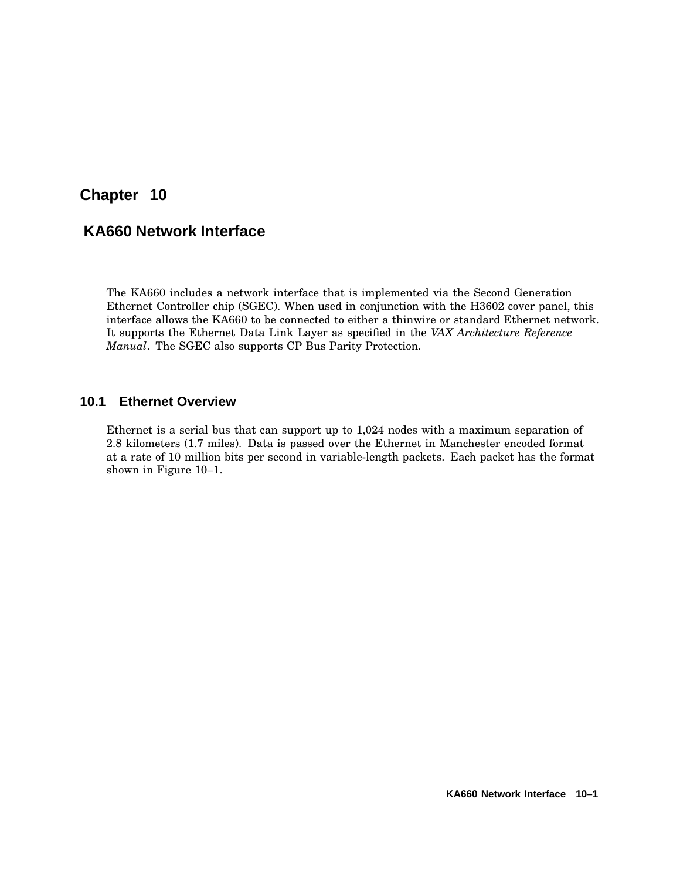# Chapter 10

# KA660 Network Interface

The KA660 includes a network interface that is implemented via the Second Generation Ethernet Controller chip (SGEC). When used in conjunction with the H3602 cover panel, this interface allows the KA660 to be connected to either a thinwire or standard Ethernet network. It supports the Ethernet Data Link Layer as specified in the *VAX Architecture Reference Manual*. The SGEC also supports CP Bus Parity Protection.

## 10.1 Ethernet Overview

Ethernet is a serial bus that can support up to 1,024 nodes with a maximum separation of 2.8 kilometers (1.7 miles). Data is passed over the Ethernet in Manchester encoded format at a rate of 10 million bits per second in variable-length packets. Each packet has the format shown in Figure 10–1.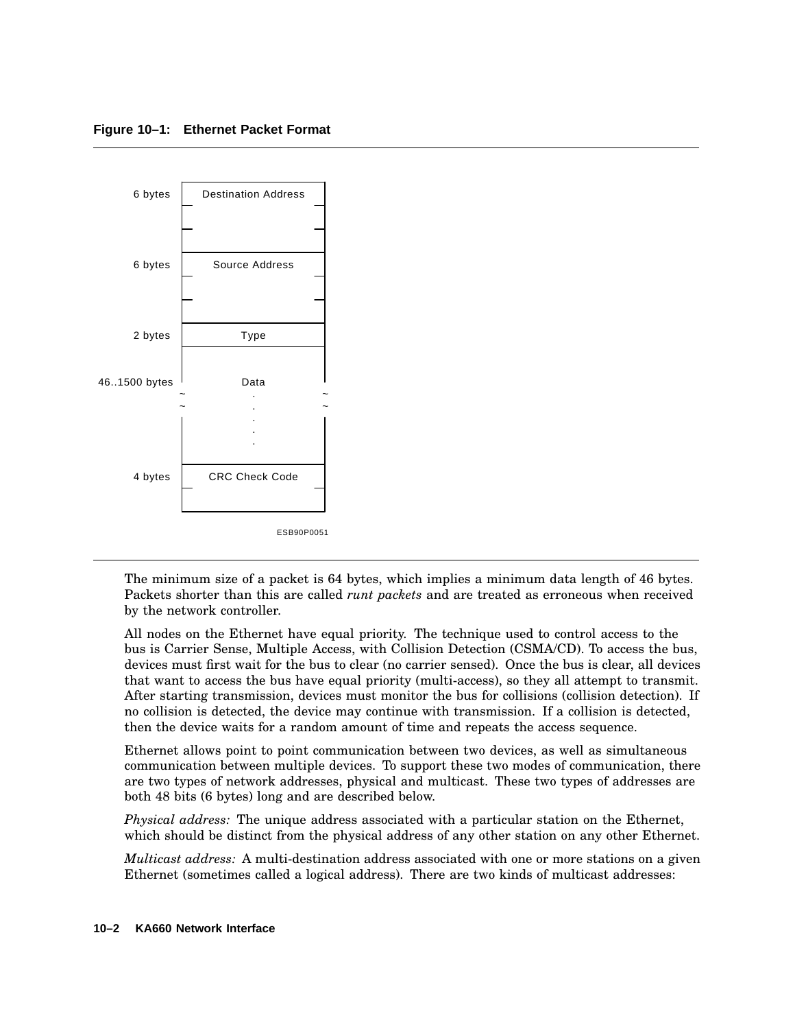**Figure 10–1: Ethernet Packet Format**

| Size | Field |
|---|---|
| 6 bytes | Destination Address |
| 6 bytes | Source Address |
| 2 bytes | Type |
| 46..1500 bytes | Data |
| 4 bytes | CRC Check Code |

ESB90P0051

The minimum size of a packet is 64 bytes, which implies a minimum data length of 46 bytes. Packets shorter than this are called *runt packets* and are treated as erroneous when received by the network controller.

All nodes on the Ethernet have equal priority. The technique used to control access to the bus is Carrier Sense, Multiple Access, with Collision Detection (CSMA/CD). To access the bus, devices must first wait for the bus to clear (no carrier sensed). Once the bus is clear, all devices that want to access the bus have equal priority (multi-access), so they all attempt to transmit. After starting transmission, devices must monitor the bus for collisions (collision detection). If no collision is detected, the device may continue with transmission. If a collision is detected, then the device waits for a random amount of time and repeats the access sequence.

Ethernet allows point to point communication between two devices, as well as simultaneous communication between multiple devices. To support these two modes of communication, there are two types of network addresses, physical and multicast. These two types of addresses are both 48 bits (6 bytes) long and are described below.

*Physical address:* The unique address associated with a particular station on the Ethernet, which should be distinct from the physical address of any other station on any other Ethernet.

*Multicast address:* A multi-destination address associated with one or more stations on a given Ethernet (sometimes called a logical address). There are two kinds of multicast addresses: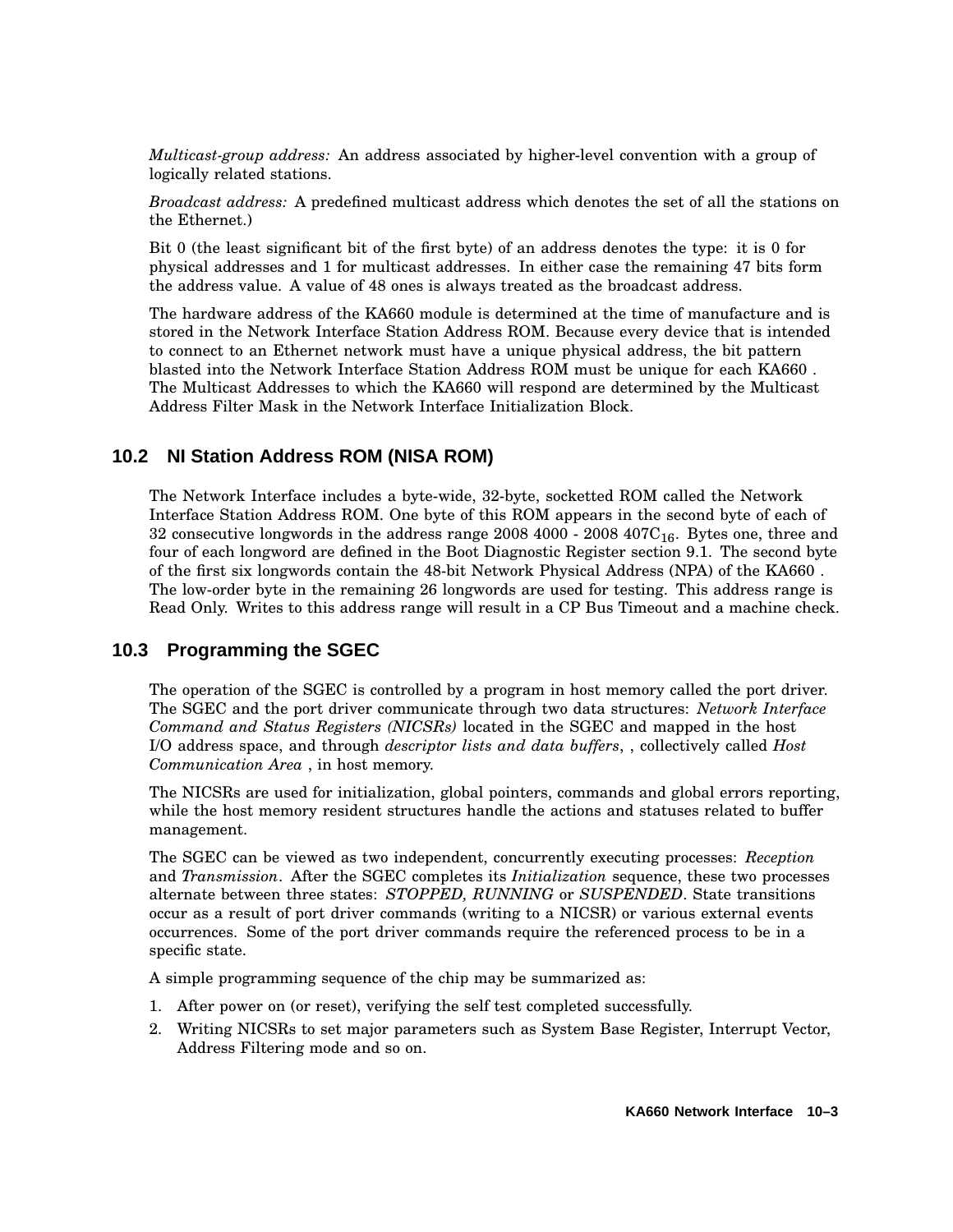*Multicast-group address:* An address associated by higher-level convention with a group of logically related stations.

*Broadcast address:* A predefined multicast address which denotes the set of all the stations on the Ethernet.)

Bit 0 (the least significant bit of the first byte) of an address denotes the type: it is 0 for physical addresses and 1 for multicast addresses. In either case the remaining 47 bits form the address value. A value of 48 ones is always treated as the broadcast address.

The hardware address of the KA660 module is determined at the time of manufacture and is stored in the Network Interface Station Address ROM. Because every device that is intended to connect to an Ethernet network must have a unique physical address, the bit pattern blasted into the Network Interface Station Address ROM must be unique for each KA660 . The Multicast Addresses to which the KA660 will respond are determined by the Multicast Address Filter Mask in the Network Interface Initialization Block.

## 10.2 NI Station Address ROM (NISA ROM)

The Network Interface includes a byte-wide, 32-byte, socketted ROM called the Network Interface Station Address ROM. One byte of this ROM appears in the second byte of each of 32 consecutive longwords in the address range 2008 4000 - 2008 $407C_{16}$. Bytes one, three and four of each longword are defined in the Boot Diagnostic Register section 9.1. The second byte of the first six longwords contain the 48-bit Network Physical Address (NPA) of the KA660 . The low-order byte in the remaining 26 longwords are used for testing. This address range is Read Only. Writes to this address range will result in a CP Bus Timeout and a machine check.

## 10.3 Programming the SGEC

The operation of the SGEC is controlled by a program in host memory called the port driver. The SGEC and the port driver communicate through two data structures: *Network Interface Command and Status Registers (NICSRs)* located in the SGEC and mapped in the host I/O address space, and through *descriptor lists and data buffers*, , collectively called *Host Communication Area* , in host memory.

The NICSRs are used for initialization, global pointers, commands and global errors reporting, while the host memory resident structures handle the actions and statuses related to buffer management.

The SGEC can be viewed as two independent, concurrently executing processes: *Reception* and *Transmission*. After the SGEC completes its *Initialization* sequence, these two processes alternate between three states: *STOPPED, RUNNING* or *SUSPENDED*. State transitions occur as a result of port driver commands (writing to a NICSR) or various external events occurrences. Some of the port driver commands require the referenced process to be in a specific state.

A simple programming sequence of the chip may be summarized as:

1. After power on (or reset), verifying the self test completed successfully.
2. Writing NICSRs to set major parameters such as System Base Register, Interrupt Vector, Address Filtering mode and so on.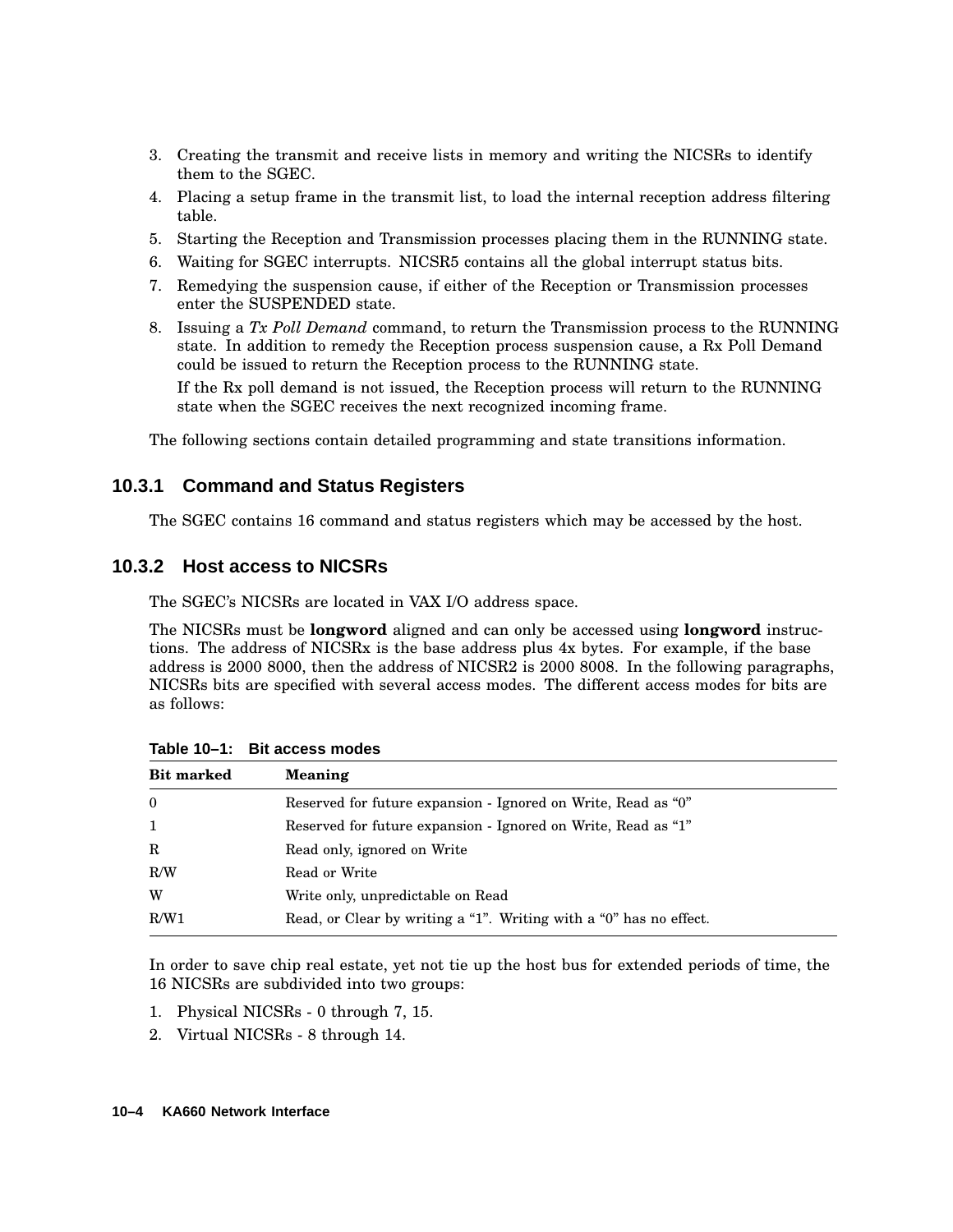3. Creating the transmit and receive lists in memory and writing the NICSRs to identify them to the SGEC.
4. Placing a setup frame in the transmit list, to load the internal reception address filtering table.
5. Starting the Reception and Transmission processes placing them in the RUNNING state.
6. Waiting for SGEC interrupts. NICSR5 contains all the global interrupt status bits.
7. Remedying the suspension cause, if either of the Reception or Transmission processes enter the SUSPENDED state.
8. Issuing a *Tx Poll Demand* command, to return the Transmission process to the RUNNING state. In addition to remedy the Reception process suspension cause, a Rx Poll Demand could be issued to return the Reception process to the RUNNING state.

   If the Rx poll demand is not issued, the Reception process will return to the RUNNING state when the SGEC receives the next recognized incoming frame.

The following sections contain detailed programming and state transitions information.

### 10.3.1 Command and Status Registers

The SGEC contains 16 command and status registers which may be accessed by the host.

### 10.3.2 Host access to NICSRs

The SGEC's NICSRs are located in VAX I/O address space.

The NICSRs must be **longword** aligned and can only be accessed using **longword** instructions. The address of NICSRx is the base address plus 4x bytes. For example, if the base address is 2000 8000, then the address of NICSR2 is 2000 8008. In the following paragraphs, NICSRs bits are specified with several access modes. The different access modes for bits are as follows:

**Table 10–1: Bit access modes**

| Bit marked | Meaning |
|---|---|
| 0 | Reserved for future expansion - Ignored on Write, Read as "0" |
| 1 | Reserved for future expansion - Ignored on Write, Read as "1" |
| R | Read only, ignored on Write |
| R/W | Read or Write |
| W | Write only, unpredictable on Read |
| R/W1 | Read, or Clear by writing a "1". Writing with a "0" has no effect. |

In order to save chip real estate, yet not tie up the host bus for extended periods of time, the 16 NICSRs are subdivided into two groups:

1. Physical NICSRs - 0 through 7, 15.
2. Virtual NICSRs - 8 through 14.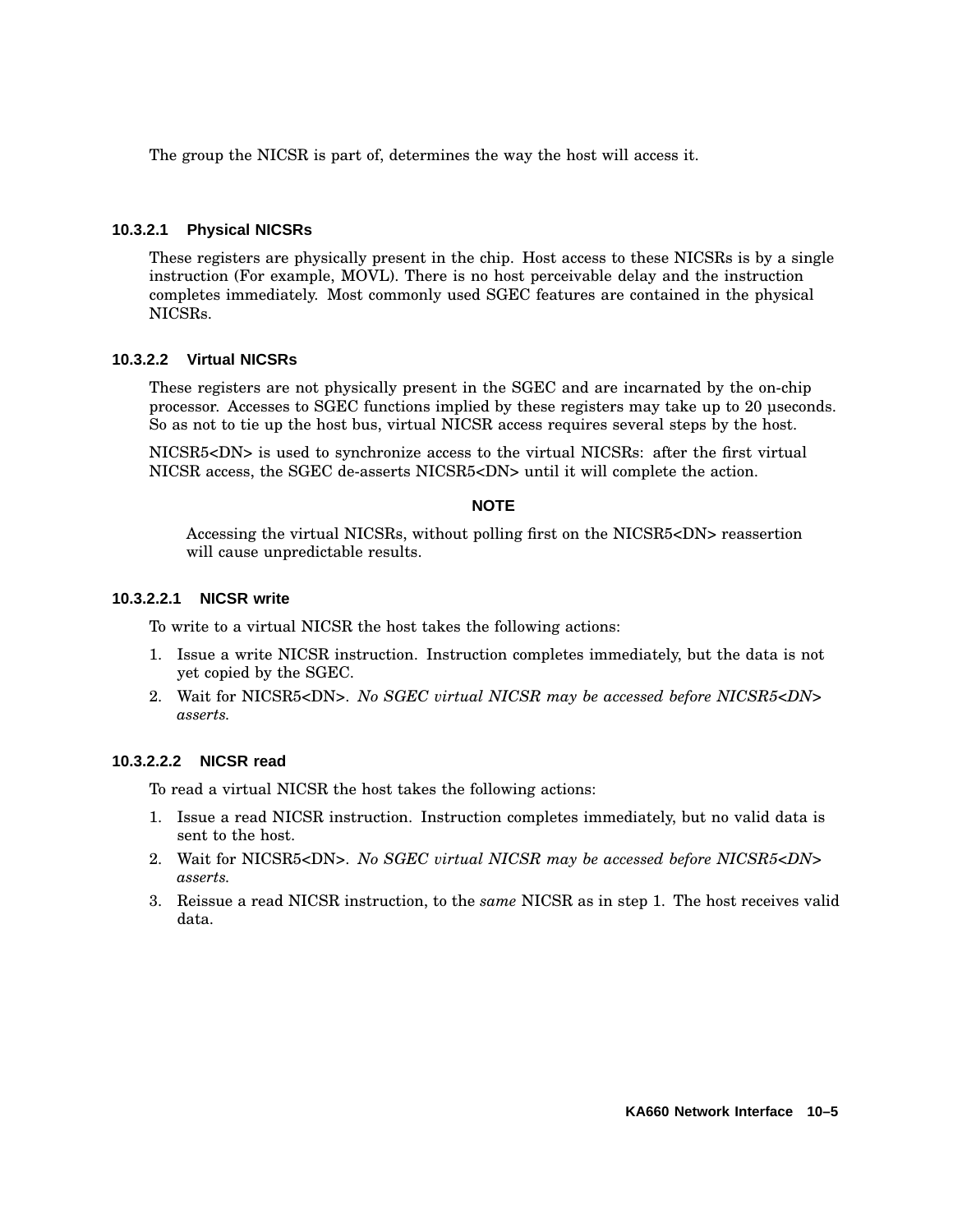The group the NICSR is part of, determines the way the host will access it.

#### 10.3.2.1 Physical NICSRs

These registers are physically present in the chip. Host access to these NICSRs is by a single instruction (For example, MOVL). There is no host perceivable delay and the instruction completes immediately. Most commonly used SGEC features are contained in the physical NICSRs.

#### 10.3.2.2 Virtual NICSRs

These registers are not physically present in the SGEC and are incarnated by the on-chip processor. Accesses to SGEC functions implied by these registers may take up to 20 µseconds. So as not to tie up the host bus, virtual NICSR access requires several steps by the host.

NICSR5<DN> is used to synchronize access to the virtual NICSRs: after the first virtual NICSR access, the SGEC de-asserts NICSR5<DN> until it will complete the action.

**NOTE**

> Accessing the virtual NICSRs, without polling first on the NICSR5<DN> reassertion will cause unpredictable results.

##### 10.3.2.2.1 NICSR write

To write to a virtual NICSR the host takes the following actions:

1. Issue a write NICSR instruction. Instruction completes immediately, but the data is not yet copied by the SGEC.
2. Wait for NICSR5<DN>. *No SGEC virtual NICSR may be accessed before NICSR5<DN> asserts.*

##### 10.3.2.2.2 NICSR read

To read a virtual NICSR the host takes the following actions:

1. Issue a read NICSR instruction. Instruction completes immediately, but no valid data is sent to the host.
2. Wait for NICSR5<DN>. *No SGEC virtual NICSR may be accessed before NICSR5<DN> asserts.*
3. Reissue a read NICSR instruction, to the *same* NICSR as in step 1. The host receives valid data.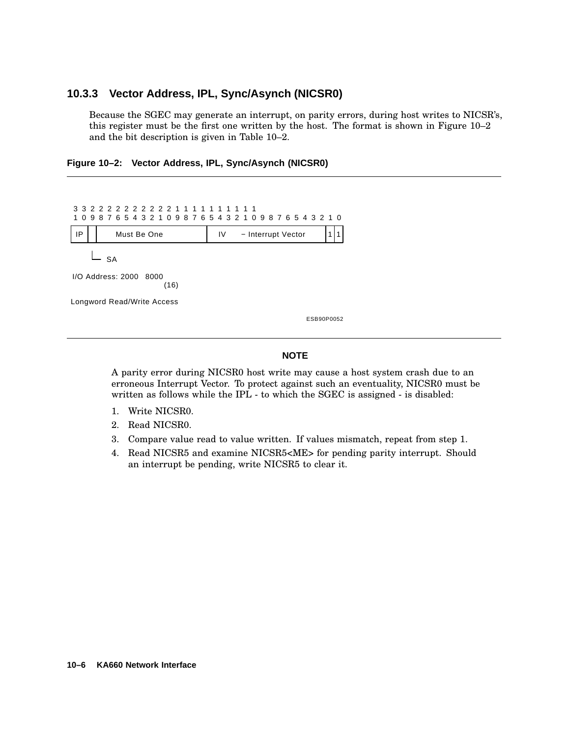### 10.3.3 Vector Address, IPL, Sync/Asynch (NICSR0)

Because the SGEC may generate an interrupt, on parity errors, during host writes to NICSR's, this register must be the first one written by the host. The format is shown in Figure 10–2 and the bit description is given in Table 10–2.

**Figure 10–2: Vector Address, IPL, Sync/Asynch (NICSR0)**

```
 3 3 2 2 2 2 2 2 2 2 2 2 1 1 1 1 1 1 1 1 1 1
 1 0 9 8 7 6 5 4 3 2 1 0 9 8 7 6 5 4 3 2 1 0 9 8 7 6 5 4 3 2 1 0
| IP |  |     Must Be One         | IV     - Interrupt Vector   |1|1|

       L_ SA

I/O Address: 2000 8000
                     (16)

Longword Read/Write Access
```

ESB90P0052

**NOTE**

A parity error during NICSR0 host write may cause a host system crash due to an erroneous Interrupt Vector. To protect against such an eventuality, NICSR0 must be written as follows while the IPL - to which the SGEC is assigned - is disabled:

1. Write NICSR0.
2. Read NICSR0.
3. Compare value read to value written. If values mismatch, repeat from step 1.
4. Read NICSR5 and examine NICSR5<ME> for pending parity interrupt. Should an interrupt be pending, write NICSR5 to clear it.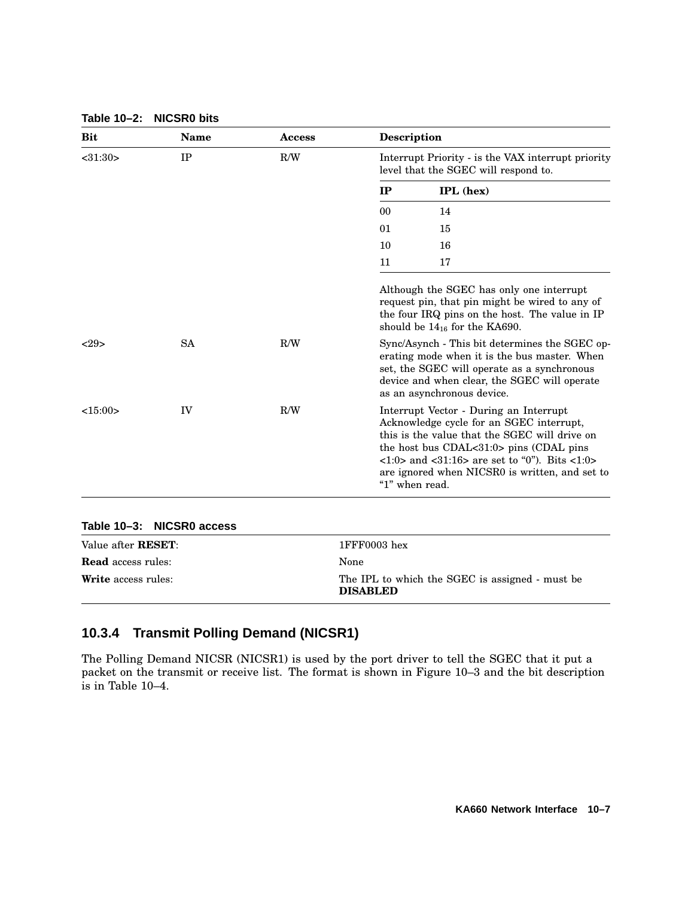**Table 10–2: NICSR0 bits**

| Bit | Name | Access | Description |
|---|---|---|---|
| <31:30> | IP | R/W | Interrupt Priority - is the VAX interrupt priority level that the SGEC will respond to.<br><br>**IP** — **IPL (hex)**<br>00 — 14<br>01 — 15<br>10 — 16<br>11 — 17<br><br>Although the SGEC has only one interrupt request pin, that pin might be wired to any of the four IRQ pins on the host. The value in IP should be $14_{16}$ for the KA690. |
| <29> | SA | R/W | Sync/Asynch - This bit determines the SGEC operating mode when it is the bus master. When set, the SGEC will operate as a synchronous device and when clear, the SGEC will operate as an asynchronous device. |
| <15:00> | IV | R/W | Interrupt Vector - During an Interrupt Acknowledge cycle for an SGEC interrupt, this is the value that the SGEC will drive on the host bus CDAL<31:0> pins (CDAL pins <1:0> and <31:16> are set to "0"). Bits <1:0> are ignored when NICSR0 is written, and set to "1" when read. |

**Table 10–3: NICSR0 access**

| | |
|---|---|
| Value after **RESET**: | 1FFF0003 hex |
| **Read** access rules: | None |
| **Write** access rules: | The IPL to which the SGEC is assigned - must be **DISABLED** |

### 10.3.4 Transmit Polling Demand (NICSR1)

The Polling Demand NICSR (NICSR1) is used by the port driver to tell the SGEC that it put a packet on the transmit or receive list. The format is shown in Figure 10–3 and the bit description is in Table 10–4.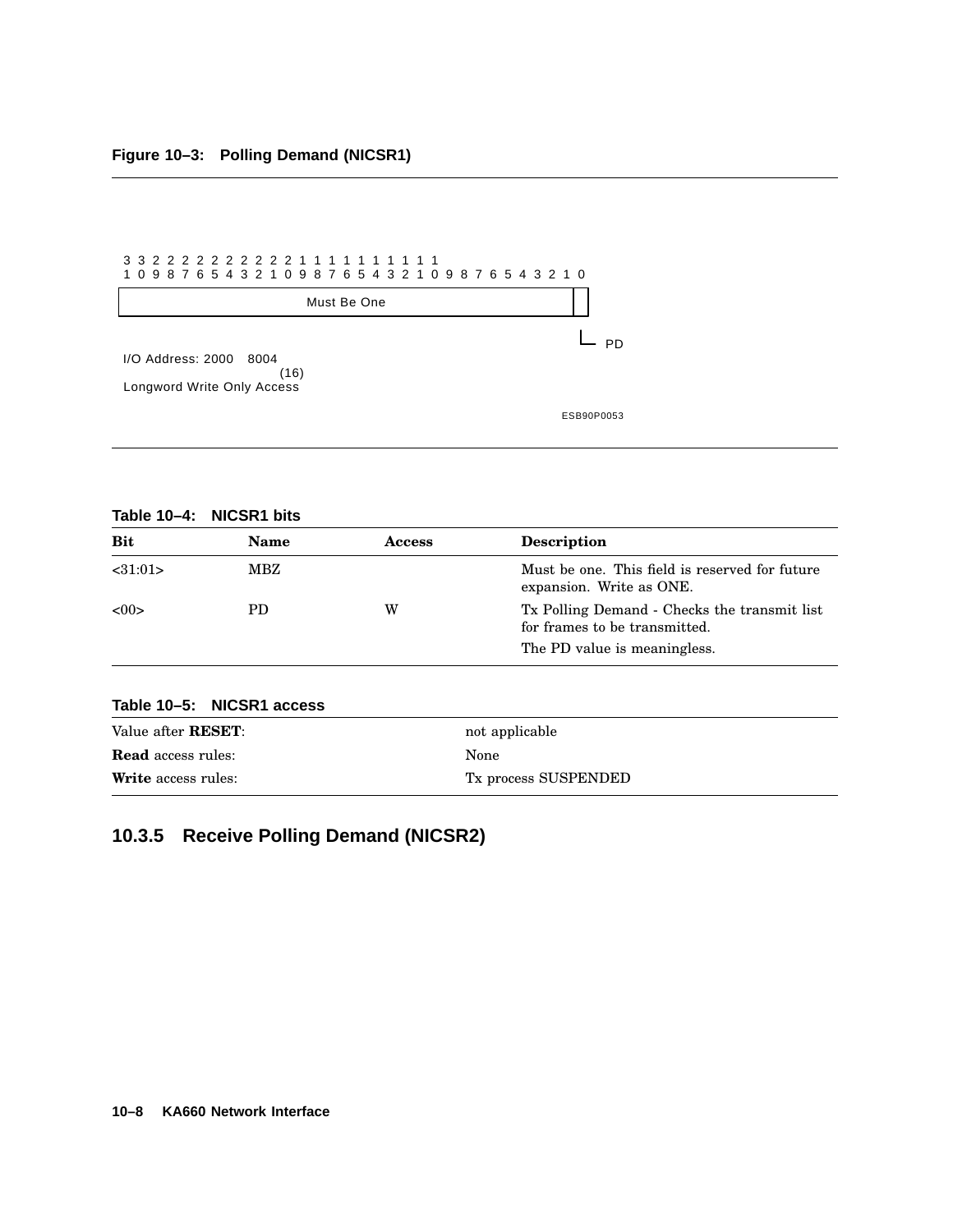**Figure 10–3: Polling Demand (NICSR1)**

```
3 3 2 2 2 2 2 2 2 2 2 2 1 1 1 1 1 1 1 1 1 1
1 0 9 8 7 6 5 4 3 2 1 0 9 8 7 6 5 4 3 2 1 0 9 8 7 6 5 4 3 2 1 0
+---------------------------------------------------------------+-+
|                          Must Be One                          | |
+---------------------------------------------------------------+-+
                                                                 |
                                                                 +-- PD
I/O Address: 2000 8004
                      (16)
Longword Write Only Access

                                                          ESB90P0053
```

**Table 10–4: NICSR1 bits**

| Bit | Name | Access | Description |
|---|---|---|---|
| <31:01> | MBZ | | Must be one. This field is reserved for future expansion. Write as ONE. |
| <00> | PD | W | Tx Polling Demand - Checks the transmit list for frames to be transmitted.<br>The PD value is meaningless. |

**Table 10–5: NICSR1 access**

| | |
|---|---|
| Value after **RESET**: | not applicable |
| **Read** access rules: | None |
| **Write** access rules: | Tx process SUSPENDED |

### 10.3.5 Receive Polling Demand (NICSR2)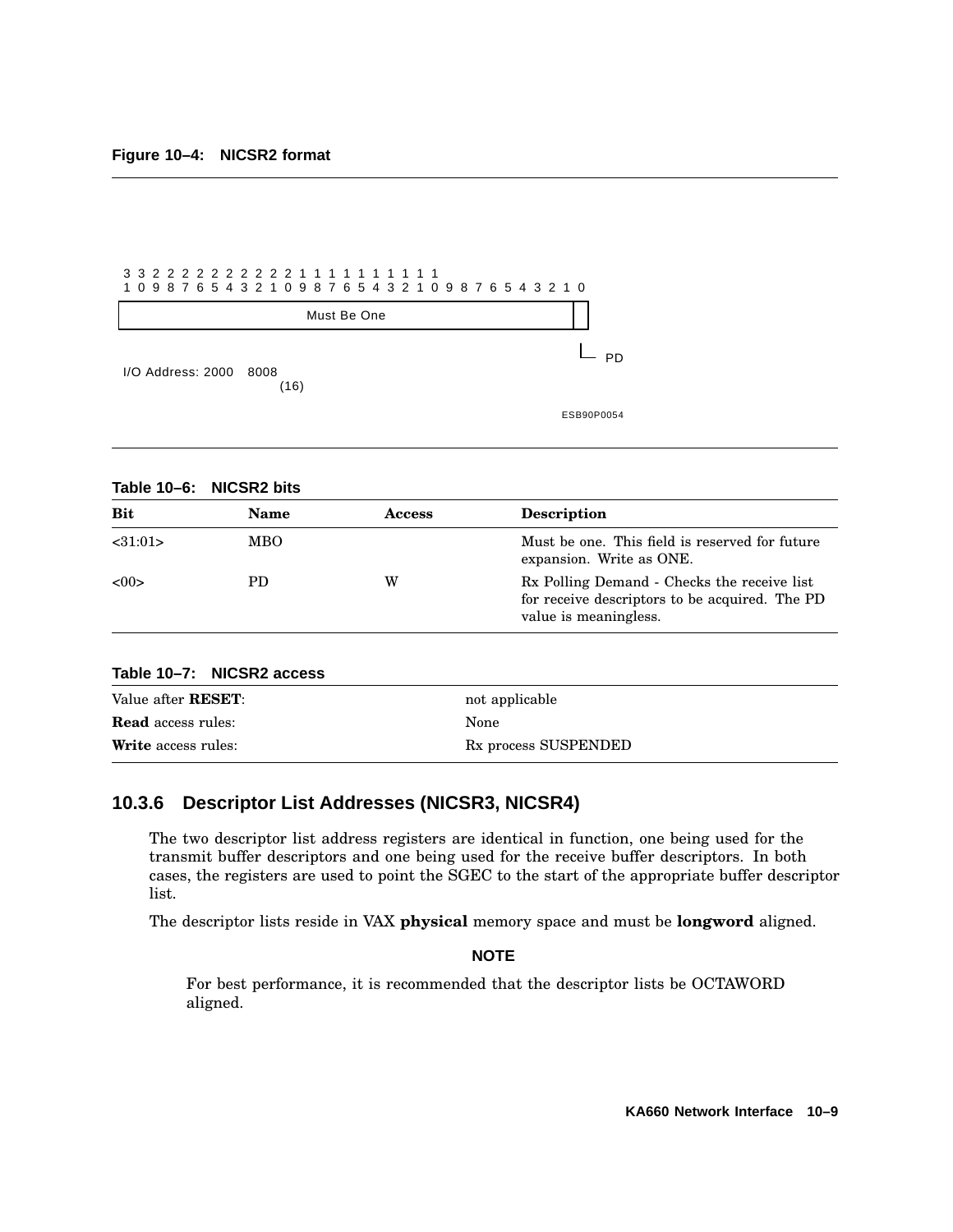**Figure 10–4: NICSR2 format**

```
3 3 2 2 2 2 2 2 2 2 2 2 1 1 1 1 1 1 1 1 1 1
1 0 9 8 7 6 5 4 3 2 1 0 9 8 7 6 5 4 3 2 1 0 9 8 7 6 5 4 3 2 1 0
+---------------------------------------------------------+--+
|                      Must Be One                        |  |
+---------------------------------------------------------+--+
                                                           |
                                                           +-- PD
I/O Address: 2000 8008
                      (16)
```

ESB90P0054

**Table 10–6: NICSR2 bits**

| Bit | Name | Access | Description |
|---|---|---|---|
| <31:01> | MBO | | Must be one. This field is reserved for future expansion. Write as ONE. |
| <00> | PD | W | Rx Polling Demand - Checks the receive list for receive descriptors to be acquired. The PD value is meaningless. |

**Table 10–7: NICSR2 access**

| | |
|---|---|
| Value after **RESET**: | not applicable |
| **Read** access rules: | None |
| **Write** access rules: | Rx process SUSPENDED |

### 10.3.6 Descriptor List Addresses (NICSR3, NICSR4)

The two descriptor list address registers are identical in function, one being used for the transmit buffer descriptors and one being used for the receive buffer descriptors. In both cases, the registers are used to point the SGEC to the start of the appropriate buffer descriptor list.

The descriptor lists reside in VAX **physical** memory space and must be **longword** aligned.

**NOTE**

For best performance, it is recommended that the descriptor lists be OCTAWORD aligned.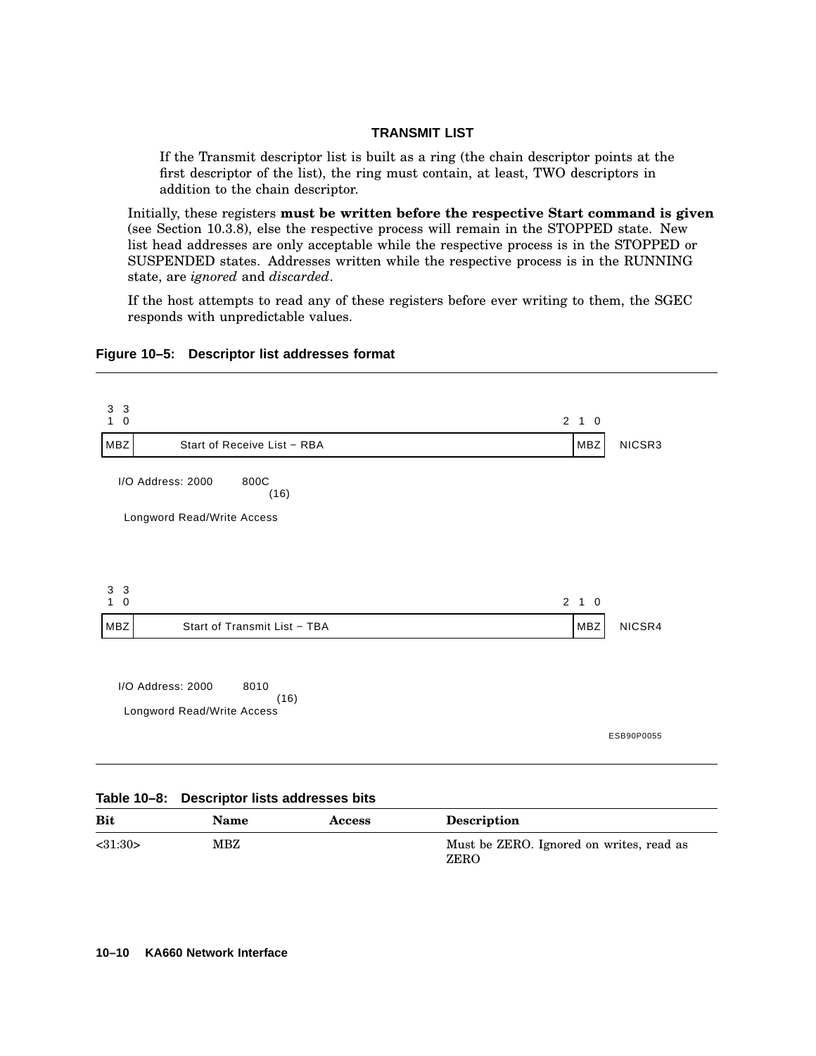**TRANSMIT LIST**

> If the Transmit descriptor list is built as a ring (the chain descriptor points at the first descriptor of the list), the ring must contain, at least, TWO descriptors in addition to the chain descriptor.

Initially, these registers **must be written before the respective Start command is given** (see Section 10.3.8), else the respective process will remain in the STOPPED state. New list head addresses are only acceptable while the respective process is in the STOPPED or SUSPENDED states. Addresses written while the respective process is in the RUNNING state, are *ignored* and *discarded*.

If the host attempts to read any of these registers before ever writing to them, the SGEC responds with unpredictable values.

**Figure 10–5: Descriptor list addresses format**

| 31 30 | | 2 1 0 | |
|---|---|---|---|
| MBZ | Start of Receive List – RBA | MBZ | NICSR3 |

I/O Address: 2000 800C (16)

Longword Read/Write Access

| 31 30 | | 2 1 0 | |
|---|---|---|---|
| MBZ | Start of Transmit List – TBA | MBZ | NICSR4 |

I/O Address: 2000 8010 (16)

Longword Read/Write Access

ESB90P0055

**Table 10–8: Descriptor lists addresses bits**

| Bit | Name | Access | Description |
|---|---|---|---|
| <31:30> | MBZ | | Must be ZERO. Ignored on writes, read as ZERO |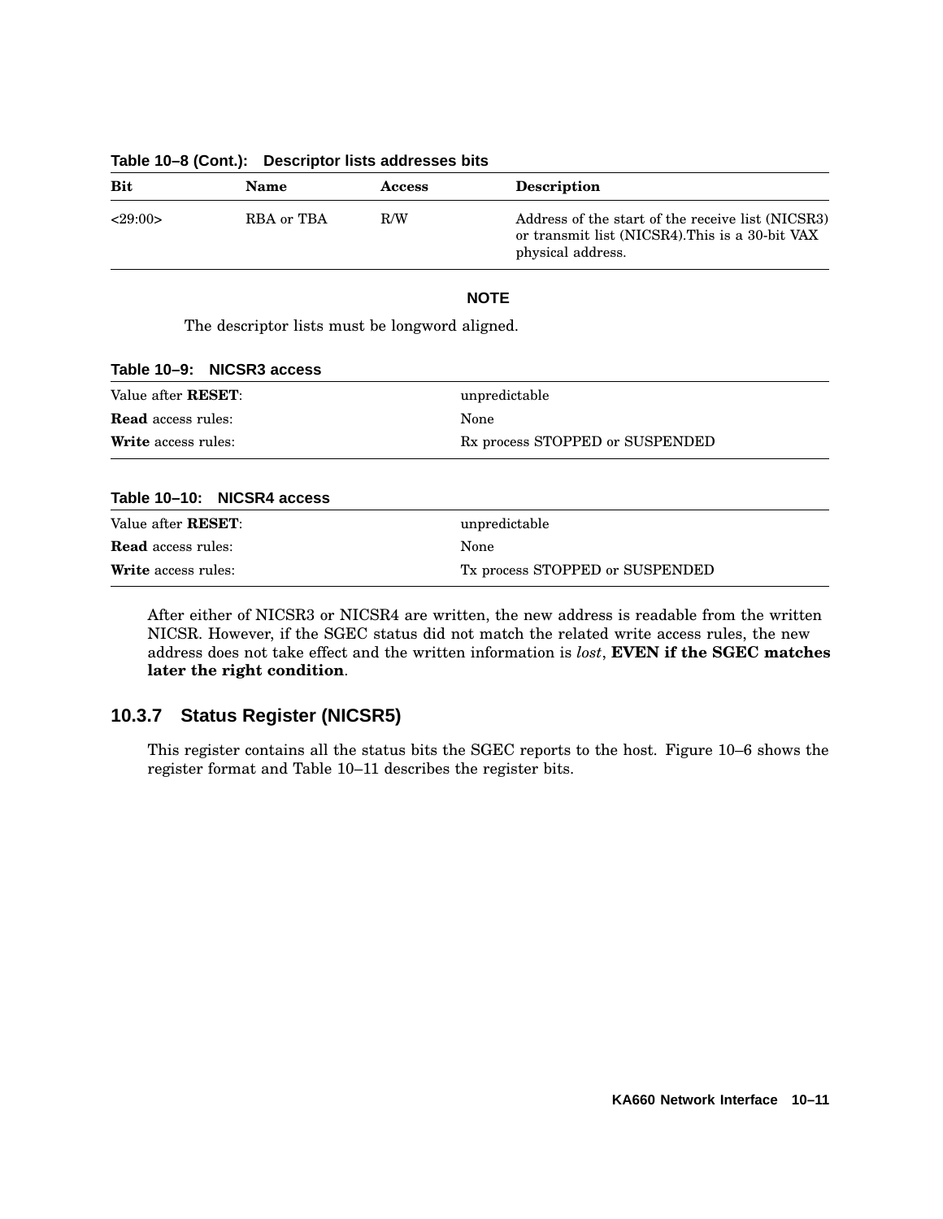**Table 10–8 (Cont.): Descriptor lists addresses bits**

| Bit | Name | Access | Description |
|---|---|---|---|
| <29:00> | RBA or TBA | R/W | Address of the start of the receive list (NICSR3) or transmit list (NICSR4).This is a 30-bit VAX physical address. |

**NOTE**

The descriptor lists must be longword aligned.

**Table 10–9: NICSR3 access**

| | |
|---|---|
| Value after **RESET**: | unpredictable |
| **Read** access rules: | None |
| **Write** access rules: | Rx process STOPPED or SUSPENDED |

**Table 10–10: NICSR4 access**

| | |
|---|---|
| Value after **RESET**: | unpredictable |
| **Read** access rules: | None |
| **Write** access rules: | Tx process STOPPED or SUSPENDED |

After either of NICSR3 or NICSR4 are written, the new address is readable from the written NICSR. However, if the SGEC status did not match the related write access rules, the new address does not take effect and the written information is *lost*, **EVEN if the SGEC matches later the right condition**.

### 10.3.7 Status Register (NICSR5)

This register contains all the status bits the SGEC reports to the host. Figure 10–6 shows the register format and Table 10–11 describes the register bits.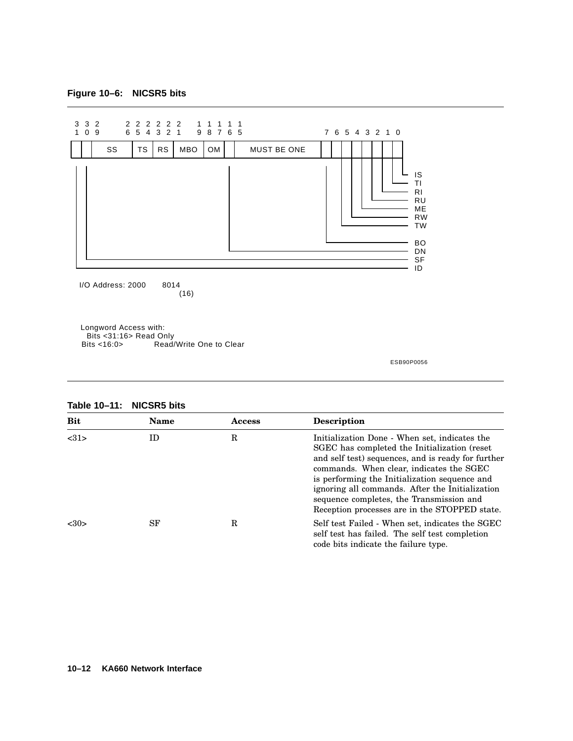**Figure 10–6: NICSR5 bits**

| 31 | 30 | 29–27 | 26–25 | 24–23 | 22–21 | 20–19 | 18–17 | 16 | 15–8 | 7 | 6 | 5 | 4 | 3 | 2 | 1 | 0 |
|---|---|---|---|---|---|---|---|---|---|---|---|---|---|---|---|---|---|
| ID | SF | SS | TS | RS | MBO | OM | | DN | MUST BE ONE | BO | TW | RW | ME | RU | RI | TI | IS |

I/O Address: 2000 8014 (16)

Longword Access with:
Bits <31:16> Read Only
Bits <16:0> Read/Write One to Clear

ESB90P0056

**Table 10–11: NICSR5 bits**

| Bit | Name | Access | Description |
|---|---|---|---|
| <31> | ID | R | Initialization Done - When set, indicates the SGEC has completed the Initialization (reset and self test) sequences, and is ready for further commands. When clear, indicates the SGEC is performing the Initialization sequence and ignoring all commands. After the Initialization sequence completes, the Transmission and Reception processes are in the STOPPED state. |
| <30> | SF | R | Self test Failed - When set, indicates the SGEC self test has failed. The self test completion code bits indicate the failure type. |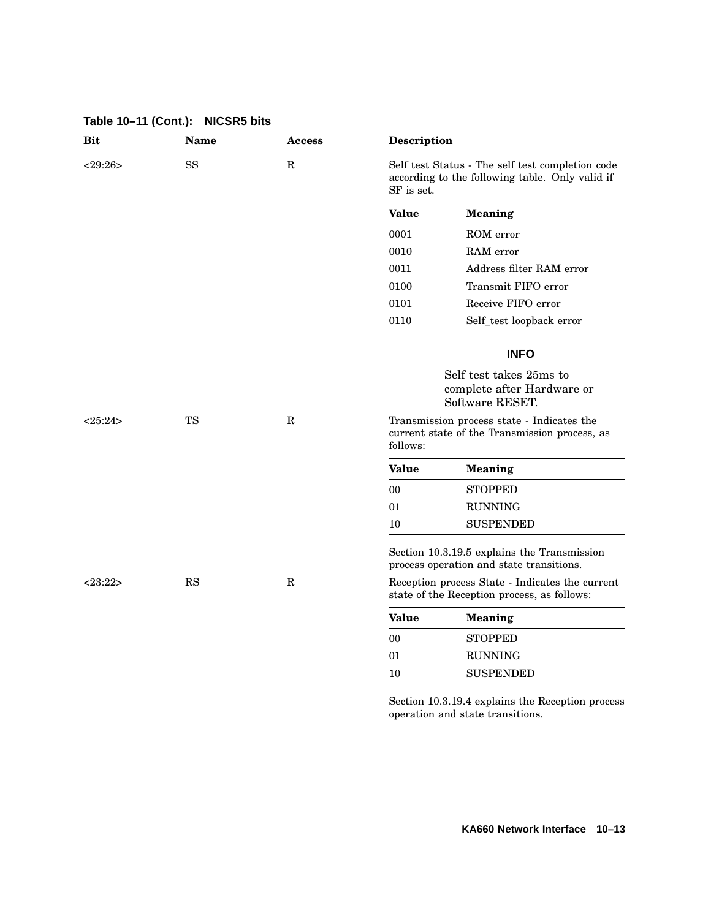**Table 10–11 (Cont.): NICSR5 bits**

| Bit | Name | Access | Description |
|---|---|---|---|
| <29:26> | SS | R | Self test Status - The self test completion code according to the following table. Only valid if SF is set.<br><br>**Value** — **Meaning**<br>0001 — ROM error<br>0010 — RAM error<br>0011 — Address filter RAM error<br>0100 — Transmit FIFO error<br>0101 — Receive FIFO error<br>0110 — Self_test loopback error<br><br>**INFO**<br>Self test takes 25ms to complete after Hardware or Software RESET. |
| <25:24> | TS | R | Transmission process state - Indicates the current state of the Transmission process, as follows:<br><br>**Value** — **Meaning**<br>00 — STOPPED<br>01 — RUNNING<br>10 — SUSPENDED<br><br>Section 10.3.19.5 explains the Transmission process operation and state transitions. |
| <23:22> | RS | R | Reception process State - Indicates the current state of the Reception process, as follows:<br><br>**Value** — **Meaning**<br>00 — STOPPED<br>01 — RUNNING<br>10 — SUSPENDED<br><br>Section 10.3.19.4 explains the Reception process operation and state transitions. |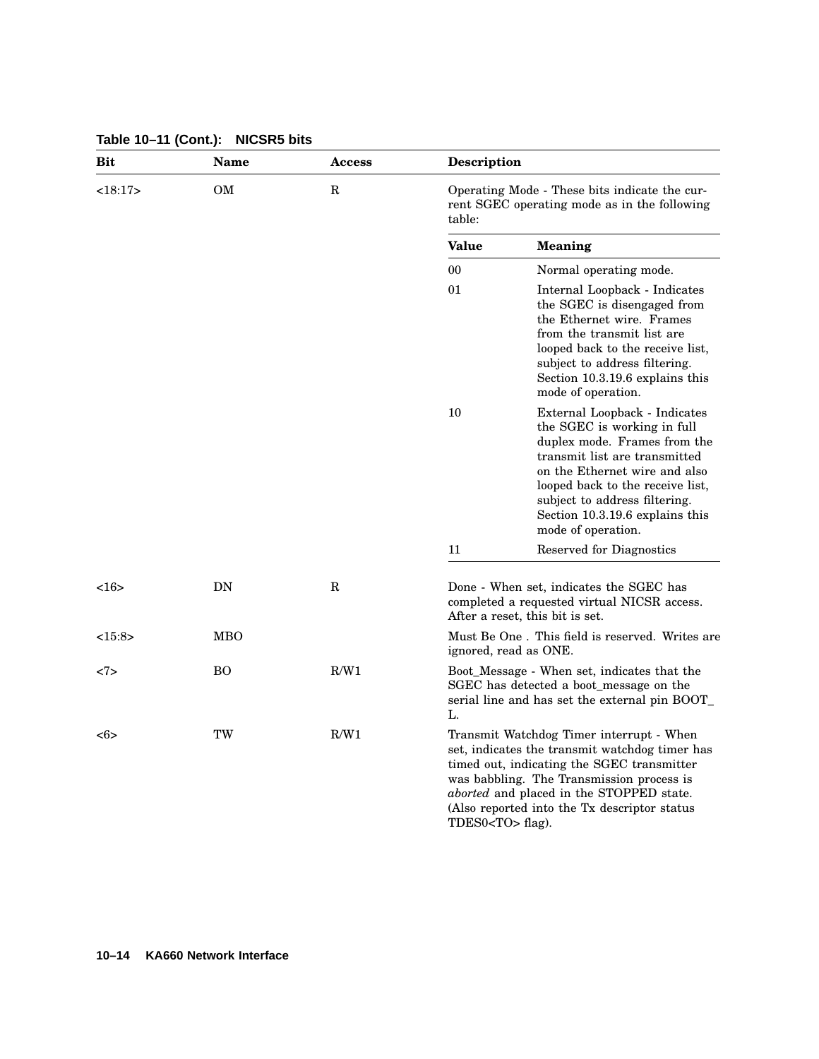**Table 10–11 (Cont.): NICSR5 bits**

| Bit | Name | Access | Description |
|---|---|---|---|
| <18:17> | OM | R | Operating Mode - These bits indicate the current SGEC operating mode as in the following table:<br><br>**Value** — **Meaning**<br>00 — Normal operating mode.<br>01 — Internal Loopback - Indicates the SGEC is disengaged from the Ethernet wire. Frames from the transmit list are looped back to the receive list, subject to address filtering. Section 10.3.19.6 explains this mode of operation.<br>10 — External Loopback - Indicates the SGEC is working in full duplex mode. Frames from the transmit list are transmitted on the Ethernet wire and also looped back to the receive list, subject to address filtering. Section 10.3.19.6 explains this mode of operation.<br>11 — Reserved for Diagnostics |
| <16> | DN | R | Done - When set, indicates the SGEC has completed a requested virtual NICSR access. After a reset, this bit is set. |
| <15:8> | MBO | | Must Be One . This field is reserved. Writes are ignored, read as ONE. |
| <7> | BO | R/W1 | Boot_Message - When set, indicates that the SGEC has detected a boot_message on the serial line and has set the external pin BOOT_L. |
| <6> | TW | R/W1 | Transmit Watchdog Timer interrupt - When set, indicates the transmit watchdog timer has timed out, indicating the SGEC transmitter was babbling. The Transmission process is *aborted* and placed in the STOPPED state. (Also reported into the Tx descriptor status TDES0<TO> flag). |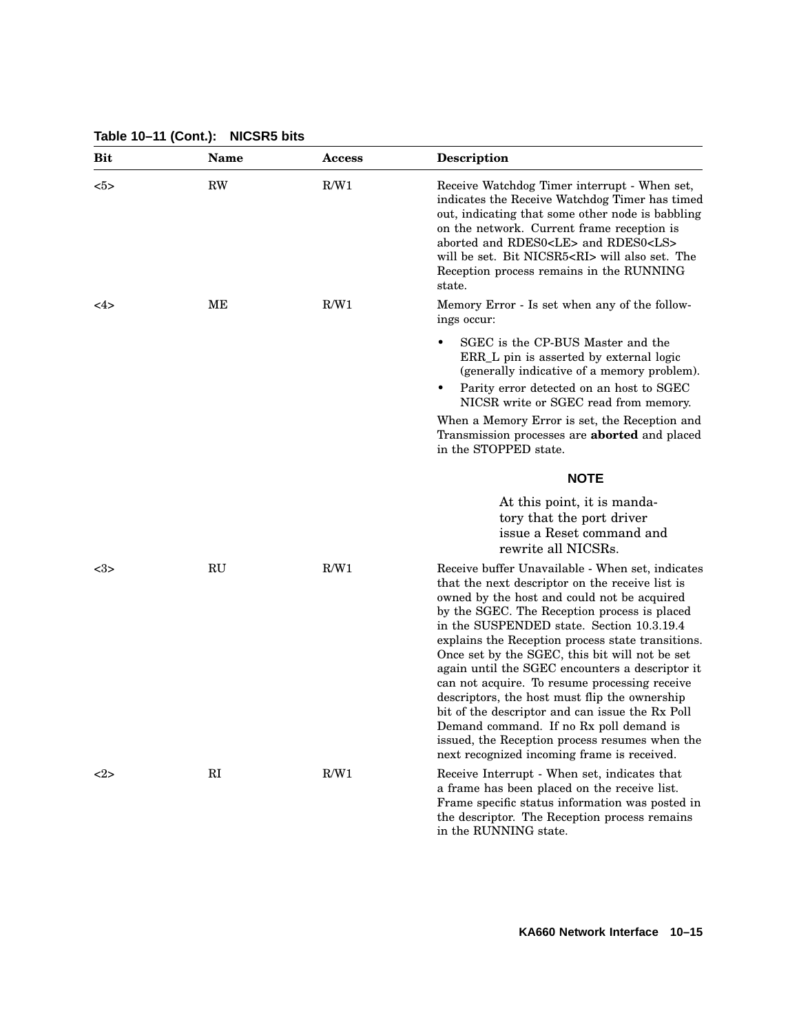**Table 10–11 (Cont.): NICSR5 bits**

| Bit | Name | Access | Description |
|---|---|---|---|
| <5> | RW | R/W1 | Receive Watchdog Timer interrupt - When set, indicates the Receive Watchdog Timer has timed out, indicating that some other node is babbling on the network. Current frame reception is aborted and RDES0<LE> and RDES0<LS> will be set. Bit NICSR5<RI> will also set. The Reception process remains in the RUNNING state. |
| <4> | ME | R/W1 | Memory Error - Is set when any of the followings occur:<br>• SGEC is the CP-BUS Master and the ERR_L pin is asserted by external logic (generally indicative of a memory problem).<br>• Parity error detected on an host to SGEC NICSR write or SGEC read from memory.<br>When a Memory Error is set, the Reception and Transmission processes are **aborted** and placed in the STOPPED state.<br>**NOTE**<br>At this point, it is mandatory that the port driver issue a Reset command and rewrite all NICSRs. |
| <3> | RU | R/W1 | Receive buffer Unavailable - When set, indicates that the next descriptor on the receive list is owned by the host and could not be acquired by the SGEC. The Reception process is placed in the SUSPENDED state. Section 10.3.19.4 explains the Reception process state transitions. Once set by the SGEC, this bit will not be set again until the SGEC encounters a descriptor it can not acquire. To resume processing receive descriptors, the host must flip the ownership bit of the descriptor and can issue the Rx Poll Demand command. If no Rx poll demand is issued, the Reception process resumes when the next recognized incoming frame is received. |
| <2> | RI | R/W1 | Receive Interrupt - When set, indicates that a frame has been placed on the receive list. Frame specific status information was posted in the descriptor. The Reception process remains in the RUNNING state. |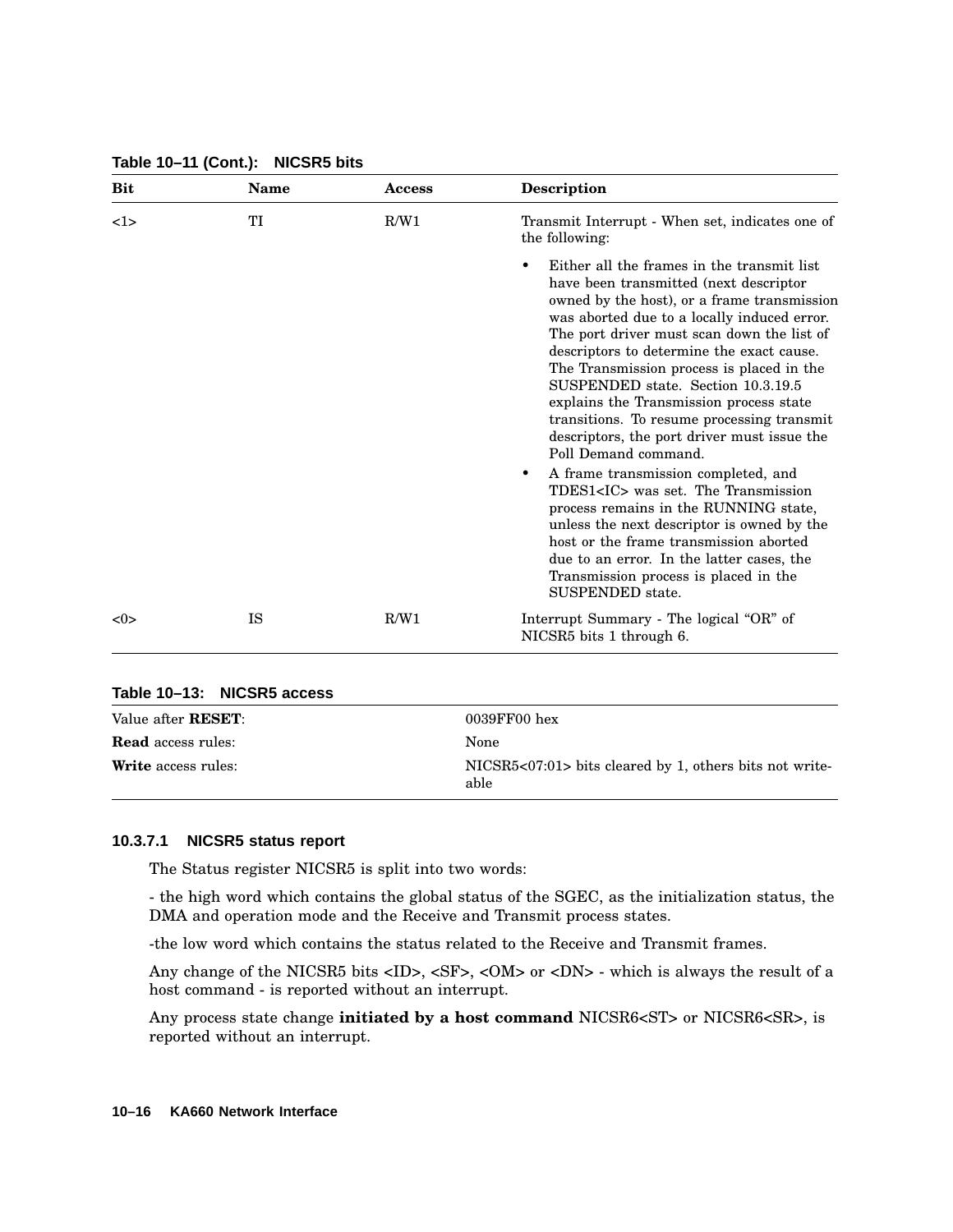**Table 10–11 (Cont.): NICSR5 bits**

| Bit | Name | Access | Description |
|---|---|---|---|
| <1> | TI | R/W1 | Transmit Interrupt - When set, indicates one of the following:<br><br>• Either all the frames in the transmit list have been transmitted (next descriptor owned by the host), or a frame transmission was aborted due to a locally induced error. The port driver must scan down the list of descriptors to determine the exact cause. The Transmission process is placed in the SUSPENDED state. Section 10.3.19.5 explains the Transmission process state transitions. To resume processing transmit descriptors, the port driver must issue the Poll Demand command.<br><br>• A frame transmission completed, and TDES1<IC> was set. The Transmission process remains in the RUNNING state, unless the next descriptor is owned by the host or the frame transmission aborted due to an error. In the latter cases, the Transmission process is placed in the SUSPENDED state. |
| <0> | IS | R/W1 | Interrupt Summary - The logical "OR" of NICSR5 bits 1 through 6. |

**Table 10–13: NICSR5 access**

| | |
|---|---|
| Value after **RESET**: | 0039FF00 hex |
| **Read** access rules: | None |
| **Write** access rules: | NICSR5<07:01> bits cleared by 1, others bits not write-able |

#### 10.3.7.1 NICSR5 status report

The Status register NICSR5 is split into two words:

- the high word which contains the global status of the SGEC, as the initialization status, the DMA and operation mode and the Receive and Transmit process states.

-the low word which contains the status related to the Receive and Transmit frames.

Any change of the NICSR5 bits <ID>, <SF>, <OM> or <DN> - which is always the result of a host command - is reported without an interrupt.

Any process state change **initiated by a host command** NICSR6<ST> or NICSR6<SR>, is reported without an interrupt.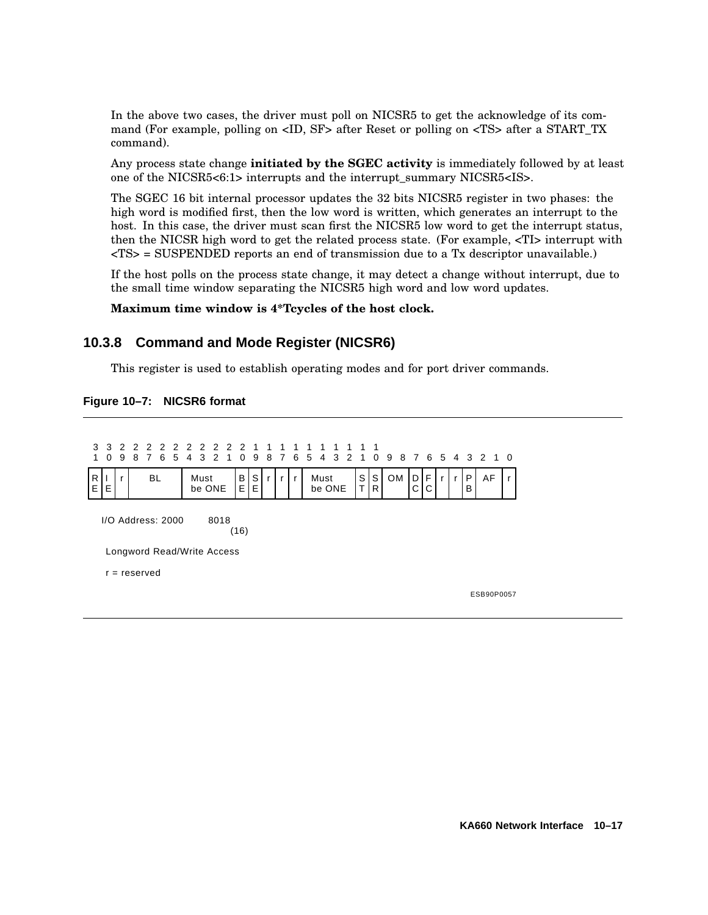In the above two cases, the driver must poll on NICSR5 to get the acknowledge of its command (For example, polling on <ID, SF> after Reset or polling on <TS> after a START_TX command).

Any process state change **initiated by the SGEC activity** is immediately followed by at least one of the NICSR5<6:1> interrupts and the interrupt_summary NICSR5<IS>.

The SGEC 16 bit internal processor updates the 32 bits NICSR5 register in two phases: the high word is modified first, then the low word is written, which generates an interrupt to the host. In this case, the driver must scan first the NICSR5 low word to get the interrupt status, then the NICSR high word to get the related process state. (For example, <TI> interrupt with <TS> = SUSPENDED reports an end of transmission due to a Tx descriptor unavailable.)

If the host polls on the process state change, it may detect a change without interrupt, due to the small time window separating the NICSR5 high word and low word updates.

**Maximum time window is 4*Tcycles of the host clock.**

### 10.3.8 Command and Mode Register (NICSR6)

This register is used to establish operating modes and for port driver commands.

**Figure 10–7: NICSR6 format**

| 31 | 30 | 29 | 28–25 | 24–21 | 20 | 19 | 18 | 17 | 16 | 15–12 | 11 | 10 | 9–8 | 7 | 6 | 5 | 4 | 3 | 2–1 | 0 |
|---|---|---|---|---|---|---|---|---|---|---|---|---|---|---|---|---|---|---|---|---|
| RE | IE | r | BL | Must be ONE | BE | SE | r | r | r | Must be ONE | ST | SR | OM | DC | FC | r | r | PB | AF | r |

I/O Address: 2000 8018 (16)

Longword Read/Write Access

r = reserved

ESB90P0057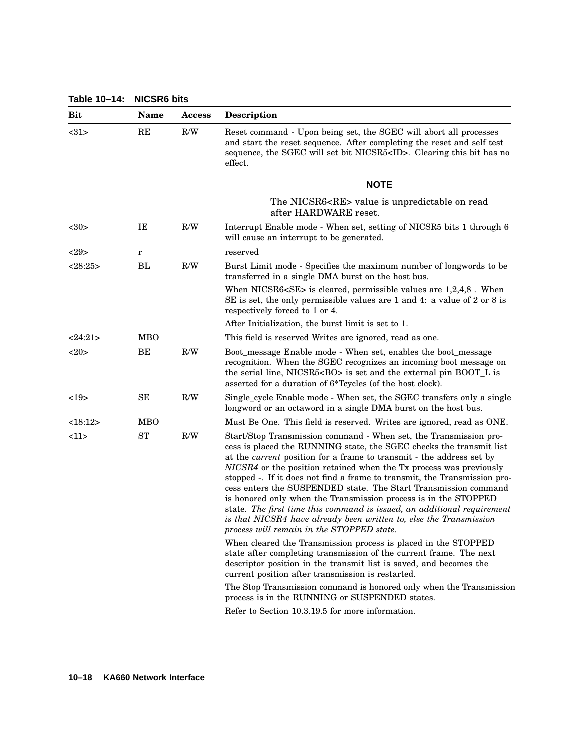**Table 10–14: NICSR6 bits**

| Bit | Name | Access | Description |
|---|---|---|---|
| <31> | RE | R/W | Reset command - Upon being set, the SGEC will abort all processes and start the reset sequence. After completing the reset and self test sequence, the SGEC will set bit NICSR5<ID>. Clearing this bit has no effect.<br><br>**NOTE**<br><br>The NICSR6<RE> value is unpredictable on read after HARDWARE reset. |
| <30> | IE | R/W | Interrupt Enable mode - When set, setting of NICSR5 bits 1 through 6 will cause an interrupt to be generated. |
| <29> | r | | reserved |
| <28:25> | BL | R/W | Burst Limit mode - Specifies the maximum number of longwords to be transferred in a single DMA burst on the host bus.<br><br>When NICSR6<SE> is cleared, permissible values are 1,2,4,8 . When SE is set, the only permissible values are 1 and 4: a value of 2 or 8 is respectively forced to 1 or 4.<br><br>After Initialization, the burst limit is set to 1. |
| <24:21> | MBO | | This field is reserved Writes are ignored, read as one. |
| <20> | BE | R/W | Boot_message Enable mode - When set, enables the boot_message recognition. When the SGEC recognizes an incoming boot message on the serial line, NICSR5<BO> is set and the external pin BOOT_L is asserted for a duration of 6*Tcycles (of the host clock). |
| <19> | SE | R/W | Single_cycle Enable mode - When set, the SGEC transfers only a single longword or an octaword in a single DMA burst on the host bus. |
| <18:12> | MBO | | Must Be One. This field is reserved. Writes are ignored, read as ONE. |
| <11> | ST | R/W | Start/Stop Transmission command - When set, the Transmission process is placed the RUNNING state, the SGEC checks the transmit list at the *current* position for a frame to transmit - the address set by *NICSR4* or the position retained when the Tx process was previously stopped -. If it does not find a frame to transmit, the Transmission process enters the SUSPENDED state. The Start Transmission command is honored only when the Transmission process is in the STOPPED state. *The first time this command is issued, an additional requirement is that NICSR4 have already been written to, else the Transmission process will remain in the STOPPED state.*<br><br>When cleared the Transmission process is placed in the STOPPED state after completing transmission of the current frame. The next descriptor position in the transmit list is saved, and becomes the current position after transmission is restarted.<br><br>The Stop Transmission command is honored only when the Transmission process is in the RUNNING or SUSPENDED states.<br><br>Refer to Section 10.3.19.5 for more information. |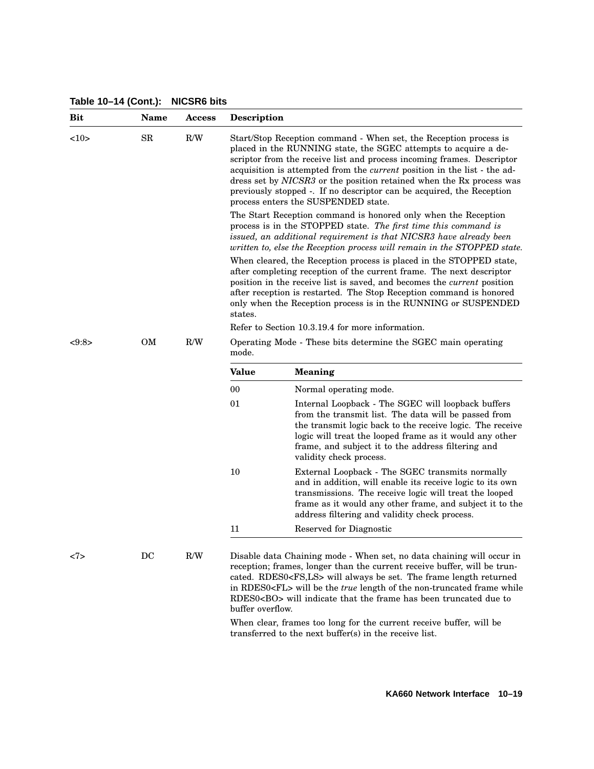**Table 10–14 (Cont.): NICSR6 bits**

| Bit | Name | Access | Description |
|---|---|---|---|
| <10> | SR | R/W | Start/Stop Reception command - When set, the Reception process is placed in the RUNNING state, the SGEC attempts to acquire a descriptor from the receive list and process incoming frames. Descriptor acquisition is attempted from the *current* position in the list - the address set by *NICSR3* or the position retained when the Rx process was previously stopped -. If no descriptor can be acquired, the Reception process enters the SUSPENDED state.<br><br>The Start Reception command is honored only when the Reception process is in the STOPPED state. *The first time this command is issued, an additional requirement is that NICSR3 have already been written to, else the Reception process will remain in the STOPPED state.*<br><br>When cleared, the Reception process is placed in the STOPPED state, after completing reception of the current frame. The next descriptor position in the receive list is saved, and becomes the *current* position after reception is restarted. The Stop Reception command is honored only when the Reception process is in the RUNNING or SUSPENDED states.<br><br>Refer to Section 10.3.19.4 for more information. |
| <9:8> | OM | R/W | Operating Mode - These bits determine the SGEC main operating mode.<br><br>**Value** / **Meaning**<br>00 — Normal operating mode.<br>01 — Internal Loopback - The SGEC will loopback buffers from the transmit list. The data will be passed from the transmit logic back to the receive logic. The receive logic will treat the looped frame as it would any other frame, and subject it to the address filtering and validity check process.<br>10 — External Loopback - The SGEC transmits normally and in addition, will enable its receive logic to its own transmissions. The receive logic will treat the looped frame as it would any other frame, and subject it to the address filtering and validity check process.<br>11 — Reserved for Diagnostic |
| <7> | DC | R/W | Disable data Chaining mode - When set, no data chaining will occur in reception; frames, longer than the current receive buffer, will be truncated. RDES0<FS,LS> will always be set. The frame length returned in RDES0<FL> will be the *true* length of the non-truncated frame while RDES0<BO> will indicate that the frame has been truncated due to buffer overflow.<br><br>When clear, frames too long for the current receive buffer, will be transferred to the next buffer(s) in the receive list. |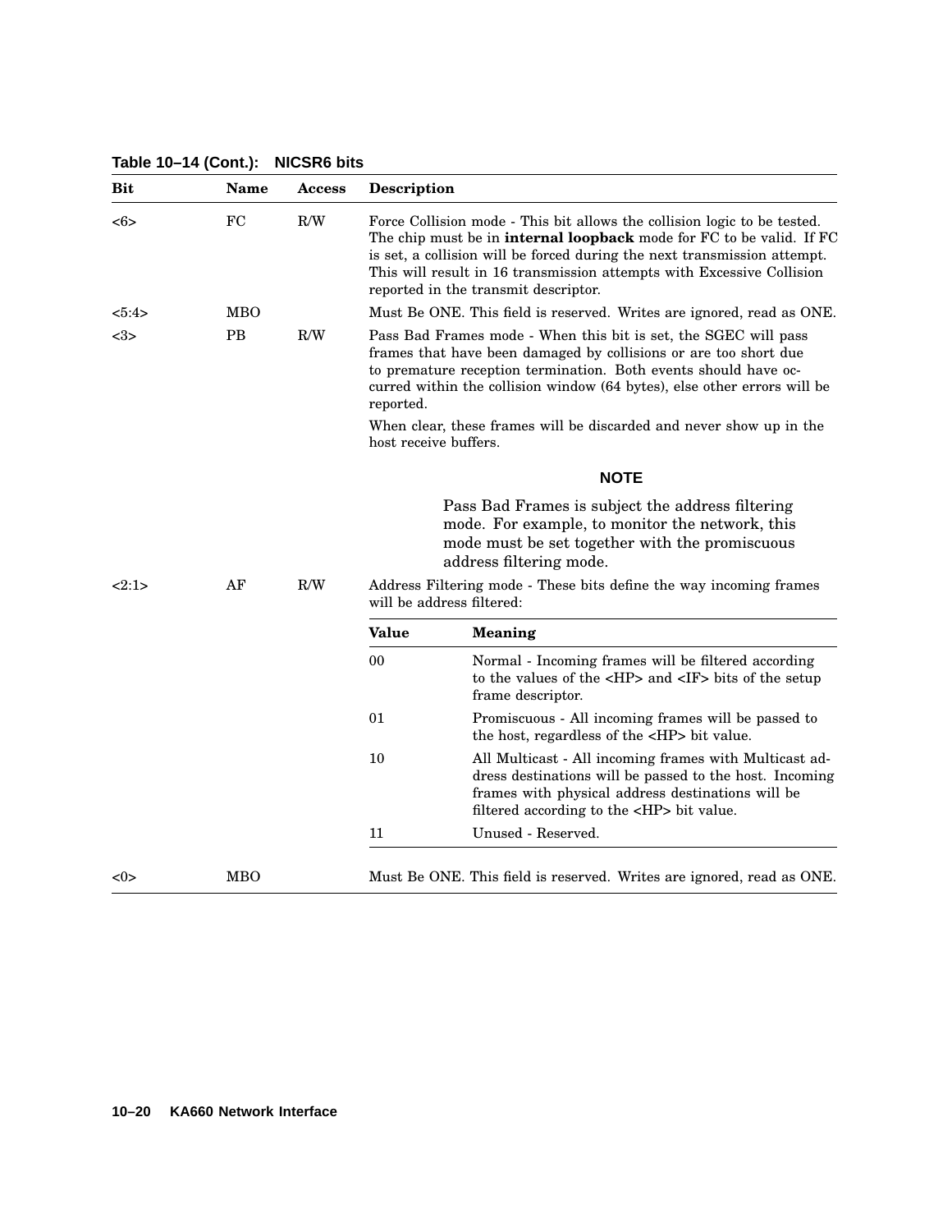**Table 10–14 (Cont.): NICSR6 bits**

| Bit | Name | Access | Description |
|---|---|---|---|
| <6> | FC | R/W | Force Collision mode - This bit allows the collision logic to be tested. The chip must be in **internal loopback** mode for FC to be valid. If FC is set, a collision will be forced during the next transmission attempt. This will result in 16 transmission attempts with Excessive Collision reported in the transmit descriptor. |
| <5:4> | MBO | | Must Be ONE. This field is reserved. Writes are ignored, read as ONE. |
| <3> | PB | R/W | Pass Bad Frames mode - When this bit is set, the SGEC will pass frames that have been damaged by collisions or are too short due to premature reception termination. Both events should have occurred within the collision window (64 bytes), else other errors will be reported.<br><br>When clear, these frames will be discarded and never show up in the host receive buffers.<br><br>**NOTE**<br><br>Pass Bad Frames is subject the address filtering mode. For example, to monitor the network, this mode must be set together with the promiscuous address filtering mode. |
| <2:1> | AF | R/W | Address Filtering mode - These bits define the way incoming frames will be address filtered:<br><br>**Value** — **Meaning**<br>00 — Normal - Incoming frames will be filtered according to the values of the <HP> and <IF> bits of the setup frame descriptor.<br>01 — Promiscuous - All incoming frames will be passed to the host, regardless of the <HP> bit value.<br>10 — All Multicast - All incoming frames with Multicast address destinations will be passed to the host. Incoming frames with physical address destinations will be filtered according to the <HP> bit value.<br>11 — Unused - Reserved. |
| <0> | MBO | | Must Be ONE. This field is reserved. Writes are ignored, read as ONE. |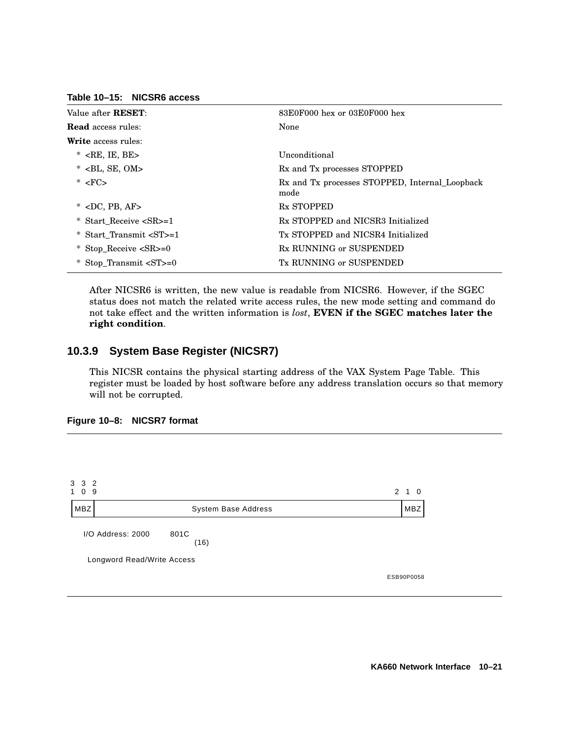**Table 10–15: NICSR6 access**

| | |
|---|---|
| Value after **RESET**: | 83E0F000 hex or 03E0F000 hex |
| **Read** access rules: | None |
| **Write** access rules: | |
| * <RE, IE, BE> | Unconditional |
| * <BL, SE, OM> | Rx and Tx processes STOPPED |
| * <FC> | Rx and Tx processes STOPPED, Internal_Loopback mode |
| * <DC, PB, AF> | Rx STOPPED |
| * Start_Receive <SR>=1 | Rx STOPPED and NICSR3 Initialized |
| * Start_Transmit <ST>=1 | Tx STOPPED and NICSR4 Initialized |
| * Stop_Receive <SR>=0 | Rx RUNNING or SUSPENDED |
| * Stop_Transmit <ST>=0 | Tx RUNNING or SUSPENDED |

After NICSR6 is written, the new value is readable from NICSR6. However, if the SGEC status does not match the related write access rules, the new mode setting and command do not take effect and the written information is *lost*, **EVEN if the SGEC matches later the right condition**.

### 10.3.9 System Base Register (NICSR7)

This NICSR contains the physical starting address of the VAX System Page Table. This register must be loaded by host software before any address translation occurs so that memory will not be corrupted.

**Figure 10–8: NICSR7 format**

| 31 30 | 29 ... 2 | 1 0 |
|---|---|---|
| MBZ | System Base Address | MBZ |

I/O Address: 2000 801C (16)

Longword Read/Write Access

ESB90P0058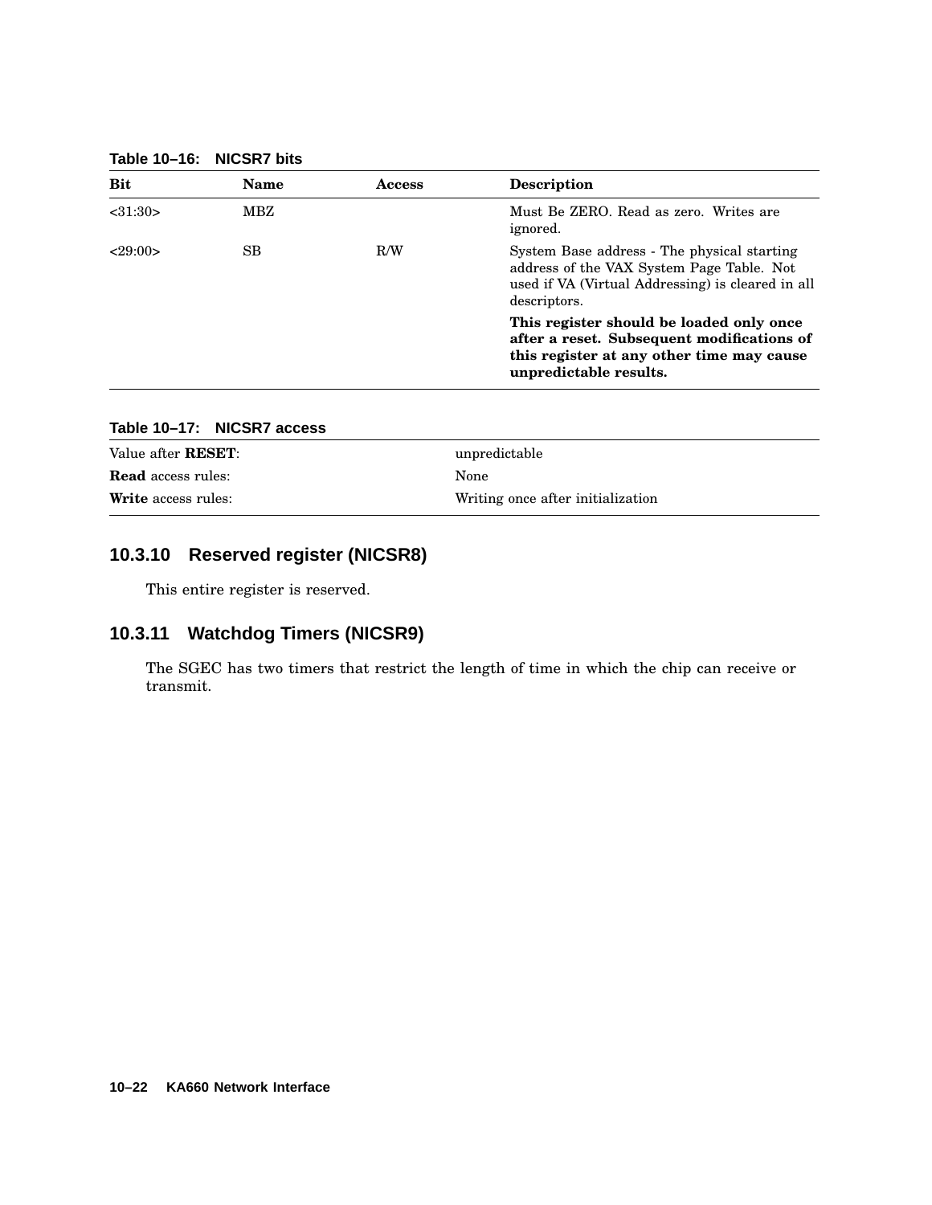**Table 10–16: NICSR7 bits**

| Bit | Name | Access | Description |
|---|---|---|---|
| <31:30> | MBZ | | Must Be ZERO. Read as zero. Writes are ignored. |
| <29:00> | SB | R/W | System Base address - The physical starting address of the VAX System Page Table. Not used if VA (Virtual Addressing) is cleared in all descriptors.<br>**This register should be loaded only once after a reset. Subsequent modifications of this register at any other time may cause unpredictable results.** |

**Table 10–17: NICSR7 access**

| | |
|---|---|
| Value after **RESET**: | unpredictable |
| **Read** access rules: | None |
| **Write** access rules: | Writing once after initialization |

### 10.3.10 Reserved register (NICSR8)

This entire register is reserved.

### 10.3.11 Watchdog Timers (NICSR9)

The SGEC has two timers that restrict the length of time in which the chip can receive or transmit.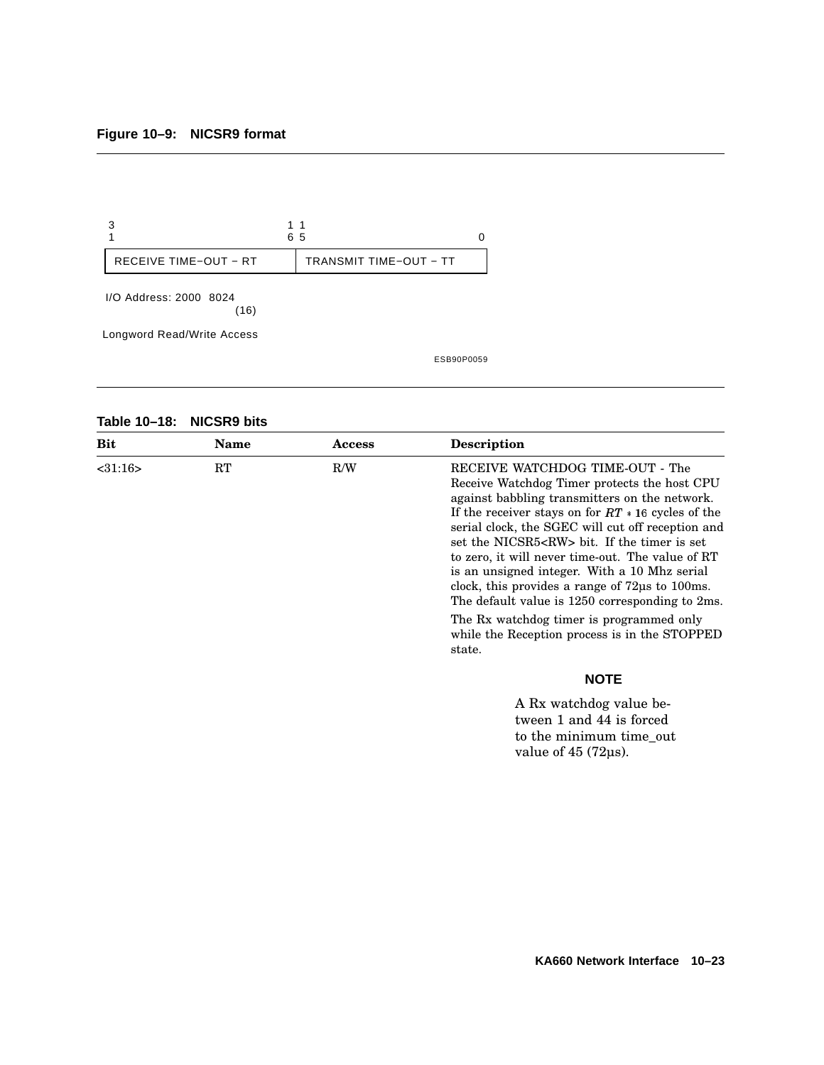**Figure 10–9: NICSR9 format**

| 31 ... 16 | 15 ... 0 |
|---|---|
| RECEIVE TIME−OUT − RT | TRANSMIT TIME−OUT − TT |

I/O Address: 2000 8024 (16)

Longword Read/Write Access

ESB90P0059

**Table 10–18: NICSR9 bits**

| Bit | Name | Access | Description |
|---|---|---|---|
| <31:16> | RT | R/W | RECEIVE WATCHDOG TIME-OUT - The Receive Watchdog Timer protects the host CPU against babbling transmitters on the network. If the receiver stays on for $RT * 16$ cycles of the serial clock, the SGEC will cut off reception and set the NICSR5<RW> bit. If the timer is set to zero, it will never time-out. The value of RT is an unsigned integer. With a 10 Mhz serial clock, this provides a range of 72µs to 100ms. The default value is 1250 corresponding to 2ms.<br><br>The Rx watchdog timer is programmed only while the Reception process is in the STOPPED state.<br><br>**NOTE**<br><br>A Rx watchdog value between 1 and 44 is forced to the minimum time_out value of 45 (72µs). |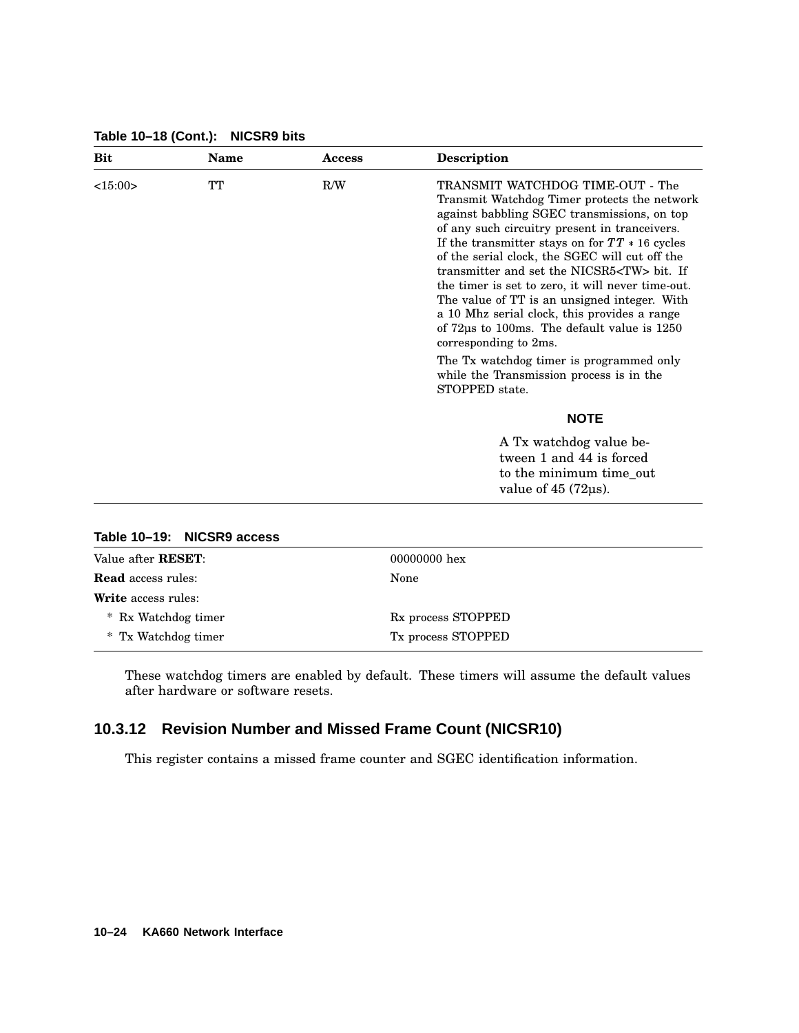**Table 10–18 (Cont.): NICSR9 bits**

| Bit | Name | Access | Description |
|---|---|---|---|
| <15:00> | TT | R/W | TRANSMIT WATCHDOG TIME-OUT - The Transmit Watchdog Timer protects the network against babbling SGEC transmissions, on top of any such circuitry present in tranceivers. If the transmitter stays on for $TT * 16$ cycles of the serial clock, the SGEC will cut off the transmitter and set the NICSR5<TW> bit. If the timer is set to zero, it will never time-out. The value of TT is an unsigned integer. With a 10 Mhz serial clock, this provides a range of 72µs to 100ms. The default value is 1250 corresponding to 2ms.<br><br>The Tx watchdog timer is programmed only while the Transmission process is in the STOPPED state.<br><br>**NOTE**<br><br>A Tx watchdog value between 1 and 44 is forced to the minimum time_out value of 45 (72µs). |

**Table 10–19: NICSR9 access**

| | |
|---|---|
| Value after **RESET**: | 00000000 hex |
| **Read** access rules: | None |
| **Write** access rules: | |
| * Rx Watchdog timer | Rx process STOPPED |
| * Tx Watchdog timer | Tx process STOPPED |

These watchdog timers are enabled by default. These timers will assume the default values after hardware or software resets.

### 10.3.12 Revision Number and Missed Frame Count (NICSR10)

This register contains a missed frame counter and SGEC identification information.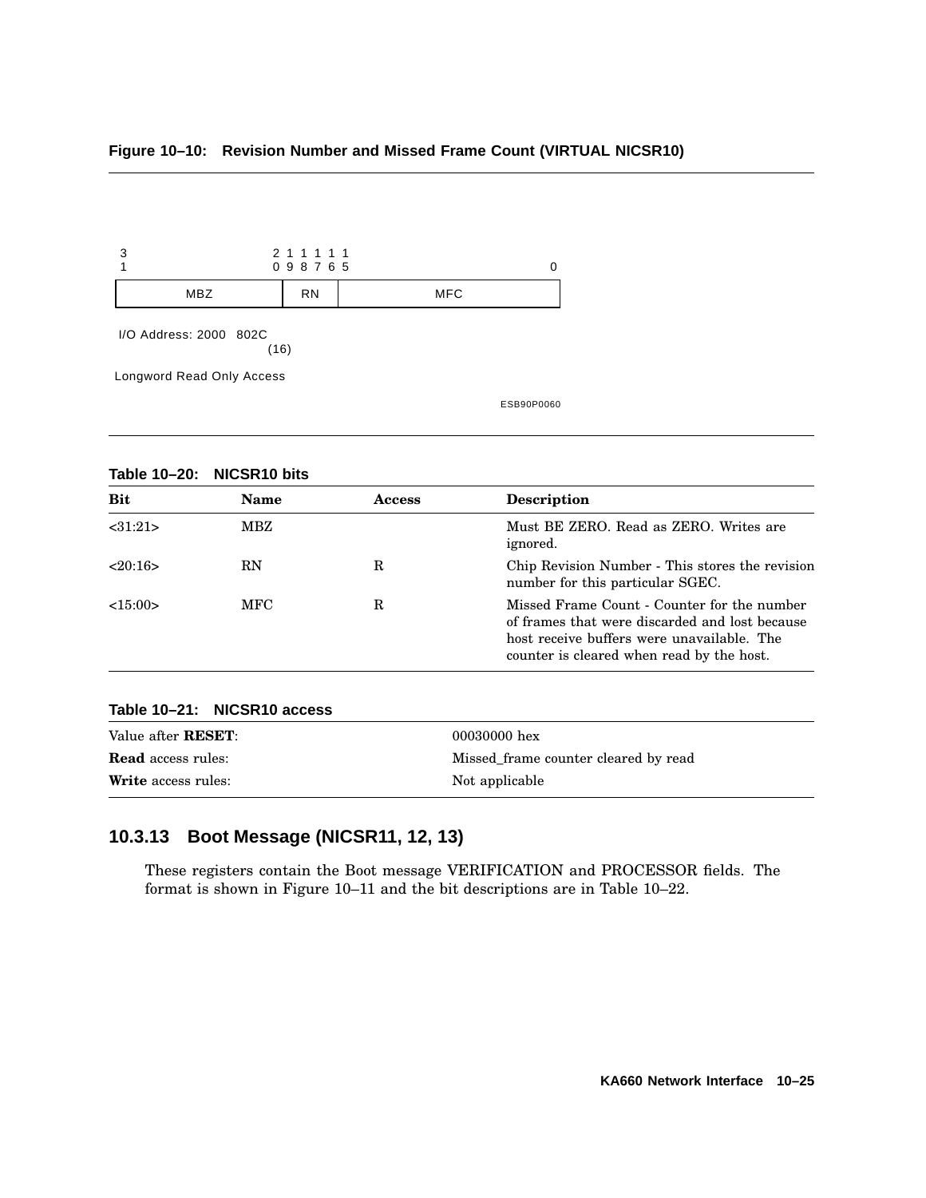**Figure 10–10: Revision Number and Missed Frame Count (VIRTUAL NICSR10)**

```
3                    2 1 1 1 1 1
1                    0 9 8 7 6 5                    0
+--------------------+------+-----------------------+
|        MBZ         |  RN  |          MFC          |
+--------------------+------+-----------------------+

I/O Address: 2000 802C
                      (16)

Longword Read Only Access

                                            ESB90P0060
```

**Table 10–20: NICSR10 bits**

| Bit | Name | Access | Description |
|---|---|---|---|
| <31:21> | MBZ | | Must BE ZERO. Read as ZERO. Writes are ignored. |
| <20:16> | RN | R | Chip Revision Number - This stores the revision number for this particular SGEC. |
| <15:00> | MFC | R | Missed Frame Count - Counter for the number of frames that were discarded and lost because host receive buffers were unavailable. The counter is cleared when read by the host. |

**Table 10–21: NICSR10 access**

| | |
|---|---|
| Value after **RESET**: | 00030000 hex |
| **Read** access rules: | Missed_frame counter cleared by read |
| **Write** access rules: | Not applicable |

### 10.3.13 Boot Message (NICSR11, 12, 13)

These registers contain the Boot message VERIFICATION and PROCESSOR fields. The format is shown in Figure 10–11 and the bit descriptions are in Table 10–22.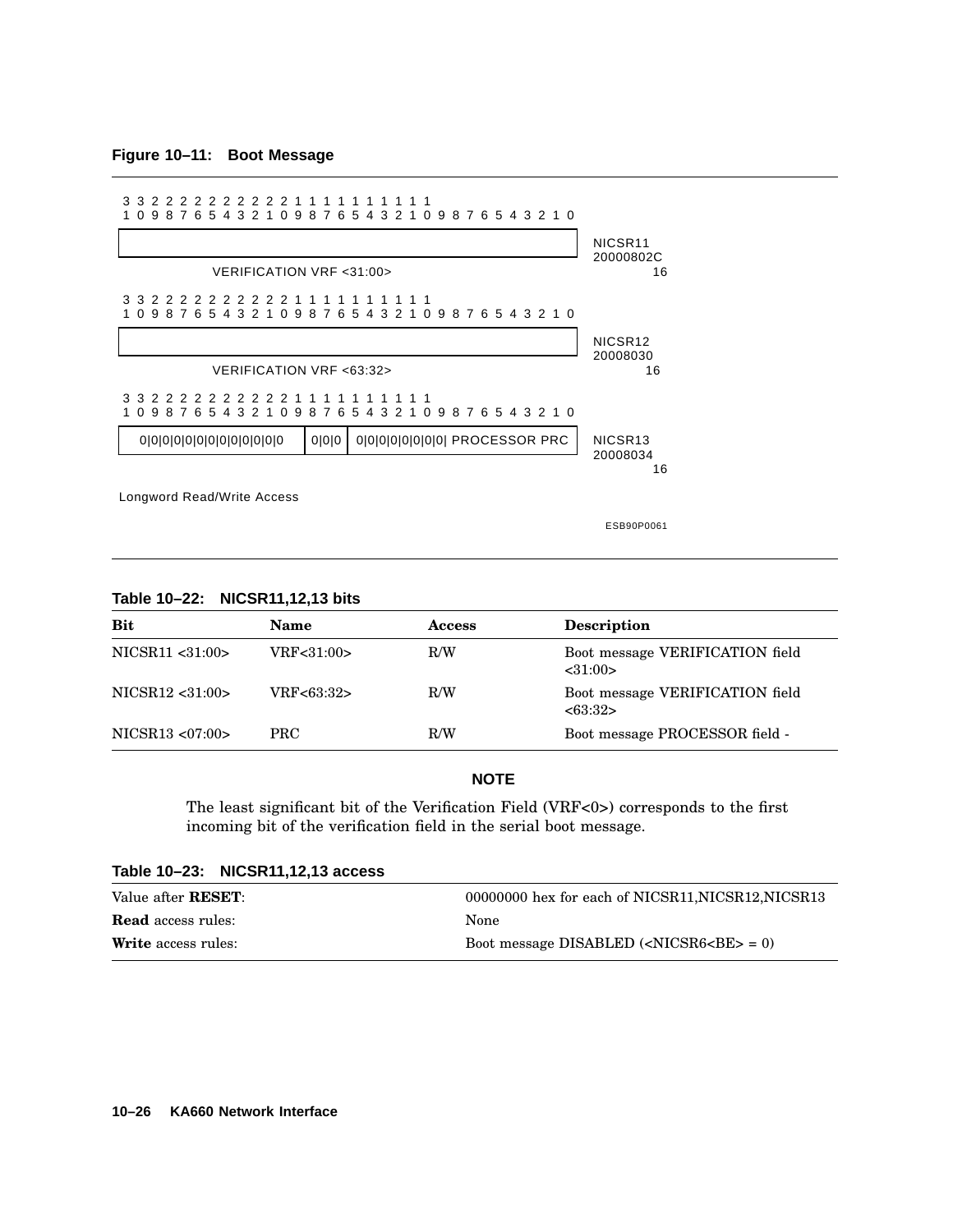**Figure 10–11: Boot Message**

```
3 3 2 2 2 2 2 2 2 2 2 2 1 1 1 1 1 1 1 1 1 1
1 0 9 8 7 6 5 4 3 2 1 0 9 8 7 6 5 4 3 2 1 0 9 8 7 6 5 4 3 2 1 0
+---------------------------------------------------------------+
|                                                               |  NICSR11
+---------------------------------------------------------------+  20000802C
              VERIFICATION VRF <31:00>                                    16

3 3 2 2 2 2 2 2 2 2 2 2 1 1 1 1 1 1 1 1 1 1
1 0 9 8 7 6 5 4 3 2 1 0 9 8 7 6 5 4 3 2 1 0 9 8 7 6 5 4 3 2 1 0
+---------------------------------------------------------------+
|                                                               |  NICSR12
+---------------------------------------------------------------+  20008030
              VERIFICATION VRF <63:32>                                   16

3 3 2 2 2 2 2 2 2 2 2 2 1 1 1 1 1 1 1 1 1 1
1 0 9 8 7 6 5 4 3 2 1 0 9 8 7 6 5 4 3 2 1 0 9 8 7 6 5 4 3 2 1 0
+---------------------------------------------------------------+
| 0|0|0|0|0|0|0|0|0|0|0|0|0 |0|0|0| 0|0|0|0|0|0|0|0| PROCESSOR PRC |  NICSR13
+---------------------------------------------------------------+  20008034
                                                                          16

Longword Read/Write Access
```

ESB90P0061

**Table 10–22: NICSR11,12,13 bits**

| Bit | Name | Access | Description |
|---|---|---|---|
| NICSR11 <31:00> | VRF<31:00> | R/W | Boot message VERIFICATION field <31:00> |
| NICSR12 <31:00> | VRF<63:32> | R/W | Boot message VERIFICATION field <63:32> |
| NICSR13 <07:00> | PRC | R/W | Boot message PROCESSOR field - |

**NOTE**

The least significant bit of the Verification Field (VRF<0>) corresponds to the first incoming bit of the verification field in the serial boot message.

**Table 10–23: NICSR11,12,13 access**

| | |
|---|---|
| Value after **RESET**: | 00000000 hex for each of NICSR11,NICSR12,NICSR13 |
| **Read** access rules: | None |
| **Write** access rules: | Boot message DISABLED (<NICSR6<BE> = 0) |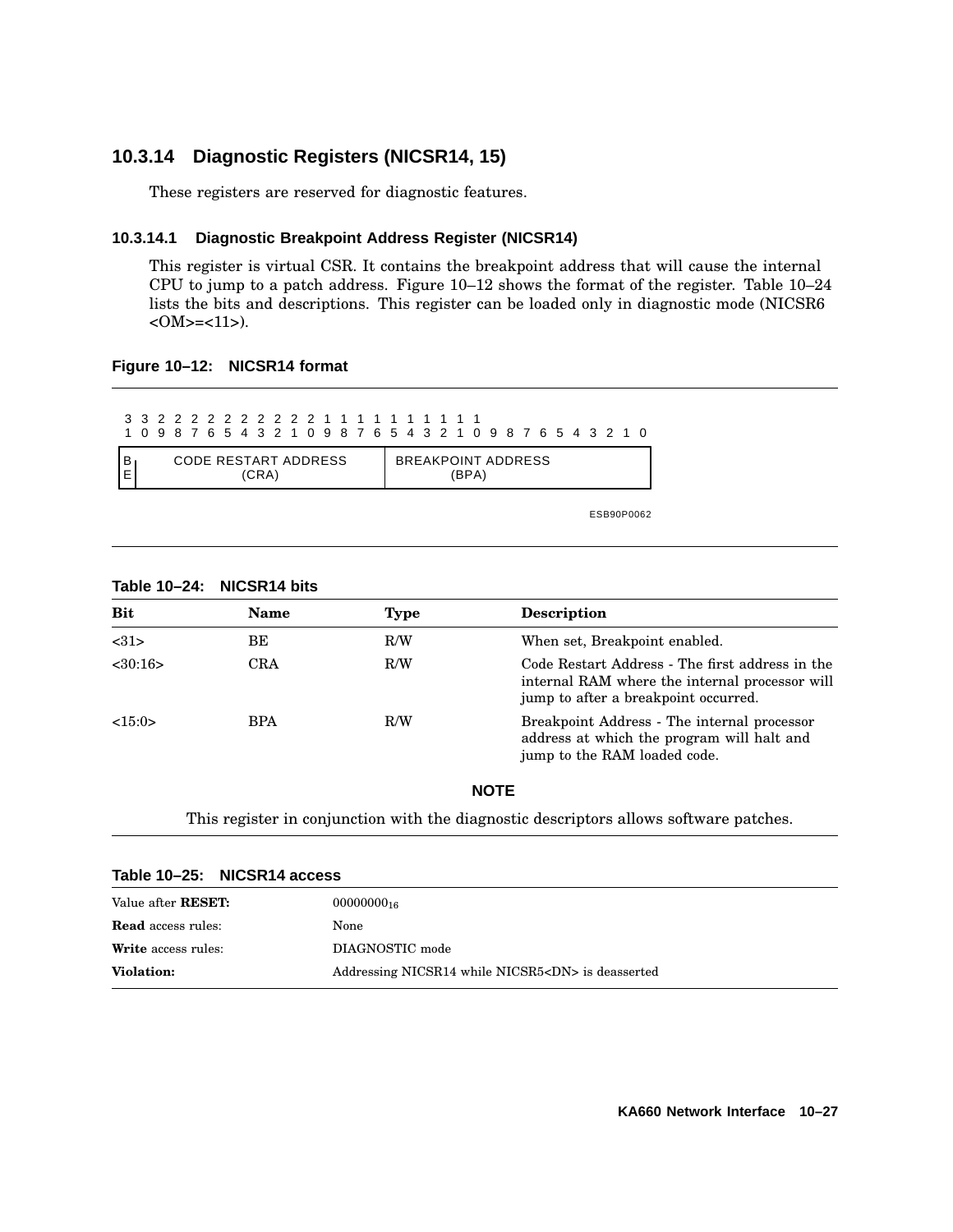### 10.3.14 Diagnostic Registers (NICSR14, 15)

These registers are reserved for diagnostic features.

#### 10.3.14.1 Diagnostic Breakpoint Address Register (NICSR14)

This register is virtual CSR. It contains the breakpoint address that will cause the internal CPU to jump to a patch address. Figure 10–12 shows the format of the register. Table 10–24 lists the bits and descriptions. This register can be loaded only in diagnostic mode (NICSR6 <OM>=<11>).

**Figure 10–12: NICSR14 format**

| 31 | 30:16 | 15:0 |
|---|---|---|
| BE | CODE RESTART ADDRESS (CRA) | BREAKPOINT ADDRESS (BPA) |

ESB90P0062

**Table 10–24: NICSR14 bits**

| Bit | Name | Type | Description |
|---|---|---|---|
| <31> | BE | R/W | When set, Breakpoint enabled. |
| <30:16> | CRA | R/W | Code Restart Address - The first address in the internal RAM where the internal processor will jump to after a breakpoint occurred. |
| <15:0> | BPA | R/W | Breakpoint Address - The internal processor address at which the program will halt and jump to the RAM loaded code. |

**NOTE**

This register in conjunction with the diagnostic descriptors allows software patches.

**Table 10–25: NICSR14 access**

| | |
|---|---|
| Value after **RESET:** | $00000000_{16}$ |
| **Read** access rules: | None |
| **Write** access rules: | DIAGNOSTIC mode |
| **Violation:** | Addressing NICSR14 while NICSR5<DN> is deasserted |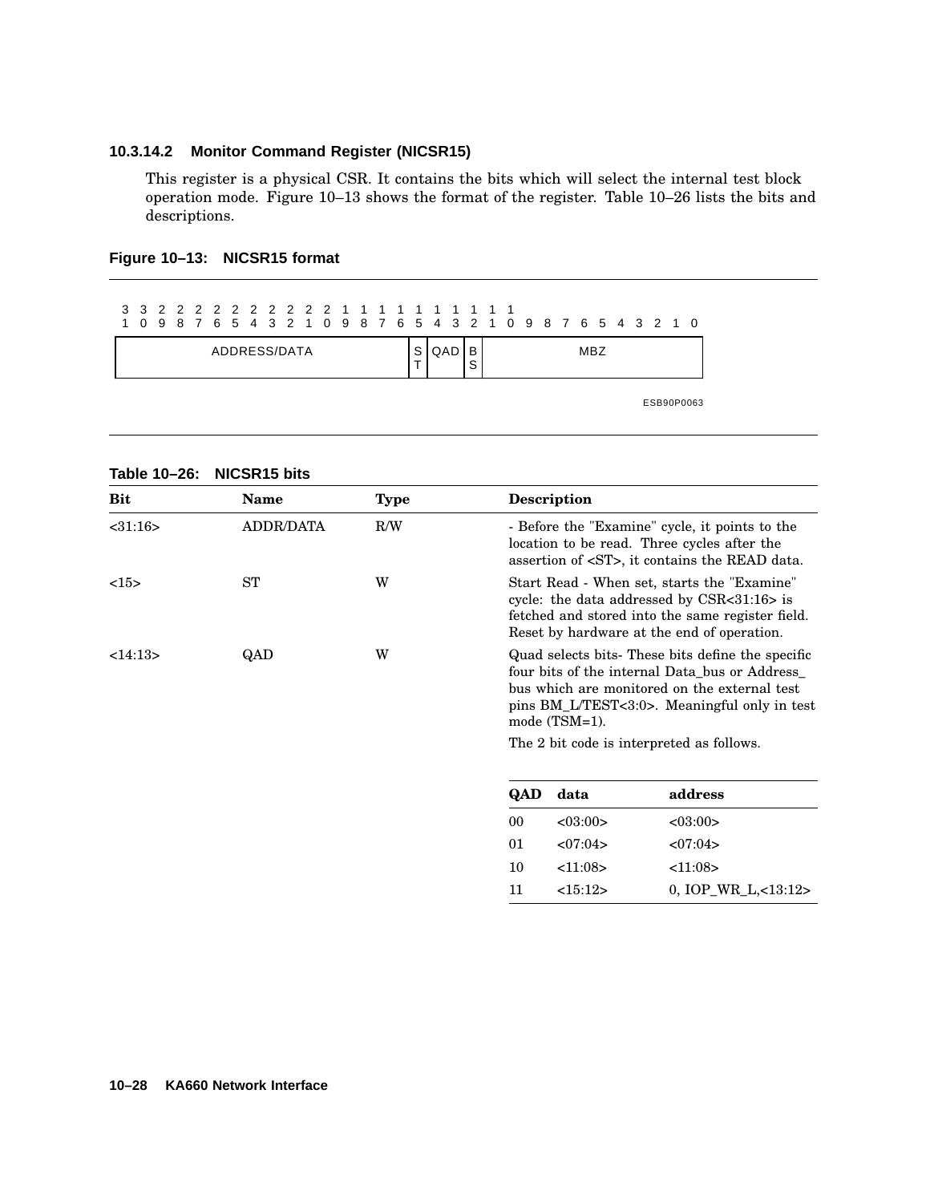#### 10.3.14.2 Monitor Command Register (NICSR15)

This register is a physical CSR. It contains the bits which will select the internal test block operation mode. Figure 10–13 shows the format of the register. Table 10–26 lists the bits and descriptions.

**Figure 10–13: NICSR15 format**

| 31:16 | 15 | 14:13 | 12 | 11:0 |
|---|---|---|---|---|
| ADDRESS/DATA | ST | QAD | BS | MBZ |

ESB90P0063

**Table 10–26: NICSR15 bits**

| Bit | Name | Type | Description |
|---|---|---|---|
| <31:16> | ADDR/DATA | R/W | - Before the "Examine" cycle, it points to the location to be read. Three cycles after the assertion of <ST>, it contains the READ data. |
| <15> | ST | W | Start Read - When set, starts the "Examine" cycle: the data addressed by CSR<31:16> is fetched and stored into the same register field. Reset by hardware at the end of operation. |
| <14:13> | QAD | W | Quad selects bits- These bits define the specific four bits of the internal Data_bus or Address_ bus which are monitored on the external test pins BM_L/TEST<3:0>. Meaningful only in test mode (TSM=1). The 2 bit code is interpreted as follows. |

| QAD | data | address |
|---|---|---|
| 00 | <03:00> | <03:00> |
| 01 | <07:04> | <07:04> |
| 10 | <11:08> | <11:08> |
| 11 | <15:12> | 0, IOP_WR_L,<13:12> |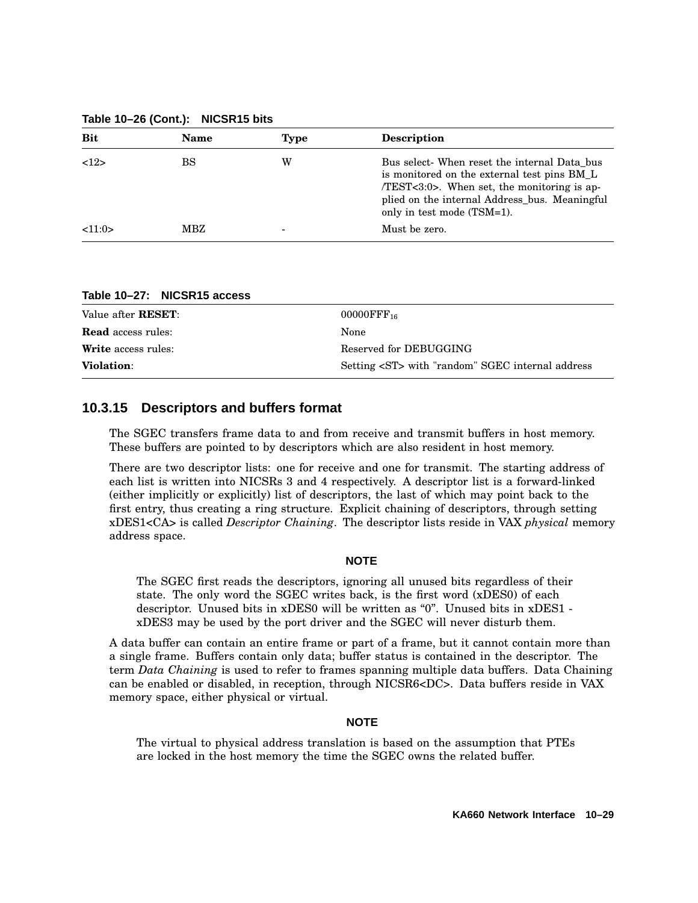**Table 10–26 (Cont.): NICSR15 bits**

| Bit | Name | Type | Description |
|---|---|---|---|
| <12> | BS | W | Bus select- When reset the internal Data_bus is monitored on the external test pins BM_L /TEST<3:0>. When set, the monitoring is applied on the internal Address_bus. Meaningful only in test mode (TSM=1). |
| <11:0> | MBZ | - | Must be zero. |

**Table 10–27: NICSR15 access**

| | |
|---|---|
| Value after **RESET**: | $00000FFF_{16}$ |
| **Read** access rules: | None |
| **Write** access rules: | Reserved for DEBUGGING |
| **Violation**: | Setting <ST> with "random" SGEC internal address |

### 10.3.15 Descriptors and buffers format

The SGEC transfers frame data to and from receive and transmit buffers in host memory. These buffers are pointed to by descriptors which are also resident in host memory.

There are two descriptor lists: one for receive and one for transmit. The starting address of each list is written into NICSRs 3 and 4 respectively. A descriptor list is a forward-linked (either implicitly or explicitly) list of descriptors, the last of which may point back to the first entry, thus creating a ring structure. Explicit chaining of descriptors, through setting xDES1<CA> is called *Descriptor Chaining*. The descriptor lists reside in VAX *physical* memory address space.

**NOTE**

The SGEC first reads the descriptors, ignoring all unused bits regardless of their state. The only word the SGEC writes back, is the first word (xDES0) of each descriptor. Unused bits in xDES0 will be written as “0”. Unused bits in xDES1 - xDES3 may be used by the port driver and the SGEC will never disturb them.

A data buffer can contain an entire frame or part of a frame, but it cannot contain more than a single frame. Buffers contain only data; buffer status is contained in the descriptor. The term *Data Chaining* is used to refer to frames spanning multiple data buffers. Data Chaining can be enabled or disabled, in reception, through NICSR6<DC>. Data buffers reside in VAX memory space, either physical or virtual.

**NOTE**

The virtual to physical address translation is based on the assumption that PTEs are locked in the host memory the time the SGEC owns the related buffer.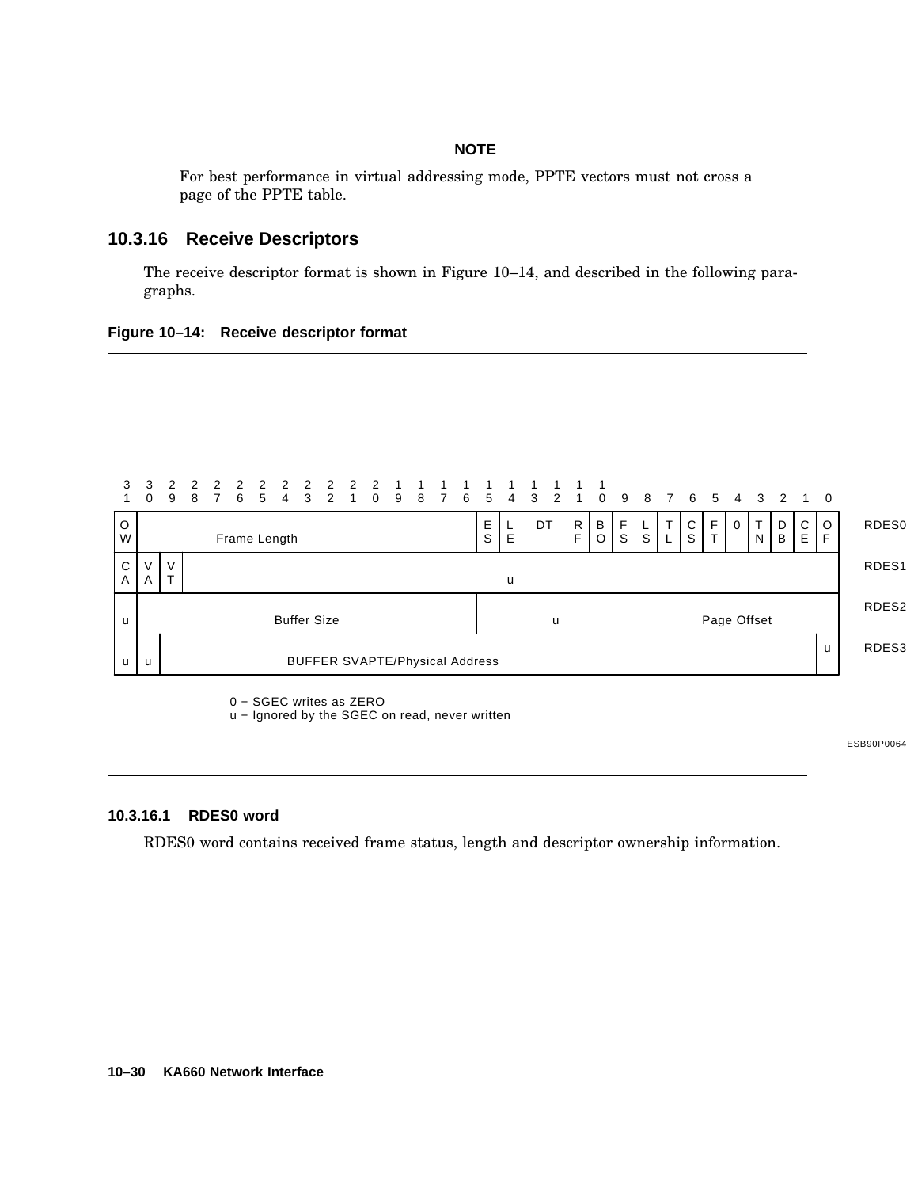**NOTE**

For best performance in virtual addressing mode, PPTE vectors must not cross a page of the PPTE table.

## 10.3.16 Receive Descriptors

The receive descriptor format is shown in Figure 10–14, and described in the following paragraphs.

**Figure 10–14: Receive descriptor format**

| Word | 31 | 30 | 29 | 28–16 | 15 | 14 | 13–12 | 11 | 10 | 9 | 8 | 7 | 6 | 5 | 4 | 3 | 2 | 1 | 0 |
|---|---|---|---|---|---|---|---|---|---|---|---|---|---|---|---|---|---|---|---|
| RDES0 | OW | Frame Length | | | ES | LE | DT | RF | BO | FS | LS | TL | CS | FT | 0 | TN | DB | CE | OF |
| RDES1 | CA | VA | VT | u | | | | | | | | | | | | | | | |
| RDES2 | u | Buffer Size | | | u | | | | | Page Offset | | | | | | | | | |
| RDES3 | u | u | BUFFER SVAPTE/Physical Address | | | | | | | | | | | | | | | | u |

0 − SGEC writes as ZERO
u − Ignored by the SGEC on read, never written

ESB90P0064

### 10.3.16.1 RDES0 word

RDES0 word contains received frame status, length and descriptor ownership information.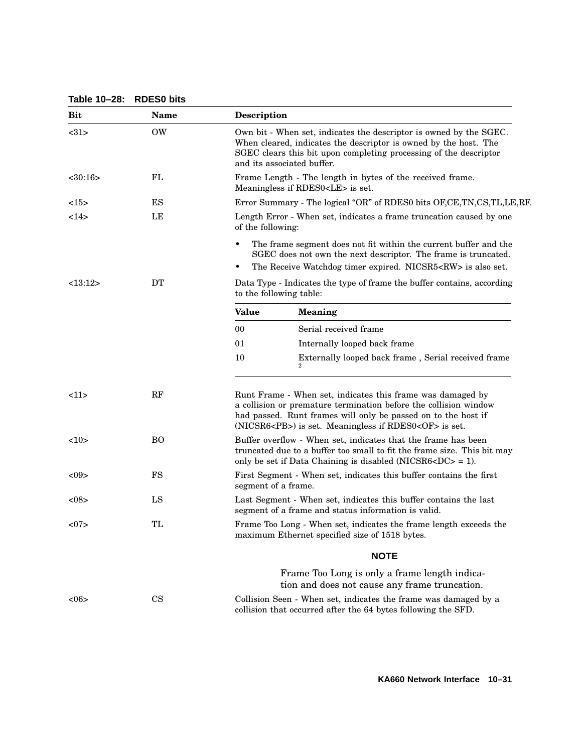**Table 10–28: RDES0 bits**

| Bit | Name | Description |
|---|---|---|
| <31> | OW | Own bit - When set, indicates the descriptor is owned by the SGEC. When cleared, indicates the descriptor is owned by the host. The SGEC clears this bit upon completing processing of the descriptor and its associated buffer. |
| <30:16> | FL | Frame Length - The length in bytes of the received frame. Meaningless if RDES0<LE> is set. |
| <15> | ES | Error Summary - The logical “OR” of RDES0 bits OF,CE,TN,CS,TL,LE,RF. |
| <14> | LE | Length Error - When set, indicates a frame truncation caused by one of the following:<br>• The frame segment does not fit within the current buffer and the SGEC does not own the next descriptor. The frame is truncated.<br>• The Receive Watchdog timer expired. NICSR5<RW> is also set. |
| <13:12> | DT | Data Type - Indicates the type of frame the buffer contains, according to the following table:<br><br>**Value** — **Meaning**<br>00 — Serial received frame<br>01 — Internally looped back frame<br>10 — Externally looped back frame , Serial received frame [2] |
| <11> | RF | Runt Frame - When set, indicates this frame was damaged by a collision or premature termination before the collision window had passed. Runt frames will only be passed on to the host if (NICSR6<PB>) is set. Meaningless if RDES0<OF> is set. |
| <10> | BO | Buffer overflow - When set, indicates that the frame has been truncated due to a buffer too small to fit the frame size. This bit may only be set if Data Chaining is disabled (NICSR6<DC> = 1). |
| <09> | FS | First Segment - When set, indicates this buffer contains the first segment of a frame. |
| <08> | LS | Last Segment - When set, indicates this buffer contains the last segment of a frame and status information is valid. |
| <07> | TL | Frame Too Long - When set, indicates the frame length exceeds the maximum Ethernet specified size of 1518 bytes.<br><br>**NOTE**<br><br>Frame Too Long is only a frame length indication and does not cause any frame truncation. |
| <06> | CS | Collision Seen - When set, indicates the frame was damaged by a collision that occurred after the 64 bytes following the SFD. |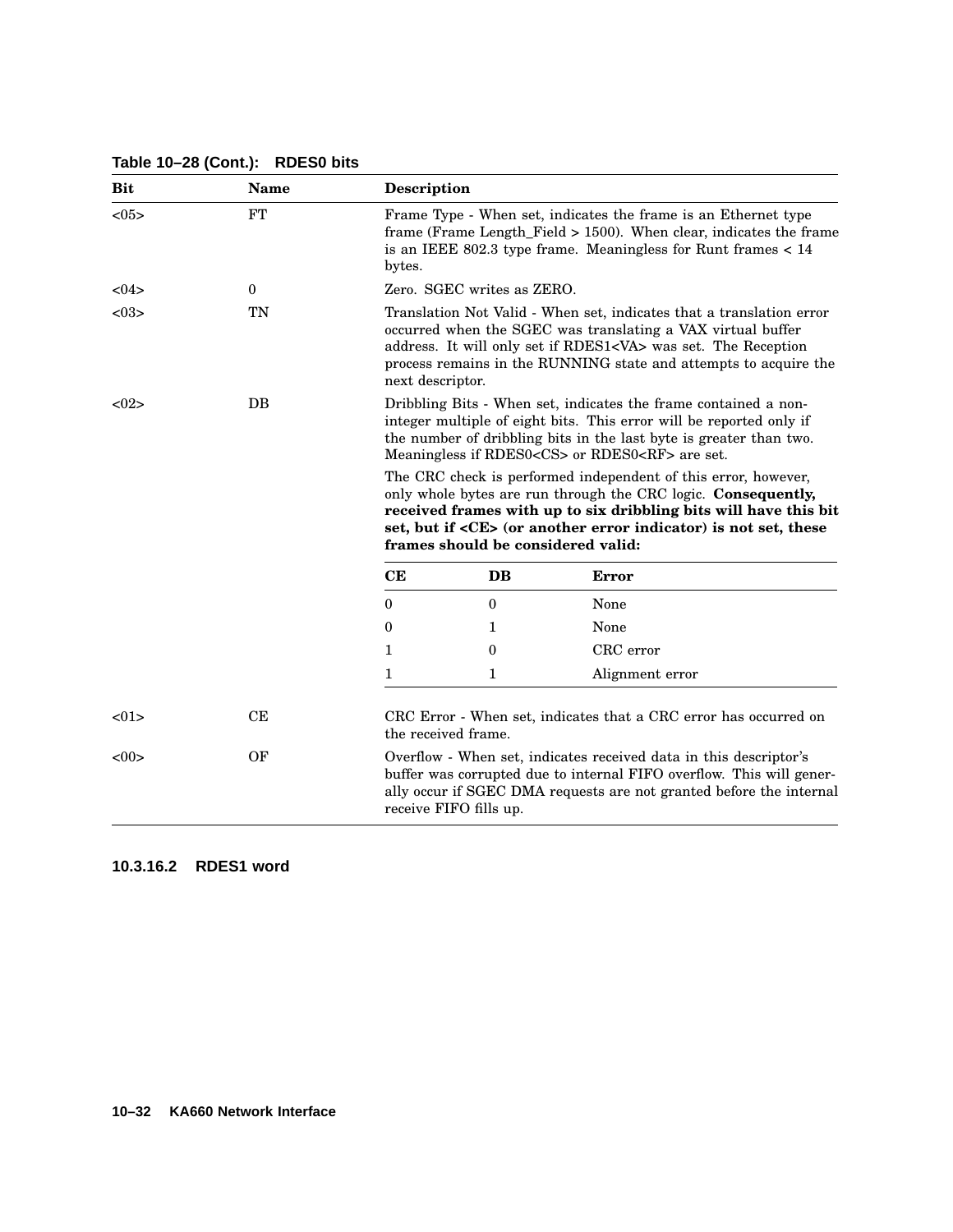**Table 10–28 (Cont.): RDES0 bits**

| Bit | Name | Description |
|---|---|---|
| <05> | FT | Frame Type - When set, indicates the frame is an Ethernet type frame (Frame Length_Field > 1500). When clear, indicates the frame is an IEEE 802.3 type frame. Meaningless for Runt frames < 14 bytes. |
| <04> | 0 | Zero. SGEC writes as ZERO. |
| <03> | TN | Translation Not Valid - When set, indicates that a translation error occurred when the SGEC was translating a VAX virtual buffer address. It will only set if RDES1<VA> was set. The Reception process remains in the RUNNING state and attempts to acquire the next descriptor. |
| <02> | DB | Dribbling Bits - When set, indicates the frame contained a non-integer multiple of eight bits. This error will be reported only if the number of dribbling bits in the last byte is greater than two. Meaningless if RDES0<CS> or RDES0<RF> are set. <br><br> The CRC check is performed independent of this error, however, only whole bytes are run through the CRC logic. **Consequently, received frames with up to six dribbling bits will have this bit set, but if <CE> (or another error indicator) is not set, these frames should be considered valid:** <br><br> CE=0, DB=0: None <br> CE=0, DB=1: None <br> CE=1, DB=0: CRC error <br> CE=1, DB=1: Alignment error |
| <01> | CE | CRC Error - When set, indicates that a CRC error has occurred on the received frame. |
| <00> | OF | Overflow - When set, indicates received data in this descriptor's buffer was corrupted due to internal FIFO overflow. This will generally occur if SGEC DMA requests are not granted before the internal receive FIFO fills up. |

| CE | DB | Error |
|---|---|---|
| 0 | 0 | None |
| 0 | 1 | None |
| 1 | 0 | CRC error |
| 1 | 1 | Alignment error |

#### 10.3.16.2 RDES1 word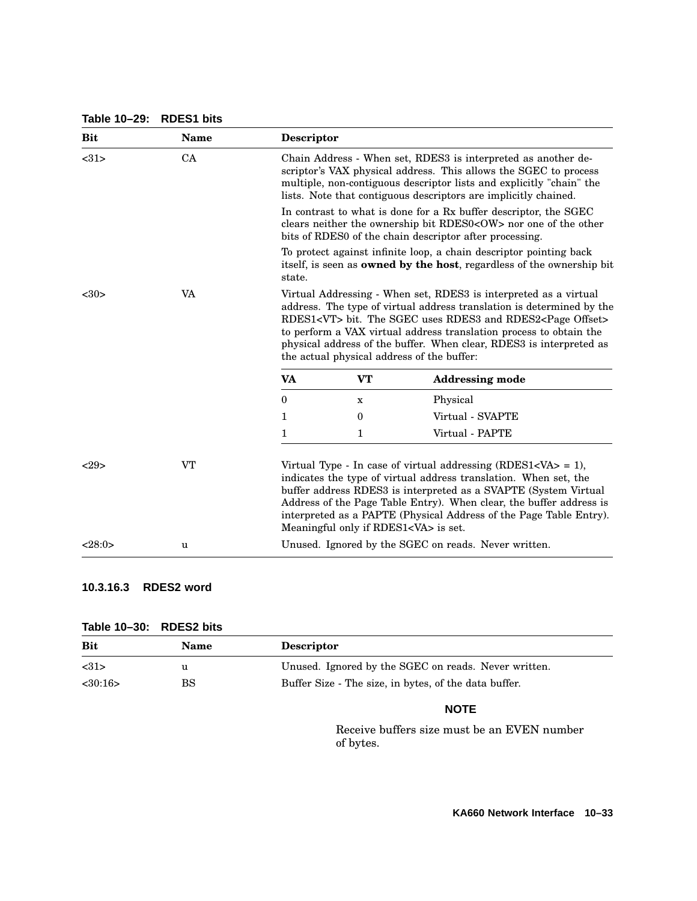**Table 10–29: RDES1 bits**

| Bit | Name | Descriptor |
|---|---|---|
| <31> | CA | Chain Address - When set, RDES3 is interpreted as another descriptor's VAX physical address. This allows the SGEC to process multiple, non-contiguous descriptor lists and explicitly "chain" the lists. Note that contiguous descriptors are implicitly chained.<br><br>In contrast to what is done for a Rx buffer descriptor, the SGEC clears neither the ownership bit RDES0<OW> nor one of the other bits of RDES0 of the chain descriptor after processing.<br><br>To protect against infinite loop, a chain descriptor pointing back itself, is seen as **owned by the host**, regardless of the ownership bit state. |
| <30> | VA | Virtual Addressing - When set, RDES3 is interpreted as a virtual address. The type of virtual address translation is determined by the RDES1<VT> bit. The SGEC uses RDES3 and RDES2<Page Offset> to perform a VAX virtual address translation process to obtain the physical address of the buffer. When clear, RDES3 is interpreted as the actual physical address of the buffer:<br><br>VA=0, VT=x: Physical<br>VA=1, VT=0: Virtual - SVAPTE<br>VA=1, VT=1: Virtual - PAPTE |
| <29> | VT | Virtual Type - In case of virtual addressing (RDES1<VA> = 1), indicates the type of virtual address translation. When set, the buffer address RDES3 is interpreted as a SVAPTE (System Virtual Address of the Page Table Entry). When clear, the buffer address is interpreted as a PAPTE (Physical Address of the Page Table Entry). Meaningful only if RDES1<VA> is set. |
| <28:0> | u | Unused. Ignored by the SGEC on reads. Never written. |

| VA | VT | Addressing mode |
|---|---|---|
| 0 | x | Physical |
| 1 | 0 | Virtual - SVAPTE |
| 1 | 1 | Virtual - PAPTE |

#### 10.3.16.3 RDES2 word

**Table 10–30: RDES2 bits**

| Bit | Name | Descriptor |
|---|---|---|
| <31> | u | Unused. Ignored by the SGEC on reads. Never written. |
| <30:16> | BS | Buffer Size - The size, in bytes, of the data buffer. |

**NOTE**

Receive buffers size must be an EVEN number of bytes.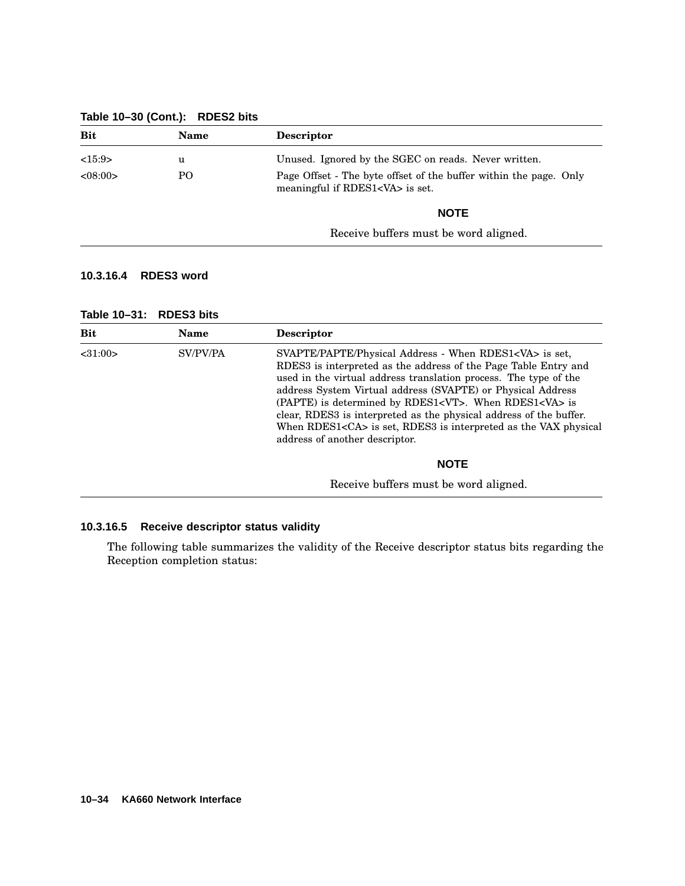**Table 10–30 (Cont.): RDES2 bits**

| Bit | Name | Descriptor |
|---|---|---|
| <15:9> | u | Unused. Ignored by the SGEC on reads. Never written. |
| <08:00> | PO | Page Offset - The byte offset of the buffer within the page. Only meaningful if RDES1<VA> is set.<br><br>**NOTE**<br><br>Receive buffers must be word aligned. |

#### 10.3.16.4 RDES3 word

**Table 10–31: RDES3 bits**

| Bit | Name | Descriptor |
|---|---|---|
| <31:00> | SV/PV/PA | SVAPTE/PAPTE/Physical Address - When RDES1<VA> is set, RDES3 is interpreted as the address of the Page Table Entry and used in the virtual address translation process. The type of the address System Virtual address (SVAPTE) or Physical Address (PAPTE) is determined by RDES1<VT>. When RDES1<VA> is clear, RDES3 is interpreted as the physical address of the buffer. When RDES1<CA> is set, RDES3 is interpreted as the VAX physical address of another descriptor.<br><br>**NOTE**<br><br>Receive buffers must be word aligned. |

#### 10.3.16.5 Receive descriptor status validity

The following table summarizes the validity of the Receive descriptor status bits regarding the Reception completion status: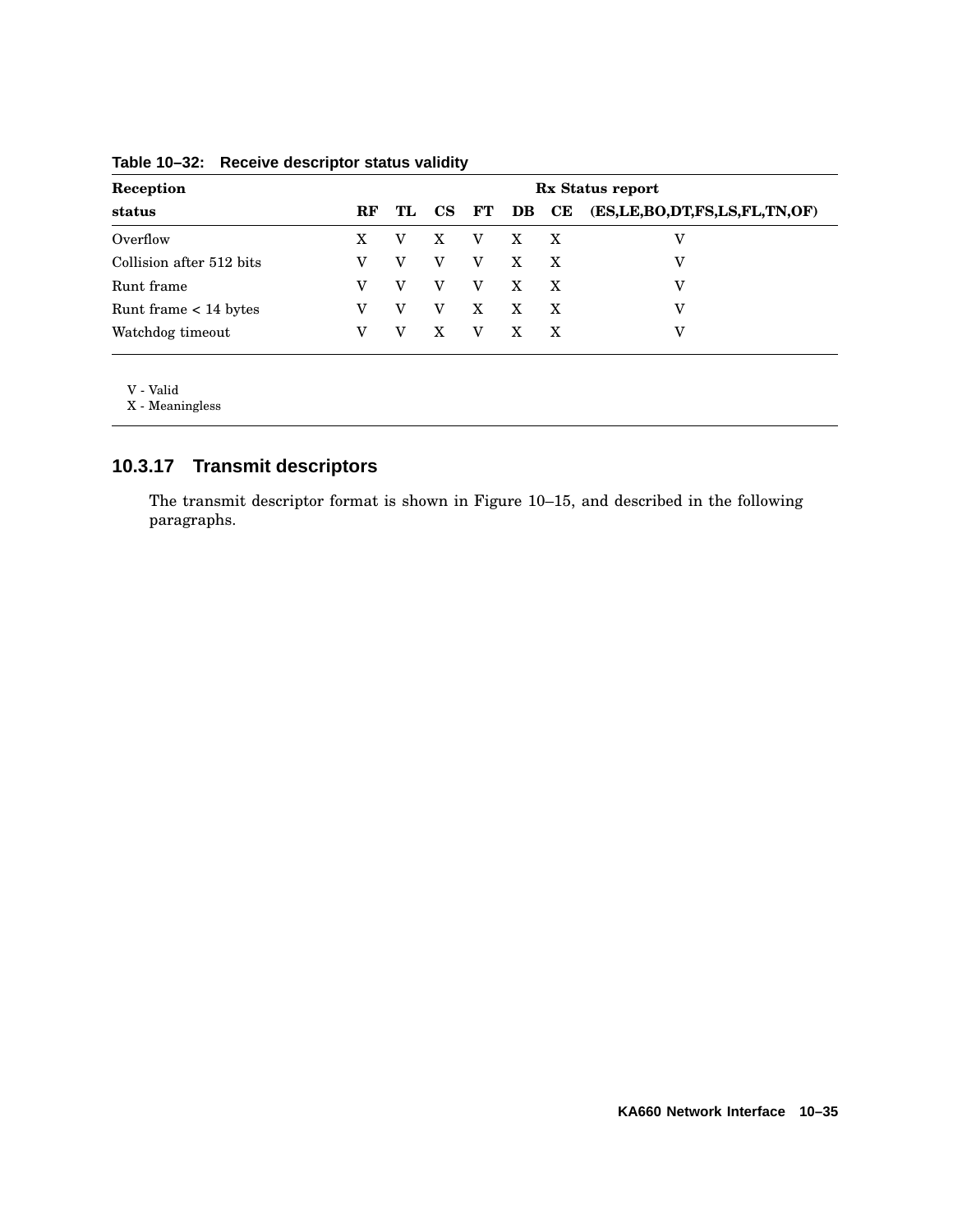**Table 10–32: Receive descriptor status validity**

| Reception | Rx Status report | | | | | | |
|---|---|---|---|---|---|---|---|
| status | RF | TL | CS | FT | DB | CE | (ES,LE,BO,DT,FS,LS,FL,TN,OF) |
| Overflow | X | V | X | V | X | X | V |
| Collision after 512 bits | V | V | V | V | X | X | V |
| Runt frame | V | V | V | V | X | X | V |
| Runt frame < 14 bytes | V | V | V | X | X | X | V |
| Watchdog timeout | V | V | X | V | X | X | V |

V - Valid
X - Meaningless

### 10.3.17 Transmit descriptors

The transmit descriptor format is shown in Figure 10–15, and described in the following paragraphs.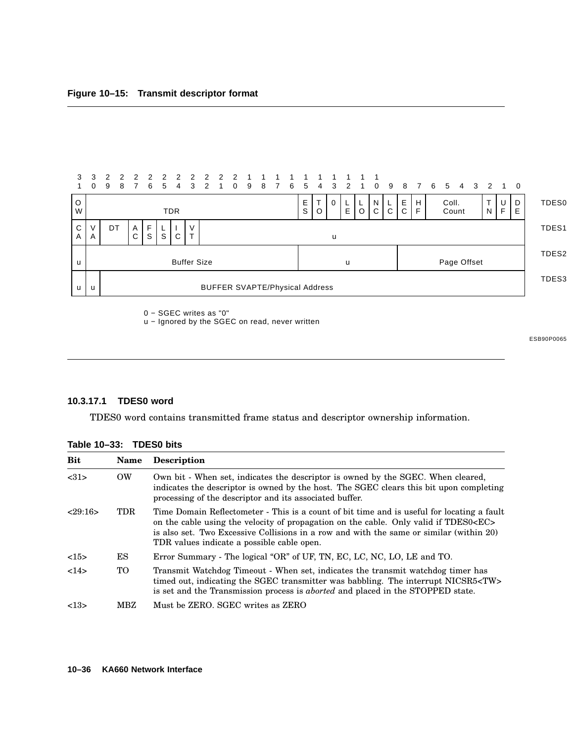**Figure 10–15: Transmit descriptor format**

| 31 | 30 | 29 28 | 27 | 26 | 25 | 24 | 23 | 22 ... 16 | 15 | 14 | 13 | 12 | 11 | 10 | 9 | 8 | 7 | 6 5 4 3 | 2 | 1 | 0 | |
|---|---|---|---|---|---|---|---|---|---|---|---|---|---|---|---|---|---|---|---|---|---|---|
| OW | TDR | | | | | | | | ES | TO | 0 | LE | LO | NC | LC | EC | HF | Coll. Count | TN | UF | DE | TDES0 |
| CA | VA | DT | AC | FS | LS | IC | VT | u | | | | | | | | | | | | | | TDES1 |
| u | Buffer Size | | | | | | | | u | | | | | | | | Page Offset | | | | | TDES2 |
| u | u | BUFFER SVAPTE/Physical Address | | | | | | | | | | | | | | | | | | | | TDES3 |

0 − SGEC writes as "0"
u − Ignored by the SGEC on read, never written

ESB90P0065

#### 10.3.17.1 TDES0 word

TDES0 word contains transmitted frame status and descriptor ownership information.

**Table 10–33: TDES0 bits**

| Bit | Name | Description |
|---|---|---|
| <31> | OW | Own bit - When set, indicates the descriptor is owned by the SGEC. When cleared, indicates the descriptor is owned by the host. The SGEC clears this bit upon completing processing of the descriptor and its associated buffer. |
| <29:16> | TDR | Time Domain Reflectometer - This is a count of bit time and is useful for locating a fault on the cable using the velocity of propagation on the cable. Only valid if TDES0<EC> is also set. Two Excessive Collisions in a row and with the same or similar (within 20) TDR values indicate a possible cable open. |
| <15> | ES | Error Summary - The logical “OR” of UF, TN, EC, LC, NC, LO, LE and TO. |
| <14> | TO | Transmit Watchdog Timeout - When set, indicates the transmit watchdog timer has timed out, indicating the SGEC transmitter was babbling. The interrupt NICSR5<TW> is set and the Transmission process is *aborted* and placed in the STOPPED state. |
| <13> | MBZ | Must be ZERO. SGEC writes as ZERO |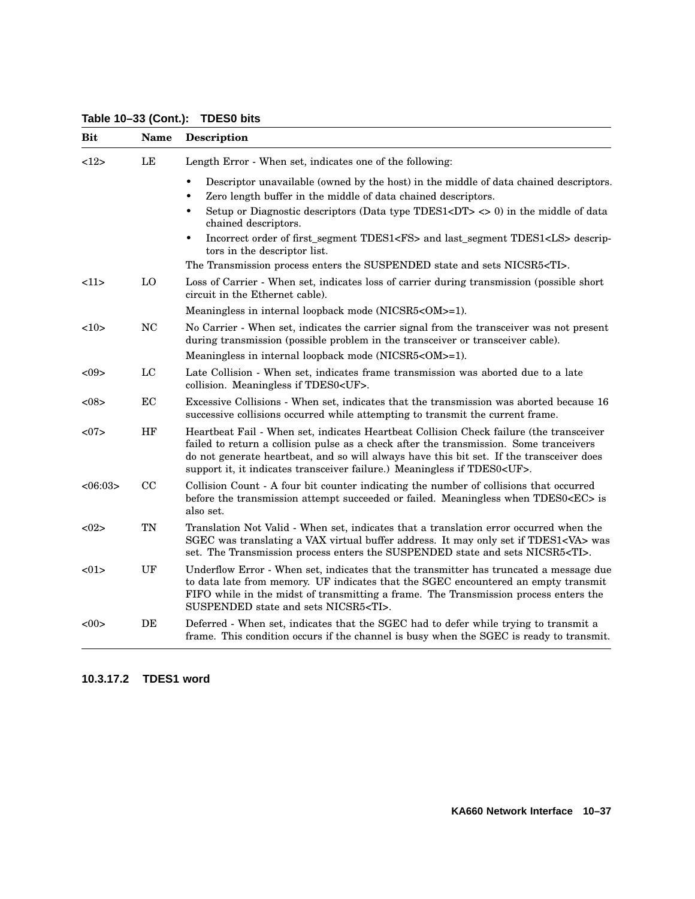**Table 10–33 (Cont.): TDES0 bits**

| Bit | Name | Description |
|---|---|---|
| <12> | LE | Length Error - When set, indicates one of the following:<br>• Descriptor unavailable (owned by the host) in the middle of data chained descriptors.<br>• Zero length buffer in the middle of data chained descriptors.<br>• Setup or Diagnostic descriptors (Data type TDES1<DT> <> 0) in the middle of data chained descriptors.<br>• Incorrect order of first_segment TDES1<FS> and last_segment TDES1<LS> descriptors in the descriptor list.<br>The Transmission process enters the SUSPENDED state and sets NICSR5<TI>. |
| <11> | LO | Loss of Carrier - When set, indicates loss of carrier during transmission (possible short circuit in the Ethernet cable).<br>Meaningless in internal loopback mode (NICSR5<OM>=1). |
| <10> | NC | No Carrier - When set, indicates the carrier signal from the transceiver was not present during transmission (possible problem in the transceiver or transceiver cable).<br>Meaningless in internal loopback mode (NICSR5<OM>=1). |
| <09> | LC | Late Collision - When set, indicates frame transmission was aborted due to a late collision. Meaningless if TDES0<UF>. |
| <08> | EC | Excessive Collisions - When set, indicates that the transmission was aborted because 16 successive collisions occurred while attempting to transmit the current frame. |
| <07> | HF | Heartbeat Fail - When set, indicates Heartbeat Collision Check failure (the transceiver failed to return a collision pulse as a check after the transmission. Some tranceivers do not generate heartbeat, and so will always have this bit set. If the transceiver does support it, it indicates transceiver failure.) Meaningless if TDES0<UF>. |
| <06:03> | CC | Collision Count - A four bit counter indicating the number of collisions that occurred before the transmission attempt succeeded or failed. Meaningless when TDES0<EC> is also set. |
| <02> | TN | Translation Not Valid - When set, indicates that a translation error occurred when the SGEC was translating a VAX virtual buffer address. It may only set if TDES1<VA> was set. The Transmission process enters the SUSPENDED state and sets NICSR5<TI>. |
| <01> | UF | Underflow Error - When set, indicates that the transmitter has truncated a message due to data late from memory. UF indicates that the SGEC encountered an empty transmit FIFO while in the midst of transmitting a frame. The Transmission process enters the SUSPENDED state and sets NICSR5<TI>. |
| <00> | DE | Deferred - When set, indicates that the SGEC had to defer while trying to transmit a frame. This condition occurs if the channel is busy when the SGEC is ready to transmit. |

#### 10.3.17.2 TDES1 word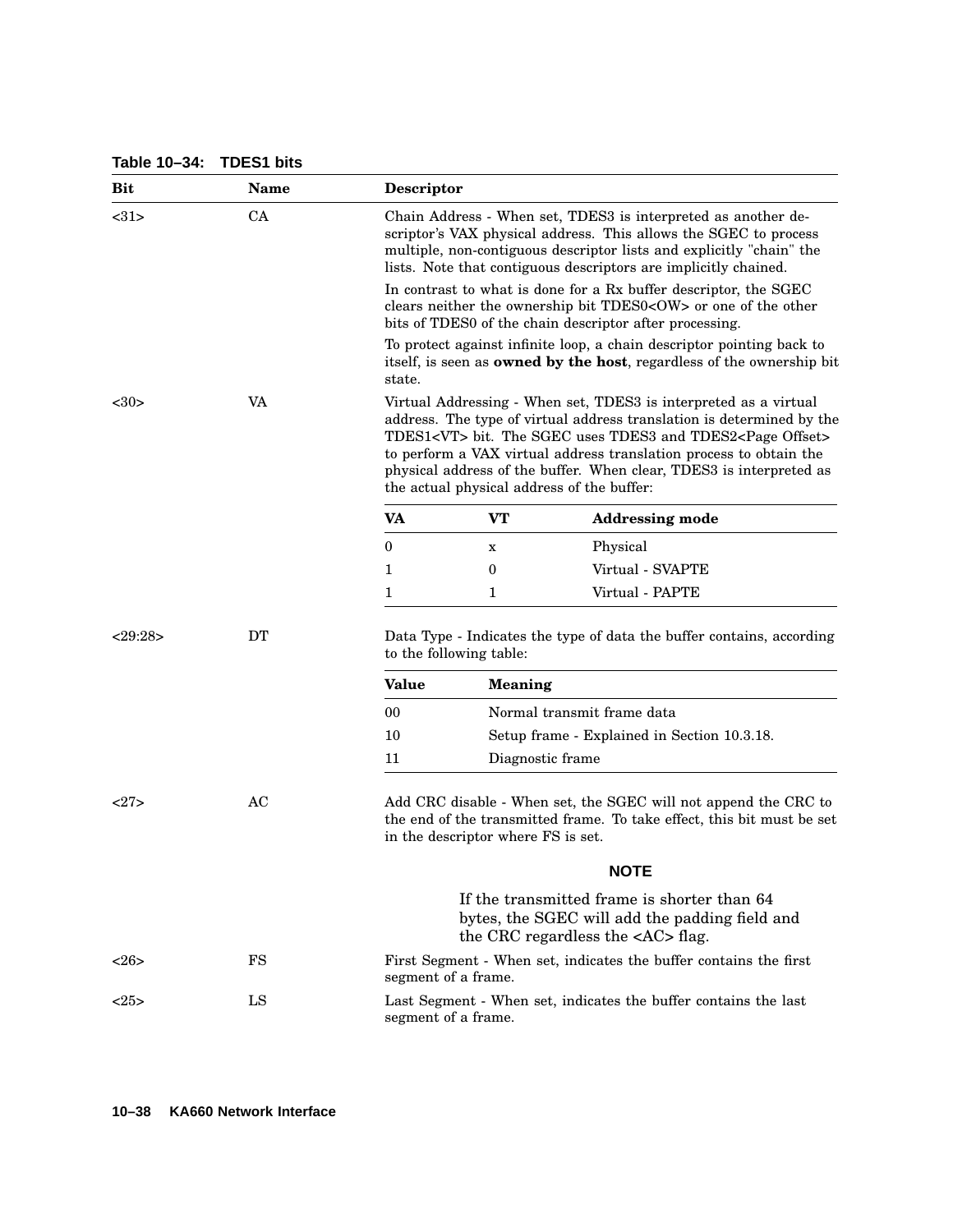**Table 10–34: TDES1 bits**

| Bit | Name | Descriptor |
|---|---|---|
| <31> | CA | Chain Address - When set, TDES3 is interpreted as another descriptor's VAX physical address. This allows the SGEC to process multiple, non-contiguous descriptor lists and explicitly "chain" the lists. Note that contiguous descriptors are implicitly chained.<br><br>In contrast to what is done for a Rx buffer descriptor, the SGEC clears neither the ownership bit TDES0<OW> or one of the other bits of TDES0 of the chain descriptor after processing.<br><br>To protect against infinite loop, a chain descriptor pointing back to itself, is seen as **owned by the host**, regardless of the ownership bit state. |
| <30> | VA | Virtual Addressing - When set, TDES3 is interpreted as a virtual address. The type of virtual address translation is determined by the TDES1<VT> bit. The SGEC uses TDES3 and TDES2<Page Offset> to perform a VAX virtual address translation process to obtain the physical address of the buffer. When clear, TDES3 is interpreted as the actual physical address of the buffer: |

| VA | VT | Addressing mode |
|---|---|---|
| 0 | x | Physical |
| 1 | 0 | Virtual - SVAPTE |
| 1 | 1 | Virtual - PAPTE |

| Bit | Name | Descriptor |
|---|---|---|
| <29:28> | DT | Data Type - Indicates the type of data the buffer contains, according to the following table: |

| Value | Meaning |
|---|---|
| 00 | Normal transmit frame data |
| 10 | Setup frame - Explained in Section 10.3.18. |
| 11 | Diagnostic frame |

| Bit | Name | Descriptor |
|---|---|---|
| <27> | AC | Add CRC disable - When set, the SGEC will not append the CRC to the end of the transmitted frame. To take effect, this bit must be set in the descriptor where FS is set.<br><br>**NOTE**<br><br>If the transmitted frame is shorter than 64 bytes, the SGEC will add the padding field and the CRC regardless the <AC> flag. |
| <26> | FS | First Segment - When set, indicates the buffer contains the first segment of a frame. |
| <25> | LS | Last Segment - When set, indicates the buffer contains the last segment of a frame. |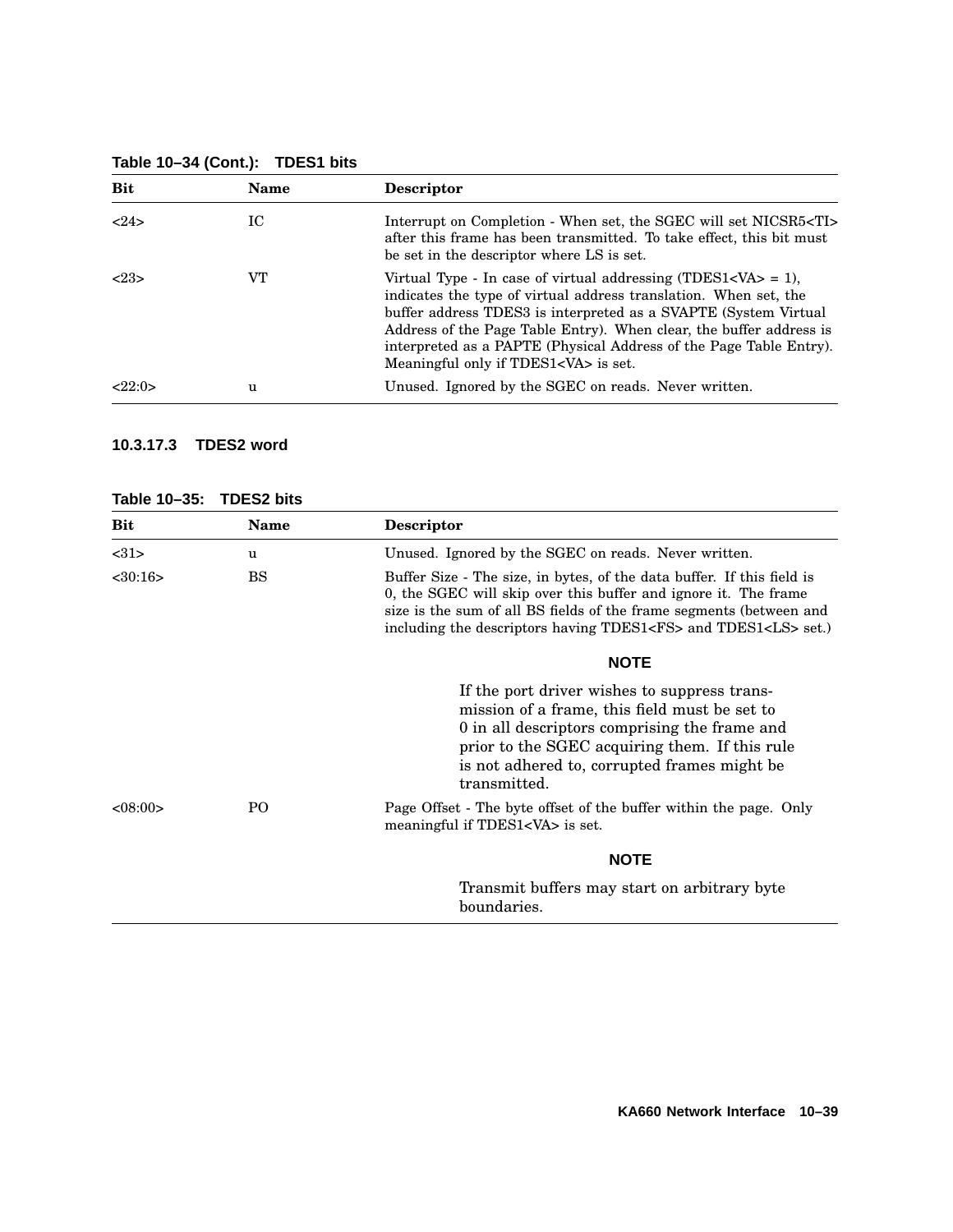**Table 10–34 (Cont.): TDES1 bits**

| Bit | Name | Descriptor |
|---|---|---|
| <24> | IC | Interrupt on Completion - When set, the SGEC will set NICSR5<TI> after this frame has been transmitted. To take effect, this bit must be set in the descriptor where LS is set. |
| <23> | VT | Virtual Type - In case of virtual addressing (TDES1<VA> = 1), indicates the type of virtual address translation. When set, the buffer address TDES3 is interpreted as a SVAPTE (System Virtual Address of the Page Table Entry). When clear, the buffer address is interpreted as a PAPTE (Physical Address of the Page Table Entry). Meaningful only if TDES1<VA> is set. |
| <22:0> | u | Unused. Ignored by the SGEC on reads. Never written. |

#### 10.3.17.3 TDES2 word

**Table 10–35: TDES2 bits**

| Bit | Name | Descriptor |
|---|---|---|
| <31> | u | Unused. Ignored by the SGEC on reads. Never written. |
| <30:16> | BS | Buffer Size - The size, in bytes, of the data buffer. If this field is 0, the SGEC will skip over this buffer and ignore it. The frame size is the sum of all BS fields of the frame segments (between and including the descriptors having TDES1<FS> and TDES1<LS> set.) **NOTE** If the port driver wishes to suppress transmission of a frame, this field must be set to 0 in all descriptors comprising the frame and prior to the SGEC acquiring them. If this rule is not adhered to, corrupted frames might be transmitted. |
| <08:00> | PO | Page Offset - The byte offset of the buffer within the page. Only meaningful if TDES1<VA> is set. **NOTE** Transmit buffers may start on arbitrary byte boundaries. |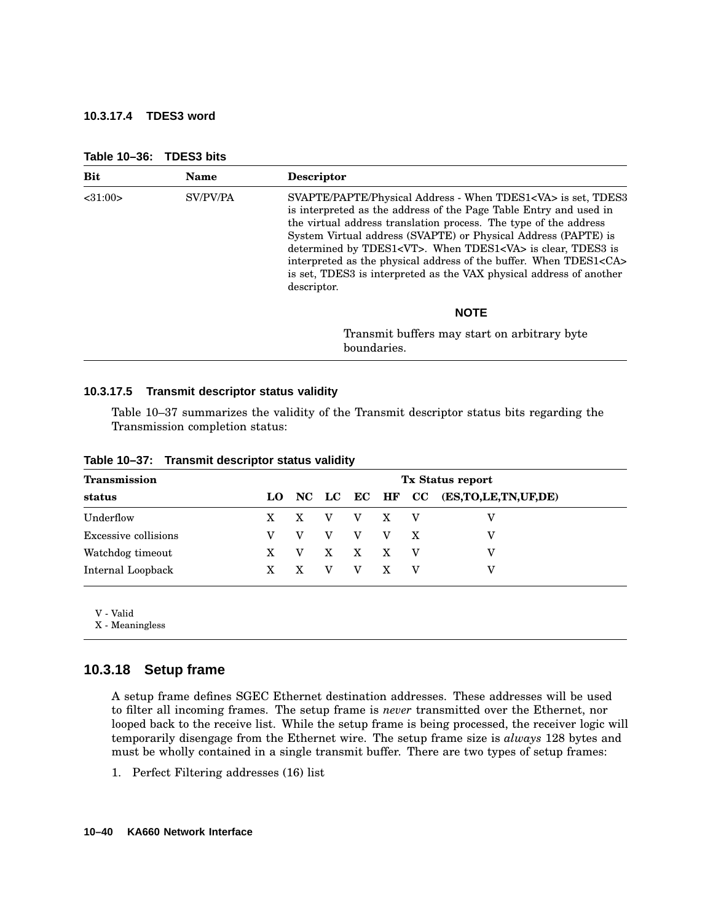#### 10.3.17.4 TDES3 word

**Table 10–36: TDES3 bits**

| Bit | Name | Descriptor |
|---|---|---|
| <31:00> | SV/PV/PA | SVAPTE/PAPTE/Physical Address - When TDES1<VA> is set, TDES3 is interpreted as the address of the Page Table Entry and used in the virtual address translation process. The type of the address System Virtual address (SVAPTE) or Physical Address (PAPTE) is determined by TDES1<VT>. When TDES1<VA> is clear, TDES3 is interpreted as the physical address of the buffer. When TDES1<CA> is set, TDES3 is interpreted as the VAX physical address of another descriptor. **NOTE** Transmit buffers may start on arbitrary byte boundaries. |

#### 10.3.17.5 Transmit descriptor status validity

Table 10–37 summarizes the validity of the Transmit descriptor status bits regarding the Transmission completion status:

**Table 10–37: Transmit descriptor status validity**

| Transmission status | Tx Status report LO | NC | LC | EC | HF | CC | (ES,TO,LE,TN,UF,DE) |
|---|---|---|---|---|---|---|---|
| Underflow | X | X | V | V | X | V | V |
| Excessive collisions | V | V | V | V | V | X | V |
| Watchdog timeout | X | V | X | X | X | V | V |
| Internal Loopback | X | X | V | V | X | V | V |

V - Valid
X - Meaningless

### 10.3.18 Setup frame

A setup frame defines SGEC Ethernet destination addresses. These addresses will be used to filter all incoming frames. The setup frame is *never* transmitted over the Ethernet, nor looped back to the receive list. While the setup frame is being processed, the receiver logic will temporarily disengage from the Ethernet wire. The setup frame size is *always* 128 bytes and must be wholly contained in a single transmit buffer. There are two types of setup frames:

1. Perfect Filtering addresses (16) list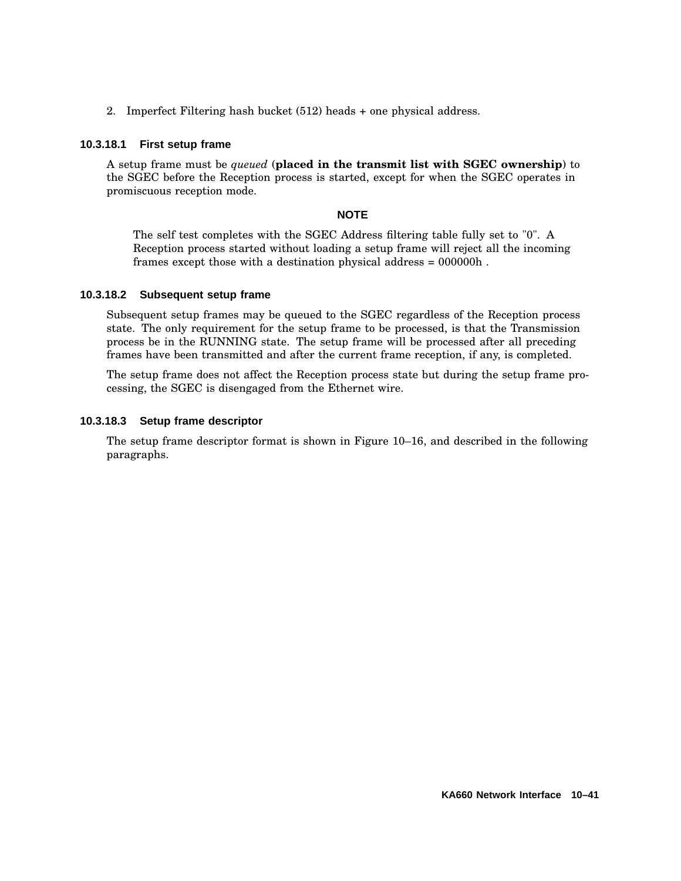2. Imperfect Filtering hash bucket (512) heads + one physical address.

#### 10.3.18.1 First setup frame

A setup frame must be *queued* (**placed in the transmit list with SGEC ownership**) to the SGEC before the Reception process is started, except for when the SGEC operates in promiscuous reception mode.

**NOTE**

> The self test completes with the SGEC Address filtering table fully set to "0". A Reception process started without loading a setup frame will reject all the incoming frames except those with a destination physical address = 000000h .

#### 10.3.18.2 Subsequent setup frame

Subsequent setup frames may be queued to the SGEC regardless of the Reception process state. The only requirement for the setup frame to be processed, is that the Transmission process be in the RUNNING state. The setup frame will be processed after all preceding frames have been transmitted and after the current frame reception, if any, is completed.

The setup frame does not affect the Reception process state but during the setup frame processing, the SGEC is disengaged from the Ethernet wire.

#### 10.3.18.3 Setup frame descriptor

The setup frame descriptor format is shown in Figure 10–16, and described in the following paragraphs.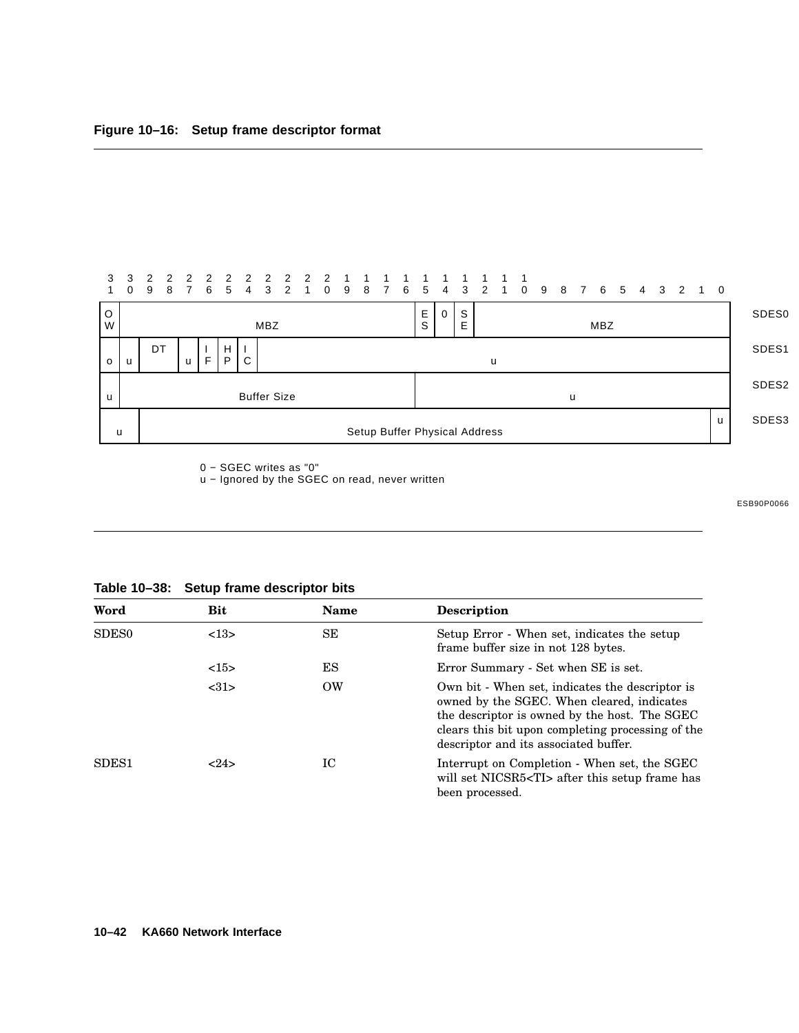**Figure 10–16: Setup frame descriptor format**

| 31 | 30 | 29–28 | 27 | 26 | 25 | 24 | 23–16 | 15 | 14 | 13 | 12–0 | |
|---|---|---|---|---|---|---|---|---|---|---|---|---|
| OW | MBZ | | | | | | | ES | 0 | SE | MBZ | SDES0 |
| o | u | DT | u | IF | HP | IC | u | | | | | SDES1 |
| u | Buffer Size | | | | | | | u | | | | SDES2 |
| u | | Setup Buffer Physical Address | | | | | | | | | u | SDES3 |

0 − SGEC writes as "0"
u − Ignored by the SGEC on read, never written

ESB90P0066

**Table 10–38: Setup frame descriptor bits**

| Word | Bit | Name | Description |
|---|---|---|---|
| SDES0 | <13> | SE | Setup Error - When set, indicates the setup frame buffer size in not 128 bytes. |
| | <15> | ES | Error Summary - Set when SE is set. |
| | <31> | OW | Own bit - When set, indicates the descriptor is owned by the SGEC. When cleared, indicates the descriptor is owned by the host. The SGEC clears this bit upon completing processing of the descriptor and its associated buffer. |
| SDES1 | <24> | IC | Interrupt on Completion - When set, the SGEC will set NICSR5<TI> after this setup frame has been processed. |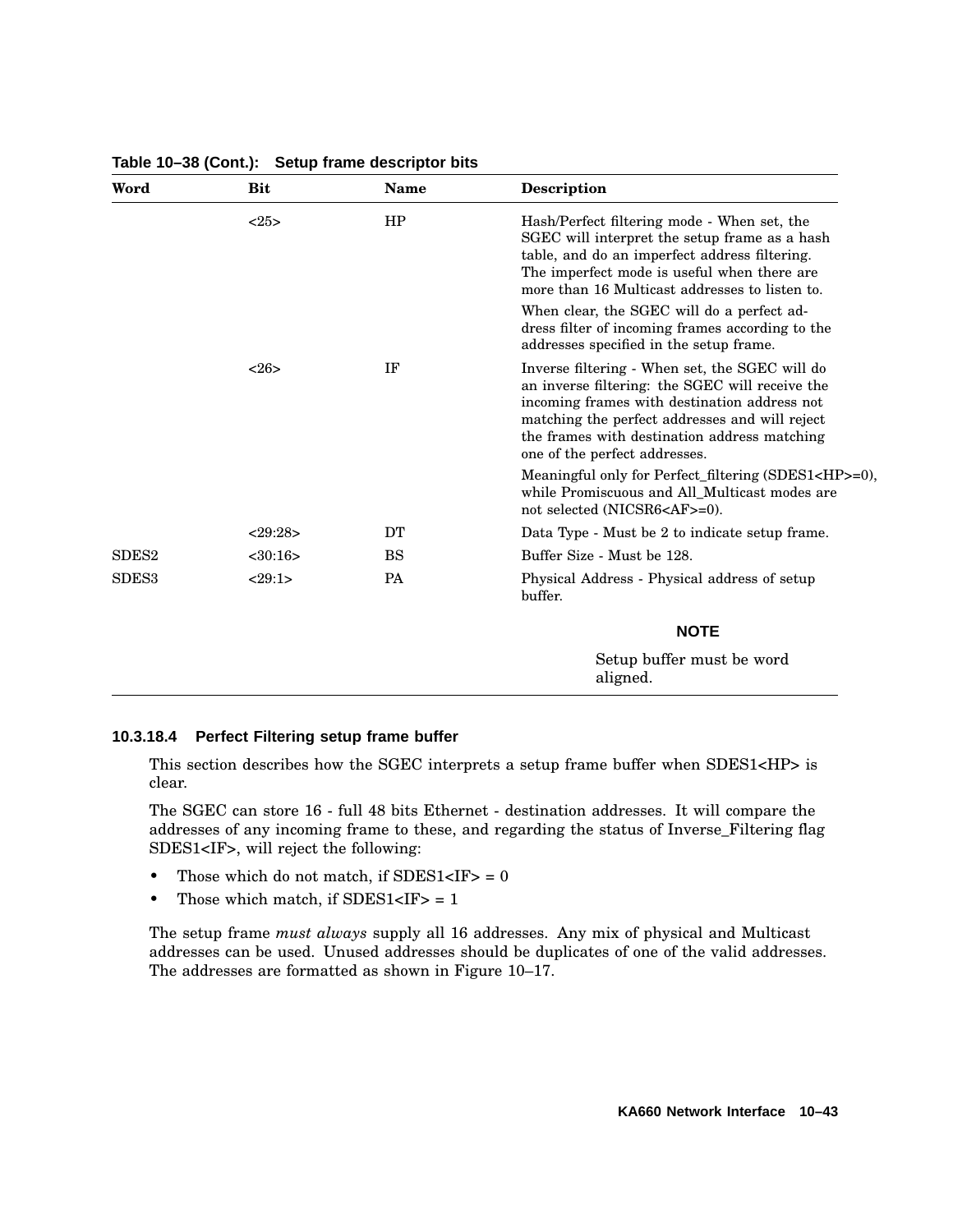**Table 10–38 (Cont.): Setup frame descriptor bits**

| Word | Bit | Name | Description |
|---|---|---|---|
| | <25> | HP | Hash/Perfect filtering mode - When set, the SGEC will interpret the setup frame as a hash table, and do an imperfect address filtering. The imperfect mode is useful when there are more than 16 Multicast addresses to listen to.<br><br>When clear, the SGEC will do a perfect address filter of incoming frames according to the addresses specified in the setup frame. |
| | <26> | IF | Inverse filtering - When set, the SGEC will do an inverse filtering: the SGEC will receive the incoming frames with destination address not matching the perfect addresses and will reject the frames with destination address matching one of the perfect addresses.<br><br>Meaningful only for Perfect_filtering (SDES1<HP>=0), while Promiscuous and All_Multicast modes are not selected (NICSR6<AF>=0). |
| | <29:28> | DT | Data Type - Must be 2 to indicate setup frame. |
| SDES2 | <30:16> | BS | Buffer Size - Must be 128. |
| SDES3 | <29:1> | PA | Physical Address - Physical address of setup buffer.<br><br>**NOTE**<br><br>Setup buffer must be word aligned. |

#### 10.3.18.4 Perfect Filtering setup frame buffer

This section describes how the SGEC interprets a setup frame buffer when SDES1<HP> is clear.

The SGEC can store 16 - full 48 bits Ethernet - destination addresses. It will compare the addresses of any incoming frame to these, and regarding the status of Inverse_Filtering flag SDES1<IF>, will reject the following:

- Those which do not match, if SDES1<IF> = 0
- Those which match, if SDES1<IF> = 1

The setup frame *must always* supply all 16 addresses. Any mix of physical and Multicast addresses can be used. Unused addresses should be duplicates of one of the valid addresses. The addresses are formatted as shown in Figure 10–17.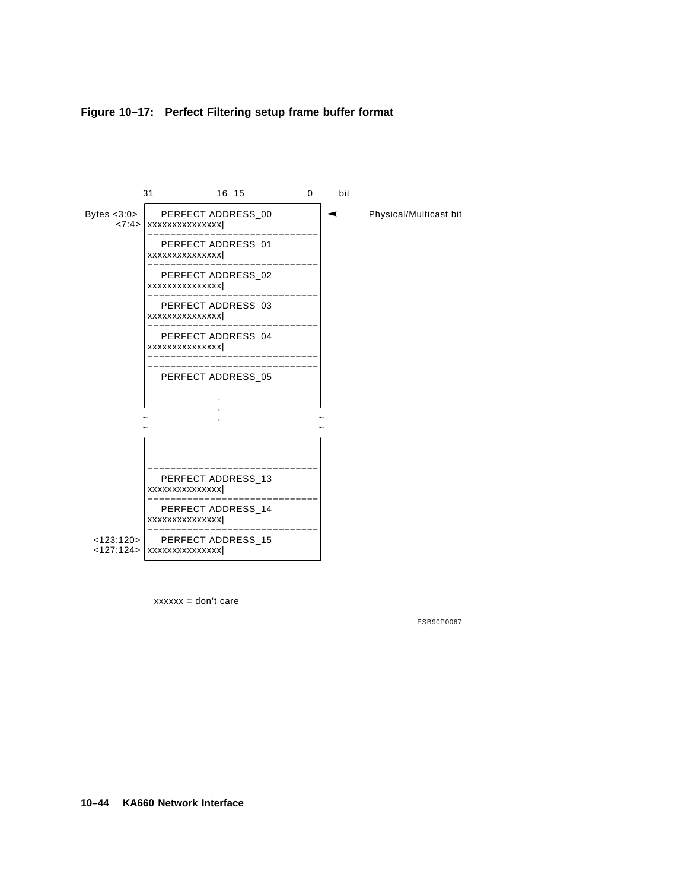**Figure 10–17: Perfect Filtering setup frame buffer format**

```
              31              16  15              0     bit
             +----------------------------------------+
Bytes <3:0>  |   PERFECT ADDRESS_00                   |  <--    Physical/Multicast bit
      <7:4>  | xxxxxxxxxxxxxxx|                       |
             |----------------------------------------|
             |   PERFECT ADDRESS_01                   |
             | xxxxxxxxxxxxxxx|                       |
             |----------------------------------------|
             |   PERFECT ADDRESS_02                   |
             | xxxxxxxxxxxxxxx|                       |
             |----------------------------------------|
             |   PERFECT ADDRESS_03                   |
             | xxxxxxxxxxxxxxx|                       |
             |----------------------------------------|
             |   PERFECT ADDRESS_04                   |
             | xxxxxxxxxxxxxxx|                       |
             |----------------------------------------|
             |----------------------------------------|
             |   PERFECT ADDRESS_05                   |
             |                                        |
             |                .                       |
             |                .                       |
             ~                .                       ~
             ~                                        ~
             |                                        |
             |                                        |
             |----------------------------------------|
             |   PERFECT ADDRESS_13                   |
             | xxxxxxxxxxxxxxx|                       |
             |----------------------------------------|
             |   PERFECT ADDRESS_14                   |
             | xxxxxxxxxxxxxxx|                       |
             |----------------------------------------|
  <123:120>  |   PERFECT ADDRESS_15                   |
  <127:124>  | xxxxxxxxxxxxxxx|                       |
             +----------------------------------------+
```

xxxxxx = don't care

ESB90P0067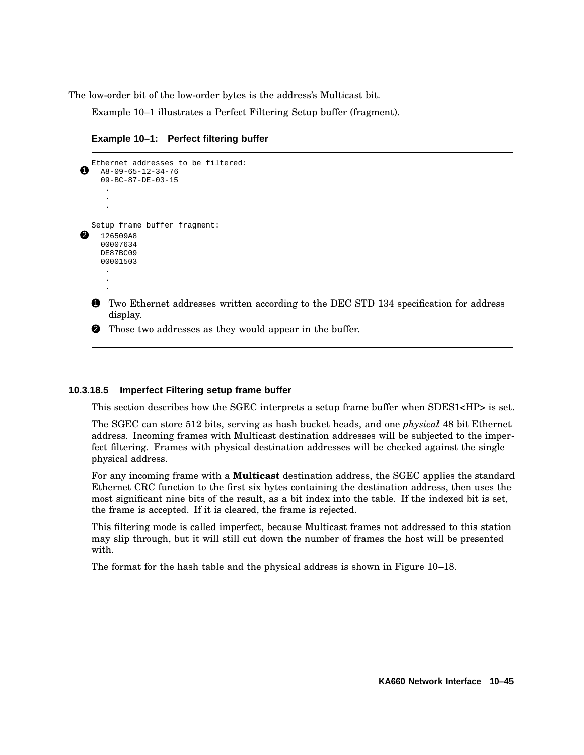The low-order bit of the low-order bytes is the address's Multicast bit.

Example 10–1 illustrates a Perfect Filtering Setup buffer (fragment).

**Example 10–1: Perfect filtering buffer**

```
Ethernet addresses to be filtered:
❶  A8-09-65-12-34-76
   09-BC-87-DE-03-15
     .
     .
     .

Setup frame buffer fragment:
❷  126509A8
   00007634
   DE87BC09
   00001503
     .
     .
     .
```

❶ Two Ethernet addresses written according to the DEC STD 134 specification for address display.

❷ Those two addresses as they would appear in the buffer.

#### 10.3.18.5 Imperfect Filtering setup frame buffer

This section describes how the SGEC interprets a setup frame buffer when SDES1<HP> is set.

The SGEC can store 512 bits, serving as hash bucket heads, and one *physical* 48 bit Ethernet address. Incoming frames with Multicast destination addresses will be subjected to the imperfect filtering. Frames with physical destination addresses will be checked against the single physical address.

For any incoming frame with a **Multicast** destination address, the SGEC applies the standard Ethernet CRC function to the first six bytes containing the destination address, then uses the most significant nine bits of the result, as a bit index into the table. If the indexed bit is set, the frame is accepted. If it is cleared, the frame is rejected.

This filtering mode is called imperfect, because Multicast frames not addressed to this station may slip through, but it will still cut down the number of frames the host will be presented with.

The format for the hash table and the physical address is shown in Figure 10–18.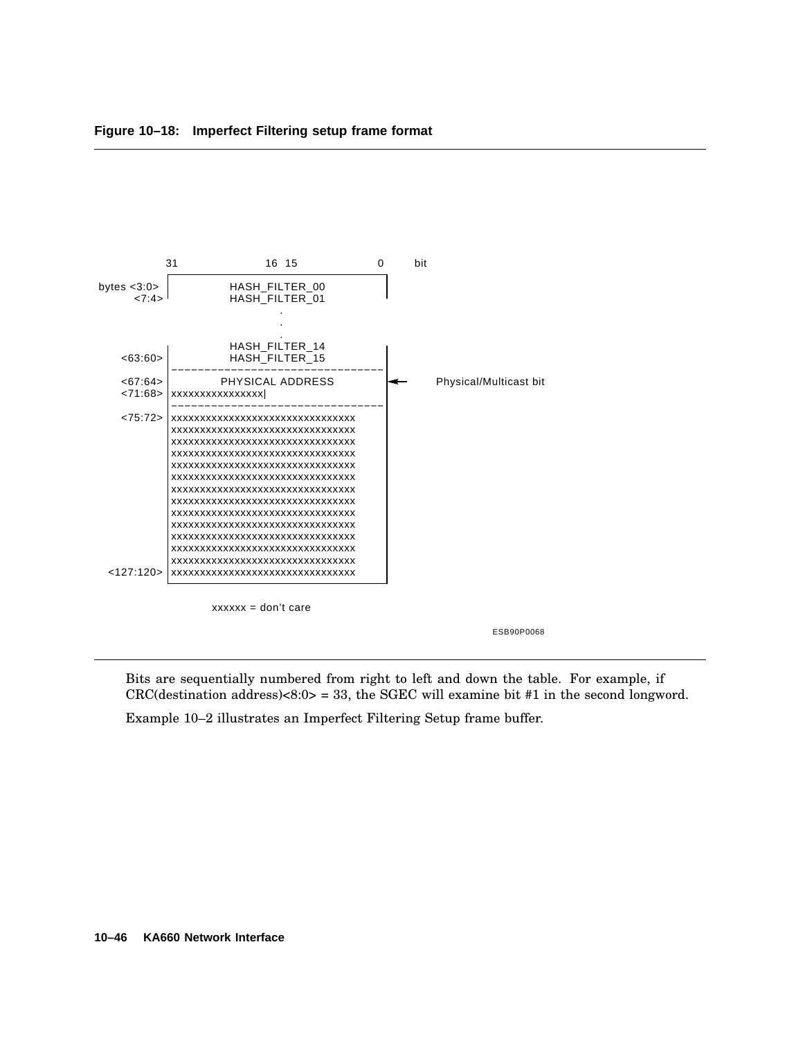**Figure 10–18: Imperfect Filtering setup frame format**

```
                31            16 15            0      bit
bytes <3:0>   |        HASH_FILTER_00          |
       <7:4>           HASH_FILTER_01
                              .
                              .
                              .
                       HASH_FILTER_14
      <63:60> |        HASH_FILTER_15          |
              |--------------------------------|
      <67:64> |       PHYSICAL ADDRESS         |<--    Physical/Multicast bit
      <71:68> |xxxxxxxxxxxxxxxx|               |
              |--------------------------------|
      <75:72> |xxxxxxxxxxxxxxxxxxxxxxxxxxxxxxxx|
              |xxxxxxxxxxxxxxxxxxxxxxxxxxxxxxxx|
              |xxxxxxxxxxxxxxxxxxxxxxxxxxxxxxxx|
              |xxxxxxxxxxxxxxxxxxxxxxxxxxxxxxxx|
              |xxxxxxxxxxxxxxxxxxxxxxxxxxxxxxxx|
              |xxxxxxxxxxxxxxxxxxxxxxxxxxxxxxxx|
              |xxxxxxxxxxxxxxxxxxxxxxxxxxxxxxxx|
              |xxxxxxxxxxxxxxxxxxxxxxxxxxxxxxxx|
              |xxxxxxxxxxxxxxxxxxxxxxxxxxxxxxxx|
              |xxxxxxxxxxxxxxxxxxxxxxxxxxxxxxxx|
              |xxxxxxxxxxxxxxxxxxxxxxxxxxxxxxxx|
              |xxxxxxxxxxxxxxxxxxxxxxxxxxxxxxxx|
              |xxxxxxxxxxxxxxxxxxxxxxxxxxxxxxxx|
    <127:120> |xxxxxxxxxxxxxxxxxxxxxxxxxxxxxxxx|

              xxxxxx = don't care
```

ESB90P0068

Bits are sequentially numbered from right to left and down the table. For example, if CRC(destination address)<8:0> = 33, the SGEC will examine bit #1 in the second longword.

Example 10–2 illustrates an Imperfect Filtering Setup frame buffer.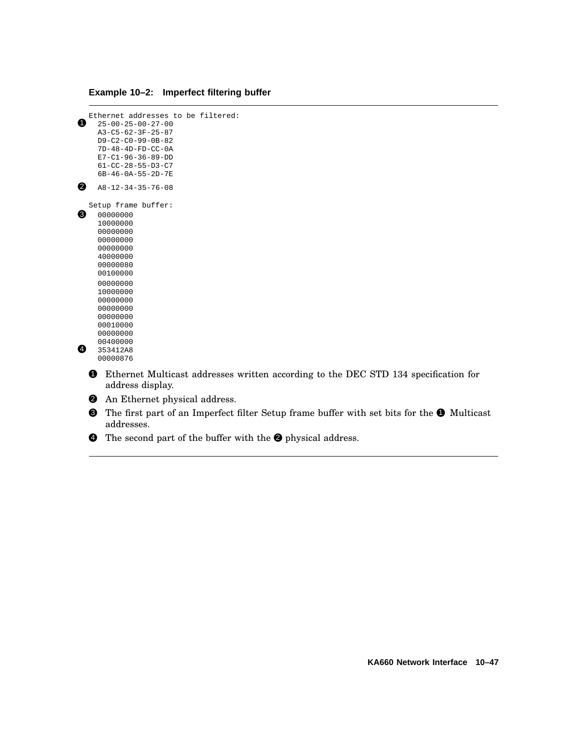**Example 10–2: Imperfect filtering buffer**

```
Ethernet addresses to be filtered:
❶  25-00-25-00-27-00
   A3-C5-62-3F-25-87
   D9-C2-C0-99-0B-82
   7D-48-4D-FD-CC-0A
   E7-C1-96-36-89-DD
   61-CC-28-55-D3-C7
   6B-46-0A-55-2D-7E

❷  A8-12-34-35-76-08

Setup frame buffer:
❸  00000000
   10000000
   00000000
   00000000
   00000000
   40000000
   00000080
   00100000
   00000000
   10000000
   00000000
   00000000
   00000000
   00010000
   00000000
   00400000
❹  353412A8
   00000876
```

❶ Ethernet Multicast addresses written according to the DEC STD 134 specification for address display.

❷ An Ethernet physical address.

❸ The first part of an Imperfect filter Setup frame buffer with set bits for the ❶ Multicast addresses.

❹ The second part of the buffer with the ❷ physical address.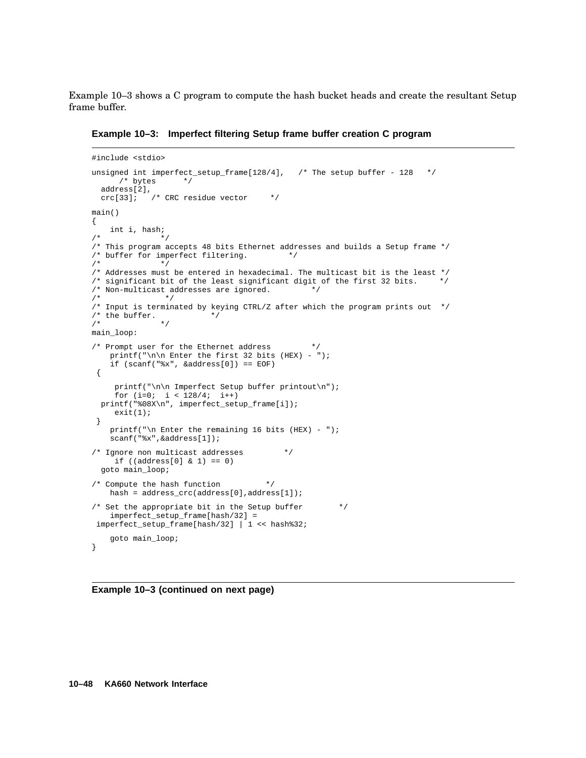Example 10–3 shows a C program to compute the hash bucket heads and create the resultant Setup frame buffer.

**Example 10–3: Imperfect filtering Setup frame buffer creation C program**

```
#include <stdio>

unsigned int imperfect_setup_frame[128/4],   /* The setup buffer - 128   */
      /* bytes      */
  address[2],
  crc[33];   /* CRC residue vector     */

main()
{
    int i, hash;
/*            */
/* This program accepts 48 bits Ethernet addresses and builds a Setup frame */
/* buffer for imperfect filtering.         */
/*            */
/* Addresses must be entered in hexadecimal. The multicast bit is the least */
/* significant bit of the least significant digit of the first 32 bits.     */
/* Non-multicast addresses are ignored.         */
/*            */
/* Input is terminated by keying CTRL/Z after which the program prints out  */
/* the buffer.            */
/*            */
main_loop:

/* Prompt user for the Ethernet address         */
    printf("\n\n Enter the first 32 bits (HEX) - ");
    if (scanf("%x", &address[0]) == EOF)
 {

     printf("\n\n Imperfect Setup buffer printout\n");
     for (i=0;  i < 128/4;  i++)
  printf("%08X\n", imperfect_setup_frame[i]);
     exit(1);
 }
    printf("\n Enter the remaining 16 bits (HEX) - ");
    scanf("%x",&address[1]);

/* Ignore non multicast addresses         */
     if ((address[0] & 1) == 0)
  goto main_loop;

/* Compute the hash function          */
    hash = address_crc(address[0],address[1]);

/* Set the appropriate bit in the Setup buffer        */
    imperfect_setup_frame[hash/32] =
 imperfect_setup_frame[hash/32] | 1 << hash%32;

    goto main_loop;
}
```

**Example 10–3 (continued on next page)**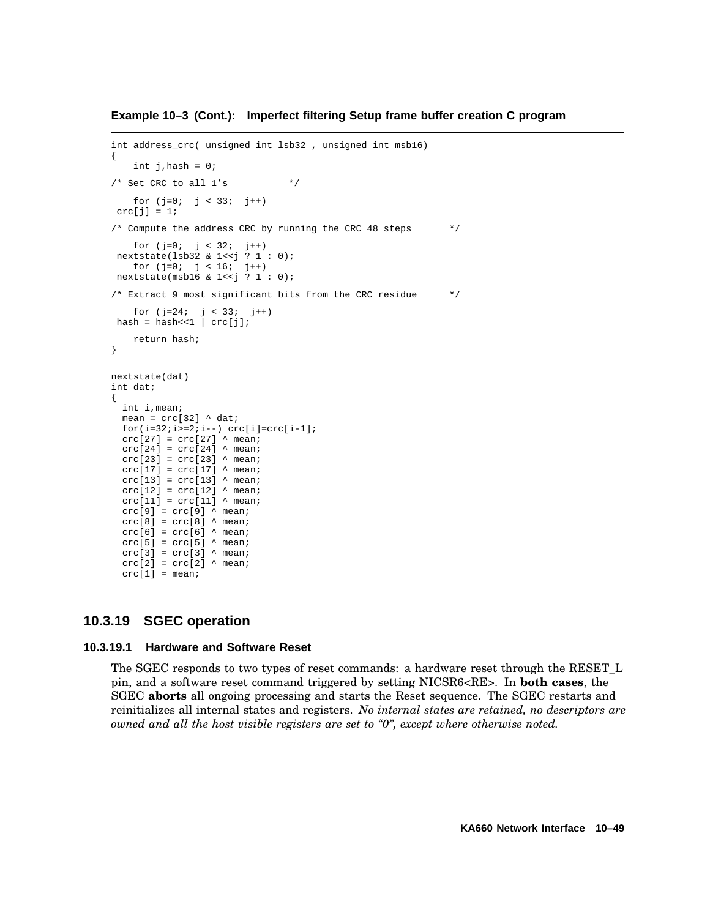**Example 10–3 (Cont.): Imperfect filtering Setup frame buffer creation C program**

```
int address_crc( unsigned int lsb32 , unsigned int msb16)
{
    int j,hash = 0;
/* Set CRC to all 1's           */
    for (j=0;  j < 33;  j++)
 crc[j] = 1;
/* Compute the address CRC by running the CRC 48 steps       */
    for (j=0;  j < 32;  j++)
 nextstate(lsb32 & 1<<j ? 1 : 0);
    for (j=0;  j < 16;  j++)
 nextstate(msb16 & 1<<j ? 1 : 0);
/* Extract 9 most significant bits from the CRC residue      */
    for (j=24;  j < 33;  j++)
 hash = hash<<1 | crc[j];
    return hash;
}

nextstate(dat)
int dat;
{
  int i,mean;
  mean = crc[32] ^ dat;
  for(i=32;i>=2;i--) crc[i]=crc[i-1];
  crc[27] = crc[27] ^ mean;
  crc[24] = crc[24] ^ mean;
  crc[23] = crc[23] ^ mean;
  crc[17] = crc[17] ^ mean;
  crc[13] = crc[13] ^ mean;
  crc[12] = crc[12] ^ mean;
  crc[11] = crc[11] ^ mean;
  crc[9] = crc[9] ^ mean;
  crc[8] = crc[8] ^ mean;
  crc[6] = crc[6] ^ mean;
  crc[5] = crc[5] ^ mean;
  crc[3] = crc[3] ^ mean;
  crc[2] = crc[2] ^ mean;
  crc[1] = mean;
```

## 10.3.19 SGEC operation

### 10.3.19.1 Hardware and Software Reset

The SGEC responds to two types of reset commands: a hardware reset through the RESET_L pin, and a software reset command triggered by setting NICSR6<RE>. In **both cases**, the SGEC **aborts** all ongoing processing and starts the Reset sequence. The SGEC restarts and reinitializes all internal states and registers. *No internal states are retained, no descriptors are owned and all the host visible registers are set to "0", except where otherwise noted.*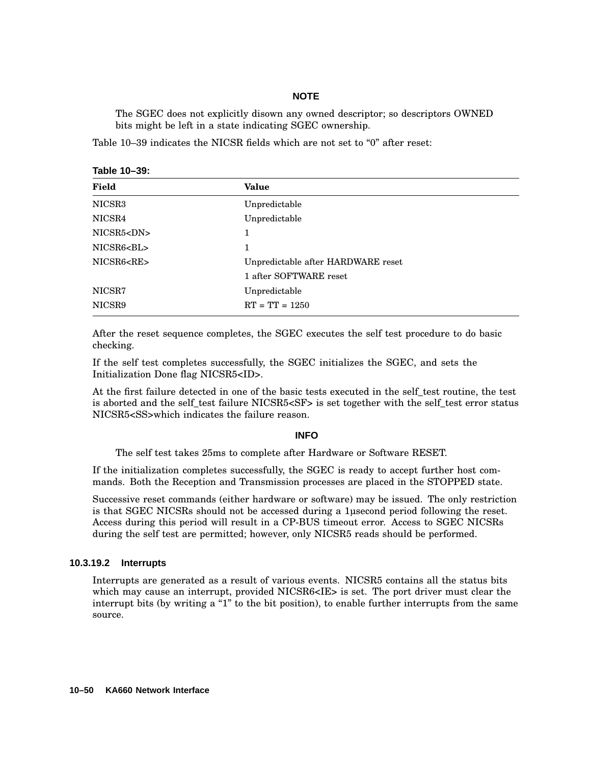**NOTE**

The SGEC does not explicitly disown any owned descriptor; so descriptors OWNED bits might be left in a state indicating SGEC ownership.

Table 10–39 indicates the NICSR fields which are not set to “0” after reset:

**Table 10–39:**

| Field | Value |
|---|---|
| NICSR3 | Unpredictable |
| NICSR4 | Unpredictable |
| NICSR5<DN> | 1 |
| NICSR6<BL> | 1 |
| NICSR6<RE> | Unpredictable after HARDWARE reset |
| | 1 after SOFTWARE reset |
| NICSR7 | Unpredictable |
| NICSR9 | RT = TT = 1250 |

After the reset sequence completes, the SGEC executes the self test procedure to do basic checking.

If the self test completes successfully, the SGEC initializes the SGEC, and sets the Initialization Done flag NICSR5<ID>.

At the first failure detected in one of the basic tests executed in the self_test routine, the test is aborted and the self_test failure NICSR5<SF> is set together with the self_test error status NICSR5<SS>which indicates the failure reason.

**INFO**

The self test takes 25ms to complete after Hardware or Software RESET.

If the initialization completes successfully, the SGEC is ready to accept further host commands. Both the Reception and Transmission processes are placed in the STOPPED state.

Successive reset commands (either hardware or software) may be issued. The only restriction is that SGEC NICSRs should not be accessed during a 1µsecond period following the reset. Access during this period will result in a CP-BUS timeout error. Access to SGEC NICSRs during the self test are permitted; however, only NICSR5 reads should be performed.

#### 10.3.19.2 Interrupts

Interrupts are generated as a result of various events. NICSR5 contains all the status bits which may cause an interrupt, provided NICSR6<IE> is set. The port driver must clear the interrupt bits (by writing a “1” to the bit position), to enable further interrupts from the same source.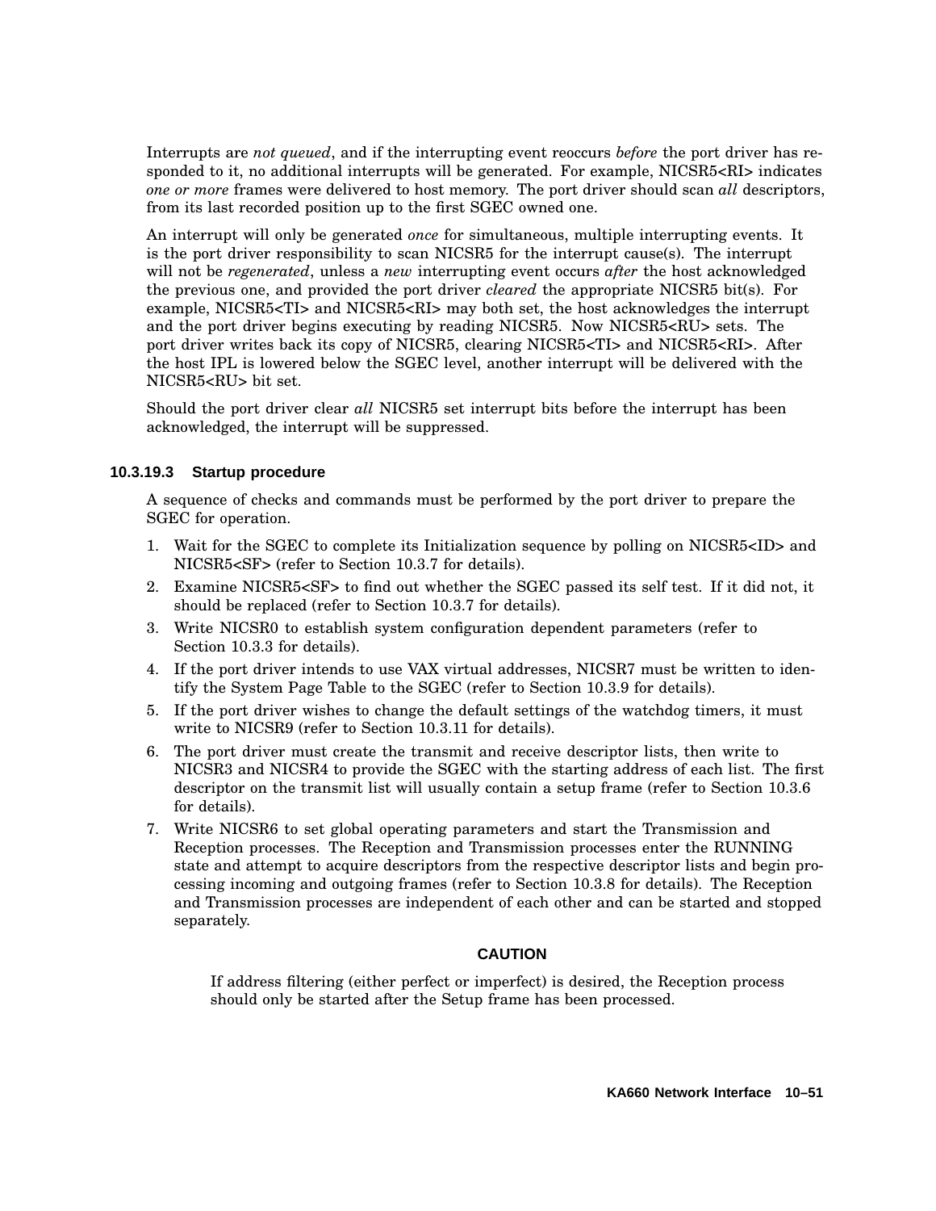Interrupts are *not queued*, and if the interrupting event reoccurs *before* the port driver has responded to it, no additional interrupts will be generated. For example, NICSR5<RI> indicates *one or more* frames were delivered to host memory. The port driver should scan *all* descriptors, from its last recorded position up to the first SGEC owned one.

An interrupt will only be generated *once* for simultaneous, multiple interrupting events. It is the port driver responsibility to scan NICSR5 for the interrupt cause(s). The interrupt will not be *regenerated*, unless a *new* interrupting event occurs *after* the host acknowledged the previous one, and provided the port driver *cleared* the appropriate NICSR5 bit(s). For example, NICSR5<TI> and NICSR5<RI> may both set, the host acknowledges the interrupt and the port driver begins executing by reading NICSR5. Now NICSR5<RU> sets. The port driver writes back its copy of NICSR5, clearing NICSR5<TI> and NICSR5<RI>. After the host IPL is lowered below the SGEC level, another interrupt will be delivered with the NICSR5<RU> bit set.

Should the port driver clear *all* NICSR5 set interrupt bits before the interrupt has been acknowledged, the interrupt will be suppressed.

#### 10.3.19.3 Startup procedure

A sequence of checks and commands must be performed by the port driver to prepare the SGEC for operation.

1. Wait for the SGEC to complete its Initialization sequence by polling on NICSR5<ID> and NICSR5<SF> (refer to Section 10.3.7 for details).
2. Examine NICSR5<SF> to find out whether the SGEC passed its self test. If it did not, it should be replaced (refer to Section 10.3.7 for details).
3. Write NICSR0 to establish system configuration dependent parameters (refer to Section 10.3.3 for details).
4. If the port driver intends to use VAX virtual addresses, NICSR7 must be written to identify the System Page Table to the SGEC (refer to Section 10.3.9 for details).
5. If the port driver wishes to change the default settings of the watchdog timers, it must write to NICSR9 (refer to Section 10.3.11 for details).
6. The port driver must create the transmit and receive descriptor lists, then write to NICSR3 and NICSR4 to provide the SGEC with the starting address of each list. The first descriptor on the transmit list will usually contain a setup frame (refer to Section 10.3.6 for details).
7. Write NICSR6 to set global operating parameters and start the Transmission and Reception processes. The Reception and Transmission processes enter the RUNNING state and attempt to acquire descriptors from the respective descriptor lists and begin processing incoming and outgoing frames (refer to Section 10.3.8 for details). The Reception and Transmission processes are independent of each other and can be started and stopped separately.

**CAUTION**

If address filtering (either perfect or imperfect) is desired, the Reception process should only be started after the Setup frame has been processed.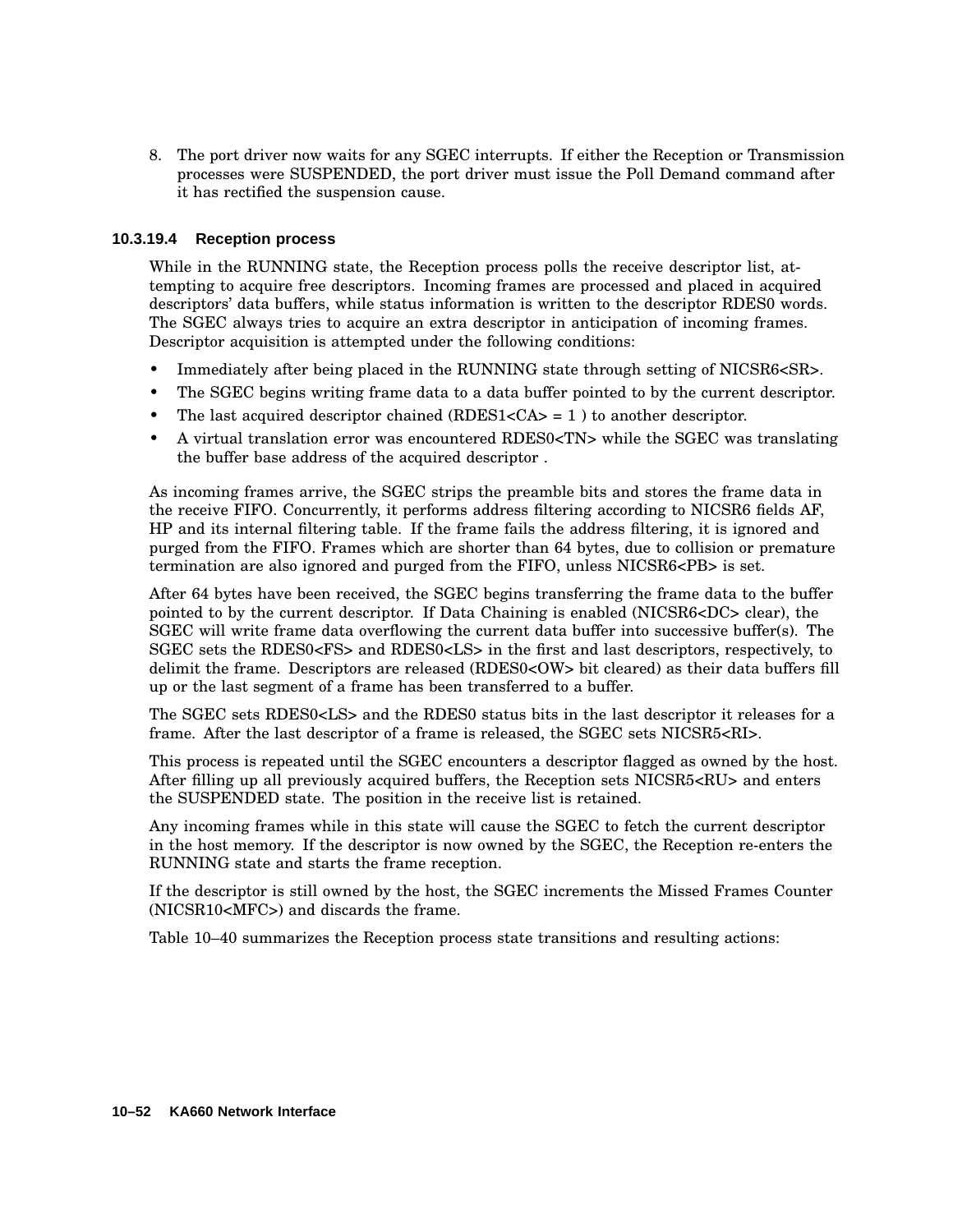8. The port driver now waits for any SGEC interrupts. If either the Reception or Transmission processes were SUSPENDED, the port driver must issue the Poll Demand command after it has rectified the suspension cause.

#### 10.3.19.4 Reception process

While in the RUNNING state, the Reception process polls the receive descriptor list, attempting to acquire free descriptors. Incoming frames are processed and placed in acquired descriptors' data buffers, while status information is written to the descriptor RDES0 words. The SGEC always tries to acquire an extra descriptor in anticipation of incoming frames. Descriptor acquisition is attempted under the following conditions:

- Immediately after being placed in the RUNNING state through setting of NICSR6<SR>.
- The SGEC begins writing frame data to a data buffer pointed to by the current descriptor.
- The last acquired descriptor chained (RDES1<CA> = 1 ) to another descriptor.
- A virtual translation error was encountered RDES0<TN> while the SGEC was translating the buffer base address of the acquired descriptor .

As incoming frames arrive, the SGEC strips the preamble bits and stores the frame data in the receive FIFO. Concurrently, it performs address filtering according to NICSR6 fields AF, HP and its internal filtering table. If the frame fails the address filtering, it is ignored and purged from the FIFO. Frames which are shorter than 64 bytes, due to collision or premature termination are also ignored and purged from the FIFO, unless NICSR6<PB> is set.

After 64 bytes have been received, the SGEC begins transferring the frame data to the buffer pointed to by the current descriptor. If Data Chaining is enabled (NICSR6<DC> clear), the SGEC will write frame data overflowing the current data buffer into successive buffer(s). The SGEC sets the RDES0<FS> and RDES0<LS> in the first and last descriptors, respectively, to delimit the frame. Descriptors are released (RDES0<OW> bit cleared) as their data buffers fill up or the last segment of a frame has been transferred to a buffer.

The SGEC sets RDES0<LS> and the RDES0 status bits in the last descriptor it releases for a frame. After the last descriptor of a frame is released, the SGEC sets NICSR5<RI>.

This process is repeated until the SGEC encounters a descriptor flagged as owned by the host. After filling up all previously acquired buffers, the Reception sets NICSR5<RU> and enters the SUSPENDED state. The position in the receive list is retained.

Any incoming frames while in this state will cause the SGEC to fetch the current descriptor in the host memory. If the descriptor is now owned by the SGEC, the Reception re-enters the RUNNING state and starts the frame reception.

If the descriptor is still owned by the host, the SGEC increments the Missed Frames Counter (NICSR10<MFC>) and discards the frame.

Table 10–40 summarizes the Reception process state transitions and resulting actions: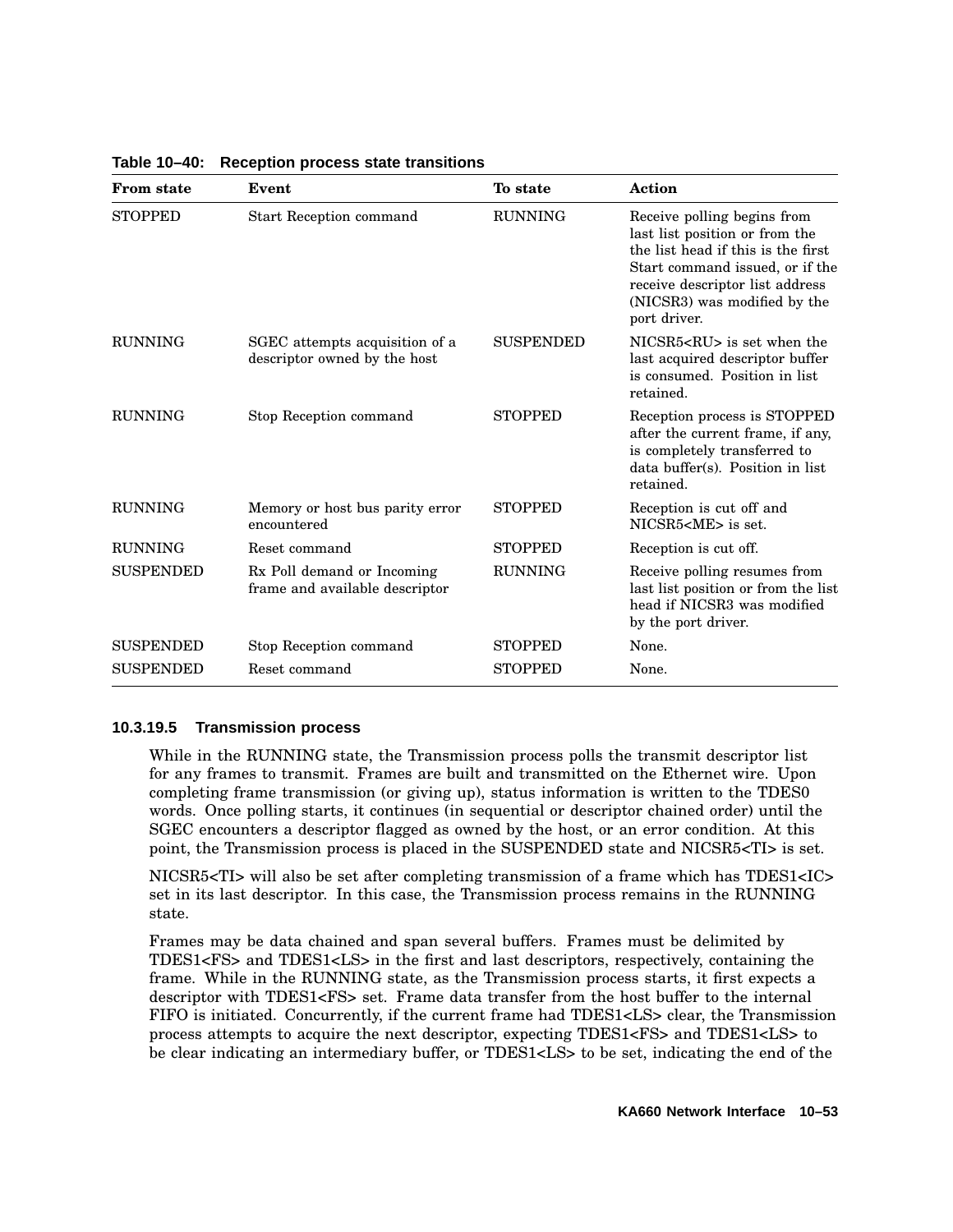**Table 10–40: Reception process state transitions**

| From state | Event | To state | Action |
|---|---|---|---|
| STOPPED | Start Reception command | RUNNING | Receive polling begins from last list position or from the the list head if this is the first Start command issued, or if the receive descriptor list address (NICSR3) was modified by the port driver. |
| RUNNING | SGEC attempts acquisition of a descriptor owned by the host | SUSPENDED | NICSR5<RU> is set when the last acquired descriptor buffer is consumed. Position in list retained. |
| RUNNING | Stop Reception command | STOPPED | Reception process is STOPPED after the current frame, if any, is completely transferred to data buffer(s). Position in list retained. |
| RUNNING | Memory or host bus parity error encountered | STOPPED | Reception is cut off and NICSR5<ME> is set. |
| RUNNING | Reset command | STOPPED | Reception is cut off. |
| SUSPENDED | Rx Poll demand or Incoming frame and available descriptor | RUNNING | Receive polling resumes from last list position or from the list head if NICSR3 was modified by the port driver. |
| SUSPENDED | Stop Reception command | STOPPED | None. |
| SUSPENDED | Reset command | STOPPED | None. |

#### 10.3.19.5 Transmission process

While in the RUNNING state, the Transmission process polls the transmit descriptor list for any frames to transmit. Frames are built and transmitted on the Ethernet wire. Upon completing frame transmission (or giving up), status information is written to the TDES0 words. Once polling starts, it continues (in sequential or descriptor chained order) until the SGEC encounters a descriptor flagged as owned by the host, or an error condition. At this point, the Transmission process is placed in the SUSPENDED state and NICSR5<TI> is set.

NICSR5<TI> will also be set after completing transmission of a frame which has TDES1<IC> set in its last descriptor. In this case, the Transmission process remains in the RUNNING state.

Frames may be data chained and span several buffers. Frames must be delimited by TDES1<FS> and TDES1<LS> in the first and last descriptors, respectively, containing the frame. While in the RUNNING state, as the Transmission process starts, it first expects a descriptor with TDES1<FS> set. Frame data transfer from the host buffer to the internal FIFO is initiated. Concurrently, if the current frame had TDES1<LS> clear, the Transmission process attempts to acquire the next descriptor, expecting TDES1<FS> and TDES1<LS> to be clear indicating an intermediary buffer, or TDES1<LS> to be set, indicating the end of the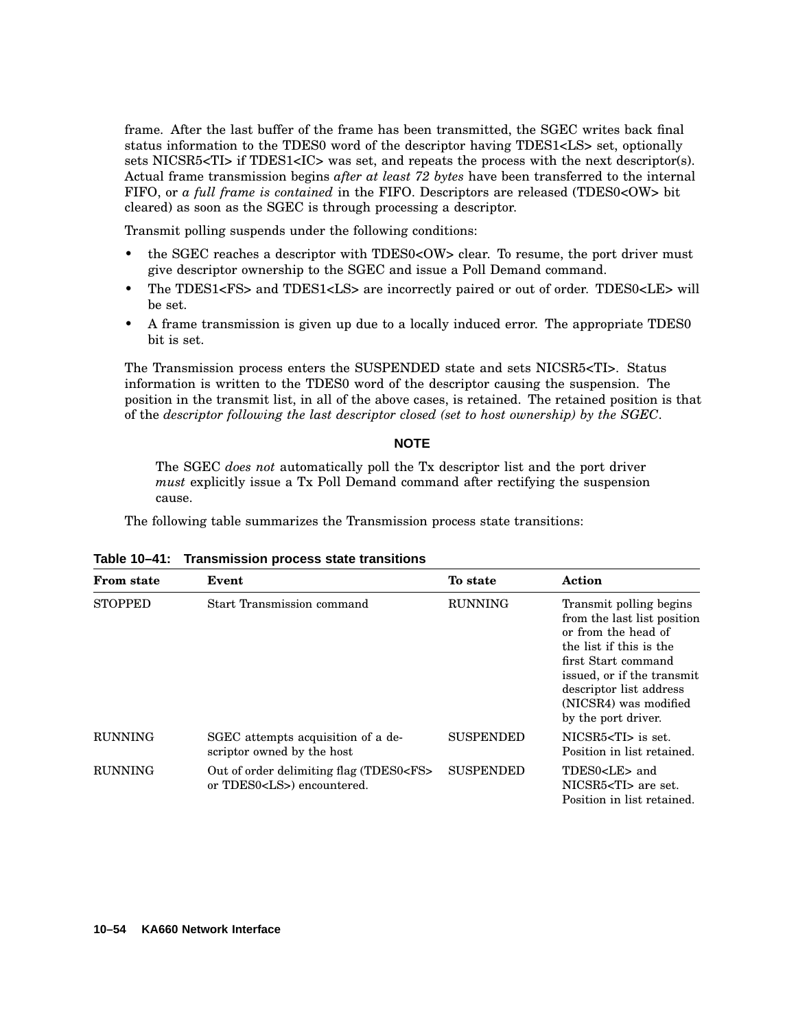frame. After the last buffer of the frame has been transmitted, the SGEC writes back final status information to the TDES0 word of the descriptor having TDES1<LS> set, optionally sets NICSR5<TI> if TDES1<IC> was set, and repeats the process with the next descriptor(s). Actual frame transmission begins *after at least 72 bytes* have been transferred to the internal FIFO, or *a full frame is contained* in the FIFO. Descriptors are released (TDES0<OW> bit cleared) as soon as the SGEC is through processing a descriptor.

Transmit polling suspends under the following conditions:

- the SGEC reaches a descriptor with TDES0<OW> clear. To resume, the port driver must give descriptor ownership to the SGEC and issue a Poll Demand command.
- The TDES1<FS> and TDES1<LS> are incorrectly paired or out of order. TDES0<LE> will be set.
- A frame transmission is given up due to a locally induced error. The appropriate TDES0 bit is set.

The Transmission process enters the SUSPENDED state and sets NICSR5<TI>. Status information is written to the TDES0 word of the descriptor causing the suspension. The position in the transmit list, in all of the above cases, is retained. The retained position is that of the *descriptor following the last descriptor closed (set to host ownership) by the SGEC*.

**NOTE**

> The SGEC *does not* automatically poll the Tx descriptor list and the port driver *must* explicitly issue a Tx Poll Demand command after rectifying the suspension cause.

The following table summarizes the Transmission process state transitions:

**Table 10–41: Transmission process state transitions**

| From state | Event | To state | Action |
|---|---|---|---|
| STOPPED | Start Transmission command | RUNNING | Transmit polling begins from the last list position or from the head of the list if this is the first Start command issued, or if the transmit descriptor list address (NICSR4) was modified by the port driver. |
| RUNNING | SGEC attempts acquisition of a descriptor owned by the host | SUSPENDED | NICSR5<TI> is set. Position in list retained. |
| RUNNING | Out of order delimiting flag (TDES0<FS> or TDES0<LS>) encountered. | SUSPENDED | TDES0<LE> and NICSR5<TI> are set. Position in list retained. |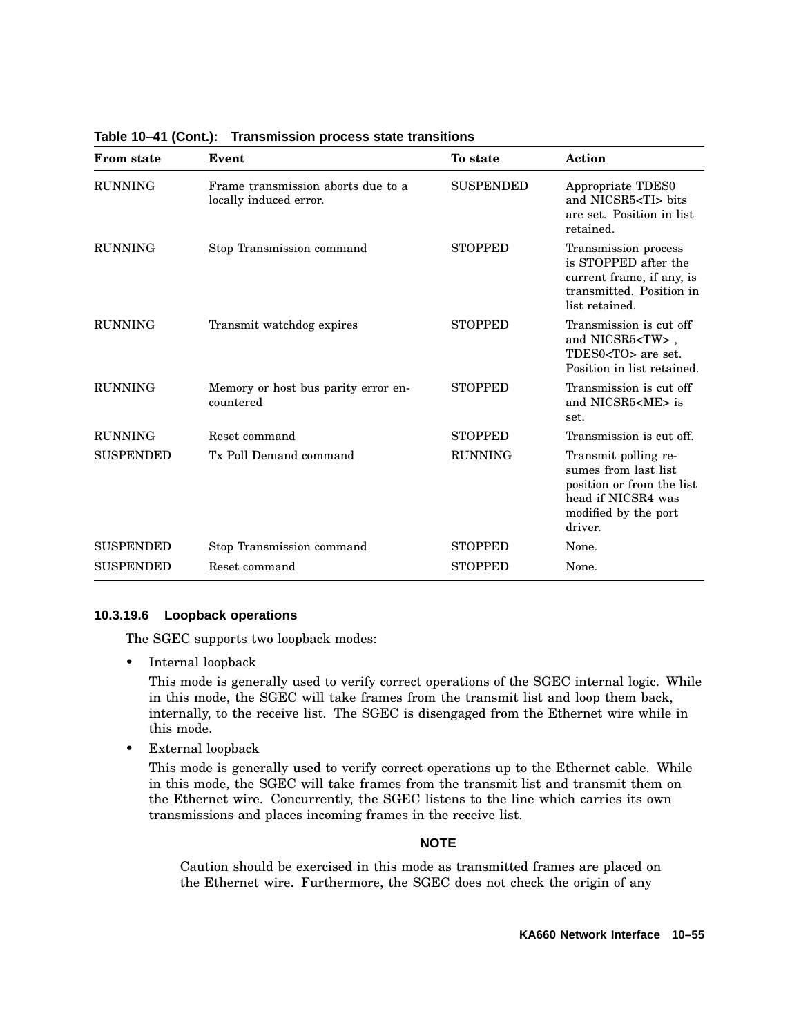**Table 10–41 (Cont.): Transmission process state transitions**

| From state | Event | To state | Action |
|---|---|---|---|
| RUNNING | Frame transmission aborts due to a locally induced error. | SUSPENDED | Appropriate TDES0 and NICSR5<TI> bits are set. Position in list retained. |
| RUNNING | Stop Transmission command | STOPPED | Transmission process is STOPPED after the current frame, if any, is transmitted. Position in list retained. |
| RUNNING | Transmit watchdog expires | STOPPED | Transmission is cut off and NICSR5<TW> , TDES0<TO> are set. Position in list retained. |
| RUNNING | Memory or host bus parity error encountered | STOPPED | Transmission is cut off and NICSR5<ME> is set. |
| RUNNING | Reset command | STOPPED | Transmission is cut off. |
| SUSPENDED | Tx Poll Demand command | RUNNING | Transmit polling resumes from last list position or from the list head if NICSR4 was modified by the port driver. |
| SUSPENDED | Stop Transmission command | STOPPED | None. |
| SUSPENDED | Reset command | STOPPED | None. |

#### 10.3.19.6 Loopback operations

The SGEC supports two loopback modes:

- Internal loopback

  This mode is generally used to verify correct operations of the SGEC internal logic. While in this mode, the SGEC will take frames from the transmit list and loop them back, internally, to the receive list. The SGEC is disengaged from the Ethernet wire while in this mode.

- External loopback

  This mode is generally used to verify correct operations up to the Ethernet cable. While in this mode, the SGEC will take frames from the transmit list and transmit them on the Ethernet wire. Concurrently, the SGEC listens to the line which carries its own transmissions and places incoming frames in the receive list.

**NOTE**

Caution should be exercised in this mode as transmitted frames are placed on the Ethernet wire. Furthermore, the SGEC does not check the origin of any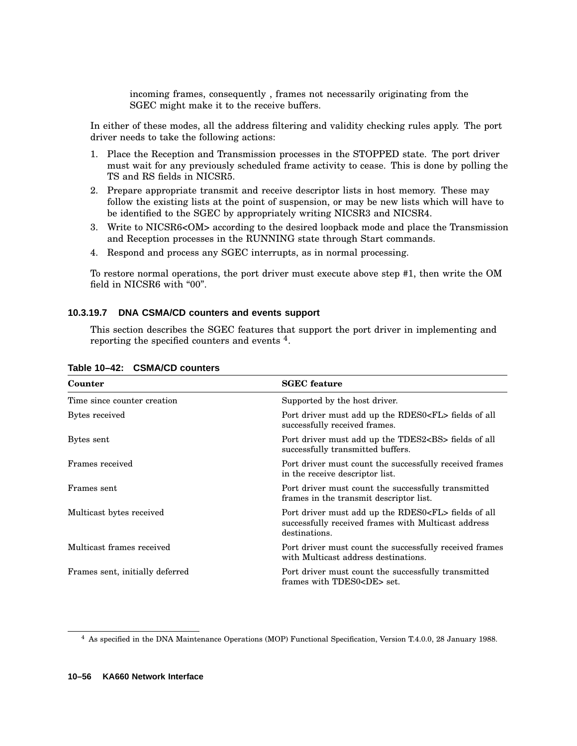incoming frames, consequently , frames not necessarily originating from the SGEC might make it to the receive buffers.

In either of these modes, all the address filtering and validity checking rules apply. The port driver needs to take the following actions:

1. Place the Reception and Transmission processes in the STOPPED state. The port driver must wait for any previously scheduled frame activity to cease. This is done by polling the TS and RS fields in NICSR5.
2. Prepare appropriate transmit and receive descriptor lists in host memory. These may follow the existing lists at the point of suspension, or may be new lists which will have to be identified to the SGEC by appropriately writing NICSR3 and NICSR4.
3. Write to NICSR6<OM> according to the desired loopback mode and place the Transmission and Reception processes in the RUNNING state through Start commands.
4. Respond and process any SGEC interrupts, as in normal processing.

To restore normal operations, the port driver must execute above step #1, then write the OM field in NICSR6 with "00".

#### 10.3.19.7 DNA CSMA/CD counters and events support

This section describes the SGEC features that support the port driver in implementing and reporting the specified counters and events [4].

**Table 10–42: CSMA/CD counters**

| Counter | SGEC feature |
|---|---|
| Time since counter creation | Supported by the host driver. |
| Bytes received | Port driver must add up the RDES0<FL> fields of all successfully received frames. |
| Bytes sent | Port driver must add up the TDES2<BS> fields of all successfully transmitted buffers. |
| Frames received | Port driver must count the successfully received frames in the receive descriptor list. |
| Frames sent | Port driver must count the successfully transmitted frames in the transmit descriptor list. |
| Multicast bytes received | Port driver must add up the RDES0<FL> fields of all successfully received frames with Multicast address destinations. |
| Multicast frames received | Port driver must count the successfully received frames with Multicast address destinations. |
| Frames sent, initially deferred | Port driver must count the successfully transmitted frames with TDES0<DE> set. |

[4] As specified in the DNA Maintenance Operations (MOP) Functional Specification, Version T.4.0.0, 28 January 1988.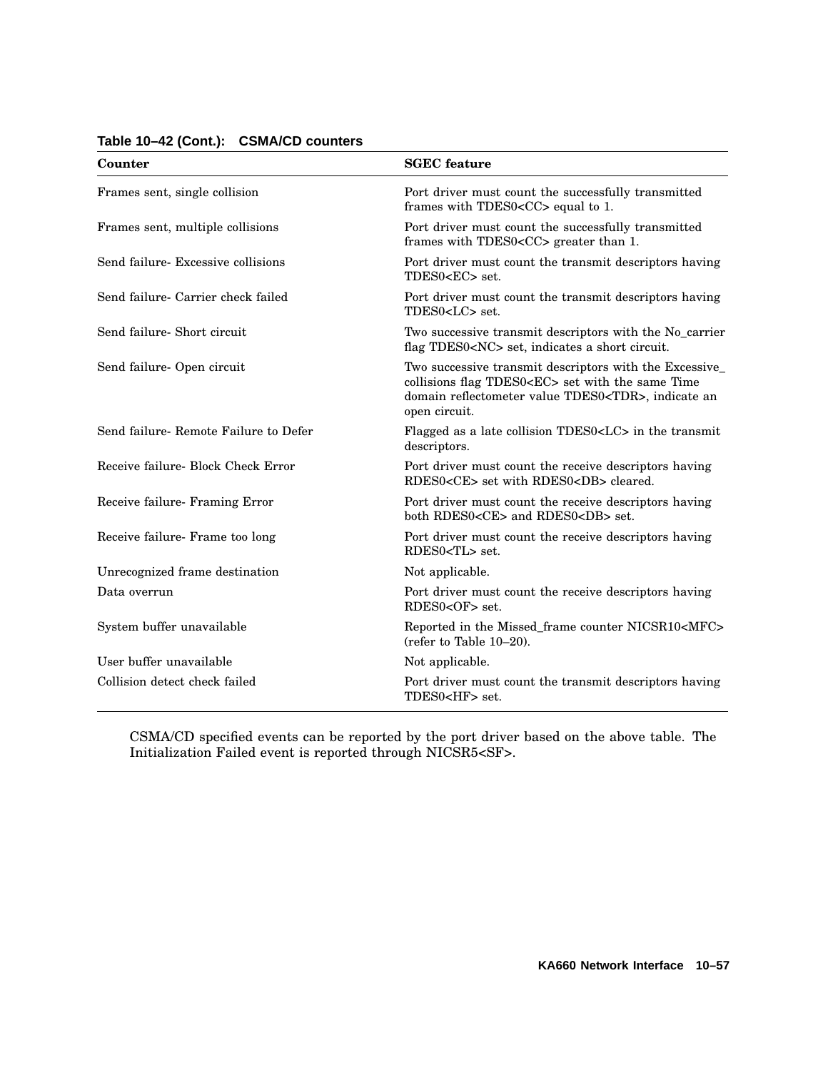**Table 10–42 (Cont.): CSMA/CD counters**

| Counter | SGEC feature |
|---|---|
| Frames sent, single collision | Port driver must count the successfully transmitted frames with TDES0<CC> equal to 1. |
| Frames sent, multiple collisions | Port driver must count the successfully transmitted frames with TDES0<CC> greater than 1. |
| Send failure- Excessive collisions | Port driver must count the transmit descriptors having TDES0<EC> set. |
| Send failure- Carrier check failed | Port driver must count the transmit descriptors having TDES0<LC> set. |
| Send failure- Short circuit | Two successive transmit descriptors with the No_carrier flag TDES0<NC> set, indicates a short circuit. |
| Send failure- Open circuit | Two successive transmit descriptors with the Excessive_ collisions flag TDES0<EC> set with the same Time domain reflectometer value TDES0<TDR>, indicate an open circuit. |
| Send failure- Remote Failure to Defer | Flagged as a late collision TDES0<LC> in the transmit descriptors. |
| Receive failure- Block Check Error | Port driver must count the receive descriptors having RDES0<CE> set with RDES0<DB> cleared. |
| Receive failure- Framing Error | Port driver must count the receive descriptors having both RDES0<CE> and RDES0<DB> set. |
| Receive failure- Frame too long | Port driver must count the receive descriptors having RDES0<TL> set. |
| Unrecognized frame destination | Not applicable. |
| Data overrun | Port driver must count the receive descriptors having RDES0<OF> set. |
| System buffer unavailable | Reported in the Missed_frame counter NICSR10<MFC> (refer to Table 10–20). |
| User buffer unavailable | Not applicable. |
| Collision detect check failed | Port driver must count the transmit descriptors having TDES0<HF> set. |

CSMA/CD specified events can be reported by the port driver based on the above table. The Initialization Failed event is reported through NICSR5<SF>.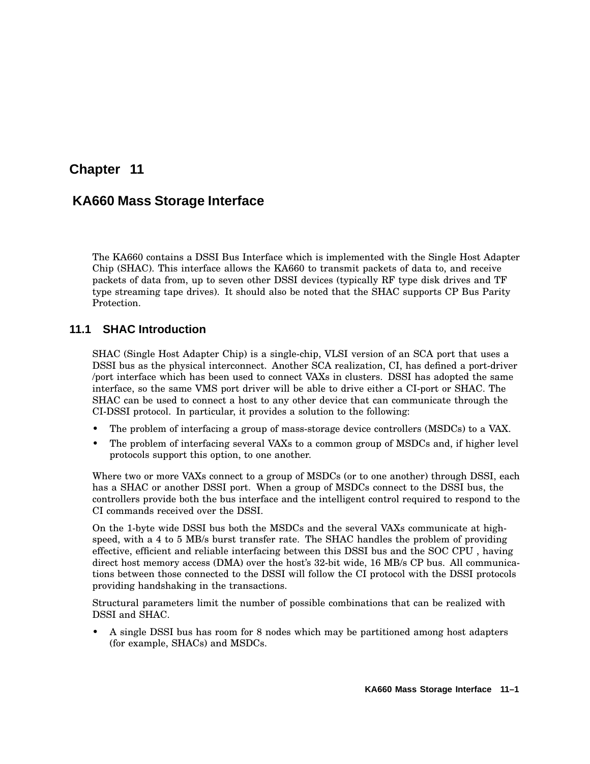// Chapter 11

# KA660 Mass Storage Interface

The KA660 contains a DSSI Bus Interface which is implemented with the Single Host Adapter Chip (SHAC). This interface allows the KA660 to transmit packets of data to, and receive packets of data from, up to seven other DSSI devices (typically RF type disk drives and TF type streaming tape drives). It should also be noted that the SHAC supports CP Bus Parity Protection.

## 11.1 SHAC Introduction

SHAC (Single Host Adapter Chip) is a single-chip, VLSI version of an SCA port that uses a DSSI bus as the physical interconnect. Another SCA realization, CI, has defined a port-driver /port interface which has been used to connect VAXs in clusters. DSSI has adopted the same interface, so the same VMS port driver will be able to drive either a CI-port or SHAC. The SHAC can be used to connect a host to any other device that can communicate through the CI-DSSI protocol. In particular, it provides a solution to the following:

- The problem of interfacing a group of mass-storage device controllers (MSDCs) to a VAX.
- The problem of interfacing several VAXs to a common group of MSDCs and, if higher level protocols support this option, to one another.

Where two or more VAXs connect to a group of MSDCs (or to one another) through DSSI, each has a SHAC or another DSSI port. When a group of MSDCs connect to the DSSI bus, the controllers provide both the bus interface and the intelligent control required to respond to the CI commands received over the DSSI.

On the 1-byte wide DSSI bus both the MSDCs and the several VAXs communicate at high-speed, with a 4 to 5 MB/s burst transfer rate. The SHAC handles the problem of providing effective, efficient and reliable interfacing between this DSSI bus and the SOC CPU , having direct host memory access (DMA) over the host's 32-bit wide, 16 MB/s CP bus. All communications between those connected to the DSSI will follow the CI protocol with the DSSI protocols providing handshaking in the transactions.

Structural parameters limit the number of possible combinations that can be realized with DSSI and SHAC.

- A single DSSI bus has room for 8 nodes which may be partitioned among host adapters (for example, SHACs) and MSDCs.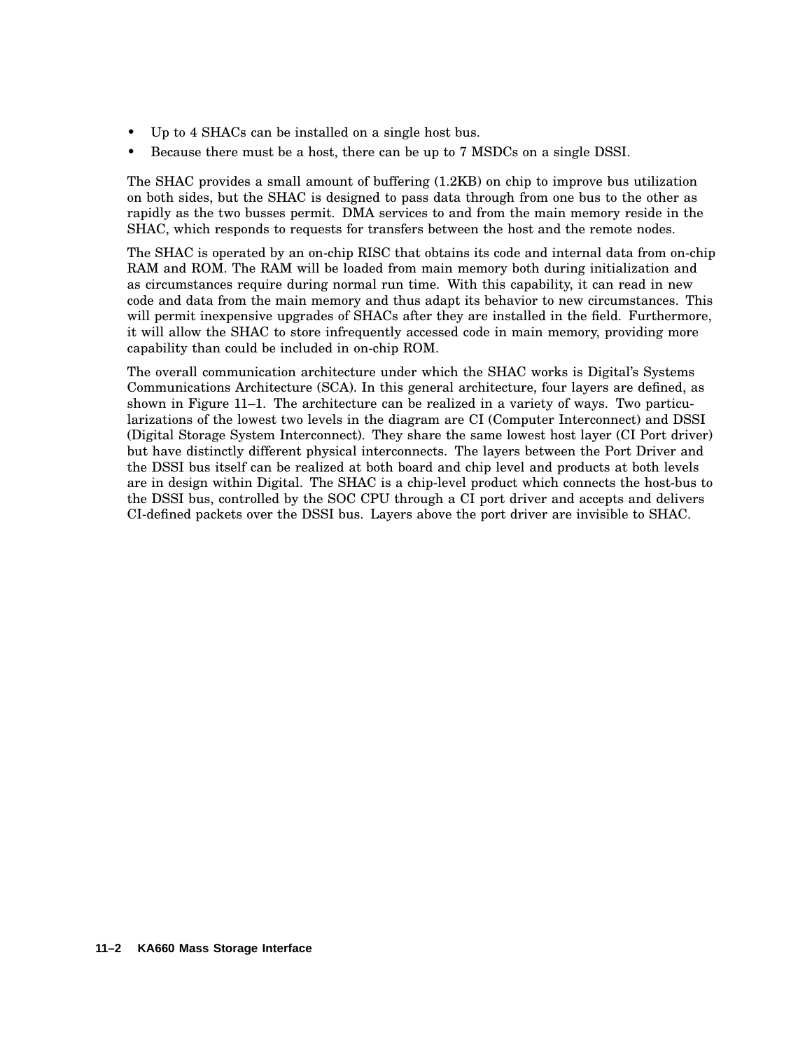- Up to 4 SHACs can be installed on a single host bus.
- Because there must be a host, there can be up to 7 MSDCs on a single DSSI.

The SHAC provides a small amount of buffering (1.2KB) on chip to improve bus utilization on both sides, but the SHAC is designed to pass data through from one bus to the other as rapidly as the two busses permit. DMA services to and from the main memory reside in the SHAC, which responds to requests for transfers between the host and the remote nodes.

The SHAC is operated by an on-chip RISC that obtains its code and internal data from on-chip RAM and ROM. The RAM will be loaded from main memory both during initialization and as circumstances require during normal run time. With this capability, it can read in new code and data from the main memory and thus adapt its behavior to new circumstances. This will permit inexpensive upgrades of SHACs after they are installed in the field. Furthermore, it will allow the SHAC to store infrequently accessed code in main memory, providing more capability than could be included in on-chip ROM.

The overall communication architecture under which the SHAC works is Digital's Systems Communications Architecture (SCA). In this general architecture, four layers are defined, as shown in Figure 11–1. The architecture can be realized in a variety of ways. Two particularizations of the lowest two levels in the diagram are CI (Computer Interconnect) and DSSI (Digital Storage System Interconnect). They share the same lowest host layer (CI Port driver) but have distinctly different physical interconnects. The layers between the Port Driver and the DSSI bus itself can be realized at both board and chip level and products at both levels are in design within Digital. The SHAC is a chip-level product which connects the host-bus to the DSSI bus, controlled by the SOC CPU through a CI port driver and accepts and delivers CI-defined packets over the DSSI bus. Layers above the port driver are invisible to SHAC.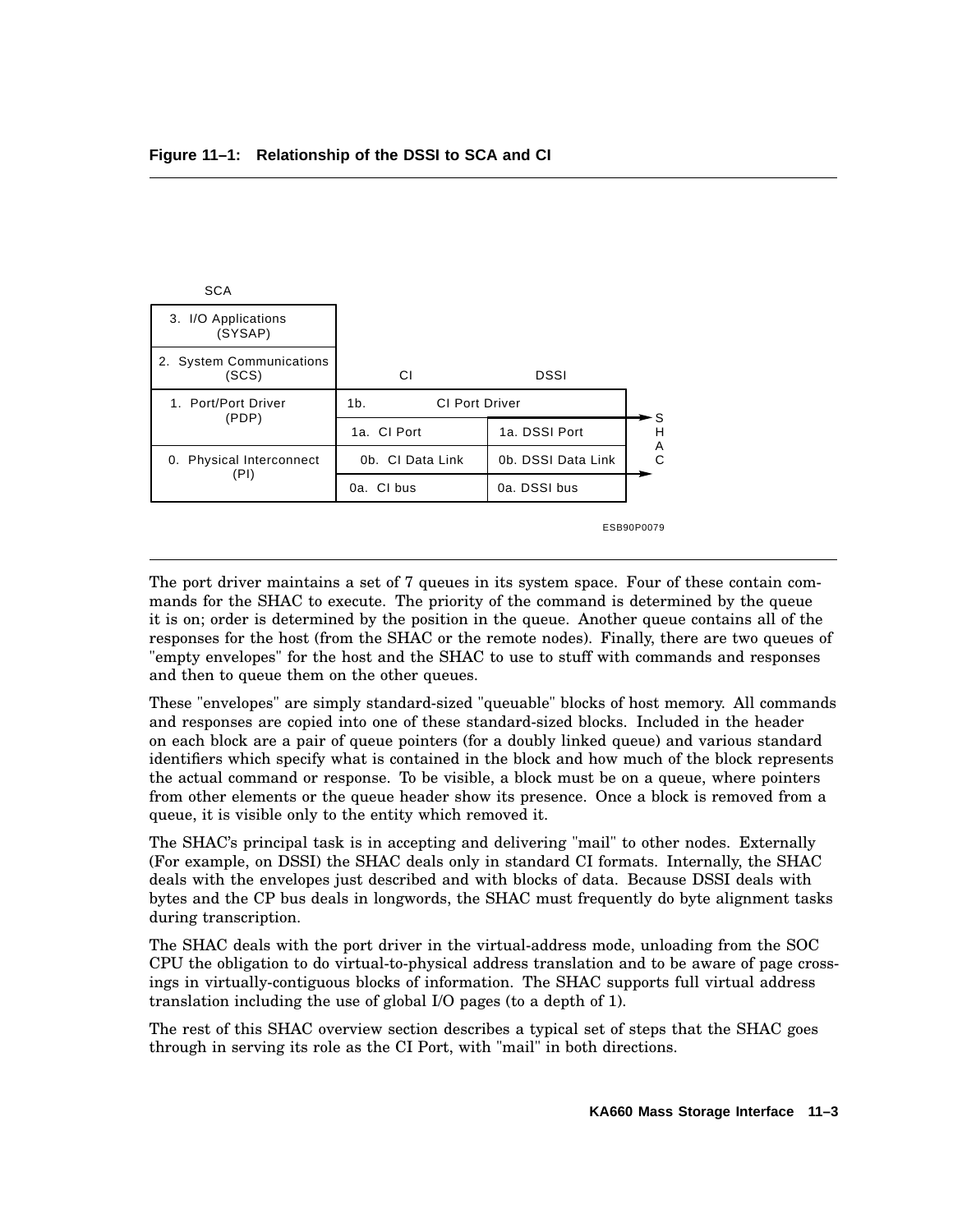**Figure 11–1: Relationship of the DSSI to SCA and CI**

| SCA | CI | DSSI | |
|---|---|---|---|
| 3. I/O Applications (SYSAP) | | | |
| 2. System Communications (SCS) | | | |
| 1. Port/Port Driver (PDP) | 1b. CI Port Driver | | SHAC |
| | 1a. CI Port | 1a. DSSI Port | |
| 0. Physical Interconnect (PI) | 0b. CI Data Link | 0b. DSSI Data Link | |
| | 0a. CI bus | 0a. DSSI bus | |

ESB90P0079

The port driver maintains a set of 7 queues in its system space. Four of these contain commands for the SHAC to execute. The priority of the command is determined by the queue it is on; order is determined by the position in the queue. Another queue contains all of the responses for the host (from the SHAC or the remote nodes). Finally, there are two queues of "empty envelopes" for the host and the SHAC to use to stuff with commands and responses and then to queue them on the other queues.

These "envelopes" are simply standard-sized "queuable" blocks of host memory. All commands and responses are copied into one of these standard-sized blocks. Included in the header on each block are a pair of queue pointers (for a doubly linked queue) and various standard identifiers which specify what is contained in the block and how much of the block represents the actual command or response. To be visible, a block must be on a queue, where pointers from other elements or the queue header show its presence. Once a block is removed from a queue, it is visible only to the entity which removed it.

The SHAC's principal task is in accepting and delivering "mail" to other nodes. Externally (For example, on DSSI) the SHAC deals only in standard CI formats. Internally, the SHAC deals with the envelopes just described and with blocks of data. Because DSSI deals with bytes and the CP bus deals in longwords, the SHAC must frequently do byte alignment tasks during transcription.

The SHAC deals with the port driver in the virtual-address mode, unloading from the SOC CPU the obligation to do virtual-to-physical address translation and to be aware of page crossings in virtually-contiguous blocks of information. The SHAC supports full virtual address translation including the use of global I/O pages (to a depth of 1).

The rest of this SHAC overview section describes a typical set of steps that the SHAC goes through in serving its role as the CI Port, with "mail" in both directions.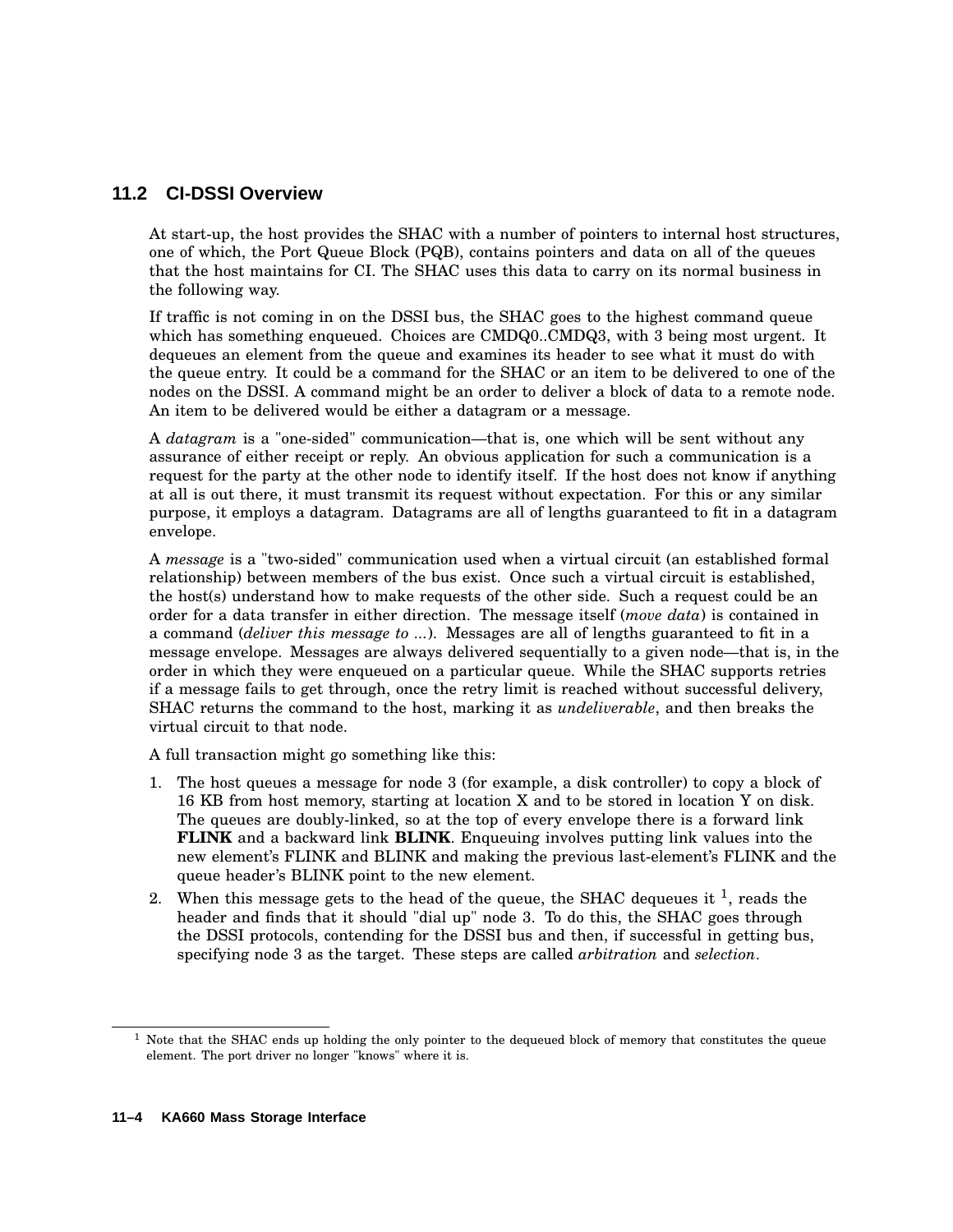## 11.2 CI-DSSI Overview

At start-up, the host provides the SHAC with a number of pointers to internal host structures, one of which, the Port Queue Block (PQB), contains pointers and data on all of the queues that the host maintains for CI. The SHAC uses this data to carry on its normal business in the following way.

If traffic is not coming in on the DSSI bus, the SHAC goes to the highest command queue which has something enqueued. Choices are CMDQ0..CMDQ3, with 3 being most urgent. It dequeues an element from the queue and examines its header to see what it must do with the queue entry. It could be a command for the SHAC or an item to be delivered to one of the nodes on the DSSI. A command might be an order to deliver a block of data to a remote node. An item to be delivered would be either a datagram or a message.

A *datagram* is a "one-sided" communication—that is, one which will be sent without any assurance of either receipt or reply. An obvious application for such a communication is a request for the party at the other node to identify itself. If the host does not know if anything at all is out there, it must transmit its request without expectation. For this or any similar purpose, it employs a datagram. Datagrams are all of lengths guaranteed to fit in a datagram envelope.

A *message* is a "two-sided" communication used when a virtual circuit (an established formal relationship) between members of the bus exist. Once such a virtual circuit is established, the host(s) understand how to make requests of the other side. Such a request could be an order for a data transfer in either direction. The message itself (*move data*) is contained in a command (*deliver this message to ...*). Messages are all of lengths guaranteed to fit in a message envelope. Messages are always delivered sequentially to a given node—that is, in the order in which they were enqueued on a particular queue. While the SHAC supports retries if a message fails to get through, once the retry limit is reached without successful delivery, SHAC returns the command to the host, marking it as *undeliverable*, and then breaks the virtual circuit to that node.

A full transaction might go something like this:

1. The host queues a message for node 3 (for example, a disk controller) to copy a block of 16 KB from host memory, starting at location X and to be stored in location Y on disk. The queues are doubly-linked, so at the top of every envelope there is a forward link **FLINK** and a backward link **BLINK**. Enqueuing involves putting link values into the new element's FLINK and BLINK and making the previous last-element's FLINK and the queue header's BLINK point to the new element.
2. When this message gets to the head of the queue, the SHAC dequeues it [1], reads the header and finds that it should "dial up" node 3. To do this, the SHAC goes through the DSSI protocols, contending for the DSSI bus and then, if successful in getting bus, specifying node 3 as the target. These steps are called *arbitration* and *selection*.

[1] Note that the SHAC ends up holding the only pointer to the dequeued block of memory that constitutes the queue element. The port driver no longer "knows" where it is.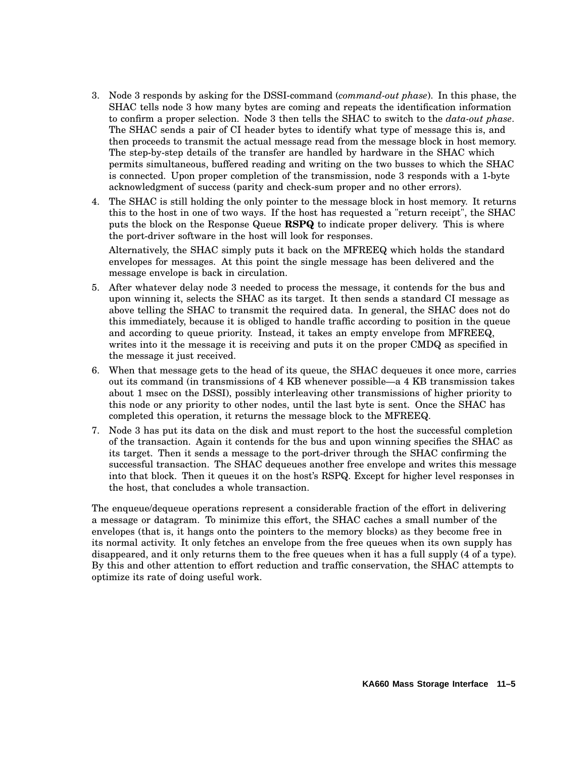3. Node 3 responds by asking for the DSSI-command (*command-out phase*). In this phase, the SHAC tells node 3 how many bytes are coming and repeats the identification information to confirm a proper selection. Node 3 then tells the SHAC to switch to the *data-out phase*. The SHAC sends a pair of CI header bytes to identify what type of message this is, and then proceeds to transmit the actual message read from the message block in host memory. The step-by-step details of the transfer are handled by hardware in the SHAC which permits simultaneous, buffered reading and writing on the two busses to which the SHAC is connected. Upon proper completion of the transmission, node 3 responds with a 1-byte acknowledgment of success (parity and check-sum proper and no other errors).
4. The SHAC is still holding the only pointer to the message block in host memory. It returns this to the host in one of two ways. If the host has requested a "return receipt", the SHAC puts the block on the Response Queue **RSPQ** to indicate proper delivery. This is where the port-driver software in the host will look for responses.

   Alternatively, the SHAC simply puts it back on the MFREEQ which holds the standard envelopes for messages. At this point the single message has been delivered and the message envelope is back in circulation.
5. After whatever delay node 3 needed to process the message, it contends for the bus and upon winning it, selects the SHAC as its target. It then sends a standard CI message as above telling the SHAC to transmit the required data. In general, the SHAC does not do this immediately, because it is obliged to handle traffic according to position in the queue and according to queue priority. Instead, it takes an empty envelope from MFREEQ, writes into it the message it is receiving and puts it on the proper CMDQ as specified in the message it just received.
6. When that message gets to the head of its queue, the SHAC dequeues it once more, carries out its command (in transmissions of 4 KB whenever possible—a 4 KB transmission takes about 1 msec on the DSSI), possibly interleaving other transmissions of higher priority to this node or any priority to other nodes, until the last byte is sent. Once the SHAC has completed this operation, it returns the message block to the MFREEQ.
7. Node 3 has put its data on the disk and must report to the host the successful completion of the transaction. Again it contends for the bus and upon winning specifies the SHAC as its target. Then it sends a message to the port-driver through the SHAC confirming the successful transaction. The SHAC dequeues another free envelope and writes this message into that block. Then it queues it on the host's RSPQ. Except for higher level responses in the host, that concludes a whole transaction.

The enqueue/dequeue operations represent a considerable fraction of the effort in delivering a message or datagram. To minimize this effort, the SHAC caches a small number of the envelopes (that is, it hangs onto the pointers to the memory blocks) as they become free in its normal activity. It only fetches an envelope from the free queues when its own supply has disappeared, and it only returns them to the free queues when it has a full supply (4 of a type). By this and other attention to effort reduction and traffic conservation, the SHAC attempts to optimize its rate of doing useful work.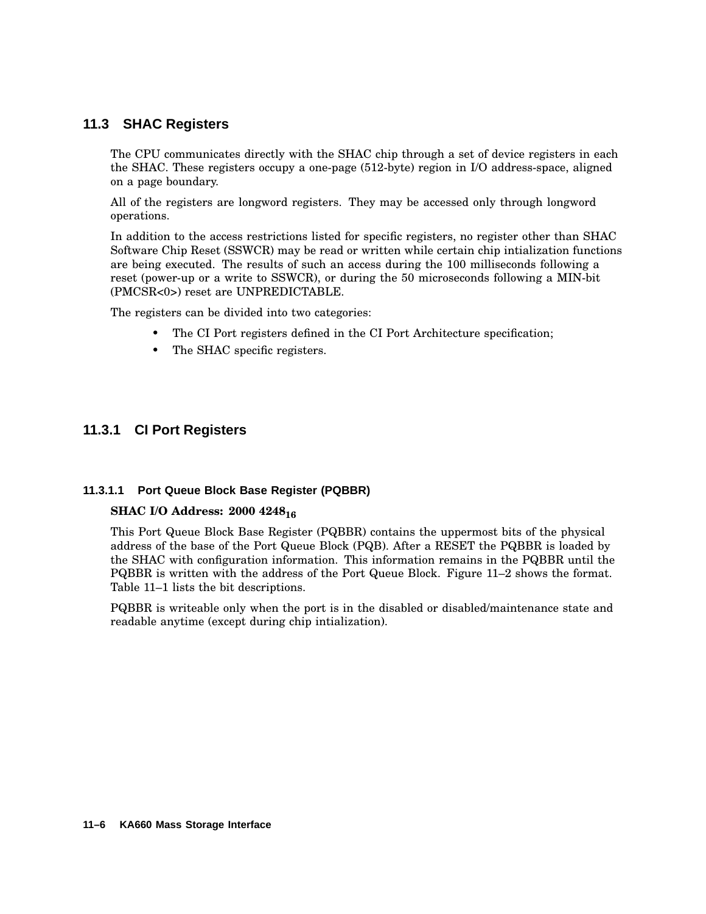## 11.3 SHAC Registers

The CPU communicates directly with the SHAC chip through a set of device registers in each the SHAC. These registers occupy a one-page (512-byte) region in I/O address-space, aligned on a page boundary.

All of the registers are longword registers. They may be accessed only through longword operations.

In addition to the access restrictions listed for specific registers, no register other than SHAC Software Chip Reset (SSWCR) may be read or written while certain chip intialization functions are being executed. The results of such an access during the 100 milliseconds following a reset (power-up or a write to SSWCR), or during the 50 microseconds following a MIN-bit (PMCSR<0>) reset are UNPREDICTABLE.

The registers can be divided into two categories:

- The CI Port registers defined in the CI Port Architecture specification;
- The SHAC specific registers.

### 11.3.1 CI Port Registers

#### 11.3.1.1 Port Queue Block Base Register (PQBBR)

**SHAC I/O Address: 2000 4248$_{16}$**

This Port Queue Block Base Register (PQBBR) contains the uppermost bits of the physical address of the base of the Port Queue Block (PQB). After a RESET the PQBBR is loaded by the SHAC with configuration information. This information remains in the PQBBR until the PQBBR is written with the address of the Port Queue Block. Figure 11–2 shows the format. Table 11–1 lists the bit descriptions.

PQBBR is writeable only when the port is in the disabled or disabled/maintenance state and readable anytime (except during chip intialization).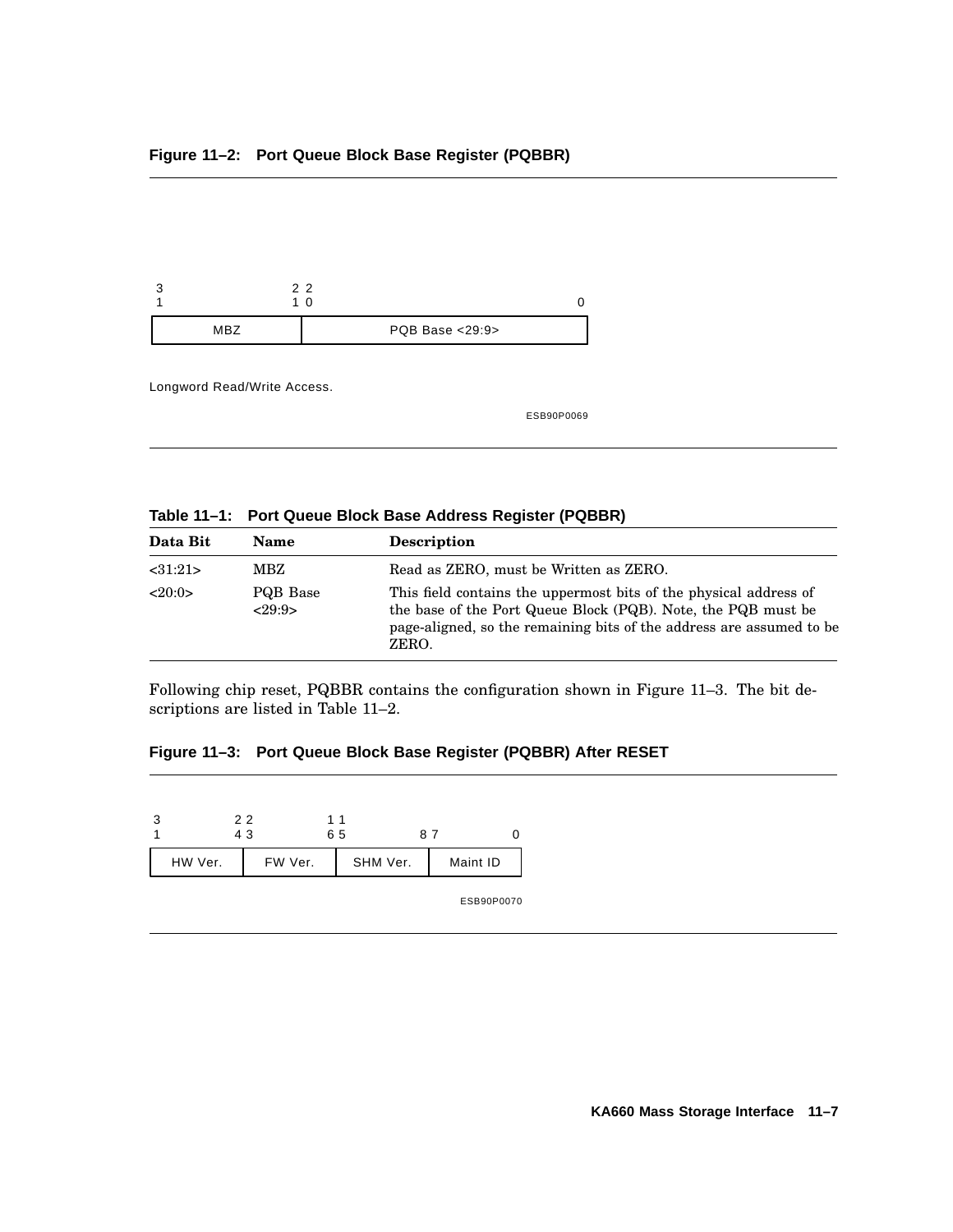**Figure 11–2: Port Queue Block Base Register (PQBBR)**

| 31 — 21 | 20 — 0 |
|---|---|
| MBZ | PQB Base <29:9> |

Longword Read/Write Access.

ESB90P0069

**Table 11–1: Port Queue Block Base Address Register (PQBBR)**

| Data Bit | Name | Description |
|---|---|---|
| <31:21> | MBZ | Read as ZERO, must be Written as ZERO. |
| <20:0> | PQB Base <29:9> | This field contains the uppermost bits of the physical address of the base of the Port Queue Block (PQB). Note, the PQB must be page-aligned, so the remaining bits of the address are assumed to be ZERO. |

Following chip reset, PQBBR contains the configuration shown in Figure 11–3. The bit descriptions are listed in Table 11–2.

**Figure 11–3: Port Queue Block Base Register (PQBBR) After RESET**

| 31 — 24 | 23 — 16 | 15 — 8 | 7 — 0 |
|---|---|---|---|
| HW Ver. | FW Ver. | SHM Ver. | Maint ID |

ESB90P0070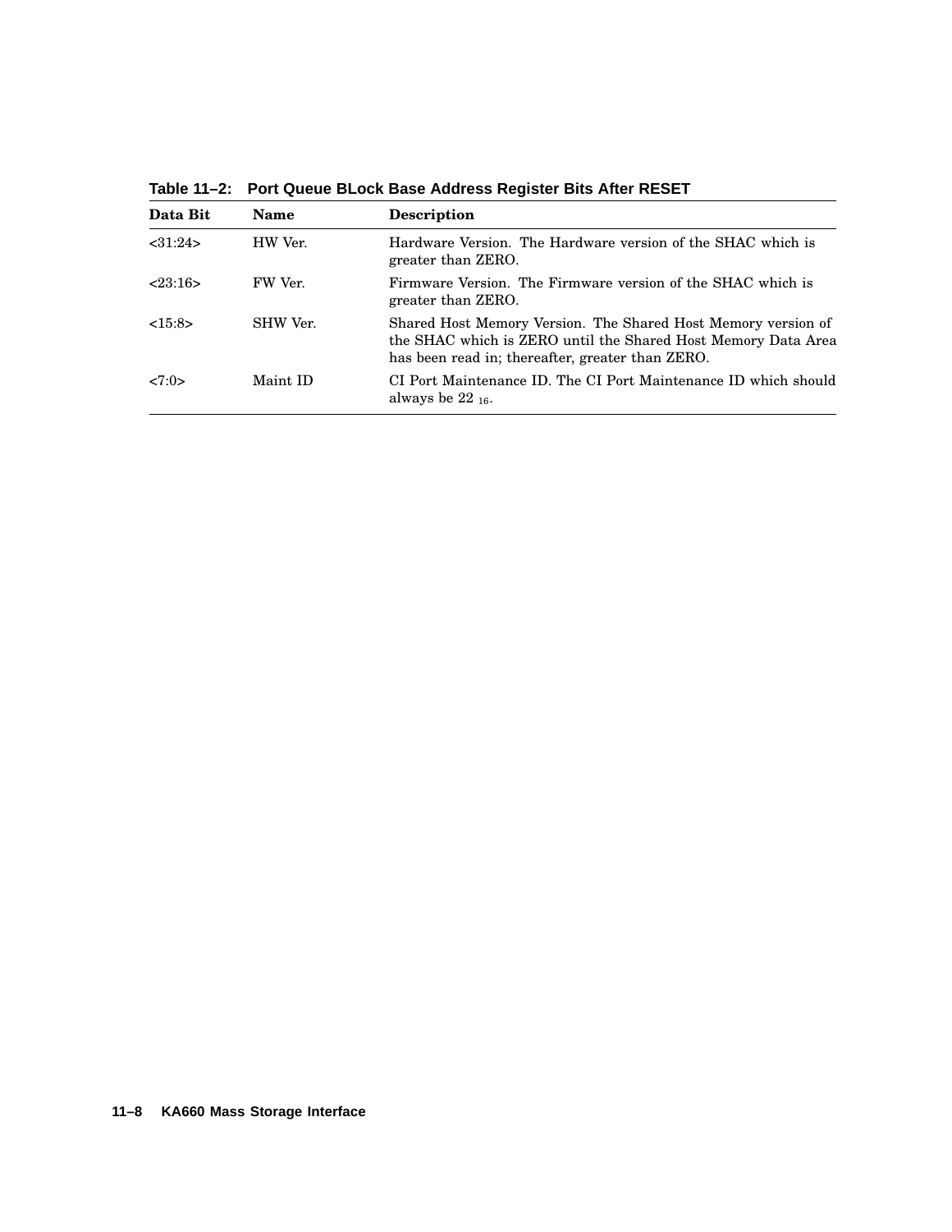**Table 11–2: Port Queue BLock Base Address Register Bits After RESET**

| Data Bit | Name | Description |
|---|---|---|
| <31:24> | HW Ver. | Hardware Version. The Hardware version of the SHAC which is greater than ZERO. |
| <23:16> | FW Ver. | Firmware Version. The Firmware version of the SHAC which is greater than ZERO. |
| <15:8> | SHW Ver. | Shared Host Memory Version. The Shared Host Memory version of the SHAC which is ZERO until the Shared Host Memory Data Area has been read in; thereafter, greater than ZERO. |
| <7:0> | Maint ID | CI Port Maintenance ID. The CI Port Maintenance ID which should always be $22_{16}$. |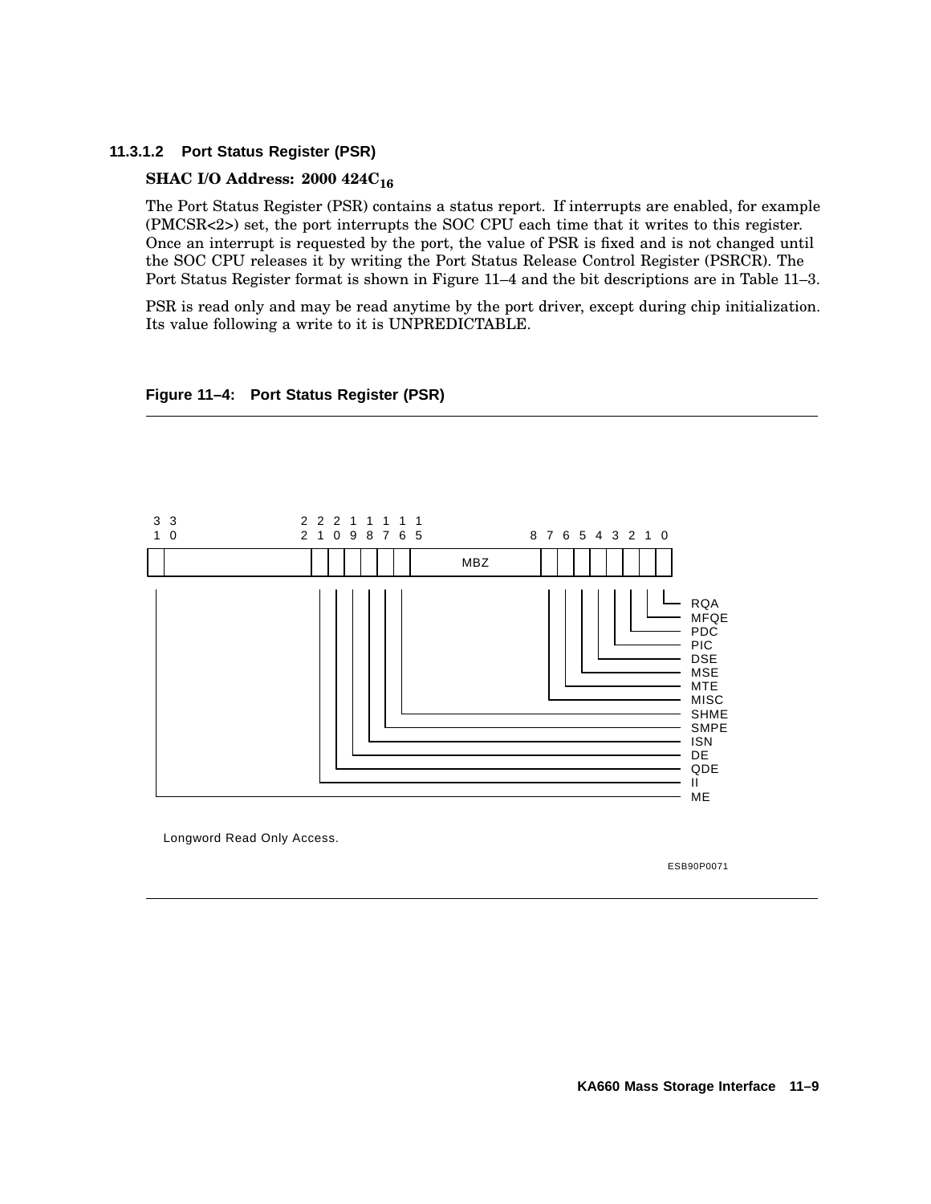#### 11.3.1.2 Port Status Register (PSR)

**SHAC I/O Address: 2000 424C$_{16}$**

The Port Status Register (PSR) contains a status report. If interrupts are enabled, for example (PMCSR<2>) set, the port interrupts the SOC CPU each time that it writes to this register. Once an interrupt is requested by the port, the value of PSR is fixed and is not changed until the SOC CPU releases it by writing the Port Status Release Control Register (PSRCR). The Port Status Register format is shown in Figure 11–4 and the bit descriptions are in Table 11–3.

PSR is read only and may be read anytime by the port driver, except during chip initialization. Its value following a write to it is UNPREDICTABLE.

**Figure 11–4: Port Status Register (PSR)**

| Bit(s) | Field |
|---|---|
| 31 | ME |
| 30:22 | (unlabeled) |
| 21 | II |
| 20 | QDE |
| 19 | DE |
| 18 | ISN |
| 17 | SMPE |
| 16 | SHME |
| 15:8 | MBZ |
| 7 | MISC |
| 6 | MTE |
| 5 | MSE |
| 4 | DSE |
| 3 | PIC |
| 2 | PDC |
| 1 | MFQE |
| 0 | RQA |

Longword Read Only Access.

ESB90P0071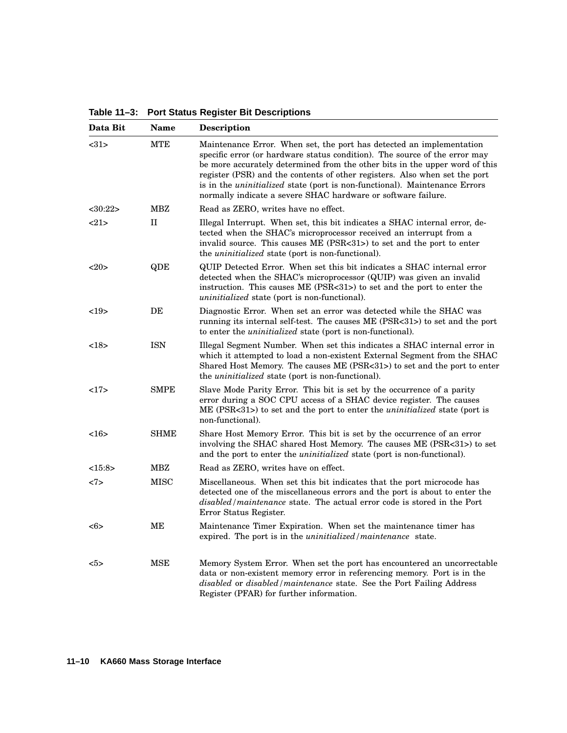**Table 11–3: Port Status Register Bit Descriptions**

| Data Bit | Name | Description |
|---|---|---|
| <31> | MTE | Maintenance Error. When set, the port has detected an implementation specific error (or hardware status condition). The source of the error may be more accurately determined from the other bits in the upper word of this register (PSR) and the contents of other registers. Also when set the port is in the *uninitialized* state (port is non-functional). Maintenance Errors normally indicate a severe SHAC hardware or software failure. |
| <30:22> | MBZ | Read as ZERO, writes have no effect. |
| <21> | II | Illegal Interrupt. When set, this bit indicates a SHAC internal error, detected when the SHAC's microprocessor received an interrupt from a invalid source. This causes ME (PSR<31>) to set and the port to enter the *uninitialized* state (port is non-functional). |
| <20> | QDE | QUIP Detected Error. When set this bit indicates a SHAC internal error detected when the SHAC's microprocessor (QUIP) was given an invalid instruction. This causes ME (PSR<31>) to set and the port to enter the *uninitialized* state (port is non-functional). |
| <19> | DE | Diagnostic Error. When set an error was detected while the SHAC was running its internal self-test. The causes ME (PSR<31>) to set and the port to enter the *uninitialized* state (port is non-functional). |
| <18> | ISN | Illegal Segment Number. When set this indicates a SHAC internal error in which it attempted to load a non-existent External Segment from the SHAC Shared Host Memory. The causes ME (PSR<31>) to set and the port to enter the *uninitialized* state (port is non-functional). |
| <17> | SMPE | Slave Mode Parity Error. This bit is set by the occurrence of a parity error during a SOC CPU access of a SHAC device register. The causes ME (PSR<31>) to set and the port to enter the *uninitialized* state (port is non-functional). |
| <16> | SHME | Share Host Memory Error. This bit is set by the occurrence of an error involving the SHAC shared Host Memory. The causes ME (PSR<31>) to set and the port to enter the *uninitialized* state (port is non-functional). |
| <15:8> | MBZ | Read as ZERO, writes have on effect. |
| <7> | MISC | Miscellaneous. When set this bit indicates that the port microcode has detected one of the miscellaneous errors and the port is about to enter the *disabled/maintenance* state. The actual error code is stored in the Port Error Status Register. |
| <6> | ME | Maintenance Timer Expiration. When set the maintenance timer has expired. The port is in the *uninitialized/maintenance* state. |
| <5> | MSE | Memory System Error. When set the port has encountered an uncorrectable data or non-existent memory error in referencing memory. Port is in the *disabled* or *disabled/maintenance* state. See the Port Failing Address Register (PFAR) for further information. |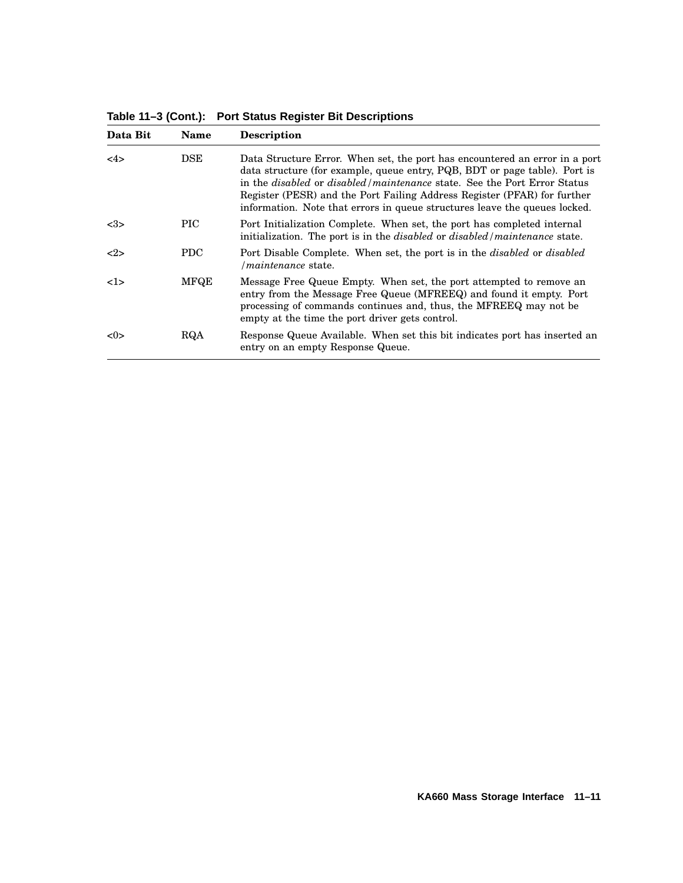**Table 11–3 (Cont.): Port Status Register Bit Descriptions**

| Data Bit | Name | Description |
|---|---|---|
| <4> | DSE | Data Structure Error. When set, the port has encountered an error in a port data structure (for example, queue entry, PQB, BDT or page table). Port is in the *disabled* or *disabled/maintenance* state. See the Port Error Status Register (PESR) and the Port Failing Address Register (PFAR) for further information. Note that errors in queue structures leave the queues locked. |
| <3> | PIC | Port Initialization Complete. When set, the port has completed internal initialization. The port is in the *disabled* or *disabled/maintenance* state. |
| <2> | PDC | Port Disable Complete. When set, the port is in the *disabled* or *disabled /maintenance* state. |
| <1> | MFQE | Message Free Queue Empty. When set, the port attempted to remove an entry from the Message Free Queue (MFREEQ) and found it empty. Port processing of commands continues and, thus, the MFREEQ may not be empty at the time the port driver gets control. |
| <0> | RQA | Response Queue Available. When set this bit indicates port has inserted an entry on an empty Response Queue. |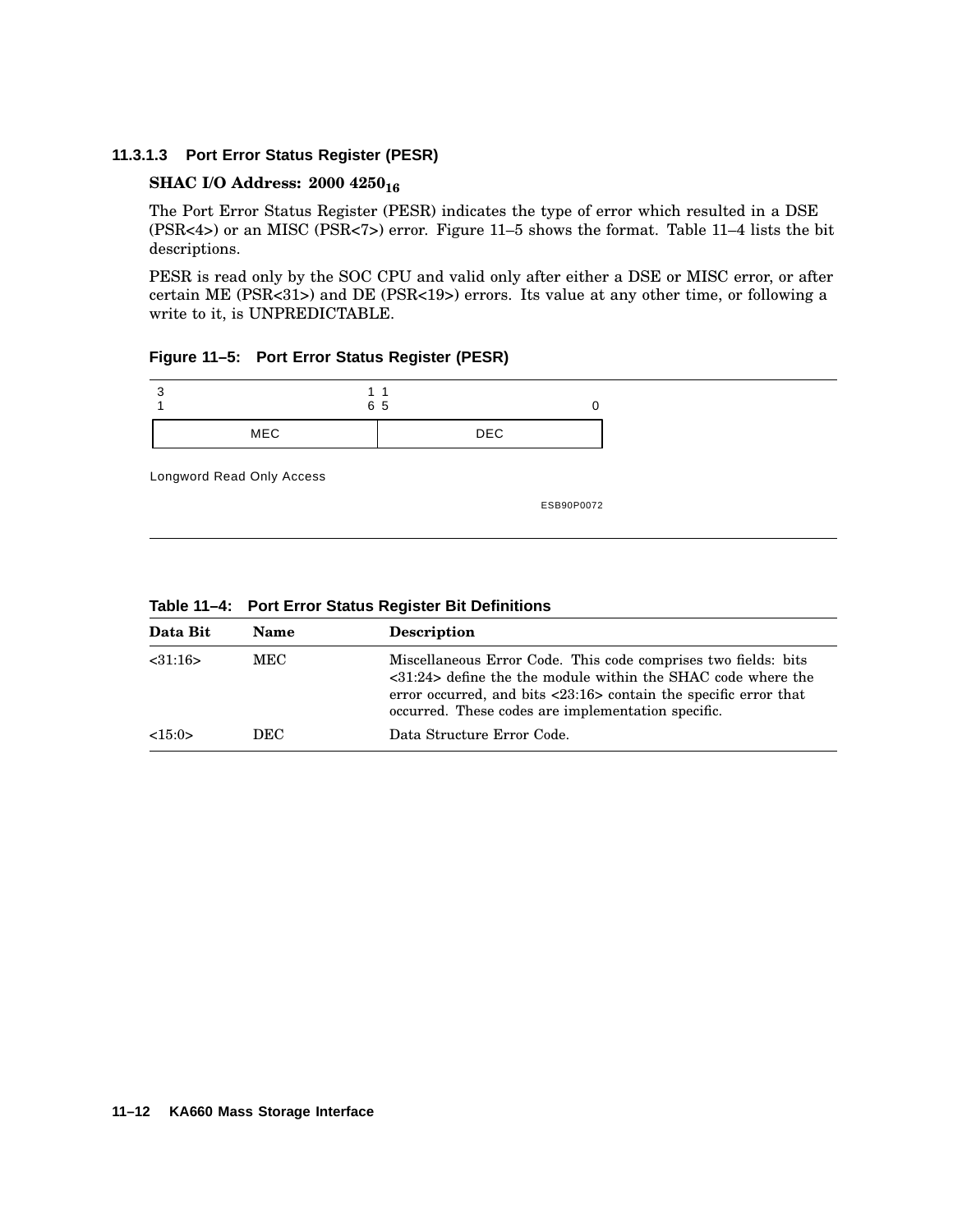### 11.3.1.3 Port Error Status Register (PESR)

**SHAC I/O Address: 2000 4250$_{16}$**

The Port Error Status Register (PESR) indicates the type of error which resulted in a DSE (PSR<4>) or an MISC (PSR<7>) error. Figure 11–5 shows the format. Table 11–4 lists the bit descriptions.

PESR is read only by the SOC CPU and valid only after either a DSE or MISC error, or after certain ME (PSR<31>) and DE (PSR<19>) errors. Its value at any other time, or following a write to it, is UNPREDICTABLE.

**Figure 11–5: Port Error Status Register (PESR)**

| 31 ... 16 | 15 ... 0 |
|---|---|
| MEC | DEC |

Longword Read Only Access

ESB90P0072

**Table 11–4: Port Error Status Register Bit Definitions**

| Data Bit | Name | Description |
|---|---|---|
| <31:16> | MEC | Miscellaneous Error Code. This code comprises two fields: bits <31:24> define the the module within the SHAC code where the error occurred, and bits <23:16> contain the specific error that occurred. These codes are implementation specific. |
| <15:0> | DEC | Data Structure Error Code. |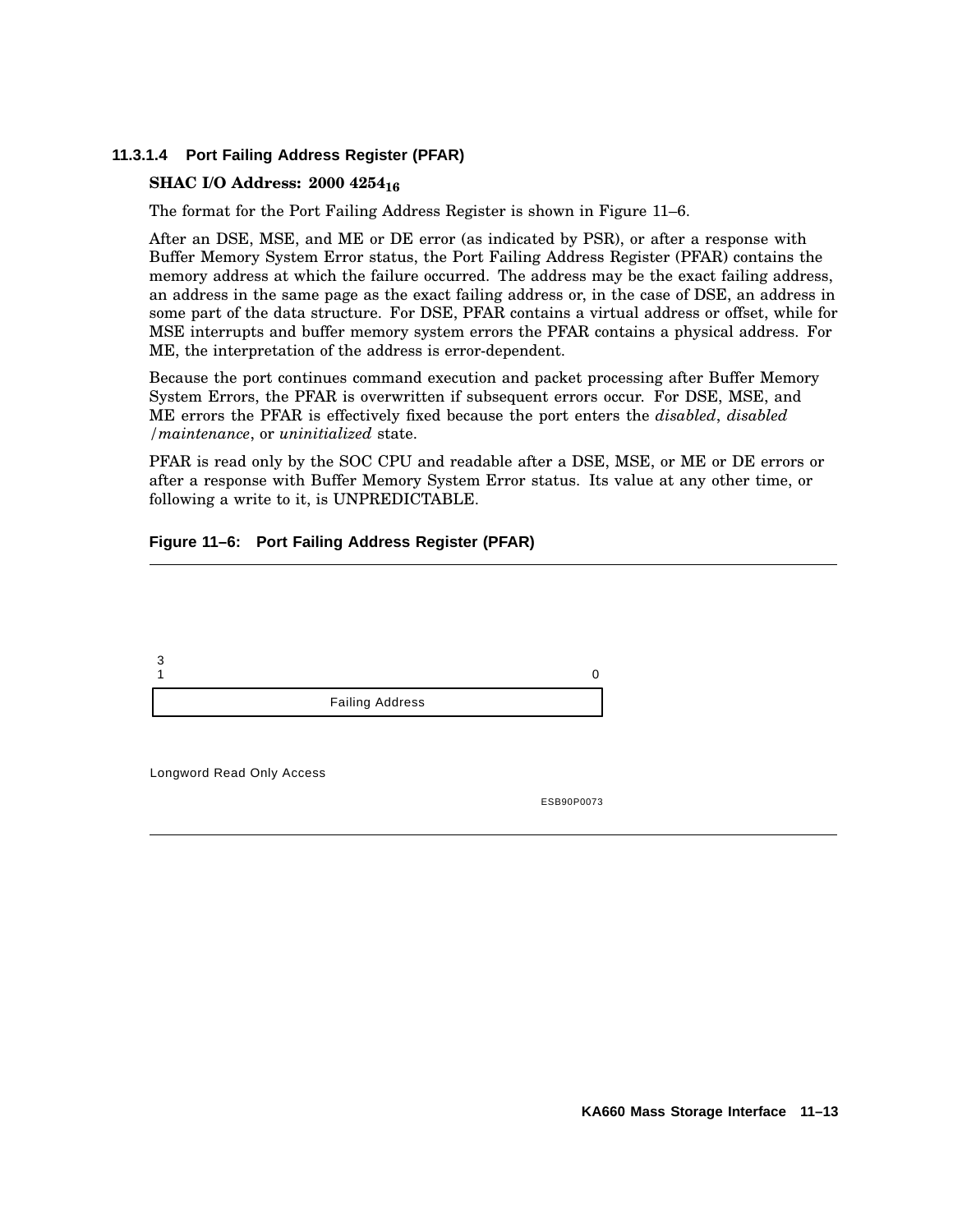#### 11.3.1.4 Port Failing Address Register (PFAR)

**SHAC I/O Address: 2000 $4254_{16}$**

The format for the Port Failing Address Register is shown in Figure 11–6.

After an DSE, MSE, and ME or DE error (as indicated by PSR), or after a response with Buffer Memory System Error status, the Port Failing Address Register (PFAR) contains the memory address at which the failure occurred. The address may be the exact failing address, an address in the same page as the exact failing address or, in the case of DSE, an address in some part of the data structure. For DSE, PFAR contains a virtual address or offset, while for MSE interrupts and buffer memory system errors the PFAR contains a physical address. For ME, the interpretation of the address is error-dependent.

Because the port continues command execution and packet processing after Buffer Memory System Errors, the PFAR is overwritten if subsequent errors occur. For DSE, MSE, and ME errors the PFAR is effectively fixed because the port enters the *disabled*, *disabled /maintenance*, or *uninitialized* state.

PFAR is read only by the SOC CPU and readable after a DSE, MSE, or ME or DE errors or after a response with Buffer Memory System Error status. Its value at any other time, or following a write to it, is UNPREDICTABLE.

**Figure 11–6: Port Failing Address Register (PFAR)**

| 31 ... 0 |
| --- |
| Failing Address |

Longword Read Only Access

ESB90P0073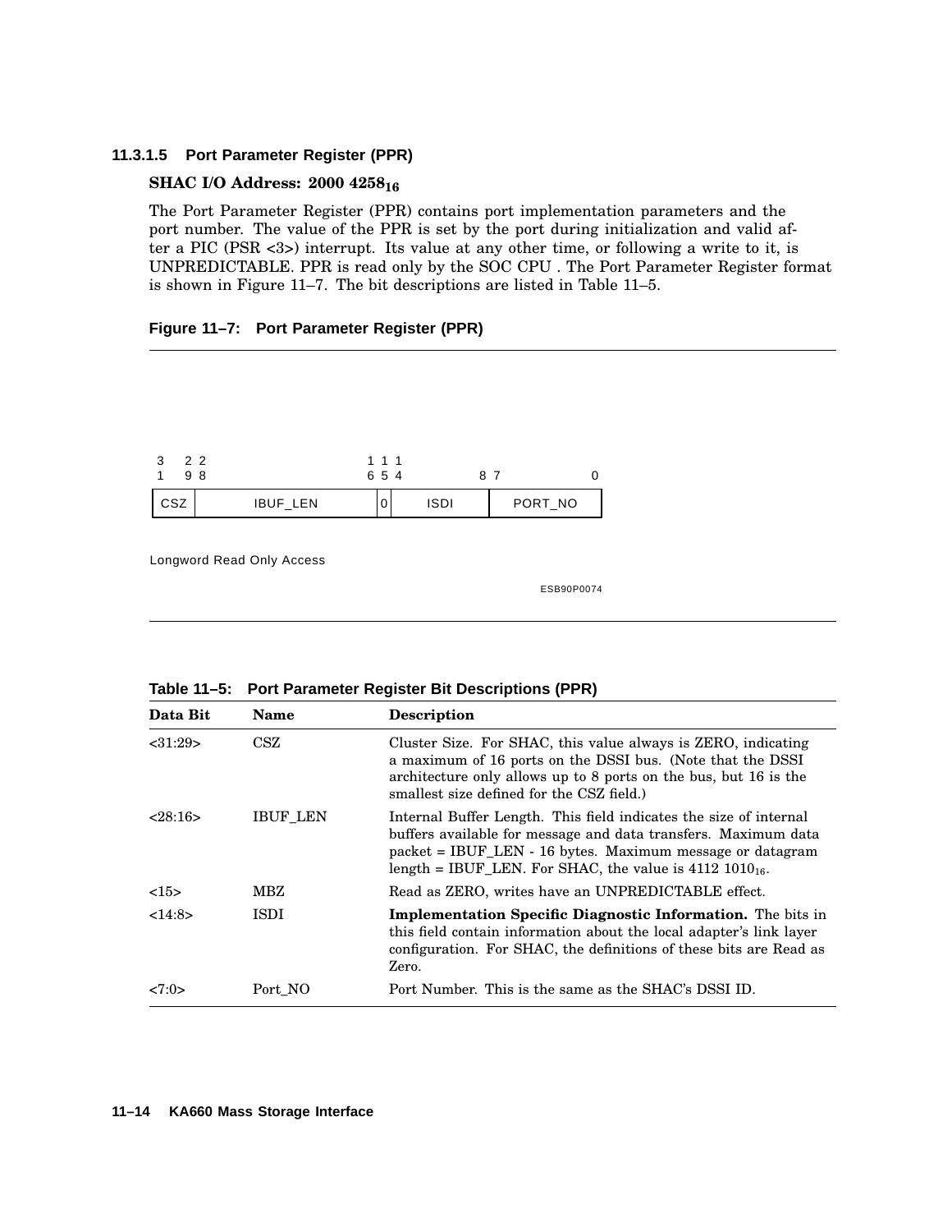#### 11.3.1.5 Port Parameter Register (PPR)

**SHAC I/O Address: 2000 $4258_{16}$**

The Port Parameter Register (PPR) contains port implementation parameters and the port number. The value of the PPR is set by the port during initialization and valid after a PIC (PSR <3>) interrupt. Its value at any other time, or following a write to it, is UNPREDICTABLE. PPR is read only by the SOC CPU . The Port Parameter Register format is shown in Figure 11–7. The bit descriptions are listed in Table 11–5.

**Figure 11–7: Port Parameter Register (PPR)**

| 31 29 | 28 16 | 15 | 14 8 | 7 0 |
|---|---|---|---|---|
| CSZ | IBUF_LEN | 0 | ISDI | PORT_NO |

Longword Read Only Access

ESB90P0074

**Table 11–5: Port Parameter Register Bit Descriptions (PPR)**

| Data Bit | Name | Description |
|---|---|---|
| <31:29> | CSZ | Cluster Size. For SHAC, this value always is ZERO, indicating a maximum of 16 ports on the DSSI bus. (Note that the DSSI architecture only allows up to 8 ports on the bus, but 16 is the smallest size defined for the CSZ field.) |
| <28:16> | IBUF_LEN | Internal Buffer Length. This field indicates the size of internal buffers available for message and data transfers. Maximum data packet = IBUF_LEN - 16 bytes. Maximum message or datagram length = IBUF_LEN. For SHAC, the value is 4112 $1010_{16}$. |
| <15> | MBZ | Read as ZERO, writes have an UNPREDICTABLE effect. |
| <14:8> | ISDI | **Implementation Specific Diagnostic Information.** The bits in this field contain information about the local adapter's link layer configuration. For SHAC, the definitions of these bits are Read as Zero. |
| <7:0> | Port_NO | Port Number. This is the same as the SHAC's DSSI ID. |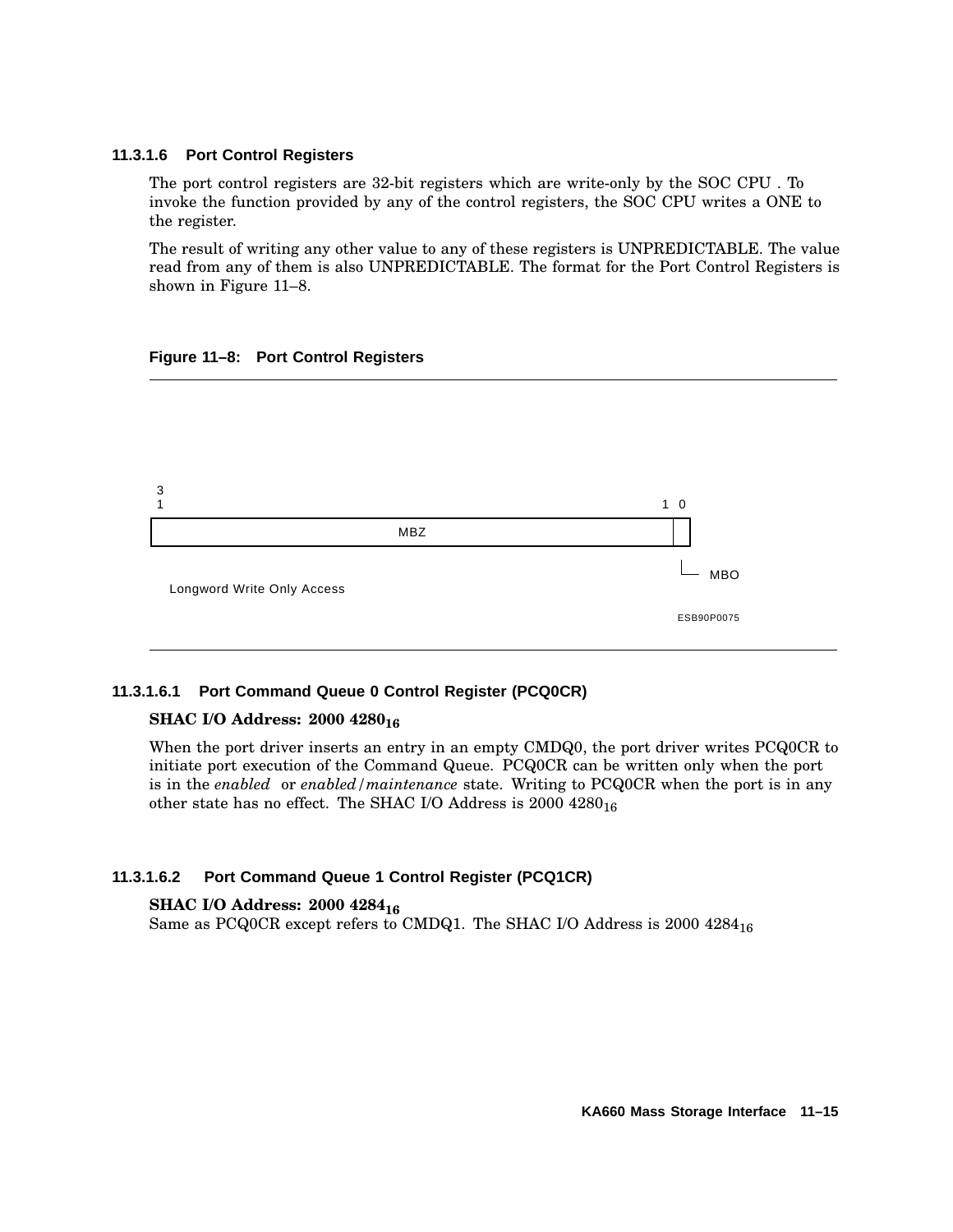#### 11.3.1.6 Port Control Registers

The port control registers are 32-bit registers which are write-only by the SOC CPU . To invoke the function provided by any of the control registers, the SOC CPU writes a ONE to the register.

The result of writing any other value to any of these registers is UNPREDICTABLE. The value read from any of them is also UNPREDICTABLE. The format for the Port Control Registers is shown in Figure 11–8.

**Figure 11–8: Port Control Registers**

| 31 ... 1 | 0 |
|---|---|
| MBZ | MBO |

Longword Write Only Access

ESB90P0075

##### 11.3.1.6.1 Port Command Queue 0 Control Register (PCQ0CR)

**SHAC I/O Address: 2000 $4280_{16}$**

When the port driver inserts an entry in an empty CMDQ0, the port driver writes PCQ0CR to initiate port execution of the Command Queue. PCQ0CR can be written only when the port is in the *enabled* or *enabled/maintenance* state. Writing to PCQ0CR when the port is in any other state has no effect. The SHAC I/O Address is 2000 $4280_{16}$

##### 11.3.1.6.2 Port Command Queue 1 Control Register (PCQ1CR)

**SHAC I/O Address: 2000 $4284_{16}$**

Same as PCQ0CR except refers to CMDQ1. The SHAC I/O Address is 2000 $4284_{16}$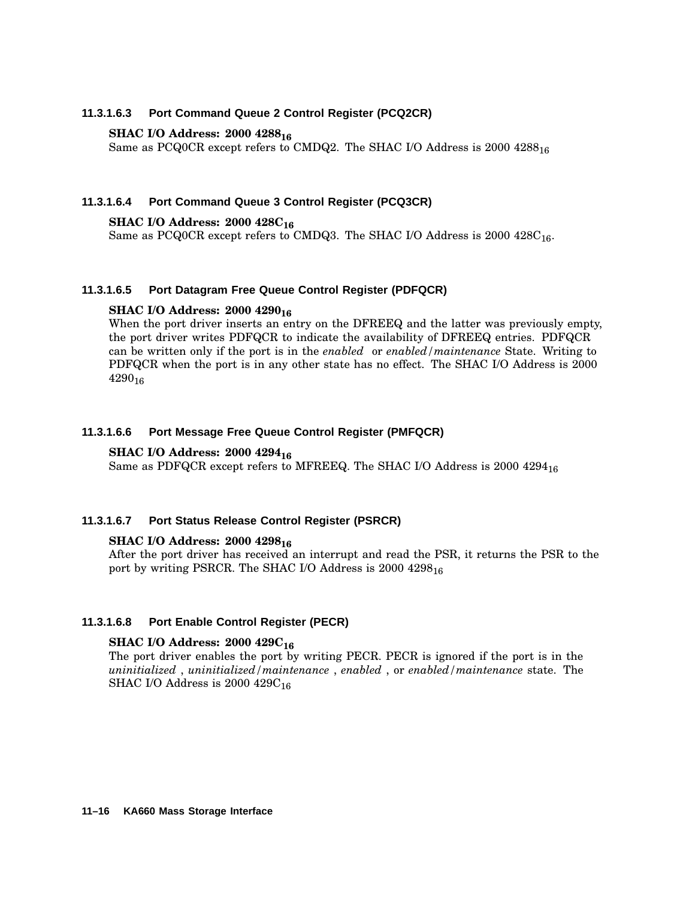#### 11.3.1.6.3 Port Command Queue 2 Control Register (PCQ2CR)

**SHAC I/O Address: 2000 $4288_{16}$**
Same as PCQ0CR except refers to CMDQ2. The SHAC I/O Address is 2000 $4288_{16}$

#### 11.3.1.6.4 Port Command Queue 3 Control Register (PCQ3CR)

**SHAC I/O Address: 2000 $428C_{16}$**
Same as PCQ0CR except refers to CMDQ3. The SHAC I/O Address is 2000 $428C_{16}$.

#### 11.3.1.6.5 Port Datagram Free Queue Control Register (PDFQCR)

**SHAC I/O Address: 2000 $4290_{16}$**
When the port driver inserts an entry on the DFREEQ and the latter was previously empty, the port driver writes PDFQCR to indicate the availability of DFREEQ entries. PDFQCR can be written only if the port is in the *enabled* or *enabled/maintenance* State. Writing to PDFQCR when the port is in any other state has no effect. The SHAC I/O Address is 2000 $4290_{16}$

#### 11.3.1.6.6 Port Message Free Queue Control Register (PMFQCR)

**SHAC I/O Address: 2000 $4294_{16}$**
Same as PDFQCR except refers to MFREEQ. The SHAC I/O Address is 2000 $4294_{16}$

#### 11.3.1.6.7 Port Status Release Control Register (PSRCR)

**SHAC I/O Address: 2000 $4298_{16}$**
After the port driver has received an interrupt and read the PSR, it returns the PSR to the port by writing PSRCR. The SHAC I/O Address is 2000 $4298_{16}$

#### 11.3.1.6.8 Port Enable Control Register (PECR)

**SHAC I/O Address: 2000 $429C_{16}$**
The port driver enables the port by writing PECR. PECR is ignored if the port is in the *uninitialized* , *uninitialized/maintenance* , *enabled* , or *enabled/maintenance* state. The SHAC I/O Address is 2000 $429C_{16}$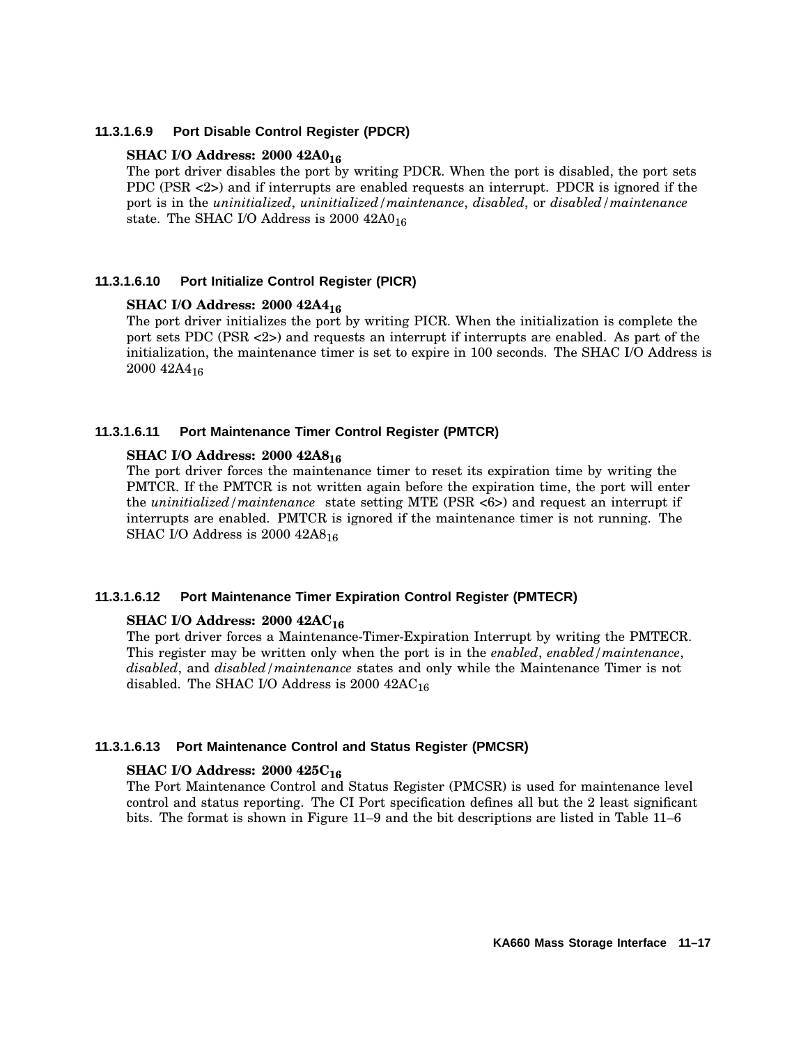#### 11.3.1.6.9 Port Disable Control Register (PDCR)

**SHAC I/O Address: 2000 42A0$_{16}$**

The port driver disables the port by writing PDCR. When the port is disabled, the port sets PDC (PSR <2>) and if interrupts are enabled requests an interrupt. PDCR is ignored if the port is in the *uninitialized*, *uninitialized/maintenance*, *disabled*, or *disabled/maintenance* state. The SHAC I/O Address is 2000 42A0$_{16}$

#### 11.3.1.6.10 Port Initialize Control Register (PICR)

**SHAC I/O Address: 2000 42A4$_{16}$**

The port driver initializes the port by writing PICR. When the initialization is complete the port sets PDC (PSR <2>) and requests an interrupt if interrupts are enabled. As part of the initialization, the maintenance timer is set to expire in 100 seconds. The SHAC I/O Address is 2000 42A4$_{16}$

#### 11.3.1.6.11 Port Maintenance Timer Control Register (PMTCR)

**SHAC I/O Address: 2000 42A8$_{16}$**

The port driver forces the maintenance timer to reset its expiration time by writing the PMTCR. If the PMTCR is not written again before the expiration time, the port will enter the *uninitialized/maintenance* state setting MTE (PSR <6>) and request an interrupt if interrupts are enabled. PMTCR is ignored if the maintenance timer is not running. The SHAC I/O Address is 2000 42A8$_{16}$

#### 11.3.1.6.12 Port Maintenance Timer Expiration Control Register (PMTECR)

**SHAC I/O Address: 2000 42AC$_{16}$**

The port driver forces a Maintenance-Timer-Expiration Interrupt by writing the PMTECR. This register may be written only when the port is in the *enabled*, *enabled/maintenance*, *disabled*, and *disabled/maintenance* states and only while the Maintenance Timer is not disabled. The SHAC I/O Address is 2000 42AC$_{16}$

#### 11.3.1.6.13 Port Maintenance Control and Status Register (PMCSR)

**SHAC I/O Address: 2000 425C$_{16}$**

The Port Maintenance Control and Status Register (PMCSR) is used for maintenance level control and status reporting. The CI Port specification defines all but the 2 least significant bits. The format is shown in Figure 11–9 and the bit descriptions are listed in Table 11–6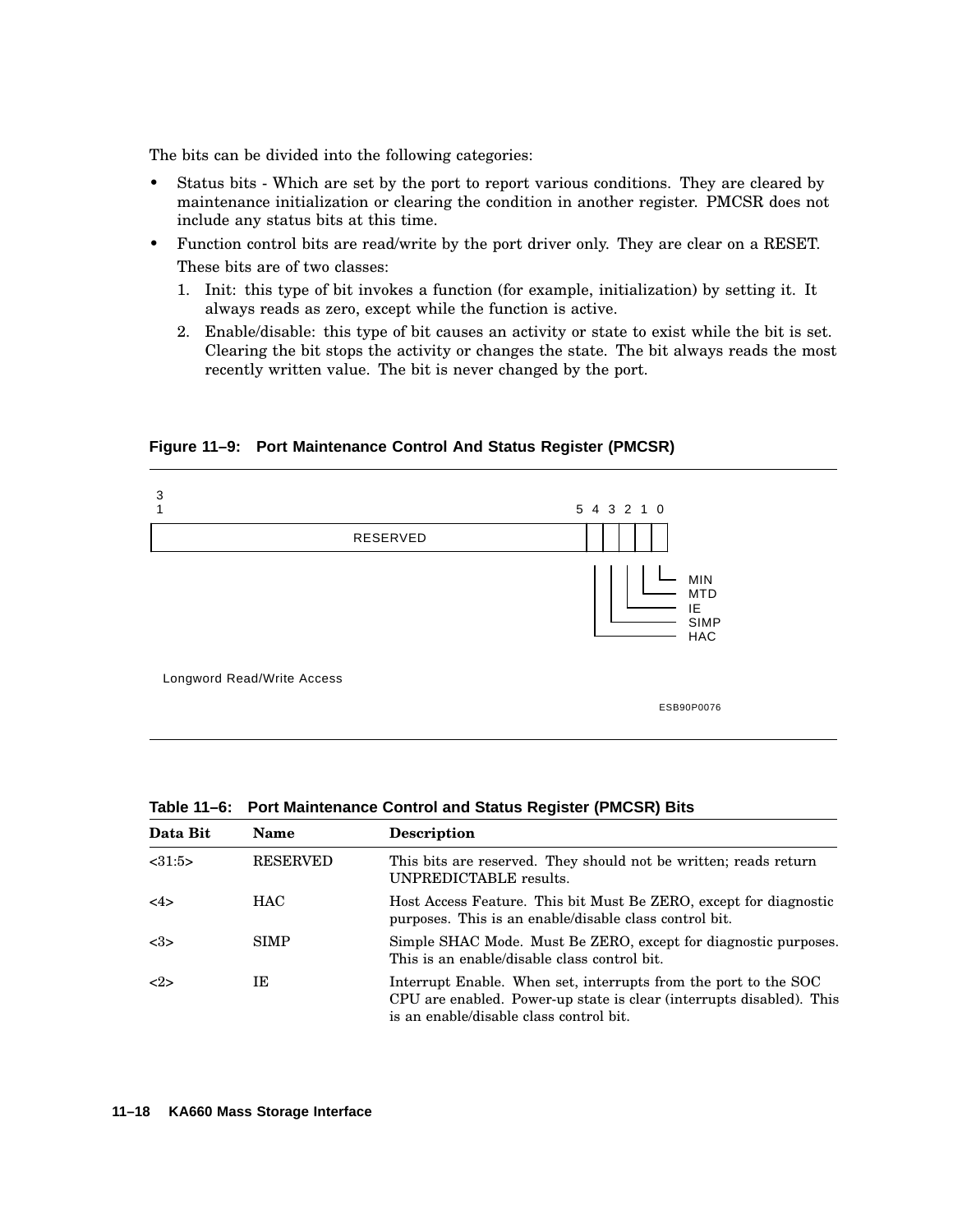The bits can be divided into the following categories:

- Status bits - Which are set by the port to report various conditions. They are cleared by maintenance initialization or clearing the condition in another register. PMCSR does not include any status bits at this time.
- Function control bits are read/write by the port driver only. They are clear on a RESET. These bits are of two classes:
  1. Init: this type of bit invokes a function (for example, initialization) by setting it. It always reads as zero, except while the function is active.
  2. Enable/disable: this type of bit causes an activity or state to exist while the bit is set. Clearing the bit stops the activity or changes the state. The bit always reads the most recently written value. The bit is never changed by the port.

**Figure 11–9: Port Maintenance Control And Status Register (PMCSR)**

| 31 ... 5 | 4 | 3 | 2 | 1 | 0 |
|---|---|---|---|---|---|
| RESERVED | HAC | SIMP | IE | MTD | MIN |

Longword Read/Write Access

ESB90P0076

**Table 11–6: Port Maintenance Control and Status Register (PMCSR) Bits**

| Data Bit | Name | Description |
|---|---|---|
| <31:5> | RESERVED | This bits are reserved. They should not be written; reads return UNPREDICTABLE results. |
| <4> | HAC | Host Access Feature. This bit Must Be ZERO, except for diagnostic purposes. This is an enable/disable class control bit. |
| <3> | SIMP | Simple SHAC Mode. Must Be ZERO, except for diagnostic purposes. This is an enable/disable class control bit. |
| <2> | IE | Interrupt Enable. When set, interrupts from the port to the SOC CPU are enabled. Power-up state is clear (interrupts disabled). This is an enable/disable class control bit. |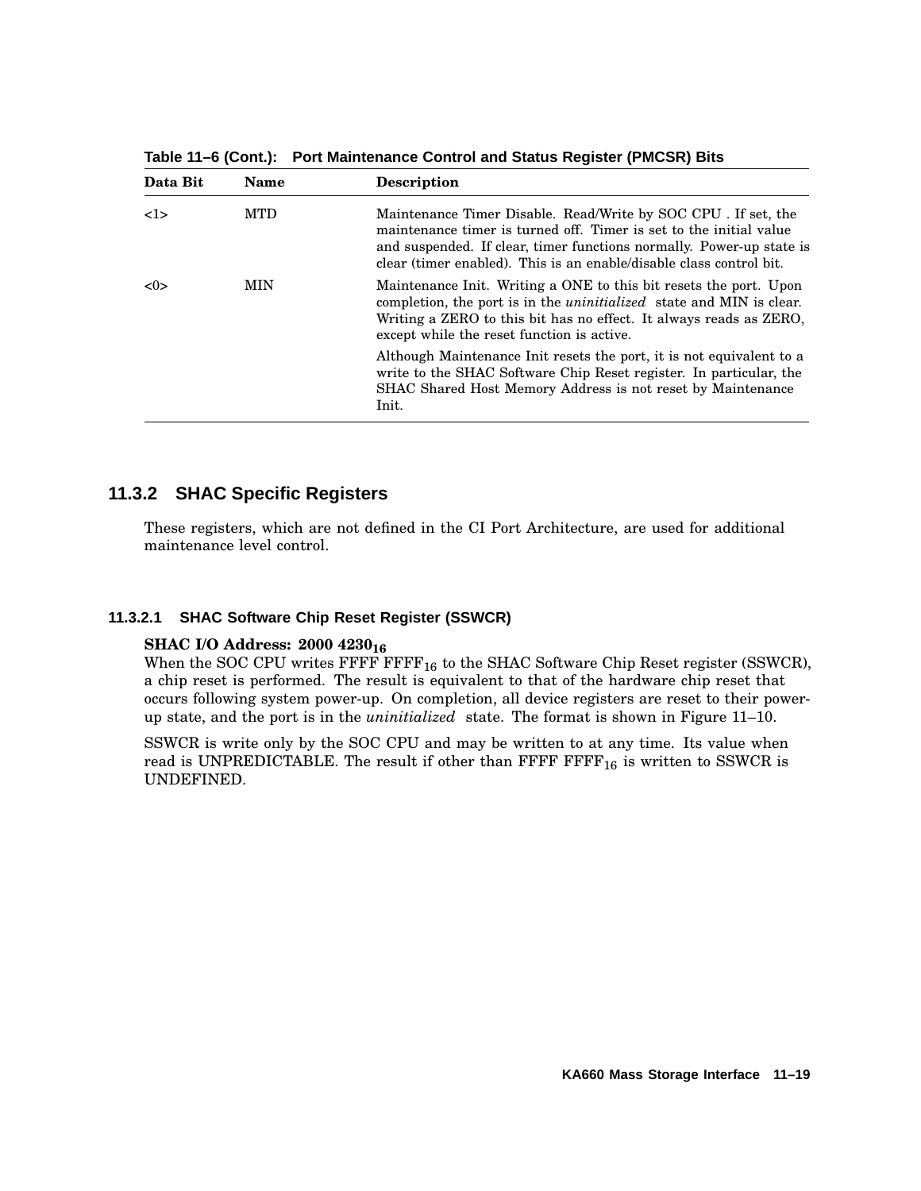**Table 11–6 (Cont.): Port Maintenance Control and Status Register (PMCSR) Bits**

| Data Bit | Name | Description |
|---|---|---|
| <1> | MTD | Maintenance Timer Disable. Read/Write by SOC CPU . If set, the maintenance timer is turned off. Timer is set to the initial value and suspended. If clear, timer functions normally. Power-up state is clear (timer enabled). This is an enable/disable class control bit. |
| <0> | MIN | Maintenance Init. Writing a ONE to this bit resets the port. Upon completion, the port is in the *uninitialized* state and MIN is clear. Writing a ZERO to this bit has no effect. It always reads as ZERO, except while the reset function is active.<br><br>Although Maintenance Init resets the port, it is not equivalent to a write to the SHAC Software Chip Reset register. In particular, the SHAC Shared Host Memory Address is not reset by Maintenance Init. |

## 11.3.2 SHAC Specific Registers

These registers, which are not defined in the CI Port Architecture, are used for additional maintenance level control.

### 11.3.2.1 SHAC Software Chip Reset Register (SSWCR)

**SHAC I/O Address: 2000 4230$_{16}$**

When the SOC CPU writes FFFF FFFF$_{16}$ to the SHAC Software Chip Reset register (SSWCR), a chip reset is performed. The result is equivalent to that of the hardware chip reset that occurs following system power-up. On completion, all device registers are reset to their power-up state, and the port is in the *uninitialized* state. The format is shown in Figure 11–10.

SSWCR is write only by the SOC CPU and may be written to at any time. Its value when read is UNPREDICTABLE. The result if other than FFFF FFFF$_{16}$ is written to SSWCR is UNDEFINED.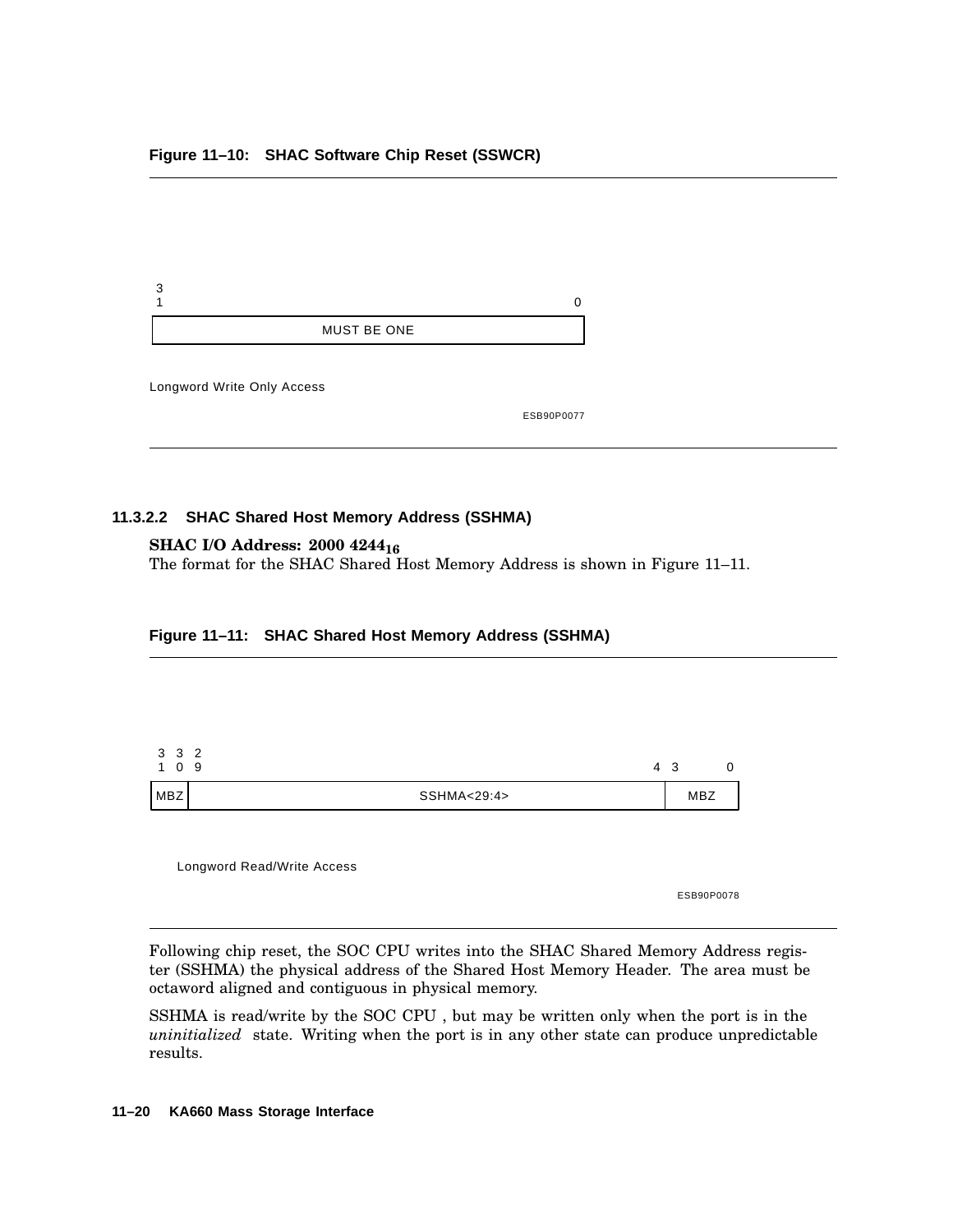**Figure 11–10: SHAC Software Chip Reset (SSWCR)**

| 31 ... 0 |
|---|
| MUST BE ONE |

Longword Write Only Access

ESB90P0077

#### 11.3.2.2 SHAC Shared Host Memory Address (SSHMA)

**SHAC I/O Address: 2000 $4244_{16}$**

The format for the SHAC Shared Host Memory Address is shown in Figure 11–11.

**Figure 11–11: SHAC Shared Host Memory Address (SSHMA)**

| 31 30 | 29 ... 4 | 3 ... 0 |
|---|---|---|
| MBZ | SSHMA<29:4> | MBZ |

Longword Read/Write Access

ESB90P0078

Following chip reset, the SOC CPU writes into the SHAC Shared Memory Address register (SSHMA) the physical address of the Shared Host Memory Header. The area must be octaword aligned and contiguous in physical memory.

SSHMA is read/write by the SOC CPU , but may be written only when the port is in the *uninitialized* state. Writing when the port is in any other state can produce unpredictable results.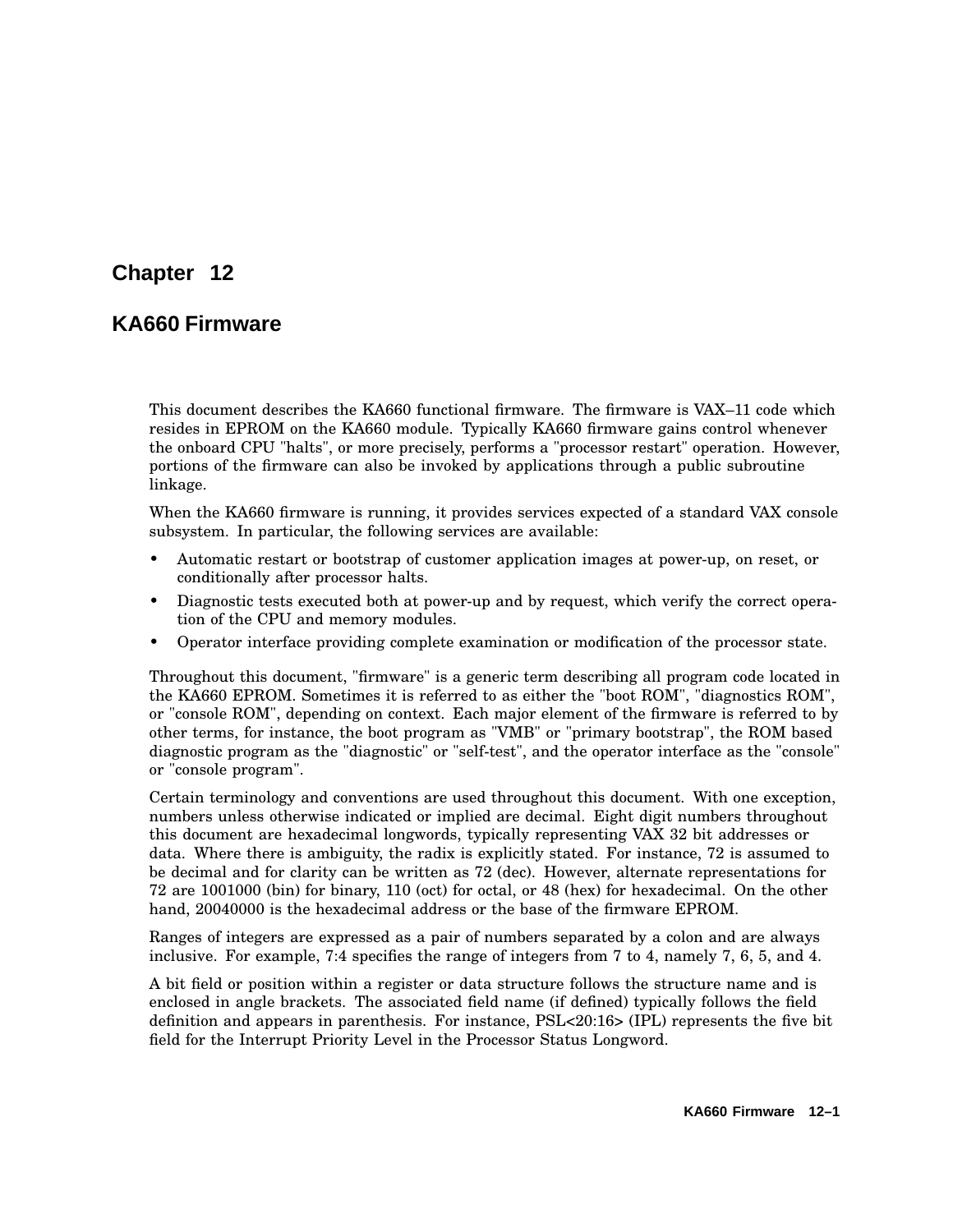# Chapter 12

## KA660 Firmware

This document describes the KA660 functional firmware. The firmware is VAX–11 code which resides in EPROM on the KA660 module. Typically KA660 firmware gains control whenever the onboard CPU "halts", or more precisely, performs a "processor restart" operation. However, portions of the firmware can also be invoked by applications through a public subroutine linkage.

When the KA660 firmware is running, it provides services expected of a standard VAX console subsystem. In particular, the following services are available:

- Automatic restart or bootstrap of customer application images at power-up, on reset, or conditionally after processor halts.
- Diagnostic tests executed both at power-up and by request, which verify the correct operation of the CPU and memory modules.
- Operator interface providing complete examination or modification of the processor state.

Throughout this document, "firmware" is a generic term describing all program code located in the KA660 EPROM. Sometimes it is referred to as either the "boot ROM", "diagnostics ROM", or "console ROM", depending on context. Each major element of the firmware is referred to by other terms, for instance, the boot program as "VMB" or "primary bootstrap", the ROM based diagnostic program as the "diagnostic" or "self-test", and the operator interface as the "console" or "console program".

Certain terminology and conventions are used throughout this document. With one exception, numbers unless otherwise indicated or implied are decimal. Eight digit numbers throughout this document are hexadecimal longwords, typically representing VAX 32 bit addresses or data. Where there is ambiguity, the radix is explicitly stated. For instance, 72 is assumed to be decimal and for clarity can be written as 72 (dec). However, alternate representations for 72 are 1001000 (bin) for binary, 110 (oct) for octal, or 48 (hex) for hexadecimal. On the other hand, 20040000 is the hexadecimal address or the base of the firmware EPROM.

Ranges of integers are expressed as a pair of numbers separated by a colon and are always inclusive. For example, 7:4 specifies the range of integers from 7 to 4, namely 7, 6, 5, and 4.

A bit field or position within a register or data structure follows the structure name and is enclosed in angle brackets. The associated field name (if defined) typically follows the field definition and appears in parenthesis. For instance, PSL<20:16> (IPL) represents the five bit field for the Interrupt Priority Level in the Processor Status Longword.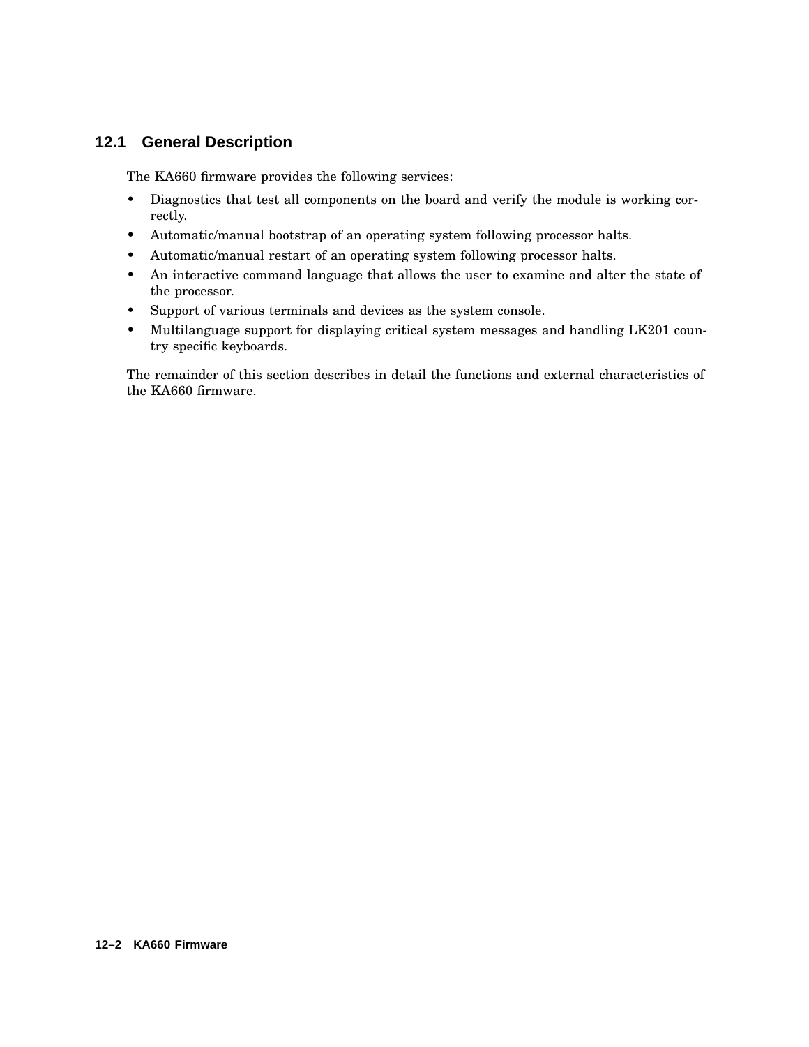## 12.1 General Description

The KA660 firmware provides the following services:

- Diagnostics that test all components on the board and verify the module is working correctly.
- Automatic/manual bootstrap of an operating system following processor halts.
- Automatic/manual restart of an operating system following processor halts.
- An interactive command language that allows the user to examine and alter the state of the processor.
- Support of various terminals and devices as the system console.
- Multilanguage support for displaying critical system messages and handling LK201 country specific keyboards.

The remainder of this section describes in detail the functions and external characteristics of the KA660 firmware.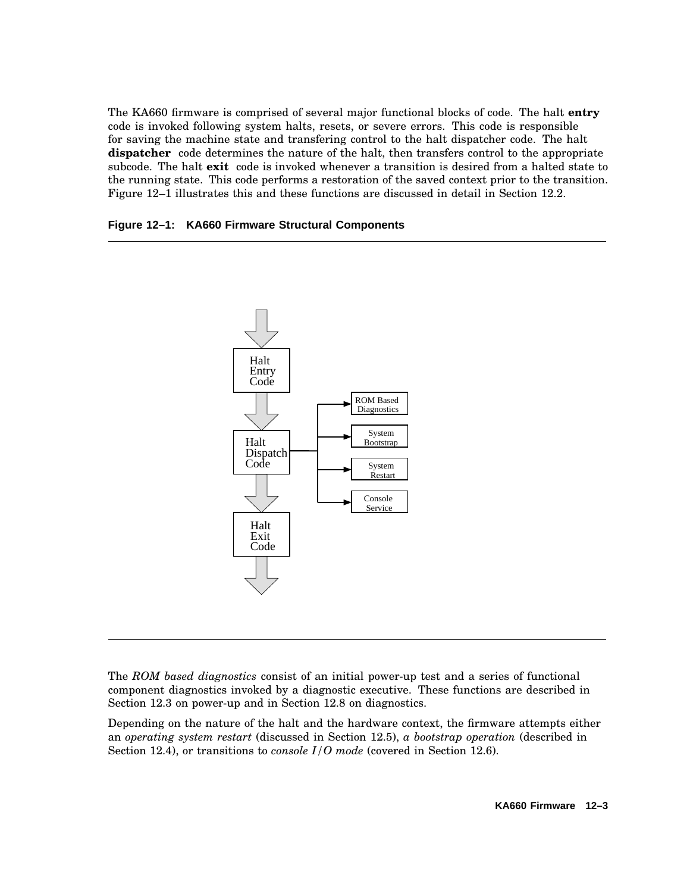The KA660 firmware is comprised of several major functional blocks of code. The halt **entry** code is invoked following system halts, resets, or severe errors. This code is responsible for saving the machine state and transfering control to the halt dispatcher code. The halt **dispatcher** code determines the nature of the halt, then transfers control to the appropriate subcode. The halt **exit** code is invoked whenever a transition is desired from a halted state to the running state. This code performs a restoration of the saved context prior to the transition. Figure 12–1 illustrates this and these functions are discussed in detail in Section 12.2.

**Figure 12–1: KA660 Firmware Structural Components**

Halt Entry Code

Halt Dispatch Code

Halt Exit Code

ROM Based Diagnostics

System Bootstrap

System Restart

Console Service

The *ROM based diagnostics* consist of an initial power-up test and a series of functional component diagnostics invoked by a diagnostic executive. These functions are described in Section 12.3 on power-up and in Section 12.8 on diagnostics.

Depending on the nature of the halt and the hardware context, the firmware attempts either an *operating system restart* (discussed in Section 12.5), *a bootstrap operation* (described in Section 12.4), or transitions to *console I/O mode* (covered in Section 12.6).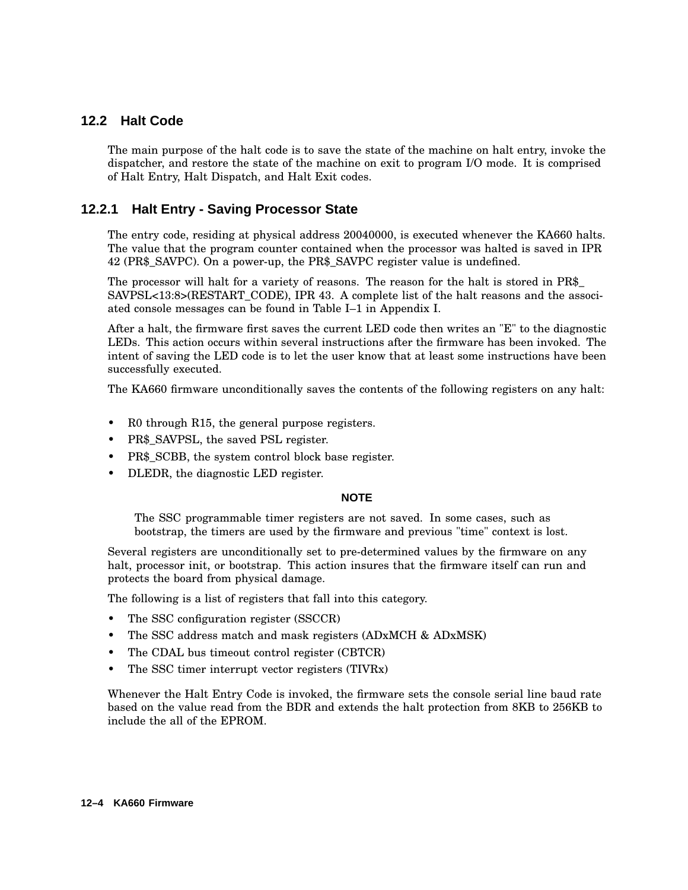## 12.2 Halt Code

The main purpose of the halt code is to save the state of the machine on halt entry, invoke the dispatcher, and restore the state of the machine on exit to program I/O mode. It is comprised of Halt Entry, Halt Dispatch, and Halt Exit codes.

### 12.2.1 Halt Entry - Saving Processor State

The entry code, residing at physical address 20040000, is executed whenever the KA660 halts. The value that the program counter contained when the processor was halted is saved in IPR 42 (PR$_SAVPC). On a power-up, the PR$_SAVPC register value is undefined.

The processor will halt for a variety of reasons. The reason for the halt is stored in PR$_SAVPSL<13:8>(RESTART_CODE), IPR 43. A complete list of the halt reasons and the associated console messages can be found in Table I–1 in Appendix I.

After a halt, the firmware first saves the current LED code then writes an "E" to the diagnostic LEDs. This action occurs within several instructions after the firmware has been invoked. The intent of saving the LED code is to let the user know that at least some instructions have been successfully executed.

The KA660 firmware unconditionally saves the contents of the following registers on any halt:

- R0 through R15, the general purpose registers.
- PR$_SAVPSL, the saved PSL register.
- PR$_SCBB, the system control block base register.
- DLEDR, the diagnostic LED register.

**NOTE**

The SSC programmable timer registers are not saved. In some cases, such as bootstrap, the timers are used by the firmware and previous "time" context is lost.

Several registers are unconditionally set to pre-determined values by the firmware on any halt, processor init, or bootstrap. This action insures that the firmware itself can run and protects the board from physical damage.

The following is a list of registers that fall into this category.

- The SSC configuration register (SSCCR)
- The SSC address match and mask registers (ADxMCH & ADxMSK)
- The CDAL bus timeout control register (CBTCR)
- The SSC timer interrupt vector registers (TIVRx)

Whenever the Halt Entry Code is invoked, the firmware sets the console serial line baud rate based on the value read from the BDR and extends the halt protection from 8KB to 256KB to include the all of the EPROM.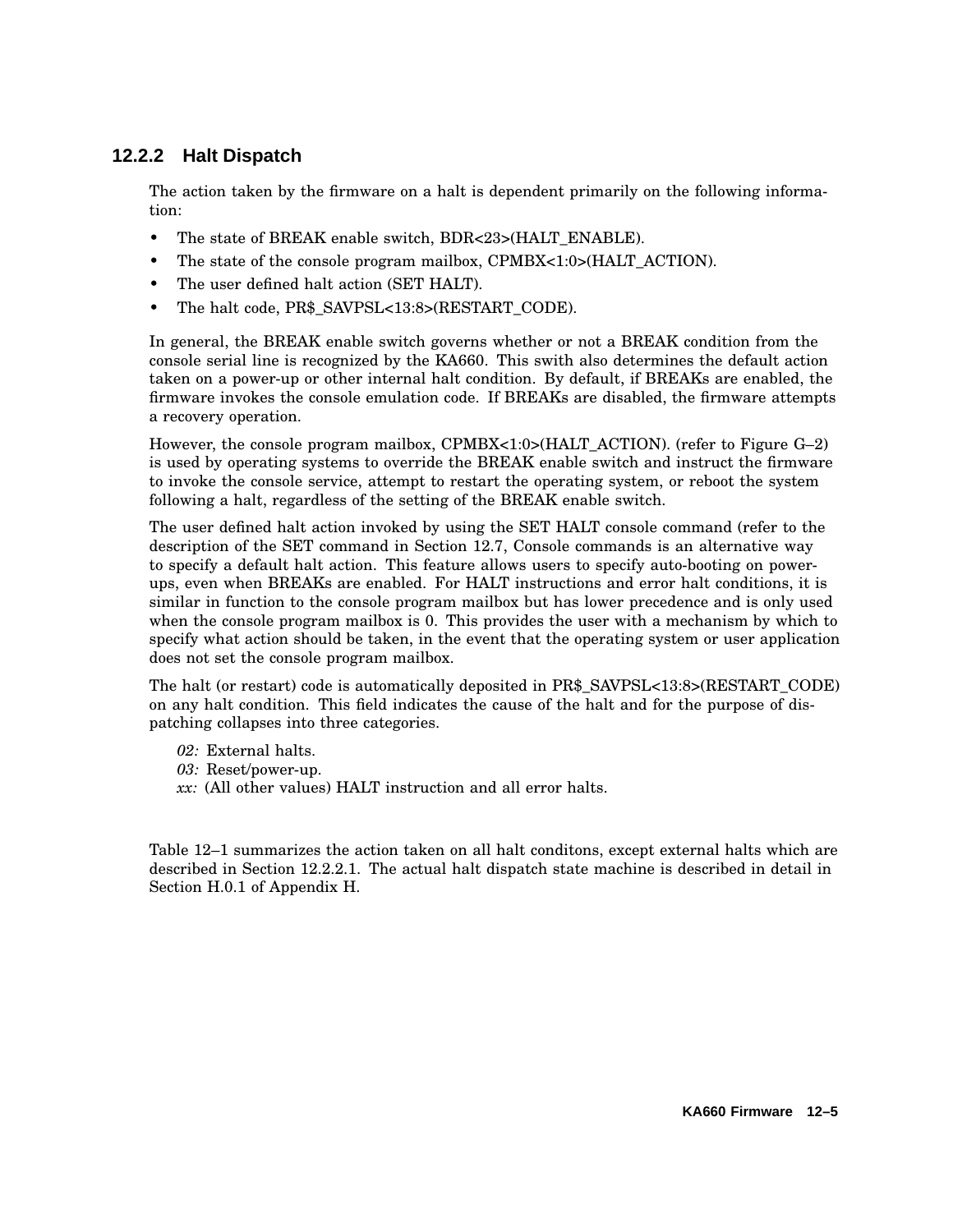### 12.2.2 Halt Dispatch

The action taken by the firmware on a halt is dependent primarily on the following information:

- The state of BREAK enable switch, BDR<23>(HALT_ENABLE).
- The state of the console program mailbox, CPMBX<1:0>(HALT_ACTION).
- The user defined halt action (SET HALT).
- The halt code, PR$_SAVPSL<13:8>(RESTART_CODE).

In general, the BREAK enable switch governs whether or not a BREAK condition from the console serial line is recognized by the KA660. This swith also determines the default action taken on a power-up or other internal halt condition. By default, if BREAKs are enabled, the firmware invokes the console emulation code. If BREAKs are disabled, the firmware attempts a recovery operation.

However, the console program mailbox, CPMBX<1:0>(HALT_ACTION). (refer to Figure G–2) is used by operating systems to override the BREAK enable switch and instruct the firmware to invoke the console service, attempt to restart the operating system, or reboot the system following a halt, regardless of the setting of the BREAK enable switch.

The user defined halt action invoked by using the SET HALT console command (refer to the description of the SET command in Section 12.7, Console commands is an alternative way to specify a default halt action. This feature allows users to specify auto-booting on power-ups, even when BREAKs are enabled. For HALT instructions and error halt conditions, it is similar in function to the console program mailbox but has lower precedence and is only used when the console program mailbox is 0. This provides the user with a mechanism by which to specify what action should be taken, in the event that the operating system or user application does not set the console program mailbox.

The halt (or restart) code is automatically deposited in PR$_SAVPSL<13:8>(RESTART_CODE) on any halt condition. This field indicates the cause of the halt and for the purpose of dispatching collapses into three categories.

*02:* External halts.
*03:* Reset/power-up.
*xx:* (All other values) HALT instruction and all error halts.

Table 12–1 summarizes the action taken on all halt conditons, except external halts which are described in Section 12.2.2.1. The actual halt dispatch state machine is described in detail in Section H.0.1 of Appendix H.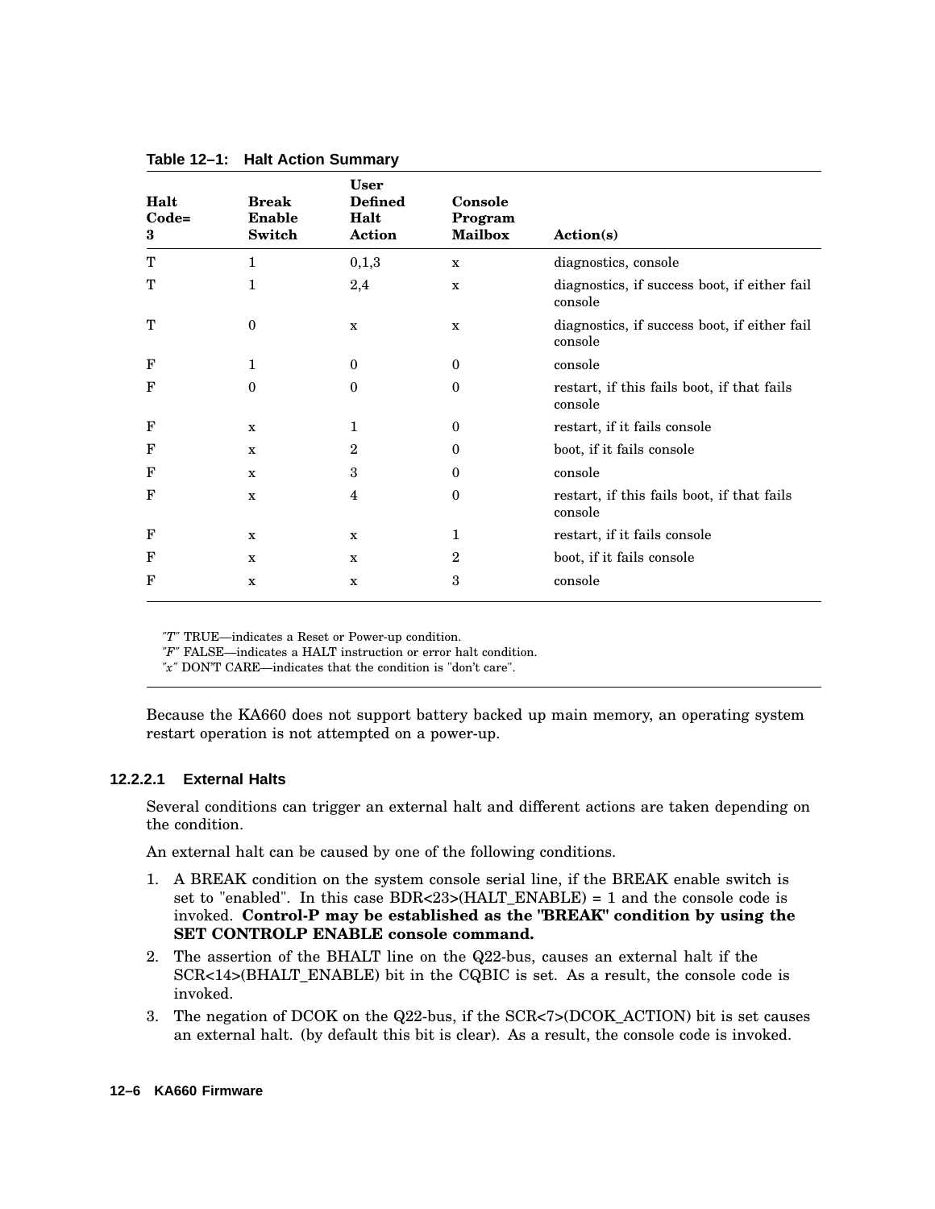**Table 12–1: Halt Action Summary**

| Halt Code= 3 | Break Enable Switch | User Defined Halt Action | Console Program Mailbox | Action(s) |
|---|---|---|---|---|
| T | 1 | 0,1,3 | x | diagnostics, console |
| T | 1 | 2,4 | x | diagnostics, if success boot, if either fail console |
| T | 0 | x | x | diagnostics, if success boot, if either fail console |
| F | 1 | 0 | 0 | console |
| F | 0 | 0 | 0 | restart, if this fails boot, if that fails console |
| F | x | 1 | 0 | restart, if it fails console |
| F | x | 2 | 0 | boot, if it fails console |
| F | x | 3 | 0 | console |
| F | x | 4 | 0 | restart, if this fails boot, if that fails console |
| F | x | x | 1 | restart, if it fails console |
| F | x | x | 2 | boot, if it fails console |
| F | x | x | 3 | console |

*"T"* TRUE—indicates a Reset or Power-up condition.
*"F"* FALSE—indicates a HALT instruction or error halt condition.
*"x"* DON'T CARE—indicates that the condition is "don't care".

Because the KA660 does not support battery backed up main memory, an operating system restart operation is not attempted on a power-up.

#### 12.2.2.1 External Halts

Several conditions can trigger an external halt and different actions are taken depending on the condition.

An external halt can be caused by one of the following conditions.

1. A BREAK condition on the system console serial line, if the BREAK enable switch is set to "enabled". In this case BDR<23>(HALT_ENABLE) = 1 and the console code is invoked. **Control-P may be established as the "BREAK" condition by using the SET CONTROLP ENABLE console command.**
2. The assertion of the BHALT line on the Q22-bus, causes an external halt if the SCR<14>(BHALT_ENABLE) bit in the CQBIC is set. As a result, the console code is invoked.
3. The negation of DCOK on the Q22-bus, if the SCR<7>(DCOK_ACTION) bit is set causes an external halt. (by default this bit is clear). As a result, the console code is invoked.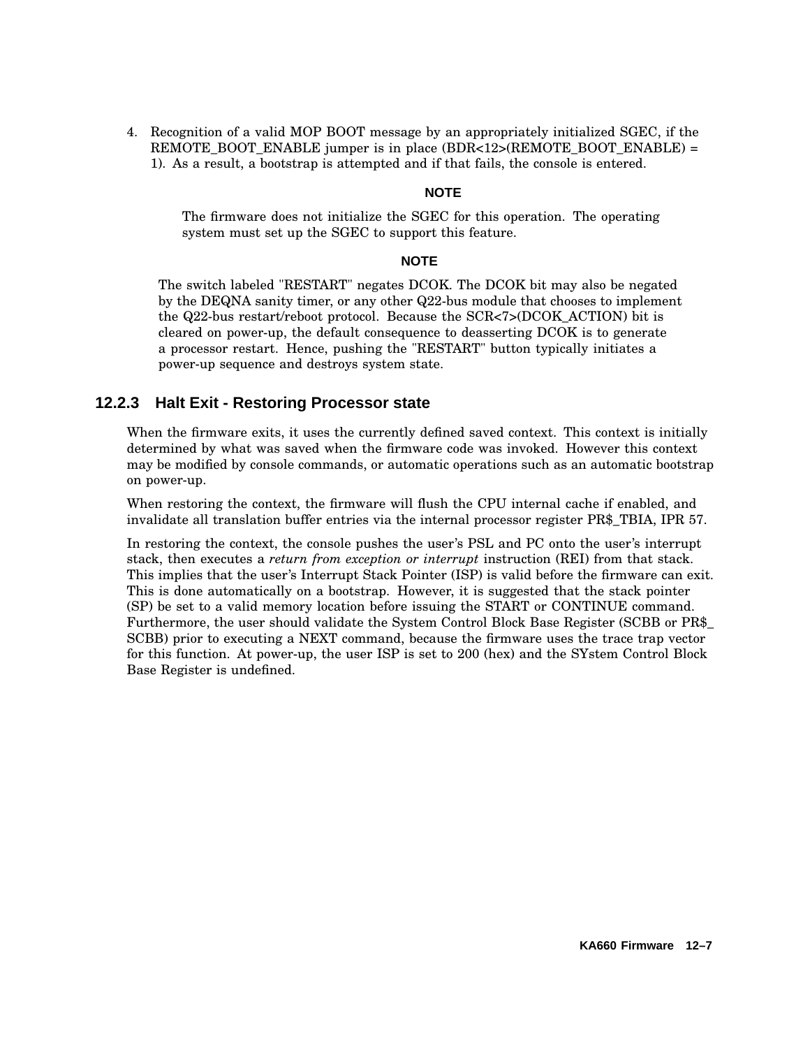4. Recognition of a valid MOP BOOT message by an appropriately initialized SGEC, if the REMOTE_BOOT_ENABLE jumper is in place (BDR<12>(REMOTE_BOOT_ENABLE) = 1). As a result, a bootstrap is attempted and if that fails, the console is entered.

**NOTE**

The firmware does not initialize the SGEC for this operation. The operating system must set up the SGEC to support this feature.

**NOTE**

The switch labeled "RESTART" negates DCOK. The DCOK bit may also be negated by the DEQNA sanity timer, or any other Q22-bus module that chooses to implement the Q22-bus restart/reboot protocol. Because the SCR<7>(DCOK_ACTION) bit is cleared on power-up, the default consequence to deasserting DCOK is to generate a processor restart. Hence, pushing the "RESTART" button typically initiates a power-up sequence and destroys system state.

### 12.2.3 Halt Exit - Restoring Processor state

When the firmware exits, it uses the currently defined saved context. This context is initially determined by what was saved when the firmware code was invoked. However this context may be modified by console commands, or automatic operations such as an automatic bootstrap on power-up.

When restoring the context, the firmware will flush the CPU internal cache if enabled, and invalidate all translation buffer entries via the internal processor register PR$_TBIA, IPR 57.

In restoring the context, the console pushes the user's PSL and PC onto the user's interrupt stack, then executes a *return from exception or interrupt* instruction (REI) from that stack. This implies that the user's Interrupt Stack Pointer (ISP) is valid before the firmware can exit. This is done automatically on a bootstrap. However, it is suggested that the stack pointer (SP) be set to a valid memory location before issuing the START or CONTINUE command. Furthermore, the user should validate the System Control Block Base Register (SCBB or PR$_SCBB) prior to executing a NEXT command, because the firmware uses the trace trap vector for this function. At power-up, the user ISP is set to 200 (hex) and the SYstem Control Block Base Register is undefined.